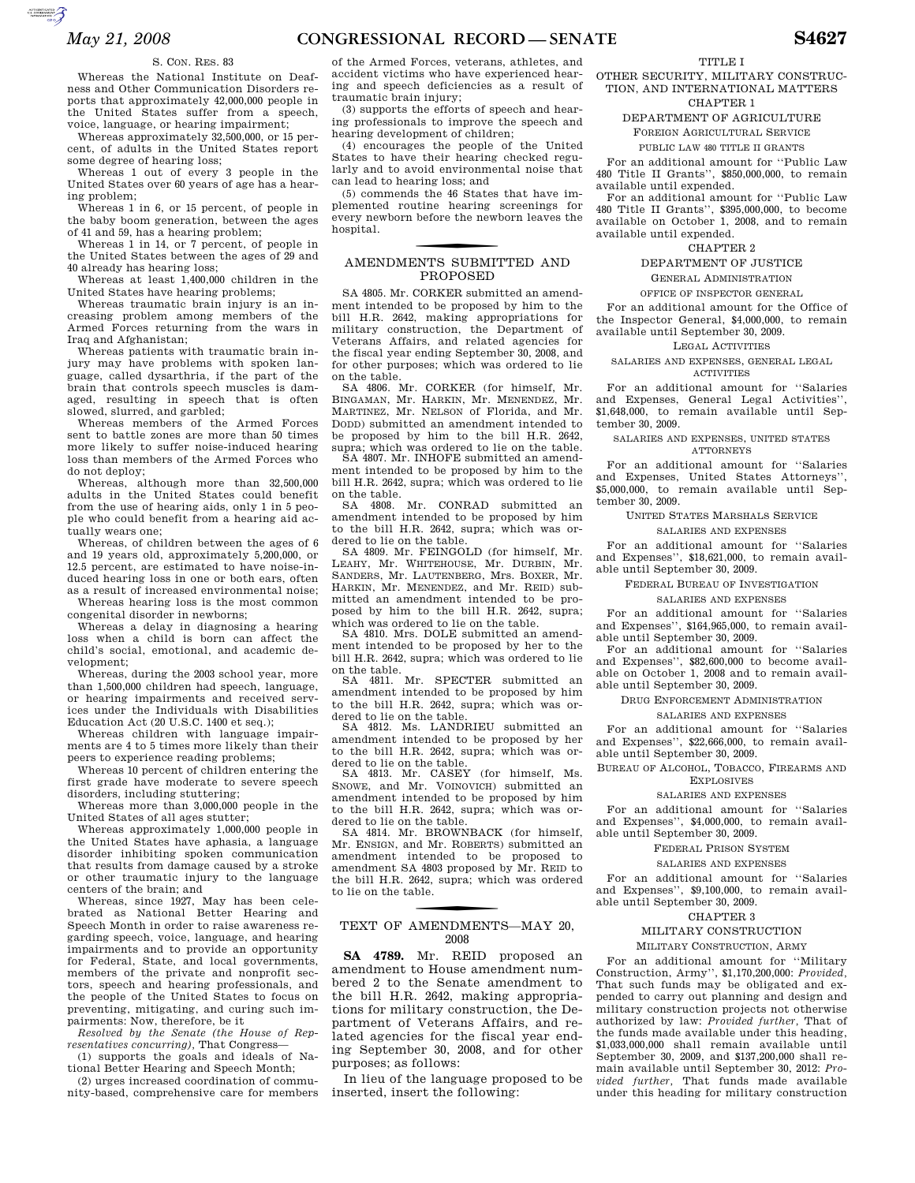S. CON. RES. 83

Whereas the National Institute on Deafness and Other Communication Disorders reports that approximately 42,000,000 people in the United States suffer from a speech, voice, language, or hearing impairment;

Whereas approximately 32,500,000, or 15 percent, of adults in the United States report some degree of hearing loss;

Whereas 1 out of every 3 people in the United States over 60 years of age has a hearing problem;

Whereas 1 in 6, or 15 percent, of people in the baby boom generation, between the ages of 41 and 59, has a hearing problem;

Whereas 1 in 14, or 7 percent, of people in the United States between the ages of 29 and 40 already has hearing loss;

Whereas at least 1,400,000 children in the United States have hearing problems;

Whereas traumatic brain injury is an increasing problem among members of the Armed Forces returning from the wars in Iraq and Afghanistan;

Whereas patients with traumatic brain injury may have problems with spoken language, called dysarthria, if the part of the brain that controls speech muscles is damaged, resulting in speech that is often slowed, slurred, and garbled;

Whereas members of the Armed Forces sent to battle zones are more than 50 times more likely to suffer noise-induced hearing loss than members of the Armed Forces who do not deploy;

Whereas, although more than 32,500,000 adults in the United States could benefit from the use of hearing aids, only 1 in 5 people who could benefit from a hearing aid actually wears one;

Whereas, of children between the ages of 6 and 19 years old, approximately 5,200,000, or 12.5 percent, are estimated to have noise-induced hearing loss in one or both ears, often as a result of increased environmental noise;

Whereas hearing loss is the most common congenital disorder in newborns;

Whereas a delay in diagnosing a hearing loss when a child is born can affect the child's social, emotional, and academic development;

Whereas, during the 2003 school year, more than 1,500,000 children had speech, language, or hearing impairments and received services under the Individuals with Disabilities Education Act (20 U.S.C. 1400 et seq.);

Whereas children with language impairments are 4 to 5 times more likely than their peers to experience reading problems;

Whereas 10 percent of children entering the first grade have moderate to severe speech disorders, including stuttering;

Whereas more than 3,000,000 people in the United States of all ages stutter;

Whereas approximately 1,000,000 people in the United States have aphasia, a language disorder inhibiting spoken communication that results from damage caused by a stroke or other traumatic injury to the language centers of the brain; and

Whereas, since 1927, May has been celebrated as National Better Hearing and Speech Month in order to raise awareness regarding speech, voice, language, and hearing impairments and to provide an opportunity for Federal, State, and local governments, members of the private and nonprofit sectors, speech and hearing professionals, and the people of the United States to focus on preventing, mitigating, and curing such impairments: Now, therefore, be it

*Resolved by the Senate (the House of Representatives concurring),* That Congress—

(1) supports the goals and ideals of National Better Hearing and Speech Month;

(2) urges increased coordination of community-based, comprehensive care for members of the Armed Forces, veterans, athletes, and accident victims who have experienced hearing and speech deficiencies as a result of traumatic brain injury;

(3) supports the efforts of speech and hearing professionals to improve the speech and hearing development of children;

(4) encourages the people of the United States to have their hearing checked regularly and to avoid environmental noise that can lead to hearing loss; and

(5) commends the 46 States that have implemented routine hearing screenings for every newborn before the newborn leaves the hospital.

## AMENDMENTS SUBMITTED AND PROPOSED

SA 4805. Mr. CORKER submitted an amendment intended to be proposed by him to the bill H.R. 2642, making appropriations for military construction, the Department of Veterans Affairs, and related agencies for the fiscal year ending September 30, 2008, and for other purposes; which was ordered to lie on the table.

SA 4806. Mr. CORKER (for himself, Mr. BINGAMAN, Mr. HARKIN, Mr. MENENDEZ, Mr. MARTINEZ, Mr. NELSON of Florida, and Mr. DODD) submitted an amendment intended to be proposed by him to the bill H.R. 2642, supra; which was ordered to lie on the table.

SA 4807. Mr. INHOFE submitted an amendment intended to be proposed by him to the bill H.R. 2642, supra; which was ordered to lie on the table.

SA 4808. Mr. CONRAD submitted an amendment intended to be proposed by him to the bill H.R. 2642, supra; which was ordered to lie on the table.

SA 4809. Mr. FEINGOLD (for himself, Mr. LEAHY, Mr. WHITEHOUSE, Mr. DURBIN, Mr. SANDERS, Mr. LAUTENBERG, Mrs. BOXER, Mr. HARKIN, Mr. MENENDEZ, and Mr. REID) submitted an amendment intended to be proposed by him to the bill H.R. 2642, supra; which was ordered to lie on the table.

SA 4810. Mrs. DOLE submitted an amendment intended to be proposed by her to the bill H.R. 2642, supra; which was ordered to lie on the table.

SA 4811. Mr. SPECTER submitted an amendment intended to be proposed by him to the bill H.R. 2642, supra; which was ordered to lie on the table.

SA 4812. Ms. LANDRIEU submitted an amendment intended to be proposed by her to the bill H.R. 2642, supra; which was ordered to lie on the table.

SA 4813. Mr. CASEY (for himself, Ms. SNOWE, and Mr. VOINOVICH) submitted an amendment intended to be proposed by him to the bill H.R. 2642, supra; which was ordered to lie on the table.

SA 4814. Mr. BROWNBACK (for himself, Mr. ENSIGN, and Mr. ROBERTS) submitted an amendment intended to be proposed to amendment SA 4803 proposed by Mr. REID to the bill H.R. 2642, supra; which was ordered to lie on the table.

## TEXT OF AMENDMENTS—MAY 20, 2008

**SA 4789.** Mr. REID proposed an amendment to House amendment numbered 2 to the Senate amendment to the bill H.R. 2642, making appropriations for military construction, the Department of Veterans Affairs, and related agencies for the fiscal year ending September 30, 2008, and for other purposes; as follows:

In lieu of the language proposed to be inserted, insert the following:

TITLE I

OTHER SECURITY, MILITARY CONSTRUCTION, AND INTERNATIONAL MATTERS

CHAPTER 1

DEPARTMENT OF AGRICULTURE

FOREIGN AGRICULTURAL SERVICE

PUBLIC LAW 480 TITLE II GRANTS

For an additional amount for ''Public Law 480 Title II Grants'', $850,000,000, to remain available until expended.

For an additional amount for ''Public Law 480 Title II Grants'', $395,000,000, to become available on October 1, 2008, and to remain available until expended.

CHAPTER 2

DEPARTMENT OF JUSTICE

GENERAL ADMINISTRATION

OFFICE OF INSPECTOR GENERAL

For an additional amount for the Office of the Inspector General, $4,000,000, to remain available until September 30, 2009.

LEGAL ACTIVITIES

SALARIES AND EXPENSES, GENERAL LEGAL ACTIVITIES

For an additional amount for ''Salaries and Expenses, General Legal Activities'', $1,648,000, to remain available until September 30, 2009.

SALARIES AND EXPENSES, UNITED STATES ATTORNEYS

For an additional amount for ''Salaries and Expenses, United States Attorneys'', $5,000,000, to remain available until September 30, 2009.

UNITED STATES MARSHALS SERVICE

SALARIES AND EXPENSES

For an additional amount for ''Salaries and Expenses'', $18,621,000, to remain available until September 30, 2009.

FEDERAL BUREAU OF INVESTIGATION

SALARIES AND EXPENSES

For an additional amount for ''Salaries and Expenses'', $164,965,000, to remain available until September 30, 2009.

For an additional amount for ''Salaries and Expenses'', $82,600,000 to become available on October 1, 2008 and to remain available until September 30, 2009.

DRUG ENFORCEMENT ADMINISTRATION

SALARIES AND EXPENSES

For an additional amount for ''Salaries and Expenses'', $22,666,000, to remain available until September 30, 2009.

BUREAU OF ALCOHOL, TOBACCO, FIREARMS AND EXPLOSIVES

SALARIES AND EXPENSES

For an additional amount for ''Salaries and Expenses'', $4,000,000, to remain available until September 30, 2009.

FEDERAL PRISON SYSTEM

SALARIES AND EXPENSES

For an additional amount for ''Salaries and Expenses'', $9,100,000, to remain available until September 30, 2009.

CHAPTER 3

MILITARY CONSTRUCTION

MILITARY CONSTRUCTION, ARMY

For an additional amount for ''Military Construction, Army'', $1,170,200,000: *Provided,* That such funds may be obligated and expended to carry out planning and design and military construction projects not otherwise authorized by law: *Provided further,* That of the funds made available under this heading, $1,033,000,000 shall remain available until September 30, 2009, and $137,200,000 shall remain available until September 30, 2012: *Provided further,* That funds made available under this heading for military construction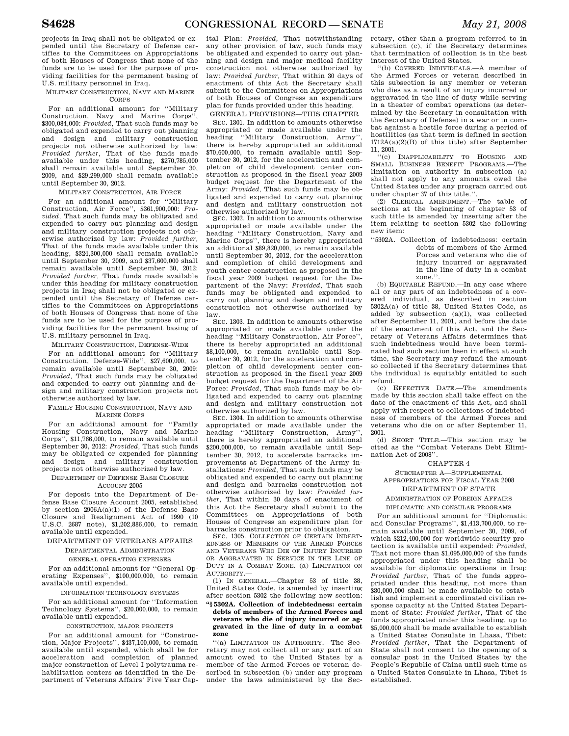projects in Iraq shall not be obligated or expended until the Secretary of Defense certifies to the Committees on Appropriations of both Houses of Congress that none of the funds are to be used for the purpose of providing facilities for the permanent basing of U.S. military personnel in Iraq.

MILITARY CONSTRUCTION, NAVY AND MARINE CORPS

For an additional amount for ''Military Construction, Navy and Marine Corps'', $300,084,000: *Provided*, That such funds may be obligated and expended to carry out planning and design and military construction projects not otherwise authorized by law: *Provided further*, That of the funds made available under this heading, $270,785,000 shall remain available until September 30, 2009, and $29,299,000 shall remain available until September 30, 2012.

MILITARY CONSTRUCTION, AIR FORCE

For an additional amount for ''Military Construction, Air Force'', $361,900,000: *Provided*, That such funds may be obligated and expended to carry out planning and design and military construction projects not otherwise authorized by law: *Provided further*, That of the funds made available under this heading, $324,300,000 shall remain available until September 30, 2009, and $37,600,000 shall remain available until September 30, 2012: *Provided further*, That funds made available under this heading for military construction projects in Iraq shall not be obligated or expended until the Secretary of Defense certifies to the Committees on Appropriations of both Houses of Congress that none of the funds are to be used for the purpose of providing facilities for the permanent basing of U.S. military personnel in Iraq.

MILITARY CONSTRUCTION, DEFENSE-WIDE

For an additional amount for ''Military Construction, Defense-Wide'', $27,600,000, to remain available until September 30, 2009: *Provided*, That such funds may be obligated and expended to carry out planning and design and military construction projects not otherwise authorized by law.

FAMILY HOUSING CONSTRUCTION, NAVY AND MARINE CORPS

For an additional amount for ''Family Housing Construction, Navy and Marine Corps'', $11,766,000, to remain available until September 30, 2012: *Provided*, That such funds may be obligated or expended for planning and design and military construction projects not otherwise authorized by law.

DEPARTMENT OF DEFENSE BASE CLOSURE ACCOUNT 2005

For deposit into the Department of Defense Base Closure Account 2005, established by section 2906A(a)(1) of the Defense Base Closure and Realignment Act of 1990 (10 U.S.C. 2687 note), $1,202,886,000, to remain available until expended.

DEPARTMENT OF VETERANS AFFAIRS

DEPARTMENTAL ADMINISTRATION

GENERAL OPERATING EXPENSES

For an additional amount for ''General Operating Expenses'', $100,000,000, to remain available until expended.

INFORMATION TECHNOLOGY SYSTEMS

For an additional amount for ''Information Technology Systems'', $20,000,000, to remain available until expended.

CONSTRUCTION, MAJOR PROJECTS

For an additional amount for ''Construction, Major Projects'', $437,100,000, to remain available until expended, which shall be for acceleration and completion of planned major construction of Level I polytrauma rehabilitation centers as identified in the Department of Veterans Affairs' Five Year Capital Plan: *Provided*, That notwithstanding any other provision of law, such funds may be obligated and expended to carry out planning and design and major medical facility construction not otherwise authorized by law: *Provided further*, That within 30 days of enactment of this Act the Secretary shall submit to the Committees on Appropriations of both Houses of Congress an expenditure plan for funds provided under this heading.

GENERAL PROVISIONS—THIS CHAPTER

SEC. 1301. In addition to amounts otherwise appropriated or made available under the heading ''Military Construction, Army'', there is hereby appropriated an additional $70,600,000, to remain available until September 30, 2012, for the acceleration and completion of child development center construction as proposed in the fiscal year 2009 budget request for the Department of the Army: *Provided*, That such funds may be obligated and expended to carry out planning and design and military construction not otherwise authorized by law.

SEC. 1302. In addition to amounts otherwise appropriated or made available under the heading ''Military Construction, Navy and Marine Corps'', there is hereby appropriated an additional $89,820,000, to remain available until September 30, 2012, for the acceleration and completion of child development and youth center construction as proposed in the fiscal year 2009 budget request for the Department of the Navy: *Provided*, That such funds may be obligated and expended to carry out planning and design and military construction not otherwise authorized by law.

SEC. 1303. In addition to amounts otherwise appropriated or made available under the heading ''Military Construction, Air Force'', there is hereby appropriated an additional $8,100,000, to remain available until September 30, 2012, for the acceleration and completion of child development center construction as proposed in the fiscal year 2009 budget request for the Department of the Air Force: *Provided*, That such funds may be obligated and expended to carry out planning and design and military construction not otherwise authorized by law.

SEC. 1304. In addition to amounts otherwise appropriated or made available under the heading ''Military Construction, Army'', there is hereby appropriated an additional $200,000,000, to remain available until September 30, 2012, to accelerate barracks improvements at Department of the Army installations: *Provided*, That such funds may be obligated and expended to carry out planning and design and barracks construction not otherwise authorized by law: *Provided further*, That within 30 days of enactment of this Act the Secretary shall submit to the Committees on Appropriations of both Houses of Congress an expenditure plan for barracks construction prior to obligation.

SEC. 1305. COLLECTION OF CERTAIN INDEBTEDNESS OF MEMBERS OF THE ARMED FORCES AND VETERANS WHO DIE OF INJURY INCURRED OR AGGRAVATED IN SERVICE IN THE LINE OF DUTY IN A COMBAT ZONE. (a) LIMITATION ON AUTHORITY.—

(1) IN GENERAL.—Chapter 53 of title 38, United States Code, is amended by inserting after section 5302 the following new section:

**''§ 5302A. Collection of indebtedness: certain debts of members of the Armed Forces and veterans who die of injury incurred or aggravated in the line of duty in a combat zone**

''(a) LIMITATION ON AUTHORITY.—The Secretary may not collect all or any part of an amount owed to the United States by a member of the Armed Forces or veteran described in subsection (b) under any program under the laws administered by the Secretary, other than a program referred to in subsection (c), if the Secretary determines that termination of collection is in the best interest of the United States.

''(b) COVERED INDIVIDUALS.—A member of the Armed Forces or veteran described in this subsection is any member or veteran who dies as a result of an injury incurred or aggravated in the line of duty while serving in a theater of combat operations (as determined by the Secretary in consultation with the Secretary of Defense) in a war or in combat against a hostile force during a period of hostilities (as that term is defined in section 1712A(a)(2)(B) of this title) after September 11, 2001.

''(c) INAPPLICABILITY TO HOUSING AND SMALL BUSINESS BENEFIT PROGRAMS.—The limitation on authority in subsection (a) shall not apply to any amounts owed the United States under any program carried out under chapter 37 of this title.''.

(2) CLERICAL AMENDMENT.—The table of sections at the beginning of chapter 53 of such title is amended by inserting after the item relating to section 5302 the following new item:

''5302A. Collection of indebtedness: certain debts of members of the Armed Forces and veterans who die of injury incurred or aggravated in the line of duty in a combat zone.''.

(b) EQUITABLE REFUND.—In any case where all or any part of an indebtedness of a covered individual, as described in section 5302A(a) of title 38, United States Code, as added by subsection (a)(1), was collected after September 11, 2001, and before the date of the enactment of this Act, and the Secretary of Veterans Affairs determines that such indebtedness would have been terminated had such section been in effect at such time, the Secretary may refund the amount so collected if the Secretary determines that the individual is equitably entitled to such refund.

(c) EFFECTIVE DATE.—The amendments made by this section shall take effect on the date of the enactment of this Act, and shall apply with respect to collections of indebtedness of members of the Armed Forces and veterans who die on or after September 11, 2001.

(d) SHORT TITLE.—This section may be cited as the ''Combat Veterans Debt Elimination Act of 2008''.

CHAPTER 4

SUBCHAPTER A—SUPPLEMENTAL APPROPRIATIONS FOR FISCAL YEAR 2008

DEPARTMENT OF STATE

ADMINISTRATION OF FOREIGN AFFAIRS

DIPLOMATIC AND CONSULAR PROGRAMS

For an additional amount for ''Diplomatic and Consular Programs'', $1,413,700,000, to remain available until September 30, 2009, of which $212,400,000 for worldwide security protection is available until expended: *Provided*, That not more than $1,095,000,000 of the funds appropriated under this heading shall be available for diplomatic operations in Iraq: *Provided further*, That of the funds appropriated under this heading, not more than $30,000,000 shall be made available to establish and implement a coordinated civilian response capacity at the United States Department of State: *Provided further*, That of the funds appropriated under this heading, up to $5,000,000 shall be made available to establish a United States Consulate in Lhasa, Tibet: *Provided further*, That the Department of State shall not consent to the opening of a consular post in the United States by the People's Republic of China until such time as a United States Consulate in Lhasa, Tibet is established.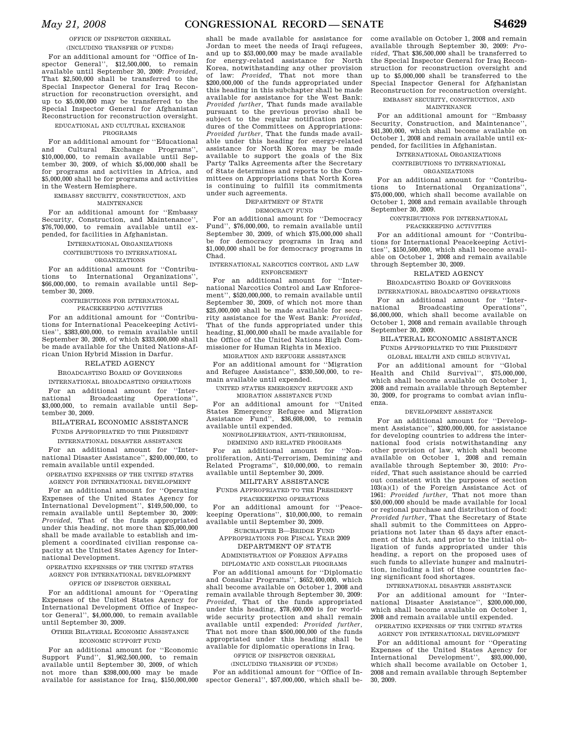OFFICE OF INSPECTOR GENERAL

(INCLUDING TRANSFER OF FUNDS)

For an additional amount for ''Office of Inspector General'', $12,500,000, to remain available until September 30, 2009: *Provided*, That $2,500,000 shall be transferred to the Special Inspector General for Iraq Reconstruction for reconstruction oversight, and up to $5,000,000 may be transferred to the Special Inspector General for Afghanistan Reconstruction for reconstruction oversight.

EDUCATIONAL AND CULTURAL EXCHANGE PROGRAMS

For an additional amount for ''Educational and Cultural Exchange Programs'', $10,000,000, to remain available until September 30, 2009, of which $5,000,000 shall be for programs and activities in Africa, and $5,000,000 shall be for programs and activities in the Western Hemisphere.

EMBASSY SECURITY, CONSTRUCTION, AND MAINTENANCE

For an additional amount for ''Embassy Security, Construction, and Maintenance'', $76,700,000, to remain available until expended, for facilities in Afghanistan.

INTERNATIONAL ORGANIZATIONS

CONTRIBUTIONS TO INTERNATIONAL ORGANIZATIONS

For an additional amount for ''Contributions to International Organizations'', $66,000,000, to remain available until September 30, 2009.

CONTRIBUTIONS FOR INTERNATIONAL PEACEKEEPING ACTIVITIES

For an additional amount for ''Contributions for International Peacekeeping Activities'', $383,600,000, to remain available until September 30, 2009, of which $333,600,000 shall be made available for the United Nations-African Union Hybrid Mission in Darfur.

RELATED AGENCY

BROADCASTING BOARD OF GOVERNORS

INTERNATIONAL BROADCASTING OPERATIONS

For an additional amount for ''International Broadcasting Operations'', $3,000,000, to remain available until September 30, 2009.

BILATERAL ECONOMIC ASSISTANCE

FUNDS APPROPRIATED TO THE PRESIDENT

INTERNATIONAL DISASTER ASSISTANCE

For an additional amount for ''International Disaster Assistance'', $240,000,000, to remain available until expended.

OPERATING EXPENSES OF THE UNITED STATES AGENCY FOR INTERNATIONAL DEVELOPMENT

For an additional amount for ''Operating Expenses of the United States Agency for International Development'', $149,500,000, to remain available until September 30, 2009: *Provided*, That of the funds appropriated under this heading, not more than $25,000,000 shall be made available to establish and implement a coordinated civilian response capacity at the United States Agency for International Development.

OPERATING EXPENSES OF THE UNITED STATES AGENCY FOR INTERNATIONAL DEVELOPMENT

OFFICE OF INSPECTOR GENERAL

For an additional amount for ''Operating Expenses of the United States Agency for International Development Office of Inspector General'', $4,000,000, to remain available until September 30, 2009.

OTHER BILATERAL ECONOMIC ASSISTANCE

ECONOMIC SUPPORT FUND

For an additional amount for ''Economic Support Fund'', $1,962,500,000, to remain available until September 30, 2009, of which not more than $398,000,000 may be made available for assistance for Iraq, $150,000,000 shall be made available for assistance for Jordan to meet the needs of Iraqi refugees, and up to $53,000,000 may be made available for energy-related assistance for North Korea, notwithstanding any other provision of law: *Provided*, That not more than $200,000,000 of the funds appropriated under this heading in this subchapter shall be made available for assistance for the West Bank: *Provided further*, That funds made available pursuant to the previous proviso shall be subject to the regular notification procedures of the Committees on Appropriations: *Provided further*, That the funds made available under this heading for energy-related assistance for North Korea may be made available to support the goals of the Six Party Talks Agreements after the Secretary of State determines and reports to the Committees on Appropriations that North Korea is continuing to fulfill its commitments under such agreements.

DEPARTMENT OF STATE

DEMOCRACY FUND

For an additional amount for ''Democracy Fund'', $76,000,000, to remain available until September 30, 2009, of which $75,000,000 shall be for democracy programs in Iraq and $1,000,000 shall be for democracy programs in Chad.

INTERNATIONAL NARCOTICS CONTROL AND LAW ENFORCEMENT

For an additional amount for ''International Narcotics Control and Law Enforcement'', $520,000,000, to remain available until September 30, 2009, of which not more than $25,000,000 shall be made available for security assistance for the West Bank: *Provided*, That of the funds appropriated under this heading, $1,000,000 shall be made available for the Office of the United Nations High Commissioner for Human Rights in Mexico.

MIGRATION AND REFUGEE ASSISTANCE

For an additional amount for ''Migration and Refugee Assistance'', $330,500,000, to remain available until expended.

UNITED STATES EMERGENCY REFUGEE AND MIGRATION ASSISTANCE FUND

For an additional amount for ''United States Emergency Refugee and Migration Assistance Fund'', $36,608,000, to remain available until expended.

NONPROLIFERATION, ANTI-TERRORISM, DEMINING AND RELATED PROGRAMS

For an additional amount for ''Nonproliferation, Anti-Terrorism, Demining and Related Programs'', $10,000,000, to remain available until September 30, 2009.

MILITARY ASSISTANCE

FUNDS APPROPRIATED TO THE PRESIDENT

PEACEKEEPING OPERATIONS

For an additional amount for ''Peacekeeping Operations'', $10,000,000, to remain available until September 30, 2009.

SUBCHAPTER B—BRIDGE FUND APPROPRIATIONS FOR FISCAL YEAR 2009

DEPARTMENT OF STATE

ADMINISTRATION OF FOREIGN AFFAIRS

DIPLOMATIC AND CONSULAR PROGRAMS

For an additional amount for ''Diplomatic and Consular Programs'', $652,400,000, which shall become available on October 1, 2008 and remain available through September 30, 2009: *Provided*, That of the funds appropriated under this heading, $78,400,000 is for worldwide security protection and shall remain available until expended: *Provided further*, That not more than $500,000,000 of the funds appropriated under this heading shall be available for diplomatic operations in Iraq.

OFFICE OF INSPECTOR GENERAL

(INCLUDING TRANSFER OF FUNDS)

For an additional amount for ''Office of Inspector General'', $57,000,000, which shall become available on October 1, 2008 and remain available through September 30, 2009: *Provided*, That $36,500,000 shall be transferred to the Special Inspector General for Iraq Reconstruction for reconstruction oversight and up to $5,000,000 shall be transferred to the Special Inspector General for Afghanistan Reconstruction for reconstruction oversight.

EMBASSY SECURITY, CONSTRUCTION, AND MAINTENANCE

For an additional amount for ''Embassy Security, Construction, and Maintenance'', $41,300,000, which shall become available on October 1, 2008 and remain available until expended, for facilities in Afghanistan.

INTERNATIONAL ORGANIZATIONS

CONTRIBUTIONS TO INTERNATIONAL ORGANIZATIONS

For an additional amount for ''Contributions to International Organizations'', $75,000,000, which shall become available on October 1, 2008 and remain available through September 30, 2009.

CONTRIBUTIONS FOR INTERNATIONAL PEACEKEEPING ACTIVITIES

For an additional amount for ''Contributions for International Peacekeeping Activities'', $150,500,000, which shall become available on October 1, 2008 and remain available through September 30, 2009.

RELATED AGENCY

BROADCASTING BOARD OF GOVERNORS

INTERNATIONAL BROADCASTING OPERATIONS

For an additional amount for ''International Broadcasting Operations'', $6,000,000, which shall become available on October 1, 2008 and remain available through September 30, 2009.

BILATERAL ECONOMIC ASSISTANCE

FUNDS APPROPRIATED TO THE PRESIDENT

GLOBAL HEALTH AND CHILD SURVIVAL

For an additional amount for ''Global Health and Child Survival'', $75,000,000, which shall become available on October 1, 2008 and remain available through September 30, 2009, for programs to combat avian influenza.

DEVELOPMENT ASSISTANCE

For an additional amount for ''Development Assistance'', $200,000,000, for assistance for developing countries to address the international food crisis notwithstanding any other provision of law, which shall become available on October 1, 2008 and remain available through September 30, 2010: *Provided*, That such assistance should be carried out consistent with the purposes of section 103(a)(1) of the Foreign Assistance Act of 1961: *Provided further*, That not more than $50,000,000 should be made available for local or regional purchase and distribution of food: *Provided further*, That the Secretary of State shall submit to the Committees on Appropriations not later than 45 days after enactment of this Act, and prior to the initial obligation of funds appropriated under this heading, a report on the proposed uses of such funds to alleviate hunger and malnutrition, including a list of those countries facing significant food shortages.

INTERNATIONAL DISASTER ASSISTANCE

For an additional amount for ''International Disaster Assistance'', $200,000,000, which shall become available on October 1, 2008 and remain available until expended.

OPERATING EXPENSES OF THE UNITED STATES AGENCY FOR INTERNATIONAL DEVELOPMENT

For an additional amount for ''Operating Expenses of the United States Agency for International Development'', $93,000,000, which shall become available on October 1, 2008 and remain available through September 30, 2009.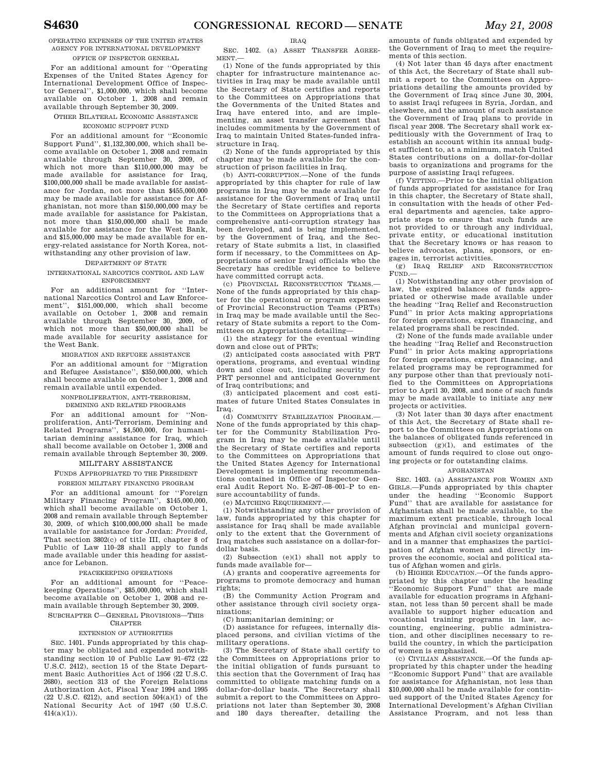OPERATING EXPENSES OF THE UNITED STATES AGENCY FOR INTERNATIONAL DEVELOPMENT

OFFICE OF INSPECTOR GENERAL

For an additional amount for ''Operating Expenses of the United States Agency for International Development Office of Inspector General'', $1,000,000, which shall become available on October 1, 2008 and remain available through September 30, 2009.

OTHER BILATERAL ECONOMIC ASSISTANCE

ECONOMIC SUPPORT FUND

For an additional amount for ''Economic Support Fund'', $1,132,300,000, which shall become available on October 1, 2008 and remain available through September 30, 2009, of which not more than $110,000,000 may be made available for assistance for Iraq, $100,000,000 shall be made available for assistance for Jordan, not more than $455,000,000 may be made available for assistance for Afghanistan, not more than $150,000,000 may be made available for assistance for Pakistan, not more than $150,000,000 shall be made available for assistance for the West Bank, and $15,000,000 may be made available for energy-related assistance for North Korea, notwithstanding any other provision of law.

DEPARTMENT OF STATE

INTERNATIONAL NARCOTICS CONTROL AND LAW ENFORCEMENT

For an additional amount for ''International Narcotics Control and Law Enforcement'', $151,000,000, which shall become available on October 1, 2008 and remain available through September 30, 2009, of which not more than $50,000,000 shall be made available for security assistance for the West Bank.

MIGRATION AND REFUGEE ASSISTANCE

For an additional amount for ''Migration and Refugee Assistance'', $350,000,000, which shall become available on October 1, 2008 and remain available until expended.

NONPROLIFERATION, ANTI-TERRORISM, DEMINING AND RELATED PROGRAMS

For an additional amount for ''Nonproliferation, Anti-Terrorism, Demining and Related Programs'', $4,500,000, for humanitarian demining assistance for Iraq, which shall become available on October 1, 2008 and remain available through September 30, 2009.

MILITARY ASSISTANCE

FUNDS APPROPRIATED TO THE PRESIDENT

FOREIGN MILITARY FINANCING PROGRAM

For an additional amount for ''Foreign Military Financing Program'', $145,000,000, which shall become available on October 1, 2008 and remain available through September 30, 2009, of which $100,000,000 shall be made available for assistance for Jordan: *Provided*, That section 3802(c) of title III, chapter 8 of Public Law 110–28 shall apply to funds made available under this heading for assistance for Lebanon.

PEACEKEEPING OPERATIONS

For an additional amount for ''Peacekeeping Operations'', $85,000,000, which shall become available on October 1, 2008 and remain available through September 30, 2009.

SUBCHAPTER C—GENERAL PROVISIONS—THIS CHAPTER

EXTENSION OF AUTHORITIES

SEC. 1401. Funds appropriated by this chapter may be obligated and expended notwithstanding section 10 of Public Law 91–672 (22 U.S.C. 2412), section 15 of the State Department Basic Authorities Act of 1956 (22 U.S.C. 2680), section 313 of the Foreign Relations Authorization Act, Fiscal Year 1994 and 1995 (22 U.S.C. 6212), and section 504(a)(1) of the National Security Act of 1947 (50 U.S.C. 414(a)(1)).

IRAQ

SEC. 1402. (a) ASSET TRANSFER AGREEMENT.—

(1) None of the funds appropriated by this chapter for infrastructure maintenance activities in Iraq may be made available until the Secretary of State certifies and reports to the Committees on Appropriations that the Governments of the United States and Iraq have entered into, and are implementing, an asset transfer agreement that includes commitments by the Government of Iraq to maintain United States-funded infrastructure in Iraq.

(2) None of the funds appropriated by this chapter may be made available for the construction of prison facilities in Iraq.

(b) ANTI-CORRUPTION.—None of the funds appropriated by this chapter for rule of law programs in Iraq may be made available for assistance for the Government of Iraq until the Secretary of State certifies and reports to the Committees on Appropriations that a comprehensive anti-corruption strategy has been developed, and is being implemented, by the Government of Iraq, and the Secretary of State submits a list, in classified form if necessary, to the Committees on Appropriations of senior Iraqi officials who the Secretary has credible evidence to believe have committed corrupt acts.

(c) PROVINCIAL RECONSTRUCTION TEAMS.—None of the funds appropriated by this chapter for the operational or program expenses of Provincial Reconstruction Teams (PRTs) in Iraq may be made available until the Secretary of State submits a report to the Committees on Appropriations detailing—

(1) the strategy for the eventual winding down and close out of PRTs;

(2) anticipated costs associated with PRT operations, programs, and eventual winding down and close out, including security for PRT personnel and anticipated Government of Iraq contributions; and

(3) anticipated placement and cost estimates of future United States Consulates in Iraq.

(d) COMMUNITY STABILIZATION PROGRAM.—None of the funds appropriated by this chapter for the Community Stabilization Program in Iraq may be made available until the Secretary of State certifies and reports to the Committees on Appropriations that the United States Agency for International Development is implementing recommendations contained in Office of Inspector General Audit Report No. E–267–08–001–P to ensure accountability of funds.

(e) MATCHING REQUIREMENT.—

(1) Notwithstanding any other provision of law, funds appropriated by this chapter for assistance for Iraq shall be made available only to the extent that the Government of Iraq matches such assistance on a dollar-for-dollar basis.

(2) Subsection (e)(1) shall not apply to funds made available for—

(A) grants and cooperative agreements for programs to promote democracy and human rights;

(B) the Community Action Program and other assistance through civil society organizations;

(C) humanitarian demining; or

(D) assistance for refugees, internally displaced persons, and civilian victims of the military operations.

(3) The Secretary of State shall certify to the Committees on Appropriations prior to the initial obligation of funds pursuant to this section that the Government of Iraq has committed to obligate matching funds on a dollar-for-dollar basis. The Secretary shall submit a report to the Committees on Appropriations not later than September 30, 2008 and 180 days thereafter, detailing the amounts of funds obligated and expended by the Government of Iraq to meet the requirements of this section.

(4) Not later than 45 days after enactment of this Act, the Secretary of State shall submit a report to the Committees on Appropriations detailing the amounts provided by the Government of Iraq since June 30, 2004, to assist Iraqi refugees in Syria, Jordan, and elsewhere, and the amount of such assistance the Government of Iraq plans to provide in fiscal year 2008. The Secretary shall work expeditiously with the Government of Iraq to establish an account within its annual budget sufficient to, at a minimum, match United States contributions on a dollar-for-dollar basis to organizations and programs for the purpose of assisting Iraqi refugees.

(f) VETTING.—Prior to the initial obligation of funds appropriated for assistance for Iraq in this chapter, the Secretary of State shall, in consultation with the heads of other Federal departments and agencies, take appropriate steps to ensure that such funds are not provided to or through any individual, private entity, or educational institution that the Secretary knows or has reason to believe advocates, plans, sponsors, or engages in, terrorist activities.

(g) IRAQ RELIEF AND RECONSTRUCTION FUND.—

(1) Notwithstanding any other provision of law, the expired balances of funds appropriated or otherwise made available under the heading ''Iraq Relief and Reconstruction Fund'' in prior Acts making appropriations for foreign operations, export financing, and related programs shall be rescinded.

(2) None of the funds made available under the heading ''Iraq Relief and Reconstruction Fund'' in prior Acts making appropriations for foreign operations, export financing, and related programs may be reprogrammed for any purpose other than that previously notified to the Committees on Appropriations prior to April 30, 2008, and none of such funds may be made available to initiate any new projects or activities.

(3) Not later than 30 days after enactment of this Act, the Secretary of State shall report to the Committees on Appropriations on the balances of obligated funds referenced in subsection (g)(1), and estimates of the amount of funds required to close out ongoing projects or for outstanding claims.

AFGHANISTAN

SEC. 1403. (a) ASSISTANCE FOR WOMEN AND GIRLS.—Funds appropriated by this chapter under the heading ''Economic Support Fund'' that are available for assistance for Afghanistan shall be made available, to the maximum extent practicable, through local Afghan provincial and municipal governments and Afghan civil society organizations and in a manner that emphasizes the participation of Afghan women and directly improves the economic, social and political status of Afghan women and girls.

(b) HIGHER EDUCATION.—Of the funds appropriated by this chapter under the heading ''Economic Support Fund'' that are made available for education programs in Afghanistan, not less than 50 percent shall be made available to support higher education and vocational training programs in law, accounting, engineering, public administration, and other disciplines necessary to rebuild the country, in which the participation of women is emphasized.

(c) CIVILIAN ASSISTANCE.—Of the funds appropriated by this chapter under the heading ''Economic Support Fund'' that are available for assistance for Afghanistan, not less than $10,000,000 shall be made available for continued support of the United States Agency for International Development's Afghan Civilian Assistance Program, and not less than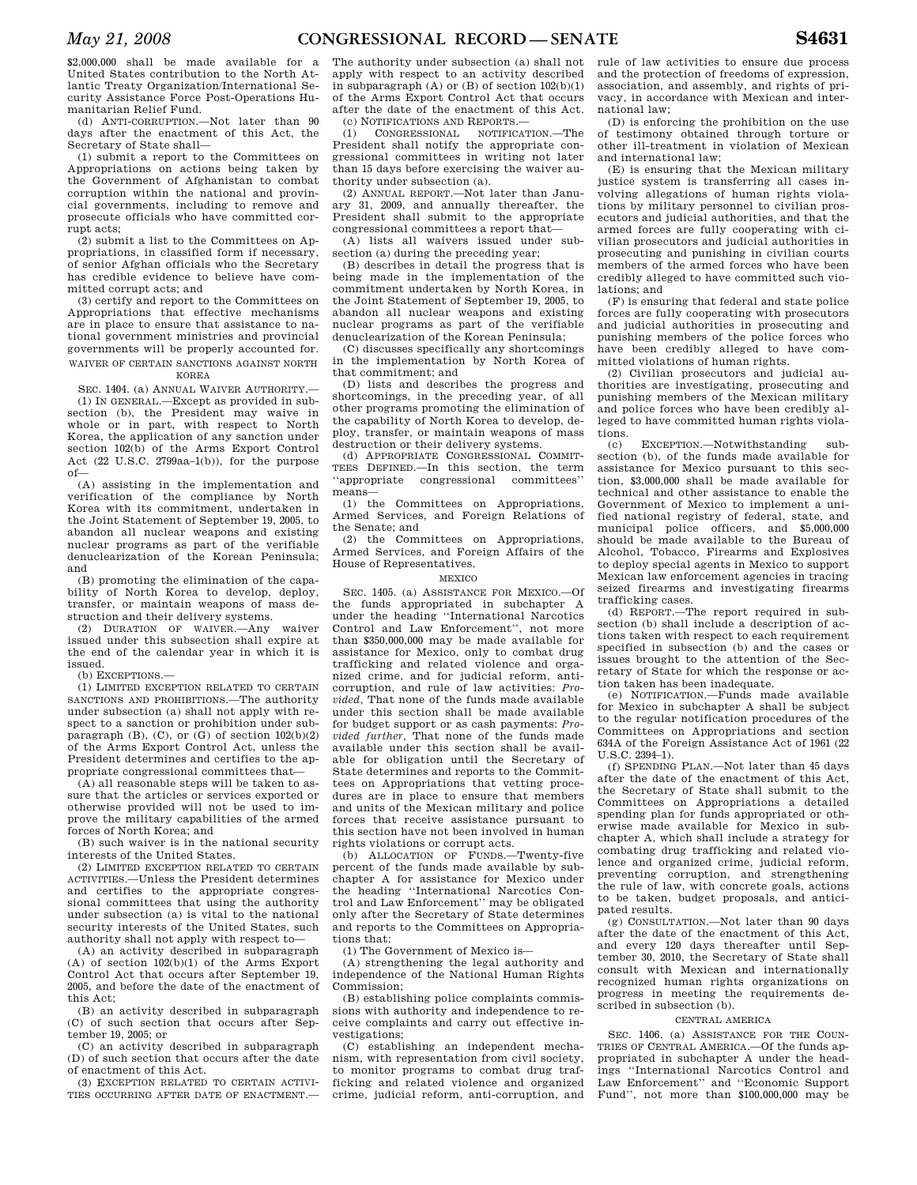$2,000,000 shall be made available for a United States contribution to the North Atlantic Treaty Organization/International Security Assistance Force Post-Operations Humanitarian Relief Fund.

(d) ANTI-CORRUPTION.—Not later than 90 days after the enactment of this Act, the Secretary of State shall—

(1) submit a report to the Committees on Appropriations on actions being taken by the Government of Afghanistan to combat corruption within the national and provincial governments, including to remove and prosecute officials who have committed corrupt acts;

(2) submit a list to the Committees on Appropriations, in classified form if necessary, of senior Afghan officials who the Secretary has credible evidence to believe have committed corrupt acts; and

(3) certify and report to the Committees on Appropriations that effective mechanisms are in place to ensure that assistance to national government ministries and provincial governments will be properly accounted for.

WAIVER OF CERTAIN SANCTIONS AGAINST NORTH KOREA

SEC. 1404. (a) ANNUAL WAIVER AUTHORITY.—

(1) IN GENERAL.—Except as provided in subsection (b), the President may waive in whole or in part, with respect to North Korea, the application of any sanction under section 102(b) of the Arms Export Control Act (22 U.S.C. 2799aa–1(b)), for the purpose of—

(A) assisting in the implementation and verification of the compliance by North Korea with its commitment, undertaken in the Joint Statement of September 19, 2005, to abandon all nuclear weapons and existing nuclear programs as part of the verifiable denuclearization of the Korean Peninsula; and

(B) promoting the elimination of the capability of North Korea to develop, deploy, transfer, or maintain weapons of mass destruction and their delivery systems.

(2) DURATION OF WAIVER.—Any waiver issued under this subsection shall expire at the end of the calendar year in which it is issued.

(b) EXCEPTIONS.—

(1) LIMITED EXCEPTION RELATED TO CERTAIN SANCTIONS AND PROHIBITIONS.—The authority under subsection (a) shall not apply with respect to a sanction or prohibition under subparagraph (B), (C), or (G) of section 102(b)(2) of the Arms Export Control Act, unless the President determines and certifies to the appropriate congressional committees that—

(A) all reasonable steps will be taken to assure that the articles or services exported or otherwise provided will not be used to improve the military capabilities of the armed forces of North Korea; and

(B) such waiver is in the national security interests of the United States.

(2) LIMITED EXCEPTION RELATED TO CERTAIN ACTIVITIES.—Unless the President determines and certifies to the appropriate congressional committees that using the authority under subsection (a) is vital to the national security interests of the United States, such authority shall not apply with respect to—

(A) an activity described in subparagraph (A) of section 102(b)(1) of the Arms Export Control Act that occurs after September 19, 2005, and before the date of the enactment of this Act;

(B) an activity described in subparagraph (C) of such section that occurs after September 19, 2005; or

(C) an activity described in subparagraph (D) of such section that occurs after the date of enactment of this Act.

(3) EXCEPTION RELATED TO CERTAIN ACTIVITIES OCCURRING AFTER DATE OF ENACTMENT.—The authority under subsection (a) shall not apply with respect to an activity described in subparagraph (A) or (B) of section 102(b)(1) of the Arms Export Control Act that occurs after the date of the enactment of this Act.

(c) NOTIFICATIONS AND REPORTS.—

(1) CONGRESSIONAL NOTIFICATION.—The President shall notify the appropriate congressional committees in writing not later than 15 days before exercising the waiver authority under subsection (a).

(2) ANNUAL REPORT.—Not later than January 31, 2009, and annually thereafter, the President shall submit to the appropriate congressional committees a report that—

(A) lists all waivers issued under subsection (a) during the preceding year;

(B) describes in detail the progress that is being made in the implementation of the commitment undertaken by North Korea, in the Joint Statement of September 19, 2005, to abandon all nuclear weapons and existing nuclear programs as part of the verifiable denuclearization of the Korean Peninsula;

(C) discusses specifically any shortcomings in the implementation by North Korea of that commitment; and

(D) lists and describes the progress and shortcomings, in the preceding year, of all other programs promoting the elimination of the capability of North Korea to develop, deploy, transfer, or maintain weapons of mass destruction or their delivery systems.

(d) APPROPRIATE CONGRESSIONAL COMMITTEES DEFINED.—In this section, the term "appropriate congressional committees" means—

(1) the Committees on Appropriations, Armed Services, and Foreign Relations of the Senate; and

(2) the Committees on Appropriations, Armed Services, and Foreign Affairs of the House of Representatives.

MEXICO

SEC. 1405. (a) ASSISTANCE FOR MEXICO.—Of the funds appropriated in subchapter A under the heading "International Narcotics Control and Law Enforcement", not more than $350,000,000 may be made available for assistance for Mexico, only to combat drug trafficking and related violence and organized crime, and for judicial reform, anti-corruption, and rule of law activities: *Provided*, That none of the funds made available under this section shall be made available for budget support or as cash payments: *Provided further*, That none of the funds made available under this section shall be available for obligation until the Secretary of State determines and reports to the Committees on Appropriations that vetting procedures are in place to ensure that members and units of the Mexican military and police forces that receive assistance pursuant to this section have not been involved in human rights violations or corrupt acts.

(b) ALLOCATION OF FUNDS.—Twenty-five percent of the funds made available by subchapter A for assistance for Mexico under the heading "International Narcotics Control and Law Enforcement" may be obligated only after the Secretary of State determines and reports to the Committees on Appropriations that:

(1) The Government of Mexico is—

(A) strengthening the legal authority and independence of the National Human Rights Commission;

(B) establishing police complaints commissions with authority and independence to receive complaints and carry out effective investigations;

(C) establishing an independent mechanism, with representation from civil society, to monitor programs to combat drug trafficking and related violence and organized crime, judicial reform, anti-corruption, and rule of law activities to ensure due process and the protection of freedoms of expression, association, and assembly, and rights of privacy, in accordance with Mexican and international law;

(D) is enforcing the prohibition on the use of testimony obtained through torture or other ill-treatment in violation of Mexican and international law;

(E) is ensuring that the Mexican military justice system is transferring all cases involving allegations of human rights violations by military personnel to civilian prosecutors and judicial authorities, and that the armed forces are fully cooperating with civilian prosecutors and judicial authorities in prosecuting and punishing in civilian courts members of the armed forces who have been credibly alleged to have committed such violations; and

(F) is ensuring that federal and state police forces are fully cooperating with prosecutors and judicial authorities in prosecuting and punishing members of the police forces who have been credibly alleged to have committed violations of human rights.

(2) Civilian prosecutors and judicial authorities are investigating, prosecuting and punishing members of the Mexican military and police forces who have been credibly alleged to have committed human rights violations.

(c) EXCEPTION.—Notwithstanding subsection (b), of the funds made available for assistance for Mexico pursuant to this section, $3,000,000 shall be made available for technical and other assistance to enable the Government of Mexico to implement a unified national registry of federal, state, and municipal police officers, and $5,000,000 should be made available to the Bureau of Alcohol, Tobacco, Firearms and Explosives to deploy special agents in Mexico to support Mexican law enforcement agencies in tracing seized firearms and investigating firearms trafficking cases.

(d) REPORT.—The report required in subsection (b) shall include a description of actions taken with respect to each requirement specified in subsection (b) and the cases or issues brought to the attention of the Secretary of State for which the response or action taken has been inadequate.

(e) NOTIFICATION.—Funds made available for Mexico in subchapter A shall be subject to the regular notification procedures of the Committees on Appropriations and section 634A of the Foreign Assistance Act of 1961 (22 U.S.C. 2394–1).

(f) SPENDING PLAN.—Not later than 45 days after the date of the enactment of this Act, the Secretary of State shall submit to the Committees on Appropriations a detailed spending plan for funds appropriated or otherwise made available for Mexico in subchapter A, which shall include a strategy for combating drug trafficking and related violence and organized crime, judicial reform, preventing corruption, and strengthening the rule of law, with concrete goals, actions to be taken, budget proposals, and anticipated results.

(g) CONSULTATION.—Not later than 90 days after the date of the enactment of this Act, and every 120 days thereafter until September 30, 2010, the Secretary of State shall consult with Mexican and internationally recognized human rights organizations on progress in meeting the requirements described in subsection (b).

CENTRAL AMERICA

SEC. 1406. (a) ASSISTANCE FOR THE COUNTRIES OF CENTRAL AMERICA.—Of the funds appropriated in subchapter A under the headings "International Narcotics Control and Law Enforcement" and "Economic Support Fund", not more than $100,000,000 may be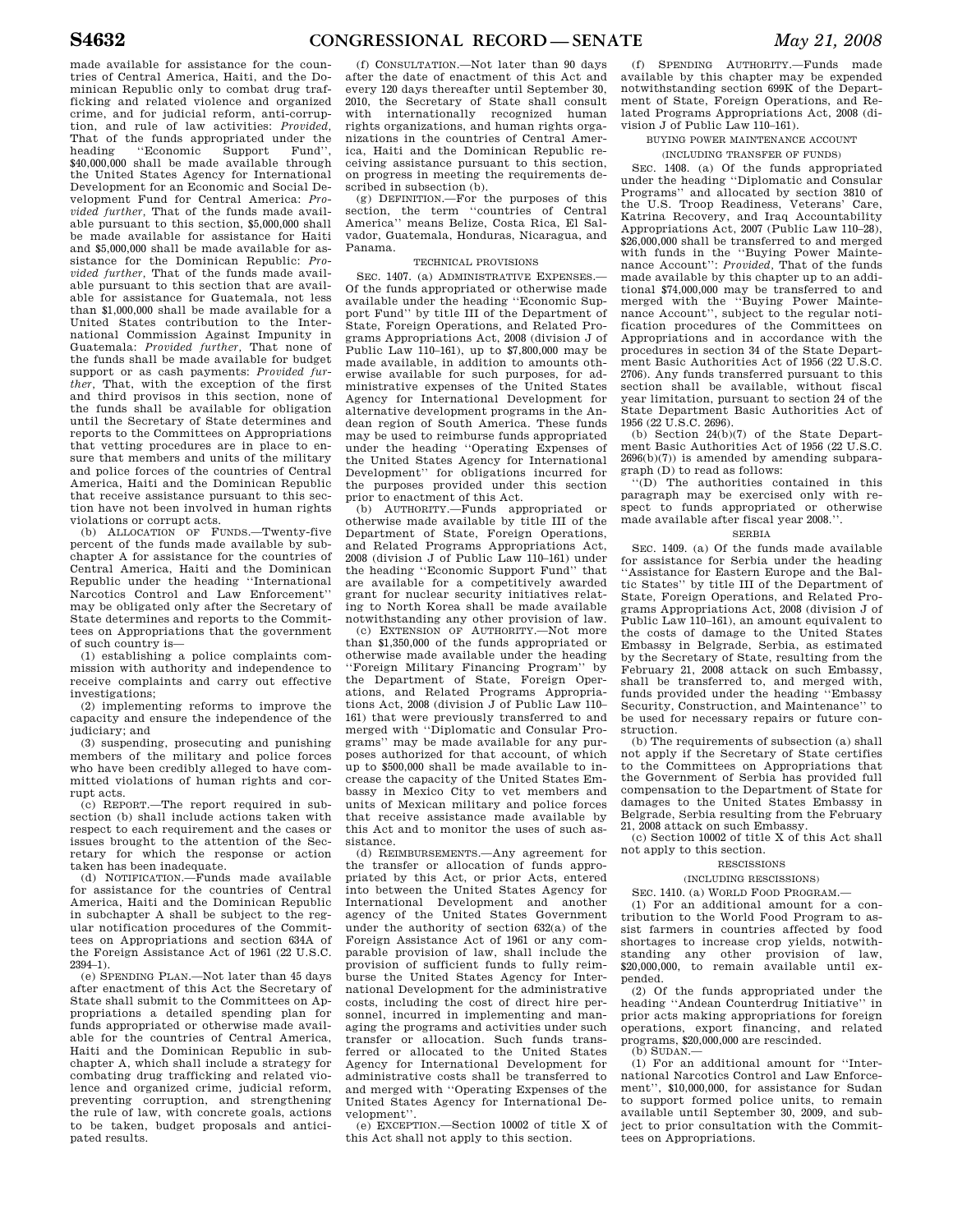made available for assistance for the countries of Central America, Haiti, and the Dominican Republic only to combat drug trafficking and related violence and organized crime, and for judicial reform, anti-corruption, and rule of law activities: *Provided*, That of the funds appropriated under the heading ''Economic Support Fund'', $40,000,000 shall be made available through the United States Agency for International Development for an Economic and Social Development Fund for Central America: *Provided further*, That of the funds made available pursuant to this section, $5,000,000 shall be made available for assistance for Haiti and $5,000,000 shall be made available for assistance for the Dominican Republic: *Provided further*, That of the funds made available pursuant to this section that are available for assistance for Guatemala, not less than $1,000,000 shall be made available for a United States contribution to the International Commission Against Impunity in Guatemala: *Provided further*, That none of the funds shall be made available for budget support or as cash payments: *Provided further*, That, with the exception of the first and third provisos in this section, none of the funds shall be available for obligation until the Secretary of State determines and reports to the Committees on Appropriations that vetting procedures are in place to ensure that members and units of the military and police forces of the countries of Central America, Haiti and the Dominican Republic that receive assistance pursuant to this section have not been involved in human rights violations or corrupt acts.

(b) ALLOCATION OF FUNDS.—Twenty-five percent of the funds made available by subchapter A for assistance for the countries of Central America, Haiti and the Dominican Republic under the heading ''International Narcotics Control and Law Enforcement'' may be obligated only after the Secretary of State determines and reports to the Committees on Appropriations that the government of such country is—

(1) establishing a police complaints commission with authority and independence to receive complaints and carry out effective investigations;

(2) implementing reforms to improve the capacity and ensure the independence of the judiciary; and

(3) suspending, prosecuting and punishing members of the military and police forces who have been credibly alleged to have committed violations of human rights and corrupt acts.

(c) REPORT.—The report required in subsection (b) shall include actions taken with respect to each requirement and the cases or issues brought to the attention of the Secretary for which the response or action taken has been inadequate.

(d) NOTIFICATION.—Funds made available for assistance for the countries of Central America, Haiti and the Dominican Republic in subchapter A shall be subject to the regular notification procedures of the Committees on Appropriations and section 634A of the Foreign Assistance Act of 1961 (22 U.S.C. 2394–1).

(e) SPENDING PLAN.—Not later than 45 days after enactment of this Act the Secretary of State shall submit to the Committees on Appropriations a detailed spending plan for funds appropriated or otherwise made available for the countries of Central America, Haiti and the Dominican Republic in subchapter A, which shall include a strategy for combating drug trafficking and related violence and organized crime, judicial reform, preventing corruption, and strengthening the rule of law, with concrete goals, actions to be taken, budget proposals and anticipated results.

(f) CONSULTATION.—Not later than 90 days after the date of enactment of this Act and every 120 days thereafter until September 30, 2010, the Secretary of State shall consult with internationally recognized human rights organizations, and human rights organizations in the countries of Central America, Haiti and the Dominican Republic receiving assistance pursuant to this section, on progress in meeting the requirements described in subsection (b).

(g) DEFINITION.—For the purposes of this section, the term ''countries of Central America'' means Belize, Costa Rica, El Salvador, Guatemala, Honduras, Nicaragua, and Panama.

TECHNICAL PROVISIONS

SEC. 1407. (a) ADMINISTRATIVE EXPENSES.—Of the funds appropriated or otherwise made available under the heading ''Economic Support Fund'' by title III of the Department of State, Foreign Operations, and Related Programs Appropriations Act, 2008 (division J of Public Law 110–161), up to $7,800,000 may be made available, in addition to amounts otherwise available for such purposes, for administrative expenses of the United States Agency for International Development for alternative development programs in the Andean region of South America. These funds may be used to reimburse funds appropriated under the heading ''Operating Expenses of the United States Agency for International Development'' for obligations incurred for the purposes provided under this section prior to enactment of this Act.

(b) AUTHORITY.—Funds appropriated or otherwise made available by title III of the Department of State, Foreign Operations, and Related Programs Appropriations Act, 2008 (division J of Public Law 110–161) under the heading ''Economic Support Fund'' that are available for a competitively awarded grant for nuclear security initiatives relating to North Korea shall be made available notwithstanding any other provision of law.

(c) EXTENSION OF AUTHORITY.—Not more than $1,350,000 of the funds appropriated or otherwise made available under the heading ''Foreign Military Financing Program'' by the Department of State, Foreign Operations, and Related Programs Appropriations Act, 2008 (division J of Public Law 110–161) that were previously transferred to and merged with ''Diplomatic and Consular Programs'' may be made available for any purposes authorized for that account, of which up to $500,000 shall be made available to increase the capacity of the United States Embassy in Mexico City to vet members and units of Mexican military and police forces that receive assistance made available by this Act and to monitor the uses of such assistance.

(d) REIMBURSEMENTS.—Any agreement for the transfer or allocation of funds appropriated by this Act, or prior Acts, entered into between the United States Agency for International Development and another agency of the United States Government under the authority of section 632(a) of the Foreign Assistance Act of 1961 or any comparable provision of law, shall include the provision of sufficient funds to fully reimburse the United States Agency for International Development for the administrative costs, including the cost of direct hire personnel, incurred in implementing and managing the programs and activities under such transfer or allocation. Such funds transferred or allocated to the United States Agency for International Development for administrative costs shall be transferred to and merged with ''Operating Expenses of the United States Agency for International Development''.

(e) EXCEPTION.—Section 10002 of title X of this Act shall not apply to this section.

(f) SPENDING AUTHORITY.—Funds made available by this chapter may be expended notwithstanding section 699K of the Department of State, Foreign Operations, and Related Programs Appropriations Act, 2008 (division J of Public Law 110–161).

BUYING POWER MAINTENANCE ACCOUNT

(INCLUDING TRANSFER OF FUNDS)

SEC. 1408. (a) Of the funds appropriated under the heading ''Diplomatic and Consular Programs'' and allocated by section 3810 of the U.S. Troop Readiness, Veterans' Care, Katrina Recovery, and Iraq Accountability Appropriations Act, 2007 (Public Law 110–28), $26,000,000 shall be transferred to and merged with funds in the ''Buying Power Maintenance Account'': *Provided*, That of the funds made available by this chapter up to an additional $74,000,000 may be transferred to and merged with the ''Buying Power Maintenance Account'', subject to the regular notification procedures of the Committees on Appropriations and in accordance with the procedures in section 34 of the State Department Basic Authorities Act of 1956 (22 U.S.C. 2706). Any funds transferred pursuant to this section shall be available, without fiscal year limitation, pursuant to section 24 of the State Department Basic Authorities Act of 1956 (22 U.S.C. 2696).

(b) Section 24(b)(7) of the State Department Basic Authorities Act of 1956 (22 U.S.C. 2696(b)(7)) is amended by amending subparagraph (D) to read as follows:

''(D) The authorities contained in this paragraph may be exercised only with respect to funds appropriated or otherwise made available after fiscal year 2008.''.

SERBIA

SEC. 1409. (a) Of the funds made available for assistance for Serbia under the heading ''Assistance for Eastern Europe and the Baltic States'' by title III of the Department of State, Foreign Operations, and Related Programs Appropriations Act, 2008 (division J of Public Law 110–161), an amount equivalent to the costs of damage to the United States Embassy in Belgrade, Serbia, as estimated by the Secretary of State, resulting from the February 21, 2008 attack on such Embassy, shall be transferred to, and merged with, funds provided under the heading ''Embassy Security, Construction, and Maintenance'' to be used for necessary repairs or future construction.

(b) The requirements of subsection (a) shall not apply if the Secretary of State certifies to the Committees on Appropriations that the Government of Serbia has provided full compensation to the Department of State for damages to the United States Embassy in Belgrade, Serbia resulting from the February 21, 2008 attack on such Embassy.

(c) Section 10002 of title X of this Act shall not apply to this section.

RESCISSIONS

(INCLUDING RESCISSIONS)

SEC. 1410. (a) WORLD FOOD PROGRAM.—

(1) For an additional amount for a contribution to the World Food Program to assist farmers in countries affected by food shortages to increase crop yields, notwithstanding any other provision of law, $20,000,000, to remain available until expended.

(2) Of the funds appropriated under the heading ''Andean Counterdrug Initiative'' in prior acts making appropriations for foreign operations, export financing, and related programs, $20,000,000 are rescinded.

(b) SUDAN.—

(1) For an additional amount for ''International Narcotics Control and Law Enforcement'', $10,000,000, for assistance for Sudan to support formed police units, to remain available until September 30, 2009, and subject to prior consultation with the Committees on Appropriations.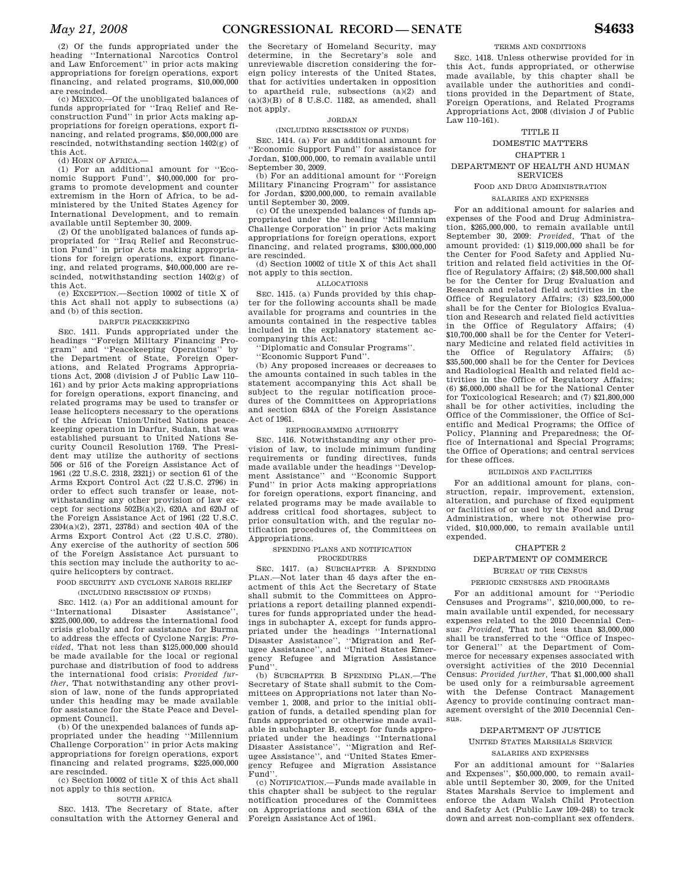(2) Of the funds appropriated under the heading "International Narcotics Control and Law Enforcement" in prior Acts making appropriations for foreign operations, export financing, and related programs, $10,000,000 are rescinded.

(c) MEXICO.—Of the unobligated balances of funds appropriated for "Iraq Relief and Reconstruction Fund" in prior Acts making appropriations for foreign operations, export financing, and related programs, $50,000,000 are rescinded, notwithstanding section 1402(g) of this Act.

(d) HORN OF AFRICA.—

(1) For an additional amount for "Economic Support Fund", $40,000,000 for programs to promote development and counter extremism in the Horn of Africa, to be administered by the United States Agency for International Development, and to remain available until September 30, 2009.

(2) Of the unobligated balances of funds appropriated for "Iraq Relief and Reconstruction Fund" in prior Acts making appropriations for foreign operations, export financing, and related programs, $40,000,000 are rescinded, notwithstanding section 1402(g) of this Act.

(e) EXCEPTION.—Section 10002 of title X of this Act shall not apply to subsections (a) and (b) of this section.

DARFUR PEACEKEEPING

SEC. 1411. Funds appropriated under the headings "Foreign Military Financing Program" and "Peacekeeping Operations" by the Department of State, Foreign Operations, and Related Programs Appropriations Act, 2008 (division J of Public Law 110–161) and by prior Acts making appropriations for foreign operations, export financing, and related programs may be used to transfer or lease helicopters necessary to the operations of the African Union/United Nations peacekeeping operation in Darfur, Sudan, that was established pursuant to United Nations Security Council Resolution 1769. The President may utilize the authority of sections 506 or 516 of the Foreign Assistance Act of 1961 (22 U.S.C. 2318, 2321j) or section 61 of the Arms Export Control Act (22 U.S.C. 2796) in order to effect such transfer or lease, notwithstanding any other provision of law except for sections 502B(a)(2), 620A and 620J of the Foreign Assistance Act of 1961 (22 U.S.C. 2304(a)(2), 2371, 2378d) and section 40A of the Arms Export Control Act (22 U.S.C. 2780). Any exercise of the authority of section 506 of the Foreign Assistance Act pursuant to this section may include the authority to acquire helicopters by contract.

FOOD SECURITY AND CYCLONE NARGIS RELIEF

(INCLUDING RESCISSION OF FUNDS)

SEC. 1412. (a) For an additional amount for "International Disaster Assistance", $225,000,000, to address the international food crisis globally and for assistance for Burma to address the effects of Cyclone Nargis: *Provided*, That not less than $125,000,000 should be made available for the local or regional purchase and distribution of food to address the international food crisis: *Provided further*, That notwithstanding any other provision of law, none of the funds appropriated under this heading may be made available for assistance for the State Peace and Development Council.

(b) Of the unexpended balances of funds appropriated under the heading "Millennium Challenge Corporation" in prior Acts making appropriations for foreign operations, export financing and related programs, $225,000,000 are rescinded.

(c) Section 10002 of title X of this Act shall not apply to this section.

SOUTH AFRICA

SEC. 1413. The Secretary of State, after consultation with the Attorney General and the Secretary of Homeland Security, may determine, in the Secretary's sole and unreviewable discretion considering the foreign policy interests of the United States, that for activities undertaken in opposition to apartheid rule, subsections (a)(2) and (a)(3)(B) of 8 U.S.C. 1182, as amended, shall not apply.

JORDAN

(INCLUDING RESCISSION OF FUNDS)

SEC. 1414. (a) For an additional amount for "Economic Support Fund" for assistance for Jordan, $100,000,000, to remain available until September 30, 2009.

(b) For an additional amount for "Foreign Military Financing Program" for assistance for Jordan, $200,000,000, to remain available until September 30, 2009.

(c) Of the unexpended balances of funds appropriated under the heading "Millennium Challenge Corporation" in prior Acts making appropriations for foreign operations, export financing, and related programs, $300,000,000 are rescinded.

(d) Section 10002 of title X of this Act shall not apply to this section.

ALLOCATIONS

SEC. 1415. (a) Funds provided by this chapter for the following accounts shall be made available for programs and countries in the amounts contained in the respective tables included in the explanatory statement accompanying this Act:

"Diplomatic and Consular Programs".

"Economic Support Fund".

(b) Any proposed increases or decreases to the amounts contained in such tables in the statement accompanying this Act shall be subject to the regular notification procedures of the Committees on Appropriations and section 634A of the Foreign Assistance Act of 1961.

REPROGRAMMING AUTHORITY

SEC. 1416. Notwithstanding any other provision of law, to include minimum funding requirements or funding directives, funds made available under the headings "Development Assistance" and "Economic Support Fund" in prior Acts making appropriations for foreign operations, export financing, and related programs may be made available to address critical food shortages, subject to prior consultation with, and the regular notification procedures of, the Committees on Appropriations.

SPENDING PLANS AND NOTIFICATION PROCEDURES

SEC. 1417. (a) SUBCHAPTER A SPENDING PLAN.—Not later than 45 days after the enactment of this Act the Secretary of State shall submit to the Committees on Appropriations a report detailing planned expenditures for funds appropriated under the headings in subchapter A, except for funds appropriated under the headings "International Disaster Assistance", "Migration and Refugee Assistance", and "United States Emergency Refugee and Migration Assistance Fund".

(b) SUBCHAPTER B SPENDING PLAN.—The Secretary of State shall submit to the Committees on Appropriations not later than November 1, 2008, and prior to the initial obligation of funds, a detailed spending plan for funds appropriated or otherwise made available in subchapter B, except for funds appropriated under the headings "International Disaster Assistance", "Migration and Refugee Assistance", and "United States Emergency Refugee and Migration Assistance Fund".

(c) NOTIFICATION.—Funds made available in this chapter shall be subject to the regular notification procedures of the Committees on Appropriations and section 634A of the Foreign Assistance Act of 1961.

TERMS AND CONDITIONS

SEC. 1418. Unless otherwise provided for in this Act, funds appropriated, or otherwise made available, by this chapter shall be available under the authorities and conditions provided in the Department of State, Foreign Operations, and Related Programs Appropriations Act, 2008 (division J of Public Law 110–161).

## TITLE II

## DOMESTIC MATTERS

### CHAPTER 1

### DEPARTMENT OF HEALTH AND HUMAN SERVICES

FOOD AND DRUG ADMINISTRATION

SALARIES AND EXPENSES

For an additional amount for salaries and expenses of the Food and Drug Administration, $265,000,000, to remain available until September 30, 2009: *Provided*, That of the amount provided: (1) $119,000,000 shall be for the Center for Food Safety and Applied Nutrition and related field activities in the Office of Regulatory Affairs; (2) $48,500,000 shall be for the Center for Drug Evaluation and Research and related field activities in the Office of Regulatory Affairs; (3) $23,500,000 shall be for the Center for Biologics Evaluation and Research and related field activities in the Office of Regulatory Affairs; (4) $10,700,000 shall be for the Center for Veterinary Medicine and related field activities in the Office of Regulatory Affairs; (5) $35,500,000 shall be for the Center for Devices and Radiological Health and related field activities in the Office of Regulatory Affairs; (6) $6,000,000 shall be for the National Center for Toxicological Research; and (7) $21,800,000 shall be for other activities, including the Office of the Commissioner, the Office of Scientific and Medical Programs; the Office of Policy, Planning and Preparedness; the Office of International and Special Programs; the Office of Operations; and central services for these offices.

BUILDINGS AND FACILITIES

For an additional amount for plans, construction, repair, improvement, extension, alteration, and purchase of fixed equipment or facilities of or used by the Food and Drug Administration, where not otherwise provided, $10,000,000, to remain available until expended.

### CHAPTER 2

### DEPARTMENT OF COMMERCE

BUREAU OF THE CENSUS

PERIODIC CENSUSES AND PROGRAMS

For an additional amount for "Periodic Censuses and Programs", $210,000,000, to remain available until expended, for necessary expenses related to the 2010 Decennial Census: *Provided*, That not less than $3,000,000 shall be transferred to the "Office of Inspector General" at the Department of Commerce for necessary expenses associated with oversight activities of the 2010 Decennial Census: *Provided further*, That $1,000,000 shall be used only for a reimbursable agreement with the Defense Contract Management Agency to provide continuing contract management oversight of the 2010 Decennial Census.

### DEPARTMENT OF JUSTICE

UNITED STATES MARSHALS SERVICE

SALARIES AND EXPENSES

For an additional amount for "Salaries and Expenses", $50,000,000, to remain available until September 30, 2009, for the United States Marshals Service to implement and enforce the Adam Walsh Child Protection and Safety Act (Public Law 109–248) to track down and arrest non-compliant sex offenders.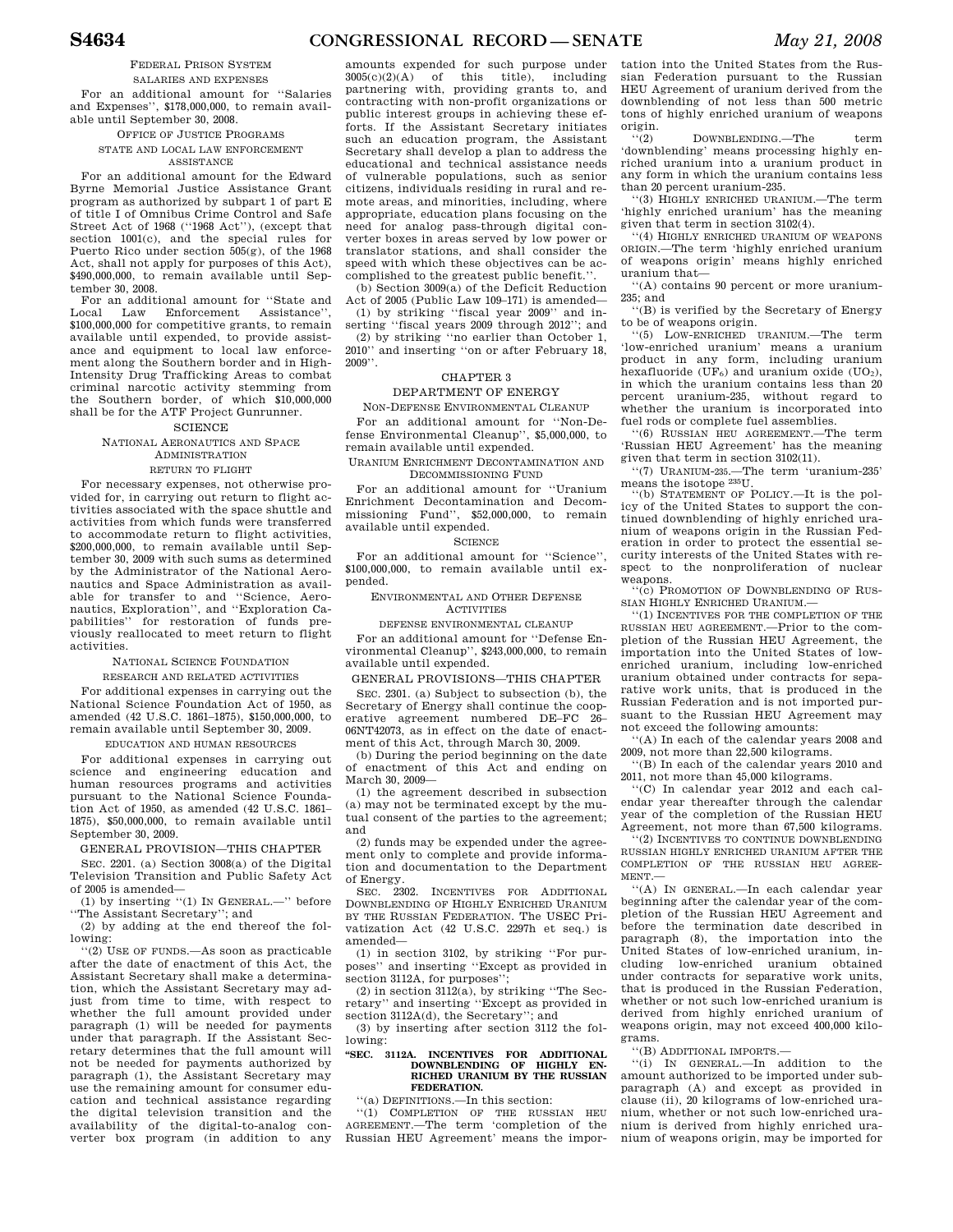FEDERAL PRISON SYSTEM

SALARIES AND EXPENSES

For an additional amount for ''Salaries and Expenses'', $178,000,000, to remain available until September 30, 2008.

OFFICE OF JUSTICE PROGRAMS

STATE AND LOCAL LAW ENFORCEMENT ASSISTANCE

For an additional amount for the Edward Byrne Memorial Justice Assistance Grant program as authorized by subpart 1 of part E of title I of Omnibus Crime Control and Safe Street Act of 1968 (''1968 Act''), (except that section 1001(c), and the special rules for Puerto Rico under section 505(g), of the 1968 Act, shall not apply for purposes of this Act), $490,000,000, to remain available until September 30, 2008.

For an additional amount for ''State and Local Law Enforcement Assistance'', $100,000,000 for competitive grants, to remain available until expended, to provide assistance and equipment to local law enforcement along the Southern border and in High-Intensity Drug Trafficking Areas to combat criminal narcotic activity stemming from the Southern border, of which $10,000,000 shall be for the ATF Project Gunrunner.

SCIENCE

NATIONAL AERONAUTICS AND SPACE ADMINISTRATION

RETURN TO FLIGHT

For necessary expenses, not otherwise provided for, in carrying out return to flight activities associated with the space shuttle and activities from which funds were transferred to accommodate return to flight activities, $200,000,000, to remain available until September 30, 2009 with such sums as determined by the Administrator of the National Aeronautics and Space Administration as available for transfer to and ''Science, Aeronautics, Exploration'', and ''Exploration Capabilities'' for restoration of funds previously reallocated to meet return to flight activities.

NATIONAL SCIENCE FOUNDATION

RESEARCH AND RELATED ACTIVITIES

For additional expenses in carrying out the National Science Foundation Act of 1950, as amended (42 U.S.C. 1861–1875), $150,000,000, to remain available until September 30, 2009.

EDUCATION AND HUMAN RESOURCES

For additional expenses in carrying out science and engineering education and human resources programs and activities pursuant to the National Science Foundation Act of 1950, as amended (42 U.S.C. 1861–1875), $50,000,000, to remain available until September 30, 2009.

GENERAL PROVISION—THIS CHAPTER

SEC. 2201. (a) Section 3008(a) of the Digital Television Transition and Public Safety Act of 2005 is amended—

(1) by inserting ''(1) IN GENERAL.—'' before ''The Assistant Secretary''; and

(2) by adding at the end thereof the following:

''(2) USE OF FUNDS.—As soon as practicable after the date of enactment of this Act, the Assistant Secretary shall make a determination, which the Assistant Secretary may adjust from time to time, with respect to whether the full amount provided under paragraph (1) will be needed for payments under that paragraph. If the Assistant Secretary determines that the full amount will not be needed for payments authorized by paragraph (1), the Assistant Secretary may use the remaining amount for consumer education and technical assistance regarding the digital television transition and the availability of the digital-to-analog converter box program (in addition to any amounts expended for such purpose under 3005(c)(2)(A) of this title), including partnering with, providing grants to, and contracting with non-profit organizations or public interest groups in achieving these efforts. If the Assistant Secretary initiates such an education program, the Assistant Secretary shall develop a plan to address the educational and technical assistance needs of vulnerable populations, such as senior citizens, individuals residing in rural and remote areas, and minorities, including, where appropriate, education plans focusing on the need for analog pass-through digital converter boxes in areas served by low power or translator stations, and shall consider the speed with which these objectives can be accomplished to the greatest public benefit.''.

(b) Section 3009(a) of the Deficit Reduction Act of 2005 (Public Law 109–171) is amended—

(1) by striking ''fiscal year 2009'' and inserting ''fiscal years 2009 through 2012''; and

(2) by striking ''no earlier than October 1, 2010'' and inserting ''on or after February 18, 2009''.

CHAPTER 3

DEPARTMENT OF ENERGY

NON-DEFENSE ENVIRONMENTAL CLEANUP

For an additional amount for ''Non-Defense Environmental Cleanup'', $5,000,000, to remain available until expended.

URANIUM ENRICHMENT DECONTAMINATION AND DECOMMISSIONING FUND

For an additional amount for ''Uranium Enrichment Decontamination and Decommissioning Fund'', $52,000,000, to remain available until expended.

SCIENCE

For an additional amount for ''Science'', $100,000,000, to remain available until expended.

ENVIRONMENTAL AND OTHER DEFENSE ACTIVITIES

DEFENSE ENVIRONMENTAL CLEANUP

For an additional amount for ''Defense Environmental Cleanup'', $243,000,000, to remain available until expended.

GENERAL PROVISIONS—THIS CHAPTER

SEC. 2301. (a) Subject to subsection (b), the Secretary of Energy shall continue the cooperative agreement numbered DE–FC 26–06NT42073, as in effect on the date of enactment of this Act, through March 30, 2009.

(b) During the period beginning on the date of enactment of this Act and ending on March 30, 2009—

(1) the agreement described in subsection (a) may not be terminated except by the mutual consent of the parties to the agreement; and

(2) funds may be expended under the agreement only to complete and provide information and documentation to the Department of Energy.

SEC. 2302. INCENTIVES FOR ADDITIONAL DOWNBLENDING OF HIGHLY ENRICHED URANIUM BY THE RUSSIAN FEDERATION. The USEC Privatization Act (42 U.S.C. 2297h et seq.) is amended—

(1) in section 3102, by striking ''For purposes'' and inserting ''Except as provided in section 3112A, for purposes'';

(2) in section 3112(a), by striking ''The Secretary'' and inserting ''Except as provided in section 3112A(d), the Secretary''; and

(3) by inserting after section 3112 the following:

**''SEC. 3112A. INCENTIVES FOR ADDITIONAL DOWNBLENDING OF HIGHLY ENRICHED URANIUM BY THE RUSSIAN FEDERATION.**

''(a) DEFINITIONS.—In this section:

''(1) COMPLETION OF THE RUSSIAN HEU AGREEMENT.—The term 'completion of the Russian HEU Agreement' means the importation into the United States from the Russian Federation pursuant to the Russian HEU Agreement of uranium derived from the downblending of not less than 500 metric tons of highly enriched uranium of weapons origin.

''(2) DOWNBLENDING.—The term 'downblending' means processing highly enriched uranium into a uranium product in any form in which the uranium contains less than 20 percent uranium-235.

''(3) HIGHLY ENRICHED URANIUM.—The term 'highly enriched uranium' has the meaning given that term in section 3102(4).

''(4) HIGHLY ENRICHED URANIUM OF WEAPONS ORIGIN.—The term 'highly enriched uranium of weapons origin' means highly enriched uranium that—

''(A) contains 90 percent or more uranium-235; and

''(B) is verified by the Secretary of Energy to be of weapons origin.

''(5) LOW-ENRICHED URANIUM.—The term 'low-enriched uranium' means a uranium product in any form, including uranium hexafluoride ($UF_6$) and uranium oxide ($UO_2$), in which the uranium contains less than 20 percent uranium-235, without regard to whether the uranium is incorporated into fuel rods or complete fuel assemblies.

''(6) RUSSIAN HEU AGREEMENT.—The term 'Russian HEU Agreement' has the meaning given that term in section 3102(11).

''(7) URANIUM-235.—The term 'uranium-235' means the isotope $^{235}U$.

''(b) STATEMENT OF POLICY.—It is the policy of the United States to support the continued downblending of highly enriched uranium of weapons origin in the Russian Federation in order to protect the essential security interests of the United States with respect to the nonproliferation of nuclear weapons.

''(c) PROMOTION OF DOWNBLENDING OF RUSSIAN HIGHLY ENRICHED URANIUM.—

''(1) INCENTIVES FOR THE COMPLETION OF THE RUSSIAN HEU AGREEMENT.—Prior to the completion of the Russian HEU Agreement, the importation into the United States of low-enriched uranium, including low-enriched uranium obtained under contracts for separative work units, that is produced in the Russian Federation and is not imported pursuant to the Russian HEU Agreement may not exceed the following amounts:

''(A) In each of the calendar years 2008 and 2009, not more than 22,500 kilograms.

''(B) In each of the calendar years 2010 and 2011, not more than 45,000 kilograms.

''(C) In calendar year 2012 and each calendar year thereafter through the calendar year of the completion of the Russian HEU Agreement, not more than 67,500 kilograms.

''(2) INCENTIVES TO CONTINUE DOWNBLENDING RUSSIAN HIGHLY ENRICHED URANIUM AFTER THE COMPLETION OF THE RUSSIAN HEU AGREEMENT.—

''(A) IN GENERAL.—In each calendar year beginning after the calendar year of the completion of the Russian HEU Agreement and before the termination date described in paragraph (8), the importation into the United States of low-enriched uranium, including low-enriched uranium obtained under contracts for separative work units, that is produced in the Russian Federation, whether or not such low-enriched uranium is derived from highly enriched uranium of weapons origin, may not exceed 400,000 kilograms.

''(B) ADDITIONAL IMPORTS.—

''(i) IN GENERAL.—In addition to the amount authorized to be imported under subparagraph (A) and except as provided in clause (ii), 20 kilograms of low-enriched uranium, whether or not such low-enriched uranium is derived from highly enriched uranium of weapons origin, may be imported for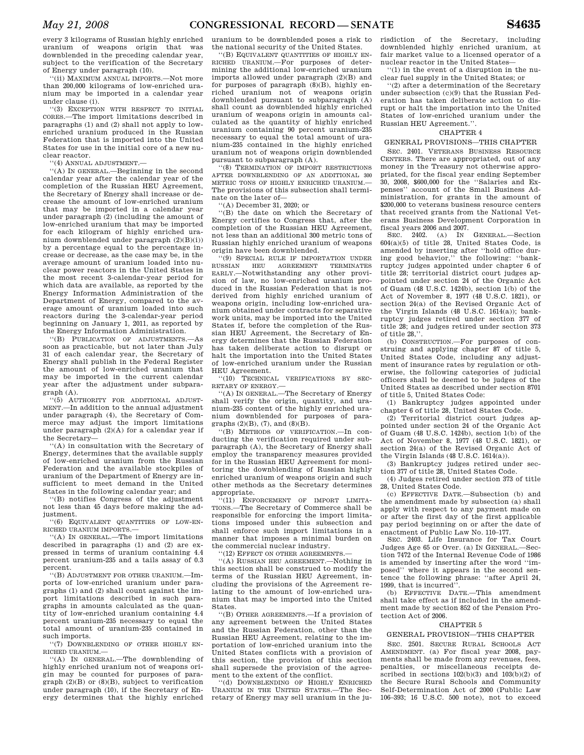every 3 kilograms of Russian highly enriched uranium of weapons origin that was downblended in the preceding calendar year, subject to the verification of the Secretary of Energy under paragraph (10).

''(ii) MAXIMUM ANNUAL IMPORTS.—Not more than 200,000 kilograms of low-enriched uranium may be imported in a calendar year under clause (i).

''(3) EXCEPTION WITH RESPECT TO INITIAL CORES.—The import limitations described in paragraphs (1) and (2) shall not apply to low-enriched uranium produced in the Russian Federation that is imported into the United States for use in the initial core of a new nuclear reactor.

''(4) ANNUAL ADJUSTMENT.—

''(A) IN GENERAL.—Beginning in the second calendar year after the calendar year of the completion of the Russian HEU Agreement, the Secretary of Energy shall increase or decrease the amount of low-enriched uranium that may be imported in a calendar year under paragraph (2) (including the amount of low-enriched uranium that may be imported for each kilogram of highly enriched uranium downblended under paragraph (2)(B)(i)) by a percentage equal to the percentage increase or decrease, as the case may be, in the average amount of uranium loaded into nuclear power reactors in the United States in the most recent 3-calendar-year period for which data are available, as reported by the Energy Information Administration of the Department of Energy, compared to the average amount of uranium loaded into such reactors during the 3-calendar-year period beginning on January 1, 2011, as reported by the Energy Information Administration.

''(B) PUBLICATION OF ADJUSTMENTS.—As soon as practicable, but not later than July 31 of each calendar year, the Secretary of Energy shall publish in the Federal Register the amount of low-enriched uranium that may be imported in the current calendar year after the adjustment under subparagraph (A).

''(5) AUTHORITY FOR ADDITIONAL ADJUSTMENT.—In addition to the annual adjustment under paragraph (4), the Secretary of Commerce may adjust the import limitations under paragraph (2)(A) for a calendar year if the Secretary—

''(A) in consultation with the Secretary of Energy, determines that the available supply of low-enriched uranium from the Russian Federation and the available stockpiles of uranium of the Department of Energy are insufficient to meet demand in the United States in the following calendar year; and

''(B) notifies Congress of the adjustment not less than 45 days before making the adjustment.

''(6) EQUIVALENT QUANTITIES OF LOW-ENRICHED URANIUM IMPORTS.—

''(A) IN GENERAL.—The import limitations described in paragraphs (1) and (2) are expressed in terms of uranium containing 4.4 percent uranium-235 and a tails assay of 0.3 percent.

''(B) ADJUSTMENT FOR OTHER URANIUM.—Imports of low-enriched uranium under paragraphs (1) and (2) shall count against the import limitations described in such paragraphs in amounts calculated as the quantity of low-enriched uranium containing 4.4 percent uranium-235 necessary to equal the total amount of uranium-235 contained in such imports.

''(7) DOWNBLENDING OF OTHER HIGHLY ENRICHED URANIUM.—

''(A) IN GENERAL.—The downblending of highly enriched uranium not of weapons origin may be counted for purposes of paragraph (2)(B) or (8)(B), subject to verification under paragraph (10), if the Secretary of Energy determines that the highly enriched uranium to be downblended poses a risk to the national security of the United States.

''(B) EQUIVALENT QUANTITIES OF HIGHLY ENRICHED URANIUM.—For purposes of determining the additional low-enriched uranium imports allowed under paragraph (2)(B) and for purposes of paragraph (8)(B), highly enriched uranium not of weapons origin downblended pursuant to subparagraph (A) shall count as downblended highly enriched uranium of weapons origin in amounts calculated as the quantity of highly enriched uranium containing 90 percent uranium-235 necessary to equal the total amount of uranium-235 contained in the highly enriched uranium not of weapons origin downblended pursuant to subparagraph (A).

''(8) TERMINATION OF IMPORT RESTRICTIONS AFTER DOWNBLENDING OF AN ADDITIONAL 300 METRIC TONS OF HIGHLY ENRICHED URANIUM.—The provisions of this subsection shall terminate on the later of—

''(A) December 31, 2020; or

''(B) the date on which the Secretary of Energy certifies to Congress that, after the completion of the Russian HEU Agreement, not less than an additional 300 metric tons of Russian highly enriched uranium of weapons origin have been downblended.

''(9) SPECIAL RULE IF IMPORTATION UNDER RUSSIAN HEU AGREEMENT TERMINATES EARLY.—Notwithstanding any other provision of law, no low-enriched uranium produced in the Russian Federation that is not derived from highly enriched uranium of weapons origin, including low-enriched uranium obtained under contracts for separative work units, may be imported into the United States if, before the completion of the Russian HEU Agreement, the Secretary of Energy determines that the Russian Federation has taken deliberate action to disrupt or halt the importation into the United States of low-enriched uranium under the Russian HEU Agreement.

''(10) TECHNICAL VERIFICATIONS BY SECRETARY OF ENERGY.—

''(A) IN GENERAL.—The Secretary of Energy shall verify the origin, quantity, and uranium-235 content of the highly enriched uranium downblended for purposes of paragraphs (2)(B), (7), and (8)(B).

''(B) METHODS OF VERIFICATION.—In conducting the verification required under subparagraph (A), the Secretary of Energy shall employ the transparency measures provided for in the Russian HEU Agreement for monitoring the downblending of Russian highly enriched uranium of weapons origin and such other methods as the Secretary determines appropriate.

''(11) ENFORCEMENT OF IMPORT LIMITATIONS.—The Secretary of Commerce shall be responsible for enforcing the import limitations imposed under this subsection and shall enforce such import limitations in a manner that imposes a minimal burden on the commercial nuclear industry.

''(12) EFFECT ON OTHER AGREEMENTS.—

''(A) RUSSIAN HEU AGREEMENT.—Nothing in this section shall be construed to modify the terms of the Russian HEU Agreement, including the provisions of the Agreement relating to the amount of low-enriched uranium that may be imported into the United States.

''(B) OTHER AGREEMENTS.—If a provision of any agreement between the United States and the Russian Federation, other than the Russian HEU Agreement, relating to the importation of low-enriched uranium into the United States conflicts with a provision of this section, the provision of this section shall supersede the provision of the agreement to the extent of the conflict.

''(d) DOWNBLENDING OF HIGHLY ENRICHED URANIUM IN THE UNITED STATES.—The Secretary of Energy may sell uranium in the jurisdiction of the Secretary, including downblended highly enriched uranium, at fair market value to a licensed operator of a nuclear reactor in the United States—

''(1) in the event of a disruption in the nuclear fuel supply in the United States; or

''(2) after a determination of the Secretary under subsection (c)(9) that the Russian Federation has taken deliberate action to disrupt or halt the importation into the United States of low-enriched uranium under the Russian HEU Agreement.''.

## CHAPTER 4

### GENERAL PROVISIONS—THIS CHAPTER

SEC. 2401. VETERANS BUSINESS RESOURCE CENTERS. There are appropriated, out of any money in the Treasury not otherwise appropriated, for the fiscal year ending September 30, 2008, $600,000 for the ''Salaries and Expenses'' account of the Small Business Administration, for grants in the amount of $200,000 to veterans business resource centers that received grants from the National Veterans Business Development Corporation in fiscal years 2006 and 2007.

SEC. 2402. (a) IN GENERAL.—Section 604(a)(5) of title 28, United States Code, is amended by inserting after ''hold office during good behavior,'' the following: ''bankruptcy judges appointed under chapter 6 of title 28; territorial district court judges appointed under section 24 of the Organic Act of Guam (48 U.S.C. 1424b), section 1(b) of the Act of November 8, 1977 (48 U.S.C. 1821), or section 24(a) of the Revised Organic Act of the Virgin Islands (48 U.S.C. 1614(a)); bankruptcy judges retired under section 377 of title 28; and judges retired under section 373 of title 28,''.

(b) CONSTRUCTION.—For purposes of construing and applying chapter 87 of title 5, United States Code, including any adjustment of insurance rates by regulation or otherwise, the following categories of judicial officers shall be deemed to be judges of the United States as described under section 8701 of title 5, United States Code:

(1) Bankruptcy judges appointed under chapter 6 of title 28, United States Code.

(2) Territorial district court judges appointed under section 24 of the Organic Act of Guam (48 U.S.C. 1424b), section 1(b) of the Act of November 8, 1977 (48 U.S.C. 1821), or section 24(a) of the Revised Organic Act of the Virgin Islands (48 U.S.C. 1614(a)).

(3) Bankruptcy judges retired under section 377 of title 28, United States Code.

(4) Judges retired under section 373 of title 28, United States Code.

(c) EFFECTIVE DATE.—Subsection (b) and the amendment made by subsection (a) shall apply with respect to any payment made on or after the first day of the first applicable pay period beginning on or after the date of enactment of Public Law No. 110–177.

SEC. 2403. Life Insurance for Tax Court Judges Age 65 or Over. (a) IN GENERAL.—Section 7472 of the Internal Revenue Code of 1986 is amended by inserting after the word ''imposed'' where it appears in the second sentence the following phrase: ''after April 24, 1999, that is incurred''.

(b) EFFECTIVE DATE.—This amendment shall take effect as if included in the amendment made by section 852 of the Pension Protection Act of 2006.

## CHAPTER 5

### GENERAL PROVISION—THIS CHAPTER

SEC. 2501. SECURE RURAL SCHOOLS ACT AMENDMENT. (a) For fiscal year 2008, payments shall be made from any revenues, fees, penalties, or miscellaneous receipts described in sections 102(b)(3) and 103(b)(2) of the Secure Rural Schools and Community Self-Determination Act of 2000 (Public Law 106–393; 16 U.S.C. 500 note), not to exceed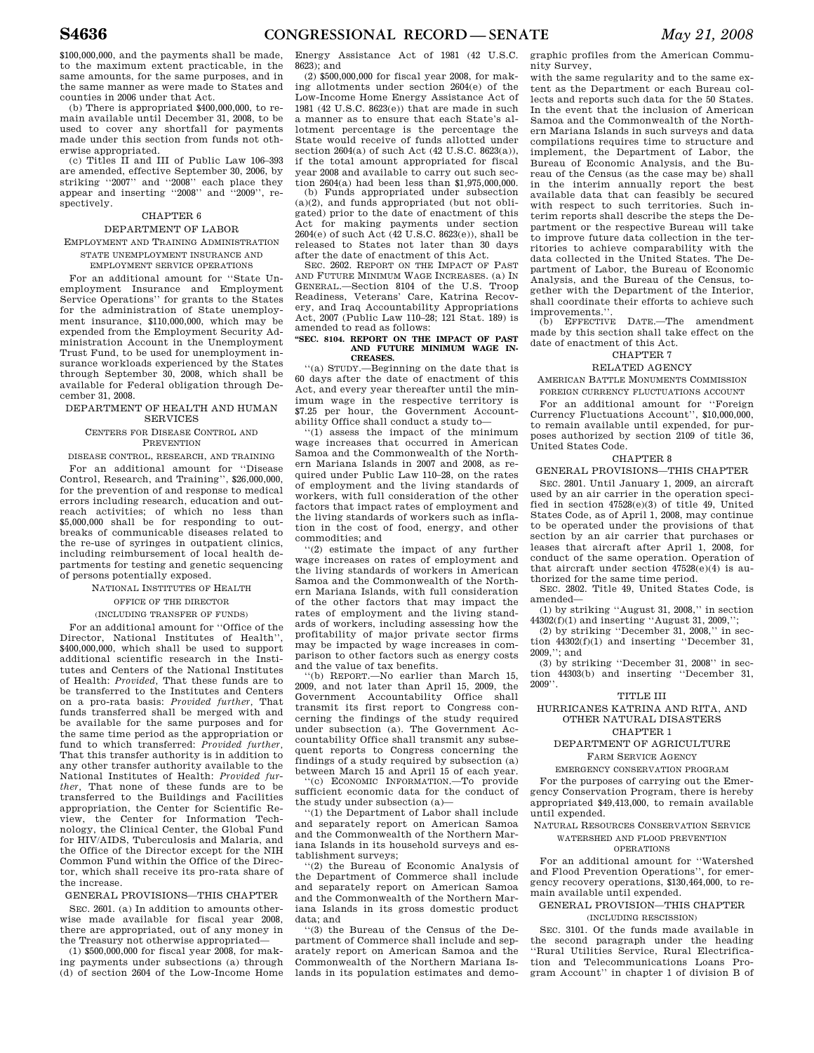$100,000,000, and the payments shall be made, to the maximum extent practicable, in the same amounts, for the same purposes, and in the same manner as were made to States and counties in 2006 under that Act.

(b) There is appropriated $400,000,000, to remain available until December 31, 2008, to be used to cover any shortfall for payments made under this section from funds not otherwise appropriated.

(c) Titles II and III of Public Law 106–393 are amended, effective September 30, 2006, by striking ''2007'' and ''2008'' each place they appear and inserting ''2008'' and ''2009'', respectively.

## CHAPTER 6

## DEPARTMENT OF LABOR

### EMPLOYMENT AND TRAINING ADMINISTRATION

### STATE UNEMPLOYMENT INSURANCE AND EMPLOYMENT SERVICE OPERATIONS

For an additional amount for ''State Unemployment Insurance and Employment Service Operations'' for grants to the States for the administration of State unemployment insurance, $110,000,000, which may be expended from the Employment Security Administration Account in the Unemployment Trust Fund, to be used for unemployment insurance workloads experienced by the States through September 30, 2008, which shall be available for Federal obligation through December 31, 2008.

## DEPARTMENT OF HEALTH AND HUMAN SERVICES

### CENTERS FOR DISEASE CONTROL AND PREVENTION

### DISEASE CONTROL, RESEARCH, AND TRAINING

For an additional amount for ''Disease Control, Research, and Training'', $26,000,000, for the prevention of and response to medical errors including research, education and outreach activities; of which no less than $5,000,000 shall be for responding to outbreaks of communicable diseases related to the re-use of syringes in outpatient clinics, including reimbursement of local health departments for testing and genetic sequencing of persons potentially exposed.

### NATIONAL INSTITUTES OF HEALTH

### OFFICE OF THE DIRECTOR

### (INCLUDING TRANSFER OF FUNDS)

For an additional amount for ''Office of the Director, National Institutes of Health'', $400,000,000, which shall be used to support additional scientific research in the Institutes and Centers of the National Institutes of Health: *Provided*, That these funds are to be transferred to the Institutes and Centers on a pro-rata basis: *Provided further*, That funds transferred shall be merged with and be available for the same purposes and for the same time period as the appropriation or fund to which transferred: *Provided further*, That this transfer authority is in addition to any other transfer authority available to the National Institutes of Health: *Provided further*, That none of these funds are to be transferred to the Buildings and Facilities appropriation, the Center for Scientific Review, the Center for Information Technology, the Clinical Center, the Global Fund for HIV/AIDS, Tuberculosis and Malaria, and the Office of the Director except for the NIH Common Fund within the Office of the Director, which shall receive its pro-rata share of the increase.

### GENERAL PROVISIONS—THIS CHAPTER

SEC. 2601. (a) In addition to amounts otherwise made available for fiscal year 2008, there are appropriated, out of any money in the Treasury not otherwise appropriated—

(1) $500,000,000 for fiscal year 2008, for making payments under subsections (a) through (d) of section 2604 of the Low-Income Home Energy Assistance Act of 1981 (42 U.S.C. 8623); and

(2) $500,000,000 for fiscal year 2008, for making allotments under section 2604(e) of the Low-Income Home Energy Assistance Act of 1981 (42 U.S.C. 8623(e)) that are made in such a manner as to ensure that each State's allotment percentage is the percentage the State would receive of funds allotted under section 2604(a) of such Act (42 U.S.C. 8623(a)), if the total amount appropriated for fiscal year 2008 and available to carry out such section 2604(a) had been less than $1,975,000,000.

(b) Funds appropriated under subsection (a)(2), and funds appropriated (but not obligated) prior to the date of enactment of this Act for making payments under section 2604(e) of such Act (42 U.S.C. 8623(e)), shall be released to States not later than 30 days after the date of enactment of this Act.

SEC. 2602. REPORT ON THE IMPACT OF PAST AND FUTURE MINIMUM WAGE INCREASES. (a) IN GENERAL.—Section 8104 of the U.S. Troop Readiness, Veterans' Care, Katrina Recovery, and Iraq Accountability Appropriations Act, 2007 (Public Law 110–28; 121 Stat. 189) is amended to read as follows:

**''SEC. 8104. REPORT ON THE IMPACT OF PAST AND FUTURE MINIMUM WAGE INCREASES.**

''(a) STUDY.—Beginning on the date that is 60 days after the date of enactment of this Act, and every year thereafter until the minimum wage in the respective territory is $7.25 per hour, the Government Accountability Office shall conduct a study to—

''(1) assess the impact of the minimum wage increases that occurred in American Samoa and the Commonwealth of the Northern Mariana Islands in 2007 and 2008, as required under Public Law 110–28, on the rates of employment and the living standards of workers, with full consideration of the other factors that impact rates of employment and the living standards of workers such as inflation in the cost of food, energy, and other commodities; and

''(2) estimate the impact of any further wage increases on rates of employment and the living standards of workers in American Samoa and the Commonwealth of the Northern Mariana Islands, with full consideration of the other factors that may impact the rates of employment and the living standards of workers, including assessing how the profitability of major private sector firms may be impacted by wage increases in comparison to other factors such as energy costs and the value of tax benefits.

''(b) REPORT.—No earlier than March 15, 2009, and not later than April 15, 2009, the Government Accountability Office shall transmit its first report to Congress concerning the findings of the study required under subsection (a). The Government Accountability Office shall transmit any subsequent reports to Congress concerning the findings of a study required by subsection (a) between March 15 and April 15 of each year.

''(c) ECONOMIC INFORMATION.—To provide sufficient economic data for the conduct of the study under subsection (a)—

''(1) the Department of Labor shall include and separately report on American Samoa and the Commonwealth of the Northern Mariana Islands in its household surveys and establishment surveys;

''(2) the Bureau of Economic Analysis of the Department of Commerce shall include and separately report on American Samoa and the Commonwealth of the Northern Mariana Islands in its gross domestic product data; and

''(3) the Bureau of the Census of the Department of Commerce shall include and separately report on American Samoa and the Commonwealth of the Northern Mariana Islands in its population estimates and demographic profiles from the American Community Survey,

with the same regularity and to the same extent as the Department or each Bureau collects and reports such data for the 50 States. In the event that the inclusion of American Samoa and the Commonwealth of the Northern Mariana Islands in such surveys and data compilations requires time to structure and implement, the Department of Labor, the Bureau of Economic Analysis, and the Bureau of the Census (as the case may be) shall in the interim annually report the best available data that can feasibly be secured with respect to such territories. Such interim reports shall describe the steps the Department or the respective Bureau will take to improve future data collection in the territories to achieve comparability with the data collected in the United States. The Department of Labor, the Bureau of Economic Analysis, and the Bureau of the Census, together with the Department of the Interior, shall coordinate their efforts to achieve such improvements.''.

(b) EFFECTIVE DATE.—The amendment made by this section shall take effect on the date of enactment of this Act.

## CHAPTER 7

## RELATED AGENCY

### AMERICAN BATTLE MONUMENTS COMMISSION

### FOREIGN CURRENCY FLUCTUATIONS ACCOUNT

For an additional amount for ''Foreign Currency Fluctuations Account'', $10,000,000, to remain available until expended, for purposes authorized by section 2109 of title 36, United States Code.

## CHAPTER 8

### GENERAL PROVISIONS—THIS CHAPTER

SEC. 2801. Until January 1, 2009, an aircraft used by an air carrier in the operation specified in section 47528(e)(3) of title 49, United States Code, as of April 1, 2008, may continue to be operated under the provisions of that section by an air carrier that purchases or leases that aircraft after April 1, 2008, for conduct of the same operation. Operation of that aircraft under section 47528(e)(4) is authorized for the same time period.

SEC. 2802. Title 49, United States Code, is amended—

(1) by striking ''August 31, 2008,'' in section 44302(f)(1) and inserting ''August 31, 2009,'';

(2) by striking ''December 31, 2008,'' in section 44302(f)(1) and inserting ''December 31, 2009,''; and

(3) by striking ''December 31, 2008'' in section 44303(b) and inserting ''December 31, 2009''.

# TITLE III

## HURRICANES KATRINA AND RITA, AND OTHER NATURAL DISASTERS

## CHAPTER 1

## DEPARTMENT OF AGRICULTURE

### FARM SERVICE AGENCY

### EMERGENCY CONSERVATION PROGRAM

For the purposes of carrying out the Emergency Conservation Program, there is hereby appropriated $49,413,000, to remain available until expended.

### NATURAL RESOURCES CONSERVATION SERVICE

### WATERSHED AND FLOOD PREVENTION OPERATIONS

For an additional amount for ''Watershed and Flood Prevention Operations'', for emergency recovery operations, $130,464,000, to remain available until expended.

### GENERAL PROVISION—THIS CHAPTER

### (INCLUDING RESCISSION)

SEC. 3101. Of the funds made available in the second paragraph under the heading ''Rural Utilities Service, Rural Electrification and Telecommunications Loans Program Account'' in chapter 1 of division B of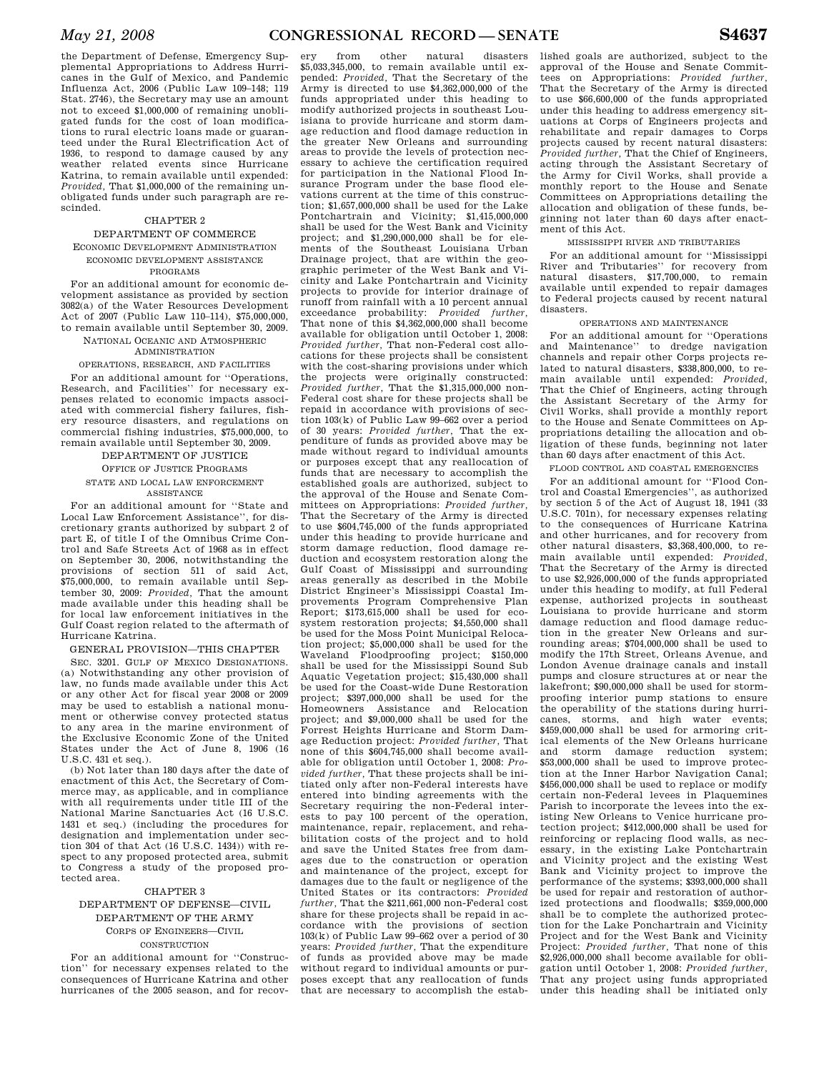the Department of Defense, Emergency Supplemental Appropriations to Address Hurricanes in the Gulf of Mexico, and Pandemic Influenza Act, 2006 (Public Law 109–148; 119 Stat. 2746), the Secretary may use an amount not to exceed $1,000,000 of remaining unobligated funds for the cost of loan modifications to rural electric loans made or guaranteed under the Rural Electrification Act of 1936, to respond to damage caused by any weather related events since Hurricane Katrina, to remain available until expended: *Provided*, That $1,000,000 of the remaining unobligated funds under such paragraph are rescinded.

## CHAPTER 2

## DEPARTMENT OF COMMERCE

### ECONOMIC DEVELOPMENT ADMINISTRATION

#### ECONOMIC DEVELOPMENT ASSISTANCE PROGRAMS

For an additional amount for economic development assistance as provided by section 3082(a) of the Water Resources Development Act of 2007 (Public Law 110–114), $75,000,000, to remain available until September 30, 2009.

### NATIONAL OCEANIC AND ATMOSPHERIC ADMINISTRATION

#### OPERATIONS, RESEARCH, AND FACILITIES

For an additional amount for ''Operations, Research, and Facilities'' for necessary expenses related to economic impacts associated with commercial fishery failures, fishery resource disasters, and regulations on commercial fishing industries, $75,000,000, to remain available until September 30, 2009.

## DEPARTMENT OF JUSTICE

### OFFICE OF JUSTICE PROGRAMS

#### STATE AND LOCAL LAW ENFORCEMENT ASSISTANCE

For an additional amount for ''State and Local Law Enforcement Assistance'', for discretionary grants authorized by subpart 2 of part E, of title I of the Omnibus Crime Control and Safe Streets Act of 1968 as in effect on September 30, 2006, notwithstanding the provisions of section 511 of said Act, $75,000,000, to remain available until September 30, 2009: *Provided*, That the amount made available under this heading shall be for local law enforcement initiatives in the Gulf Coast region related to the aftermath of Hurricane Katrina.

### GENERAL PROVISION—THIS CHAPTER

SEC. 3201. GULF OF MEXICO DESIGNATIONS. (a) Notwithstanding any other provision of law, no funds made available under this Act or any other Act for fiscal year 2008 or 2009 may be used to establish a national monument or otherwise convey protected status to any area in the marine environment of the Exclusive Economic Zone of the United States under the Act of June 8, 1906 (16 U.S.C. 431 et seq.).

(b) Not later than 180 days after the date of enactment of this Act, the Secretary of Commerce may, as applicable, and in compliance with all requirements under title III of the National Marine Sanctuaries Act (16 U.S.C. 1431 et seq.) (including the procedures for designation and implementation under section 304 of that Act (16 U.S.C. 1434)) with respect to any proposed protected area, submit to Congress a study of the proposed protected area.

## CHAPTER 3

## DEPARTMENT OF DEFENSE—CIVIL

## DEPARTMENT OF THE ARMY

### CORPS OF ENGINEERS—CIVIL

#### CONSTRUCTION

For an additional amount for ''Construction'' for necessary expenses related to the consequences of Hurricane Katrina and other hurricanes of the 2005 season, and for recovery from other natural disasters $5,033,345,000, to remain available until expended: *Provided*, That the Secretary of the Army is directed to use $4,362,000,000 of the funds appropriated under this heading to modify authorized projects in southeast Louisiana to provide hurricane and storm damage reduction and flood damage reduction in the greater New Orleans and surrounding areas to provide the levels of protection necessary to achieve the certification required for participation in the National Flood Insurance Program under the base flood elevations current at the time of this construction; $1,657,000,000 shall be used for the Lake Pontchartrain and Vicinity; $1,415,000,000 shall be used for the West Bank and Vicinity project; and $1,290,000,000 shall be for elements of the Southeast Louisiana Urban Drainage project, that are within the geographic perimeter of the West Bank and Vicinity and Lake Pontchartrain and Vicinity projects to provide for interior drainage of runoff from rainfall with a 10 percent annual exceedance probability: *Provided further*, That none of this $4,362,000,000 shall become available for obligation until October 1, 2008: *Provided further*, That non-Federal cost allocations for these projects shall be consistent with the cost-sharing provisions under which the projects were originally constructed: *Provided further*, That the $1,315,000,000 non-Federal cost share for these projects shall be repaid in accordance with provisions of section 103(k) of Public Law 99–662 over a period of 30 years: *Provided further*, That the expenditure of funds as provided above may be made without regard to individual amounts or purposes except that any reallocation of funds that are necessary to accomplish the established goals are authorized, subject to the approval of the House and Senate Committees on Appropriations: *Provided further*, That the Secretary of the Army is directed to use $604,745,000 of the funds appropriated under this heading to provide hurricane and storm damage reduction, flood damage reduction and ecosystem restoration along the Gulf Coast of Mississippi and surrounding areas generally as described in the Mobile District Engineer's Mississippi Coastal Improvements Program Comprehensive Plan Report; $173,615,000 shall be used for ecosystem restoration projects; $4,550,000 shall be used for the Moss Point Municipal Relocation project; $5,000,000 shall be used for the Waveland Floodproofing project; $150,000 shall be used for the Mississippi Sound Sub Aquatic Vegetation project; $15,430,000 shall be used for the Coast-wide Dune Restoration project; $397,000,000 shall be used for the Homeowners Assistance and Relocation project; and $9,000,000 shall be used for the Forrest Heights Hurricane and Storm Damage Reduction project: *Provided further*, That none of this $604,745,000 shall become available for obligation until October 1, 2008: *Provided further*, That these projects shall be initiated only after non-Federal interests have entered into binding agreements with the Secretary requiring the non-Federal interests to pay 100 percent of the operation, maintenance, repair, replacement, and rehabilitation costs of the project and to hold and save the United States free from damages due to the construction or operation and maintenance of the project, except for damages due to the fault or negligence of the United States or its contractors: *Provided further*, That the $211,661,000 non-Federal cost share for these projects shall be repaid in accordance with the provisions of section 103(k) of Public Law 99–662 over a period of 30 years: *Provided further*, That the expenditure of funds as provided above may be made without regard to individual amounts or purposes except that any reallocation of funds that are necessary to accomplish the established goals are authorized, subject to the approval of the House and Senate Committees on Appropriations: *Provided further*, That the Secretary of the Army is directed to use $66,600,000 of the funds appropriated under this heading to address emergency situations at Corps of Engineers projects and rehabilitate and repair damages to Corps projects caused by recent natural disasters: *Provided further*, That the Chief of Engineers, acting through the Assistant Secretary of the Army for Civil Works, shall provide a monthly report to the House and Senate Committees on Appropriations detailing the allocation and obligation of these funds, beginning not later than 60 days after enactment of this Act.

#### MISSISSIPPI RIVER AND TRIBUTARIES

For an additional amount for ''Mississippi River and Tributaries'' for recovery from natural disasters, $17,700,000, to remain available until expended to repair damages to Federal projects caused by recent natural disasters.

#### OPERATIONS AND MAINTENANCE

For an additional amount for ''Operations and Maintenance'' to dredge navigation channels and repair other Corps projects related to natural disasters, $338,800,000, to remain available until expended: *Provided*, That the Chief of Engineers, acting through the Assistant Secretary of the Army for Civil Works, shall provide a monthly report to the House and Senate Committees on Appropriations detailing the allocation and obligation of these funds, beginning not later than 60 days after enactment of this Act.

#### FLOOD CONTROL AND COASTAL EMERGENCIES

For an additional amount for ''Flood Control and Coastal Emergencies'', as authorized by section 5 of the Act of August 18, 1941 (33 U.S.C. 701n), for necessary expenses relating to the consequences of Hurricane Katrina and other hurricanes, and for recovery from other natural disasters, $3,368,400,000, to remain available until expended: *Provided*, That the Secretary of the Army is directed to use $2,926,000,000 of the funds appropriated under this heading to modify, at full Federal expense, authorized projects in southeast Louisiana to provide hurricane and storm damage reduction and flood damage reduction in the greater New Orleans and surrounding areas; $704,000,000 shall be used to modify the 17th Street, Orleans Avenue, and London Avenue drainage canals and install pumps and closure structures at or near the lakefront; $90,000,000 shall be used for storm-proofing interior pump stations to ensure the operability of the stations during hurricanes, storms, and high water events; $459,000,000 shall be used for armoring critical elements of the New Orleans hurricane and storm damage reduction system; $53,000,000 shall be used to improve protection at the Inner Harbor Navigation Canal; $456,000,000 shall be used to replace or modify certain non-Federal levees in Plaquemines Parish to incorporate the levees into the existing New Orleans to Venice hurricane protection project; $412,000,000 shall be used for reinforcing or replacing flood walls, as necessary, in the existing Lake Pontchartrain and Vicinity project and the existing West Bank and Vicinity project to improve the performance of the systems; $393,000,000 shall be used for repair and restoration of authorized protections and floodwalls; $359,000,000 shall be to complete the authorized protection for the Lake Ponchartrain and Vicinity Project and for the West Bank and Vicinity Project: *Provided further*, That none of this $2,926,000,000 shall become available for obligation until October 1, 2008: *Provided further*, That any project using funds appropriated under this heading shall be initiated only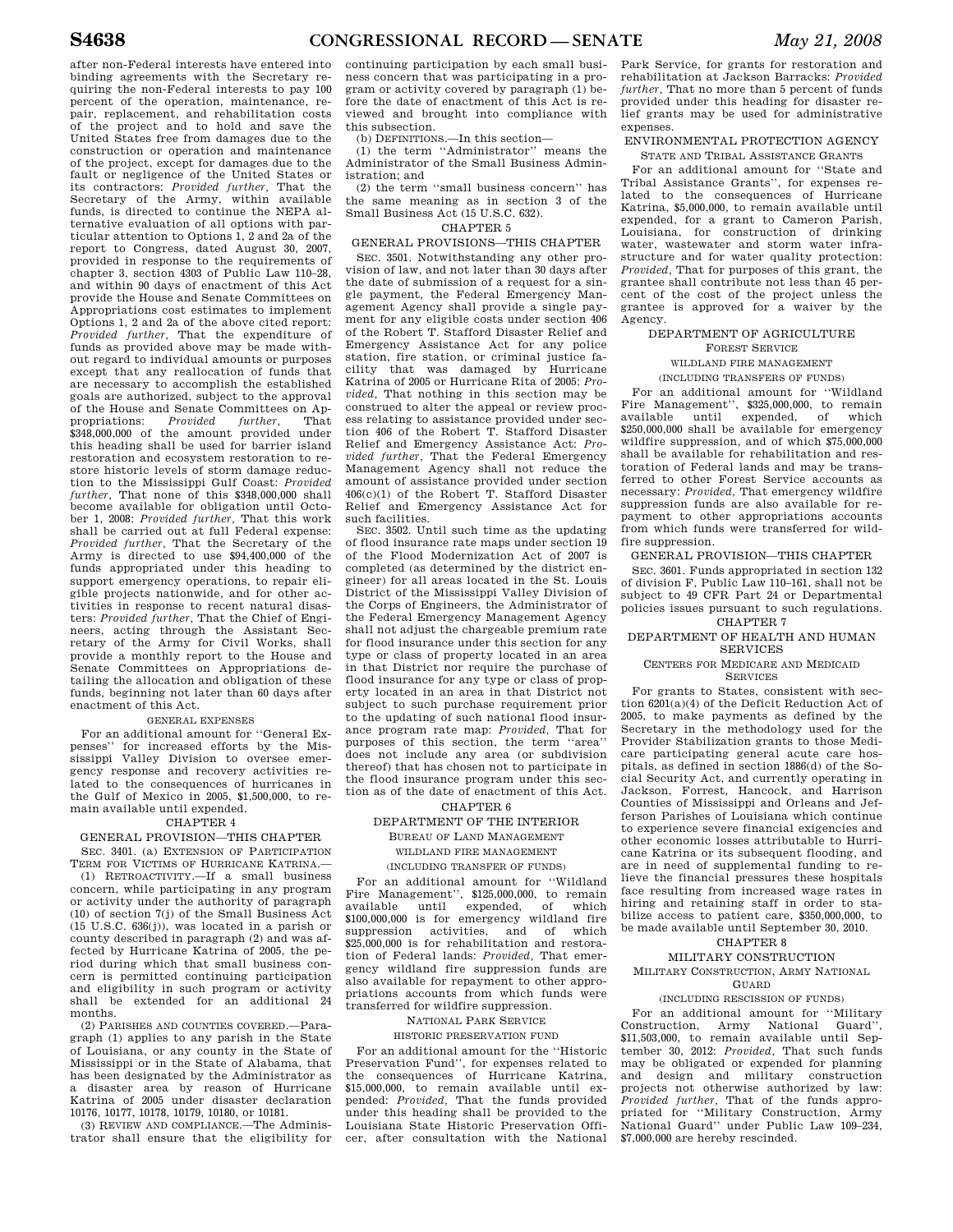after non-Federal interests have entered into binding agreements with the Secretary requiring the non-Federal interests to pay 100 percent of the operation, maintenance, repair, replacement, and rehabilitation costs of the project and to hold and save the United States free from damages due to the construction or operation and maintenance of the project, except for damages due to the fault or negligence of the United States or its contractors: *Provided further*, That the Secretary of the Army, within available funds, is directed to continue the NEPA alternative evaluation of all options with particular attention to Options 1, 2 and 2a of the report to Congress, dated August 30, 2007, provided in response to the requirements of chapter 3, section 4303 of Public Law 110–28, and within 90 days of enactment of this Act provide the House and Senate Committees on Appropriations cost estimates to implement Options 1, 2 and 2a of the above cited report: *Provided further*, That the expenditure of funds as provided above may be made without regard to individual amounts or purposes except that any reallocation of funds that are necessary to accomplish the established goals are authorized, subject to the approval of the House and Senate Committees on Appropriations: *Provided further*, That $348,000,000 of the amount provided under this heading shall be used for barrier island restoration and ecosystem restoration to restore historic levels of storm damage reduction to the Mississippi Gulf Coast: *Provided further*, That none of this $348,000,000 shall become available for obligation until October 1, 2008: *Provided further*, That this work shall be carried out at full Federal expense: *Provided further*, That the Secretary of the Army is directed to use $94,400,000 of the funds appropriated under this heading to support emergency operations, to repair eligible projects nationwide, and for other activities in response to recent natural disasters: *Provided further*, That the Chief of Engineers, acting through the Assistant Secretary of the Army for Civil Works, shall provide a monthly report to the House and Senate Committees on Appropriations detailing the allocation and obligation of these funds, beginning not later than 60 days after enactment of this Act.

GENERAL EXPENSES

For an additional amount for ''General Expenses'' for increased efforts by the Mississippi Valley Division to oversee emergency response and recovery activities related to the consequences of hurricanes in the Gulf of Mexico in 2005, $1,500,000, to remain available until expended.

CHAPTER 4

GENERAL PROVISION—THIS CHAPTER

SEC. 3401. (a) EXTENSION OF PARTICIPATION TERM FOR VICTIMS OF HURRICANE KATRINA.—

(1) RETROACTIVITY.—If a small business concern, while participating in any program or activity under the authority of paragraph (10) of section 7(j) of the Small Business Act (15 U.S.C. 636(j)), was located in a parish or county described in paragraph (2) and was affected by Hurricane Katrina of 2005, the period during which that small business concern is permitted continuing participation and eligibility in such program or activity shall be extended for an additional 24 months.

(2) PARISHES AND COUNTIES COVERED.—Paragraph (1) applies to any parish in the State of Louisiana, or any county in the State of Mississippi or in the State of Alabama, that has been designated by the Administrator as a disaster area by reason of Hurricane Katrina of 2005 under disaster declaration 10176, 10177, 10178, 10179, 10180, or 10181.

(3) REVIEW AND COMPLIANCE.—The Administrator shall ensure that the eligibility for continuing participation by each small business concern that was participating in a program or activity covered by paragraph (1) before the date of enactment of this Act is reviewed and brought into compliance with this subsection.

(b) DEFINITIONS.—In this section—

(1) the term ''Administrator'' means the Administrator of the Small Business Administration; and

(2) the term ''small business concern'' has the same meaning as in section 3 of the Small Business Act (15 U.S.C. 632).

CHAPTER 5

GENERAL PROVISIONS—THIS CHAPTER

SEC. 3501. Notwithstanding any other provision of law, and not later than 30 days after the date of submission of a request for a single payment, the Federal Emergency Management Agency shall provide a single payment for any eligible costs under section 406 of the Robert T. Stafford Disaster Relief and Emergency Assistance Act for any police station, fire station, or criminal justice facility that was damaged by Hurricane Katrina of 2005 or Hurricane Rita of 2005: *Provided*, That nothing in this section may be construed to alter the appeal or review process relating to assistance provided under section 406 of the Robert T. Stafford Disaster Relief and Emergency Assistance Act: *Provided further*, That the Federal Emergency Management Agency shall not reduce the amount of assistance provided under section 406(c)(1) of the Robert T. Stafford Disaster Relief and Emergency Assistance Act for such facilities.

SEC. 3502. Until such time as the updating of flood insurance rate maps under section 19 of the Flood Modernization Act of 2007 is completed (as determined by the district engineer) for all areas located in the St. Louis District of the Mississippi Valley Division of the Corps of Engineers, the Administrator of the Federal Emergency Management Agency shall not adjust the chargeable premium rate for flood insurance under this section for any type or class of property located in an area in that District nor require the purchase of flood insurance for any type or class of property located in an area in that District not subject to such purchase requirement prior to the updating of such national flood insurance program rate map: *Provided*, That for purposes of this section, the term ''area'' does not include any area (or subdivision thereof) that has chosen not to participate in the flood insurance program under this section as of the date of enactment of this Act.

CHAPTER 6

DEPARTMENT OF THE INTERIOR

BUREAU OF LAND MANAGEMENT

WILDLAND FIRE MANAGEMENT

(INCLUDING TRANSFER OF FUNDS)

For an additional amount for ''Wildland Fire Management'', $125,000,000, to remain available until expended, of which $100,000,000 is for emergency wildland fire suppression activities, and of which $25,000,000 is for rehabilitation and restoration of Federal lands: *Provided*, That emergency wildland fire suppression funds are also available for repayment to other appropriations accounts from which funds were transferred for wildfire suppression.

NATIONAL PARK SERVICE

HISTORIC PRESERVATION FUND

For an additional amount for the ''Historic Preservation Fund'', for expenses related to the consequences of Hurricane Katrina, $15,000,000, to remain available until expended: *Provided*, That the funds provided under this heading shall be provided to the Louisiana State Historic Preservation Officer, after consultation with the National Park Service, for grants for restoration and rehabilitation at Jackson Barracks: *Provided further*, That no more than 5 percent of funds provided under this heading for disaster relief grants may be used for administrative expenses.

ENVIRONMENTAL PROTECTION AGENCY

STATE AND TRIBAL ASSISTANCE GRANTS

For an additional amount for ''State and Tribal Assistance Grants'', for expenses related to the consequences of Hurricane Katrina, $5,000,000, to remain available until expended, for a grant to Cameron Parish, Louisiana, for construction of drinking water, wastewater and storm water infrastructure and for water quality protection: *Provided*, That for purposes of this grant, the grantee shall contribute not less than 45 percent of the cost of the project unless the grantee is approved for a waiver by the Agency.

DEPARTMENT OF AGRICULTURE

FOREST SERVICE

WILDLAND FIRE MANAGEMENT

(INCLUDING TRANSFERS OF FUNDS)

For an additional amount for ''Wildland Fire Management'', $325,000,000, to remain available until expended, of which $250,000,000 shall be available for emergency wildfire suppression, and of which $75,000,000 shall be available for rehabilitation and restoration of Federal lands and may be transferred to other Forest Service accounts as necessary: *Provided*, That emergency wildfire suppression funds are also available for repayment to other appropriations accounts from which funds were transferred for wildfire suppression.

GENERAL PROVISION—THIS CHAPTER

SEC. 3601. Funds appropriated in section 132 of division F, Public Law 110–161, shall not be subject to 49 CFR Part 24 or Departmental policies issues pursuant to such regulations.

CHAPTER 7

DEPARTMENT OF HEALTH AND HUMAN SERVICES

CENTERS FOR MEDICARE AND MEDICAID SERVICES

For grants to States, consistent with section 6201(a)(4) of the Deficit Reduction Act of 2005, to make payments as defined by the Secretary in the methodology used for the Provider Stabilization grants to those Medicare participating general acute care hospitals, as defined in section 1886(d) of the Social Security Act, and currently operating in Jackson, Forrest, Hancock, and Harrison Counties of Mississippi and Orleans and Jefferson Parishes of Louisiana which continue to experience severe financial exigencies and other economic losses attributable to Hurricane Katrina or its subsequent flooding, and are in need of supplemental funding to relieve the financial pressures these hospitals face resulting from increased wage rates in hiring and retaining staff in order to stabilize access to patient care, $350,000,000, to be made available until September 30, 2010.

CHAPTER 8

MILITARY CONSTRUCTION

MILITARY CONSTRUCTION, ARMY NATIONAL GUARD

(INCLUDING RESCISSION OF FUNDS)

For an additional amount for ''Military Construction, Army National Guard'', $11,503,000, to remain available until September 30, 2012: *Provided*, That such funds may be obligated or expended for planning and design and military construction projects not otherwise authorized by law: *Provided further*, That of the funds appropriated for ''Military Construction, Army National Guard'' under Public Law 109–234, $7,000,000 are hereby rescinded.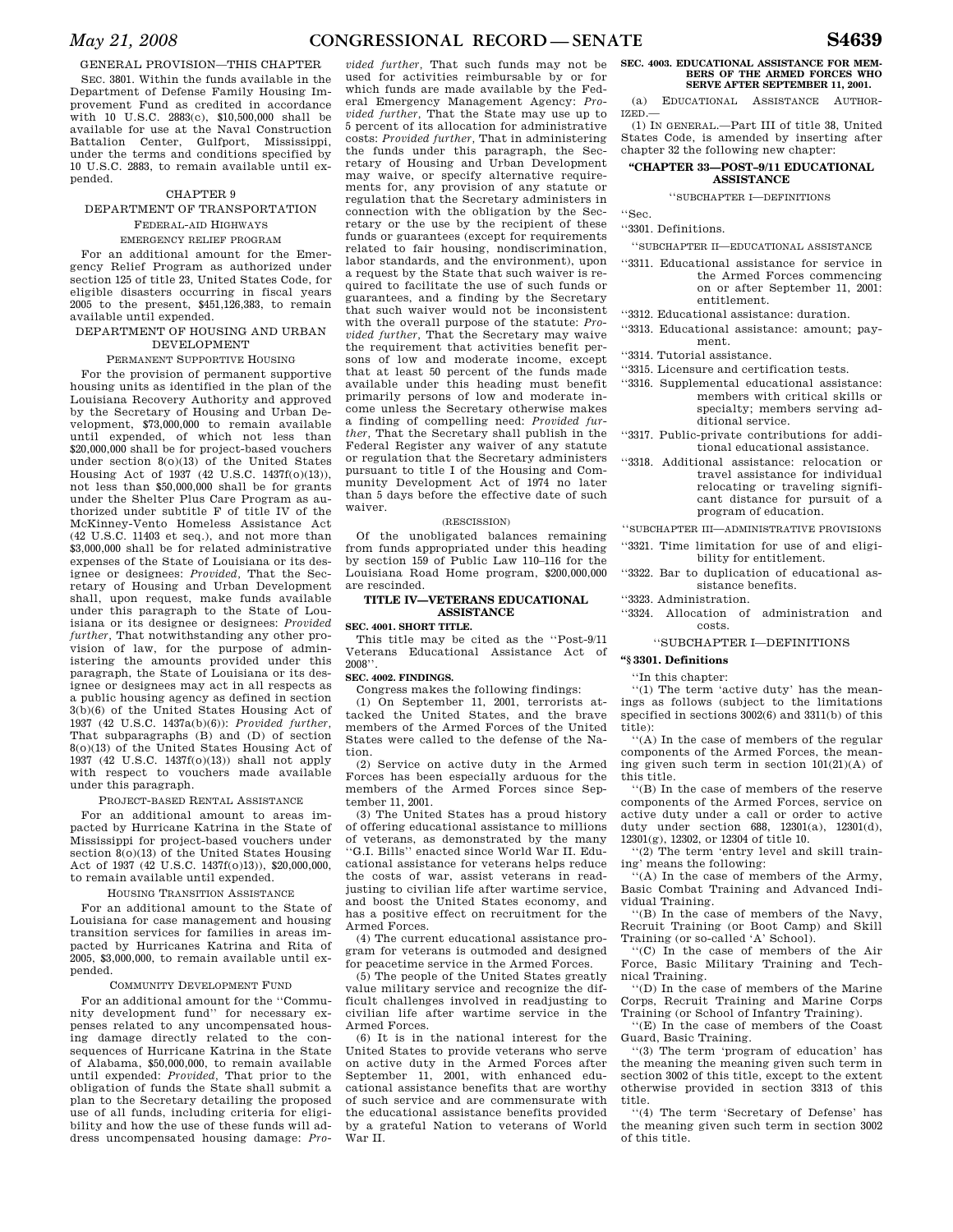GENERAL PROVISION—THIS CHAPTER

SEC. 3801. Within the funds available in the Department of Defense Family Housing Improvement Fund as credited in accordance with 10 U.S.C. 2883(c), $10,500,000 shall be available for use at the Naval Construction Battalion Center, Gulfport, Mississippi, under the terms and conditions specified by 10 U.S.C. 2883, to remain available until expended.

CHAPTER 9

DEPARTMENT OF TRANSPORTATION

FEDERAL-AID HIGHWAYS

EMERGENCY RELIEF PROGRAM

For an additional amount for the Emergency Relief Program as authorized under section 125 of title 23, United States Code, for eligible disasters occurring in fiscal years 2005 to the present, $451,126,383, to remain available until expended.

DEPARTMENT OF HOUSING AND URBAN DEVELOPMENT

PERMANENT SUPPORTIVE HOUSING

For the provision of permanent supportive housing units as identified in the plan of the Louisiana Recovery Authority and approved by the Secretary of Housing and Urban Development, $73,000,000 to remain available until expended, of which not less than $20,000,000 shall be for project-based vouchers under section 8(o)(13) of the United States Housing Act of 1937 (42 U.S.C. 1437f(o)(13)), not less than $50,000,000 shall be for grants under the Shelter Plus Care Program as authorized under subtitle F of title IV of the McKinney-Vento Homeless Assistance Act (42 U.S.C. 11403 et seq.), and not more than $3,000,000 shall be for related administrative expenses of the State of Louisiana or its designee or designees: *Provided*, That the Secretary of Housing and Urban Development shall, upon request, make funds available under this paragraph to the State of Louisiana or its designee or designees: *Provided further*, That notwithstanding any other provision of law, for the purpose of administering the amounts provided under this paragraph, the State of Louisiana or its designee or designees may act in all respects as a public housing agency as defined in section 3(b)(6) of the United States Housing Act of 1937 (42 U.S.C. 1437a(b)(6)): *Provided further*, That subparagraphs (B) and (D) of section 8(o)(13) of the United States Housing Act of 1937 (42 U.S.C. 1437f(o)(13)) shall not apply with respect to vouchers made available under this paragraph.

PROJECT-BASED RENTAL ASSISTANCE

For an additional amount to areas impacted by Hurricane Katrina in the State of Mississippi for project-based vouchers under section 8(o)(13) of the United States Housing Act of 1937 (42 U.S.C. 1437f(o)(13)), $20,000,000, to remain available until expended.

HOUSING TRANSITION ASSISTANCE

For an additional amount to the State of Louisiana for case management and housing transition services for families in areas impacted by Hurricanes Katrina and Rita of 2005, $3,000,000, to remain available until expended.

COMMUNITY DEVELOPMENT FUND

For an additional amount for the ''Community development fund'' for necessary expenses related to any uncompensated housing damage directly related to the consequences of Hurricane Katrina in the State of Alabama, $50,000,000, to remain available until expended: *Provided*, That prior to the obligation of funds the State shall submit a plan to the Secretary detailing the proposed use of all funds, including criteria for eligibility and how the use of these funds will address uncompensated housing damage: *Provided further*, That such funds may not be used for activities reimbursable by or for which funds are made available by the Federal Emergency Management Agency: *Provided further*, That the State may use up to 5 percent of its allocation for administrative costs: *Provided further*, That in administering the funds under this paragraph, the Secretary of Housing and Urban Development may waive, or specify alternative requirements for, any provision of any statute or regulation that the Secretary administers in connection with the obligation by the Secretary or the use by the recipient of these funds or guarantees (except for requirements related to fair housing, nondiscrimination, labor standards, and the environment), upon a request by the State that such waiver is required to facilitate the use of such funds or guarantees, and a finding by the Secretary that such waiver would not be inconsistent with the overall purpose of the statute: *Provided further*, That the Secretary may waive the requirement that activities benefit persons of low and moderate income, except that at least 50 percent of the funds made available under this heading must benefit primarily persons of low and moderate income unless the Secretary otherwise makes a finding of compelling need: *Provided further*, That the Secretary shall publish in the Federal Register any waiver of any statute or regulation that the Secretary administers pursuant to title I of the Housing and Community Development Act of 1974 no later than 5 days before the effective date of such waiver.

(RESCISSION)

Of the unobligated balances remaining from funds appropriated under this heading by section 159 of Public Law 110–116 for the Louisiana Road Home program, $200,000,000 are rescinded.

## TITLE IV—VETERANS EDUCATIONAL ASSISTANCE

**SEC. 4001. SHORT TITLE.**

This title may be cited as the ''Post-9/11 Veterans Educational Assistance Act of 2008''.

**SEC. 4002. FINDINGS.**

Congress makes the following findings:

(1) On September 11, 2001, terrorists attacked the United States, and the brave members of the Armed Forces of the United States were called to the defense of the Nation.

(2) Service on active duty in the Armed Forces has been especially arduous for the members of the Armed Forces since September 11, 2001.

(3) The United States has a proud history of offering educational assistance to millions of veterans, as demonstrated by the many ''G.I. Bills'' enacted since World War II. Educational assistance for veterans helps reduce the costs of war, assist veterans in readjusting to civilian life after wartime service, and boost the United States economy, and has a positive effect on recruitment for the Armed Forces.

(4) The current educational assistance program for veterans is outmoded and designed for peacetime service in the Armed Forces.

(5) The people of the United States greatly value military service and recognize the difficult challenges involved in readjusting to civilian life after wartime service in the Armed Forces.

(6) It is in the national interest for the United States to provide veterans who serve on active duty in the Armed Forces after September 11, 2001, with enhanced educational assistance benefits that are worthy of such service and are commensurate with the educational assistance benefits provided by a grateful Nation to veterans of World War II.

**SEC. 4003. EDUCATIONAL ASSISTANCE FOR MEMBERS OF THE ARMED FORCES WHO SERVE AFTER SEPTEMBER 11, 2001.**

(a) EDUCATIONAL ASSISTANCE AUTHORIZED.—

(1) IN GENERAL.—Part III of title 38, United States Code, is amended by inserting after chapter 32 the following new chapter:

**''CHAPTER 33—POST-9/11 EDUCATIONAL ASSISTANCE**

''SUBCHAPTER I—DEFINITIONS

''Sec.

''3301. Definitions.

''SUBCHAPTER II—EDUCATIONAL ASSISTANCE

''3311. Educational assistance for service in the Armed Forces commencing on or after September 11, 2001: entitlement.

''3312. Educational assistance: duration.

''3313. Educational assistance: amount; payment.

''3314. Tutorial assistance.

''3315. Licensure and certification tests.

''3316. Supplemental educational assistance: members with critical skills or specialty; members serving additional service.

''3317. Public-private contributions for additional educational assistance.

''3318. Additional assistance: relocation or travel assistance for individual relocating or traveling significant distance for pursuit of a program of education.

''SUBCHAPTER III—ADMINISTRATIVE PROVISIONS

''3321. Time limitation for use of and eligibility for entitlement.

''3322. Bar to duplication of educational assistance benefits.

''3323. Administration.

''3324. Allocation of administration and costs.

''SUBCHAPTER I—DEFINITIONS

**''§ 3301. Definitions**

''In this chapter:

''(1) The term 'active duty' has the meanings as follows (subject to the limitations specified in sections 3002(6) and 3311(b) of this title):

''(A) In the case of members of the regular components of the Armed Forces, the meaning given such term in section 101(21)(A) of this title.

''(B) In the case of members of the reserve components of the Armed Forces, service on active duty under a call or order to active duty under section 688, 12301(a), 12301(d), 12301(g), 12302, or 12304 of title 10.

''(2) The term 'entry level and skill training' means the following:

''(A) In the case of members of the Army, Basic Combat Training and Advanced Individual Training.

''(B) In the case of members of the Navy, Recruit Training (or Boot Camp) and Skill Training (or so-called 'A' School).

''(C) In the case of members of the Air Force, Basic Military Training and Technical Training.

''(D) In the case of members of the Marine Corps, Recruit Training and Marine Corps Training (or School of Infantry Training).

''(E) In the case of members of the Coast Guard, Basic Training.

''(3) The term 'program of education' has the meaning given such term in section 3002 of this title, except to the extent otherwise provided in section 3313 of this title.

''(4) The term 'Secretary of Defense' has the meaning given such term in section 3002 of this title.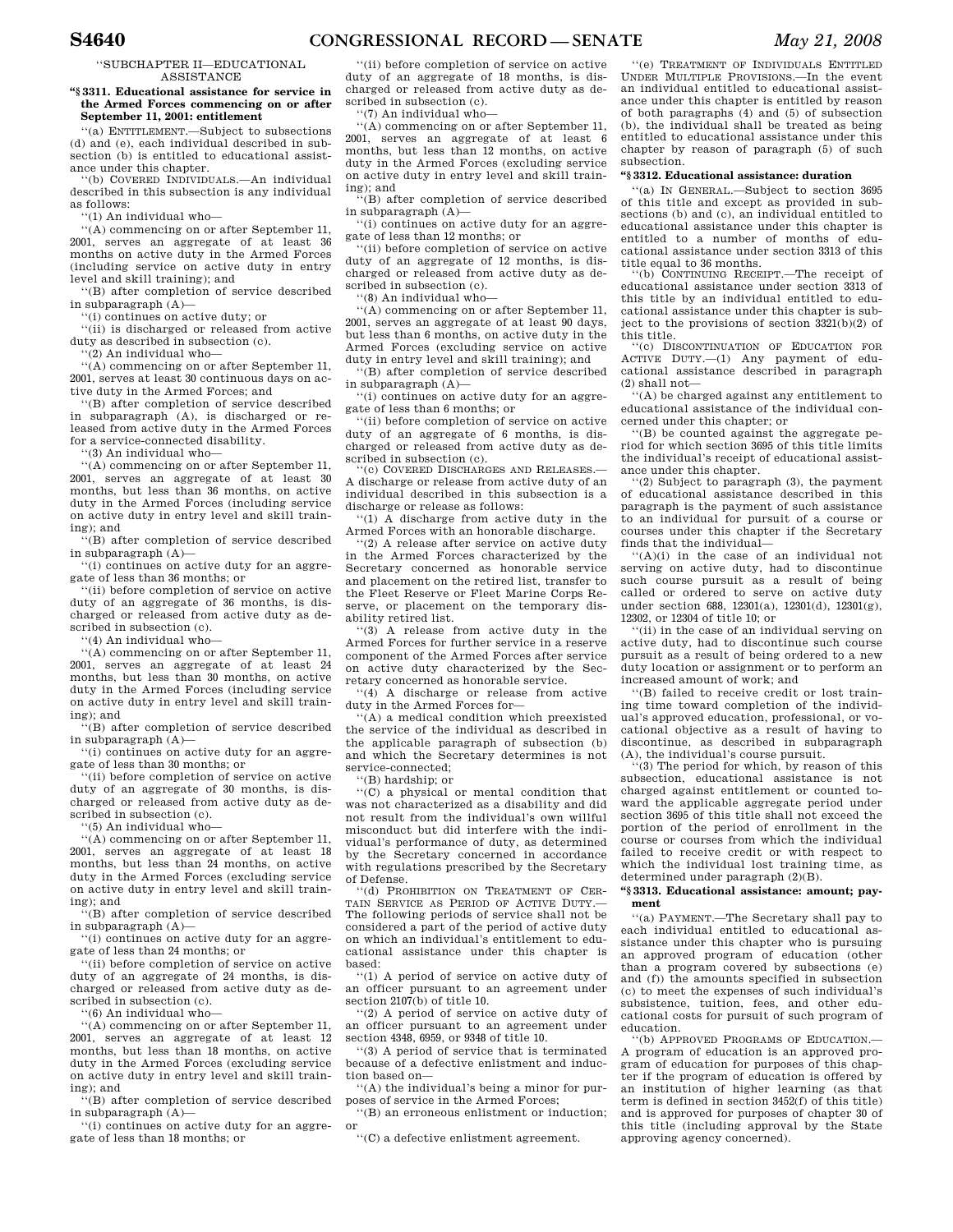"SUBCHAPTER II—EDUCATIONAL ASSISTANCE

**"§ 3311. Educational assistance for service in the Armed Forces commencing on or after September 11, 2001: entitlement**

"(a) ENTITLEMENT.—Subject to subsections (d) and (e), each individual described in subsection (b) is entitled to educational assistance under this chapter.

"(b) COVERED INDIVIDUALS.—An individual described in this subsection is any individual as follows:

"(1) An individual who—

"(A) commencing on or after September 11, 2001, serves an aggregate of at least 36 months on active duty in the Armed Forces (including service on active duty in entry level and skill training); and

"(B) after completion of service described in subparagraph (A)—

"(i) continues on active duty; or

"(ii) is discharged or released from active duty as described in subsection (c).

"(2) An individual who—

"(A) commencing on or after September 11, 2001, serves at least 30 continuous days on active duty in the Armed Forces; and

"(B) after completion of service described in subparagraph (A), is discharged or released from active duty in the Armed Forces for a service-connected disability.

"(3) An individual who—

"(A) commencing on or after September 11, 2001, serves an aggregate of at least 30 months, but less than 36 months, on active duty in the Armed Forces (including service on active duty in entry level and skill training); and

"(B) after completion of service described in subparagraph (A)—

"(i) continues on active duty for an aggregate of less than 36 months; or

"(ii) before completion of service on active duty of an aggregate of 36 months, is discharged or released from active duty as described in subsection (c).

"(4) An individual who—

"(A) commencing on or after September 11, 2001, serves an aggregate of at least 24 months, but less than 30 months, on active duty in the Armed Forces (including service on active duty in entry level and skill training); and

"(B) after completion of service described in subparagraph (A)—

"(i) continues on active duty for an aggregate of less than 30 months; or

"(ii) before completion of service on active duty of an aggregate of 30 months, is discharged or released from active duty as described in subsection (c).

"(5) An individual who—

"(A) commencing on or after September 11, 2001, serves an aggregate of at least 18 months, but less than 24 months, on active duty in the Armed Forces (excluding service on active duty in entry level and skill training); and

"(B) after completion of service described in subparagraph (A)—

"(i) continues on active duty for an aggregate of less than 24 months; or

"(ii) before completion of service on active duty of an aggregate of 24 months, is discharged or released from active duty as described in subsection (c).

"(6) An individual who—

"(A) commencing on or after September 11, 2001, serves an aggregate of at least 12 months, but less than 18 months, on active duty in the Armed Forces (excluding service on active duty in entry level and skill training); and

"(B) after completion of service described in subparagraph (A)—

"(i) continues on active duty for an aggregate of less than 18 months; or

"(ii) before completion of service on active duty of an aggregate of 18 months, is discharged or released from active duty as described in subsection (c).

"(7) An individual who—

"(A) commencing on or after September 11, 2001, serves an aggregate of at least 6 months, but less than 12 months, on active duty in the Armed Forces (excluding service on active duty in entry level and skill training); and

"(B) after completion of service described in subparagraph (A)—

"(i) continues on active duty for an aggregate of less than 12 months; or

"(ii) before completion of service on active duty of an aggregate of 12 months, is discharged or released from active duty as described in subsection (c).

"(8) An individual who—

"(A) commencing on or after September 11, 2001, serves an aggregate of at least 90 days, but less than 6 months, on active duty in the Armed Forces (excluding service on active duty in entry level and skill training); and

"(B) after completion of service described in subparagraph (A)—

"(i) continues on active duty for an aggregate of less than 6 months; or

"(ii) before completion of service on active duty of an aggregate of 6 months, is discharged or released from active duty as described in subsection (c).

"(c) COVERED DISCHARGES AND RELEASES.—A discharge or release from active duty of an individual described in this subsection is a discharge or release as follows:

"(1) A discharge from active duty in the Armed Forces with an honorable discharge.

"(2) A release after service on active duty in the Armed Forces characterized by the Secretary concerned as honorable service and placement on the retired list, transfer to the Fleet Reserve or Fleet Marine Corps Reserve, or placement on the temporary disability retired list.

"(3) A release from active duty in the Armed Forces for further service in a reserve component of the Armed Forces after service on active duty characterized by the Secretary concerned as honorable service.

"(4) A discharge or release from active duty in the Armed Forces for—

"(A) a medical condition which preexisted the service of the individual as described in the applicable paragraph of subsection (b) and which the Secretary determines is not service-connected;

"(B) hardship; or

"(C) a physical or mental condition that was not characterized as a disability and did not result from the individual's own willful misconduct but did interfere with the individual's performance of duty, as determined by the Secretary concerned in accordance with regulations prescribed by the Secretary of Defense.

"(d) PROHIBITION ON TREATMENT OF CERTAIN SERVICE AS PERIOD OF ACTIVE DUTY.—The following periods of service shall not be considered a part of the period of active duty on which an individual's entitlement to educational assistance under this chapter is based:

"(1) A period of service on active duty of an officer pursuant to an agreement under section 2107(b) of title 10.

"(2) A period of service on active duty of an officer pursuant to an agreement under section 4348, 6959, or 9348 of title 10.

"(3) A period of service that is terminated because of a defective enlistment and induction based on—

"(A) the individual's being a minor for purposes of service in the Armed Forces;

"(B) an erroneous enlistment or induction; or

"(C) a defective enlistment agreement.

"(e) TREATMENT OF INDIVIDUALS ENTITLED UNDER MULTIPLE PROVISIONS.—In the event an individual entitled to educational assistance under this chapter is entitled by reason of both paragraphs (4) and (5) of subsection (b), the individual shall be treated as being entitled to educational assistance under this chapter by reason of paragraph (5) of such subsection.

**"§ 3312. Educational assistance: duration**

"(a) IN GENERAL.—Subject to section 3695 of this title and except as provided in subsections (b) and (c), an individual entitled to educational assistance under this chapter is entitled to a number of months of educational assistance under section 3313 of this title equal to 36 months.

"(b) CONTINUING RECEIPT.—The receipt of educational assistance under section 3313 of this title by an individual entitled to educational assistance under this chapter is subject to the provisions of section 3321(b)(2) of this title.

"(c) DISCONTINUATION OF EDUCATION FOR ACTIVE DUTY.—(1) Any payment of educational assistance described in paragraph (2) shall not—

"(A) be charged against any entitlement to educational assistance of the individual concerned under this chapter; or

"(B) be counted against the aggregate period for which section 3695 of this title limits the individual's receipt of educational assistance under this chapter.

"(2) Subject to paragraph (3), the payment of educational assistance described in this paragraph is the payment of such assistance to an individual for pursuit of a course or courses under this chapter if the Secretary finds that the individual—

"(A)(i) in the case of an individual not serving on active duty, had to discontinue such course pursuit as a result of being called or ordered to serve on active duty under section 688, 12301(a), 12301(d), 12301(g), 12302, or 12304 of title 10; or

"(ii) in the case of an individual serving on active duty, had to discontinue such course pursuit as a result of being ordered to a new duty location or assignment or to perform an increased amount of work; and

"(B) failed to receive credit or lost training time toward completion of the individual's approved education, professional, or vocational objective as a result of having to discontinue, as described in subparagraph (A), the individual's course pursuit.

"(3) The period for which, by reason of this subsection, educational assistance is not charged against entitlement or counted toward the applicable aggregate period under section 3695 of this title shall not exceed the portion of the period of enrollment in the course or courses from which the individual failed to receive credit or with respect to which the individual lost training time, as determined under paragraph (2)(B).

**"§ 3313. Educational assistance: amount; payment**

"(a) PAYMENT.—The Secretary shall pay to each individual entitled to educational assistance under this chapter who is pursuing an approved program of education (other than a program covered by subsections (e) and (f)) the amounts specified in subsection (c) to meet the expenses of such individual's subsistence, tuition, fees, and other educational costs for pursuit of such program of education.

"(b) APPROVED PROGRAMS OF EDUCATION.—A program of education is an approved program of education for purposes of this chapter if the program of education is offered by an institution of higher learning (as that term is defined in section 3452(f) of this title) and is approved for purposes of chapter 30 of this title (including approval by the State approving agency concerned).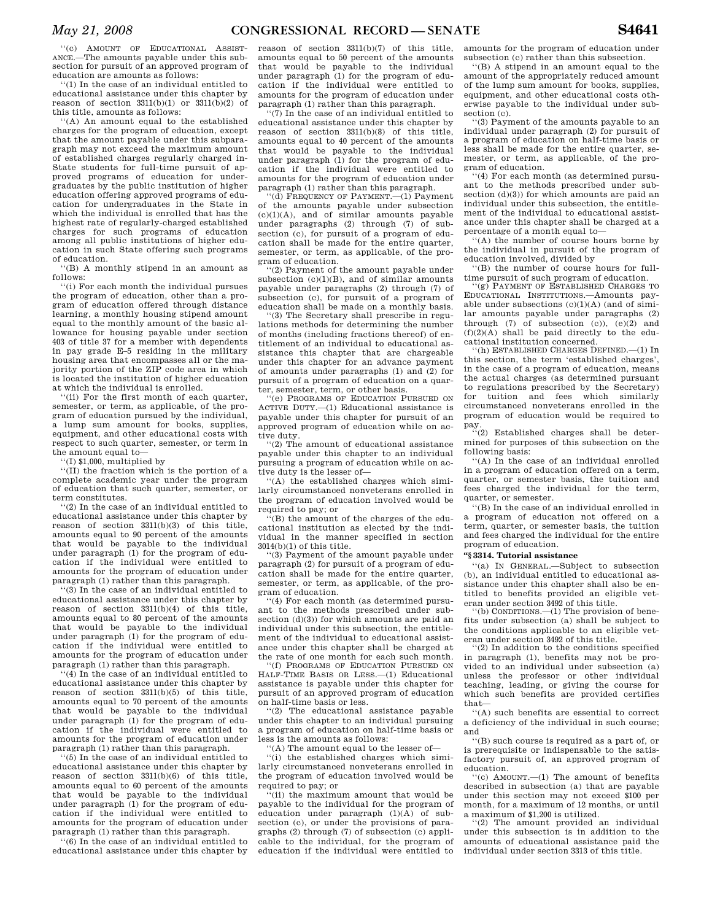''(c) AMOUNT OF EDUCATIONAL ASSISTANCE.—The amounts payable under this subsection for pursuit of an approved program of education are amounts as follows:

''(1) In the case of an individual entitled to educational assistance under this chapter by reason of section 3311(b)(1) or 3311(b)(2) of this title, amounts as follows:

''(A) An amount equal to the established charges for the program of education, except that the amount payable under this subparagraph may not exceed the maximum amount of established charges regularly charged in-State students for full-time pursuit of approved programs of education for undergraduates by the public institution of higher education offering approved programs of education for undergraduates in the State in which the individual is enrolled that has the highest rate of regularly-charged established charges for such programs of education among all public institutions of higher education in such State offering such programs of education.

''(B) A monthly stipend in an amount as follows:

''(i) For each month the individual pursues the program of education, other than a program of education offered through distance learning, a monthly housing stipend amount equal to the monthly amount of the basic allowance for housing payable under section 403 of title 37 for a member with dependents in pay grade E–5 residing in the military housing area that encompasses all or the majority portion of the ZIP code area in which is located the institution of higher education at which the individual is enrolled.

''(ii) For the first month of each quarter, semester, or term, as applicable, of the program of education pursued by the individual, a lump sum amount for books, supplies, equipment, and other educational costs with respect to such quarter, semester, or term in the amount equal to—

''(I) $1,000, multiplied by

''(II) the fraction which is the portion of a complete academic year under the program of education that such quarter, semester, or term constitutes.

''(2) In the case of an individual entitled to educational assistance under this chapter by reason of section 3311(b)(3) of this title, amounts equal to 90 percent of the amounts that would be payable to the individual under paragraph (1) for the program of education if the individual were entitled to amounts for the program of education under paragraph (1) rather than this paragraph.

''(3) In the case of an individual entitled to educational assistance under this chapter by reason of section 3311(b)(4) of this title, amounts equal to 80 percent of the amounts that would be payable to the individual under paragraph (1) for the program of education if the individual were entitled to amounts for the program of education under paragraph (1) rather than this paragraph.

''(4) In the case of an individual entitled to educational assistance under this chapter by reason of section 3311(b)(5) of this title, amounts equal to 70 percent of the amounts that would be payable to the individual under paragraph (1) for the program of education if the individual were entitled to amounts for the program of education under paragraph (1) rather than this paragraph.

''(5) In the case of an individual entitled to educational assistance under this chapter by reason of section 3311(b)(6) of this title, amounts equal to 60 percent of the amounts that would be payable to the individual under paragraph (1) for the program of education if the individual were entitled to amounts for the program of education under paragraph (1) rather than this paragraph.

''(6) In the case of an individual entitled to educational assistance under this chapter by reason of section 3311(b)(7) of this title, amounts equal to 50 percent of the amounts that would be payable to the individual under paragraph (1) for the program of education if the individual were entitled to amounts for the program of education under paragraph (1) rather than this paragraph.

''(7) In the case of an individual entitled to educational assistance under this chapter by reason of section 3311(b)(8) of this title, amounts equal to 40 percent of the amounts that would be payable to the individual under paragraph (1) for the program of education if the individual were entitled to amounts for the program of education under paragraph (1) rather than this paragraph.

''(d) FREQUENCY OF PAYMENT.—(1) Payment of the amounts payable under subsection (c)(1)(A), and of similar amounts payable under paragraphs (2) through (7) of subsection (c), for pursuit of a program of education shall be made for the entire quarter, semester, or term, as applicable, of the program of education.

''(2) Payment of the amount payable under subsection (c)(1)(B), and of similar amounts payable under paragraphs (2) through (7) of subsection (c), for pursuit of a program of education shall be made on a monthly basis.

''(3) The Secretary shall prescribe in regulations methods for determining the number of months (including fractions thereof) of entitlement of an individual to educational assistance this chapter that are chargeable under this chapter for an advance payment of amounts under paragraphs (1) and (2) for pursuit of a program of education on a quarter, semester, term, or other basis.

''(e) PROGRAMS OF EDUCATION PURSUED ON ACTIVE DUTY.—(1) Educational assistance is payable under this chapter for pursuit of an approved program of education while on active duty.

''(2) The amount of educational assistance payable under this chapter to an individual pursuing a program of education while on active duty is the lesser of—

''(A) the established charges which similarly circumstanced nonveterans enrolled in the program of education involved would be required to pay; or

''(B) the amount of the charges of the educational institution as elected by the individual in the manner specified in section 3014(b)(1) of this title.

''(3) Payment of the amount payable under paragraph (2) for pursuit of a program of education shall be made for the entire quarter, semester, or term, as applicable, of the program of education.

''(4) For each month (as determined pursuant to the methods prescribed under subsection (d)(3)) for which amounts are paid an individual under this subsection, the entitlement of the individual to educational assistance under this chapter shall be charged at the rate of one month for each such month.

''(f) PROGRAMS OF EDUCATION PURSUED ON HALF-TIME BASIS OR LESS.—(1) Educational assistance is payable under this chapter for pursuit of an approved program of education on half-time basis or less.

''(2) The educational assistance payable under this chapter to an individual pursuing a program of education on half-time basis or less is the amounts as follows:

''(A) The amount equal to the lesser of—

''(i) the established charges which similarly circumstanced nonveterans enrolled in the program of education involved would be required to pay; or

''(ii) the maximum amount that would be payable to the individual for the program of education under paragraph (1)(A) of subsection (c), or under the provisions of paragraphs (2) through (7) of subsection (c) applicable to the individual, for the program of education if the individual were entitled to amounts for the program of education under subsection (c) rather than this subsection.

''(B) A stipend in an amount equal to the amount of the appropriately reduced amount of the lump sum amount for books, supplies, equipment, and other educational costs otherwise payable to the individual under subsection (c).

''(3) Payment of the amounts payable to an individual under paragraph (2) for pursuit of a program of education on half-time basis or less shall be made for the entire quarter, semester, or term, as applicable, of the program of education.

''(4) For each month (as determined pursuant to the methods prescribed under subsection (d)(3)) for which amounts are paid an individual under this subsection, the entitlement of the individual to educational assistance under this chapter shall be charged at a percentage of a month equal to—

''(A) the number of course hours borne by the individual in pursuit of the program of education involved, divided by

''(B) the number of course hours for full-time pursuit of such program of education.

''(g) PAYMENT OF ESTABLISHED CHARGES TO EDUCATIONAL INSTITUTIONS.—Amounts payable under subsections (c)(1)(A) (and of similar amounts payable under paragraphs (2) through (7) of subsection (c)), (e)(2) and (f)(2)(A) shall be paid directly to the educational institution concerned.

''(h) ESTABLISHED CHARGES DEFINED.—(1) In this section, the term 'established charges', in the case of a program of education, means the actual charges (as determined pursuant to regulations prescribed by the Secretary) for tuition and fees which similarly circumstanced nonveterans enrolled in the program of education would be required to pay.

''(2) Established charges shall be determined for purposes of this subsection on the following basis:

''(A) In the case of an individual enrolled in a program of education offered on a term, quarter, or semester basis, the tuition and fees charged the individual for the term, quarter, or semester.

''(B) In the case of an individual enrolled in a program of education not offered on a term, quarter, or semester basis, the tuition and fees charged the individual for the entire program of education.

**''§ 3314. Tutorial assistance**

''(a) IN GENERAL.—Subject to subsection (b), an individual entitled to educational assistance under this chapter shall also be entitled to benefits provided an eligible veteran under section 3492 of this title.

''(b) CONDITIONS.—(1) The provision of benefits under subsection (a) shall be subject to the conditions applicable to an eligible veteran under section 3492 of this title.

''(2) In addition to the conditions specified in paragraph (1), benefits may not be provided to an individual under subsection (a) unless the professor or other individual teaching, leading, or giving the course for which such benefits are provided certifies that—

''(A) such benefits are essential to correct a deficiency of the individual in such course; and

''(B) such course is required as a part of, or is prerequisite or indispensable to the satisfactory pursuit of, an approved program of education.

''(c) AMOUNT.—(1) The amount of benefits described in subsection (a) that are payable under this section may not exceed $100 per month, for a maximum of 12 months, or until a maximum of $1,200 is utilized.

''(2) The amount provided an individual under this subsection is in addition to the amounts of educational assistance paid the individual under section 3313 of this title.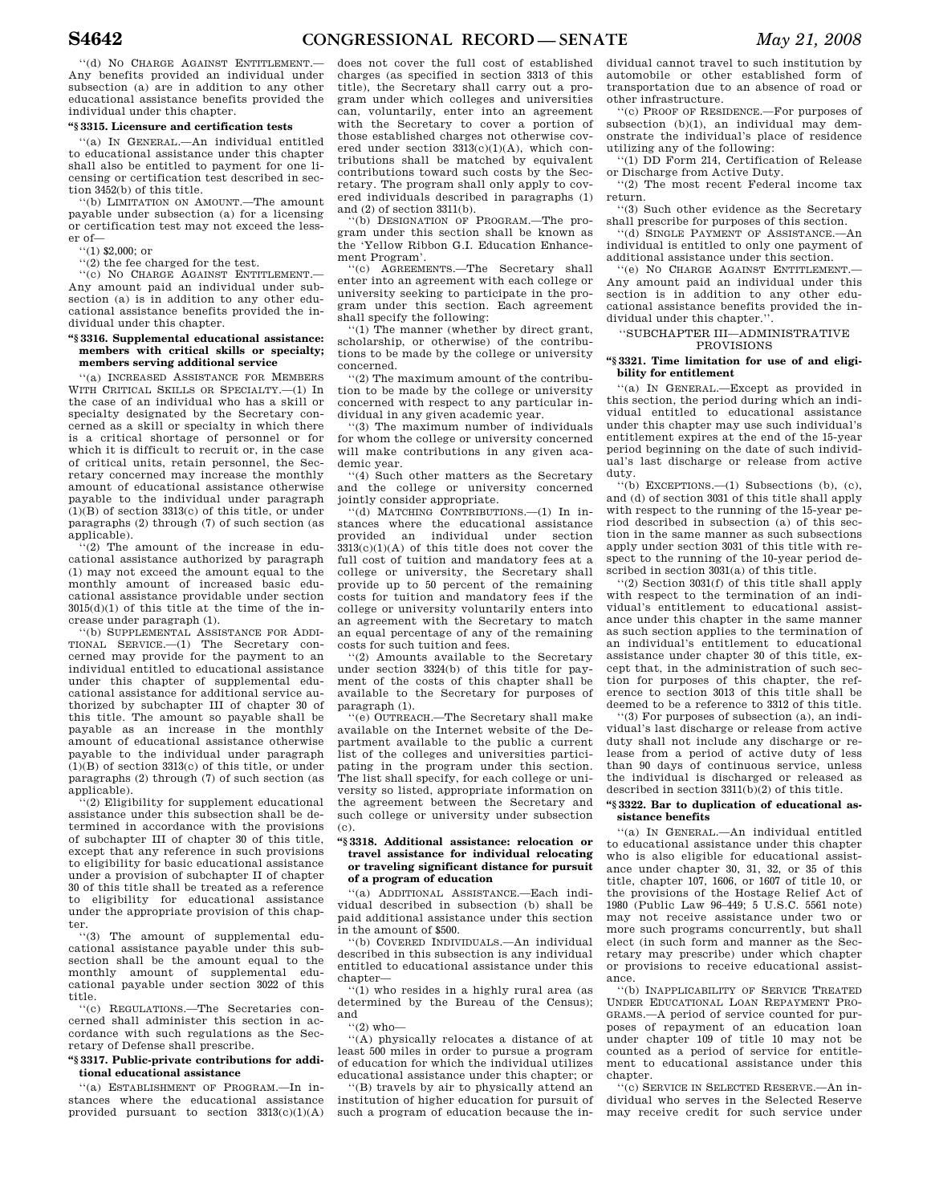''(d) NO CHARGE AGAINST ENTITLEMENT.—Any benefits provided an individual under subsection (a) are in addition to any other educational assistance benefits provided the individual under this chapter.

**''§ 3315. Licensure and certification tests**

''(a) IN GENERAL.—An individual entitled to educational assistance under this chapter shall also be entitled to payment for one licensing or certification test described in section 3452(b) of this title.

''(b) LIMITATION ON AMOUNT.—The amount payable under subsection (a) for a licensing or certification test may not exceed the lesser of—

''(1) $2,000; or

''(2) the fee charged for the test.

''(c) NO CHARGE AGAINST ENTITLEMENT.—Any amount paid an individual under subsection (a) is in addition to any other educational assistance benefits provided the individual under this chapter.

**''§ 3316. Supplemental educational assistance: members with critical skills or specialty; members serving additional service**

''(a) INCREASED ASSISTANCE FOR MEMBERS WITH CRITICAL SKILLS OR SPECIALTY.—(1) In the case of an individual who has a skill or specialty designated by the Secretary concerned as a skill or specialty in which there is a critical shortage of personnel or for which it is difficult to recruit or, in the case of critical units, retain personnel, the Secretary concerned may increase the monthly amount of educational assistance otherwise payable to the individual under paragraph (1)(B) of section 3313(c) of this title, or under paragraphs (2) through (7) of such section (as applicable).

''(2) The amount of the increase in educational assistance authorized by paragraph (1) may not exceed the amount equal to the monthly amount of increased basic educational assistance providable under section 3015(d)(1) of this title at the time of the increase under paragraph (1).

''(b) SUPPLEMENTAL ASSISTANCE FOR ADDITIONAL SERVICE.—(1) The Secretary concerned may provide for the payment to an individual entitled to educational assistance under this chapter of supplemental educational assistance for additional service authorized by subchapter III of chapter 30 of this title. The amount so payable shall be payable as an increase in the monthly amount of educational assistance otherwise payable to the individual under paragraph (1)(B) of section 3313(c) of this title, or under paragraphs (2) through (7) of such section (as applicable).

''(2) Eligibility for supplement educational assistance under this subsection shall be determined in accordance with the provisions of subchapter III of chapter 30 of this title, except that any reference in such provisions to eligibility for basic educational assistance under a provision of subchapter II of chapter 30 of this title shall be treated as a reference to eligibility for educational assistance under the appropriate provision of this chapter.

''(3) The amount of supplemental educational assistance payable under this subsection shall be the amount equal to the monthly amount of supplemental educational payable under section 3022 of this title.

''(c) REGULATIONS.—The Secretaries concerned shall administer this section in accordance with such regulations as the Secretary of Defense shall prescribe.

**''§ 3317. Public-private contributions for additional educational assistance**

''(a) ESTABLISHMENT OF PROGRAM.—In instances where the educational assistance provided pursuant to section 3313(c)(1)(A) does not cover the full cost of established charges (as specified in section 3313 of this title), the Secretary shall carry out a program under which colleges and universities can, voluntarily, enter into an agreement with the Secretary to cover a portion of those established charges not otherwise covered under section 3313(c)(1)(A), which contributions shall be matched by equivalent contributions toward such costs by the Secretary. The program shall only apply to covered individuals described in paragraphs (1) and (2) of section 3311(b).

''(b) DESIGNATION OF PROGRAM.—The program under this section shall be known as the 'Yellow Ribbon G.I. Education Enhancement Program'.

''(c) AGREEMENTS.—The Secretary shall enter into an agreement with each college or university seeking to participate in the program under this section. Each agreement shall specify the following:

''(1) The manner (whether by direct grant, scholarship, or otherwise) of the contributions to be made by the college or university concerned.

''(2) The maximum amount of the contribution to be made by the college or university concerned with respect to any particular individual in any given academic year.

''(3) The maximum number of individuals for whom the college or university concerned will make contributions in any given academic year.

''(4) Such other matters as the Secretary and the college or university concerned jointly consider appropriate.

''(d) MATCHING CONTRIBUTIONS.—(1) In instances where the educational assistance provided an individual under section 3313(c)(1)(A) of this title does not cover the full cost of tuition and mandatory fees at a college or university, the Secretary shall provide up to 50 percent of the remaining costs for tuition and mandatory fees if the college or university voluntarily enters into an agreement with the Secretary to match an equal percentage of any of the remaining costs for such tuition and fees.

''(2) Amounts available to the Secretary under section 3324(b) of this title for payment of the costs of this chapter shall be available to the Secretary for purposes of paragraph (1).

''(e) OUTREACH.—The Secretary shall make available on the Internet website of the Department available to the public a current list of the colleges and universities participating in the program under this section. The list shall specify, for each college or university so listed, appropriate information on the agreement between the Secretary and such college or university under subsection (c).

**''§ 3318. Additional assistance: relocation or travel assistance for individual relocating or traveling significant distance for pursuit of a program of education**

''(a) ADDITIONAL ASSISTANCE.—Each individual described in subsection (b) shall be paid additional assistance under this section in the amount of $500.

''(b) COVERED INDIVIDUALS.—An individual described in this subsection is any individual entitled to educational assistance under this chapter—

''(1) who resides in a highly rural area (as determined by the Bureau of the Census); and

''(2) who—

''(A) physically relocates a distance of at least 500 miles in order to pursue a program of education for which the individual utilizes educational assistance under this chapter; or

''(B) travels by air to physically attend an institution of higher education for pursuit of such a program of education because the individual cannot travel to such institution by automobile or other established form of transportation due to an absence of road or other infrastructure.

''(c) PROOF OF RESIDENCE.—For purposes of subsection (b)(1), an individual may demonstrate the individual's place of residence utilizing any of the following:

''(1) DD Form 214, Certification of Release or Discharge from Active Duty.

''(2) The most recent Federal income tax return.

''(3) Such other evidence as the Secretary shall prescribe for purposes of this section.

''(d) SINGLE PAYMENT OF ASSISTANCE.—An individual is entitled to only one payment of additional assistance under this section.

''(e) NO CHARGE AGAINST ENTITLEMENT.—Any amount paid an individual under this section is in addition to any other educational assistance benefits provided the individual under this chapter.''.

''SUBCHAPTER III—ADMINISTRATIVE PROVISIONS

**''§ 3321. Time limitation for use of and eligibility for entitlement**

''(a) IN GENERAL.—Except as provided in this section, the period during which an individual entitled to educational assistance under this chapter may use such individual's entitlement expires at the end of the 15-year period beginning on the date of such individual's last discharge or release from active duty.

''(b) EXCEPTIONS.—(1) Subsections (b), (c), and (d) of section 3031 of this title shall apply with respect to the running of the 15-year period described in subsection (a) of this section in the same manner as such subsections apply under section 3031 of this title with respect to the running of the 10-year period described in section 3031(a) of this title.

''(2) Section 3031(f) of this title shall apply with respect to the termination of an individual's entitlement to educational assistance under this chapter in the same manner as such section applies to the termination of an individual's entitlement to educational assistance under chapter 30 of this title, except that, in the administration of such section for purposes of this chapter, the reference to section 3013 of this title shall be deemed to be a reference to 3312 of this title.

''(3) For purposes of subsection (a), an individual's last discharge or release from active duty shall not include any discharge or release from a period of active duty of less than 90 days of continuous service, unless the individual is discharged or released as described in section 3311(b)(2) of this title.

**''§ 3322. Bar to duplication of educational assistance benefits**

''(a) IN GENERAL.—An individual entitled to educational assistance under this chapter who is also eligible for educational assistance under chapter 30, 31, 32, or 35 of this title, chapter 107, 1606, or 1607 of title 10, or the provisions of the Hostage Relief Act of 1980 (Public Law 96–449; 5 U.S.C. 5561 note) may not receive assistance under two or more such programs concurrently, but shall elect (in such form and manner as the Secretary may prescribe) under which chapter or provisions to receive educational assistance.

''(b) INAPPLICABILITY OF SERVICE TREATED UNDER EDUCATIONAL LOAN REPAYMENT PROGRAMS.—A period of service counted for purposes of repayment of an education loan under chapter 109 of title 10 may not be counted as a period of service for entitlement to educational assistance under this chapter.

''(c) SERVICE IN SELECTED RESERVE.—An individual who serves in the Selected Reserve may receive credit for such service under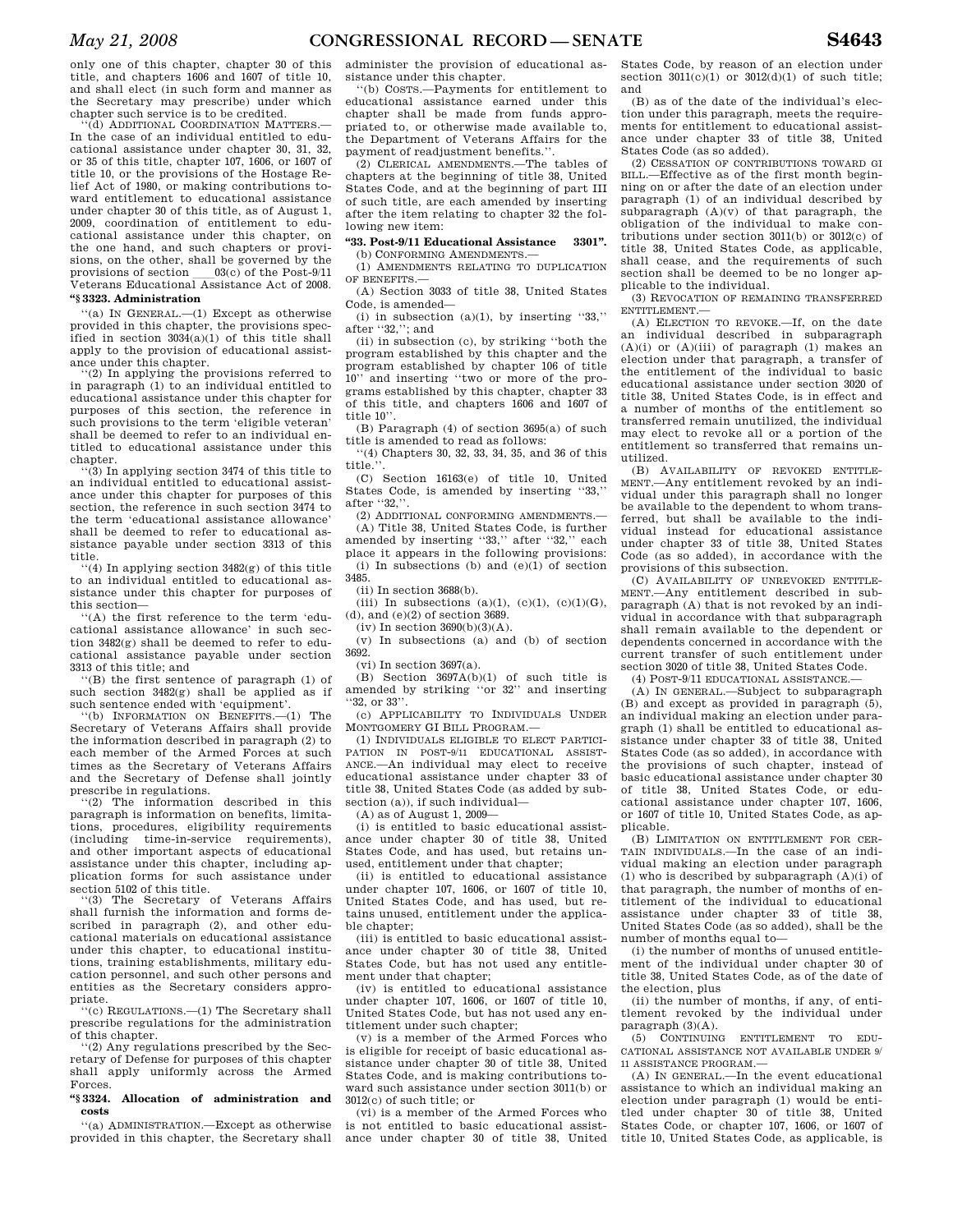only one of this chapter, chapter 30 of this title, and chapters 1606 and 1607 of title 10, and shall elect (in such form and manner as the Secretary may prescribe) under which chapter such service is to be credited.

''(d) ADDITIONAL COORDINATION MATTERS.—In the case of an individual entitled to educational assistance under chapter 30, 31, 32, or 35 of this title, chapter 107, 1606, or 1607 of title 10, or the provisions of the Hostage Relief Act of 1980, or making contributions toward entitlement to educational assistance under chapter 30 of this title, as of August 1, 2009, coordination of entitlement to educational assistance under this chapter, on the one hand, and such chapters or provisions, on the other, shall be governed by the provisions of section ___03(c) of the Post-9/11 Veterans Educational Assistance Act of 2008.

**''§ 3323. Administration**

''(a) IN GENERAL.—(1) Except as otherwise provided in this chapter, the provisions specified in section 3034(a)(1) of this title shall apply to the provision of educational assistance under this chapter.

''(2) In applying the provisions referred to in paragraph (1) to an individual entitled to educational assistance under this chapter for purposes of this section, the reference in such provisions to the term 'eligible veteran' shall be deemed to refer to an individual entitled to educational assistance under this chapter.

''(3) In applying section 3474 of this title to an individual entitled to educational assistance under this chapter for purposes of this section, the reference in such section 3474 to the term 'educational assistance allowance' shall be deemed to refer to educational assistance payable under section 3313 of this title.

''(4) In applying section 3482(g) of this title to an individual entitled to educational assistance under this chapter for purposes of this section—

''(A) the first reference to the term 'educational assistance allowance' in such section 3482(g) shall be deemed to refer to educational assistance payable under section 3313 of this title; and

''(B) the first sentence of paragraph (1) of such section 3482(g) shall be applied as if such sentence ended with 'equipment'.

''(b) INFORMATION ON BENEFITS.—(1) The Secretary of Veterans Affairs shall provide the information described in paragraph (2) to each member of the Armed Forces at such times as the Secretary of Veterans Affairs and the Secretary of Defense shall jointly prescribe in regulations.

''(2) The information described in this paragraph is information on benefits, limitations, procedures, eligibility requirements (including time-in-service requirements), and other important aspects of educational assistance under this chapter, including application forms for such assistance under section 5102 of this title.

''(3) The Secretary of Veterans Affairs shall furnish the information and forms described in paragraph (2), and other educational materials on educational assistance under this chapter, to educational institutions, training establishments, military education personnel, and such other persons and entities as the Secretary considers appropriate.

''(c) REGULATIONS.—(1) The Secretary shall prescribe regulations for the administration of this chapter.

''(2) Any regulations prescribed by the Secretary of Defense for purposes of this chapter shall apply uniformly across the Armed Forces.

**''§ 3324. Allocation of administration and costs**

''(a) ADMINISTRATION.—Except as otherwise provided in this chapter, the Secretary shall administer the provision of educational assistance under this chapter.

''(b) COSTS.—Payments for entitlement to educational assistance earned under this chapter shall be made from funds appropriated to, or otherwise made available to, the Department of Veterans Affairs for the payment of readjustment benefits.''.

(2) CLERICAL AMENDMENTS.—The tables of chapters at the beginning of title 38, United States Code, and at the beginning of part III of such title, are each amended by inserting after the item relating to chapter 32 the following new item:

**''33. Post-9/11 Educational Assistance 3301''.**

(b) CONFORMING AMENDMENTS.—

(1) AMENDMENTS RELATING TO DUPLICATION OF BENEFITS.—

(A) Section 3033 of title 38, United States Code, is amended—

(i) in subsection (a)(1), by inserting ''33,'' after ''32,''; and

(ii) in subsection (c), by striking ''both the program established by this chapter and the program established by chapter 106 of title 10'' and inserting ''two or more of the programs established by this chapter, chapter 33 of this title, and chapters 1606 and 1607 of title 10''.

(B) Paragraph (4) of section 3695(a) of such title is amended to read as follows:

''(4) Chapters 30, 32, 33, 34, 35, and 36 of this title.''.

(C) Section 16163(e) of title 10, United States Code, is amended by inserting ''33,'' after ''32,''.

(2) ADDITIONAL CONFORMING AMENDMENTS.—

(A) Title 38, United States Code, is further amended by inserting ''33,'' after ''32,'' each place it appears in the following provisions:

(i) In subsections (b) and (e)(1) of section 3485.

(ii) In section 3688(b).

(iii) In subsections (a)(1), (c)(1), (c)(1)(G), (d), and (e)(2) of section 3689.

(iv) In section 3690(b)(3)(A).

(v) In subsections (a) and (b) of section 3692.

(vi) In section 3697(a).

(B) Section 3697A(b)(1) of such title is amended by striking ''or 32'' and inserting ''32, or 33''.

(c) APPLICABILITY TO INDIVIDUALS UNDER MONTGOMERY GI BILL PROGRAM.—

(1) INDIVIDUALS ELIGIBLE TO ELECT PARTICIPATION IN POST-9/11 EDUCATIONAL ASSISTANCE.—An individual may elect to receive educational assistance under chapter 33 of title 38, United States Code (as added by subsection (a)), if such individual—

(A) as of August 1, 2009—

(i) is entitled to basic educational assistance under chapter 30 of title 38, United States Code, and has used, but retains unused, entitlement under that chapter;

(ii) is entitled to educational assistance under chapter 107, 1606, or 1607 of title 10, United States Code, and has used, but retains unused, entitlement under the applicable chapter;

(iii) is entitled to basic educational assistance under chapter 30 of title 38, United States Code, but has not used any entitlement under that chapter;

(iv) is entitled to educational assistance under chapter 107, 1606, or 1607 of title 10, United States Code, but has not used any entitlement under such chapter;

(v) is a member of the Armed Forces who is eligible for receipt of basic educational assistance under chapter 30 of title 38, United States Code, and is making contributions toward such assistance under section 3011(b) or 3012(c) of such title; or

(vi) is a member of the Armed Forces who is not entitled to basic educational assistance under chapter 30 of title 38, United States Code, by reason of an election under section 3011(c)(1) or 3012(d)(1) of such title; and

(B) as of the date of the individual's election under this paragraph, meets the requirements for entitlement to educational assistance under chapter 33 of title 38, United States Code (as so added).

(2) CESSATION OF CONTRIBUTIONS TOWARD GI BILL.—Effective as of the first month beginning on or after the date of an election under paragraph (1) of an individual described by subparagraph (A)(v) of that paragraph, the obligation of the individual to make contributions under section 3011(b) or 3012(c) of title 38, United States Code, as applicable, shall cease, and the requirements of such section shall be deemed to be no longer applicable to the individual.

(3) REVOCATION OF REMAINING TRANSFERRED ENTITLEMENT.—

(A) ELECTION TO REVOKE.—If, on the date an individual described in subparagraph (A)(i) or (A)(iii) of paragraph (1) makes an election under that paragraph, a transfer of the entitlement of the individual to basic educational assistance under section 3020 of title 38, United States Code, is in effect and a number of months of the entitlement so transferred remain unutilized, the individual may elect to revoke all or a portion of the entitlement so transferred that remains unutilized.

(B) AVAILABILITY OF REVOKED ENTITLEMENT.—Any entitlement revoked by an individual under this paragraph shall no longer be available to the dependent to whom transferred, but shall be available to the individual instead for educational assistance under chapter 33 of title 38, United States Code (as so added), in accordance with the provisions of this subsection.

(C) AVAILABILITY OF UNREVOKED ENTITLEMENT.—Any entitlement described in subparagraph (A) that is not revoked by an individual in accordance with that subparagraph shall remain available to the dependent or dependents concerned in accordance with the current transfer of such entitlement under section 3020 of title 38, United States Code.

(4) POST-9/11 EDUCATIONAL ASSISTANCE.—

(A) IN GENERAL.—Subject to subparagraph (B) and except as provided in paragraph (5), an individual making an election under paragraph (1) shall be entitled to educational assistance under chapter 33 of title 38, United States Code (as so added), in accordance with the provisions of such chapter, instead of basic educational assistance under chapter 30 of title 38, United States Code, or educational assistance under chapter 107, 1606, or 1607 of title 10, United States Code, as applicable.

(B) LIMITATION ON ENTITLEMENT FOR CERTAIN INDIVIDUALS.—In the case of an individual making an election under paragraph (1) who is described by subparagraph (A)(i) of that paragraph, the number of months of entitlement of the individual to educational assistance under chapter 33 of title 38, United States Code (as so added), shall be the number of months equal to—

(i) the number of months of unused entitlement of the individual under chapter 30 of title 38, United States Code, as of the date of the election, plus

(ii) the number of months, if any, of entitlement revoked by the individual under paragraph (3)(A).

(5) CONTINUING ENTITLEMENT TO EDUCATIONAL ASSISTANCE NOT AVAILABLE UNDER 9/11 ASSISTANCE PROGRAM.—

(A) IN GENERAL.—In the event educational assistance to which an individual making an election under paragraph (1) would be entitled under chapter 30 of title 38, United States Code, or chapter 107, 1606, or 1607 of title 10, United States Code, as applicable, is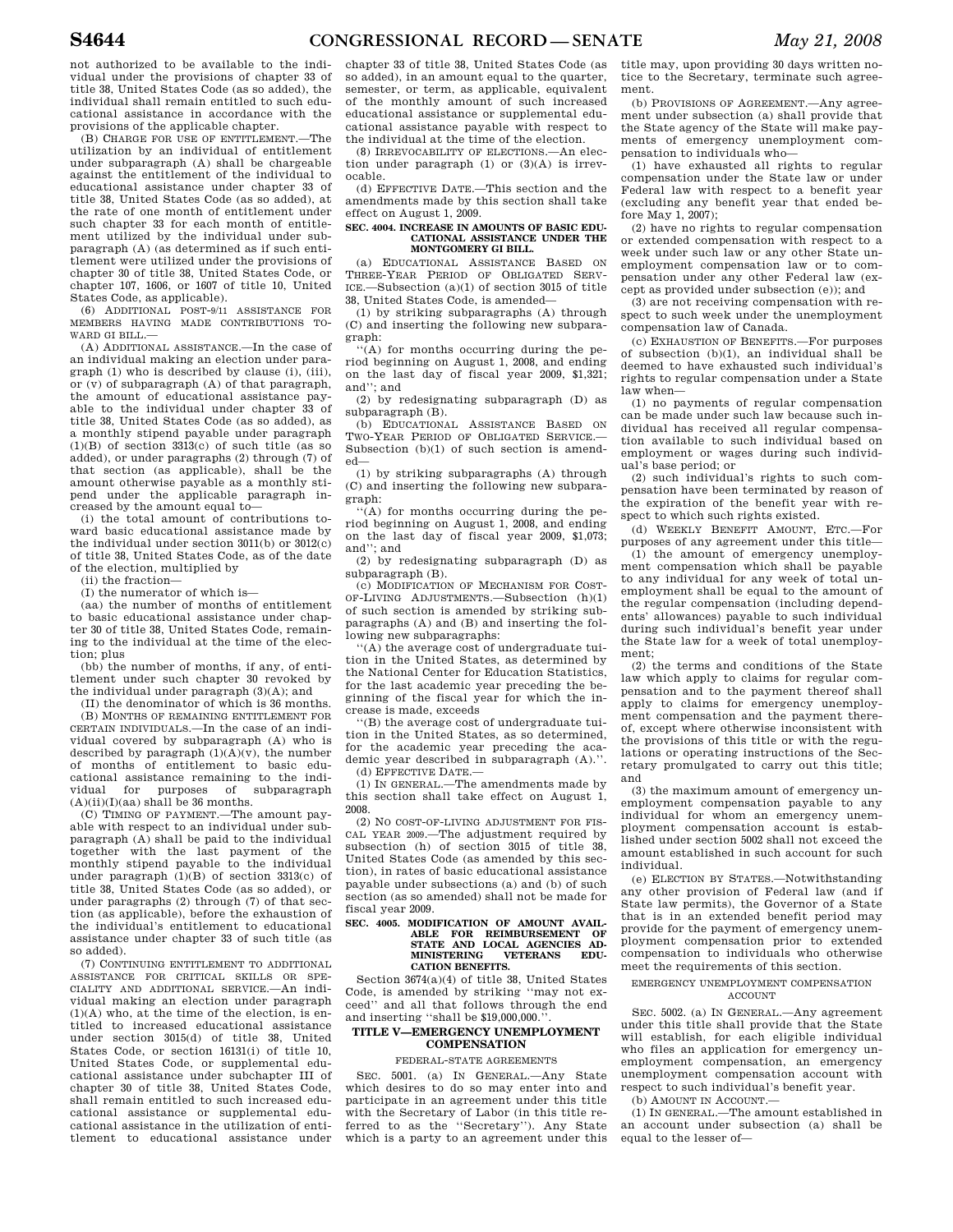not authorized to be available to the individual under the provisions of chapter 33 of title 38, United States Code (as so added), the individual shall remain entitled to such educational assistance in accordance with the provisions of the applicable chapter.

(B) CHARGE FOR USE OF ENTITLEMENT.—The utilization by an individual of entitlement under subparagraph (A) shall be chargeable against the entitlement of the individual to educational assistance under chapter 33 of title 38, United States Code (as so added), at the rate of one month of entitlement under such chapter 33 for each month of entitlement utilized by the individual under subparagraph (A) (as determined as if such entitlement were utilized under the provisions of chapter 30 of title 38, United States Code, or chapter 107, 1606, or 1607 of title 10, United States Code, as applicable).

(6) ADDITIONAL POST-9/11 ASSISTANCE FOR MEMBERS HAVING MADE CONTRIBUTIONS TOWARD GI BILL.—

(A) ADDITIONAL ASSISTANCE.—In the case of an individual making an election under paragraph (1) who is described by clause (i), (iii), or (v) of subparagraph (A) of that paragraph, the amount of educational assistance payable to the individual under chapter 33 of title 38, United States Code (as so added), as a monthly stipend payable under paragraph (1)(B) of section 3313(c) of such title (as so added), or under paragraphs (2) through (7) of that section (as applicable), shall be the amount otherwise payable as a monthly stipend under the applicable paragraph increased by the amount equal to—

(i) the total amount of contributions toward basic educational assistance made by the individual under section 3011(b) or 3012(c) of title 38, United States Code, as of the date of the election, multiplied by

(ii) the fraction—

(I) the numerator of which is—

(aa) the number of months of entitlement to basic educational assistance under chapter 30 of title 38, United States Code, remaining to the individual at the time of the election; plus

(bb) the number of months, if any, of entitlement under such chapter 30 revoked by the individual under paragraph (3)(A); and

(II) the denominator of which is 36 months.

(B) MONTHS OF REMAINING ENTITLEMENT FOR CERTAIN INDIVIDUALS.—In the case of an individual covered by subparagraph (A) who is described by paragraph (1)(A)(v), the number of months of entitlement to basic educational assistance remaining to the individual for purposes of subparagraph (A)(ii)(I)(aa) shall be 36 months.

(C) TIMING OF PAYMENT.—The amount payable with respect to an individual under subparagraph (A) shall be paid to the individual together with the last payment of the monthly stipend payable to the individual under paragraph (1)(B) of section 3313(c) of title 38, United States Code (as so added), or under paragraphs (2) through (7) of that section (as applicable), before the exhaustion of the individual's entitlement to educational assistance under chapter 33 of such title (as so added).

(7) CONTINUING ENTITLEMENT TO ADDITIONAL ASSISTANCE FOR CRITICAL SKILLS OR SPECIALITY AND ADDITIONAL SERVICE.—An individual making an election under paragraph (1)(A) who, at the time of the election, is entitled to increased educational assistance under section 3015(d) of title 38, United States Code, or section 16131(i) of title 10, United States Code, or supplemental educational assistance under subchapter III of chapter 30 of title 38, United States Code, shall remain entitled to such increased educational assistance or supplemental educational assistance in the utilization of entitlement to educational assistance under chapter 33 of title 38, United States Code (as so added), in an amount equal to the quarter, semester, or term, as applicable, equivalent of the monthly amount of such increased educational assistance or supplemental educational assistance payable with respect to the individual at the time of the election.

(8) IRREVOCABILITY OF ELECTIONS.—An election under paragraph (1) or (3)(A) is irrevocable.

(d) EFFECTIVE DATE.—This section and the amendments made by this section shall take effect on August 1, 2009.

**SEC. 4004. INCREASE IN AMOUNTS OF BASIC EDUCATIONAL ASSISTANCE UNDER THE MONTGOMERY GI BILL.**

(a) EDUCATIONAL ASSISTANCE BASED ON THREE-YEAR PERIOD OF OBLIGATED SERVICE.—Subsection (a)(1) of section 3015 of title 38, United States Code, is amended—

(1) by striking subparagraphs (A) through (C) and inserting the following new subparagraph:

''(A) for months occurring during the period beginning on August 1, 2008, and ending on the last day of fiscal year 2009, $1,321; and''; and

(2) by redesignating subparagraph (D) as subparagraph (B).

(b) EDUCATIONAL ASSISTANCE BASED ON TWO-YEAR PERIOD OF OBLIGATED SERVICE.—Subsection (b)(1) of such section is amended—

(1) by striking subparagraphs (A) through (C) and inserting the following new subparagraph:

''(A) for months occurring during the period beginning on August 1, 2008, and ending on the last day of fiscal year 2009, $1,073; and''; and

(2) by redesignating subparagraph (D) as subparagraph (B).

(c) MODIFICATION OF MECHANISM FOR COST-OF-LIVING ADJUSTMENTS.—Subsection (h)(1) of such section is amended by striking subparagraphs (A) and (B) and inserting the following new subparagraphs:

''(A) the average cost of undergraduate tuition in the United States, as determined by the National Center for Education Statistics, for the last academic year preceding the beginning of the fiscal year for which the increase is made, exceeds

''(B) the average cost of undergraduate tuition in the United States, as so determined, for the academic year preceding the academic year described in subparagraph (A).''.

(d) EFFECTIVE DATE.—

(1) IN GENERAL.—The amendments made by this section shall take effect on August 1, 2008.

(2) NO COST-OF-LIVING ADJUSTMENT FOR FISCAL YEAR 2009.—The adjustment required by subsection (h) of section 3015 of title 38, United States Code (as amended by this section), in rates of basic educational assistance payable under subsections (a) and (b) of such section (as so amended) shall not be made for fiscal year 2009.

**SEC. 4005. MODIFICATION OF AMOUNT AVAILABLE FOR REIMBURSEMENT OF STATE AND LOCAL AGENCIES ADMINISTERING VETERANS EDUCATION BENEFITS.**

Section 3674(a)(4) of title 38, United States Code, is amended by striking ''may not exceed'' and all that follows through the end and inserting ''shall be $19,000,000.''.

## TITLE V—EMERGENCY UNEMPLOYMENT COMPENSATION

FEDERAL-STATE AGREEMENTS

SEC. 5001. (a) IN GENERAL.—Any State which desires to do so may enter into and participate in an agreement under this title with the Secretary of Labor (in this title referred to as the ''Secretary''). Any State which is a party to an agreement under this title may, upon providing 30 days written notice to the Secretary, terminate such agreement.

(b) PROVISIONS OF AGREEMENT.—Any agreement under subsection (a) shall provide that the State agency of the State will make payments of emergency unemployment compensation to individuals who—

(1) have exhausted all rights to regular compensation under the State law or under Federal law with respect to a benefit year (excluding any benefit year that ended before May 1, 2007);

(2) have no rights to regular compensation or extended compensation with respect to a week under such law or any other State unemployment compensation law or to compensation under any other Federal law (except as provided under subsection (e)); and

(3) are not receiving compensation with respect to such week under the unemployment compensation law of Canada.

(c) EXHAUSTION OF BENEFITS.—For purposes of subsection (b)(1), an individual shall be deemed to have exhausted such individual's rights to regular compensation under a State law when—

(1) no payments of regular compensation can be made under such law because such individual has received all regular compensation available to such individual based on employment or wages during such individual's base period; or

(2) such individual's rights to such compensation have been terminated by reason of the expiration of the benefit year with respect to which such rights existed.

(d) WEEKLY BENEFIT AMOUNT, ETC.—For purposes of any agreement under this title—

(1) the amount of emergency unemployment compensation which shall be payable to any individual for any week of total unemployment shall be equal to the amount of the regular compensation (including dependents' allowances) payable to such individual during such individual's benefit year under the State law for a week of total unemployment;

(2) the terms and conditions of the State law which apply to claims for regular compensation and to the payment thereof shall apply to claims for emergency unemployment compensation and the payment thereof, except where otherwise inconsistent with the provisions of this title or with the regulations or operating instructions of the Secretary promulgated to carry out this title; and

(3) the maximum amount of emergency unemployment compensation payable to any individual for whom an emergency unemployment compensation account is established under section 5002 shall not exceed the amount established in such account for such individual.

(e) ELECTION BY STATES.—Notwithstanding any other provision of Federal law (and if State law permits), the Governor of a State that is in an extended benefit period may provide for the payment of emergency unemployment compensation prior to extended compensation to individuals who otherwise meet the requirements of this section.

EMERGENCY UNEMPLOYMENT COMPENSATION ACCOUNT

SEC. 5002. (a) IN GENERAL.—Any agreement under this title shall provide that the State will establish, for each eligible individual who files an application for emergency unemployment compensation, an emergency unemployment compensation account with respect to such individual's benefit year.

(b) AMOUNT IN ACCOUNT.—

(1) IN GENERAL.—The amount established in an account under subsection (a) shall be equal to the lesser of—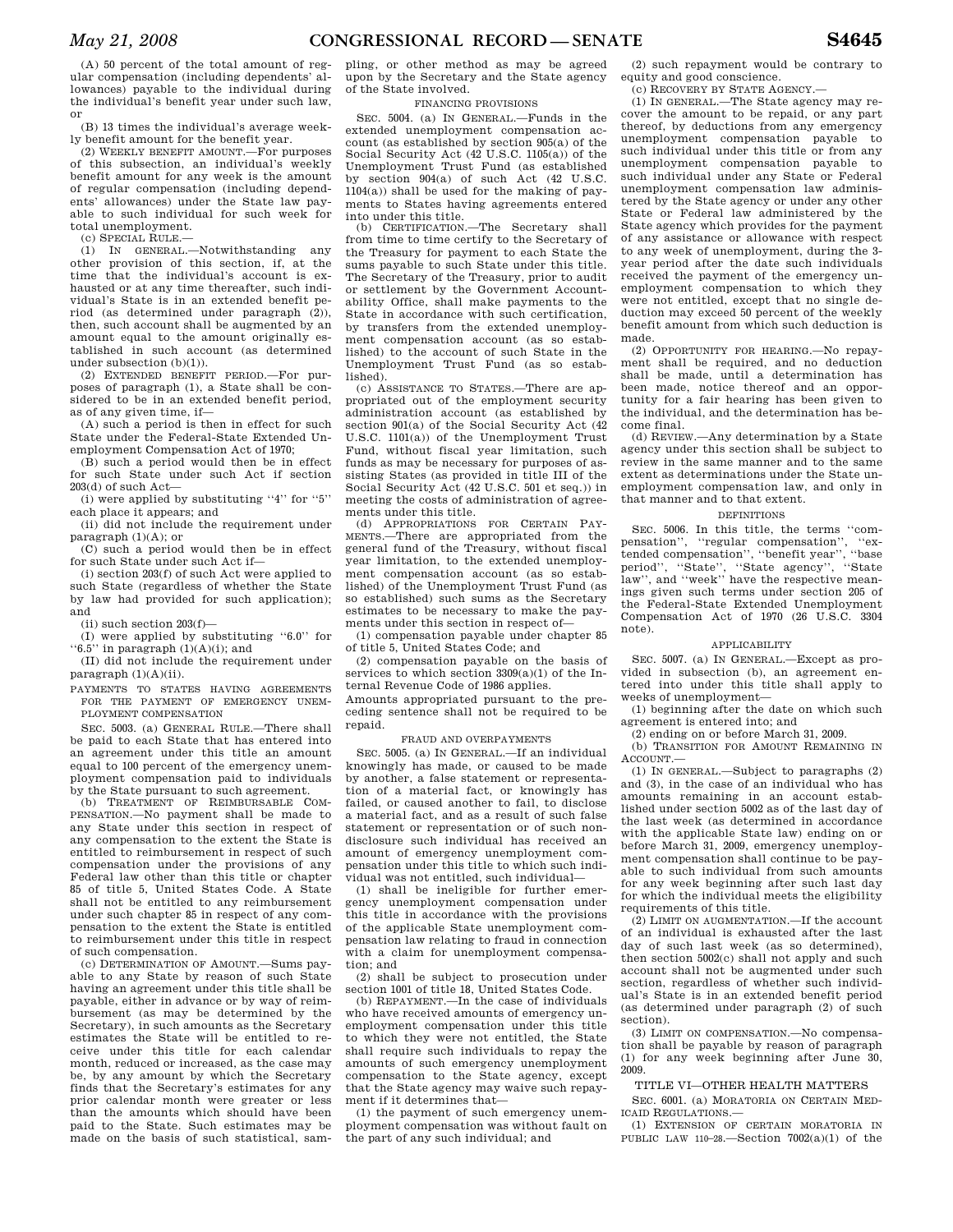(A) 50 percent of the total amount of regular compensation (including dependents' allowances) payable to the individual during the individual's benefit year under such law, or

(B) 13 times the individual's average weekly benefit amount for the benefit year.

(2) WEEKLY BENEFIT AMOUNT.—For purposes of this subsection, an individual's weekly benefit amount for any week is the amount of regular compensation (including dependents' allowances) under the State law payable to such individual for such week for total unemployment.

(c) SPECIAL RULE.—

(1) IN GENERAL.—Notwithstanding any other provision of this section, if, at the time that the individual's account is exhausted or at any time thereafter, such individual's State is in an extended benefit period (as determined under paragraph (2)), then, such account shall be augmented by an amount equal to the amount originally established in such account (as determined under subsection (b)(1)).

(2) EXTENDED BENEFIT PERIOD.—For purposes of paragraph (1), a State shall be considered to be in an extended benefit period, as of any given time, if—

(A) such a period is then in effect for such State under the Federal-State Extended Unemployment Compensation Act of 1970;

(B) such a period would then be in effect for such State under such Act if section 203(d) of such Act—

(i) were applied by substituting ''4'' for ''5'' each place it appears; and

(ii) did not include the requirement under paragraph (1)(A); or

(C) such a period would then be in effect for such State under such Act if—

(i) section 203(f) of such Act were applied to such State (regardless of whether the State by law had provided for such application); and

(ii) such section 203(f)—

(I) were applied by substituting ''6.0'' for ''6.5'' in paragraph (1)(A)(i); and

(II) did not include the requirement under paragraph (1)(A)(ii).

PAYMENTS TO STATES HAVING AGREEMENTS FOR THE PAYMENT OF EMERGENCY UNEMPLOYMENT COMPENSATION

SEC. 5003. (a) GENERAL RULE.—There shall be paid to each State that has entered into an agreement under this title an amount equal to 100 percent of the emergency unemployment compensation paid to individuals by the State pursuant to such agreement.

(b) TREATMENT OF REIMBURSABLE COMPENSATION.—No payment shall be made to any State under this section in respect of any compensation to the extent the State is entitled to reimbursement in respect of such compensation under the provisions of any Federal law other than this title or chapter 85 of title 5, United States Code. A State shall not be entitled to any reimbursement under such chapter 85 in respect of any compensation to the extent the State is entitled to reimbursement under this title in respect of such compensation.

(c) DETERMINATION OF AMOUNT.—Sums payable to any State by reason of such State having an agreement under this title shall be payable, either in advance or by way of reimbursement (as may be determined by the Secretary), in such amounts as the Secretary estimates the State will be entitled to receive under this title for each calendar month, reduced or increased, as the case may be, by any amount by which the Secretary finds that the Secretary's estimates for any prior calendar month were greater or less than the amounts which should have been paid to the State. Such estimates may be made on the basis of such statistical, sampling, or other method as may be agreed upon by the Secretary and the State agency of the State involved.

FINANCING PROVISIONS

SEC. 5004. (a) IN GENERAL.—Funds in the extended unemployment compensation account (as established by section 905(a) of the Social Security Act (42 U.S.C. 1105(a)) of the Unemployment Trust Fund (as established by section 904(a) of such Act (42 U.S.C. 1104(a)) shall be used for the making of payments to States having agreements entered into under this title.

(b) CERTIFICATION.—The Secretary shall from time to time certify to the Secretary of the Treasury for payment to each State the sums payable to such State under this title. The Secretary of the Treasury, prior to audit or settlement by the Government Accountability Office, shall make payments to the State in accordance with such certification, by transfers from the extended unemployment compensation account (as so established) to the account of such State in the Unemployment Trust Fund (as so established).

(c) ASSISTANCE TO STATES.—There are appropriated out of the employment security administration account (as established by section 901(a) of the Social Security Act (42 U.S.C. 1101(a)) of the Unemployment Trust Fund, without fiscal year limitation, such funds as may be necessary for purposes of assisting States (as provided in title III of the Social Security Act (42 U.S.C. 501 et seq.)) in meeting the costs of administration of agreements under this title.

(d) APPROPRIATIONS FOR CERTAIN PAYMENTS.—There are appropriated from the general fund of the Treasury, without fiscal year limitation, to the extended unemployment compensation account (as so established) of the Unemployment Trust Fund (as so established) such sums as the Secretary estimates to be necessary to make the payments under this section in respect of—

(1) compensation payable under chapter 85 of title 5, United States Code; and

(2) compensation payable on the basis of services to which section 3309(a)(1) of the Internal Revenue Code of 1986 applies.

Amounts appropriated pursuant to the preceding sentence shall not be required to be repaid.

FRAUD AND OVERPAYMENTS

SEC. 5005. (a) IN GENERAL.—If an individual knowingly has made, or caused to be made by another, a false statement or representation of a material fact, or knowingly has failed, or caused another to fail, to disclose a material fact, and as a result of such false statement or representation or of such nondisclosure such individual has received an amount of emergency unemployment compensation under this title to which such individual was not entitled, such individual—

(1) shall be ineligible for further emergency unemployment compensation under this title in accordance with the provisions of the applicable State unemployment compensation law relating to fraud in connection with a claim for unemployment compensation; and

(2) shall be subject to prosecution under section 1001 of title 18, United States Code.

(b) REPAYMENT.—In the case of individuals who have received amounts of emergency unemployment compensation under this title to which they were not entitled, the State shall require such individuals to repay the amounts of such emergency unemployment compensation to the State agency, except that the State agency may waive such repayment if it determines that—

(1) the payment of such emergency unemployment compensation was without fault on the part of any such individual; and

(2) such repayment would be contrary to equity and good conscience.

(c) RECOVERY BY STATE AGENCY.—

(1) IN GENERAL.—The State agency may recover the amount to be repaid, or any part thereof, by deductions from any emergency unemployment compensation payable to such individual under this title or from any unemployment compensation payable to such individual under any State or Federal unemployment compensation law administered by the State agency or under any other State or Federal law administered by the State agency which provides for the payment of any assistance or allowance with respect to any week of unemployment, during the 3-year period after the date such individuals received the payment of the emergency unemployment compensation to which they were not entitled, except that no single deduction may exceed 50 percent of the weekly benefit amount from which such deduction is made.

(2) OPPORTUNITY FOR HEARING.—No repayment shall be required, and no deduction shall be made, until a determination has been made, notice thereof and an opportunity for a fair hearing has been given to the individual, and the determination has become final.

(d) REVIEW.—Any determination by a State agency under this section shall be subject to review in the same manner and to the same extent as determinations under the State unemployment compensation law, and only in that manner and to that extent.

DEFINITIONS

SEC. 5006. In this title, the terms ''compensation'', ''regular compensation'', ''extended compensation'', ''benefit year'', ''base period'', ''State'', ''State agency'', ''State law'', and ''week'' have the respective meanings given such terms under section 205 of the Federal-State Extended Unemployment Compensation Act of 1970 (26 U.S.C. 3304 note).

APPLICABILITY

SEC. 5007. (a) IN GENERAL.—Except as provided in subsection (b), an agreement entered into under this title shall apply to weeks of unemployment—

(1) beginning after the date on which such agreement is entered into; and

(2) ending on or before March 31, 2009.

(b) TRANSITION FOR AMOUNT REMAINING IN ACCOUNT.—

(1) IN GENERAL.—Subject to paragraphs (2) and (3), in the case of an individual who has amounts remaining in an account established under section 5002 as of the last day of the last week (as determined in accordance with the applicable State law) ending on or before March 31, 2009, emergency unemployment compensation shall continue to be payable to such individual from such amounts for any week beginning after such last day for which the individual meets the eligibility requirements of this title.

(2) LIMIT ON AUGMENTATION.—If the account of an individual is exhausted after the last day of such last week (as so determined), then section 5002(c) shall not apply and such account shall not be augmented under such section, regardless of whether such individual's State is in an extended benefit period (as determined under paragraph (2) of such section).

(3) LIMIT ON COMPENSATION.—No compensation shall be payable by reason of paragraph (1) for any week beginning after June 30, 2009.

TITLE VI—OTHER HEALTH MATTERS

SEC. 6001. (a) MORATORIA ON CERTAIN MEDICAID REGULATIONS.—

(1) EXTENSION OF CERTAIN MORATORIA IN PUBLIC LAW 110–28.—Section 7002(a)(1) of the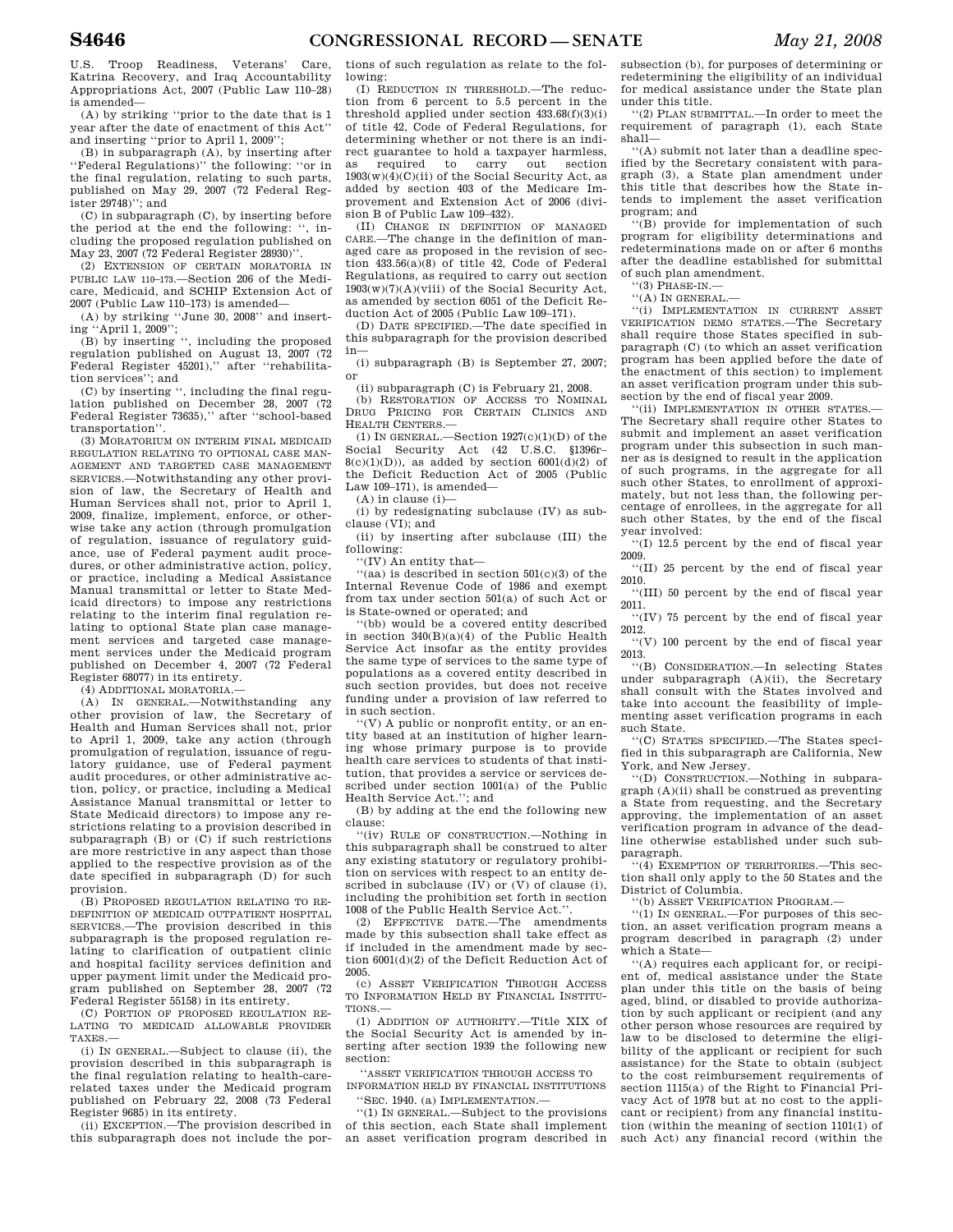U.S. Troop Readiness, Veterans' Care, Katrina Recovery, and Iraq Accountability Appropriations Act, 2007 (Public Law 110–28) is amended—

(A) by striking ''prior to the date that is 1 year after the date of enactment of this Act'' and inserting ''prior to April 1, 2009'';

(B) in subparagraph (A), by inserting after ''Federal Regulations)'' the following: ''or in the final regulation, relating to such parts, published on May 29, 2007 (72 Federal Register 29748)''; and

(C) in subparagraph (C), by inserting before the period at the end the following: '', including the proposed regulation published on May 23, 2007 (72 Federal Register 28930)''.

(2) EXTENSION OF CERTAIN MORATORIA IN PUBLIC LAW 110–173.—Section 206 of the Medicare, Medicaid, and SCHIP Extension Act of 2007 (Public Law 110–173) is amended—

(A) by striking ''June 30, 2008'' and inserting ''April 1, 2009'';

(B) by inserting '', including the proposed regulation published on August 13, 2007 (72 Federal Register 45201),'' after ''rehabilitation services''; and

(C) by inserting '', including the final regulation published on December 28, 2007 (72 Federal Register 73635),'' after ''school-based transportation''.

(3) MORATORIUM ON INTERIM FINAL MEDICAID REGULATION RELATING TO OPTIONAL CASE MANAGEMENT AND TARGETED CASE MANAGEMENT SERVICES.—Notwithstanding any other provision of law, the Secretary of Health and Human Services shall not, prior to April 1, 2009, finalize, implement, enforce, or otherwise take any action (through promulgation of regulation, issuance of regulatory guidance, use of Federal payment audit procedures, or other administrative action, policy, or practice, including a Medical Assistance Manual transmittal or letter to State Medicaid directors) to impose any restrictions relating to the interim final regulation relating to optional State plan case management services and targeted case management services under the Medicaid program published on December 4, 2007 (72 Federal Register 68077) in its entirety.

(4) ADDITIONAL MORATORIA.—

(A) IN GENERAL.—Notwithstanding any other provision of law, the Secretary of Health and Human Services shall not, prior to April 1, 2009, take any action (through promulgation of regulation, issuance of regulatory guidance, use of Federal payment audit procedures, or other administrative action, policy, or practice, including a Medical Assistance Manual transmittal or letter to State Medicaid directors) to impose any restrictions relating to a provision described in subparagraph (B) or (C) if such restrictions are more restrictive in any aspect than those applied to the respective provision as of the date specified in subparagraph (D) for such provision.

(B) PROPOSED REGULATION RELATING TO REDEFINITION OF MEDICAID OUTPATIENT HOSPITAL SERVICES.—The provision described in this subparagraph is the proposed regulation relating to clarification of outpatient clinic and hospital facility services definition and upper payment limit under the Medicaid program published on September 28, 2007 (72 Federal Register 55158) in its entirety.

(C) PORTION OF PROPOSED REGULATION RELATING TO MEDICAID ALLOWABLE PROVIDER TAXES.—

(i) IN GENERAL.—Subject to clause (ii), the provision described in this subparagraph is the final regulation relating to health-care-related taxes under the Medicaid program published on February 22, 2008 (73 Federal Register 9685) in its entirety.

(ii) EXCEPTION.—The provision described in this subparagraph does not include the portions of such regulation as relate to the following:

(I) REDUCTION IN THRESHOLD.—The reduction from 6 percent to 5.5 percent in the threshold applied under section 433.68(f)(3)(i) of title 42, Code of Federal Regulations, for determining whether or not there is an indirect guarantee to hold a taxpayer harmless, as required to carry out section 1903(w)(4)(C)(ii) of the Social Security Act, as added by section 403 of the Medicare Improvement and Extension Act of 2006 (division B of Public Law 109–432).

(II) CHANGE IN DEFINITION OF MANAGED CARE.—The change in the definition of managed care as proposed in the revision of section 433.56(a)(8) of title 42, Code of Federal Regulations, as required to carry out section 1903(w)(7)(A)(viii) of the Social Security Act, as amended by section 6051 of the Deficit Reduction Act of 2005 (Public Law 109–171).

(D) DATE SPECIFIED.—The date specified in this subparagraph for the provision described in—

(i) subparagraph (B) is September 27, 2007; or

(ii) subparagraph (C) is February 21, 2008.

(b) RESTORATION OF ACCESS TO NOMINAL DRUG PRICING FOR CERTAIN CLINICS AND HEALTH CENTERS.—

(1) IN GENERAL.—Section 1927(c)(1)(D) of the Social Security Act (42 U.S.C. §1396r–8(c)(1)(D)), as added by section 6001(d)(2) of the Deficit Reduction Act of 2005 (Public Law 109–171), is amended—

(A) in clause (i)—

(i) by redesignating subclause (IV) as subclause (VI); and

(ii) by inserting after subclause (III) the following:

''(IV) An entity that—

''(aa) is described in section 501(c)(3) of the Internal Revenue Code of 1986 and exempt from tax under section 501(a) of such Act or is State-owned or operated; and

''(bb) would be a covered entity described in section 340(B)(a)(4) of the Public Health Service Act insofar as the entity provides the same type of services to the same type of populations as a covered entity described in such section provides, but does not receive funding under a provision of law referred to in such section.

''(V) A public or nonprofit entity, or an entity based at an institution of higher learning whose primary purpose is to provide health care services to students of that institution, that provides a service or services described under section 1001(a) of the Public Health Service Act.''; and

(B) by adding at the end the following new clause:

''(iv) RULE OF CONSTRUCTION.—Nothing in this subparagraph shall be construed to alter any existing statutory or regulatory prohibition on services with respect to an entity described in subclause (IV) or (V) of clause (i), including the prohibition set forth in section 1008 of the Public Health Service Act.''.

(2) EFFECTIVE DATE.—The amendments made by this subsection shall take effect as if included in the amendment made by section 6001(d)(2) of the Deficit Reduction Act of 2005.

(c) ASSET VERIFICATION THROUGH ACCESS TO INFORMATION HELD BY FINANCIAL INSTITUTIONS.—

(1) ADDITION OF AUTHORITY.—Title XIX of the Social Security Act is amended by inserting after section 1939 the following new section:

''ASSET VERIFICATION THROUGH ACCESS TO INFORMATION HELD BY FINANCIAL INSTITUTIONS

''SEC. 1940. (a) IMPLEMENTATION.—

''(1) IN GENERAL.—Subject to the provisions of this section, each State shall implement an asset verification program described in subsection (b), for purposes of determining or redetermining the eligibility of an individual for medical assistance under the State plan under this title.

''(2) PLAN SUBMITTAL.—In order to meet the requirement of paragraph (1), each State shall—

''(A) submit not later than a deadline specified by the Secretary consistent with paragraph (3), a State plan amendment under this title that describes how the State intends to implement the asset verification program; and

''(B) provide for implementation of such program for eligibility determinations and redeterminations made on or after 6 months after the deadline established for submittal of such plan amendment.

''(3) PHASE-IN.—

''(A) IN GENERAL.—

''(i) IMPLEMENTATION IN CURRENT ASSET VERIFICATION DEMO STATES.—The Secretary shall require those States specified in subparagraph (C) (to which an asset verification program has been applied before the date of the enactment of this section) to implement an asset verification program under this subsection by the end of fiscal year 2009.

''(ii) IMPLEMENTATION IN OTHER STATES.—The Secretary shall require other States to submit and implement an asset verification program under this subsection in such manner as is designed to result in the application of such programs, in the aggregate for all such other States, to enrollment of approximately, but not less than, the following percentage of enrollees, in the aggregate for all such other States, by the end of the fiscal year involved:

''(I) 12.5 percent by the end of fiscal year 2009.

''(II) 25 percent by the end of fiscal year 2010.

''(III) 50 percent by the end of fiscal year 2011.

''(IV) 75 percent by the end of fiscal year 2012.

''(V) 100 percent by the end of fiscal year 2013.

''(B) CONSIDERATION.—In selecting States under subparagraph (A)(ii), the Secretary shall consult with the States involved and take into account the feasibility of implementing asset verification programs in each such State.

''(C) STATES SPECIFIED.—The States specified in this subparagraph are California, New York, and New Jersey.

''(D) CONSTRUCTION.—Nothing in subparagraph (A)(ii) shall be construed as preventing a State from requesting, and the Secretary approving, the implementation of an asset verification program in advance of the deadline otherwise established under such subparagraph.

''(4) EXEMPTION OF TERRITORIES.—This section shall only apply to the 50 States and the District of Columbia.

''(b) ASSET VERIFICATION PROGRAM.—

''(1) IN GENERAL.—For purposes of this section, an asset verification program means a program described in paragraph (2) under which a State—

''(A) requires each applicant for, or recipient of, medical assistance under the State plan under this title on the basis of being aged, blind, or disabled to provide authorization by such applicant or recipient (and any other person whose resources are required by law to be disclosed to determine the eligibility of the applicant or recipient for such assistance) for the State to obtain (subject to the cost reimbursement requirements of section 1115(a) of the Right to Financial Privacy Act of 1978 but at no cost to the applicant or recipient) from any financial institution (within the meaning of section 1101(1) of such Act) any financial record (within the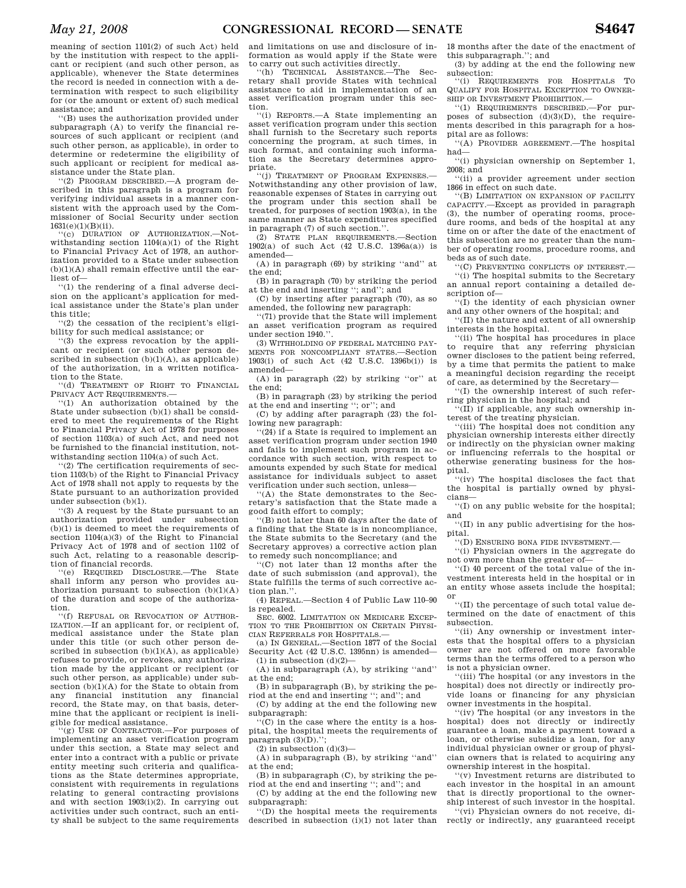meaning of section 1101(2) of such Act) held by the institution with respect to the applicant or recipient (and such other person, as applicable), whenever the State determines the record is needed in connection with a determination with respect to such eligibility for (or the amount or extent of) such medical assistance; and

"(B) uses the authorization provided under subparagraph (A) to verify the financial resources of such applicant or recipient (and such other person, as applicable), in order to determine or redetermine the eligibility of such applicant or recipient for medical assistance under the State plan.

"(2) PROGRAM DESCRIBED.—A program described in this paragraph is a program for verifying individual assets in a manner consistent with the approach used by the Commissioner of Social Security under section 1631(e)(1)(B)(ii).

"(c) DURATION OF AUTHORIZATION.—Notwithstanding section 1104(a)(1) of the Right to Financial Privacy Act of 1978, an authorization provided to a State under subsection (b)(1)(A) shall remain effective until the earliest of—

"(1) the rendering of a final adverse decision on the applicant's application for medical assistance under the State's plan under this title;

"(2) the cessation of the recipient's eligibility for such medical assistance; or

"(3) the express revocation by the applicant or recipient (or such other person described in subsection (b)(1)(A), as applicable) of the authorization, in a written notification to the State.

"(d) TREATMENT OF RIGHT TO FINANCIAL PRIVACY ACT REQUIREMENTS.—

"(1) An authorization obtained by the State under subsection (b)(1) shall be considered to meet the requirements of the Right to Financial Privacy Act of 1978 for purposes of section 1103(a) of such Act, and need not be furnished to the financial institution, notwithstanding section 1104(a) of such Act.

"(2) The certification requirements of section 1103(b) of the Right to Financial Privacy Act of 1978 shall not apply to requests by the State pursuant to an authorization provided under subsection (b)(1).

"(3) A request by the State pursuant to an authorization provided under subsection (b)(1) is deemed to meet the requirements of section 1104(a)(3) of the Right to Financial Privacy Act of 1978 and of section 1102 of such Act, relating to a reasonable description of financial records.

"(e) REQUIRED DISCLOSURE.—The State shall inform any person who provides authorization pursuant to subsection (b)(1)(A) of the duration and scope of the authorization.

"(f) REFUSAL OR REVOCATION OF AUTHORIZATION.—If an applicant for, or recipient of, medical assistance under the State plan under this title (or such other person described in subsection (b)(1)(A), as applicable) refuses to provide, or revokes, any authorization made by the applicant or recipient (or such other person, as applicable) under subsection (b)(1)(A) for the State to obtain from any financial institution any financial record, the State may, on that basis, determine that the applicant or recipient is ineligible for medical assistance.

"(g) USE OF CONTRACTOR.—For purposes of implementing an asset verification program under this section, a State may select and enter into a contract with a public or private entity meeting such criteria and qualifications as the State determines appropriate, consistent with requirements in regulations relating to general contracting provisions and with section 1903(i)(2). In carrying out activities under such contract, such an entity shall be subject to the same requirements and limitations on use and disclosure of information as would apply if the State were to carry out such activities directly.

"(h) TECHNICAL ASSISTANCE.—The Secretary shall provide States with technical assistance to aid in implementation of an asset verification program under this section.

"(i) REPORTS.—A State implementing an asset verification program under this section shall furnish to the Secretary such reports concerning the program, at such times, in such format, and containing such information as the Secretary determines appropriate.

"(j) TREATMENT OF PROGRAM EXPENSES.—Notwithstanding any other provision of law, reasonable expenses of States in carrying out the program under this section shall be treated, for purposes of section 1903(a), in the same manner as State expenditures specified in paragraph (7) of such section.".

(2) STATE PLAN REQUIREMENTS.—Section 1902(a) of such Act (42 U.S.C. 1396a(a)) is amended—

(A) in paragraph (69) by striking "and" at the end;

(B) in paragraph (70) by striking the period at the end and inserting "; and"; and

(C) by inserting after paragraph (70), as so amended, the following new paragraph:

"(71) provide that the State will implement an asset verification program as required under section 1940.".

(3) WITHHOLDING OF FEDERAL MATCHING PAYMENTS FOR NONCOMPLIANT STATES.—Section 1903(i) of such Act (42 U.S.C. 1396b(i)) is amended—

(A) in paragraph (22) by striking "or" at the end;

(B) in paragraph (23) by striking the period at the end and inserting "; or"; and

(C) by adding after paragraph (23) the following new paragraph:

"(24) if a State is required to implement an asset verification program under section 1940 and fails to implement such program in accordance with such section, with respect to amounts expended by such State for medical assistance for individuals subject to asset verification under such section, unless—

"(A) the State demonstrates to the Secretary's satisfaction that the State made a good faith effort to comply;

"(B) not later than 60 days after the date of a finding that the State is in noncompliance, the State submits to the Secretary (and the Secretary approves) a corrective action plan to remedy such noncompliance; and

"(C) not later than 12 months after the date of such submission (and approval), the State fulfills the terms of such corrective action plan.".

(4) REPEAL.—Section 4 of Public Law 110–90 is repealed.

SEC. 6002. LIMITATION ON MEDICARE EXCEPTION TO THE PROHIBITION ON CERTAIN PHYSICIAN REFERRALS FOR HOSPITALS.—

(a) IN GENERAL.—Section 1877 of the Social Security Act (42 U.S.C. 1395nn) is amended—

(1) in subsection (d)(2)—

(A) in subparagraph (A), by striking "and" at the end;

(B) in subparagraph (B), by striking the period at the end and inserting "; and"; and

(C) by adding at the end the following new subparagraph:

"(C) in the case where the entity is a hospital, the hospital meets the requirements of paragraph (3)(D).";

(2) in subsection (d)(3)—

(A) in subparagraph (B), by striking "and" at the end;

(B) in subparagraph (C), by striking the period at the end and inserting "; and"; and

(C) by adding at the end the following new subparagraph:

"(D) the hospital meets the requirements described in subsection (i)(1) not later than 18 months after the date of the enactment of this subparagraph."; and

(3) by adding at the end the following new subsection:

"(i) REQUIREMENTS FOR HOSPITALS TO QUALIFY FOR HOSPITAL EXCEPTION TO OWNERSHIP OR INVESTMENT PROHIBITION.—

"(1) REQUIREMENTS DESCRIBED.—For purposes of subsection (d)(3)(D), the requirements described in this paragraph for a hospital are as follows:

"(A) PROVIDER AGREEMENT.—The hospital had—

"(i) physician ownership on September 1, 2008; and

"(ii) a provider agreement under section 1866 in effect on such date.

"(B) LIMITATION ON EXPANSION OF FACILITY CAPACITY.—Except as provided in paragraph (3), the number of operating rooms, procedure rooms, and beds of the hospital at any time on or after the date of the enactment of this subsection are no greater than the number of operating rooms, procedure rooms, and beds as of such date.

"(C) PREVENTING CONFLICTS OF INTEREST.—

"(i) The hospital submits to the Secretary an annual report containing a detailed description of—

"(I) the identity of each physician owner and any other owners of the hospital; and

"(II) the nature and extent of all ownership interests in the hospital.

"(ii) The hospital has procedures in place to require that any referring physician owner discloses to the patient being referred, by a time that permits the patient to make a meaningful decision regarding the receipt of care, as determined by the Secretary—

"(I) the ownership interest of such referring physician in the hospital; and

"(II) if applicable, any such ownership interest of the treating physician.

"(iii) The hospital does not condition any physician ownership interests either directly or indirectly on the physician owner making or influencing referrals to the hospital or otherwise generating business for the hospital.

"(iv) The hospital discloses the fact that the hospital is partially owned by physicians—

"(I) on any public website for the hospital; and

"(II) in any public advertising for the hospital.

"(D) ENSURING BONA FIDE INVESTMENT.—

"(i) Physician owners in the aggregate do not own more than the greater of—

"(I) 40 percent of the total value of the investment interests held in the hospital or in an entity whose assets include the hospital; or

"(II) the percentage of such total value determined on the date of enactment of this subsection.

"(ii) Any ownership or investment interests that the hospital offers to a physician owner are not offered on more favorable terms than the terms offered to a person who is not a physician owner.

"(iii) The hospital (or any investors in the hospital) does not directly or indirectly provide loans or financing for any physician owner investments in the hospital.

"(iv) The hospital (or any investors in the hospital) does not directly or indirectly guarantee a loan, make a payment toward a loan, or otherwise subsidize a loan, for any individual physician owner or group of physician owners that is related to acquiring any ownership interest in the hospital.

"(v) Investment returns are distributed to each investor in the hospital in an amount that is directly proportional to the ownership interest of such investor in the hospital.

"(vi) Physician owners do not receive, directly or indirectly, any guaranteed receipt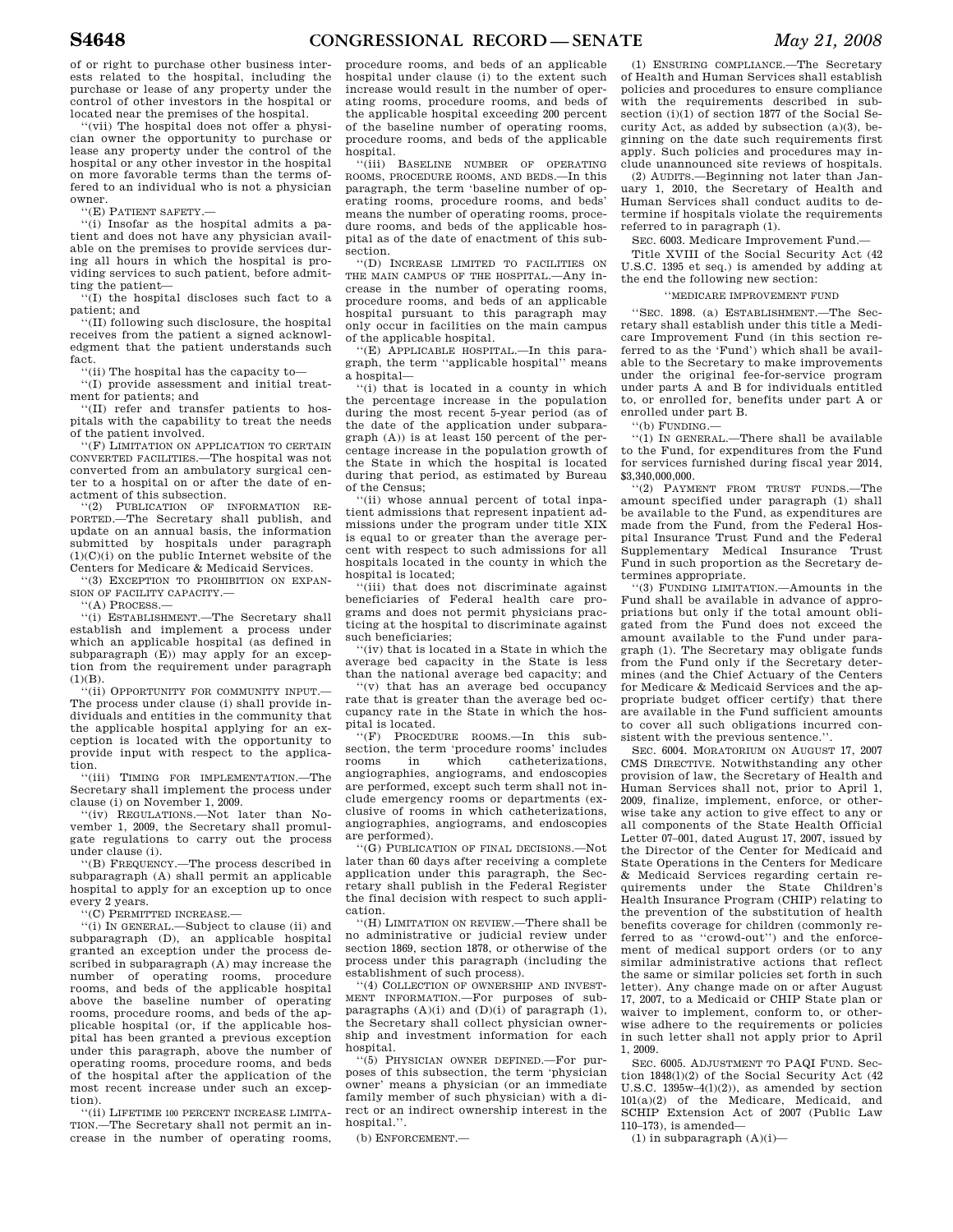of or right to purchase other business interests related to the hospital, including the purchase or lease of any property under the control of other investors in the hospital or located near the premises of the hospital.

''(vii) The hospital does not offer a physician owner the opportunity to purchase or lease any property under the control of the hospital or any other investor in the hospital on more favorable terms than the terms offered to an individual who is not a physician owner.

''(E) PATIENT SAFETY.—

''(i) Insofar as the hospital admits a patient and does not have any physician available on the premises to provide services during all hours in which the hospital is providing services to such patient, before admitting the patient—

''(I) the hospital discloses such fact to a patient; and

''(II) following such disclosure, the hospital receives from the patient a signed acknowledgment that the patient understands such fact.

''(ii) The hospital has the capacity to—

''(I) provide assessment and initial treatment for patients; and

''(II) refer and transfer patients to hospitals with the capability to treat the needs of the patient involved.

''(F) LIMITATION ON APPLICATION TO CERTAIN CONVERTED FACILITIES.—The hospital was not converted from an ambulatory surgical center to a hospital on or after the date of enactment of this subsection.

''(2) PUBLICATION OF INFORMATION REPORTED.—The Secretary shall publish, and update on an annual basis, the information submitted by hospitals under paragraph (1)(C)(i) on the public Internet website of the Centers for Medicare & Medicaid Services.

''(3) EXCEPTION TO PROHIBITION ON EXPANSION OF FACILITY CAPACITY.—

''(A) PROCESS.—

''(i) ESTABLISHMENT.—The Secretary shall establish and implement a process under which an applicable hospital (as defined in subparagraph (E)) may apply for an exception from the requirement under paragraph (1)(B).

''(ii) OPPORTUNITY FOR COMMUNITY INPUT.—The process under clause (i) shall provide individuals and entities in the community that the applicable hospital applying for an exception is located with the opportunity to provide input with respect to the application.

''(iii) TIMING FOR IMPLEMENTATION.—The Secretary shall implement the process under clause (i) on November 1, 2009.

''(iv) REGULATIONS.—Not later than November 1, 2009, the Secretary shall promulgate regulations to carry out the process under clause (i).

''(B) FREQUENCY.—The process described in subparagraph (A) shall permit an applicable hospital to apply for an exception up to once every 2 years.

''(C) PERMITTED INCREASE.—

''(i) IN GENERAL.—Subject to clause (ii) and subparagraph (D), an applicable hospital granted an exception under the process described in subparagraph (A) may increase the number of operating rooms, procedure rooms, and beds of the applicable hospital above the baseline number of operating rooms, procedure rooms, and beds of the applicable hospital (or, if the applicable hospital has been granted a previous exception under this paragraph, above the number of operating rooms, procedure rooms, and beds of the hospital after the application of the most recent increase under such an exception).

''(ii) LIFETIME 100 PERCENT INCREASE LIMITATION.—The Secretary shall not permit an increase in the number of operating rooms, procedure rooms, and beds of an applicable hospital under clause (i) to the extent such increase would result in the number of operating rooms, procedure rooms, and beds of the applicable hospital exceeding 200 percent of the baseline number of operating rooms, procedure rooms, and beds of the applicable hospital.

''(iii) BASELINE NUMBER OF OPERATING ROOMS, PROCEDURE ROOMS, AND BEDS.—In this paragraph, the term 'baseline number of operating rooms, procedure rooms, and beds' means the number of operating rooms, procedure rooms, and beds of the applicable hospital as of the date of enactment of this subsection.

''(D) INCREASE LIMITED TO FACILITIES ON THE MAIN CAMPUS OF THE HOSPITAL.—Any increase in the number of operating rooms, procedure rooms, and beds of an applicable hospital pursuant to this paragraph may only occur in facilities on the main campus of the applicable hospital.

''(E) APPLICABLE HOSPITAL.—In this paragraph, the term ''applicable hospital'' means a hospital—

''(i) that is located in a county in which the percentage increase in the population during the most recent 5-year period (as of the date of the application under subparagraph (A)) is at least 150 percent of the percentage increase in the population growth of the State in which the hospital is located during that period, as estimated by Bureau of the Census;

''(ii) whose annual percent of total inpatient admissions that represent inpatient admissions under the program under title XIX is equal to or greater than the average percent with respect to such admissions for all hospitals located in the county in which the hospital is located;

''(iii) that does not discriminate against beneficiaries of Federal health care programs and does not permit physicians practicing at the hospital to discriminate against such beneficiaries;

''(iv) that is located in a State in which the average bed capacity in the State is less than the national average bed capacity; and

''(v) that has an average bed occupancy rate that is greater than the average bed occupancy rate in the State in which the hospital is located.

''(F) PROCEDURE ROOMS.—In this subsection, the term 'procedure rooms' includes rooms in which catheterizations, angiographies, angiograms, and endoscopies are performed, except such term shall not include emergency rooms or departments (exclusive of rooms in which catheterizations, angiographies, angiograms, and endoscopies are performed).

''(G) PUBLICATION OF FINAL DECISIONS.—Not later than 60 days after receiving a complete application under this paragraph, the Secretary shall publish in the Federal Register the final decision with respect to such application.

''(H) LIMITATION ON REVIEW.—There shall be no administrative or judicial review under section 1869, section 1878, or otherwise of the process under this paragraph (including the establishment of such process).

''(4) COLLECTION OF OWNERSHIP AND INVESTMENT INFORMATION.—For purposes of subparagraphs (A)(i) and (D)(i) of paragraph (1), the Secretary shall collect physician ownership and investment information for each hospital.

''(5) PHYSICIAN OWNER DEFINED.—For purposes of this subsection, the term 'physician owner' means a physician (or an immediate family member of such physician) with a direct or an indirect ownership interest in the hospital.''.

(b) ENFORCEMENT.—

(1) ENSURING COMPLIANCE.—The Secretary of Health and Human Services shall establish policies and procedures to ensure compliance with the requirements described in subsection (i)(1) of section 1877 of the Social Security Act, as added by subsection (a)(3), beginning on the date such requirements first apply. Such policies and procedures may include unannounced site reviews of hospitals.

(2) AUDITS.—Beginning not later than January 1, 2010, the Secretary of Health and Human Services shall conduct audits to determine if hospitals violate the requirements referred to in paragraph (1).

SEC. 6003. Medicare Improvement Fund.—

Title XVIII of the Social Security Act (42 U.S.C. 1395 et seq.) is amended by adding at the end the following new section:

''MEDICARE IMPROVEMENT FUND

''SEC. 1898. (a) ESTABLISHMENT.—The Secretary shall establish under this title a Medicare Improvement Fund (in this section referred to as the 'Fund') which shall be available to the Secretary to make improvements under the original fee-for-service program under parts A and B for individuals entitled to, or enrolled for, benefits under part A or enrolled under part B.

''(b) FUNDING.—

''(1) IN GENERAL.—There shall be available to the Fund, for expenditures from the Fund for services furnished during fiscal year 2014, $3,340,000,000.

''(2) PAYMENT FROM TRUST FUNDS.—The amount specified under paragraph (1) shall be available to the Fund, as expenditures are made from the Fund, from the Federal Hospital Insurance Trust Fund and the Federal Supplementary Medical Insurance Trust Fund in such proportion as the Secretary determines appropriate.

''(3) FUNDING LIMITATION.—Amounts in the Fund shall be available in advance of appropriations but only if the total amount obligated from the Fund does not exceed the amount available to the Fund under paragraph (1). The Secretary may obligate funds from the Fund only if the Secretary determines (and the Chief Actuary of the Centers for Medicare & Medicaid Services and the appropriate budget officer certify) that there are available in the Fund sufficient amounts to cover all such obligations incurred consistent with the previous sentence.''.

SEC. 6004. MORATORIUM ON AUGUST 17, 2007 CMS DIRECTIVE. Notwithstanding any other provision of law, the Secretary of Health and Human Services shall not, prior to April 1, 2009, finalize, implement, enforce, or otherwise take any action to give effect to any or all components of the State Health Official Letter 07–001, dated August 17, 2007, issued by the Director of the Center for Medicaid and State Operations in the Centers for Medicare & Medicaid Services regarding certain requirements under the State Children's Health Insurance Program (CHIP) relating to the prevention of the substitution of health benefits coverage for children (commonly referred to as ''crowd-out'') and the enforcement of medical support orders (or to any similar administrative actions that reflect the same or similar policies set forth in such letter). Any change made on or after August 17, 2007, to a Medicaid or CHIP State plan or waiver to implement, conform to, or otherwise adhere to the requirements or policies in such letter shall not apply prior to April 1, 2009.

SEC. 6005. ADJUSTMENT TO PAQI FUND. Section 1848(l)(2) of the Social Security Act (42 U.S.C. 1395w–4(l)(2)), as amended by section 101(a)(2) of the Medicare, Medicaid, and SCHIP Extension Act of 2007 (Public Law 110–173), is amended—

(1) in subparagraph (A)(i)—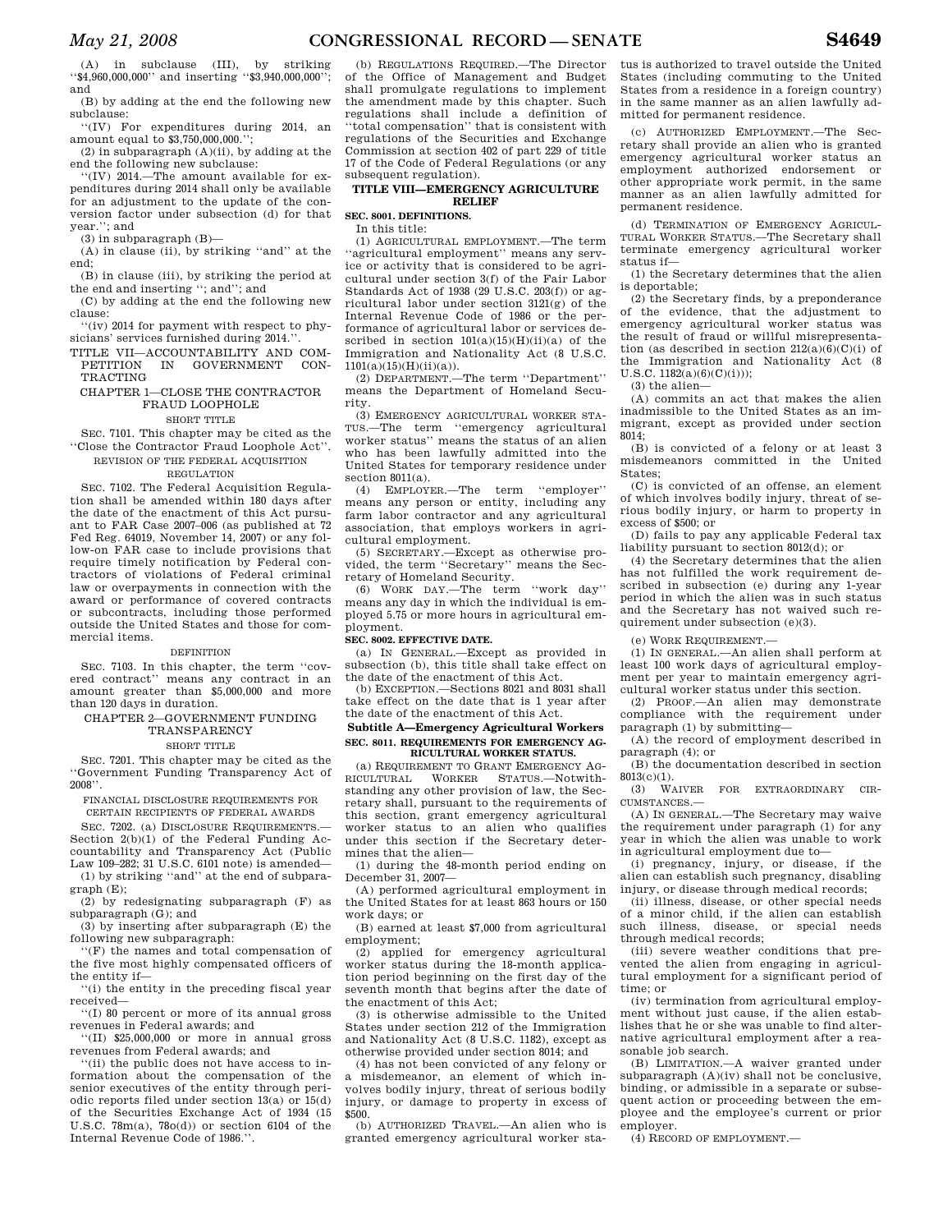(A) in subclause (III), by striking ''$4,960,000,000'' and inserting ''$3,940,000,000''; and

(B) by adding at the end the following new subclause:

''(IV) For expenditures during 2014, an amount equal to $3,750,000,000.'';

(2) in subparagraph (A)(ii), by adding at the end the following new subclause:

''(IV) 2014.—The amount available for expenditures during 2014 shall only be available for an adjustment to the update of the conversion factor under subsection (d) for that year.''; and

(3) in subparagraph (B)—

(A) in clause (ii), by striking ''and'' at the end;

(B) in clause (iii), by striking the period at the end and inserting ''; and''; and

(C) by adding at the end the following new clause:

''(iv) 2014 for payment with respect to physicians' services furnished during 2014.''.

## TITLE VII—ACCOUNTABILITY AND COMPETITION IN GOVERNMENT CONTRACTING

### CHAPTER 1—CLOSE THE CONTRACTOR FRAUD LOOPHOLE

SHORT TITLE

SEC. 7101. This chapter may be cited as the ''Close the Contractor Fraud Loophole Act''.

REVISION OF THE FEDERAL ACQUISITION REGULATION

SEC. 7102. The Federal Acquisition Regulation shall be amended within 180 days after the date of the enactment of this Act pursuant to FAR Case 2007–006 (as published at 72 Fed Reg. 64019, November 14, 2007) or any follow-on FAR case to include provisions that require timely notification by Federal contractors of violations of Federal criminal law or overpayments in connection with the award or performance of covered contracts or subcontracts, including those performed outside the United States and those for commercial items.

DEFINITION

SEC. 7103. In this chapter, the term ''covered contract'' means any contract in an amount greater than $5,000,000 and more than 120 days in duration.

### CHAPTER 2—GOVERNMENT FUNDING TRANSPARENCY

SHORT TITLE

SEC. 7201. This chapter may be cited as the ''Government Funding Transparency Act of 2008''.

FINANCIAL DISCLOSURE REQUIREMENTS FOR CERTAIN RECIPIENTS OF FEDERAL AWARDS

SEC. 7202. (a) DISCLOSURE REQUIREMENTS.—Section 2(b)(1) of the Federal Funding Accountability and Transparency Act (Public Law 109–282; 31 U.S.C. 6101 note) is amended—

(1) by striking ''and'' at the end of subparagraph (E);

(2) by redesignating subparagraph (F) as subparagraph (G); and

(3) by inserting after subparagraph (E) the following new subparagraph:

''(F) the names and total compensation of the five most highly compensated officers of the entity if—

''(i) the entity in the preceding fiscal year received—

''(I) 80 percent or more of its annual gross revenues in Federal awards; and

''(II) $25,000,000 or more in annual gross revenues from Federal awards; and

''(ii) the public does not have access to information about the compensation of the senior executives of the entity through periodic reports filed under section 13(a) or 15(d) of the Securities Exchange Act of 1934 (15 U.S.C. 78m(a), 78o(d)) or section 6104 of the Internal Revenue Code of 1986.''.

(b) REGULATIONS REQUIRED.—The Director of the Office of Management and Budget shall promulgate regulations to implement the amendment made by this chapter. Such regulations shall include a definition of ''total compensation'' that is consistent with regulations of the Securities and Exchange Commission at section 402 of part 229 of title 17 of the Code of Federal Regulations (or any subsequent regulation).

## TITLE VIII—EMERGENCY AGRICULTURE RELIEF

**SEC. 8001. DEFINITIONS.**

In this title:

(1) AGRICULTURAL EMPLOYMENT.—The term ''agricultural employment'' means any service or activity that is considered to be agricultural under section 3(f) of the Fair Labor Standards Act of 1938 (29 U.S.C. 203(f)) or agricultural labor under section 3121(g) of the Internal Revenue Code of 1986 or the performance of agricultural labor or services described in section 101(a)(15)(H)(ii)(a) of the Immigration and Nationality Act (8 U.S.C. 1101(a)(15)(H)(ii)(a)).

(2) DEPARTMENT.—The term ''Department'' means the Department of Homeland Security.

(3) EMERGENCY AGRICULTURAL WORKER STATUS.—The term ''emergency agricultural worker status'' means the status of an alien who has been lawfully admitted into the United States for temporary residence under section 8011(a).

(4) EMPLOYER.—The term ''employer'' means any person or entity, including any farm labor contractor and any agricultural association, that employs workers in agricultural employment.

(5) SECRETARY.—Except as otherwise provided, the term ''Secretary'' means the Secretary of Homeland Security.

(6) WORK DAY.—The term ''work day'' means any day in which the individual is employed 5.75 or more hours in agricultural employment.

**SEC. 8002. EFFECTIVE DATE.**

(a) IN GENERAL.—Except as provided in subsection (b), this title shall take effect on the date of the enactment of this Act.

(b) EXCEPTION.—Sections 8021 and 8031 shall take effect on the date that is 1 year after the date of the enactment of this Act.

### Subtitle A—Emergency Agricultural Workers

**SEC. 8011. REQUIREMENTS FOR EMERGENCY AGRICULTURAL WORKER STATUS.**

(a) REQUIREMENT TO GRANT EMERGENCY AGRICULTURAL WORKER STATUS.—Notwithstanding any other provision of law, the Secretary shall, pursuant to the requirements of this section, grant emergency agricultural worker status to an alien who qualifies under this section if the Secretary determines that the alien—

(1) during the 48-month period ending on December 31, 2007—

(A) performed agricultural employment in the United States for at least 863 hours or 150 work days; or

(B) earned at least $7,000 from agricultural employment;

(2) applied for emergency agricultural worker status during the 18-month application period beginning on the first day of the seventh month that begins after the date of the enactment of this Act;

(3) is otherwise admissible to the United States under section 212 of the Immigration and Nationality Act (8 U.S.C. 1182), except as otherwise provided under section 8014; and

(4) has not been convicted of any felony or a misdemeanor, an element of which involves bodily injury, threat of serious bodily injury, or damage to property in excess of $500.

(b) AUTHORIZED TRAVEL.—An alien who is granted emergency agricultural worker status is authorized to travel outside the United States (including commuting to the United States from a residence in a foreign country) in the same manner as an alien lawfully admitted for permanent residence.

(c) AUTHORIZED EMPLOYMENT.—The Secretary shall provide an alien who is granted emergency agricultural worker status an employment authorized endorsement or other appropriate work permit, in the same manner as an alien lawfully admitted for permanent residence.

(d) TERMINATION OF EMERGENCY AGRICULTURAL WORKER STATUS.—The Secretary shall terminate emergency agricultural worker status if—

(1) the Secretary determines that the alien is deportable;

(2) the Secretary finds, by a preponderance of the evidence, that the adjustment to emergency agricultural worker status was the result of fraud or willful misrepresentation (as described in section 212(a)(6)(C)(i) of the Immigration and Nationality Act (8 U.S.C. 1182(a)(6)(C)(i)));

(3) the alien—

(A) commits an act that makes the alien inadmissible to the United States as an immigrant, except as provided under section 8014;

(B) is convicted of a felony or at least 3 misdemeanors committed in the United States;

(C) is convicted of an offense, an element of which involves bodily injury, threat of serious bodily injury, or harm to property in excess of $500; or

(D) fails to pay any applicable Federal tax liability pursuant to section 8012(d); or

(4) the Secretary determines that the alien has not fulfilled the work requirement described in subsection (e) during any 1-year period in which the alien was in such status and the Secretary has not waived such requirement under subsection (e)(3).

(e) WORK REQUIREMENT.—

(1) IN GENERAL.—An alien shall perform at least 100 work days of agricultural employment per year to maintain emergency agricultural worker status under this section.

(2) PROOF.—An alien may demonstrate compliance with the requirement under paragraph (1) by submitting—

(A) the record of employment described in paragraph (4); or

(B) the documentation described in section 8013(c)(1).

(3) WAIVER FOR EXTRAORDINARY CIRCUMSTANCES.—

(A) IN GENERAL.—The Secretary may waive the requirement under paragraph (1) for any year in which the alien was unable to work in agricultural employment due to—

(i) pregnancy, injury, or disease, if the alien can establish such pregnancy, disabling injury, or disease through medical records;

(ii) illness, disease, or other special needs of a minor child, if the alien can establish such illness, disease, or special needs through medical records;

(iii) severe weather conditions that prevented the alien from engaging in agricultural employment for a significant period of time; or

(iv) termination from agricultural employment without just cause, if the alien establishes that he or she was unable to find alternative agricultural employment after a reasonable job search.

(B) LIMITATION.—A waiver granted under subparagraph (A)(iv) shall not be conclusive, binding, or admissible in a separate or subsequent action or proceeding between the employee and the employee's current or prior employer.

(4) RECORD OF EMPLOYMENT.—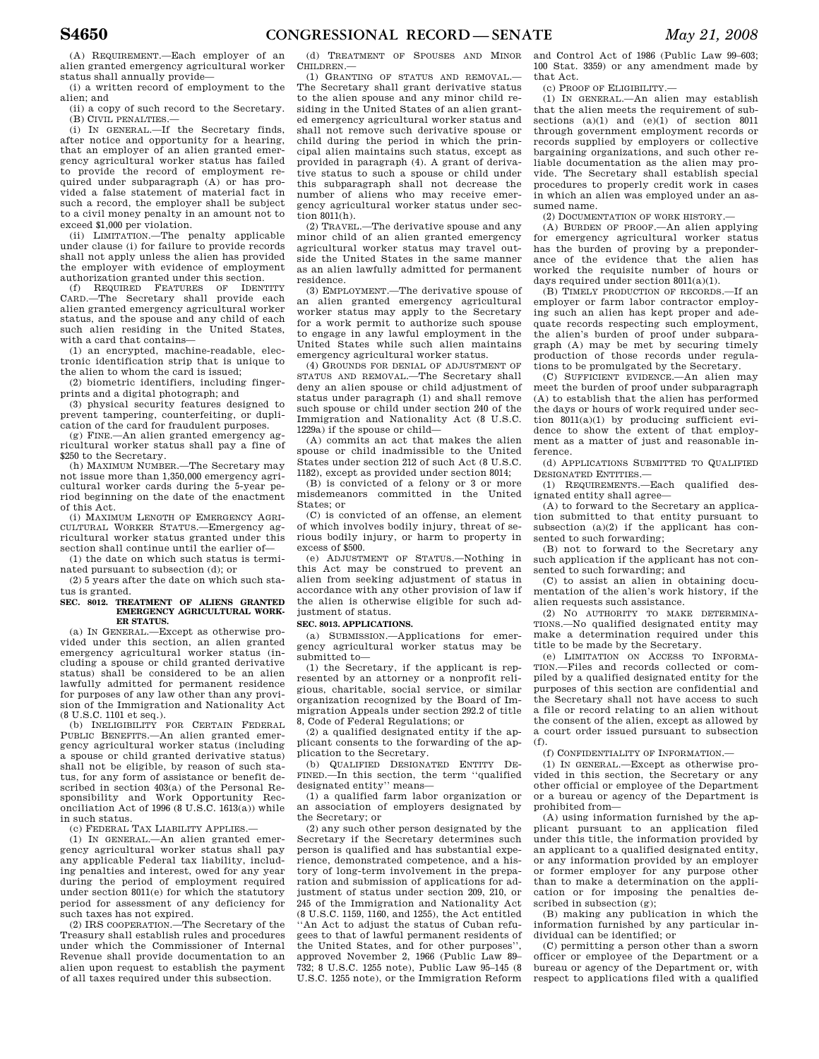(A) REQUIREMENT.—Each employer of an alien granted emergency agricultural worker status shall annually provide—

(i) a written record of employment to the alien; and

(ii) a copy of such record to the Secretary.

(B) CIVIL PENALTIES.—

(i) IN GENERAL.—If the Secretary finds, after notice and opportunity for a hearing, that an employer of an alien granted emergency agricultural worker status has failed to provide the record of employment required under subparagraph (A) or has provided a false statement of material fact in such a record, the employer shall be subject to a civil money penalty in an amount not to exceed $1,000 per violation.

(ii) LIMITATION.—The penalty applicable under clause (i) for failure to provide records shall not apply unless the alien has provided the employer with evidence of employment authorization granted under this section.

(f) REQUIRED FEATURES OF IDENTITY CARD.—The Secretary shall provide each alien granted emergency agricultural worker status, and the spouse and any child of each such alien residing in the United States, with a card that contains—

(1) an encrypted, machine-readable, electronic identification strip that is unique to the alien to whom the card is issued;

(2) biometric identifiers, including fingerprints and a digital photograph; and

(3) physical security features designed to prevent tampering, counterfeiting, or duplication of the card for fraudulent purposes.

(g) FINE.—An alien granted emergency agricultural worker status shall pay a fine of $250 to the Secretary.

(h) MAXIMUM NUMBER.—The Secretary may not issue more than 1,350,000 emergency agricultural worker cards during the 5-year period beginning on the date of the enactment of this Act.

(i) MAXIMUM LENGTH OF EMERGENCY AGRICULTURAL WORKER STATUS.—Emergency agricultural worker status granted under this section shall continue until the earlier of—

(1) the date on which such status is terminated pursuant to subsection (d); or

(2) 5 years after the date on which such status is granted.

**SEC. 8012. TREATMENT OF ALIENS GRANTED EMERGENCY AGRICULTURAL WORKER STATUS.**

(a) IN GENERAL.—Except as otherwise provided under this section, an alien granted emergency agricultural worker status (including a spouse or child granted derivative status) shall be considered to be an alien lawfully admitted for permanent residence for purposes of any law other than any provision of the Immigration and Nationality Act (8 U.S.C. 1101 et seq.).

(b) INELIGIBILITY FOR CERTAIN FEDERAL PUBLIC BENEFITS.—An alien granted emergency agricultural worker status (including a spouse or child granted derivative status) shall not be eligible, by reason of such status, for any form of assistance or benefit described in section 403(a) of the Personal Responsibility and Work Opportunity Reconciliation Act of 1996 (8 U.S.C. 1613(a)) while in such status.

(c) FEDERAL TAX LIABILITY APPLIES.—

(1) IN GENERAL.—An alien granted emergency agricultural worker status shall pay any applicable Federal tax liability, including penalties and interest, owed for any year during the period of employment required under section 8011(e) for which the statutory period for assessment of any deficiency for such taxes has not expired.

(2) IRS COOPERATION.—The Secretary of the Treasury shall establish rules and procedures under which the Commissioner of Internal Revenue shall provide documentation to an alien upon request to establish the payment of all taxes required under this subsection.

(d) TREATMENT OF SPOUSES AND MINOR CHILDREN.—

(1) GRANTING OF STATUS AND REMOVAL.—The Secretary shall grant derivative status to the alien spouse and any minor child residing in the United States of an alien granted emergency agricultural worker status and shall not remove such derivative spouse or child during the period in which the principal alien maintains such status, except as provided in paragraph (4). A grant of derivative status to such a spouse or child under this subparagraph shall not decrease the number of aliens who may receive emergency agricultural worker status under section 8011(h).

(2) TRAVEL.—The derivative spouse and any minor child of an alien granted emergency agricultural worker status may travel outside the United States in the same manner as an alien lawfully admitted for permanent residence.

(3) EMPLOYMENT.—The derivative spouse of an alien granted emergency agricultural worker status may apply to the Secretary for a work permit to authorize such spouse to engage in any lawful employment in the United States while such alien maintains emergency agricultural worker status.

(4) GROUNDS FOR DENIAL OF ADJUSTMENT OF STATUS AND REMOVAL.—The Secretary shall deny an alien spouse or child adjustment of status under paragraph (1) and shall remove such spouse or child under section 240 of the Immigration and Nationality Act (8 U.S.C. 1229a) if the spouse or child—

(A) commits an act that makes the alien spouse or child inadmissible to the United States under section 212 of such Act (8 U.S.C. 1182), except as provided under section 8014;

(B) is convicted of a felony or 3 or more misdemeanors committed in the United States; or

(C) is convicted of an offense, an element of which involves bodily injury, threat of serious bodily injury, or harm to property in excess of $500.

(e) ADJUSTMENT OF STATUS.—Nothing in this Act may be construed to prevent an alien from seeking adjustment of status in accordance with any other provision of law if the alien is otherwise eligible for such adjustment of status.

**SEC. 8013. APPLICATIONS.**

(a) SUBMISSION.—Applications for emergency agricultural worker status may be submitted to—

(1) the Secretary, if the applicant is represented by an attorney or a nonprofit religious, charitable, social service, or similar organization recognized by the Board of Immigration Appeals under section 292.2 of title 8, Code of Federal Regulations; or

(2) a qualified designated entity if the applicant consents to the forwarding of the application to the Secretary.

(b) QUALIFIED DESIGNATED ENTITY DEFINED.—In this section, the term "qualified designated entity" means—

(1) a qualified farm labor organization or an association of employers designated by the Secretary; or

(2) any such other person designated by the Secretary if the Secretary determines such person is qualified and has substantial experience, demonstrated competence, and a history of long-term involvement in the preparation and submission of applications for adjustment of status under section 209, 210, or 245 of the Immigration and Nationality Act (8 U.S.C. 1159, 1160, and 1255), the Act entitled "An Act to adjust the status of Cuban refugees to that of lawful permanent residents of the United States, and for other purposes", approved November 2, 1966 (Public Law 89–732; 8 U.S.C. 1255 note), Public Law 95–145 (8 U.S.C. 1255 note), or the Immigration Reform and Control Act of 1986 (Public Law 99–603; 100 Stat. 3359) or any amendment made by that Act.

(c) PROOF OF ELIGIBILITY.—

(1) IN GENERAL.—An alien may establish that the alien meets the requirement of subsections (a)(1) and (e)(1) of section 8011 through government employment records or records supplied by employers or collective bargaining organizations, and such other reliable documentation as the alien may provide. The Secretary shall establish special procedures to properly credit work in cases in which an alien was employed under an assumed name.

(2) DOCUMENTATION OF WORK HISTORY.—

(A) BURDEN OF PROOF.—An alien applying for emergency agricultural worker status has the burden of proving by a preponderance of the evidence that the alien has worked the requisite number of hours or days required under section 8011(a)(1).

(B) TIMELY PRODUCTION OF RECORDS.—If an employer or farm labor contractor employing such an alien has kept proper and adequate records respecting such employment, the alien's burden of proof under subparagraph (A) may be met by securing timely production of those records under regulations to be promulgated by the Secretary.

(C) SUFFICIENT EVIDENCE.—An alien may meet the burden of proof under subparagraph (A) to establish that the alien has performed the days or hours of work required under section 8011(a)(1) by producing sufficient evidence to show the extent of that employment as a matter of just and reasonable inference.

(d) APPLICATIONS SUBMITTED TO QUALIFIED DESIGNATED ENTITIES.—

(1) REQUIREMENTS.—Each qualified designated entity shall agree—

(A) to forward to the Secretary an application submitted to that entity pursuant to subsection (a)(2) if the applicant has consented to such forwarding;

(B) not to forward to the Secretary any such application if the applicant has not consented to such forwarding; and

(C) to assist an alien in obtaining documentation of the alien's work history, if the alien requests such assistance.

(2) NO AUTHORITY TO MAKE DETERMINATIONS.—No qualified designated entity may make a determination required under this title to be made by the Secretary.

(e) LIMITATION ON ACCESS TO INFORMATION.—Files and records collected or compiled by a qualified designated entity for the purposes of this section are confidential and the Secretary shall not have access to such a file or record relating to an alien without the consent of the alien, except as allowed by a court order issued pursuant to subsection (f).

(f) CONFIDENTIALITY OF INFORMATION.—

(1) IN GENERAL.—Except as otherwise provided in this section, the Secretary or any other official or employee of the Department or a bureau or agency of the Department is prohibited from—

(A) using information furnished by the applicant pursuant to an application filed under this title, the information provided by an applicant to a qualified designated entity, or any information provided by an employer or former employer for any purpose other than to make a determination on the application or for imposing the penalties described in subsection (g);

(B) making any publication in which the information furnished by any particular individual can be identified; or

(C) permitting a person other than a sworn officer or employee of the Department or a bureau or agency of the Department or, with respect to applications filed with a qualified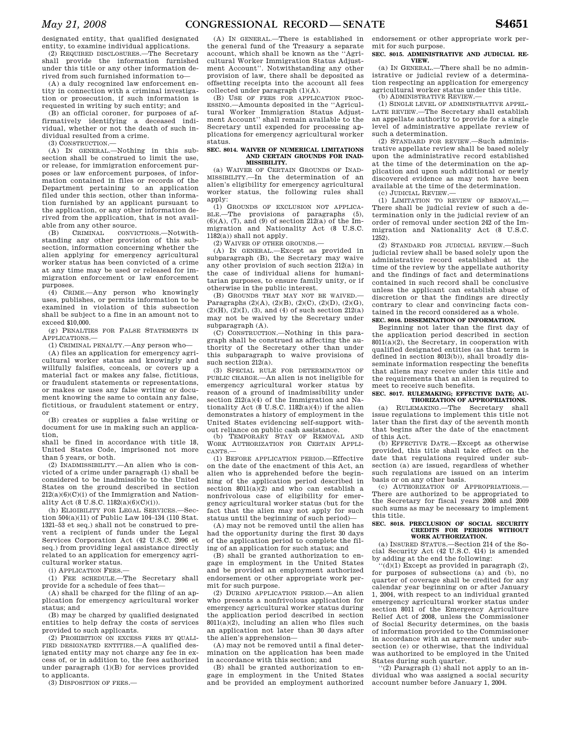designated entity, that qualified designated entity, to examine individual applications.

(2) REQUIRED DISCLOSURES.—The Secretary shall provide the information furnished under this title or any other information derived from such furnished information to—

(A) a duly recognized law enforcement entity in connection with a criminal investigation or prosecution, if such information is requested in writing by such entity; and

(B) an official coroner, for purposes of affirmatively identifying a deceased individual, whether or not the death of such individual resulted from a crime.

(3) CONSTRUCTION.—

(A) IN GENERAL.—Nothing in this subsection shall be construed to limit the use, or release, for immigration enforcement purposes or law enforcement purposes, of information contained in files or records of the Department pertaining to an application filed under this section, other than information furnished by an applicant pursuant to the application, or any other information derived from the application, that is not available from any other source.

(B) CRIMINAL CONVICTIONS.—Notwithstanding any other provision of this subsection, information concerning whether the alien applying for emergency agricultural worker status has been convicted of a crime at any time may be used or released for immigration enforcement or law enforcement purposes.

(4) CRIME.—Any person who knowingly uses, publishes, or permits information to be examined in violation of this subsection shall be subject to a fine in an amount not to exceed $10,000.

(g) PENALTIES FOR FALSE STATEMENTS IN APPLICATIONS.—

(1) CRIMINAL PENALTY.—Any person who—

(A) files an application for emergency agricultural worker status and knowingly and willfully falsifies, conceals, or covers up a material fact or makes any false, fictitious, or fraudulent statements or representations, or makes or uses any false writing or document knowing the same to contain any false, fictitious, or fraudulent statement or entry, or

(B) creates or supplies a false writing or document for use in making such an application,

shall be fined in accordance with title 18, United States Code, imprisoned not more than 5 years, or both.

(2) INADMISSIBILITY.—An alien who is convicted of a crime under paragraph (1) shall be considered to be inadmissible to the United States on the ground described in section 212(a)(6)(C)(i) of the Immigration and Nationality Act (8 U.S.C. 1182(a)(6)(C)(i)).

(h) ELIGIBILITY FOR LEGAL SERVICES.—Section 504(a)(11) of Public Law 104–134 (110 Stat. 1321–53 et seq.) shall not be construed to prevent a recipient of funds under the Legal Services Corporation Act (42 U.S.C. 2996 et seq.) from providing legal assistance directly related to an application for emergency agricultural worker status.

(i) APPLICATION FEES.—

(1) FEE SCHEDULE.—The Secretary shall provide for a schedule of fees that—

(A) shall be charged for the filing of an application for emergency agricultural worker status; and

(B) may be charged by qualified designated entities to help defray the costs of services provided to such applicants.

(2) PROHIBITION ON EXCESS FEES BY QUALIFIED DESIGNATED ENTITIES.—A qualified designated entity may not charge any fee in excess of, or in addition to, the fees authorized under paragraph (1)(B) for services provided to applicants.

(3) DISPOSITION OF FEES.—

(A) IN GENERAL.—There is established in the general fund of the Treasury a separate account, which shall be known as the "Agricultural Worker Immigration Status Adjustment Account". Notwithstanding any other provision of law, there shall be deposited as offsetting receipts into the account all fees collected under paragraph (1)(A).

(B) USE OF FEES FOR APPLICATION PROCESSING.—Amounts deposited in the "Agricultural Worker Immigration Status Adjustment Account" shall remain available to the Secretary until expended for processing applications for emergency agricultural worker status.

**SEC. 8014. WAIVER OF NUMERICAL LIMITATIONS AND CERTAIN GROUNDS FOR INADMISSIBILITY.**

(a) WAIVER OF CERTAIN GROUNDS OF INADMISSIBILITY.—In the determination of an alien's eligibility for emergency agricultural worker status, the following rules shall apply:

(1) GROUNDS OF EXCLUSION NOT APPLICABLE.—The provisions of paragraphs (5), (6)(A), (7), and (9) of section 212(a) of the Immigration and Nationality Act (8 U.S.C. 1182(a)) shall not apply.

(2) WAIVER OF OTHER GROUNDS.—

(A) IN GENERAL.—Except as provided in subparagraph (B), the Secretary may waive any other provision of such section 212(a) in the case of individual aliens for humanitarian purposes, to ensure family unity, or if otherwise in the public interest.

(B) GROUNDS THAT MAY NOT BE WAIVED.—Paragraphs (2)(A), (2)(B), (2)(C), (2)(D), (2)(G), (2)(H), (2)(I), (3), and (4) of such section 212(a) may not be waived by the Secretary under subparagraph (A).

(C) CONSTRUCTION.—Nothing in this paragraph shall be construed as affecting the authority of the Secretary other than under this subparagraph to waive provisions of such section 212(a).

(3) SPECIAL RULE FOR DETERMINATION OF PUBLIC CHARGE.—An alien is not ineligible for emergency agricultural worker status by reason of a ground of inadmissibility under section 212(a)(4) of the Immigration and Nationality Act (8 U.S.C. 1182(a)(4)) if the alien demonstrates a history of employment in the United States evidencing self-support without reliance on public cash assistance.

(b) TEMPORARY STAY OF REMOVAL AND WORK AUTHORIZATION FOR CERTAIN APPLICANTS.—

(1) BEFORE APPLICATION PERIOD.—Effective on the date of the enactment of this Act, an alien who is apprehended before the beginning of the application period described in section 8011(a)(2) and who can establish a nonfrivolous case of eligibility for emergency agricultural worker status (but for the fact that the alien may not apply for such status until the beginning of such period)—

(A) may not be removed until the alien has had the opportunity during the first 30 days of the application period to complete the filing of an application for such status; and

(B) shall be granted authorization to engage in employment in the United States and be provided an employment authorized endorsement or other appropriate work permit for such purpose.

(2) DURING APPLICATION PERIOD.—An alien who presents a nonfrivolous application for emergency agricultural worker status during the application period described in section 8011(a)(2), including an alien who files such an application not later than 30 days after the alien's apprehension—

(A) may not be removed until a final determination on the application has been made in accordance with this section; and

(B) shall be granted authorization to engage in employment in the United States and be provided an employment authorized endorsement or other appropriate work permit for such purpose.

**SEC. 8015. ADMINISTRATIVE AND JUDICIAL REVIEW.**

(a) IN GENERAL.—There shall be no administrative or judicial review of a determination respecting an application for emergency agricultural worker status under this title.

(b) ADMINISTRATIVE REVIEW.—

(1) SINGLE LEVEL OF ADMINISTRATIVE APPELLATE REVIEW.—The Secretary shall establish an appellate authority to provide for a single level of administrative appellate review of such a determination.

(2) STANDARD FOR REVIEW.—Such administrative appellate review shall be based solely upon the administrative record established at the time of the determination on the application and upon such additional or newly discovered evidence as may not have been available at the time of the determination.

(c) JUDICIAL REVIEW.—

(1) LIMITATION TO REVIEW OF REMOVAL.—There shall be judicial review of such a determination only in the judicial review of an order of removal under section 242 of the Immigration and Nationality Act (8 U.S.C. 1252).

(2) STANDARD FOR JUDICIAL REVIEW.—Such judicial review shall be based solely upon the administrative record established at the time of the review by the appellate authority and the findings of fact and determinations contained in such record shall be conclusive unless the applicant can establish abuse of discretion or that the findings are directly contrary to clear and convincing facts contained in the record considered as a whole.

**SEC. 8016. DISSEMINATION OF INFORMATION.**

Beginning not later than the first day of the application period described in section 8011(a)(2), the Secretary, in cooperation with qualified designated entities (as that term is defined in section 8013(b)), shall broadly disseminate information respecting the benefits that aliens may receive under this title and the requirements that an alien is required to meet to receive such benefits.

**SEC. 8017. RULEMAKING; EFFECTIVE DATE; AUTHORIZATION OF APPROPRIATIONS.**

(a) RULEMAKING.—The Secretary shall issue regulations to implement this title not later than the first day of the seventh month that begins after the date of the enactment of this Act.

(b) EFFECTIVE DATE.—Except as otherwise provided, this title shall take effect on the date that regulations required under subsection (a) are issued, regardless of whether such regulations are issued on an interim basis or on any other basis.

(c) AUTHORIZATION OF APPROPRIATIONS.—There are authorized to be appropriated to the Secretary for fiscal years 2008 and 2009 such sums as may be necessary to implement this title.

**SEC. 8018. PRECLUSION OF SOCIAL SECURITY CREDITS FOR PERIODS WITHOUT WORK AUTHORIZATION.**

(a) INSURED STATUS.—Section 214 of the Social Security Act (42 U.S.C. 414) is amended by adding at the end the following:

"(d)(1) Except as provided in paragraph (2), for purposes of subsections (a) and (b), no quarter of coverage shall be credited for any calendar year beginning on or after January 1, 2004, with respect to an individual granted emergency agricultural worker status under section 8011 of the Emergency Agriculture Relief Act of 2008, unless the Commissioner of Social Security determines, on the basis of information provided to the Commissioner in accordance with an agreement under subsection (e) or otherwise, that the individual was authorized to be employed in the United States during such quarter.

"(2) Paragraph (1) shall not apply to an individual who was assigned a social security account number before January 1, 2004.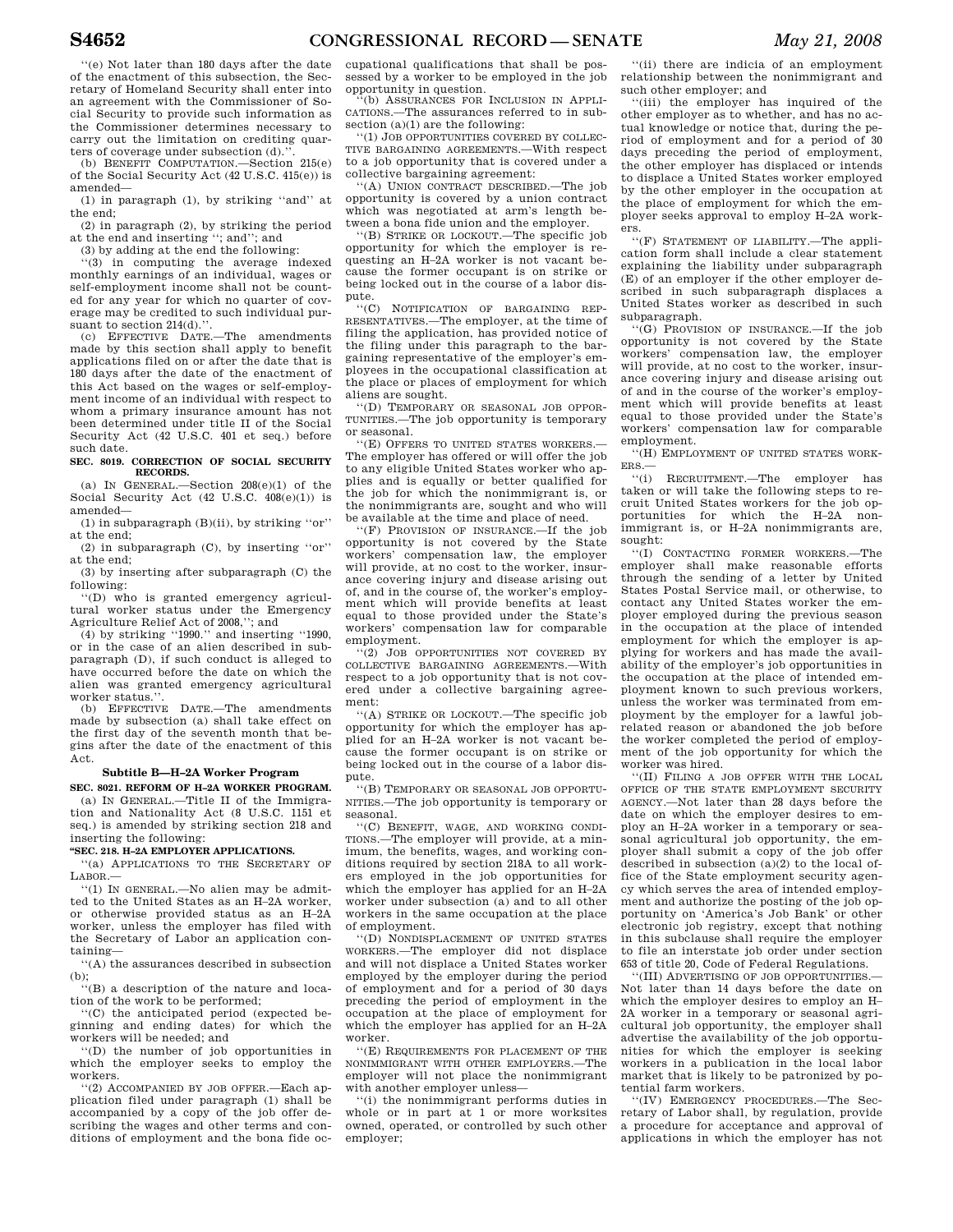''(e) Not later than 180 days after the date of the enactment of this subsection, the Secretary of Homeland Security shall enter into an agreement with the Commissioner of Social Security to provide such information as the Commissioner determines necessary to carry out the limitation on crediting quarters of coverage under subsection (d).''.

(b) BENEFIT COMPUTATION.—Section 215(e) of the Social Security Act (42 U.S.C. 415(e)) is amended—

(1) in paragraph (1), by striking ''and'' at the end;

(2) in paragraph (2), by striking the period at the end and inserting ''; and''; and

(3) by adding at the end the following:

''(3) in computing the average indexed monthly earnings of an individual, wages or self-employment income shall not be counted for any year for which no quarter of coverage may be credited to such individual pursuant to section 214(d).''.

(c) EFFECTIVE DATE.—The amendments made by this section shall apply to benefit applications filed on or after the date that is 180 days after the date of the enactment of this Act based on the wages or self-employment income of an individual with respect to whom a primary insurance amount has not been determined under title II of the Social Security Act (42 U.S.C. 401 et seq.) before such date.

**SEC. 8019. CORRECTION OF SOCIAL SECURITY RECORDS.**

(a) IN GENERAL.—Section 208(e)(1) of the Social Security Act (42 U.S.C. 408(e)(1)) is amended—

(1) in subparagraph (B)(ii), by striking ''or'' at the end;

(2) in subparagraph (C), by inserting ''or'' at the end;

(3) by inserting after subparagraph (C) the following:

''(D) who is granted emergency agricultural worker status under the Emergency Agriculture Relief Act of 2008,''; and

(4) by striking ''1990.'' and inserting ''1990, or in the case of an alien described in subparagraph (D), if such conduct is alleged to have occurred before the date on which the alien was granted emergency agricultural worker status.''.

(b) EFFECTIVE DATE.—The amendments made by subsection (a) shall take effect on the first day of the seventh month that begins after the date of the enactment of this Act.

### Subtitle B—H–2A Worker Program

**SEC. 8021. REFORM OF H–2A WORKER PROGRAM.**

(a) IN GENERAL.—Title II of the Immigration and Nationality Act (8 U.S.C. 1151 et seq.) is amended by striking section 218 and inserting the following:

**''SEC. 218. H–2A EMPLOYER APPLICATIONS.**

''(a) APPLICATIONS TO THE SECRETARY OF LABOR.—

''(1) IN GENERAL.—No alien may be admitted to the United States as an H–2A worker, or otherwise provided status as an H–2A worker, unless the employer has filed with the Secretary of Labor an application containing—

''(A) the assurances described in subsection (b);

''(B) a description of the nature and location of the work to be performed;

''(C) the anticipated period (expected beginning and ending dates) for which the workers will be needed; and

''(D) the number of job opportunities in which the employer seeks to employ the workers.

''(2) ACCOMPANIED BY JOB OFFER.—Each application filed under paragraph (1) shall be accompanied by a copy of the job offer describing the wages and other terms and conditions of employment and the bona fide occupational qualifications that shall be possessed by a worker to be employed in the job opportunity in question.

''(b) ASSURANCES FOR INCLUSION IN APPLICATIONS.—The assurances referred to in subsection (a)(1) are the following:

''(1) JOB OPPORTUNITIES COVERED BY COLLECTIVE BARGAINING AGREEMENTS.—With respect to a job opportunity that is covered under a collective bargaining agreement:

''(A) UNION CONTRACT DESCRIBED.—The job opportunity is covered by a union contract which was negotiated at arm's length between a bona fide union and the employer.

''(B) STRIKE OR LOCKOUT.—The specific job opportunity for which the employer is requesting an H–2A worker is not vacant because the former occupant is on strike or being locked out in the course of a labor dispute.

''(C) NOTIFICATION OF BARGAINING REPRESENTATIVES.—The employer, at the time of filing the application, has provided notice of the filing under this paragraph to the bargaining representative of the employer's employees in the occupational classification at the place or places of employment for which aliens are sought.

''(D) TEMPORARY OR SEASONAL JOB OPPORTUNITIES.—The job opportunity is temporary or seasonal.

''(E) OFFERS TO UNITED STATES WORKERS.—The employer has offered or will offer the job to any eligible United States worker who applies and is equally or better qualified for the job for which the nonimmigrant is, or the nonimmigrants are, sought and who will be available at the time and place of need.

''(F) PROVISION OF INSURANCE.—If the job opportunity is not covered by the State workers' compensation law, the employer will provide, at no cost to the worker, insurance covering injury and disease arising out of, and in the course of, the worker's employment which will provide benefits at least equal to those provided under the State's workers' compensation law for comparable employment.

''(2) JOB OPPORTUNITIES NOT COVERED BY COLLECTIVE BARGAINING AGREEMENTS.—With respect to a job opportunity that is not covered under a collective bargaining agreement:

''(A) STRIKE OR LOCKOUT.—The specific job opportunity for which the employer has applied for an H–2A worker is not vacant because the former occupant is on strike or being locked out in the course of a labor dispute.

''(B) TEMPORARY OR SEASONAL JOB OPPORTUNITIES.—The job opportunity is temporary or seasonal.

''(C) BENEFIT, WAGE, AND WORKING CONDITIONS.—The employer will provide, at a minimum, the benefits, wages, and working conditions required by section 218A to all workers employed in the job opportunities for which the employer has applied for an H–2A worker under subsection (a) and to all other workers in the same occupation at the place of employment.

''(D) NONDISPLACEMENT OF UNITED STATES WORKERS.—The employer did not displace and will not displace a United States worker employed by the employer during the period of employment and for a period of 30 days preceding the period of employment in the occupation at the place of employment for which the employer has applied for an H–2A worker.

''(E) REQUIREMENTS FOR PLACEMENT OF THE NONIMMIGRANT WITH OTHER EMPLOYERS.—The employer will not place the nonimmigrant with another employer unless—

''(i) the nonimmigrant performs duties in whole or in part at 1 or more worksites owned, operated, or controlled by such other employer;

''(ii) there are indicia of an employment relationship between the nonimmigrant and such other employer; and

''(iii) the employer has inquired of the other employer as to whether, and has no actual knowledge or notice that, during the period of employment and for a period of 30 days preceding the period of employment, the other employer has displaced or intends to displace a United States worker employed by the other employer in the occupation at the place of employment for which the employer seeks approval to employ H–2A workers.

''(F) STATEMENT OF LIABILITY.—The application form shall include a clear statement explaining the liability under subparagraph (E) of an employer if the other employer described in such subparagraph displaces a United States worker as described in such subparagraph.

''(G) PROVISION OF INSURANCE.—If the job opportunity is not covered by the State workers' compensation law, the employer will provide, at no cost to the worker, insurance covering injury and disease arising out of and in the course of the worker's employment which will provide benefits at least equal to those provided under the State's workers' compensation law for comparable employment.

''(H) EMPLOYMENT OF UNITED STATES WORKERS.—

''(i) RECRUITMENT.—The employer has taken or will take the following steps to recruit United States workers for the job opportunities for which the H–2A nonimmigrant is, or H–2A nonimmigrants are, sought:

''(I) CONTACTING FORMER WORKERS.—The employer shall make reasonable efforts through the sending of a letter by United States Postal Service mail, or otherwise, to contact any United States worker the employer employed during the previous season in the occupation at the place of intended employment for which the employer is applying for workers and has made the availability of the employer's job opportunities in the occupation at the place of intended employment known to such previous workers, unless the worker was terminated from employment by the employer for a lawful job-related reason or abandoned the job before the worker completed the period of employment of the job opportunity for which the worker was hired.

''(II) FILING A JOB OFFER WITH THE LOCAL OFFICE OF THE STATE EMPLOYMENT SECURITY AGENCY.—Not later than 28 days before the date on which the employer desires to employ an H–2A worker in a temporary or seasonal agricultural job opportunity, the employer shall submit a copy of the job offer described in subsection (a)(2) to the local office of the State employment security agency which serves the area of intended employment and authorize the posting of the job opportunity on 'America's Job Bank' or other electronic job registry, except that nothing in this subclause shall require the employer to file an interstate job order under section 653 of title 20, Code of Federal Regulations.

''(III) ADVERTISING OF JOB OPPORTUNITIES.—Not later than 14 days before the date on which the employer desires to employ an H–2A worker in a temporary or seasonal agricultural job opportunity, the employer shall advertise the availability of the job opportunities for which the employer is seeking workers in a publication in the local labor market that is likely to be patronized by potential farm workers.

''(IV) EMERGENCY PROCEDURES.—The Secretary of Labor shall, by regulation, provide a procedure for acceptance and approval of applications in which the employer has not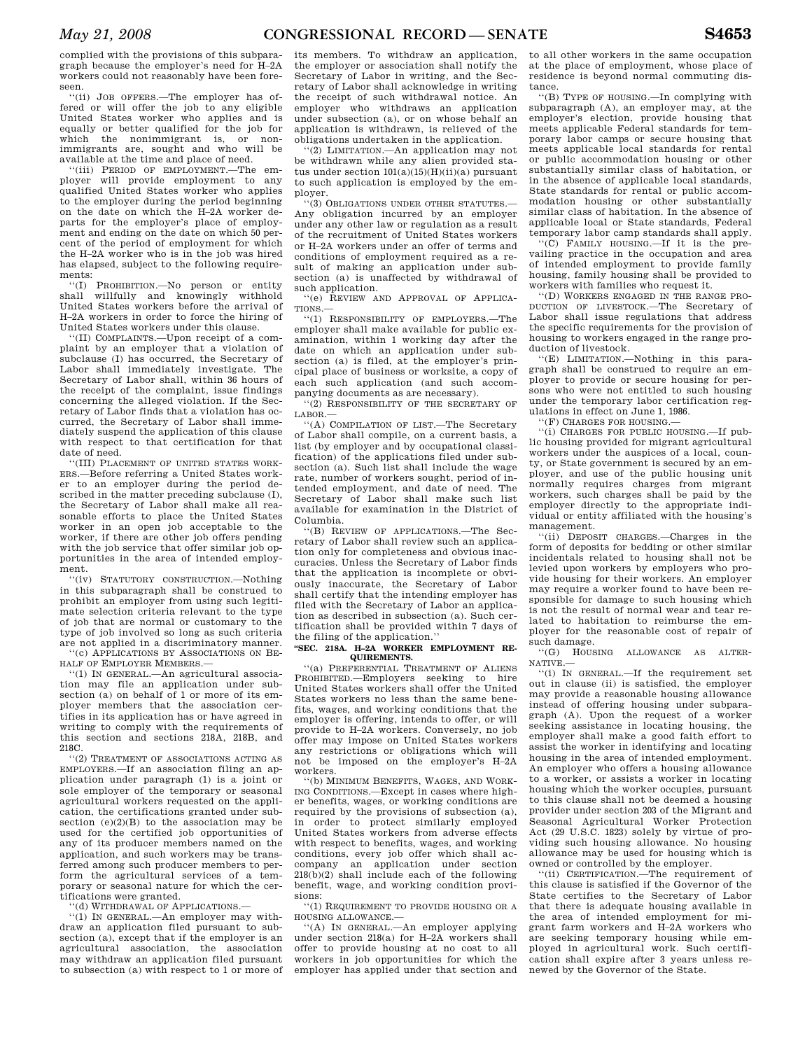complied with the provisions of this subparagraph because the employer's need for H–2A workers could not reasonably have been foreseen.

''(ii) JOB OFFERS.—The employer has offered or will offer the job to any eligible United States worker who applies and is equally or better qualified for the job for which the nonimmigrant is, or nonimmigrants are, sought and who will be available at the time and place of need.

''(iii) PERIOD OF EMPLOYMENT.—The employer will provide employment to any qualified United States worker who applies to the employer during the period beginning on the date on which the H–2A worker departs for the employer's place of employment and ending on the date on which 50 percent of the period of employment for which the H–2A worker who is in the job was hired has elapsed, subject to the following requirements:

''(I) PROHIBITION.—No person or entity shall willfully and knowingly withhold United States workers before the arrival of H–2A workers in order to force the hiring of United States workers under this clause.

''(II) COMPLAINTS.—Upon receipt of a complaint by an employer that a violation of subclause (I) has occurred, the Secretary of Labor shall immediately investigate. The Secretary of Labor shall, within 36 hours of the receipt of the complaint, issue findings concerning the alleged violation. If the Secretary of Labor finds that a violation has occurred, the Secretary of Labor shall immediately suspend the application of this clause with respect to that certification for that date of need.

''(III) PLACEMENT OF UNITED STATES WORKERS.—Before referring a United States worker to an employer during the period described in the matter preceding subclause (I), the Secretary of Labor shall make all reasonable efforts to place the United States worker in an open job acceptable to the worker, if there are other job offers pending with the job service that offer similar job opportunities in the area of intended employment.

''(iv) STATUTORY CONSTRUCTION.—Nothing in this subparagraph shall be construed to prohibit an employer from using such legitimate selection criteria relevant to the type of job that are normal or customary to the type of job involved so long as such criteria are not applied in a discriminatory manner.

''(c) APPLICATIONS BY ASSOCIATIONS ON BEHALF OF EMPLOYER MEMBERS.—

''(1) IN GENERAL.—An agricultural association may file an application under subsection (a) on behalf of 1 or more of its employer members that the association certifies in its application has or have agreed in writing to comply with the requirements of this section and sections 218A, 218B, and 218C.

''(2) TREATMENT OF ASSOCIATIONS ACTING AS EMPLOYERS.—If an association filing an application under paragraph (1) is a joint or sole employer of the temporary or seasonal agricultural workers requested on the application, the certifications granted under subsection (e)(2)(B) to the association may be used for the certified job opportunities of any of its producer members named on the application, and such workers may be transferred among such producer members to perform the agricultural services of a temporary or seasonal nature for which the certifications were granted.

''(d) WITHDRAWAL OF APPLICATIONS.—

''(1) IN GENERAL.—An employer may withdraw an application filed pursuant to subsection (a), except that if the employer is an agricultural association, the association may withdraw an application filed pursuant to subsection (a) with respect to 1 or more of its members. To withdraw an application, the employer or association shall notify the Secretary of Labor in writing, and the Secretary of Labor shall acknowledge in writing the receipt of such withdrawal notice. An employer who withdraws an application under subsection (a), or on whose behalf an application is withdrawn, is relieved of the obligations undertaken in the application.

''(2) LIMITATION.—An application may not be withdrawn while any alien provided status under section 101(a)(15)(H)(ii)(a) pursuant to such application is employed by the employer.

''(3) OBLIGATIONS UNDER OTHER STATUTES.—Any obligation incurred by an employer under any other law or regulation as a result of the recruitment of United States workers or H–2A workers under an offer of terms and conditions of employment required as a result of making an application under subsection (a) is unaffected by withdrawal of such application.

''(e) REVIEW AND APPROVAL OF APPLICATIONS.—

''(1) RESPONSIBILITY OF EMPLOYERS.—The employer shall make available for public examination, within 1 working day after the date on which an application under subsection (a) is filed, at the employer's principal place of business or worksite, a copy of each such application (and such accompanying documents as are necessary).

''(2) RESPONSIBILITY OF THE SECRETARY OF LABOR.—

''(A) COMPILATION OF LIST.—The Secretary of Labor shall compile, on a current basis, a list (by employer and by occupational classification) of the applications filed under subsection (a). Such list shall include the wage rate, number of workers sought, period of intended employment, and date of need. The Secretary of Labor shall make such list available for examination in the District of Columbia.

''(B) REVIEW OF APPLICATIONS.—The Secretary of Labor shall review such an application only for completeness and obvious inaccuracies. Unless the Secretary of Labor finds that the application is incomplete or obviously inaccurate, the Secretary of Labor shall certify that the intending employer has filed with the Secretary of Labor an application as described in subsection (a). Such certification shall be provided within 7 days of the filing of the application.''

**''SEC. 218A. H–2A WORKER EMPLOYMENT REQUIREMENTS.**

''(a) PREFERENTIAL TREATMENT OF ALIENS PROHIBITED.—Employers seeking to hire United States workers shall offer the United States workers no less than the same benefits, wages, and working conditions that the employer is offering, intends to offer, or will provide to H–2A workers. Conversely, no job offer may impose on United States workers any restrictions or obligations which will not be imposed on the employer's H–2A workers.

''(b) MINIMUM BENEFITS, WAGES, AND WORKING CONDITIONS.—Except in cases where higher benefits, wages, or working conditions are required by the provisions of subsection (a), in order to protect similarly employed United States workers from adverse effects with respect to benefits, wages, and working conditions, every job offer which shall accompany an application under section 218(b)(2) shall include each of the following benefit, wage, and working condition provisions:

''(1) REQUIREMENT TO PROVIDE HOUSING OR A HOUSING ALLOWANCE.—

''(A) IN GENERAL.—An employer applying under section 218(a) for H–2A workers shall offer to provide housing at no cost to all workers in job opportunities for which the employer has applied under that section and to all other workers in the same occupation at the place of employment, whose place of residence is beyond normal commuting distance.

''(B) TYPE OF HOUSING.—In complying with subparagraph (A), an employer may, at the employer's election, provide housing that meets applicable Federal standards for temporary labor camps or secure housing that meets applicable local standards for rental or public accommodation housing or other substantially similar class of habitation, or in the absence of applicable local standards, State standards for rental or public accommodation housing or other substantially similar class of habitation. In the absence of applicable local or State standards, Federal temporary labor camp standards shall apply.

''(C) FAMILY HOUSING.—If it is the prevailing practice in the occupation and area of intended employment to provide family housing, family housing shall be provided to workers with families who request it.

''(D) WORKERS ENGAGED IN THE RANGE PRODUCTION OF LIVESTOCK.—The Secretary of Labor shall issue regulations that address the specific requirements for the provision of housing to workers engaged in the range production of livestock.

''(E) LIMITATION.—Nothing in this paragraph shall be construed to require an employer to provide or secure housing for persons who were not entitled to such housing under the temporary labor certification regulations in effect on June 1, 1986.

''(F) CHARGES FOR HOUSING.—

''(i) CHARGES FOR PUBLIC HOUSING.—If public housing provided for migrant agricultural workers under the auspices of a local, county, or State government is secured by an employer, and use of the public housing unit normally requires charges from migrant workers, such charges shall be paid by the employer directly to the appropriate individual or entity affiliated with the housing's management.

''(ii) DEPOSIT CHARGES.—Charges in the form of deposits for bedding or other similar incidentals related to housing shall not be levied upon workers by employers who provide housing for their workers. An employer may require a worker found to have been responsible for damage to such housing which is not the result of normal wear and tear related to habitation to reimburse the employer for the reasonable cost of repair of such damage.

''(G) HOUSING ALLOWANCE AS ALTERNATIVE.—

''(i) IN GENERAL.—If the requirement set out in clause (ii) is satisfied, the employer may provide a reasonable housing allowance instead of offering housing under subparagraph (A). Upon the request of a worker seeking assistance in locating housing, the employer shall make a good faith effort to assist the worker in identifying and locating housing in the area of intended employment. An employer who offers a housing allowance to a worker, or assists a worker in locating housing which the worker occupies, pursuant to this clause shall not be deemed a housing provider under section 203 of the Migrant and Seasonal Agricultural Worker Protection Act (29 U.S.C. 1823) solely by virtue of providing such housing allowance. No housing allowance may be used for housing which is owned or controlled by the employer.

''(ii) CERTIFICATION.—The requirement of this clause is satisfied if the Governor of the State certifies to the Secretary of Labor that there is adequate housing available in the area of intended employment for migrant farm workers and H–2A workers who are seeking temporary housing while employed in agricultural work. Such certification shall expire after 3 years unless renewed by the Governor of the State.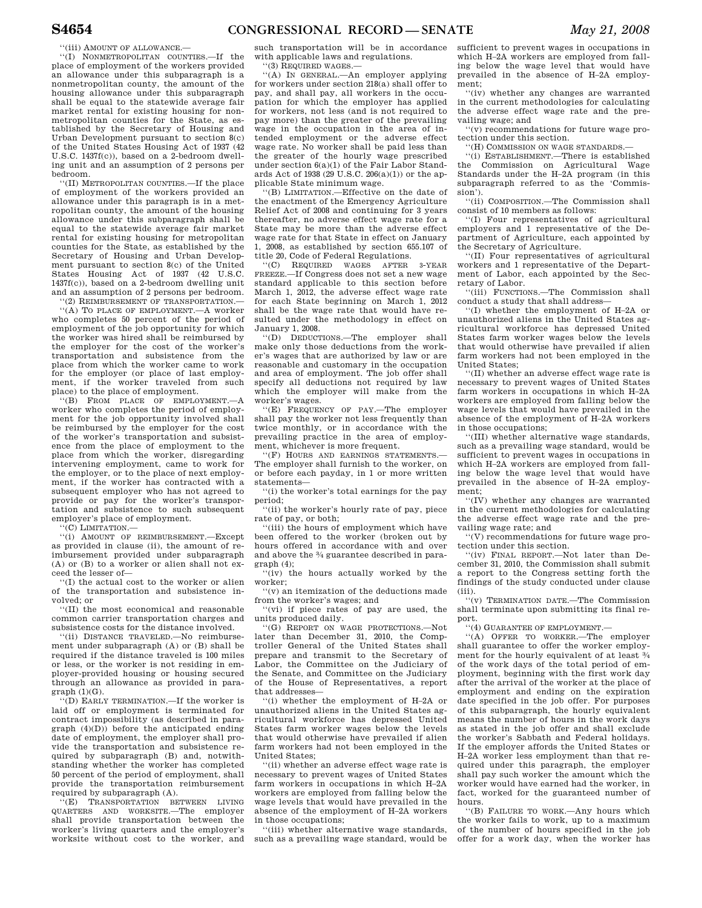''(iii) AMOUNT OF ALLOWANCE.—

''(I) NONMETROPOLITAN COUNTIES.—If the place of employment of the workers provided an allowance under this subparagraph is a nonmetropolitan county, the amount of the housing allowance under this subparagraph shall be equal to the statewide average fair market rental for existing housing for nonmetropolitan counties for the State, as established by the Secretary of Housing and Urban Development pursuant to section 8(c) of the United States Housing Act of 1937 (42 U.S.C. 1437f(c)), based on a 2-bedroom dwelling unit and an assumption of 2 persons per bedroom.

''(II) METROPOLITAN COUNTIES.—If the place of employment of the workers provided an allowance under this paragraph is in a metropolitan county, the amount of the housing allowance under this subparagraph shall be equal to the statewide average fair market rental for existing housing for metropolitan counties for the State, as established by the Secretary of Housing and Urban Development pursuant to section 8(c) of the United States Housing Act of 1937 (42 U.S.C. 1437f(c)), based on a 2-bedroom dwelling unit and an assumption of 2 persons per bedroom.

''(2) REIMBURSEMENT OF TRANSPORTATION.—

''(A) TO PLACE OF EMPLOYMENT.—A worker who completes 50 percent of the period of employment of the job opportunity for which the worker was hired shall be reimbursed by the employer for the cost of the worker's transportation and subsistence from the place from which the worker came to work for the employer (or place of last employment, if the worker traveled from such place) to the place of employment.

''(B) FROM PLACE OF EMPLOYMENT.—A worker who completes the period of employment for the job opportunity involved shall be reimbursed by the employer for the cost of the worker's transportation and subsistence from the place of employment to the place from which the worker, disregarding intervening employment, came to work for the employer, or to the place of next employment, if the worker has contracted with a subsequent employer who has not agreed to provide or pay for the worker's transportation and subsistence to such subsequent employer's place of employment.

''(C) LIMITATION.—

''(i) AMOUNT OF REIMBURSEMENT.—Except as provided in clause (ii), the amount of reimbursement provided under subparagraph (A) or (B) to a worker or alien shall not exceed the lesser of—

''(I) the actual cost to the worker or alien of the transportation and subsistence involved; or

''(II) the most economical and reasonable common carrier transportation charges and subsistence costs for the distance involved.

''(ii) DISTANCE TRAVELED.—No reimbursement under subparagraph (A) or (B) shall be required if the distance traveled is 100 miles or less, or the worker is not residing in employer-provided housing or housing secured through an allowance as provided in paragraph (1)(G).

''(D) EARLY TERMINATION.—If the worker is laid off or employment is terminated for contract impossibility (as described in paragraph (4)(D)) before the anticipated ending date of employment, the employer shall provide the transportation and subsistence required by subparagraph (B) and, notwithstanding whether the worker has completed 50 percent of the period of employment, shall provide the transportation reimbursement required by subparagraph (A).

''(E) TRANSPORTATION BETWEEN LIVING QUARTERS AND WORKSITE.—The employer shall provide transportation between the worker's living quarters and the employer's worksite without cost to the worker, and such transportation will be in accordance with applicable laws and regulations.

''(3) REQUIRED WAGES.—

''(A) IN GENERAL.—An employer applying for workers under section 218(a) shall offer to pay, and shall pay, all workers in the occupation for which the employer has applied for workers, not less (and is not required to pay more) than the greater of the prevailing wage in the occupation in the area of intended employment or the adverse effect wage rate. No worker shall be paid less than the greater of the hourly wage prescribed under section 6(a)(1) of the Fair Labor Standards Act of 1938 (29 U.S.C. 206(a)(1)) or the applicable State minimum wage.

''(B) LIMITATION.—Effective on the date of the enactment of the Emergency Agriculture Relief Act of 2008 and continuing for 3 years thereafter, no adverse effect wage rate for a State may be more than the adverse effect wage rate for that State in effect on January 1, 2008, as established by section 655.107 of title 20, Code of Federal Regulations.

''(C) REQUIRED WAGES AFTER 3-YEAR FREEZE.—If Congress does not set a new wage standard applicable to this section before March 1, 2012, the adverse effect wage rate for each State beginning on March 1, 2012 shall be the wage rate that would have resulted under the methodology in effect on January 1, 2008.

''(D) DEDUCTIONS.—The employer shall make only those deductions from the worker's wages that are authorized by law or are reasonable and customary in the occupation and area of employment. The job offer shall specify all deductions not required by law which the employer will make from the worker's wages.

''(E) FREQUENCY OF PAY.—The employer shall pay the worker not less frequently than twice monthly, or in accordance with the prevailing practice in the area of employment, whichever is more frequent.

''(F) HOURS AND EARNINGS STATEMENTS.—The employer shall furnish to the worker, on or before each payday, in 1 or more written statements—

''(i) the worker's total earnings for the pay period;

''(ii) the worker's hourly rate of pay, piece rate of pay, or both;

''(iii) the hours of employment which have been offered to the worker (broken out by hours offered in accordance with and over and above the ¾ guarantee described in paragraph (4);

''(iv) the hours actually worked by the worker;

''(v) an itemization of the deductions made from the worker's wages; and

''(vi) if piece rates of pay are used, the units produced daily.

''(G) REPORT ON WAGE PROTECTIONS.—Not later than December 31, 2010, the Comptroller General of the United States shall prepare and transmit to the Secretary of Labor, the Committee on the Judiciary of the Senate, and Committee on the Judiciary of the House of Representatives, a report that addresses—

''(i) whether the employment of H–2A or unauthorized aliens in the United States agricultural workforce has depressed United States farm worker wages below the levels that would otherwise have prevailed if alien farm workers had not been employed in the United States;

''(ii) whether an adverse effect wage rate is necessary to prevent wages of United States farm workers in occupations in which H–2A workers are employed from falling below the wage levels that would have prevailed in the absence of the employment of H–2A workers in those occupations;

''(iii) whether alternative wage standards, such as a prevailing wage standard, would be sufficient to prevent wages in occupations in which H–2A workers are employed from falling below the wage level that would have prevailed in the absence of H–2A employment;

''(iv) whether any changes are warranted in the current methodologies for calculating the adverse effect wage rate and the prevailing wage; and

''(v) recommendations for future wage protection under this section.

''(H) COMMISSION ON WAGE STANDARDS.—

''(i) ESTABLISHMENT.—There is established the Commission on Agricultural Wage Standards under the H–2A program (in this subparagraph referred to as the 'Commission').

''(ii) COMPOSITION.—The Commission shall consist of 10 members as follows:

''(I) Four representatives of agricultural employers and 1 representative of the Department of Agriculture, each appointed by the Secretary of Agriculture.

''(II) Four representatives of agricultural workers and 1 representative of the Department of Labor, each appointed by the Secretary of Labor.

''(iii) FUNCTIONS.—The Commission shall conduct a study that shall address—

''(I) whether the employment of H–2A or unauthorized aliens in the United States agricultural workforce has depressed United States farm worker wages below the levels that would otherwise have prevailed if alien farm workers had not been employed in the United States;

''(II) whether an adverse effect wage rate is necessary to prevent wages of United States farm workers in occupations in which H–2A workers are employed from falling below the wage levels that would have prevailed in the absence of the employment of H–2A workers in those occupations;

''(III) whether alternative wage standards, such as a prevailing wage standard, would be sufficient to prevent wages in occupations in which H–2A workers are employed from falling below the wage level that would have prevailed in the absence of H–2A employment;

''(IV) whether any changes are warranted in the current methodologies for calculating the adverse effect wage rate and the prevailing wage rate; and

''(V) recommendations for future wage protection under this section.

''(iv) FINAL REPORT.—Not later than December 31, 2010, the Commission shall submit a report to the Congress setting forth the findings of the study conducted under clause (iii).

''(v) TERMINATION DATE.—The Commission shall terminate upon submitting its final report.

''(4) GUARANTEE OF EMPLOYMENT.—

''(A) OFFER TO WORKER.—The employer shall guarantee to offer the worker employment for the hourly equivalent of at least ¾ of the work days of the total period of employment, beginning with the first work day after the arrival of the worker at the place of employment and ending on the expiration date specified in the job offer. For purposes of this subparagraph, the hourly equivalent means the number of hours in the work days as stated in the job offer and shall exclude the worker's Sabbath and Federal holidays. If the employer affords the United States or H–2A worker less employment than that required under this paragraph, the employer shall pay such worker the amount which the worker would have earned had the worker, in fact, worked for the guaranteed number of hours.

''(B) FAILURE TO WORK.—Any hours which the worker fails to work, up to a maximum of the number of hours specified in the job offer for a work day, when the worker has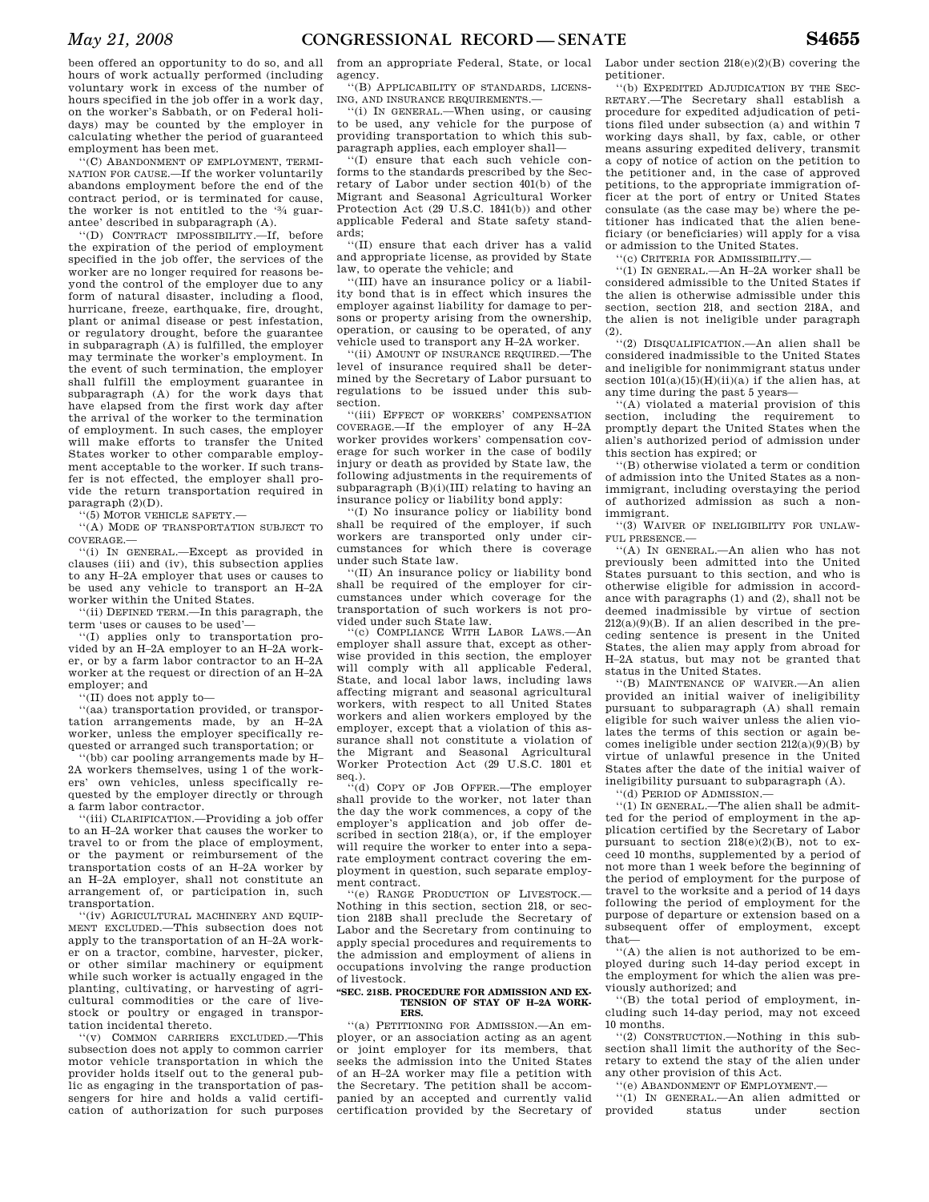been offered an opportunity to do so, and all hours of work actually performed (including voluntary work in excess of the number of hours specified in the job offer in a work day, on the worker's Sabbath, or on Federal holidays) may be counted by the employer in calculating whether the period of guaranteed employment has been met.

''(C) ABANDONMENT OF EMPLOYMENT, TERMINATION FOR CAUSE.—If the worker voluntarily abandons employment before the end of the contract period, or is terminated for cause, the worker is not entitled to the '¾ guarantee' described in subparagraph (A).

''(D) CONTRACT IMPOSSIBILITY.—If, before the expiration of the period of employment specified in the job offer, the services of the worker are no longer required for reasons beyond the control of the employer due to any form of natural disaster, including a flood, hurricane, freeze, earthquake, fire, drought, plant or animal disease or pest infestation, or regulatory drought, before the guarantee in subparagraph (A) is fulfilled, the employer may terminate the worker's employment. In the event of such termination, the employer shall fulfill the employment guarantee in subparagraph (A) for the work days that have elapsed from the first work day after the arrival of the worker to the termination of employment. In such cases, the employer will make efforts to transfer the United States worker to other comparable employment acceptable to the worker. If such transfer is not effected, the employer shall provide the return transportation required in paragraph (2)(D).

''(5) MOTOR VEHICLE SAFETY.—

''(A) MODE OF TRANSPORTATION SUBJECT TO COVERAGE.—

''(i) IN GENERAL.—Except as provided in clauses (iii) and (iv), this subsection applies to any H–2A employer that uses or causes to be used any vehicle to transport an H–2A worker within the United States.

''(ii) DEFINED TERM.—In this paragraph, the term 'uses or causes to be used'—

''(I) applies only to transportation provided by an H–2A employer to an H–2A worker, or by a farm labor contractor to an H–2A worker at the request or direction of an H–2A employer; and

''(II) does not apply to—

''(aa) transportation provided, or transportation arrangements made, by an H–2A worker, unless the employer specifically requested or arranged such transportation; or

''(bb) car pooling arrangements made by H–2A workers themselves, using 1 of the workers' own vehicles, unless specifically requested by the employer directly or through a farm labor contractor.

''(iii) CLARIFICATION.—Providing a job offer to an H–2A worker that causes the worker to travel to or from the place of employment, or the payment or reimbursement of the transportation costs of an H–2A worker by an H–2A employer, shall not constitute an arrangement of, or participation in, such transportation.

''(iv) AGRICULTURAL MACHINERY AND EQUIPMENT EXCLUDED.—This subsection does not apply to the transportation of an H–2A worker on a tractor, combine, harvester, picker, or other similar machinery or equipment while such worker is actually engaged in the planting, cultivating, or harvesting of agricultural commodities or the care of livestock or poultry or engaged in transportation incidental thereto.

''(v) COMMON CARRIERS EXCLUDED.—This subsection does not apply to common carrier motor vehicle transportation in which the provider holds itself out to the general public as engaging in the transportation of passengers for hire and holds a valid certification of authorization for such purposes from an appropriate Federal, State, or local agency.

''(B) APPLICABILITY OF STANDARDS, LICENSING, AND INSURANCE REQUIREMENTS.—

''(i) IN GENERAL.—When using, or causing to be used, any vehicle for the purpose of providing transportation to which this subparagraph applies, each employer shall—

''(I) ensure that each such vehicle conforms to the standards prescribed by the Secretary of Labor under section 401(b) of the Migrant and Seasonal Agricultural Worker Protection Act (29 U.S.C. 1841(b)) and other applicable Federal and State safety standards;

''(II) ensure that each driver has a valid and appropriate license, as provided by State law, to operate the vehicle; and

''(III) have an insurance policy or a liability bond that is in effect which insures the employer against liability for damage to persons or property arising from the ownership, operation, or causing to be operated, of any vehicle used to transport any H–2A worker.

''(ii) AMOUNT OF INSURANCE REQUIRED.—The level of insurance required shall be determined by the Secretary of Labor pursuant to regulations to be issued under this subsection.

''(iii) EFFECT OF WORKERS' COMPENSATION COVERAGE.—If the employer of any H–2A worker provides workers' compensation coverage for such worker in the case of bodily injury or death as provided by State law, the following adjustments in the requirements of subparagraph (B)(i)(III) relating to having an insurance policy or liability bond apply:

''(I) No insurance policy or liability bond shall be required of the employer, if such workers are transported only under circumstances for which there is coverage under such State law.

''(II) An insurance policy or liability bond shall be required of the employer for circumstances under which coverage for the transportation of such workers is not provided under such State law.

''(c) COMPLIANCE WITH LABOR LAWS.—An employer shall assure that, except as otherwise provided in this section, the employer will comply with all applicable Federal, State, and local labor laws, including laws affecting migrant and seasonal agricultural workers, with respect to all United States workers and alien workers employed by the employer, except that a violation of this assurance shall not constitute a violation of the Migrant and Seasonal Agricultural Worker Protection Act (29 U.S.C. 1801 et seq.).

''(d) COPY OF JOB OFFER.—The employer shall provide to the worker, not later than the day the work commences, a copy of the employer's application and job offer described in section 218(a), or, if the employer will require the worker to enter into a separate employment contract covering the employment in question, such separate employment contract.

''(e) RANGE PRODUCTION OF LIVESTOCK.—Nothing in this section, section 218, or section 218B shall preclude the Secretary of Labor and the Secretary from continuing to apply special procedures and requirements to the admission and employment of aliens in occupations involving the range production of livestock.

**''SEC. 218B. PROCEDURE FOR ADMISSION AND EXTENSION OF STAY OF H–2A WORKERS.**

''(a) PETITIONING FOR ADMISSION.—An employer, or an association acting as an agent or joint employer for its members, that seeks the admission into the United States of an H–2A worker may file a petition with the Secretary. The petition shall be accompanied by an accepted and currently valid certification provided by the Secretary of Labor under section 218(e)(2)(B) covering the petitioner.

''(b) EXPEDITED ADJUDICATION BY THE SECRETARY.—The Secretary shall establish a procedure for expedited adjudication of petitions filed under subsection (a) and within 7 working days shall, by fax, cable, or other means assuring expedited delivery, transmit a copy of notice of action on the petition to the petitioner and, in the case of approved petitions, to the appropriate immigration officer at the port of entry or United States consulate (as the case may be) where the petitioner has indicated that the alien beneficiary (or beneficiaries) will apply for a visa or admission to the United States.

''(c) CRITERIA FOR ADMISSIBILITY.—

''(1) IN GENERAL.—An H–2A worker shall be considered admissible to the United States if the alien is otherwise admissible under this section, section 218, and section 218A, and the alien is not ineligible under paragraph (2).

''(2) DISQUALIFICATION.—An alien shall be considered inadmissible to the United States and ineligible for nonimmigrant status under section 101(a)(15)(H)(ii)(a) if the alien has, at any time during the past 5 years—

''(A) violated a material provision of this section, including the requirement to promptly depart the United States when the alien's authorized period of admission under this section has expired; or

''(B) otherwise violated a term or condition of admission into the United States as a nonimmigrant, including overstaying the period of authorized admission as such a nonimmigrant.

''(3) WAIVER OF INELIGIBILITY FOR UNLAWFUL PRESENCE.—

''(A) IN GENERAL.—An alien who has not previously been admitted into the United States pursuant to this section, and who is otherwise eligible for admission in accordance with paragraphs (1) and (2), shall not be deemed inadmissible by virtue of section 212(a)(9)(B). If an alien described in the preceding sentence is present in the United States, the alien may apply from abroad for H–2A status, but may not be granted that status in the United States.

''(B) MAINTENANCE OF WAIVER.—An alien provided an initial waiver of ineligibility pursuant to subparagraph (A) shall remain eligible for such waiver unless the alien violates the terms of this section or again becomes ineligible under section 212(a)(9)(B) by virtue of unlawful presence in the United States after the date of the initial waiver of ineligibility pursuant to subparagraph (A).

''(d) PERIOD OF ADMISSION.—

''(1) IN GENERAL.—The alien shall be admitted for the period of employment in the application certified by the Secretary of Labor pursuant to section 218(e)(2)(B), not to exceed 10 months, supplemented by a period of not more than 1 week before the beginning of the period of employment for the purpose of travel to the worksite and a period of 14 days following the period of employment for the purpose of departure or extension based on a subsequent offer of employment, except that—

''(A) the alien is not authorized to be employed during such 14-day period except in the employment for which the alien was previously authorized; and

''(B) the total period of employment, including such 14-day period, may not exceed 10 months.

''(2) CONSTRUCTION.—Nothing in this subsection shall limit the authority of the Secretary to extend the stay of the alien under any other provision of this Act.

''(e) ABANDONMENT OF EMPLOYMENT.—

''(1) IN GENERAL.—An alien admitted or provided status under section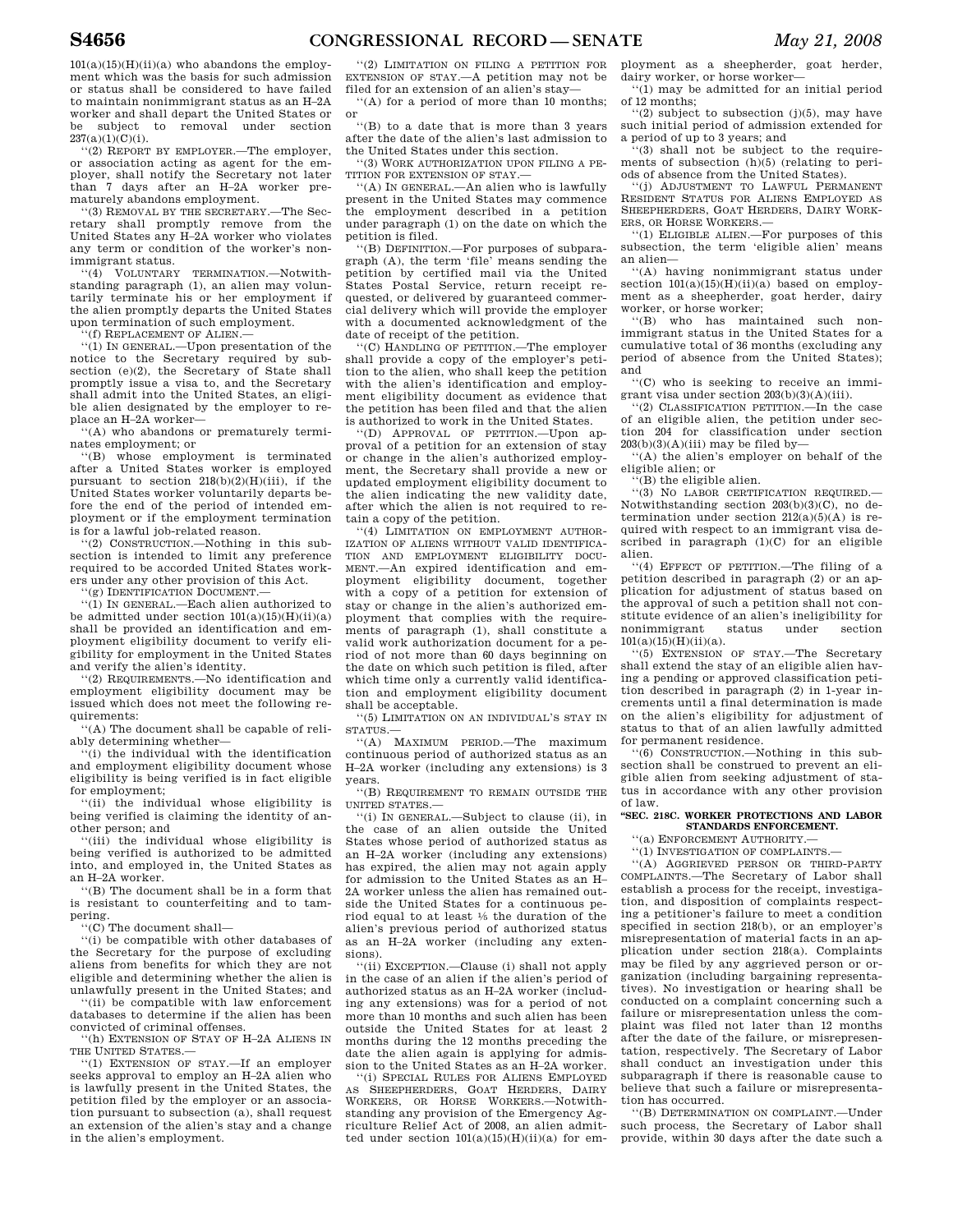101(a)(15)(H)(ii)(a) who abandons the employment which was the basis for such admission or status shall be considered to have failed to maintain nonimmigrant status as an H–2A worker and shall depart the United States or be subject to removal under section 237(a)(1)(C)(i).

''(2) REPORT BY EMPLOYER.—The employer, or association acting as agent for the employer, shall notify the Secretary not later than 7 days after an H–2A worker prematurely abandons employment.

''(3) REMOVAL BY THE SECRETARY.—The Secretary shall promptly remove from the United States any H–2A worker who violates any term or condition of the worker's nonimmigrant status.

''(4) VOLUNTARY TERMINATION.—Notwithstanding paragraph (1), an alien may voluntarily terminate his or her employment if the alien promptly departs the United States upon termination of such employment.

''(f) REPLACEMENT OF ALIEN.—

''(1) IN GENERAL.—Upon presentation of the notice to the Secretary required by subsection (e)(2), the Secretary of State shall promptly issue a visa to, and the Secretary shall admit into the United States, an eligible alien designated by the employer to replace an H–2A worker—

''(A) who abandons or prematurely terminates employment; or

''(B) whose employment is terminated after a United States worker is employed pursuant to section 218(b)(2)(H)(iii), if the United States worker voluntarily departs before the end of the period of intended employment or if the employment termination is for a lawful job-related reason.

''(2) CONSTRUCTION.—Nothing in this subsection is intended to limit any preference required to be accorded United States workers under any other provision of this Act.

''(g) IDENTIFICATION DOCUMENT.—

''(1) IN GENERAL.—Each alien authorized to be admitted under section 101(a)(15)(H)(ii)(a) shall be provided an identification and employment eligibility document to verify eligibility for employment in the United States and verify the alien's identity.

''(2) REQUIREMENTS.—No identification and employment eligibility document may be issued which does not meet the following requirements:

''(A) The document shall be capable of reliably determining whether—

''(i) the individual with the identification and employment eligibility document whose eligibility is being verified is in fact eligible for employment;

''(ii) the individual whose eligibility is being verified is claiming the identity of another person; and

''(iii) the individual whose eligibility is being verified is authorized to be admitted into, and employed in, the United States as an H–2A worker.

''(B) The document shall be in a form that is resistant to counterfeiting and to tampering.

''(C) The document shall—

''(i) be compatible with other databases of the Secretary for the purpose of excluding aliens from benefits for which they are not eligible and determining whether the alien is unlawfully present in the United States; and

''(ii) be compatible with law enforcement databases to determine if the alien has been convicted of criminal offenses.

''(h) EXTENSION OF STAY OF H–2A ALIENS IN THE UNITED STATES.—

''(1) EXTENSION OF STAY.—If an employer seeks approval to employ an H–2A alien who is lawfully present in the United States, the petition filed by the employer or an association pursuant to subsection (a), shall request an extension of the alien's stay and a change in the alien's employment.

''(2) LIMITATION ON FILING A PETITION FOR EXTENSION OF STAY.—A petition may not be filed for an extension of an alien's stay—

''(A) for a period of more than 10 months; or

''(B) to a date that is more than 3 years after the date of the alien's last admission to the United States under this section.

''(3) WORK AUTHORIZATION UPON FILING A PETITION FOR EXTENSION OF STAY.—

''(A) IN GENERAL.—An alien who is lawfully present in the United States may commence the employment described in a petition under paragraph (1) on the date on which the petition is filed.

''(B) DEFINITION.—For purposes of subparagraph (A), the term 'file' means sending the petition by certified mail via the United States Postal Service, return receipt requested, or delivered by guaranteed commercial delivery which will provide the employer with a documented acknowledgment of the date of receipt of the petition.

''(C) HANDLING OF PETITION.—The employer shall provide a copy of the employer's petition to the alien, who shall keep the petition with the alien's identification and employment eligibility document as evidence that the petition has been filed and that the alien is authorized to work in the United States.

''(D) APPROVAL OF PETITION.—Upon approval of a petition for an extension of stay or change in the alien's authorized employment, the Secretary shall provide a new or updated employment eligibility document to the alien indicating the new validity date, after which the alien is not required to retain a copy of the petition.

''(4) LIMITATION ON EMPLOYMENT AUTHORIZATION OF ALIENS WITHOUT VALID IDENTIFICATION AND EMPLOYMENT ELIGIBILITY DOCUMENT.—An expired identification and employment eligibility document, together with a copy of a petition for extension of stay or change in the alien's authorized employment that complies with the requirements of paragraph (1), shall constitute a valid work authorization document for a period of not more than 60 days beginning on the date on which such petition is filed, after which time only a currently valid identification and employment eligibility document shall be acceptable.

''(5) LIMITATION ON AN INDIVIDUAL'S STAY IN STATUS.—

''(A) MAXIMUM PERIOD.—The maximum continuous period of authorized status as an H–2A worker (including any extensions) is 3 years.

''(B) REQUIREMENT TO REMAIN OUTSIDE THE UNITED STATES.—

''(i) IN GENERAL.—Subject to clause (ii), in the case of an alien outside the United States whose period of authorized status as an H–2A worker (including any extensions) has expired, the alien may not again apply for admission to the United States as an H–2A worker unless the alien has remained outside the United States for a continuous period equal to at least ⅕ the duration of the alien's previous period of authorized status as an H–2A worker (including any extensions).

''(ii) EXCEPTION.—Clause (i) shall not apply in the case of an alien if the alien's period of authorized status as an H–2A worker (including any extensions) was for a period of not more than 10 months and such alien has been outside the United States for at least 2 months during the 12 months preceding the date the alien again is applying for admission to the United States as an H–2A worker.

''(i) SPECIAL RULES FOR ALIENS EMPLOYED AS SHEEPHERDERS, GOAT HERDERS, DAIRY WORKERS, OR HORSE WORKERS.—Notwithstanding any provision of the Emergency Agriculture Relief Act of 2008, an alien admitted under section 101(a)(15)(H)(ii)(a) for employment as a sheepherder, goat herder, dairy worker, or horse worker—

''(1) may be admitted for an initial period of 12 months;

''(2) subject to subsection (j)(5), may have such initial period of admission extended for a period of up to 3 years; and

''(3) shall not be subject to the requirements of subsection (h)(5) (relating to periods of absence from the United States).

''(j) ADJUSTMENT TO LAWFUL PERMANENT RESIDENT STATUS FOR ALIENS EMPLOYED AS SHEEPHERDERS, GOAT HERDERS, DAIRY WORKERS, OR HORSE WORKERS.—

''(1) ELIGIBLE ALIEN.—For purposes of this subsection, the term 'eligible alien' means an alien—

''(A) having nonimmigrant status under section 101(a)(15)(H)(ii)(a) based on employment as a sheepherder, goat herder, dairy worker, or horse worker;

''(B) who has maintained such nonimmigrant status in the United States for a cumulative total of 36 months (excluding any period of absence from the United States); and

''(C) who is seeking to receive an immigrant visa under section 203(b)(3)(A)(iii).

''(2) CLASSIFICATION PETITION.—In the case of an eligible alien, the petition under section 204 for classification under section 203(b)(3)(A)(iii) may be filed by—

''(A) the alien's employer on behalf of the eligible alien; or

''(B) the eligible alien.

''(3) NO LABOR CERTIFICATION REQUIRED.—Notwithstanding section 203(b)(3)(C), no determination under section 212(a)(5)(A) is required with respect to an immigrant visa described in paragraph (1)(C) for an eligible alien.

''(4) EFFECT OF PETITION.—The filing of a petition described in paragraph (2) or an application for adjustment of status based on the approval of such a petition shall not constitute evidence of an alien's ineligibility for nonimmigrant status under section 101(a)(15)(H)(ii)(a).

''(5) EXTENSION OF STAY.—The Secretary shall extend the stay of an eligible alien having a pending or approved classification petition described in paragraph (2) in 1-year increments until a final determination is made on the alien's eligibility for adjustment of status to that of an alien lawfully admitted for permanent residence.

''(6) CONSTRUCTION.—Nothing in this subsection shall be construed to prevent an eligible alien from seeking adjustment of status in accordance with any other provision of law.

**''SEC. 218C. WORKER PROTECTIONS AND LABOR STANDARDS ENFORCEMENT.**

''(a) ENFORCEMENT AUTHORITY.—

''(1) INVESTIGATION OF COMPLAINTS.—

''(A) AGGRIEVED PERSON OR THIRD-PARTY COMPLAINTS.—The Secretary of Labor shall establish a process for the receipt, investigation, and disposition of complaints respecting a petitioner's failure to meet a condition specified in section 218(b), or an employer's misrepresentation of material facts in an application under section 218(a). Complaints may be filed by any aggrieved person or organization (including bargaining representatives). No investigation or hearing shall be conducted on a complaint concerning such a failure or misrepresentation unless the complaint was filed not later than 12 months after the date of the failure, or misrepresentation, respectively. The Secretary of Labor shall conduct an investigation under this subparagraph if there is reasonable cause to believe that such a failure or misrepresentation has occurred.

''(B) DETERMINATION ON COMPLAINT.—Under such process, the Secretary of Labor shall provide, within 30 days after the date such a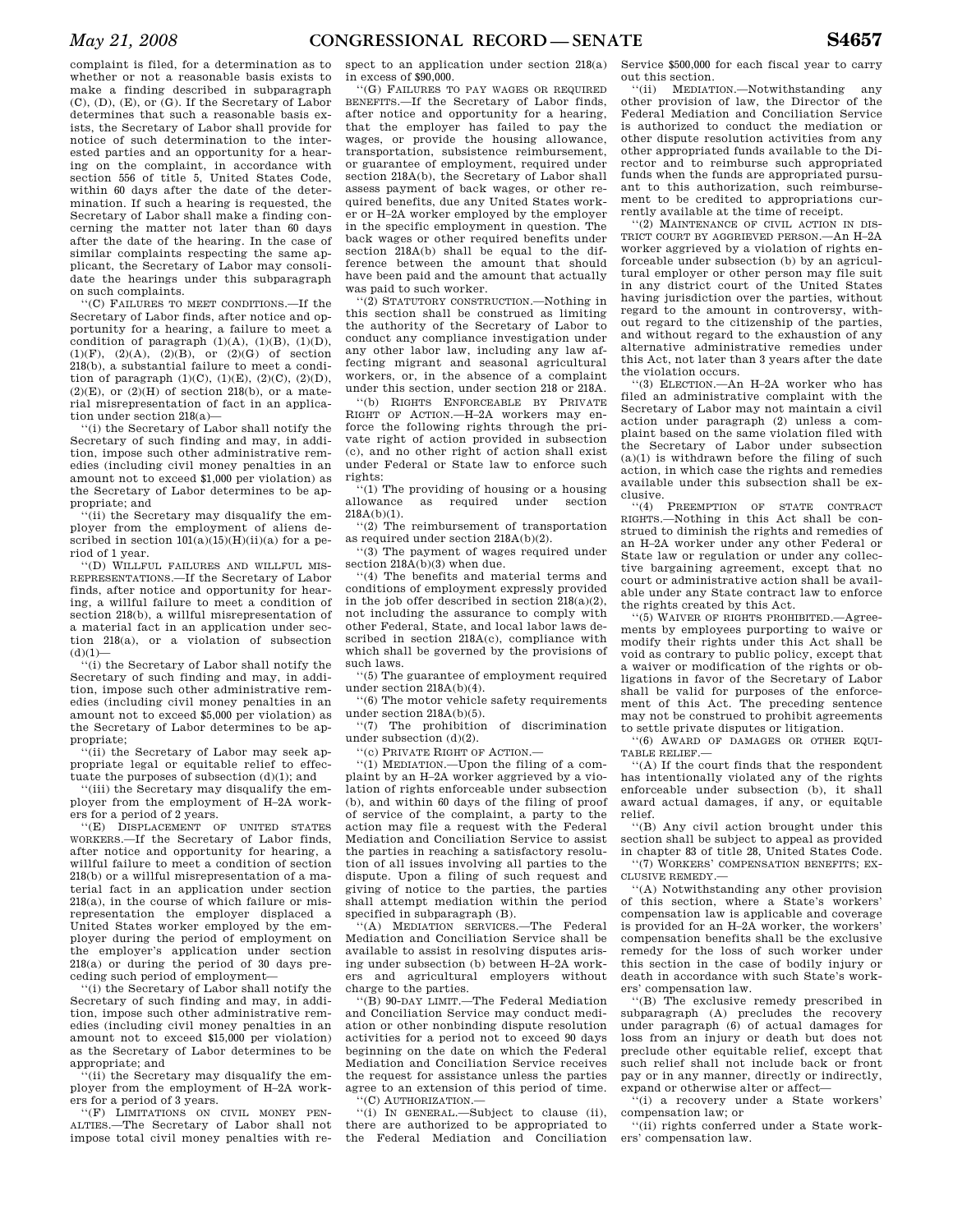complaint is filed, for a determination as to whether or not a reasonable basis exists to make a finding described in subparagraph (C), (D), (E), or (G). If the Secretary of Labor determines that such a reasonable basis exists, the Secretary of Labor shall provide for notice of such determination to the interested parties and an opportunity for a hearing on the complaint, in accordance with section 556 of title 5, United States Code, within 60 days after the date of the determination. If such a hearing is requested, the Secretary of Labor shall make a finding concerning the matter not later than 60 days after the date of the hearing. In the case of similar complaints respecting the same applicant, the Secretary of Labor may consolidate the hearings under this subparagraph on such complaints.

''(C) FAILURES TO MEET CONDITIONS.—If the Secretary of Labor finds, after notice and opportunity for a hearing, a failure to meet a condition of paragraph (1)(A), (1)(B), (1)(D), (1)(F), (2)(A), (2)(B), or (2)(G) of section 218(b), a substantial failure to meet a condition of paragraph (1)(C), (1)(E), (2)(C), (2)(D), (2)(E), or (2)(H) of section 218(b), or a material misrepresentation of fact in an application under section 218(a)—

''(i) the Secretary of Labor shall notify the Secretary of such finding and may, in addition, impose such other administrative remedies (including civil money penalties in an amount not to exceed $1,000 per violation) as the Secretary of Labor determines to be appropriate; and

''(ii) the Secretary may disqualify the employer from the employment of aliens described in section 101(a)(15)(H)(ii)(a) for a period of 1 year.

''(D) WILLFUL FAILURES AND WILLFUL MISREPRESENTATIONS.—If the Secretary of Labor finds, after notice and opportunity for hearing, a willful failure to meet a condition of section 218(b), a willful misrepresentation of a material fact in an application under section 218(a), or a violation of subsection (d)(1)—

''(i) the Secretary of Labor shall notify the Secretary of such finding and may, in addition, impose such other administrative remedies (including civil money penalties in an amount not to exceed $5,000 per violation) as the Secretary of Labor determines to be appropriate;

''(ii) the Secretary of Labor may seek appropriate legal or equitable relief to effectuate the purposes of subsection (d)(1); and

''(iii) the Secretary may disqualify the employer from the employment of H–2A workers for a period of 2 years.

''(E) DISPLACEMENT OF UNITED STATES WORKERS.—If the Secretary of Labor finds, after notice and opportunity for hearing, a willful failure to meet a condition of section 218(b) or a willful misrepresentation of a material fact in an application under section 218(a), in the course of which failure or misrepresentation the employer displaced a United States worker employed by the employer during the period of employment on the employer's application under section 218(a) or during the period of 30 days preceding such period of employment—

''(i) the Secretary of Labor shall notify the Secretary of such finding and may, in addition, impose such other administrative remedies (including civil money penalties in an amount not to exceed $15,000 per violation) as the Secretary of Labor determines to be appropriate; and

''(ii) the Secretary may disqualify the employer from the employment of H–2A workers for a period of 3 years.

''(F) LIMITATIONS ON CIVIL MONEY PENALTIES.—The Secretary of Labor shall not impose total civil money penalties with respect to an application under section 218(a) in excess of $90,000.

''(G) FAILURES TO PAY WAGES OR REQUIRED BENEFITS.—If the Secretary of Labor finds, after notice and opportunity for a hearing, that the employer has failed to pay the wages, or provide the housing allowance, transportation, subsistence reimbursement, or guarantee of employment, required under section 218A(b), the Secretary of Labor shall assess payment of back wages, or other required benefits, due any United States worker or H–2A worker employed by the employer in the specific employment in question. The back wages or other required benefits under section 218A(b) shall be equal to the difference between the amount that should have been paid and the amount that actually was paid to such worker.

''(2) STATUTORY CONSTRUCTION.—Nothing in this section shall be construed as limiting the authority of the Secretary of Labor to conduct any compliance investigation under any other labor law, including any law affecting migrant and seasonal agricultural workers, or, in the absence of a complaint under this section, under section 218 or 218A.

''(b) RIGHTS ENFORCEABLE BY PRIVATE RIGHT OF ACTION.—H–2A workers may enforce the following rights through the private right of action provided in subsection (c), and no other right of action shall exist under Federal or State law to enforce such rights:

''(1) The providing of housing or a housing allowance as required under section 218A(b)(1).

''(2) The reimbursement of transportation as required under section 218A(b)(2).

''(3) The payment of wages required under section 218A(b)(3) when due.

''(4) The benefits and material terms and conditions of employment expressly provided in the job offer described in section 218(a)(2), not including the assurance to comply with other Federal, State, and local labor laws described in section 218A(c), compliance with which shall be governed by the provisions of such laws.

''(5) The guarantee of employment required under section 218A(b)(4).

''(6) The motor vehicle safety requirements under section 218A(b)(5).

''(7) The prohibition of discrimination under subsection (d)(2).

''(c) PRIVATE RIGHT OF ACTION.—

''(1) MEDIATION.—Upon the filing of a complaint by an H–2A worker aggrieved by a violation of rights enforceable under subsection (b), and within 60 days of the filing of proof of service of the complaint, a party to the action may file a request with the Federal Mediation and Conciliation Service to assist the parties in reaching a satisfactory resolution of all issues involving all parties to the dispute. Upon a filing of such request and giving of notice to the parties, the parties shall attempt mediation within the period specified in subparagraph (B).

''(A) MEDIATION SERVICES.—The Federal Mediation and Conciliation Service shall be available to assist in resolving disputes arising under subsection (b) between H–2A workers and agricultural employers without charge to the parties.

''(B) 90-DAY LIMIT.—The Federal Mediation and Conciliation Service may conduct mediation or other nonbinding dispute resolution activities for a period not to exceed 90 days beginning on the date on which the Federal Mediation and Conciliation Service receives the request for assistance unless the parties agree to an extension of this period of time.

''(C) AUTHORIZATION.—

''(i) IN GENERAL.—Subject to clause (ii), there are authorized to be appropriated to the Federal Mediation and Conciliation Service $500,000 for each fiscal year to carry out this section.

''(ii) MEDIATION.—Notwithstanding any other provision of law, the Director of the Federal Mediation and Conciliation Service is authorized to conduct the mediation or other dispute resolution activities from any other appropriated funds available to the Director and to reimburse such appropriated funds when the funds are appropriated pursuant to this authorization, such reimbursement to be credited to appropriations currently available at the time of receipt.

''(2) MAINTENANCE OF CIVIL ACTION IN DISTRICT COURT BY AGGRIEVED PERSON.—An H–2A worker aggrieved by a violation of rights enforceable under subsection (b) by an agricultural employer or other person may file suit in any district court of the United States having jurisdiction over the parties, without regard to the amount in controversy, without regard to the citizenship of the parties, and without regard to the exhaustion of any alternative administrative remedies under this Act, not later than 3 years after the date the violation occurs.

''(3) ELECTION.—An H–2A worker who has filed an administrative complaint with the Secretary of Labor may not maintain a civil action under paragraph (2) unless a complaint based on the same violation filed with the Secretary of Labor under subsection (a)(1) is withdrawn before the filing of such action, in which case the rights and remedies available under this subsection shall be exclusive.

''(4) PREEMPTION OF STATE CONTRACT RIGHTS.—Nothing in this Act shall be construed to diminish the rights and remedies of an H–2A worker under any other Federal or State law or regulation or under any collective bargaining agreement, except that no court or administrative action shall be available under any State contract law to enforce the rights created by this Act.

''(5) WAIVER OF RIGHTS PROHIBITED.—Agreements by employees purporting to waive or modify their rights under this Act shall be void as contrary to public policy, except that a waiver or modification of the rights or obligations in favor of the Secretary of Labor shall be valid for purposes of the enforcement of this Act. The preceding sentence may not be construed to prohibit agreements to settle private disputes or litigation.

''(6) AWARD OF DAMAGES OR OTHER EQUITABLE RELIEF.—

''(A) If the court finds that the respondent has intentionally violated any of the rights enforceable under subsection (b), it shall award actual damages, if any, or equitable relief.

''(B) Any civil action brought under this section shall be subject to appeal as provided in chapter 83 of title 28, United States Code.

''(7) WORKERS' COMPENSATION BENEFITS; EXCLUSIVE REMEDY.—

''(A) Notwithstanding any other provision of this section, where a State's workers' compensation law is applicable and coverage is provided for an H–2A worker, the workers' compensation benefits shall be the exclusive remedy for the loss of such worker under this section in the case of bodily injury or death in accordance with such State's workers' compensation law.

''(B) The exclusive remedy prescribed in subparagraph (A) precludes the recovery under paragraph (6) of actual damages for loss from an injury or death but does not preclude other equitable relief, except that such relief shall not include back or front pay or in any manner, directly or indirectly, expand or otherwise alter or affect—

''(i) a recovery under a State workers' compensation law; or

''(ii) rights conferred under a State workers' compensation law.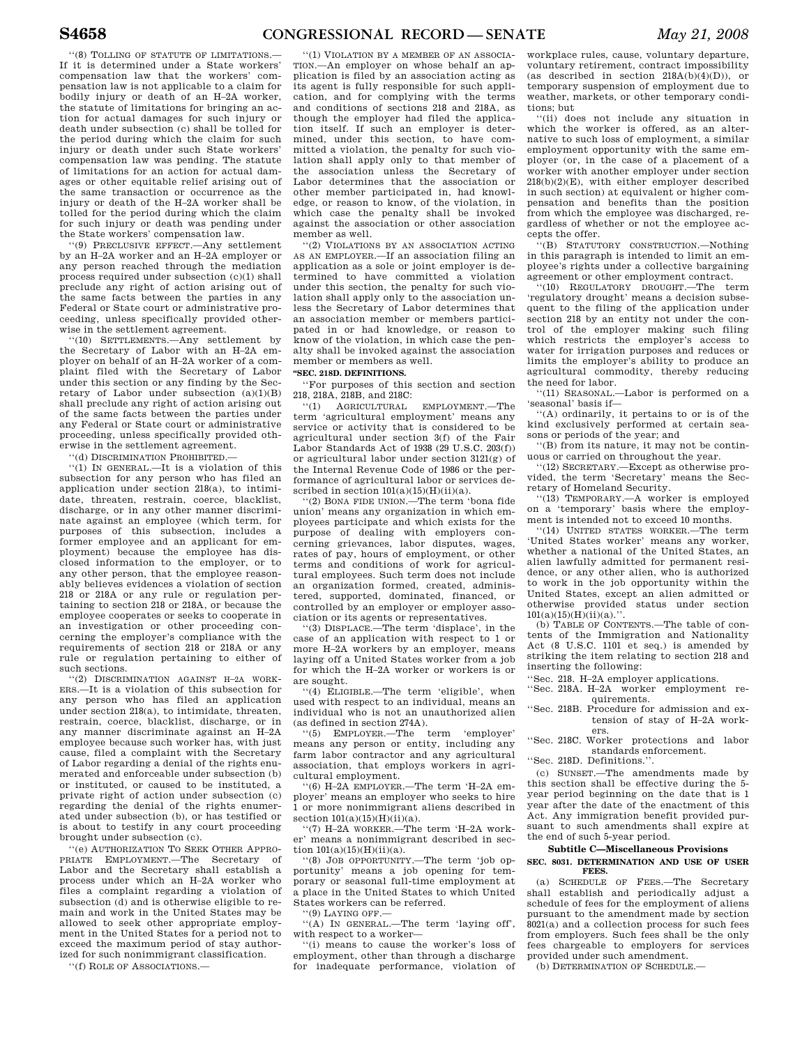"(8) TOLLING OF STATUTE OF LIMITATIONS.—If it is determined under a State workers' compensation law that the workers' compensation law is not applicable to a claim for bodily injury or death of an H–2A worker, the statute of limitations for bringing an action for actual damages for such injury or death under subsection (c) shall be tolled for the period during which the claim for such injury or death under such State workers' compensation law was pending. The statute of limitations for an action for actual damages or other equitable relief arising out of the same transaction or occurrence as the injury or death of the H–2A worker shall be tolled for the period during which the claim for such injury or death was pending under the State workers' compensation law.

"(9) PRECLUSIVE EFFECT.—Any settlement by an H–2A worker and an H–2A employer or any person reached through the mediation process required under subsection (c)(1) shall preclude any right of action arising out of the same facts between the parties in any Federal or State court or administrative proceeding, unless specifically provided otherwise in the settlement agreement.

"(10) SETTLEMENTS.—Any settlement by the Secretary of Labor with an H–2A employer on behalf of an H–2A worker of a complaint filed with the Secretary of Labor under this section or any finding by the Secretary of Labor under subsection (a)(1)(B) shall preclude any right of action arising out of the same facts between the parties under any Federal or State court or administrative proceeding, unless specifically provided otherwise in the settlement agreement.

"(d) DISCRIMINATION PROHIBITED.—

"(1) IN GENERAL.—It is a violation of this subsection for any person who has filed an application under section 218(a), to intimidate, threaten, restrain, coerce, blacklist, discharge, or in any other manner discriminate against an employee (which term, for purposes of this subsection, includes a former employee and an applicant for employment) because the employee has disclosed information to the employer, or to any other person, that the employee reasonably believes evidences a violation of section 218 or 218A or any rule or regulation pertaining to section 218 or 218A, or because the employee cooperates or seeks to cooperate in an investigation or other proceeding concerning the employer's compliance with the requirements of section 218 or 218A or any rule or regulation pertaining to either of such sections.

"(2) DISCRIMINATION AGAINST H–2A WORKERS.—It is a violation of this subsection for any person who has filed an application under section 218(a), to intimidate, threaten, restrain, coerce, blacklist, discharge, or in any manner discriminate against an H–2A employee because such worker has, with just cause, filed a complaint with the Secretary of Labor regarding a denial of the rights enumerated and enforceable under subsection (b) or instituted, or caused to be instituted, a private right of action under subsection (c) regarding the denial of the rights enumerated under subsection (b), or has testified or is about to testify in any court proceeding brought under subsection (c).

"(e) AUTHORIZATION TO SEEK OTHER APPROPRIATE EMPLOYMENT.—The Secretary of Labor and the Secretary shall establish a process under which an H–2A worker who files a complaint regarding a violation of subsection (d) and is otherwise eligible to remain and work in the United States may be allowed to seek other appropriate employment in the United States for a period not to exceed the maximum period of stay authorized for such nonimmigrant classification.

"(f) ROLE OF ASSOCIATIONS.—

"(1) VIOLATION BY A MEMBER OF AN ASSOCIATION.—An employer on whose behalf an application is filed by an association acting as its agent is fully responsible for such application, and for complying with the terms and conditions of sections 218 and 218A, as though the employer had filed the application itself. If such an employer is determined, under this section, to have committed a violation, the penalty for such violation shall apply only to that member of the association unless the Secretary of Labor determines that the association or other member participated in, had knowledge, or reason to know, of the violation, in which case the penalty shall be invoked against the association or other association member as well.

"(2) VIOLATIONS BY AN ASSOCIATION ACTING AS AN EMPLOYER.—If an association filing an application as a sole or joint employer is determined to have committed a violation under this section, the penalty for such violation shall apply only to the association unless the Secretary of Labor determines that an association member or members participated in or had knowledge, or reason to know of the violation, in which case the penalty shall be invoked against the association member or members as well.

**"SEC. 218D. DEFINITIONS.**

"For purposes of this section and section 218, 218A, 218B, and 218C:

"(1) AGRICULTURAL EMPLOYMENT.—The term 'agricultural employment' means any service or activity that is considered to be agricultural under section 3(f) of the Fair Labor Standards Act of 1938 (29 U.S.C. 203(f)) or agricultural labor under section 3121(g) of the Internal Revenue Code of 1986 or the performance of agricultural labor or services described in section 101(a)(15)(H)(ii)(a).

"(2) BONA FIDE UNION.—The term 'bona fide union' means any organization in which employees participate and which exists for the purpose of dealing with employers concerning grievances, labor disputes, wages, rates of pay, hours of employment, or other terms and conditions of work for agricultural employees. Such term does not include an organization formed, created, administered, supported, dominated, financed, or controlled by an employer or employer association or its agents or representatives.

"(3) DISPLACE.—The term 'displace', in the case of an application with respect to 1 or more H–2A workers by an employer, means laying off a United States worker from a job for which the H–2A worker or workers is or are sought.

"(4) ELIGIBLE.—The term 'eligible', when used with respect to an individual, means an individual who is not an unauthorized alien (as defined in section 274A).

"(5) EMPLOYER.—The term 'employer' means any person or entity, including any farm labor contractor and any agricultural association, that employs workers in agricultural employment.

"(6) H–2A EMPLOYER.—The term 'H–2A employer' means an employer who seeks to hire 1 or more nonimmigrant aliens described in section 101(a)(15)(H)(ii)(a).

"(7) H–2A WORKER.—The term 'H–2A worker' means a nonimmigrant described in section 101(a)(15)(H)(ii)(a).

"(8) JOB OPPORTUNITY.—The term 'job opportunity' means a job opening for temporary or seasonal full-time employment at a place in the United States to which United States workers can be referred.

"(9) LAYING OFF.—

"(A) IN GENERAL.—The term 'laying off', with respect to a worker—

"(i) means to cause the worker's loss of employment, other than through a discharge for inadequate performance, violation of workplace rules, cause, voluntary departure, voluntary retirement, contract impossibility (as described in section 218A(b)(4)(D)), or temporary suspension of employment due to weather, markets, or other temporary conditions; but

"(ii) does not include any situation in which the worker is offered, as an alternative to such loss of employment, a similar employment opportunity with the same employer (or, in the case of a placement of a worker with another employer under section 218(b)(2)(E), with either employer described in such section) at equivalent or higher compensation and benefits than the position from which the employee was discharged, regardless of whether or not the employee accepts the offer.

"(B) STATUTORY CONSTRUCTION.—Nothing in this paragraph is intended to limit an employee's rights under a collective bargaining agreement or other employment contract.

"(10) REGULATORY DROUGHT.—The term 'regulatory drought' means a decision subsequent to the filing of the application under section 218 by an entity not under the control of the employer making such filing which restricts the employer's access to water for irrigation purposes and reduces or limits the employer's ability to produce an agricultural commodity, thereby reducing the need for labor.

"(11) SEASONAL.—Labor is performed on a 'seasonal' basis if—

"(A) ordinarily, it pertains to or is of the kind exclusively performed at certain seasons or periods of the year; and

"(B) from its nature, it may not be continuous or carried on throughout the year.

"(12) SECRETARY.—Except as otherwise provided, the term 'Secretary' means the Secretary of Homeland Security.

"(13) TEMPORARY.—A worker is employed on a 'temporary' basis where the employment is intended not to exceed 10 months.

"(14) UNITED STATES WORKER.—The term 'United States worker' means any worker, whether a national of the United States, an alien lawfully admitted for permanent residence, or any other alien, who is authorized to work in the job opportunity within the United States, except an alien admitted or otherwise provided status under section 101(a)(15)(H)(ii)(a).".

(b) TABLE OF CONTENTS.—The table of contents of the Immigration and Nationality Act (8 U.S.C. 1101 et seq.) is amended by striking the item relating to section 218 and inserting the following:

"Sec. 218. H–2A employer applications.
"Sec. 218A. H–2A worker employment requirements.
"Sec. 218B. Procedure for admission and extension of stay of H–2A workers.
"Sec. 218C. Worker protections and labor standards enforcement.
"Sec. 218D. Definitions.".

(c) SUNSET.—The amendments made by this section shall be effective during the 5-year period beginning on the date that is 1 year after the date of the enactment of this Act. Any immigration benefit provided pursuant to such amendments shall expire at the end of such 5-year period.

### Subtitle C—Miscellaneous Provisions

**SEC. 8031. DETERMINATION AND USE OF USER FEES.**

(a) SCHEDULE OF FEES.—The Secretary shall establish and periodically adjust a schedule of fees for the employment of aliens pursuant to the amendment made by section 8021(a) and a collection process for such fees from employers. Such fees shall be the only fees chargeable to employers for services provided under such amendment.

(b) DETERMINATION OF SCHEDULE.—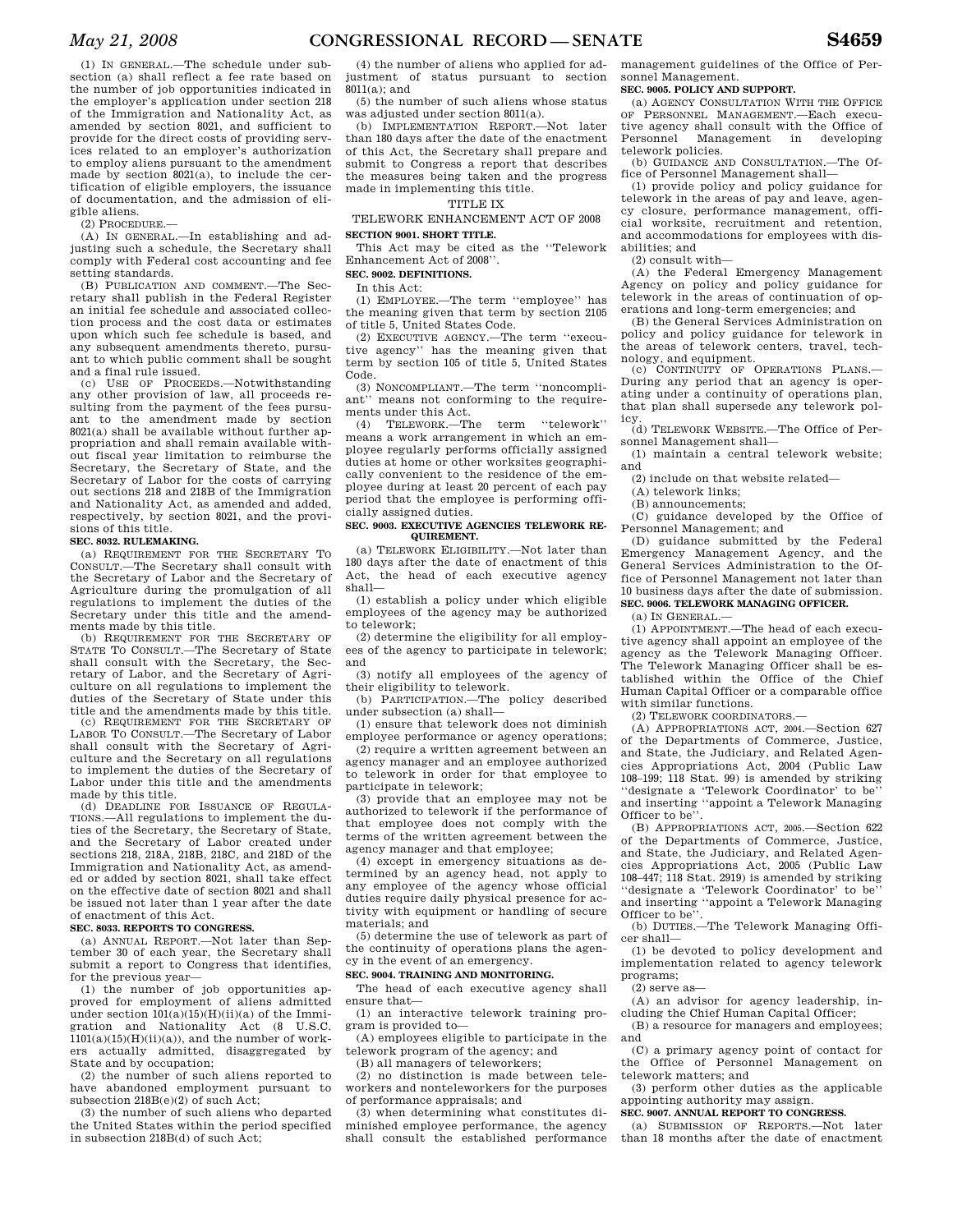(1) IN GENERAL.—The schedule under subsection (a) shall reflect a fee rate based on the number of job opportunities indicated in the employer's application under section 218 of the Immigration and Nationality Act, as amended by section 8021, and sufficient to provide for the direct costs of providing services related to an employer's authorization to employ aliens pursuant to the amendment made by section 8021(a), to include the certification of eligible employers, the issuance of documentation, and the admission of eligible aliens.

(2) PROCEDURE.—

(A) IN GENERAL.—In establishing and adjusting such a schedule, the Secretary shall comply with Federal cost accounting and fee setting standards.

(B) PUBLICATION AND COMMENT.—The Secretary shall publish in the Federal Register an initial fee schedule and associated collection process and the cost data or estimates upon which such fee schedule is based, and any subsequent amendments thereto, pursuant to which public comment shall be sought and a final rule issued.

(c) USE OF PROCEEDS.—Notwithstanding any other provision of law, all proceeds resulting from the payment of the fees pursuant to the amendment made by section 8021(a) shall be available without further appropriation and shall remain available without fiscal year limitation to reimburse the Secretary, the Secretary of State, and the Secretary of Labor for the costs of carrying out sections 218 and 218B of the Immigration and Nationality Act, as amended and added, respectively, by section 8021, and the provisions of this title.

**SEC. 8032. RULEMAKING.**

(a) REQUIREMENT FOR THE SECRETARY TO CONSULT.—The Secretary shall consult with the Secretary of Labor and the Secretary of Agriculture during the promulgation of all regulations to implement the duties of the Secretary under this title and the amendments made by this title.

(b) REQUIREMENT FOR THE SECRETARY OF STATE TO CONSULT.—The Secretary of State shall consult with the Secretary, the Secretary of Labor, and the Secretary of Agriculture on all regulations to implement the duties of the Secretary of State under this title and the amendments made by this title.

(c) REQUIREMENT FOR THE SECRETARY OF LABOR TO CONSULT.—The Secretary of Labor shall consult with the Secretary of Agriculture and the Secretary on all regulations to implement the duties of the Secretary of Labor under this title and the amendments made by this title.

(d) DEADLINE FOR ISSUANCE OF REGULATIONS.—All regulations to implement the duties of the Secretary, the Secretary of State, and the Secretary of Labor created under sections 218, 218A, 218B, 218C, and 218D of the Immigration and Nationality Act, as amended or added by section 8021, shall take effect on the effective date of section 8021 and shall be issued not later than 1 year after the date of enactment of this Act.

**SEC. 8033. REPORTS TO CONGRESS.**

(a) ANNUAL REPORT.—Not later than September 30 of each year, the Secretary shall submit a report to Congress that identifies, for the previous year—

(1) the number of job opportunities approved for employment of aliens admitted under section 101(a)(15)(H)(ii)(a) of the Immigration and Nationality Act (8 U.S.C. 1101(a)(15)(H)(ii)(a)), and the number of workers actually admitted, disaggregated by State and by occupation;

(2) the number of such aliens reported to have abandoned employment pursuant to subsection 218B(e)(2) of such Act;

(3) the number of such aliens who departed the United States within the period specified in subsection 218B(d) of such Act;

(4) the number of aliens who applied for adjustment of status pursuant to section 8011(a); and

(5) the number of such aliens whose status was adjusted under section 8011(a).

(b) IMPLEMENTATION REPORT.—Not later than 180 days after the date of the enactment of this Act, the Secretary shall prepare and submit to Congress a report that describes the measures being taken and the progress made in implementing this title.

## TITLE IX

## TELEWORK ENHANCEMENT ACT OF 2008

**SECTION 9001. SHORT TITLE.**

This Act may be cited as the "Telework Enhancement Act of 2008".

**SEC. 9002. DEFINITIONS.**

In this Act:

(1) EMPLOYEE.—The term "employee" has the meaning given that term by section 2105 of title 5, United States Code.

(2) EXECUTIVE AGENCY.—The term "executive agency" has the meaning given that term by section 105 of title 5, United States Code.

(3) NONCOMPLIANT.—The term "noncompliant" means not conforming to the requirements under this Act.

(4) TELEWORK.—The term "telework" means a work arrangement in which an employee regularly performs officially assigned duties at home or other worksites geographically convenient to the residence of the employee during at least 20 percent of each pay period that the employee is performing officially assigned duties.

**SEC. 9003. EXECUTIVE AGENCIES TELEWORK REQUIREMENT.**

(a) TELEWORK ELIGIBILITY.—Not later than 180 days after the date of enactment of this Act, the head of each executive agency shall—

(1) establish a policy under which eligible employees of the agency may be authorized to telework;

(2) determine the eligibility for all employees of the agency to participate in telework; and

(3) notify all employees of the agency of their eligibility to telework.

(b) PARTICIPATION.—The policy described under subsection (a) shall—

(1) ensure that telework does not diminish employee performance or agency operations;

(2) require a written agreement between an agency manager and an employee authorized to telework in order for that employee to participate in telework;

(3) provide that an employee may not be authorized to telework if the performance of that employee does not comply with the terms of the written agreement between the agency manager and that employee;

(4) except in emergency situations as determined by an agency head, not apply to any employee of the agency whose official duties require daily physical presence for activity with equipment or handling of secure materials; and

(5) determine the use of telework as part of the continuity of operations plans the agency in the event of an emergency.

**SEC. 9004. TRAINING AND MONITORING.**

The head of each executive agency shall ensure that—

(1) an interactive telework training program is provided to—

(A) employees eligible to participate in the telework program of the agency; and

(B) all managers of teleworkers;

(2) no distinction is made between teleworkers and nonteleworkers for the purposes of performance appraisals; and

(3) when determining what constitutes diminished employee performance, the agency shall consult the established performance management guidelines of the Office of Personnel Management.

**SEC. 9005. POLICY AND SUPPORT.**

(a) AGENCY CONSULTATION WITH THE OFFICE OF PERSONNEL MANAGEMENT.—Each executive agency shall consult with the Office of Personnel Management in developing telework policies.

(b) GUIDANCE AND CONSULTATION.—The Office of Personnel Management shall—

(1) provide policy and policy guidance for telework in the areas of pay and leave, agency closure, performance management, official worksite, recruitment and retention, and accommodations for employees with disabilities; and

(2) consult with—

(A) the Federal Emergency Management Agency on policy and policy guidance for telework in the areas of continuation of operations and long-term emergencies; and

(B) the General Services Administration on policy and policy guidance for telework in the areas of telework centers, travel, technology, and equipment.

(c) CONTINUITY OF OPERATIONS PLANS.—During any period that an agency is operating under a continuity of operations plan, that plan shall supersede any telework policy.

(d) TELEWORK WEBSITE.—The Office of Personnel Management shall—

(1) maintain a central telework website; and

(2) include on that website related—

(A) telework links;

(B) announcements;

(C) guidance developed by the Office of Personnel Management; and

(D) guidance submitted by the Federal Emergency Management Agency, and the General Services Administration to the Office of Personnel Management not later than 10 business days after the date of submission.

**SEC. 9006. TELEWORK MANAGING OFFICER.**

(a) IN GENERAL.—

(1) APPOINTMENT.—The head of each executive agency shall appoint an employee of the agency as the Telework Managing Officer. The Telework Managing Officer shall be established within the Office of the Chief Human Capital Officer or a comparable office with similar functions.

(2) TELEWORK COORDINATORS.—

(A) APPROPRIATIONS ACT, 2004.—Section 627 of the Departments of Commerce, Justice, and State, the Judiciary, and Related Agencies Appropriations Act, 2004 (Public Law 108–199; 118 Stat. 99) is amended by striking "designate a 'Telework Coordinator' to be" and inserting "appoint a Telework Managing Officer to be".

(B) APPROPRIATIONS ACT, 2005.—Section 622 of the Departments of Commerce, Justice, and State, the Judiciary, and Related Agencies Appropriations Act, 2005 (Public Law 108–447; 118 Stat. 2919) is amended by striking "designate a 'Telework Coordinator' to be" and inserting "appoint a Telework Managing Officer to be".

(b) DUTIES.—The Telework Managing Officer shall—

(1) be devoted to policy development and implementation related to agency telework programs;

(2) serve as—

(A) an advisor for agency leadership, including the Chief Human Capital Officer;

(B) a resource for managers and employees; and

(C) a primary agency point of contact for the Office of Personnel Management on telework matters; and

(3) perform other duties as the applicable appointing authority may assign.

**SEC. 9007. ANNUAL REPORT TO CONGRESS.**

(a) SUBMISSION OF REPORTS.—Not later than 18 months after the date of enactment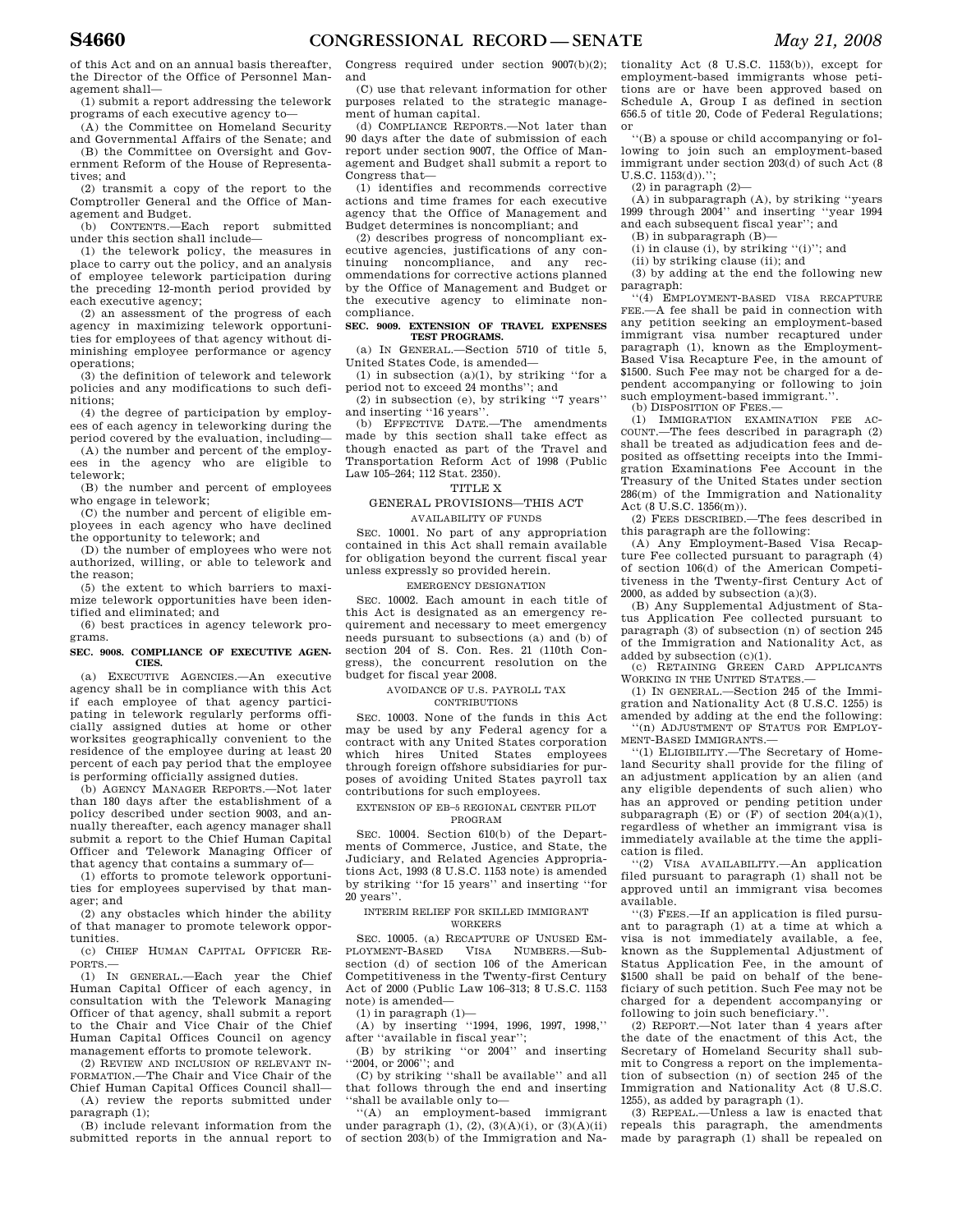of this Act and on an annual basis thereafter, the Director of the Office of Personnel Management shall—

(1) submit a report addressing the telework programs of each executive agency to—

(A) the Committee on Homeland Security and Governmental Affairs of the Senate; and

(B) the Committee on Oversight and Government Reform of the House of Representatives; and

(2) transmit a copy of the report to the Comptroller General and the Office of Management and Budget.

(b) CONTENTS.—Each report submitted under this section shall include—

(1) the telework policy, the measures in place to carry out the policy, and an analysis of employee telework participation during the preceding 12-month period provided by each executive agency;

(2) an assessment of the progress of each agency in maximizing telework opportunities for employees of that agency without diminishing employee performance or agency operations;

(3) the definition of telework and telework policies and any modifications to such definitions;

(4) the degree of participation by employees of each agency in teleworking during the period covered by the evaluation, including—

(A) the number and percent of the employees in the agency who are eligible to telework;

(B) the number and percent of employees who engage in telework;

(C) the number and percent of eligible employees in each agency who have declined the opportunity to telework; and

(D) the number of employees who were not authorized, willing, or able to telework and the reason;

(5) the extent to which barriers to maximize telework opportunities have been identified and eliminated; and

(6) best practices in agency telework programs.

**SEC. 9008. COMPLIANCE OF EXECUTIVE AGENCIES.**

(a) EXECUTIVE AGENCIES.—An executive agency shall be in compliance with this Act if each employee of that agency participating in telework regularly performs officially assigned duties at home or other worksites geographically convenient to the residence of the employee during at least 20 percent of each pay period that the employee is performing officially assigned duties.

(b) AGENCY MANAGER REPORTS.—Not later than 180 days after the establishment of a policy described under section 9003, and annually thereafter, each agency manager shall submit a report to the Chief Human Capital Officer and Telework Managing Officer of that agency that contains a summary of—

(1) efforts to promote telework opportunities for employees supervised by that manager; and

(2) any obstacles which hinder the ability of that manager to promote telework opportunities.

(c) CHIEF HUMAN CAPITAL OFFICER REPORTS.—

(1) IN GENERAL.—Each year the Chief Human Capital Officer of each agency, in consultation with the Telework Managing Officer of that agency, shall submit a report to the Chair and Vice Chair of the Chief Human Capital Offices Council on agency management efforts to promote telework.

(2) REVIEW AND INCLUSION OF RELEVANT INFORMATION.—The Chair and Vice Chair of the Chief Human Capital Offices Council shall—

(A) review the reports submitted under paragraph (1);

(B) include relevant information from the submitted reports in the annual report to Congress required under section 9007(b)(2); and

(C) use that relevant information for other purposes related to the strategic management of human capital.

(d) COMPLIANCE REPORTS.—Not later than 90 days after the date of submission of each report under section 9007, the Office of Management and Budget shall submit a report to Congress that—

(1) identifies and recommends corrective actions and time frames for each executive agency that the Office of Management and Budget determines is noncompliant; and

(2) describes progress of noncompliant executive agencies, justifications of any continuing noncompliance, and any recommendations for corrective actions planned by the Office of Management and Budget or the executive agency to eliminate noncompliance.

**SEC. 9009. EXTENSION OF TRAVEL EXPENSES TEST PROGRAMS.**

(a) IN GENERAL.—Section 5710 of title 5, United States Code, is amended—

(1) in subsection (a)(1), by striking ''for a period not to exceed 24 months''; and

(2) in subsection (e), by striking ''7 years'' and inserting ''16 years''.

(b) EFFECTIVE DATE.—The amendments made by this section shall take effect as though enacted as part of the Travel and Transportation Reform Act of 1998 (Public Law 105–264; 112 Stat. 2350).

## TITLE X

### GENERAL PROVISIONS—THIS ACT

AVAILABILITY OF FUNDS

SEC. 10001. No part of any appropriation contained in this Act shall remain available for obligation beyond the current fiscal year unless expressly so provided herein.

EMERGENCY DESIGNATION

SEC. 10002. Each amount in each title of this Act is designated as an emergency requirement and necessary to meet emergency needs pursuant to subsections (a) and (b) of section 204 of S. Con. Res. 21 (110th Congress), the concurrent resolution on the budget for fiscal year 2008.

AVOIDANCE OF U.S. PAYROLL TAX CONTRIBUTIONS

SEC. 10003. None of the funds in this Act may be used by any Federal agency for a contract with any United States corporation which hires United States employees through foreign offshore subsidiaries for purposes of avoiding United States payroll tax contributions for such employees.

EXTENSION OF EB–5 REGIONAL CENTER PILOT PROGRAM

SEC. 10004. Section 610(b) of the Departments of Commerce, Justice, and State, the Judiciary, and Related Agencies Appropriations Act, 1993 (8 U.S.C. 1153 note) is amended by striking ''for 15 years'' and inserting ''for 20 years''.

INTERIM RELIEF FOR SKILLED IMMIGRANT WORKERS

SEC. 10005. (a) RECAPTURE OF UNUSED EMPLOYMENT-BASED VISA NUMBERS.—Subsection (d) of section 106 of the American Competitiveness in the Twenty-first Century Act of 2000 (Public Law 106–313; 8 U.S.C. 1153 note) is amended—

(1) in paragraph (1)—

(A) by inserting ''1994, 1996, 1997, 1998,'' after ''available in fiscal year'';

(B) by striking ''or 2004'' and inserting ''2004, or 2006''; and

(C) by striking ''shall be available'' and all that follows through the end and inserting ''shall be available only to—

''(A) an employment-based immigrant under paragraph (1), (2), (3)(A)(i), or (3)(A)(ii) of section 203(b) of the Immigration and Nationality Act (8 U.S.C. 1153(b)), except for employment-based immigrants whose petitions are or have been approved based on Schedule A, Group I as defined in section 656.5 of title 20, Code of Federal Regulations; or

''(B) a spouse or child accompanying or following to join such an employment-based immigrant under section 203(d) of such Act (8 U.S.C. 1153(d)).'';

(2) in paragraph (2)—

(A) in subparagraph (A), by striking ''years 1999 through 2004'' and inserting ''year 1994 and each subsequent fiscal year''; and

(B) in subparagraph (B)—

(i) in clause (i), by striking ''(i)''; and

(ii) by striking clause (ii); and

(3) by adding at the end the following new paragraph:

''(4) EMPLOYMENT-BASED VISA RECAPTURE FEE.—A fee shall be paid in connection with any petition seeking an employment-based immigrant visa number recaptured under paragraph (1), known as the Employment-Based Visa Recapture Fee, in the amount of $1500. Such Fee may not be charged for a dependent accompanying or following to join such employment-based immigrant.''.

(b) DISPOSITION OF FEES.—

(1) IMMIGRATION EXAMINATION FEE ACCOUNT.—The fees described in paragraph (2) shall be treated as adjudication fees and deposited as offsetting receipts into the Immigration Examinations Fee Account in the Treasury of the United States under section 286(m) of the Immigration and Nationality Act (8 U.S.C. 1356(m)).

(2) FEES DESCRIBED.—The fees described in this paragraph are the following:

(A) Any Employment-Based Visa Recapture Fee collected pursuant to paragraph (4) of section 106(d) of the American Competitiveness in the Twenty-first Century Act of 2000, as added by subsection (a)(3).

(B) Any Supplemental Adjustment of Status Application Fee collected pursuant to paragraph (3) of subsection (n) of section 245 of the Immigration and Nationality Act, as added by subsection (c)(1).

(c) RETAINING GREEN CARD APPLICANTS WORKING IN THE UNITED STATES.—

(1) IN GENERAL.—Section 245 of the Immigration and Nationality Act (8 U.S.C. 1255) is amended by adding at the end the following:

''(n) ADJUSTMENT OF STATUS FOR EMPLOYMENT-BASED IMMIGRANTS.—

''(1) ELIGIBILITY.—The Secretary of Homeland Security shall provide for the filing of an adjustment application by an alien (and any eligible dependents of such alien) who has an approved or pending petition under subparagraph (E) or (F) of section 204(a)(1), regardless of whether an immigrant visa is immediately available at the time the application is filed.

''(2) VISA AVAILABILITY.—An application filed pursuant to paragraph (1) shall not be approved until an immigrant visa becomes available.

''(3) FEES.—If an application is filed pursuant to paragraph (1) at a time at which a visa is not immediately available, a fee, known as the Supplemental Adjustment of Status Application Fee, in the amount of $1500 shall be paid on behalf of the beneficiary of such petition. Such Fee may not be charged for a dependent accompanying or following to join such beneficiary.''.

(2) REPORT.—Not later than 4 years after the date of the enactment of this Act, the Secretary of Homeland Security shall submit to Congress a report on the implementation of subsection (n) of section 245 of the Immigration and Nationality Act (8 U.S.C. 1255), as added by paragraph (1).

(3) REPEAL.—Unless a law is enacted that repeals this paragraph, the amendments made by paragraph (1) shall be repealed on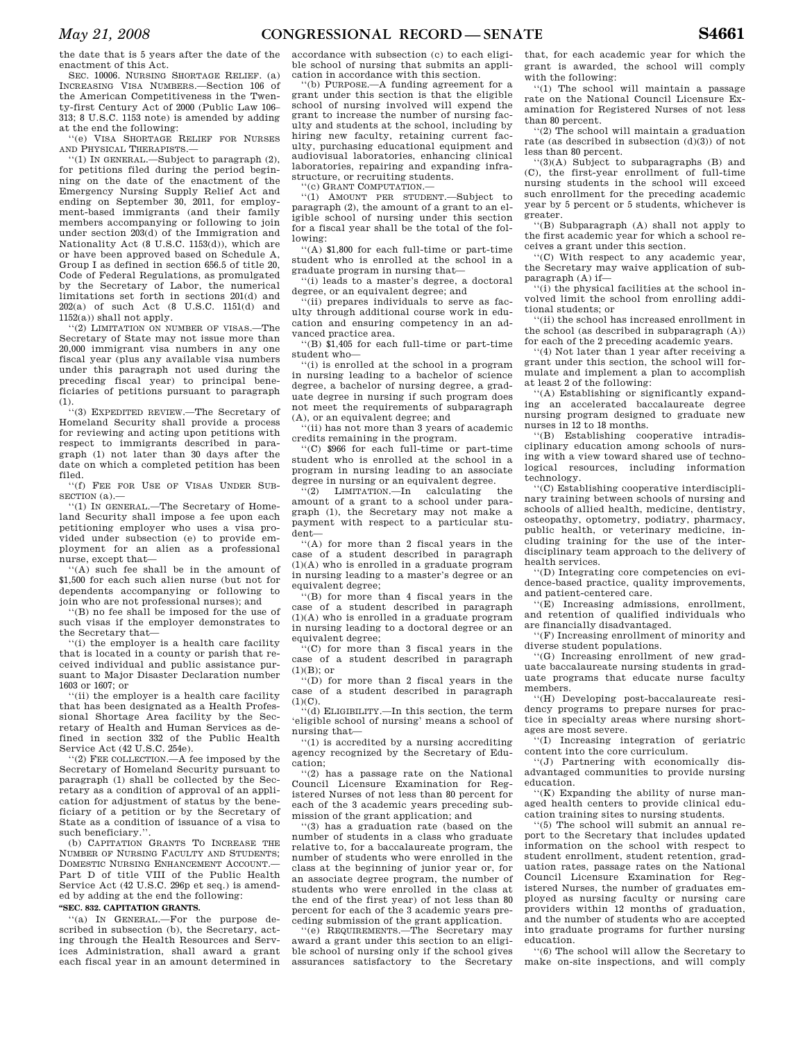the date that is 5 years after the date of the enactment of this Act.

SEC. 10006. NURSING SHORTAGE RELIEF. (a) INCREASING VISA NUMBERS.—Section 106 of the American Competitiveness in the Twenty-first Century Act of 2000 (Public Law 106–313; 8 U.S.C. 1153 note) is amended by adding at the end the following:

''(e) VISA SHORTAGE RELIEF FOR NURSES AND PHYSICAL THERAPISTS.—

''(1) IN GENERAL.—Subject to paragraph (2), for petitions filed during the period beginning on the date of the enactment of the Emergency Nursing Supply Relief Act and ending on September 30, 2011, for employment-based immigrants (and their family members accompanying or following to join under section 203(d) of the Immigration and Nationality Act (8 U.S.C. 1153(d)), which are or have been approved based on Schedule A, Group I as defined in section 656.5 of title 20, Code of Federal Regulations, as promulgated by the Secretary of Labor, the numerical limitations set forth in sections 201(d) and 202(a) of such Act (8 U.S.C. 1151(d) and 1152(a)) shall not apply.

''(2) LIMITATION ON NUMBER OF VISAS.—The Secretary of State may not issue more than 20,000 immigrant visa numbers in any one fiscal year (plus any available visa numbers under this paragraph not used during the preceding fiscal year) to principal beneficiaries of petitions pursuant to paragraph (1).

''(3) EXPEDITED REVIEW.—The Secretary of Homeland Security shall provide a process for reviewing and acting upon petitions with respect to immigrants described in paragraph (1) not later than 30 days after the date on which a completed petition has been filed.

''(f) FEE FOR USE OF VISAS UNDER SUBSECTION (a).—

''(1) IN GENERAL.—The Secretary of Homeland Security shall impose a fee upon each petitioning employer who uses a visa provided under subsection (e) to provide employment for an alien as a professional nurse, except that—

''(A) such fee shall be in the amount of $1,500 for each such alien nurse (but not for dependents accompanying or following to join who are not professional nurses); and

''(B) no fee shall be imposed for the use of such visas if the employer demonstrates to the Secretary that—

''(i) the employer is a health care facility that is located in a county or parish that received individual and public assistance pursuant to Major Disaster Declaration number 1603 or 1607; or

''(ii) the employer is a health care facility that has been designated as a Health Professional Shortage Area facility by the Secretary of Health and Human Services as defined in section 332 of the Public Health Service Act (42 U.S.C. 254e).

''(2) FEE COLLECTION.—A fee imposed by the Secretary of Homeland Security pursuant to paragraph (1) shall be collected by the Secretary as a condition of approval of an application for adjustment of status by the beneficiary of a petition or by the Secretary of State as a condition of issuance of a visa to such beneficiary.''.

(b) CAPITATION GRANTS TO INCREASE THE NUMBER OF NURSING FACULTY AND STUDENTS; DOMESTIC NURSING ENHANCEMENT ACCOUNT.—Part D of title VIII of the Public Health Service Act (42 U.S.C. 296p et seq.) is amended by adding at the end the following:

**''SEC. 832. CAPITATION GRANTS.**

''(a) IN GENERAL.—For the purpose described in subsection (b), the Secretary, acting through the Health Resources and Services Administration, shall award a grant each fiscal year in an amount determined in accordance with subsection (c) to each eligible school of nursing that submits an application in accordance with this section.

''(b) PURPOSE.—A funding agreement for a grant under this section is that the eligible school of nursing involved will expend the grant to increase the number of nursing faculty and students at the school, including by hiring new faculty, retaining current faculty, purchasing educational equipment and audiovisual laboratories, enhancing clinical laboratories, repairing and expanding infrastructure, or recruiting students.

''(c) GRANT COMPUTATION.—

''(1) AMOUNT PER STUDENT.—Subject to paragraph (2), the amount of a grant to an eligible school of nursing under this section for a fiscal year shall be the total of the following:

''(A) $1,800 for each full-time or part-time student who is enrolled at the school in a graduate program in nursing that—

''(i) leads to a master's degree, a doctoral degree, or an equivalent degree; and

''(ii) prepares individuals to serve as faculty through additional course work in education and ensuring competency in an advanced practice area.

''(B) $1,405 for each full-time or part-time student who—

''(i) is enrolled at the school in a program in nursing leading to a bachelor of science degree, a bachelor of nursing degree, a graduate degree in nursing if such program does not meet the requirements of subparagraph (A), or an equivalent degree; and

''(ii) has not more than 3 years of academic credits remaining in the program.

''(C) $966 for each full-time or part-time student who is enrolled at the school in a program in nursing leading to an associate degree in nursing or an equivalent degree.

''(2) LIMITATION.—In calculating the amount of a grant to a school under paragraph (1), the Secretary may not make a payment with respect to a particular student—

''(A) for more than 2 fiscal years in the case of a student described in paragraph (1)(A) who is enrolled in a graduate program in nursing leading to a master's degree or an equivalent degree;

''(B) for more than 4 fiscal years in the case of a student described in paragraph (1)(A) who is enrolled in a graduate program in nursing leading to a doctoral degree or an equivalent degree;

''(C) for more than 3 fiscal years in the case of a student described in paragraph (1)(B); or

''(D) for more than 2 fiscal years in the case of a student described in paragraph (1)(C).

''(d) ELIGIBILITY.—In this section, the term 'eligible school of nursing' means a school of nursing that—

''(1) is accredited by a nursing accrediting agency recognized by the Secretary of Education;

''(2) has a passage rate on the National Council Licensure Examination for Registered Nurses of not less than 80 percent for each of the 3 academic years preceding submission of the grant application; and

''(3) has a graduation rate (based on the number of students in a class who graduate relative to, for a baccalaureate program, the number of students who were enrolled in the class at the beginning of junior year or, for an associate degree program, the number of students who were enrolled in the class at the end of the first year) of not less than 80 percent for each of the 3 academic years preceding submission of the grant application.

''(e) REQUIREMENTS.—The Secretary may award a grant under this section to an eligible school of nursing only if the school gives assurances satisfactory to the Secretary that, for each academic year for which the grant is awarded, the school will comply with the following:

''(1) The school will maintain a passage rate on the National Council Licensure Examination for Registered Nurses of not less than 80 percent.

''(2) The school will maintain a graduation rate (as described in subsection (d)(3)) of not less than 80 percent.

''(3)(A) Subject to subparagraphs (B) and (C), the first-year enrollment of full-time nursing students in the school will exceed such enrollment for the preceding academic year by 5 percent or 5 students, whichever is greater.

''(B) Subparagraph (A) shall not apply to the first academic year for which a school receives a grant under this section.

''(C) With respect to any academic year, the Secretary may waive application of subparagraph (A) if—

''(i) the physical facilities at the school involved limit the school from enrolling additional students; or

''(ii) the school has increased enrollment in the school (as described in subparagraph (A)) for each of the 2 preceding academic years.

''(4) Not later than 1 year after receiving a grant under this section, the school will formulate and implement a plan to accomplish at least 2 of the following:

''(A) Establishing or significantly expanding an accelerated baccalaureate degree nursing program designed to graduate new nurses in 12 to 18 months.

''(B) Establishing cooperative intradisciplinary education among schools of nursing with a view toward shared use of technological resources, including information technology.

''(C) Establishing cooperative interdisciplinary training between schools of nursing and schools of allied health, medicine, dentistry, osteopathy, optometry, podiatry, pharmacy, public health, or veterinary medicine, including training for the use of the interdisciplinary team approach to the delivery of health services.

''(D) Integrating core competencies on evidence-based practice, quality improvements, and patient-centered care.

''(E) Increasing admissions, enrollment, and retention of qualified individuals who are financially disadvantaged.

''(F) Increasing enrollment of minority and diverse student populations.

''(G) Increasing enrollment of new graduate baccalaureate nursing students in graduate programs that educate nurse faculty members.

''(H) Developing post-baccalaureate residency programs to prepare nurses for practice in specialty areas where nursing shortages are most severe.

''(I) Increasing integration of geriatric content into the core curriculum.

''(J) Partnering with economically disadvantaged communities to provide nursing education.

''(K) Expanding the ability of nurse managed health centers to provide clinical education training sites to nursing students.

''(5) The school will submit an annual report to the Secretary that includes updated information on the school with respect to student enrollment, student retention, graduation rates, passage rates on the National Council Licensure Examination for Registered Nurses, the number of graduates employed as nursing faculty or nursing care providers within 12 months of graduation, and the number of students who are accepted into graduate programs for further nursing education.

''(6) The school will allow the Secretary to make on-site inspections, and will comply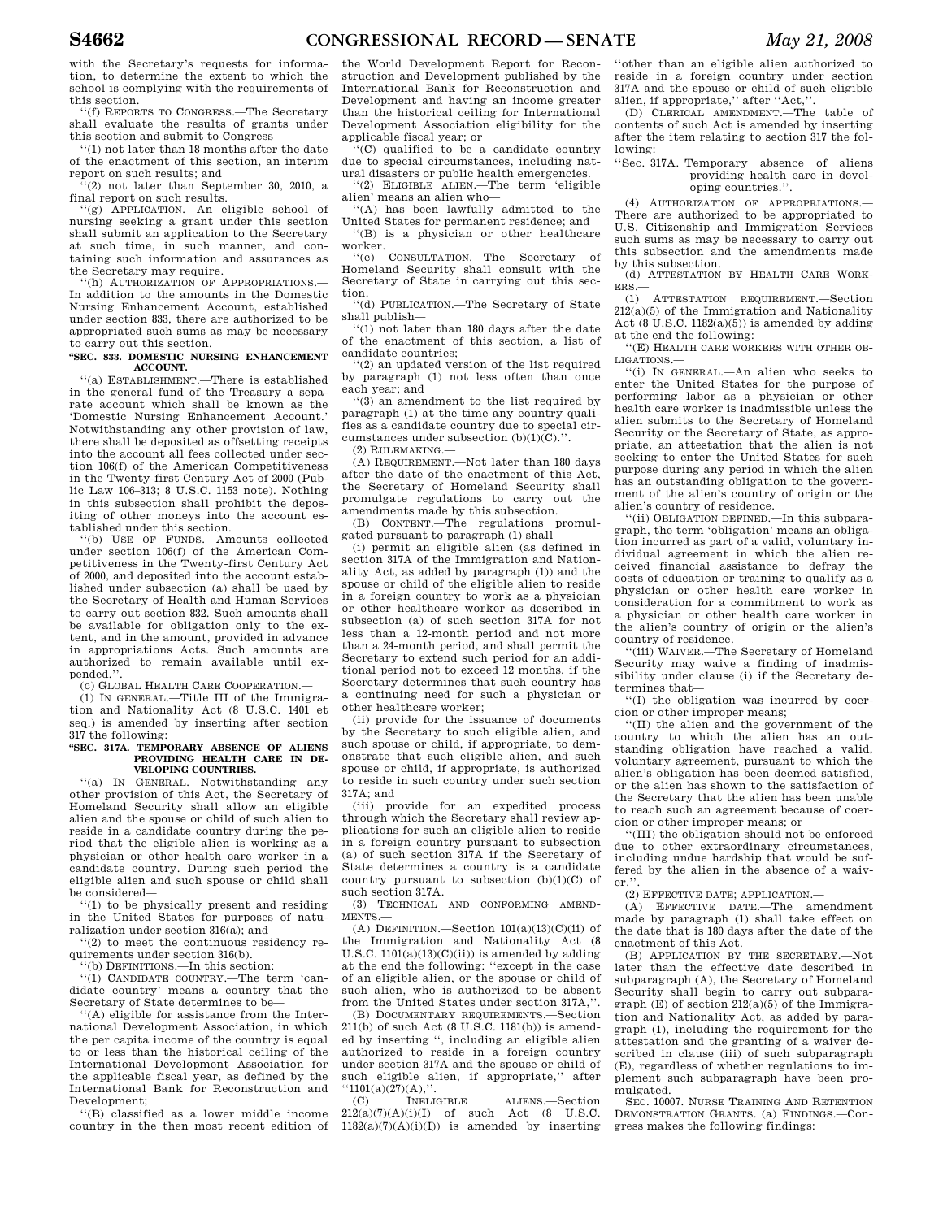with the Secretary's requests for information, to determine the extent to which the school is complying with the requirements of this section.

"(f) REPORTS TO CONGRESS.—The Secretary shall evaluate the results of grants under this section and submit to Congress—

"(1) not later than 18 months after the date of the enactment of this section, an interim report on such results; and

"(2) not later than September 30, 2010, a final report on such results.

"(g) APPLICATION.—An eligible school of nursing seeking a grant under this section shall submit an application to the Secretary at such time, in such manner, and containing such information and assurances as the Secretary may require.

"(h) AUTHORIZATION OF APPROPRIATIONS.—In addition to the amounts in the Domestic Nursing Enhancement Account, established under section 833, there are authorized to be appropriated such sums as may be necessary to carry out this section.

**"SEC. 833. DOMESTIC NURSING ENHANCEMENT ACCOUNT.**

"(a) ESTABLISHMENT.—There is established in the general fund of the Treasury a separate account which shall be known as the 'Domestic Nursing Enhancement Account.' Notwithstanding any other provision of law, there shall be deposited as offsetting receipts into the account all fees collected under section 106(f) of the American Competitiveness in the Twenty-first Century Act of 2000 (Public Law 106–313; 8 U.S.C. 1153 note). Nothing in this subsection shall prohibit the depositing of other moneys into the account established under this section.

"(b) USE OF FUNDS.—Amounts collected under section 106(f) of the American Competitiveness in the Twenty-first Century Act of 2000, and deposited into the account established under subsection (a) shall be used by the Secretary of Health and Human Services to carry out section 832. Such amounts shall be available for obligation only to the extent, and in the amount, provided in advance in appropriations Acts. Such amounts are authorized to remain available until expended.".

(c) GLOBAL HEALTH CARE COOPERATION.—

(1) IN GENERAL.—Title III of the Immigration and Nationality Act (8 U.S.C. 1401 et seq.) is amended by inserting after section 317 the following:

**"SEC. 317A. TEMPORARY ABSENCE OF ALIENS PROVIDING HEALTH CARE IN DEVELOPING COUNTRIES.**

"(a) IN GENERAL.—Notwithstanding any other provision of this Act, the Secretary of Homeland Security shall allow an eligible alien and the spouse or child of such alien to reside in a candidate country during the period that the eligible alien is working as a physician or other health care worker in a candidate country. During such period the eligible alien and such spouse or child shall be considered—

"(1) to be physically present and residing in the United States for purposes of naturalization under section 316(a); and

"(2) to meet the continuous residency requirements under section 316(b).

"(b) DEFINITIONS.—In this section:

"(1) CANDIDATE COUNTRY.—The term 'candidate country' means a country that the Secretary of State determines to be—

"(A) eligible for assistance from the International Development Association, in which the per capita income of the country is equal to or less than the historical ceiling of the International Development Association for the applicable fiscal year, as defined by the International Bank for Reconstruction and Development;

"(B) classified as a lower middle income country in the then most recent edition of the World Development Report for Reconstruction and Development published by the International Bank for Reconstruction and Development and having an income greater than the historical ceiling for International Development Association eligibility for the applicable fiscal year; or

"(C) qualified to be a candidate country due to special circumstances, including natural disasters or public health emergencies.

"(2) ELIGIBLE ALIEN.—The term 'eligible alien' means an alien who—

"(A) has been lawfully admitted to the United States for permanent residence; and

"(B) is a physician or other healthcare worker.

"(c) CONSULTATION.—The Secretary of Homeland Security shall consult with the Secretary of State in carrying out this section.

"(d) PUBLICATION.—The Secretary of State shall publish—

"(1) not later than 180 days after the date of the enactment of this section, a list of candidate countries;

"(2) an updated version of the list required by paragraph (1) not less often than once each year; and

"(3) an amendment to the list required by paragraph (1) at the time any country qualifies as a candidate country due to special circumstances under subsection (b)(1)(C).".

(2) RULEMAKING.—

(A) REQUIREMENT.—Not later than 180 days after the date of the enactment of this Act, the Secretary of Homeland Security shall promulgate regulations to carry out the amendments made by this subsection.

(B) CONTENT.—The regulations promulgated pursuant to paragraph (1) shall—

(i) permit an eligible alien (as defined in section 317A of the Immigration and Nationality Act, as added by paragraph (1)) and the spouse or child of the eligible alien to reside in a foreign country to work as a physician or other healthcare worker as described in subsection (a) of such section 317A for not less than a 12-month period and not more than a 24-month period, and shall permit the Secretary to extend such period for an additional period not to exceed 12 months, if the Secretary determines that such country has a continuing need for such a physician or other healthcare worker;

(ii) provide for the issuance of documents by the Secretary to such eligible alien, and such spouse or child, if appropriate, to demonstrate that such eligible alien, and such spouse or child, if appropriate, is authorized to reside in such country under such section 317A; and

(iii) provide for an expedited process through which the Secretary shall review applications for such an eligible alien to reside in a foreign country pursuant to subsection (a) of such section 317A if the Secretary of State determines a country is a candidate country pursuant to subsection (b)(1)(C) of such section 317A.

(3) TECHNICAL AND CONFORMING AMENDMENTS.—

(A) DEFINITION.—Section 101(a)(13)(C)(ii) of the Immigration and Nationality Act (8 U.S.C. 1101(a)(13)(C)(ii)) is amended by adding at the end the following: "except in the case of an eligible alien, or the spouse or child of such alien, who is authorized to be absent from the United States under section 317A,".

(B) DOCUMENTARY REQUIREMENTS.—Section 211(b) of such Act (8 U.S.C. 1181(b)) is amended by inserting ", including an eligible alien authorized to reside in a foreign country under section 317A and the spouse or child of such eligible alien, if appropriate," after "1101(a)(27)(A),".

(C) INELIGIBLE ALIENS.—Section 212(a)(7)(A)(i)(I) of such Act (8 U.S.C. 1182(a)(7)(A)(i)(I)) is amended by inserting "other than an eligible alien authorized to reside in a foreign country under section 317A and the spouse or child of such eligible alien, if appropriate," after "Act,".

(D) CLERICAL AMENDMENT.—The table of contents of such Act is amended by inserting after the item relating to section 317 the following:

"Sec. 317A. Temporary absence of aliens providing health care in developing countries.".

(4) AUTHORIZATION OF APPROPRIATIONS.—There are authorized to be appropriated to U.S. Citizenship and Immigration Services such sums as may be necessary to carry out this subsection and the amendments made by this subsection.

(d) ATTESTATION BY HEALTH CARE WORKERS.—

(1) ATTESTATION REQUIREMENT.—Section 212(a)(5) of the Immigration and Nationality Act (8 U.S.C. 1182(a)(5)) is amended by adding at the end the following:

"(E) HEALTH CARE WORKERS WITH OTHER OBLIGATIONS.—

"(i) IN GENERAL.—An alien who seeks to enter the United States for the purpose of performing labor as a physician or other health care worker is inadmissible unless the alien submits to the Secretary of Homeland Security or the Secretary of State, as appropriate, an attestation that the alien is not seeking to enter the United States for such purpose during any period in which the alien has an outstanding obligation to the government of the alien's country of origin or the alien's country of residence.

"(ii) OBLIGATION DEFINED.—In this subparagraph, the term 'obligation' means an obligation incurred as part of a valid, voluntary individual agreement in which the alien received financial assistance to defray the costs of education or training to qualify as a physician or other health care worker in consideration for a commitment to work as a physician or other health care worker in the alien's country of origin or the alien's country of residence.

"(iii) WAIVER.—The Secretary of Homeland Security may waive a finding of inadmissibility under clause (i) if the Secretary determines that—

"(I) the obligation was incurred by coercion or other improper means;

"(II) the alien and the government of the country to which the alien has an outstanding obligation have reached a valid, voluntary agreement, pursuant to which the alien's obligation has been deemed satisfied, or the alien has shown to the satisfaction of the Secretary that the alien has been unable to reach such an agreement because of coercion or other improper means; or

"(III) the obligation should not be enforced due to other extraordinary circumstances, including undue hardship that would be suffered by the alien in the absence of a waiver.".

(2) EFFECTIVE DATE; APPLICATION.—

(A) EFFECTIVE DATE.—The amendment made by paragraph (1) shall take effect on the date that is 180 days after the date of the enactment of this Act.

(B) APPLICATION BY THE SECRETARY.—Not later than the effective date described in subparagraph (A), the Secretary of Homeland Security shall begin to carry out subparagraph (E) of section 212(a)(5) of the Immigration and Nationality Act, as added by paragraph (1), including the requirement for the attestation and the granting of a waiver described in clause (iii) of such subparagraph (E), regardless of whether regulations to implement such subparagraph have been promulgated.

SEC. 10007. NURSE TRAINING AND RETENTION DEMONSTRATION GRANTS. (a) FINDINGS.—Congress makes the following findings: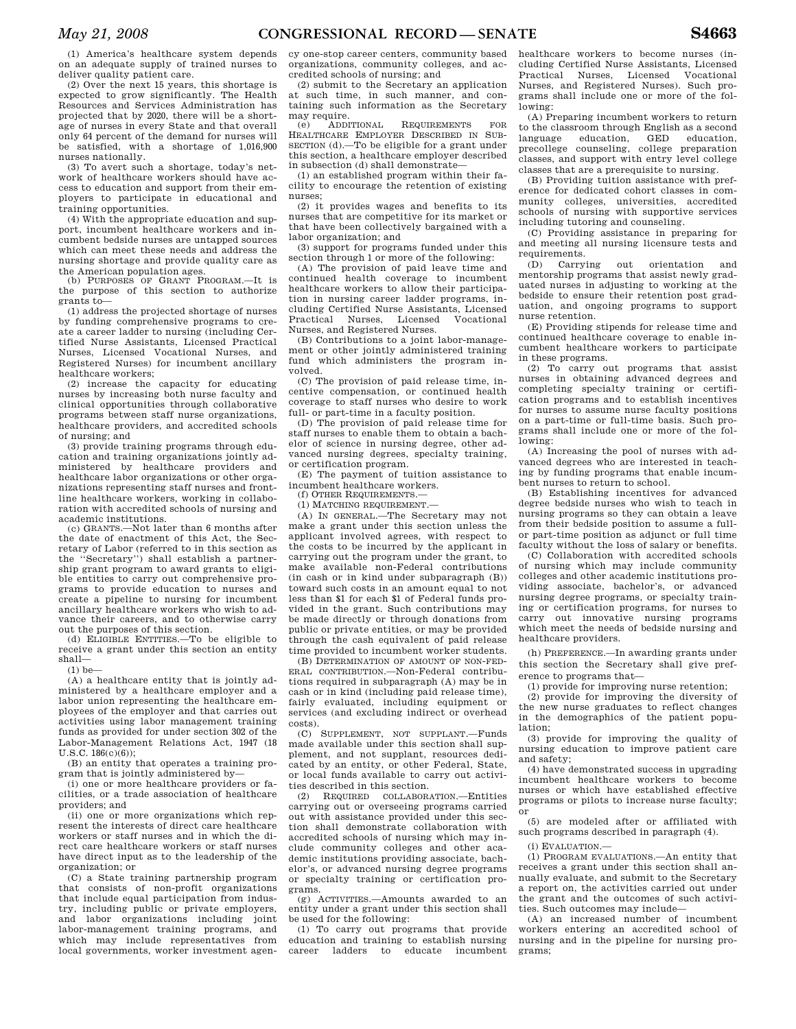(1) America's healthcare system depends on an adequate supply of trained nurses to deliver quality patient care.

(2) Over the next 15 years, this shortage is expected to grow significantly. The Health Resources and Services Administration has projected that by 2020, there will be a shortage of nurses in every State and that overall only 64 percent of the demand for nurses will be satisfied, with a shortage of 1,016,900 nurses nationally.

(3) To avert such a shortage, today's network of healthcare workers should have access to education and support from their employers to participate in educational and training opportunities.

(4) With the appropriate education and support, incumbent healthcare workers and incumbent bedside nurses are untapped sources which can meet these needs and address the nursing shortage and provide quality care as the American population ages.

(b) PURPOSES OF GRANT PROGRAM.—It is the purpose of this section to authorize grants to—

(1) address the projected shortage of nurses by funding comprehensive programs to create a career ladder to nursing (including Certified Nurse Assistants, Licensed Practical Nurses, Licensed Vocational Nurses, and Registered Nurses) for incumbent ancillary healthcare workers;

(2) increase the capacity for educating nurses by increasing both nurse faculty and clinical opportunities through collaborative programs between staff nurse organizations, healthcare providers, and accredited schools of nursing; and

(3) provide training programs through education and training organizations jointly administered by healthcare providers and healthcare labor organizations or other organizations representing staff nurses and frontline healthcare workers, working in collaboration with accredited schools of nursing and academic institutions.

(c) GRANTS.—Not later than 6 months after the date of enactment of this Act, the Secretary of Labor (referred to in this section as the "Secretary") shall establish a partnership grant program to award grants to eligible entities to carry out comprehensive programs to provide education to nurses and create a pipeline to nursing for incumbent ancillary healthcare workers who wish to advance their careers, and to otherwise carry out the purposes of this section.

(d) ELIGIBLE ENTITIES.—To be eligible to receive a grant under this section an entity shall—

(1) be—

(A) a healthcare entity that is jointly administered by a healthcare employer and a labor union representing the healthcare employees of the employer and that carries out activities using labor management training funds as provided for under section 302 of the Labor-Management Relations Act, 1947 (18 U.S.C. 186(c)(6));

(B) an entity that operates a training program that is jointly administered by—

(i) one or more healthcare providers or facilities, or a trade association of healthcare providers; and

(ii) one or more organizations which represent the interests of direct care healthcare workers or staff nurses and in which the direct care healthcare workers or staff nurses have direct input as to the leadership of the organization; or

(C) a State training partnership program that consists of non-profit organizations that include equal participation from industry, including public or private employers, and labor organizations including joint labor-management training programs, and which may include representatives from local governments, worker investment agency one-stop career centers, community based organizations, community colleges, and accredited schools of nursing; and

(2) submit to the Secretary an application at such time, in such manner, and containing such information as the Secretary may require.

(e) ADDITIONAL REQUIREMENTS FOR HEALTHCARE EMPLOYER DESCRIBED IN SUBSECTION (d).—To be eligible for a grant under this section, a healthcare employer described in subsection (d) shall demonstrate—

(1) an established program within their facility to encourage the retention of existing nurses;

(2) it provides wages and benefits to its nurses that are competitive for its market or that have been collectively bargained with a labor organization; and

(3) support for programs funded under this section through 1 or more of the following:

(A) The provision of paid leave time and continued health coverage to incumbent healthcare workers to allow their participation in nursing career ladder programs, including Certified Nurse Assistants, Licensed Practical Nurses, Licensed Vocational Nurses, and Registered Nurses.

(B) Contributions to a joint labor-management or other jointly administered training fund which administers the program involved.

(C) The provision of paid release time, incentive compensation, or continued health coverage to staff nurses who desire to work full- or part-time in a faculty position.

(D) The provision of paid release time for staff nurses to enable them to obtain a bachelor of science in nursing degree, other advanced nursing degrees, specialty training, or certification program.

(E) The payment of tuition assistance to incumbent healthcare workers.

(f) OTHER REQUIREMENTS.—

(1) MATCHING REQUIREMENT.—

(A) IN GENERAL.—The Secretary may not make a grant under this section unless the applicant involved agrees, with respect to the costs to be incurred by the applicant in carrying out the program under the grant, to make available non-Federal contributions (in cash or in kind under subparagraph (B)) toward such costs in an amount equal to not less than $1 for each $1 of Federal funds provided in the grant. Such contributions may be made directly or through donations from public or private entities, or may be provided through the cash equivalent of paid release time provided to incumbent worker students.

(B) DETERMINATION OF AMOUNT OF NON-FEDERAL CONTRIBUTION.—Non-Federal contributions required in subparagraph (A) may be in cash or in kind (including paid release time), fairly evaluated, including equipment or services (and excluding indirect or overhead costs).

(C) SUPPLEMENT, NOT SUPPLANT.—Funds made available under this section shall supplement, and not supplant, resources dedicated by an entity, or other Federal, State, or local funds available to carry out activities described in this section.

(2) REQUIRED COLLABORATION.—Entities carrying out or overseeing programs carried out with assistance provided under this section shall demonstrate collaboration with accredited schools of nursing which may include community colleges and other academic institutions providing associate, bachelor's, or advanced nursing degree programs or specialty training or certification programs.

(g) ACTIVITIES.—Amounts awarded to an entity under a grant under this section shall be used for the following:

(1) To carry out programs that provide education and training to establish nursing career ladders to educate incumbent healthcare workers to become nurses (including Certified Nurse Assistants, Licensed Practical Nurses, Licensed Vocational Nurses, and Registered Nurses). Such programs shall include one or more of the following:

(A) Preparing incumbent workers to return to the classroom through English as a second language education, GED education, precollege counseling, college preparation classes, and support with entry level college classes that are a prerequisite to nursing.

(B) Providing tuition assistance with preference for dedicated cohort classes in community colleges, universities, accredited schools of nursing with supportive services including tutoring and counseling.

(C) Providing assistance in preparing for and meeting all nursing licensure tests and requirements.

(D) Carrying out orientation and mentorship programs that assist newly graduated nurses in adjusting to working at the bedside to ensure their retention post graduation, and ongoing programs to support nurse retention.

(E) Providing stipends for release time and continued healthcare coverage to enable incumbent healthcare workers to participate in these programs.

(2) To carry out programs that assist nurses in obtaining advanced degrees and completing specialty training or certification programs and to establish incentives for nurses to assume nurse faculty positions on a part-time or full-time basis. Such programs shall include one or more of the following:

(A) Increasing the pool of nurses with advanced degrees who are interested in teaching by funding programs that enable incumbent nurses to return to school.

(B) Establishing incentives for advanced degree bedside nurses who wish to teach in nursing programs so they can obtain a leave from their bedside position to assume a full- or part-time position as adjunct or full time faculty without the loss of salary or benefits.

(C) Collaboration with accredited schools of nursing which may include community colleges and other academic institutions providing associate, bachelor's, or advanced nursing degree programs, or specialty training or certification programs, for nurses to carry out innovative nursing programs which meet the needs of bedside nursing and healthcare providers.

(h) PREFERENCE.—In awarding grants under this section the Secretary shall give preference to programs that—

(1) provide for improving nurse retention;

(2) provide for improving the diversity of the new nurse graduates to reflect changes in the demographics of the patient population;

(3) provide for improving the quality of nursing education to improve patient care and safety;

(4) have demonstrated success in upgrading incumbent healthcare workers to become nurses or which have established effective programs or pilots to increase nurse faculty; or

(5) are modeled after or affiliated with such programs described in paragraph (4).

(i) EVALUATION.—

(1) PROGRAM EVALUATIONS.—An entity that receives a grant under this section shall annually evaluate, and submit to the Secretary a report on, the activities carried out under the grant and the outcomes of such activities. Such outcomes may include—

(A) an increased number of incumbent workers entering an accredited school of nursing and in the pipeline for nursing programs;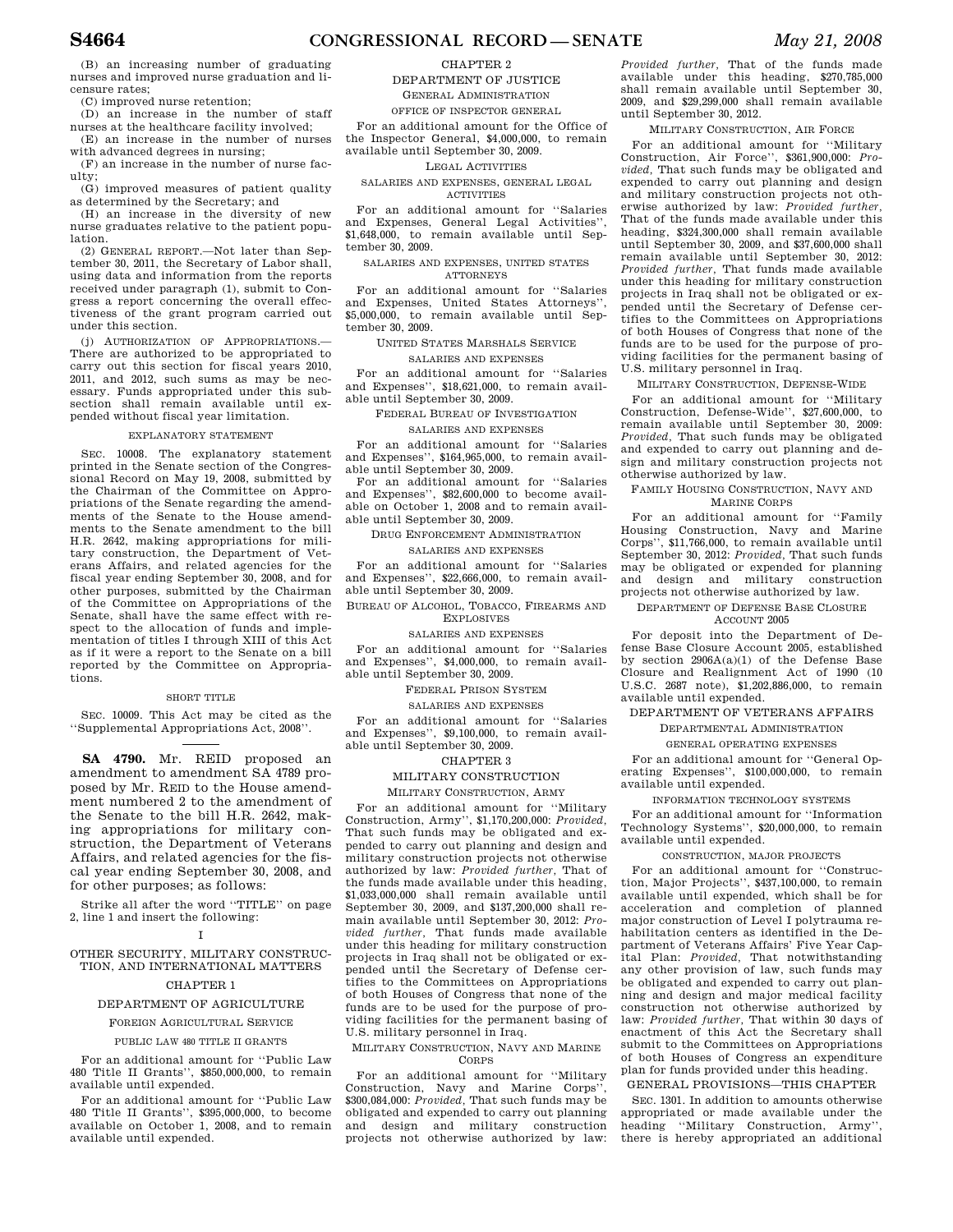(B) an increasing number of graduating nurses and improved nurse graduation and licensure rates;

(C) improved nurse retention;

(D) an increase in the number of staff nurses at the healthcare facility involved;

(E) an increase in the number of nurses with advanced degrees in nursing;

(F) an increase in the number of nurse faculty;

(G) improved measures of patient quality as determined by the Secretary; and

(H) an increase in the diversity of new nurse graduates relative to the patient population.

(2) GENERAL REPORT.—Not later than September 30, 2011, the Secretary of Labor shall, using data and information from the reports received under paragraph (1), submit to Congress a report concerning the overall effectiveness of the grant program carried out under this section.

(j) AUTHORIZATION OF APPROPRIATIONS.—There are authorized to be appropriated to carry out this section for fiscal years 2010, 2011, and 2012, such sums as may be necessary. Funds appropriated under this subsection shall remain available until expended without fiscal year limitation.

EXPLANATORY STATEMENT

SEC. 10008. The explanatory statement printed in the Senate section of the Congressional Record on May 19, 2008, submitted by the Chairman of the Committee on Appropriations of the Senate regarding the amendments of the Senate to the House amendments to the Senate amendment to the bill H.R. 2642, making appropriations for military construction, the Department of Veterans Affairs, and related agencies for the fiscal year ending September 30, 2008, and for other purposes, submitted by the Chairman of the Committee on Appropriations of the Senate, shall have the same effect with respect to the allocation of funds and implementation of titles I through XIII of this Act as if it were a report to the Senate on a bill reported by the Committee on Appropriations.

SHORT TITLE

SEC. 10009. This Act may be cited as the ''Supplemental Appropriations Act, 2008''.

---

**SA 4790.** Mr. REID proposed an amendment to amendment SA 4789 proposed by Mr. REID to the House amendment numbered 2 to the amendment of the Senate to the bill H.R. 2642, making appropriations for military construction, the Department of Veterans Affairs, and related agencies for the fiscal year ending September 30, 2008, and for other purposes; as follows:

Strike all after the word ''TITLE'' on page 2, line 1 and insert the following:

I

OTHER SECURITY, MILITARY CONSTRUCTION, AND INTERNATIONAL MATTERS

CHAPTER 1

DEPARTMENT OF AGRICULTURE

FOREIGN AGRICULTURAL SERVICE

PUBLIC LAW 480 TITLE II GRANTS

For an additional amount for ''Public Law 480 Title II Grants'', $850,000,000, to remain available until expended.

For an additional amount for ''Public Law 480 Title II Grants'', $395,000,000, to become available on October 1, 2008, and to remain available until expended.

CHAPTER 2

DEPARTMENT OF JUSTICE

GENERAL ADMINISTRATION

OFFICE OF INSPECTOR GENERAL

For an additional amount for the Office of the Inspector General, $4,000,000, to remain available until September 30, 2009.

LEGAL ACTIVITIES

SALARIES AND EXPENSES, GENERAL LEGAL ACTIVITIES

For an additional amount for ''Salaries and Expenses, General Legal Activities'', $1,648,000, to remain available until September 30, 2009.

SALARIES AND EXPENSES, UNITED STATES ATTORNEYS

For an additional amount for ''Salaries and Expenses, United States Attorneys'', $5,000,000, to remain available until September 30, 2009.

UNITED STATES MARSHALS SERVICE

SALARIES AND EXPENSES

For an additional amount for ''Salaries and Expenses'', $18,621,000, to remain available until September 30, 2009.

FEDERAL BUREAU OF INVESTIGATION

SALARIES AND EXPENSES

For an additional amount for ''Salaries and Expenses'', $164,965,000, to remain available until September 30, 2009.

For an additional amount for ''Salaries and Expenses'', $82,600,000 to become available on October 1, 2008 and to remain available until September 30, 2009.

DRUG ENFORCEMENT ADMINISTRATION

SALARIES AND EXPENSES

For an additional amount for ''Salaries and Expenses'', $22,666,000, to remain available until September 30, 2009.

BUREAU OF ALCOHOL, TOBACCO, FIREARMS AND EXPLOSIVES

SALARIES AND EXPENSES

For an additional amount for ''Salaries and Expenses'', $4,000,000, to remain available until September 30, 2009.

FEDERAL PRISON SYSTEM

SALARIES AND EXPENSES

For an additional amount for ''Salaries and Expenses'', $9,100,000, to remain available until September 30, 2009.

CHAPTER 3

MILITARY CONSTRUCTION

MILITARY CONSTRUCTION, ARMY

For an additional amount for ''Military Construction, Army'', $1,170,200,000: *Provided*, That such funds may be obligated and expended to carry out planning and design and military construction projects not otherwise authorized by law: *Provided further*, That of the funds made available under this heading, $1,033,000,000 shall remain available until September 30, 2009, and $137,200,000 shall remain available until September 30, 2012: *Provided further*, That funds made available under this heading for military construction projects in Iraq shall not be obligated or expended until the Secretary of Defense certifies to the Committees on Appropriations of both Houses of Congress that none of the funds are to be used for the purpose of providing facilities for the permanent basing of U.S. military personnel in Iraq.

MILITARY CONSTRUCTION, NAVY AND MARINE CORPS

For an additional amount for ''Military Construction, Navy and Marine Corps'', $300,084,000: *Provided*, That such funds may be obligated and expended to carry out planning and design and military construction projects not otherwise authorized by law: *Provided further*, That of the funds made available under this heading, $270,785,000 shall remain available until September 30, 2009, and $29,299,000 shall remain available until September 30, 2012.

MILITARY CONSTRUCTION, AIR FORCE

For an additional amount for ''Military Construction, Air Force'', $361,900,000: *Provided*, That such funds may be obligated and expended to carry out planning and design and military construction projects not otherwise authorized by law: *Provided further*, That of the funds made available under this heading, $324,300,000 shall remain available until September 30, 2009, and $37,600,000 shall remain available until September 30, 2012: *Provided further*, That funds made available under this heading for military construction projects in Iraq shall not be obligated or expended until the Secretary of Defense certifies to the Committees on Appropriations of both Houses of Congress that none of the funds are to be used for the purpose of providing facilities for the permanent basing of U.S. military personnel in Iraq.

MILITARY CONSTRUCTION, DEFENSE-WIDE

For an additional amount for ''Military Construction, Defense-Wide'', $27,600,000, to remain available until September 30, 2009: *Provided*, That such funds may be obligated and expended to carry out planning and design and military construction projects not otherwise authorized by law.

FAMILY HOUSING CONSTRUCTION, NAVY AND MARINE CORPS

For an additional amount for ''Family Housing Construction, Navy and Marine Corps'', $11,766,000, to remain available until September 30, 2012: *Provided*, That such funds may be obligated or expended for planning and design and military construction projects not otherwise authorized by law.

DEPARTMENT OF DEFENSE BASE CLOSURE ACCOUNT 2005

For deposit into the Department of Defense Base Closure Account 2005, established by section 2906A(a)(1) of the Defense Base Closure and Realignment Act of 1990 (10 U.S.C. 2687 note), $1,202,886,000, to remain available until expended.

DEPARTMENT OF VETERANS AFFAIRS

DEPARTMENTAL ADMINISTRATION

GENERAL OPERATING EXPENSES

For an additional amount for ''General Operating Expenses'', $100,000,000, to remain available until expended.

INFORMATION TECHNOLOGY SYSTEMS

For an additional amount for ''Information Technology Systems'', $20,000,000, to remain available until expended.

CONSTRUCTION, MAJOR PROJECTS

For an additional amount for ''Construction, Major Projects'', $437,100,000, to remain available until expended, which shall be for acceleration and completion of planned major construction of Level I polytrauma rehabilitation centers as identified in the Department of Veterans Affairs' Five Year Capital Plan: *Provided*, That notwithstanding any other provision of law, such funds may be obligated and expended to carry out planning and design and major medical facility construction not otherwise authorized by law: *Provided further*, That within 30 days of enactment of this Act the Secretary shall submit to the Committees on Appropriations of both Houses of Congress an expenditure plan for funds provided under this heading.

GENERAL PROVISIONS—THIS CHAPTER

SEC. 1301. In addition to amounts otherwise appropriated or made available under the heading ''Military Construction, Army'', there is hereby appropriated an additional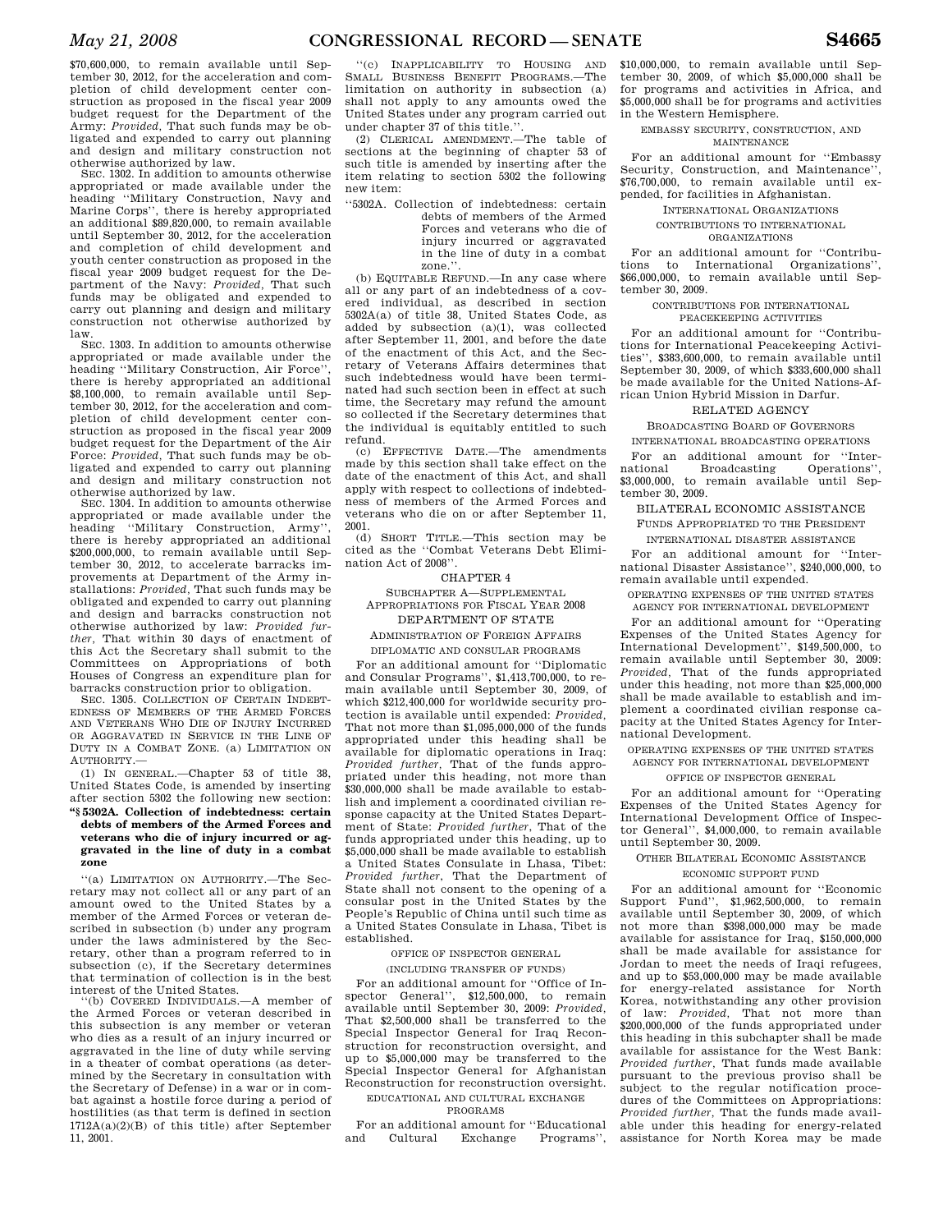$70,600,000, to remain available until September 30, 2012, for the acceleration and completion of child development center construction as proposed in the fiscal year 2009 budget request for the Department of the Army: *Provided*, That such funds may be obligated and expended to carry out planning and design and military construction not otherwise authorized by law.

SEC. 1302. In addition to amounts otherwise appropriated or made available under the heading ''Military Construction, Navy and Marine Corps'', there is hereby appropriated an additional $89,820,000, to remain available until September 30, 2012, for the acceleration and completion of child development and youth center construction as proposed in the fiscal year 2009 budget request for the Department of the Navy: *Provided*, That such funds may be obligated and expended to carry out planning and design and military construction not otherwise authorized by law.

SEC. 1303. In addition to amounts otherwise appropriated or made available under the heading ''Military Construction, Air Force'', there is hereby appropriated an additional $8,100,000, to remain available until September 30, 2012, for the acceleration and completion of child development center construction as proposed in the fiscal year 2009 budget request for the Department of the Air Force: *Provided*, That such funds may be obligated and expended to carry out planning and design and military construction not otherwise authorized by law.

SEC. 1304. In addition to amounts otherwise appropriated or made available under the heading ''Military Construction, Army'', there is hereby appropriated an additional $200,000,000, to remain available until September 30, 2012, to accelerate barracks improvements at Department of the Army installations: *Provided*, That such funds may be obligated and expended to carry out planning and design and barracks construction not otherwise authorized by law: *Provided further*, That within 30 days of enactment of this Act the Secretary shall submit to the Committees on Appropriations of both Houses of Congress an expenditure plan for barracks construction prior to obligation.

SEC. 1305. COLLECTION OF CERTAIN INDEBTEDNESS OF MEMBERS OF THE ARMED FORCES AND VETERANS WHO DIE OF INJURY INCURRED OR AGGRAVATED IN SERVICE IN THE LINE OF DUTY IN A COMBAT ZONE. (a) LIMITATION ON AUTHORITY.—

(1) IN GENERAL.—Chapter 53 of title 38, United States Code, is amended by inserting after section 5302 the following new section:

**''§ 5302A. Collection of indebtedness: certain debts of members of the Armed Forces and veterans who die of injury incurred or aggravated in the line of duty in a combat zone**

''(a) LIMITATION ON AUTHORITY.—The Secretary may not collect all or any part of an amount owed to the United States by a member of the Armed Forces or veteran described in subsection (b) under any program under the laws administered by the Secretary, other than a program referred to in subsection (c), if the Secretary determines that termination of collection is in the best interest of the United States.

''(b) COVERED INDIVIDUALS.—A member of the Armed Forces or veteran described in this subsection is any member or veteran who dies as a result of an injury incurred or aggravated in the line of duty while serving in a theater of combat operations (as determined by the Secretary in consultation with the Secretary of Defense) in a war or in combat against a hostile force during a period of hostilities (as that term is defined in section 1712A(a)(2)(B) of this title) after September 11, 2001.

''(c) INAPPLICABILITY TO HOUSING AND SMALL BUSINESS BENEFIT PROGRAMS.—The limitation on authority in subsection (a) shall not apply to any amounts owed the United States under any program carried out under chapter 37 of this title.''.

(2) CLERICAL AMENDMENT.—The table of sections at the beginning of chapter 53 of such title is amended by inserting after the item relating to section 5302 the following new item:

''5302A. Collection of indebtedness: certain debts of members of the Armed Forces and veterans who die of injury incurred or aggravated in the line of duty in a combat zone.''.

(b) EQUITABLE REFUND.—In any case where all or any part of an indebtedness of a covered individual, as described in section 5302A(a) of title 38, United States Code, as added by subsection (a)(1), was collected after September 11, 2001, and before the date of the enactment of this Act, and the Secretary of Veterans Affairs determines that such indebtedness would have been terminated had such section been in effect at such time, the Secretary may refund the amount so collected if the Secretary determines that the individual is equitably entitled to such refund.

(c) EFFECTIVE DATE.—The amendments made by this section shall take effect on the date of the enactment of this Act, and shall apply with respect to collections of indebtedness of members of the Armed Forces and veterans who die on or after September 11, 2001.

(d) SHORT TITLE.—This section may be cited as the ''Combat Veterans Debt Elimination Act of 2008''.

CHAPTER 4

SUBCHAPTER A—SUPPLEMENTAL APPROPRIATIONS FOR FISCAL YEAR 2008

DEPARTMENT OF STATE

ADMINISTRATION OF FOREIGN AFFAIRS

DIPLOMATIC AND CONSULAR PROGRAMS

For an additional amount for ''Diplomatic and Consular Programs'', $1,413,700,000, to remain available until September 30, 2009, of which $212,400,000 for worldwide security protection is available until expended: *Provided*, That not more than $1,095,000,000 of the funds appropriated under this heading shall be available for diplomatic operations in Iraq: *Provided further*, That of the funds appropriated under this heading, not more than $30,000,000 shall be made available to establish and implement a coordinated civilian response capacity at the United States Department of State: *Provided further*, That of the funds appropriated under this heading, up to $5,000,000 shall be made available to establish a United States Consulate in Lhasa, Tibet: *Provided further*, That the Department of State shall not consent to the opening of a consular post in the United States by the People's Republic of China until such time as a United States Consulate in Lhasa, Tibet is established.

OFFICE OF INSPECTOR GENERAL

(INCLUDING TRANSFER OF FUNDS)

For an additional amount for ''Office of Inspector General'', $12,500,000, to remain available until September 30, 2009: *Provided*, That $2,500,000 shall be transferred to the Special Inspector General for Iraq Reconstruction for reconstruction oversight, and up to $5,000,000 may be transferred to the Special Inspector General for Afghanistan Reconstruction for reconstruction oversight.

EDUCATIONAL AND CULTURAL EXCHANGE PROGRAMS

For an additional amount for ''Educational and Cultural Exchange Programs'', $10,000,000, to remain available until September 30, 2009, of which $5,000,000 shall be for programs and activities in Africa, and $5,000,000 shall be for programs and activities in the Western Hemisphere.

EMBASSY SECURITY, CONSTRUCTION, AND MAINTENANCE

For an additional amount for ''Embassy Security, Construction, and Maintenance'', $76,700,000, to remain available until expended, for facilities in Afghanistan.

INTERNATIONAL ORGANIZATIONS

CONTRIBUTIONS TO INTERNATIONAL ORGANIZATIONS

For an additional amount for ''Contributions to International Organizations'', $66,000,000, to remain available until September 30, 2009.

CONTRIBUTIONS FOR INTERNATIONAL PEACEKEEPING ACTIVITIES

For an additional amount for ''Contributions for International Peacekeeping Activities'', $383,600,000, to remain available until September 30, 2009, of which $333,600,000 shall be made available for the United Nations-African Union Hybrid Mission in Darfur.

RELATED AGENCY

BROADCASTING BOARD OF GOVERNORS

INTERNATIONAL BROADCASTING OPERATIONS

For an additional amount for ''International Broadcasting Operations'', $3,000,000, to remain available until September 30, 2009.

BILATERAL ECONOMIC ASSISTANCE

FUNDS APPROPRIATED TO THE PRESIDENT

INTERNATIONAL DISASTER ASSISTANCE

For an additional amount for ''International Disaster Assistance'', $240,000,000, to remain available until expended.

OPERATING EXPENSES OF THE UNITED STATES AGENCY FOR INTERNATIONAL DEVELOPMENT

For an additional amount for ''Operating Expenses of the United States Agency for International Development'', $149,500,000, to remain available until September 30, 2009: *Provided*, That of the funds appropriated under this heading, not more than $25,000,000 shall be made available to establish and implement a coordinated civilian response capacity at the United States Agency for International Development.

OPERATING EXPENSES OF THE UNITED STATES AGENCY FOR INTERNATIONAL DEVELOPMENT

OFFICE OF INSPECTOR GENERAL

For an additional amount for ''Operating Expenses of the United States Agency for International Development Office of Inspector General'', $4,000,000, to remain available until September 30, 2009.

OTHER BILATERAL ECONOMIC ASSISTANCE

ECONOMIC SUPPORT FUND

For an additional amount for ''Economic Support Fund'', $1,962,500,000, to remain available until September 30, 2009, of which not more than $398,000,000 may be made available for assistance for Iraq, $150,000,000 shall be made available for assistance for Jordan to meet the needs of Iraqi refugees, and up to $53,000,000 may be made available for energy-related assistance for North Korea, notwithstanding any other provision of law: *Provided*, That not more than $200,000,000 of the funds appropriated under this heading in this subchapter shall be made available for assistance for the West Bank: *Provided further*, That funds made available pursuant to the previous proviso shall be subject to the regular notification procedures of the Committees on Appropriations: *Provided further*, That the funds made available under this heading for energy-related assistance for North Korea may be made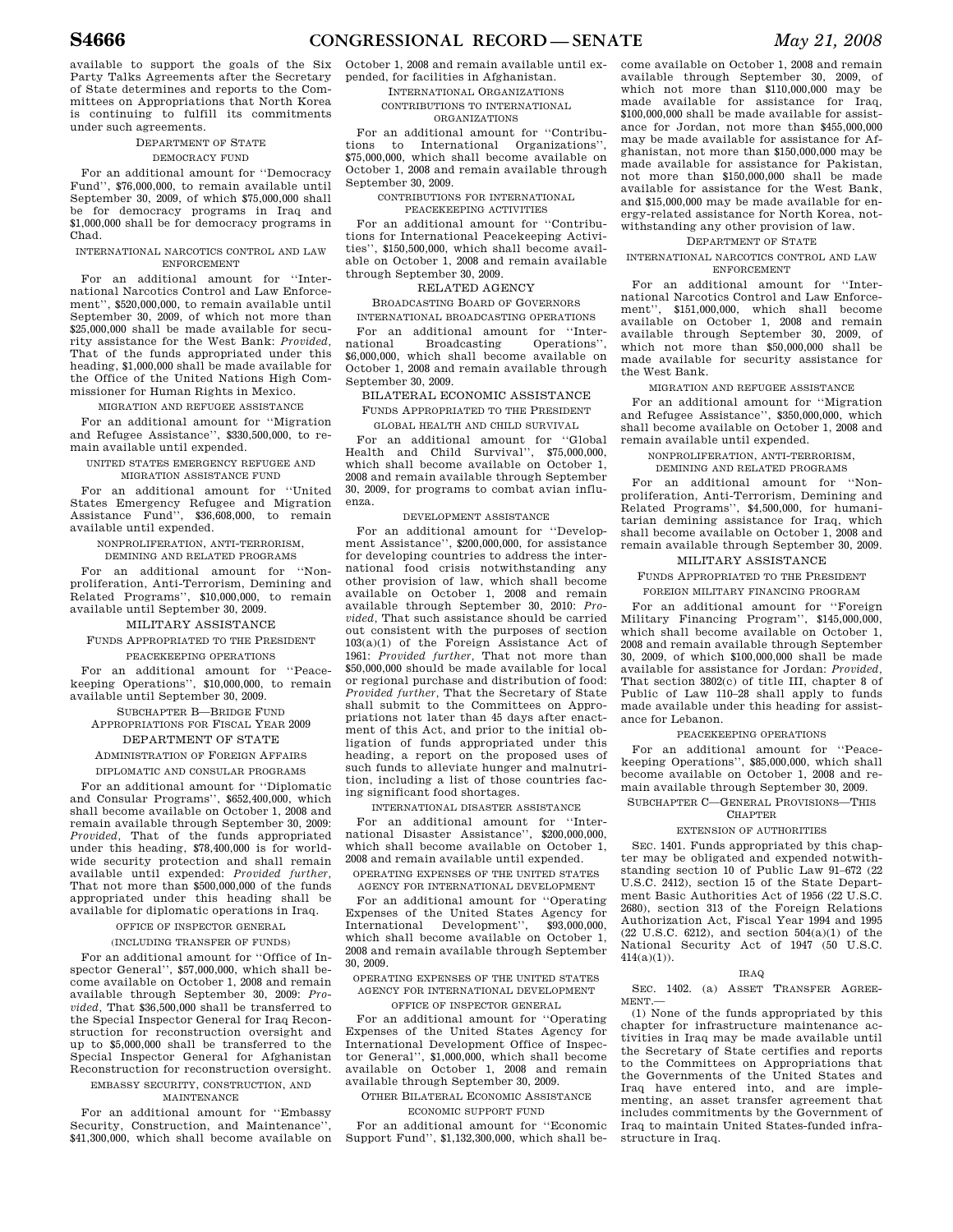available to support the goals of the Six Party Talks Agreements after the Secretary of State determines and reports to the Committees on Appropriations that North Korea is continuing to fulfill its commitments under such agreements.

DEPARTMENT OF STATE

DEMOCRACY FUND

For an additional amount for ''Democracy Fund'', $76,000,000, to remain available until September 30, 2009, of which $75,000,000 shall be for democracy programs in Iraq and $1,000,000 shall be for democracy programs in Chad.

INTERNATIONAL NARCOTICS CONTROL AND LAW ENFORCEMENT

For an additional amount for ''International Narcotics Control and Law Enforcement'', $520,000,000, to remain available until September 30, 2009, of which not more than $25,000,000 shall be made available for security assistance for the West Bank: *Provided*, That of the funds appropriated under this heading, $1,000,000 shall be made available for the Office of the United Nations High Commissioner for Human Rights in Mexico.

MIGRATION AND REFUGEE ASSISTANCE

For an additional amount for ''Migration and Refugee Assistance'', $330,500,000, to remain available until expended.

UNITED STATES EMERGENCY REFUGEE AND MIGRATION ASSISTANCE FUND

For an additional amount for ''United States Emergency Refugee and Migration Assistance Fund'', $36,608,000, to remain available until expended.

NONPROLIFERATION, ANTI-TERRORISM, DEMINING AND RELATED PROGRAMS

For an additional amount for ''Nonproliferation, Anti-Terrorism, Demining and Related Programs'', $10,000,000, to remain available until September 30, 2009.

MILITARY ASSISTANCE

FUNDS APPROPRIATED TO THE PRESIDENT

PEACEKEEPING OPERATIONS

For an additional amount for ''Peacekeeping Operations'', $10,000,000, to remain available until September 30, 2009.

SUBCHAPTER B—BRIDGE FUND APPROPRIATIONS FOR FISCAL YEAR 2009

DEPARTMENT OF STATE

ADMINISTRATION OF FOREIGN AFFAIRS

DIPLOMATIC AND CONSULAR PROGRAMS

For an additional amount for ''Diplomatic and Consular Programs'', $652,400,000, which shall become available on October 1, 2008 and remain available through September 30, 2009: *Provided*, That of the funds appropriated under this heading, $78,400,000 is for worldwide security protection and shall remain available until expended: *Provided further*, That not more than $500,000,000 of the funds appropriated under this heading shall be available for diplomatic operations in Iraq.

OFFICE OF INSPECTOR GENERAL

(INCLUDING TRANSFER OF FUNDS)

For an additional amount for ''Office of Inspector General'', $57,000,000, which shall become available on October 1, 2008 and remain available through September 30, 2009: *Provided*, That $36,500,000 shall be transferred to the Special Inspector General for Iraq Reconstruction for reconstruction oversight and up to $5,000,000 shall be transferred to the Special Inspector General for Afghanistan Reconstruction for reconstruction oversight.

EMBASSY SECURITY, CONSTRUCTION, AND MAINTENANCE

For an additional amount for ''Embassy Security, Construction, and Maintenance'', $41,300,000, which shall become available on October 1, 2008 and remain available until expended, for facilities in Afghanistan.

INTERNATIONAL ORGANIZATIONS

CONTRIBUTIONS TO INTERNATIONAL ORGANIZATIONS

For an additional amount for ''Contributions to International Organizations'', $75,000,000, which shall become available on October 1, 2008 and remain available through September 30, 2009.

CONTRIBUTIONS FOR INTERNATIONAL PEACEKEEPING ACTIVITIES

For an additional amount for ''Contributions for International Peacekeeping Activities'', $150,500,000, which shall become available on October 1, 2008 and remain available through September 30, 2009.

RELATED AGENCY

BROADCASTING BOARD OF GOVERNORS

INTERNATIONAL BROADCASTING OPERATIONS

For an additional amount for ''International Broadcasting Operations'', $6,000,000, which shall become available on October 1, 2008 and remain available through September 30, 2009.

BILATERAL ECONOMIC ASSISTANCE

FUNDS APPROPRIATED TO THE PRESIDENT

GLOBAL HEALTH AND CHILD SURVIVAL

For an additional amount for ''Global Health and Child Survival'', $75,000,000, which shall become available on October 1, 2008 and remain available through September 30, 2009, for programs to combat avian influenza.

DEVELOPMENT ASSISTANCE

For an additional amount for ''Development Assistance'', $200,000,000, for assistance for developing countries to address the international food crisis notwithstanding any other provision of law, which shall become available on October 1, 2008 and remain available through September 30, 2010: *Provided*, That such assistance should be carried out consistent with the purposes of section 103(a)(1) of the Foreign Assistance Act of 1961: *Provided further*, That not more than $50,000,000 should be made available for local or regional purchase and distribution of food: *Provided further*, That the Secretary of State shall submit to the Committees on Appropriations not later than 45 days after enactment of this Act, and prior to the initial obligation of funds appropriated under this heading, a report on the proposed uses of such funds to alleviate hunger and malnutrition, including a list of those countries facing significant food shortages.

INTERNATIONAL DISASTER ASSISTANCE

For an additional amount for ''International Disaster Assistance'', $200,000,000, which shall become available on October 1, 2008 and remain available until expended.

OPERATING EXPENSES OF THE UNITED STATES AGENCY FOR INTERNATIONAL DEVELOPMENT

For an additional amount for ''Operating Expenses of the United States Agency for International Development'', $93,000,000, which shall become available on October 1, 2008 and remain available through September 30, 2009.

OPERATING EXPENSES OF THE UNITED STATES AGENCY FOR INTERNATIONAL DEVELOPMENT OFFICE OF INSPECTOR GENERAL

For an additional amount for ''Operating Expenses of the United States Agency for International Development Office of Inspector General'', $1,000,000, which shall become available on October 1, 2008 and remain available through September 30, 2009.

OTHER BILATERAL ECONOMIC ASSISTANCE

ECONOMIC SUPPORT FUND

For an additional amount for ''Economic Support Fund'', $1,132,300,000, which shall become available on October 1, 2008 and remain available through September 30, 2009, of which not more than $110,000,000 may be made available for assistance for Iraq, $100,000,000 shall be made available for assistance for Jordan, not more than $455,000,000 may be made available for assistance for Afghanistan, not more than $150,000,000 may be made available for assistance for Pakistan, not more than $150,000,000 shall be made available for assistance for the West Bank, and $15,000,000 may be made available for energy-related assistance for North Korea, notwithstanding any other provision of law.

DEPARTMENT OF STATE

INTERNATIONAL NARCOTICS CONTROL AND LAW ENFORCEMENT

For an additional amount for ''International Narcotics Control and Law Enforcement'', $151,000,000, which shall become available on October 1, 2008 and remain available through September 30, 2009, of which not more than $50,000,000 shall be made available for security assistance for the West Bank.

MIGRATION AND REFUGEE ASSISTANCE

For an additional amount for ''Migration and Refugee Assistance'', $350,000,000, which shall become available on October 1, 2008 and remain available until expended.

NONPROLIFERATION, ANTI-TERRORISM, DEMINING AND RELATED PROGRAMS

For an additional amount for ''Nonproliferation, Anti-Terrorism, Demining and Related Programs'', $4,500,000, for humanitarian demining assistance for Iraq, which shall become available on October 1, 2008 and remain available through September 30, 2009.

MILITARY ASSISTANCE

FUNDS APPROPRIATED TO THE PRESIDENT

FOREIGN MILITARY FINANCING PROGRAM

For an additional amount for ''Foreign Military Financing Program'', $145,000,000, which shall become available on October 1, 2008 and remain available through September 30, 2009, of which $100,000,000 shall be made available for assistance for Jordan: *Provided*, That section 3802(c) of title III, chapter 8 of Public of Law 110–28 shall apply to funds made available under this heading for assistance for Lebanon.

PEACEKEEPING OPERATIONS

For an additional amount for ''Peacekeeping Operations'', $85,000,000, which shall become available on October 1, 2008 and remain available through September 30, 2009.

SUBCHAPTER C—GENERAL PROVISIONS—THIS CHAPTER

EXTENSION OF AUTHORITIES

SEC. 1401. Funds appropriated by this chapter may be obligated and expended notwithstanding section 10 of Public Law 91–672 (22 U.S.C. 2412), section 15 of the State Department Basic Authorities Act of 1956 (22 U.S.C. 2680), section 313 of the Foreign Relations Authorization Act, Fiscal Year 1994 and 1995 (22 U.S.C. 6212), and section 504(a)(1) of the National Security Act of 1947 (50 U.S.C. 414(a)(1)).

IRAQ

SEC. 1402. (a) ASSET TRANSFER AGREEMENT.—

(1) None of the funds appropriated by this chapter for infrastructure maintenance activities in Iraq may be made available until the Secretary of State certifies and reports to the Committees on Appropriations that the Governments of the United States and Iraq have entered into, and are implementing, an asset transfer agreement that includes commitments by the Government of Iraq to maintain United States-funded infrastructure in Iraq.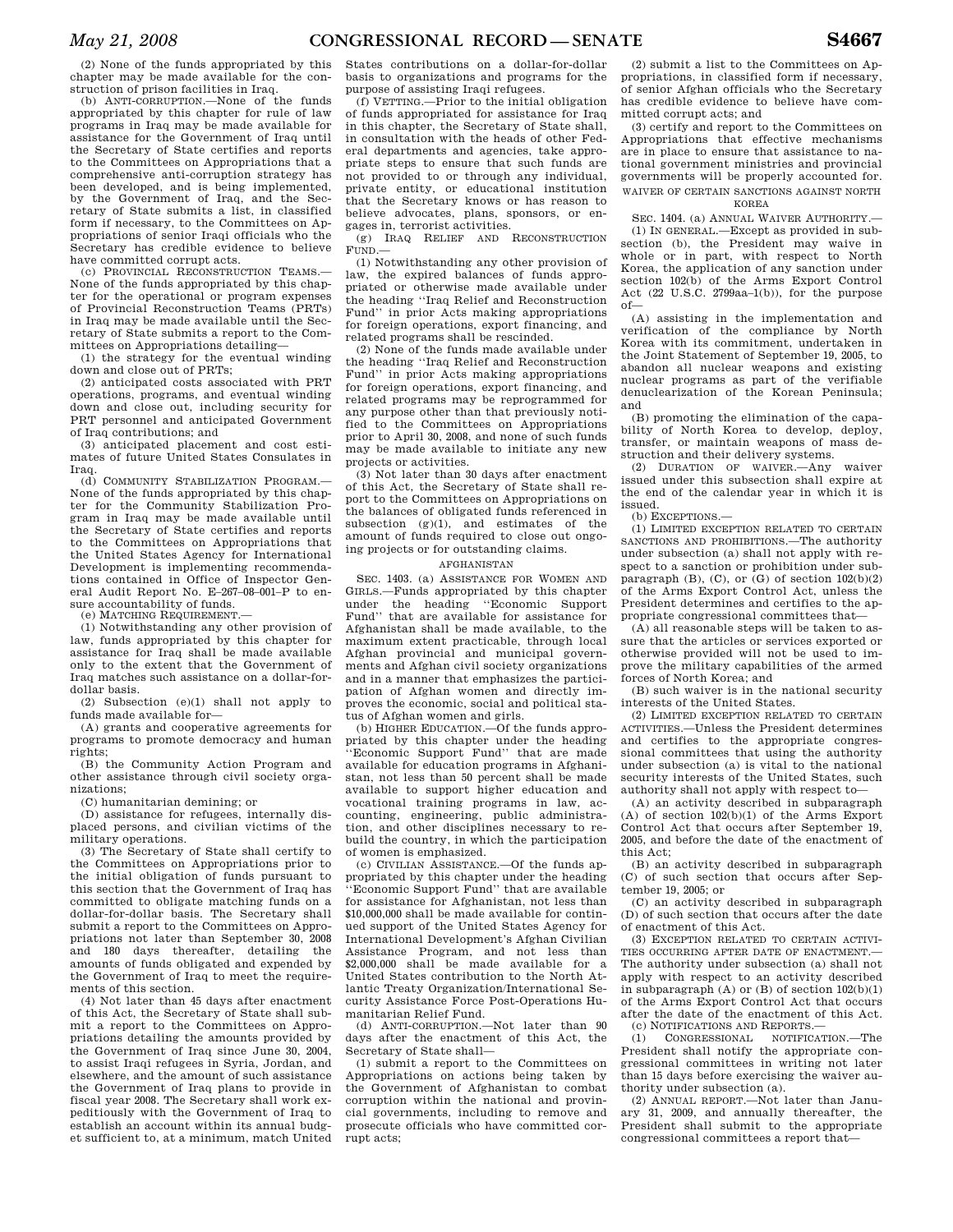(2) None of the funds appropriated by this chapter may be made available for the construction of prison facilities in Iraq.

(b) ANTI-CORRUPTION.—None of the funds appropriated by this chapter for rule of law programs in Iraq may be made available for assistance for the Government of Iraq until the Secretary of State certifies and reports to the Committees on Appropriations that a comprehensive anti-corruption strategy has been developed, and is being implemented, by the Government of Iraq, and the Secretary of State submits a list, in classified form if necessary, to the Committees on Appropriations of senior Iraqi officials who the Secretary has credible evidence to believe have committed corrupt acts.

(c) PROVINCIAL RECONSTRUCTION TEAMS.—None of the funds appropriated by this chapter for the operational or program expenses of Provincial Reconstruction Teams (PRTs) in Iraq may be made available until the Secretary of State submits a report to the Committees on Appropriations detailing—

(1) the strategy for the eventual winding down and close out of PRTs;

(2) anticipated costs associated with PRT operations, programs, and eventual winding down and close out, including security for PRT personnel and anticipated Government of Iraq contributions; and

(3) anticipated placement and cost estimates of future United States Consulates in Iraq.

(d) COMMUNITY STABILIZATION PROGRAM.—None of the funds appropriated by this chapter for the Community Stabilization Program in Iraq may be made available until the Secretary of State certifies and reports to the Committees on Appropriations that the United States Agency for International Development is implementing recommendations contained in Office of Inspector General Audit Report No. E–267–08–001–P to ensure accountability of funds.

(e) MATCHING REQUIREMENT.—

(1) Notwithstanding any other provision of law, funds appropriated by this chapter for assistance for Iraq shall be made available only to the extent that the Government of Iraq matches such assistance on a dollar-for-dollar basis.

(2) Subsection (e)(1) shall not apply to funds made available for—

(A) grants and cooperative agreements for programs to promote democracy and human rights;

(B) the Community Action Program and other assistance through civil society organizations;

(C) humanitarian demining; or

(D) assistance for refugees, internally displaced persons, and civilian victims of the military operations.

(3) The Secretary of State shall certify to the Committees on Appropriations prior to the initial obligation of funds pursuant to this section that the Government of Iraq has committed to obligate matching funds on a dollar-for-dollar basis. The Secretary shall submit a report to the Committees on Appropriations not later than September 30, 2008 and 180 days thereafter, detailing the amounts of funds obligated and expended by the Government of Iraq to meet the requirements of this section.

(4) Not later than 45 days after enactment of this Act, the Secretary of State shall submit a report to the Committees on Appropriations detailing the amounts provided by the Government of Iraq since June 30, 2004, to assist Iraqi refugees in Syria, Jordan, and elsewhere, and the amount of such assistance the Government of Iraq plans to provide in fiscal year 2008. The Secretary shall work expeditiously with the Government of Iraq to establish an account within its annual budget sufficient to, at a minimum, match United States contributions on a dollar-for-dollar basis to organizations and programs for the purpose of assisting Iraqi refugees.

(f) VETTING.—Prior to the initial obligation of funds appropriated for assistance for Iraq in this chapter, the Secretary of State shall, in consultation with the heads of other Federal departments and agencies, take appropriate steps to ensure that such funds are not provided to or through any individual, private entity, or educational institution that the Secretary knows or has reason to believe advocates, plans, sponsors, or engages in, terrorist activities.

(g) IRAQ RELIEF AND RECONSTRUCTION FUND.—

(1) Notwithstanding any other provision of law, the expired balances of funds appropriated or otherwise made available under the heading "Iraq Relief and Reconstruction Fund" in prior Acts making appropriations for foreign operations, export financing, and related programs shall be rescinded.

(2) None of the funds made available under the heading "Iraq Relief and Reconstruction Fund" in prior Acts making appropriations for foreign operations, export financing, and related programs may be reprogrammed for any purpose other than that previously notified to the Committees on Appropriations prior to April 30, 2008, and none of such funds may be made available to initiate any new projects or activities.

(3) Not later than 30 days after enactment of this Act, the Secretary of State shall report to the Committees on Appropriations on the balances of obligated funds referenced in subsection (g)(1), and estimates of the amount of funds required to close out ongoing projects or for outstanding claims.

AFGHANISTAN

SEC. 1403. (a) ASSISTANCE FOR WOMEN AND GIRLS.—Funds appropriated by this chapter under the heading "Economic Support Fund" that are available for assistance for Afghanistan shall be made available, to the maximum extent practicable, through local Afghan provincial and municipal governments and Afghan civil society organizations and in a manner that emphasizes the participation of Afghan women and directly improves the economic, social and political status of Afghan women and girls.

(b) HIGHER EDUCATION.—Of the funds appropriated by this chapter under the heading "Economic Support Fund" that are made available for education programs in Afghanistan, not less than 50 percent shall be made available to support higher education and vocational training programs in law, accounting, engineering, public administration, and other disciplines necessary to rebuild the country, in which the participation of women is emphasized.

(c) CIVILIAN ASSISTANCE.—Of the funds appropriated by this chapter under the heading "Economic Support Fund" that are available for assistance for Afghanistan, not less than $10,000,000 shall be made available for continued support of the United States Agency for International Development's Afghan Civilian Assistance Program, and not less than $2,000,000 shall be made available for a United States contribution to the North Atlantic Treaty Organization/International Security Assistance Force Post-Operations Humanitarian Relief Fund.

(d) ANTI-CORRUPTION.—Not later than 90 days after the enactment of this Act, the Secretary of State shall—

(1) submit a report to the Committees on Appropriations on actions being taken by the Government of Afghanistan to combat corruption within the national and provincial governments, including to remove and prosecute officials who have committed corrupt acts;

(2) submit a list to the Committees on Appropriations, in classified form if necessary, of senior Afghan officials who the Secretary has credible evidence to believe have committed corrupt acts; and

(3) certify and report to the Committees on Appropriations that effective mechanisms are in place to ensure that assistance to national government ministries and provincial governments will be properly accounted for.

WAIVER OF CERTAIN SANCTIONS AGAINST NORTH KOREA

SEC. 1404. (a) ANNUAL WAIVER AUTHORITY.—

(1) IN GENERAL.—Except as provided in subsection (b), the President may waive in whole or in part, with respect to North Korea, the application of any sanction under section 102(b) of the Arms Export Control Act (22 U.S.C. 2799aa–1(b)), for the purpose of—

(A) assisting in the implementation and verification of the compliance by North Korea with its commitment, undertaken in the Joint Statement of September 19, 2005, to abandon all nuclear weapons and existing nuclear programs as part of the verifiable denuclearization of the Korean Peninsula; and

(B) promoting the elimination of the capability of North Korea to develop, deploy, transfer, or maintain weapons of mass destruction and their delivery systems.

(2) DURATION OF WAIVER.—Any waiver issued under this subsection shall expire at the end of the calendar year in which it is issued.

(b) EXCEPTIONS.—

(1) LIMITED EXCEPTION RELATED TO CERTAIN SANCTIONS AND PROHIBITIONS.—The authority under subsection (a) shall not apply with respect to a sanction or prohibition under subparagraph (B), (C), or (G) of section 102(b)(2) of the Arms Export Control Act, unless the President determines and certifies to the appropriate congressional committees that—

(A) all reasonable steps will be taken to assure that the articles or services exported or otherwise provided will not be used to improve the military capabilities of the armed forces of North Korea; and

(B) such waiver is in the national security interests of the United States.

(2) LIMITED EXCEPTION RELATED TO CERTAIN ACTIVITIES.—Unless the President determines and certifies to the appropriate congressional committees that using the authority under subsection (a) is vital to the national security interests of the United States, such authority shall not apply with respect to—

(A) an activity described in subparagraph (A) of section 102(b)(1) of the Arms Export Control Act that occurs after September 19, 2005, and before the date of the enactment of this Act;

(B) an activity described in subparagraph (C) of such section that occurs after September 19, 2005; or

(C) an activity described in subparagraph (D) of such section that occurs after the date of enactment of this Act.

(3) EXCEPTION RELATED TO CERTAIN ACTIVITIES OCCURRING AFTER DATE OF ENACTMENT.—The authority under subsection (a) shall not apply with respect to an activity described in subparagraph (A) or (B) of section 102(b)(1) of the Arms Export Control Act that occurs after the date of the enactment of this Act.

(c) NOTIFICATIONS AND REPORTS.—

(1) CONGRESSIONAL NOTIFICATION.—The President shall notify the appropriate congressional committees in writing not later than 15 days before exercising the waiver authority under subsection (a).

(2) ANNUAL REPORT.—Not later than January 31, 2009, and annually thereafter, the President shall submit to the appropriate congressional committees a report that—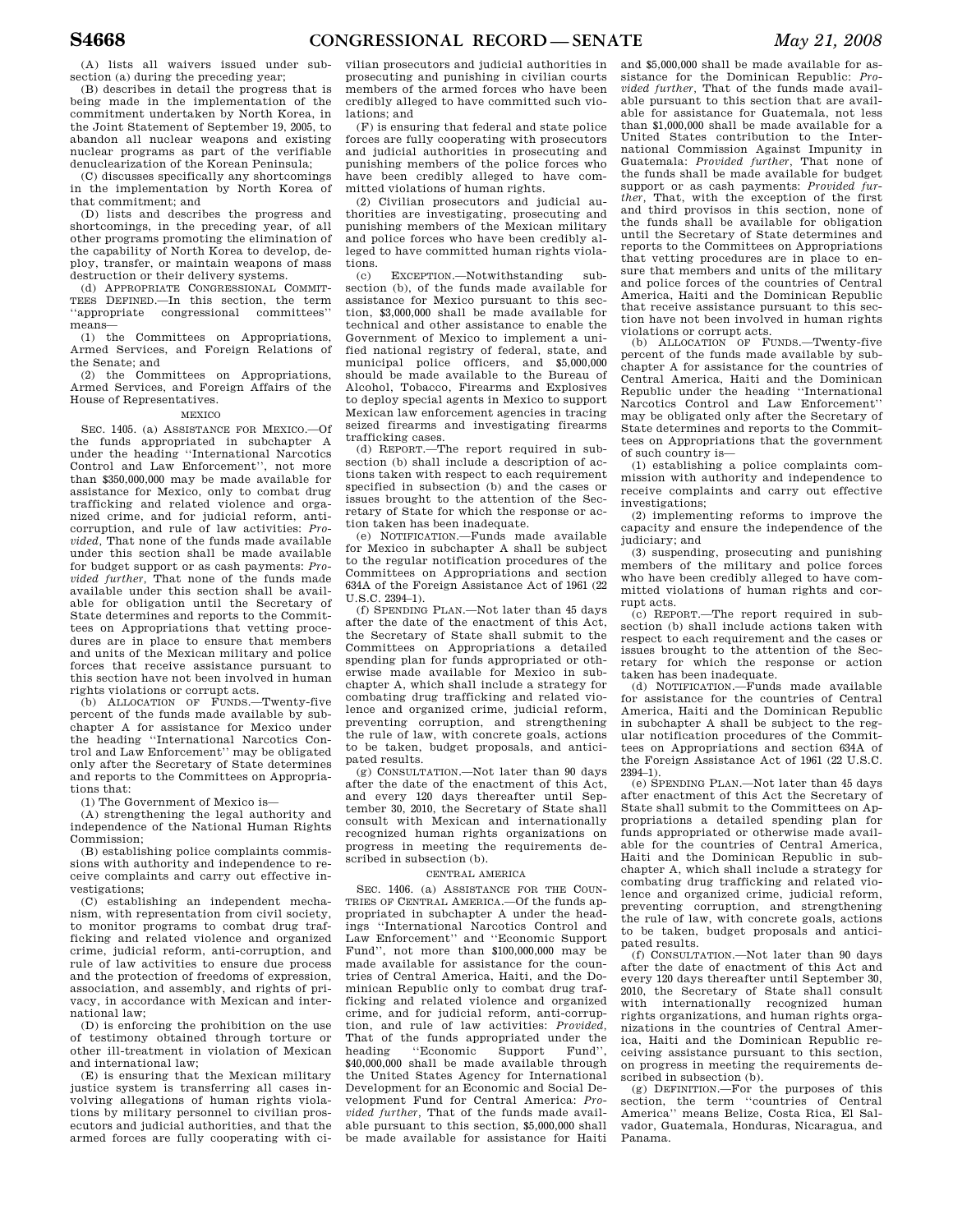(A) lists all waivers issued under subsection (a) during the preceding year;

(B) describes in detail the progress that is being made in the implementation of the commitment undertaken by North Korea, in the Joint Statement of September 19, 2005, to abandon all nuclear weapons and existing nuclear programs as part of the verifiable denuclearization of the Korean Peninsula;

(C) discusses specifically any shortcomings in the implementation by North Korea of that commitment; and

(D) lists and describes the progress and shortcomings, in the preceding year, of all other programs promoting the elimination of the capability of North Korea to develop, deploy, transfer, or maintain weapons of mass destruction or their delivery systems.

(d) APPROPRIATE CONGRESSIONAL COMMITTEES DEFINED.—In this section, the term ''appropriate congressional committees'' means—

(1) the Committees on Appropriations, Armed Services, and Foreign Relations of the Senate; and

(2) the Committees on Appropriations, Armed Services, and Foreign Affairs of the House of Representatives.

MEXICO

SEC. 1405. (a) ASSISTANCE FOR MEXICO.—Of the funds appropriated in subchapter A under the heading ''International Narcotics Control and Law Enforcement'', not more than $350,000,000 may be made available for assistance for Mexico, only to combat drug trafficking and related violence and organized crime, and for judicial reform, anti-corruption, and rule of law activities: *Provided*, That none of the funds made available under this section shall be made available for budget support or as cash payments: *Provided further*, That none of the funds made available under this section shall be available for obligation until the Secretary of State determines and reports to the Committees on Appropriations that vetting procedures are in place to ensure that members and units of the Mexican military and police forces that receive assistance pursuant to this section have not been involved in human rights violations or corrupt acts.

(b) ALLOCATION OF FUNDS.—Twenty-five percent of the funds made available by subchapter A for assistance for Mexico under the heading ''International Narcotics Control and Law Enforcement'' may be obligated only after the Secretary of State determines and reports to the Committees on Appropriations that:

(1) The Government of Mexico is—

(A) strengthening the legal authority and independence of the National Human Rights Commission;

(B) establishing police complaints commissions with authority and independence to receive complaints and carry out effective investigations;

(C) establishing an independent mechanism, with representation from civil society, to monitor programs to combat drug trafficking and related violence and organized crime, judicial reform, anti-corruption, and rule of law activities to ensure due process and the protection of freedoms of expression, association, and assembly, and rights of privacy, in accordance with Mexican and international law;

(D) is enforcing the prohibition on the use of testimony obtained through torture or other ill-treatment in violation of Mexican and international law;

(E) is ensuring that the Mexican military justice system is transferring all cases involving allegations of human rights violations by military personnel to civilian prosecutors and judicial authorities, and that the armed forces are fully cooperating with civilian prosecutors and judicial authorities in prosecuting and punishing in civilian courts members of the armed forces who have been credibly alleged to have committed such violations; and

(F) is ensuring that federal and state police forces are fully cooperating with prosecutors and judicial authorities in prosecuting and punishing members of the police forces who have been credibly alleged to have committed violations of human rights.

(2) Civilian prosecutors and judicial authorities are investigating, prosecuting and punishing members of the Mexican military and police forces who have been credibly alleged to have committed human rights violations.

(c) EXCEPTION.—Notwithstanding subsection (b), of the funds made available for assistance for Mexico pursuant to this section, $3,000,000 shall be made available for technical and other assistance to enable the Government of Mexico to implement a unified national registry of federal, state, and municipal police officers, and $5,000,000 should be made available to the Bureau of Alcohol, Tobacco, Firearms and Explosives to deploy special agents in Mexico to support Mexican law enforcement agencies in tracing seized firearms and investigating firearms trafficking cases.

(d) REPORT.—The report required in subsection (b) shall include a description of actions taken with respect to each requirement specified in subsection (b) and the cases or issues brought to the attention of the Secretary of State for which the response or action taken has been inadequate.

(e) NOTIFICATION.—Funds made available for Mexico in subchapter A shall be subject to the regular notification procedures of the Committees on Appropriations and section 634A of the Foreign Assistance Act of 1961 (22 U.S.C. 2394–1).

(f) SPENDING PLAN.—Not later than 45 days after the date of the enactment of this Act, the Secretary of State shall submit to the Committees on Appropriations a detailed spending plan for funds appropriated or otherwise made available for Mexico in subchapter A, which shall include a strategy for combating drug trafficking and related violence and organized crime, judicial reform, preventing corruption, and strengthening the rule of law, with concrete goals, actions to be taken, budget proposals, and anticipated results.

(g) CONSULTATION.—Not later than 90 days after the date of the enactment of this Act, and every 120 days thereafter until September 30, 2010, the Secretary of State shall consult with Mexican and internationally recognized human rights organizations on progress in meeting the requirements described in subsection (b).

CENTRAL AMERICA

SEC. 1406. (a) ASSISTANCE FOR THE COUNTRIES OF CENTRAL AMERICA.—Of the funds appropriated in subchapter A under the headings ''International Narcotics Control and Law Enforcement'' and ''Economic Support Fund'', not more than $100,000,000 may be made available for assistance for the countries of Central America, Haiti, and the Dominican Republic only to combat drug trafficking and related violence and organized crime, and for judicial reform, anti-corruption, and rule of law activities: *Provided*, That of the funds appropriated under the heading ''Economic Support Fund'', $40,000,000 shall be made available through the United States Agency for International Development for an Economic and Social Development Fund for Central America: *Provided further*, That of the funds made available pursuant to this section, $5,000,000 shall be made available for assistance for Haiti and $5,000,000 shall be made available for assistance for the Dominican Republic: *Provided further*, That of the funds made available pursuant to this section that are available for assistance for Guatemala, not less than $1,000,000 shall be made available for a United States contribution to the International Commission Against Impunity in Guatemala: *Provided further*, That none of the funds shall be made available for budget support or as cash payments: *Provided further*, That, with the exception of the first and third provisos in this section, none of the funds shall be available for obligation until the Secretary of State determines and reports to the Committees on Appropriations that vetting procedures are in place to ensure that members and units of the military and police forces of the countries of Central America, Haiti and the Dominican Republic that receive assistance pursuant to this section have not been involved in human rights violations or corrupt acts.

(b) ALLOCATION OF FUNDS.—Twenty-five percent of the funds made available by subchapter A for assistance for the countries of Central America, Haiti and the Dominican Republic under the heading ''International Narcotics Control and Law Enforcement'' may be obligated only after the Secretary of State determines and reports to the Committees on Appropriations that the government of such country is—

(1) establishing a police complaints commission with authority and independence to receive complaints and carry out effective investigations;

(2) implementing reforms to improve the capacity and ensure the independence of the judiciary; and

(3) suspending, prosecuting and punishing members of the military and police forces who have been credibly alleged to have committed violations of human rights and corrupt acts.

(c) REPORT.—The report required in subsection (b) shall include actions taken with respect to each requirement and the cases or issues brought to the attention of the Secretary for which the response or action taken has been inadequate.

(d) NOTIFICATION.—Funds made available for assistance for the countries of Central America, Haiti and the Dominican Republic in subchapter A shall be subject to the regular notification procedures of the Committees on Appropriations and section 634A of the Foreign Assistance Act of 1961 (22 U.S.C. 2394–1).

(e) SPENDING PLAN.—Not later than 45 days after enactment of this Act the Secretary of State shall submit to the Committees on Appropriations a detailed spending plan for funds appropriated or otherwise made available for the countries of Central America, Haiti and the Dominican Republic in subchapter A, which shall include a strategy for combating drug trafficking and related violence and organized crime, judicial reform, preventing corruption, and strengthening the rule of law, with concrete goals, actions to be taken, budget proposals, and anticipated results.

(f) CONSULTATION.—Not later than 90 days after the date of enactment of this Act and every 120 days thereafter until September 30, 2010, the Secretary of State shall consult with internationally recognized human rights organizations, and human rights organizations in the countries of Central America, Haiti and the Dominican Republic receiving assistance pursuant to this section, on progress in meeting the requirements described in subsection (b).

(g) DEFINITION.—For the purposes of this section, the term ''countries of Central America'' means Belize, Costa Rica, El Salvador, Guatemala, Honduras, Nicaragua, and Panama.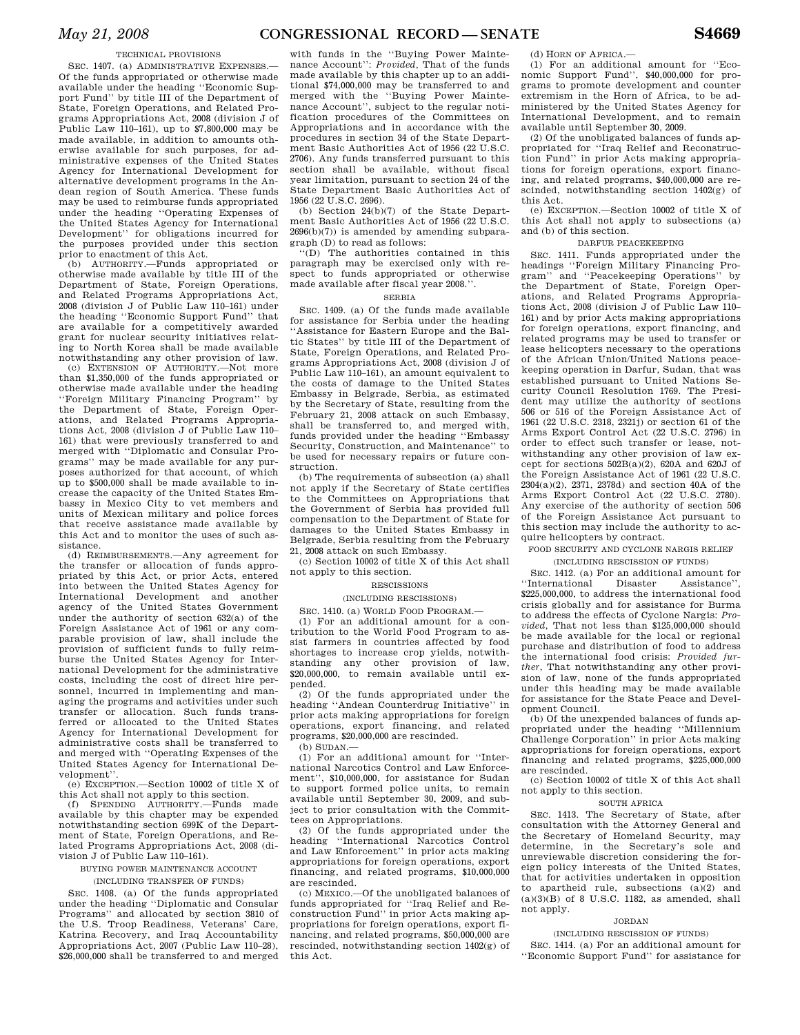TECHNICAL PROVISIONS

SEC. 1407. (a) ADMINISTRATIVE EXPENSES.—Of the funds appropriated or otherwise made available under the heading ''Economic Support Fund'' by title III of the Department of State, Foreign Operations, and Related Programs Appropriations Act, 2008 (division J of Public Law 110–161), up to $7,800,000 may be made available, in addition to amounts otherwise available for such purposes, for administrative expenses of the United States Agency for International Development for alternative development programs in the Andean region of South America. These funds may be used to reimburse funds appropriated under the heading ''Operating Expenses of the United States Agency for International Development'' for obligations incurred for the purposes provided under this section prior to enactment of this Act.

(b) AUTHORITY.—Funds appropriated or otherwise made available by title III of the Department of State, Foreign Operations, and Related Programs Appropriations Act, 2008 (division J of Public Law 110–161) under the heading ''Economic Support Fund'' that are available for a competitively awarded grant for nuclear security initiatives relating to North Korea shall be made available notwithstanding any other provision of law.

(c) EXTENSION OF AUTHORITY.—Not more than $1,350,000 of the funds appropriated or otherwise made available under the heading ''Foreign Military Financing Program'' by the Department of State, Foreign Operations, and Related Programs Appropriations Act, 2008 (division J of Public Law 110–161) that were previously transferred to and merged with ''Diplomatic and Consular Programs'' may be made available for any purposes authorized for that account, of which up to $500,000 shall be made available to increase the capacity of the United States Embassy in Mexico City to vet members and units of Mexican military and police forces that receive assistance made available by this Act and to monitor the uses of such assistance.

(d) REIMBURSEMENTS.—Any agreement for the transfer or allocation of funds appropriated by this Act, or prior Acts, entered into between the United States Agency for International Development and another agency of the United States Government under the authority of section 632(a) of the Foreign Assistance Act of 1961 or any comparable provision of law, shall include the provision of sufficient funds to fully reimburse the United States Agency for International Development for the administrative costs, including the cost of direct hire personnel, incurred in implementing and managing the programs and activities under such transfer or allocation. Such funds transferred or allocated to the United States Agency for International Development for administrative costs shall be transferred to and merged with ''Operating Expenses of the United States Agency for International Development''.

(e) EXCEPTION.—Section 10002 of title X of this Act shall not apply to this section.

(f) SPENDING AUTHORITY.—Funds made available by this chapter may be expended notwithstanding section 699K of the Department of State, Foreign Operations, and Related Programs Appropriations Act, 2008 (division J of Public Law 110–161).

BUYING POWER MAINTENANCE ACCOUNT

(INCLUDING TRANSFER OF FUNDS)

SEC. 1408. (a) Of the funds appropriated under the heading ''Diplomatic and Consular Programs'' and allocated by section 3810 of the U.S. Troop Readiness, Veterans' Care, Katrina Recovery, and Iraq Accountability Appropriations Act, 2007 (Public Law 110–28), $26,000,000 shall be transferred to and merged with funds in the ''Buying Power Maintenance Account'': *Provided*, That of the funds made available by this chapter up to an additional $74,000,000 may be transferred to and merged with the ''Buying Power Maintenance Account'', subject to the regular notification procedures of the Committees on Appropriations and in accordance with the procedures in section 34 of the State Department Basic Authorities Act of 1956 (22 U.S.C. 2706). Any funds transferred pursuant to this section shall be available, without fiscal year limitation, pursuant to section 24 of the State Department Basic Authorities Act of 1956 (22 U.S.C. 2696).

(b) Section 24(b)(7) of the State Department Basic Authorities Act of 1956 (22 U.S.C. 2696(b)(7)) is amended by amending subparagraph (D) to read as follows:

''(D) The authorities contained in this paragraph may be exercised only with respect to funds appropriated or otherwise made available after fiscal year 2008.''.

SERBIA

SEC. 1409. (a) Of the funds made available for assistance for Serbia under the heading ''Assistance for Eastern Europe and the Baltic States'' by title III of the Department of State, Foreign Operations, and Related Programs Appropriations Act, 2008 (division J of Public Law 110–161), an amount equivalent to the costs of damage to the United States Embassy in Belgrade, Serbia, as estimated by the Secretary of State, resulting from the February 21, 2008 attack on such Embassy, shall be transferred to, and merged with, funds provided under the heading ''Embassy Security, Construction, and Maintenance'' to be used for necessary repairs or future construction.

(b) The requirements of subsection (a) shall not apply if the Secretary of State certifies to the Committees on Appropriations that the Government of Serbia has provided full compensation to the Department of State for damages to the United States Embassy in Belgrade, Serbia resulting from the February 21, 2008 attack on such Embassy.

(c) Section 10002 of title X of this Act shall not apply to this section.

RESCISSIONS

(INCLUDING RESCISSIONS)

SEC. 1410. (a) WORLD FOOD PROGRAM.—

(1) For an additional amount for a contribution to the World Food Program to assist farmers in countries affected by food shortages to increase crop yields, notwithstanding any other provision of law, $20,000,000, to remain available until expended.

(2) Of the funds appropriated under the heading ''Andean Counterdrug Initiative'' in prior acts making appropriations for foreign operations, export financing, and related programs, $20,000,000 are rescinded.

(b) SUDAN.—

(1) For an additional amount for ''International Narcotics Control and Law Enforcement'', $10,000,000, for assistance for Sudan to support formed police units, to remain available until September 30, 2009, and subject to prior consultation with the Committees on Appropriations.

(2) Of the funds appropriated under the heading ''International Narcotics Control and Law Enforcement'' in prior acts making appropriations for foreign operations, export financing, and related programs, $10,000,000 are rescinded.

(c) MEXICO.—Of the unobligated balances of funds appropriated for ''Iraq Relief and Reconstruction Fund'' in prior Acts making appropriations for foreign operations, export financing, and related programs, $50,000,000 are rescinded, notwithstanding section 1402(g) of this Act.

(d) HORN OF AFRICA.—

(1) For an additional amount for ''Economic Support Fund'', $40,000,000 for programs to promote development and counter extremism in the Horn of Africa, to be administered by the United States Agency for International Development, and to remain available until September 30, 2009.

(2) Of the unobligated balances of funds appropriated for ''Iraq Relief and Reconstruction Fund'' in prior Acts making appropriations for foreign operations, export financing, and related programs, $40,000,000 are rescinded, notwithstanding section 1402(g) of this Act.

(e) EXCEPTION.—Section 10002 of title X of this Act shall not apply to subsections (a) and (b) of this section.

DARFUR PEACEKEEPING

SEC. 1411. Funds appropriated under the headings ''Foreign Military Financing Program'' and ''Peacekeeping Operations'' by the Department of State, Foreign Operations, and Related Programs Appropriations Act, 2008 (division J of Public Law 110–161) and by prior Acts making appropriations for foreign operations, export financing, and related programs may be used to transfer or lease helicopters necessary to the operations of the African Union/United Nations peacekeeping operation in Darfur, Sudan, that was established pursuant to United Nations Security Council Resolution 1769. The President may utilize the authority of sections 506 or 516 of the Foreign Assistance Act of 1961 (22 U.S.C. 2318, 2321j) or section 61 of the Arms Export Control Act (22 U.S.C. 2796) in order to effect such transfer or lease, notwithstanding any other provision of law except for sections 502B(a)(2), 620A and 620J of the Foreign Assistance Act of 1961 (22 U.S.C. 2304(a)(2), 2371, 2378d) and section 40A of the Arms Export Control Act (22 U.S.C. 2780). Any exercise of the authority of section 506 of the Foreign Assistance Act pursuant to this section may include the authority to acquire helicopters by contract.

FOOD SECURITY AND CYCLONE NARGIS RELIEF

(INCLUDING RESCISSION OF FUNDS)

SEC. 1412. (a) For an additional amount for ''International Disaster Assistance'', $225,000,000, to address the international food crisis globally and for assistance for Burma to address the effects of Cyclone Nargis: *Provided*, That not less than $125,000,000 should be made available for the local or regional purchase and distribution of food to address the international food crisis: *Provided further*, That notwithstanding any other provision of law, none of the funds appropriated under this heading may be made available for assistance for the State Peace and Development Council.

(b) Of the unexpended balances of funds appropriated under the heading ''Millennium Challenge Corporation'' in prior Acts making appropriations for foreign operations, export financing and related programs, $225,000,000 are rescinded.

(c) Section 10002 of title X of this Act shall not apply to this section.

SOUTH AFRICA

SEC. 1413. The Secretary of State, after consultation with the Attorney General and the Secretary of Homeland Security, may determine, in the Secretary's sole and unreviewable discretion considering the foreign policy interests of the United States, that for activities undertaken in opposition to apartheid rule, subsections (a)(2) and (a)(3)(B) of 8 U.S.C. 1182, as amended, shall not apply.

JORDAN

(INCLUDING RESCISSION OF FUNDS)

SEC. 1414. (a) For an additional amount for ''Economic Support Fund'' for assistance for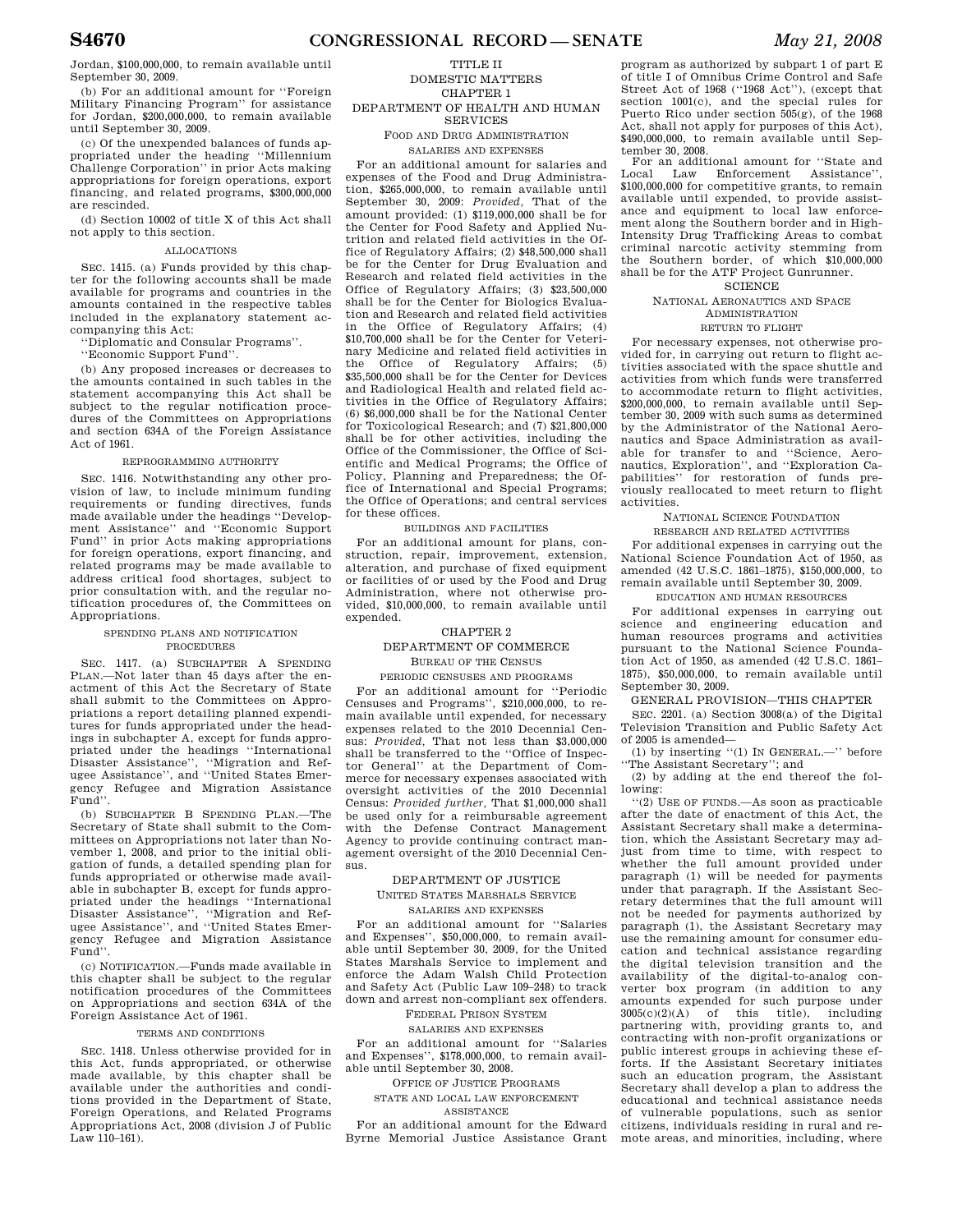Jordan, $100,000,000, to remain available until September 30, 2009.

(b) For an additional amount for ''Foreign Military Financing Program'' for assistance for Jordan, $200,000,000, to remain available until September 30, 2009.

(c) Of the unexpended balances of funds appropriated under the heading ''Millennium Challenge Corporation'' in prior Acts making appropriations for foreign operations, export financing, and related programs, $300,000,000 are rescinded.

(d) Section 10002 of title X of this Act shall not apply to this section.

ALLOCATIONS

SEC. 1415. (a) Funds provided by this chapter for the following accounts shall be made available for programs and countries in the amounts contained in the respective tables included in the explanatory statement accompanying this Act:

''Diplomatic and Consular Programs''.

''Economic Support Fund''.

(b) Any proposed increases or decreases to the amounts contained in such tables in the statement accompanying this Act shall be subject to the regular notification procedures of the Committees on Appropriations and section 634A of the Foreign Assistance Act of 1961.

REPROGRAMMING AUTHORITY

SEC. 1416. Notwithstanding any other provision of law, to include minimum funding requirements or funding directives, funds made available under the headings ''Development Assistance'' and ''Economic Support Fund'' in prior Acts making appropriations for foreign operations, export financing, and related programs may be made available to address critical food shortages, subject to prior consultation with, and the regular notification procedures of, the Committees on Appropriations.

SPENDING PLANS AND NOTIFICATION PROCEDURES

SEC. 1417. (a) SUBCHAPTER A SPENDING PLAN.—Not later than 45 days after the enactment of this Act the Secretary of State shall submit to the Committees on Appropriations a report detailing planned expenditures for funds appropriated under the headings in subchapter A, except for funds appropriated under the headings ''International Disaster Assistance'', ''Migration and Refugee Assistance'', and ''United States Emergency Refugee and Migration Assistance Fund''.

(b) SUBCHAPTER B SPENDING PLAN.—The Secretary of State shall submit to the Committees on Appropriations not later than November 1, 2008, and prior to the initial obligation of funds, a detailed spending plan for funds appropriated or otherwise made available in subchapter B, except for funds appropriated under the headings ''International Disaster Assistance'', ''Migration and Refugee Assistance'', and ''United States Emergency Refugee and Migration Assistance Fund''.

(c) NOTIFICATION.—Funds made available in this chapter shall be subject to the regular notification procedures of the Committees on Appropriations and section 634A of the Foreign Assistance Act of 1961.

TERMS AND CONDITIONS

SEC. 1418. Unless otherwise provided for in this Act, funds appropriated, or otherwise made available, by this chapter shall be available under the authorities and conditions provided in the Department of State, Foreign Operations, and Related Programs Appropriations Act, 2008 (division J of Public Law 110–161).

TITLE II

DOMESTIC MATTERS

CHAPTER 1

DEPARTMENT OF HEALTH AND HUMAN SERVICES

FOOD AND DRUG ADMINISTRATION

SALARIES AND EXPENSES

For an additional amount for salaries and expenses of the Food and Drug Administration, $265,000,000, to remain available until September 30, 2009: *Provided*, That of the amount provided: (1) $119,000,000 shall be for the Center for Food Safety and Applied Nutrition and related field activities in the Office of Regulatory Affairs; (2) $48,500,000 shall be for the Center for Drug Evaluation and Research and related field activities in the Office of Regulatory Affairs; (3) $23,500,000 shall be for the Center for Biologics Evaluation and Research and related field activities in the Office of Regulatory Affairs; (4) $10,700,000 shall be for the Center for Veterinary Medicine and related field activities in the Office of Regulatory Affairs; (5) $35,500,000 shall be for the Center for Devices and Radiological Health and related field activities in the Office of Regulatory Affairs; (6) $6,000,000 shall be for the National Center for Toxicological Research; and (7) $21,800,000 shall be for other activities, including the Office of the Commissioner, the Office of Scientific and Medical Programs; the Office of Policy, Planning and Preparedness; the Office of International and Special Programs; the Office of Operations; and central services for these offices.

BUILDINGS AND FACILITIES

For an additional amount for plans, construction, repair, improvement, extension, alteration, and purchase of fixed equipment or facilities of or used by the Food and Drug Administration, where not otherwise provided, $10,000,000, to remain available until expended.

CHAPTER 2

DEPARTMENT OF COMMERCE

BUREAU OF THE CENSUS

PERIODIC CENSUSES AND PROGRAMS

For an additional amount for ''Periodic Censuses and Programs'', $210,000,000, to remain available until expended, for necessary expenses related to the 2010 Decennial Census: *Provided*, That not less than $3,000,000 shall be transferred to the ''Office of Inspector General'' at the Department of Commerce for necessary expenses associated with oversight activities of the 2010 Decennial Census: *Provided further*, That $1,000,000 shall be used only for a reimbursable agreement with the Defense Contract Management Agency to provide continuing contract management oversight of the 2010 Decennial Census.

DEPARTMENT OF JUSTICE

UNITED STATES MARSHALS SERVICE

SALARIES AND EXPENSES

For an additional amount for ''Salaries and Expenses'', $50,000,000, to remain available until September 30, 2009, for the United States Marshals Service to implement and enforce the Adam Walsh Child Protection and Safety Act (Public Law 109–248) to track down and arrest non-compliant sex offenders.

FEDERAL PRISON SYSTEM

SALARIES AND EXPENSES

For an additional amount for ''Salaries and Expenses'', $178,000,000, to remain available until September 30, 2008.

OFFICE OF JUSTICE PROGRAMS

STATE AND LOCAL LAW ENFORCEMENT ASSISTANCE

For an additional amount for the Edward Byrne Memorial Justice Assistance Grant program as authorized by subpart 1 of part E of title I of Omnibus Crime Control and Safe Street Act of 1968 (''1968 Act''), (except that section 1001(c), and the special rules for Puerto Rico under section 505(g), of the 1968 Act, shall not apply for purposes of this Act), $490,000,000, to remain available until September 30, 2008.

For an additional amount for ''State and Local Law Enforcement Assistance'', $100,000,000 for competitive grants, to remain available until expended, to provide assistance and equipment to local law enforcement along the Southern border and in High-Intensity Drug Trafficking Areas to combat criminal narcotic activity stemming from the Southern border, of which $10,000,000 shall be for the ATF Project Gunrunner.

SCIENCE

NATIONAL AERONAUTICS AND SPACE ADMINISTRATION

RETURN TO FLIGHT

For necessary expenses, not otherwise provided for, in carrying out return to flight activities associated with the space shuttle and activities from which funds were transferred to accommodate return to flight activities, $200,000,000, to remain available until September 30, 2009 with such sums as determined by the Administrator of the National Aeronautics and Space Administration as available for transfer to and ''Science, Aeronautics, Exploration'', and ''Exploration Capabilities'' for restoration of funds previously reallocated to meet return to flight activities.

NATIONAL SCIENCE FOUNDATION

RESEARCH AND RELATED ACTIVITIES

For additional expenses in carrying out the National Science Foundation Act of 1950, as amended (42 U.S.C. 1861–1875), $150,000,000, to remain available until September 30, 2009.

EDUCATION AND HUMAN RESOURCES

For additional expenses in carrying out science and engineering education and human resources programs and activities pursuant to the National Science Foundation Act of 1950, as amended (42 U.S.C. 1861–1875), $50,000,000, to remain available until September 30, 2009.

GENERAL PROVISION—THIS CHAPTER

SEC. 2201. (a) Section 3008(a) of the Digital Television Transition and Public Safety Act of 2005 is amended—

(1) by inserting ''(1) IN GENERAL.—'' before ''The Assistant Secretary''; and

(2) by adding at the end thereof the following:

''(2) USE OF FUNDS.—As soon as practicable after the date of enactment of this Act, the Assistant Secretary shall make a determination, which the Assistant Secretary may adjust from time to time, with respect to whether the full amount provided under paragraph (1) will be needed for payments under that paragraph. If the Assistant Secretary determines that the full amount will not be needed for payments authorized by paragraph (1), the Assistant Secretary may use the remaining amount for consumer education and technical assistance regarding the digital television transition and the availability of the digital-to-analog converter box program (in addition to any amounts expended for such purpose under 3005(c)(2)(A) of this title), including partnering with, providing grants to, and contracting with non-profit organizations or public interest groups in achieving these efforts. If the Assistant Secretary initiates such an education program, the Assistant Secretary shall develop a plan to address the educational and technical assistance needs of vulnerable populations, such as senior citizens, individuals residing in rural and remote areas, and minorities, including, where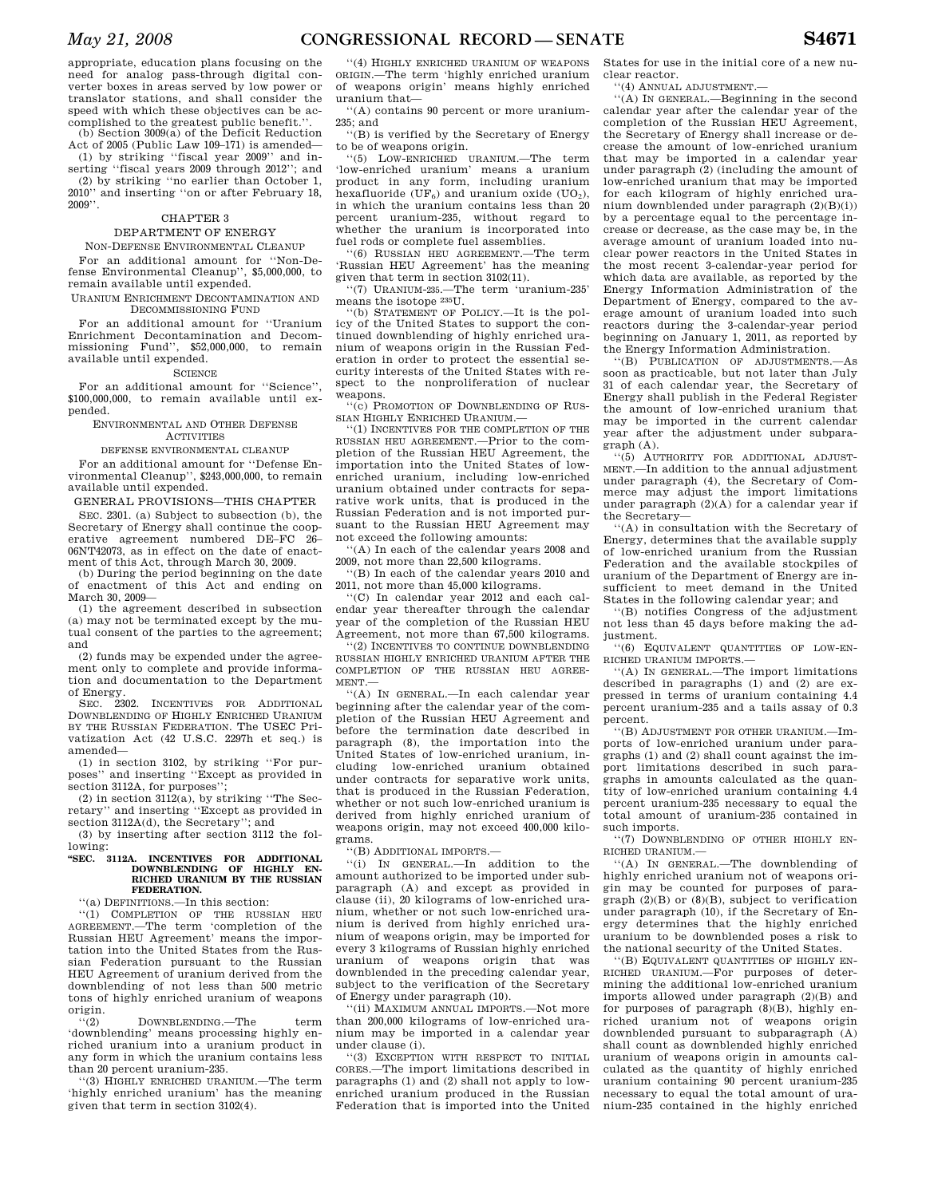appropriate, education plans focusing on the need for analog pass-through digital converter boxes in areas served by low power or translator stations, and shall consider the speed with which these objectives can be accomplished to the greatest public benefit.''.

(b) Section 3009(a) of the Deficit Reduction Act of 2005 (Public Law 109–171) is amended—

(1) by striking ''fiscal year 2009'' and inserting ''fiscal years 2009 through 2012''; and

(2) by striking ''no earlier than October 1, 2010'' and inserting ''on or after February 18, 2009''.

## CHAPTER 3

## DEPARTMENT OF ENERGY

### NON-DEFENSE ENVIRONMENTAL CLEANUP

For an additional amount for ''Non-Defense Environmental Cleanup'', $5,000,000, to remain available until expended.

### URANIUM ENRICHMENT DECONTAMINATION AND DECOMMISSIONING FUND

For an additional amount for ''Uranium Enrichment Decontamination and Decommissioning Fund'', $52,000,000, to remain available until expended.

### SCIENCE

For an additional amount for ''Science'', $100,000,000, to remain available until expended.

### ENVIRONMENTAL AND OTHER DEFENSE ACTIVITIES

#### DEFENSE ENVIRONMENTAL CLEANUP

For an additional amount for ''Defense Environmental Cleanup'', $243,000,000, to remain available until expended.

### GENERAL PROVISIONS—THIS CHAPTER

SEC. 2301. (a) Subject to subsection (b), the Secretary of Energy shall continue the cooperative agreement numbered DE–FC 26–06NT42073, as in effect on the date of enactment of this Act, through March 30, 2009.

(b) During the period beginning on the date of enactment of this Act and ending on March 30, 2009—

(1) the agreement described in subsection (a) may not be terminated except by the mutual consent of the parties to the agreement; and

(2) funds may be expended under the agreement only to complete and provide information and documentation to the Department of Energy.

SEC. 2302. INCENTIVES FOR ADDITIONAL DOWNBLENDING OF HIGHLY ENRICHED URANIUM BY THE RUSSIAN FEDERATION. The USEC Privatization Act (42 U.S.C. 2297h et seq.) is amended—

(1) in section 3102, by striking ''For purposes'' and inserting ''Except as provided in section 3112A, for purposes'';

(2) in section 3112(a), by striking ''The Secretary'' and inserting ''Except as provided in section 3112A(d), the Secretary''; and

(3) by inserting after section 3112 the following:

**''SEC. 3112A. INCENTIVES FOR ADDITIONAL DOWNBLENDING OF HIGHLY ENRICHED URANIUM BY THE RUSSIAN FEDERATION.**

''(a) DEFINITIONS.—In this section:

''(1) COMPLETION OF THE RUSSIAN HEU AGREEMENT.—The term 'completion of the Russian HEU Agreement' means the importation into the United States from the Russian Federation pursuant to the Russian HEU Agreement of uranium derived from the downblending of not less than 500 metric tons of highly enriched uranium of weapons origin.

''(2) DOWNBLENDING.—The term 'downblending' means processing highly enriched uranium into a uranium product in any form in which the uranium contains less than 20 percent uranium-235.

''(3) HIGHLY ENRICHED URANIUM.—The term 'highly enriched uranium' has the meaning given that term in section 3102(4).

''(4) HIGHLY ENRICHED URANIUM OF WEAPONS ORIGIN.—The term 'highly enriched uranium of weapons origin' means highly enriched uranium that—

''(A) contains 90 percent or more uranium-235; and

''(B) is verified by the Secretary of Energy to be of weapons origin.

''(5) LOW-ENRICHED URANIUM.—The term 'low-enriched uranium' means a uranium product in any form, including uranium hexafluoride ($UF_6$) and uranium oxide ($UO_2$), in which the uranium contains less than 20 percent uranium-235, without regard to whether the uranium is incorporated into fuel rods or complete fuel assemblies.

''(6) RUSSIAN HEU AGREEMENT.—The term 'Russian HEU Agreement' has the meaning given that term in section 3102(11).

''(7) URANIUM-235.—The term 'uranium-235' means the isotope $^{235}U$.

''(b) STATEMENT OF POLICY.—It is the policy of the United States to support the continued downblending of highly enriched uranium of weapons origin in the Russian Federation in order to protect the essential security interests of the United States with respect to the nonproliferation of nuclear weapons.

''(c) PROMOTION OF DOWNBLENDING OF RUSSIAN HIGHLY ENRICHED URANIUM.—

''(1) INCENTIVES FOR THE COMPLETION OF THE RUSSIAN HEU AGREEMENT.—Prior to the completion of the Russian HEU Agreement, the importation into the United States of low-enriched uranium, including low-enriched uranium obtained under contracts for separative work units, that is produced in the Russian Federation and is not imported pursuant to the Russian HEU Agreement may not exceed the following amounts:

''(A) In each of the calendar years 2008 and 2009, not more than 22,500 kilograms.

''(B) In each of the calendar years 2010 and 2011, not more than 45,000 kilograms.

''(C) In calendar year 2012 and each calendar year thereafter through the calendar year of the completion of the Russian HEU Agreement, not more than 67,500 kilograms.

''(2) INCENTIVES TO CONTINUE DOWNBLENDING RUSSIAN HIGHLY ENRICHED URANIUM AFTER THE COMPLETION OF THE RUSSIAN HEU AGREEMENT.—

''(A) IN GENERAL.—In each calendar year beginning after the calendar year of the completion of the Russian HEU Agreement and before the termination date described in paragraph (8), the importation into the United States of low-enriched uranium, including low-enriched uranium obtained under contracts for separative work units, that is produced in the Russian Federation, whether or not such low-enriched uranium is derived from highly enriched uranium of weapons origin, may not exceed 400,000 kilograms.

''(B) ADDITIONAL IMPORTS.—

''(i) IN GENERAL.—In addition to the amount authorized to be imported under subparagraph (A) and except as provided in clause (ii), 20 kilograms of low-enriched uranium, whether or not such low-enriched uranium is derived from highly enriched uranium of weapons origin, may be imported for every 3 kilograms of Russian highly enriched uranium of weapons origin that was downblended in the preceding calendar year, subject to the verification of the Secretary of Energy under paragraph (10).

''(ii) MAXIMUM ANNUAL IMPORTS.—Not more than 200,000 kilograms of low-enriched uranium may be imported in a calendar year under clause (i).

''(3) EXCEPTION WITH RESPECT TO INITIAL CORES.—The import limitations described in paragraphs (1) and (2) shall not apply to low-enriched uranium produced in the Russian Federation that is imported into the United States for use in the initial core of a new nuclear reactor.

''(4) ANNUAL ADJUSTMENT.—

''(A) IN GENERAL.—Beginning in the second calendar year after the calendar year of the completion of the Russian HEU Agreement, the Secretary of Energy shall increase or decrease the amount of low-enriched uranium that may be imported in a calendar year under paragraph (2) (including the amount of low-enriched uranium that may be imported for each kilogram of highly enriched uranium downblended under paragraph (2)(B)(i)) by a percentage equal to the percentage increase or decrease, as the case may be, in the average amount of uranium loaded into nuclear power reactors in the United States in the most recent 3-calendar-year period for which data are available, as reported by the Energy Information Administration of the Department of Energy, compared to the average amount of uranium loaded into such reactors during the 3-calendar-year period beginning on January 1, 2011, as reported by the Energy Information Administration.

''(B) PUBLICATION OF ADJUSTMENTS.—As soon as practicable, but not later than July 31 of each calendar year, the Secretary of Energy shall publish in the Federal Register the amount of low-enriched uranium that may be imported in the current calendar year after the adjustment under subparagraph (A).

''(5) AUTHORITY FOR ADDITIONAL ADJUSTMENT.—In addition to the annual adjustment under paragraph (4), the Secretary of Commerce may adjust the import limitations under paragraph (2)(A) for a calendar year if the Secretary—

''(A) in consultation with the Secretary of Energy, determines that the available supply of low-enriched uranium from the Russian Federation and the available stockpiles of uranium of the Department of Energy are insufficient to meet demand in the United States in the following calendar year; and

''(B) notifies Congress of the adjustment not less than 45 days before making the adjustment.

''(6) EQUIVALENT QUANTITIES OF LOW-ENRICHED URANIUM IMPORTS.—

''(A) IN GENERAL.—The import limitations described in paragraphs (1) and (2) are expressed in terms of uranium containing 4.4 percent uranium-235 and a tails assay of 0.3 percent.

''(B) ADJUSTMENT FOR OTHER URANIUM.—Imports of low-enriched uranium under paragraphs (1) and (2) shall count against the import limitations described in such paragraphs in amounts calculated as the quantity of low-enriched uranium containing 4.4 percent uranium-235 necessary to equal the total amount of uranium-235 contained in such imports.

''(7) DOWNBLENDING OF OTHER HIGHLY ENRICHED URANIUM.—

''(A) IN GENERAL.—The downblending of highly enriched uranium not of weapons origin may be counted for purposes of paragraph (2)(B) or (8)(B), subject to verification under paragraph (10), if the Secretary of Energy determines that the highly enriched uranium to be downblended poses a risk to the national security of the United States.

''(B) EQUIVALENT QUANTITIES OF HIGHLY ENRICHED URANIUM.—For purposes of determining the additional low-enriched uranium imports allowed under paragraph (2)(B) and for purposes of paragraph (8)(B), highly enriched uranium not of weapons origin downblended pursuant to subparagraph (A) shall count as downblended highly enriched uranium of weapons origin in amounts calculated as the quantity of highly enriched uranium containing 90 percent uranium-235 necessary to equal the total amount of uranium-235 contained in the highly enriched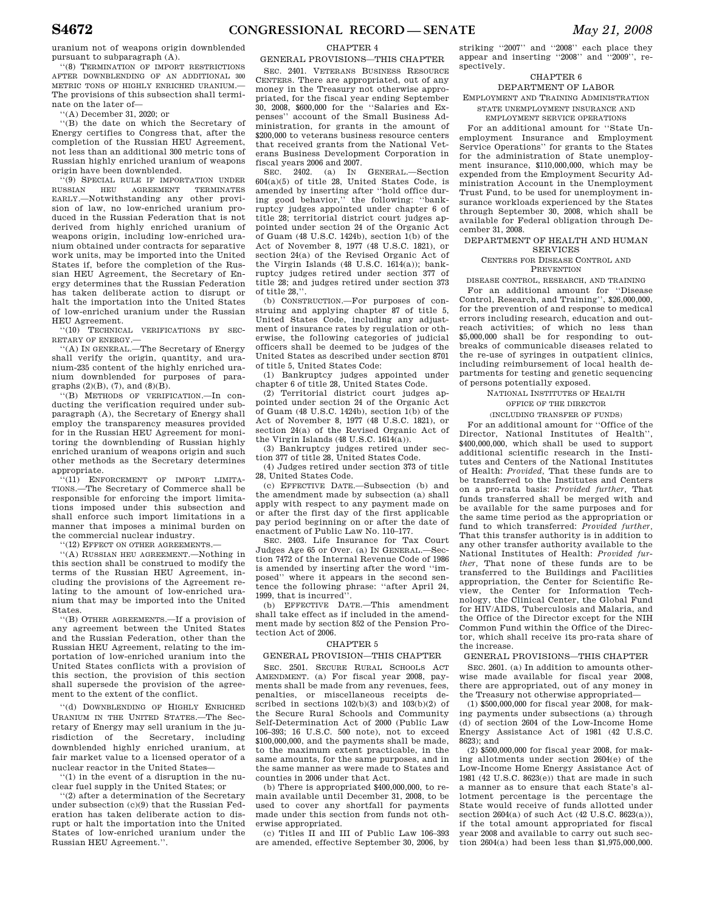uranium not of weapons origin downblended pursuant to subparagraph (A).

"(8) TERMINATION OF IMPORT RESTRICTIONS AFTER DOWNBLENDING OF AN ADDITIONAL 300 METRIC TONS OF HIGHLY ENRICHED URANIUM.—The provisions of this subsection shall terminate on the later of—

"(A) December 31, 2020; or

"(B) the date on which the Secretary of Energy certifies to Congress that, after the completion of the Russian HEU Agreement, not less than an additional 300 metric tons of Russian highly enriched uranium of weapons origin have been downblended.

"(9) SPECIAL RULE IF IMPORTATION UNDER RUSSIAN HEU AGREEMENT TERMINATES EARLY.—Notwithstanding any other provision of law, no low-enriched uranium produced in the Russian Federation that is not derived from highly enriched uranium of weapons origin, including low-enriched uranium obtained under contracts for separative work units, may be imported into the United States if, before the completion of the Russian HEU Agreement, the Secretary of Energy determines that the Russian Federation has taken deliberate action to disrupt or halt the importation into the United States of low-enriched uranium under the Russian HEU Agreement.

"(10) TECHNICAL VERIFICATIONS BY SECRETARY OF ENERGY.—

"(A) IN GENERAL.—The Secretary of Energy shall verify the origin, quantity, and uranium-235 content of the highly enriched uranium downblended for purposes of paragraphs (2)(B), (7), and (8)(B).

"(B) METHODS OF VERIFICATION.—In conducting the verification required under subparagraph (A), the Secretary of Energy shall employ the transparency measures provided for in the Russian HEU Agreement for monitoring the downblending of Russian highly enriched uranium of weapons origin and such other methods as the Secretary determines appropriate.

"(11) ENFORCEMENT OF IMPORT LIMITATIONS.—The Secretary of Commerce shall be responsible for enforcing the import limitations imposed under this subsection and shall enforce such import limitations in a manner that imposes a minimal burden on the commercial nuclear industry.

"(12) EFFECT ON OTHER AGREEMENTS.—

"(A) RUSSIAN HEU AGREEMENT.—Nothing in this section shall be construed to modify the terms of the Russian HEU Agreement, including the provisions of the Agreement relating to the amount of low-enriched uranium that may be imported into the United States.

"(B) OTHER AGREEMENTS.—If a provision of any agreement between the United States and the Russian Federation, other than the Russian HEU Agreement, relating to the importation of low-enriched uranium into the United States conflicts with a provision of this section, the provision of this section shall supersede the provision of the agreement to the extent of the conflict.

"(d) DOWNBLENDING OF HIGHLY ENRICHED URANIUM IN THE UNITED STATES.—The Secretary of Energy may sell uranium in the jurisdiction of the Secretary, including downblended highly enriched uranium, at fair market value to a licensed operator of a nuclear reactor in the United States—

"(1) in the event of a disruption in the nuclear fuel supply in the United States; or

"(2) after a determination of the Secretary under subsection (c)(9) that the Russian Federation has taken deliberate action to disrupt or halt the importation into the United States of low-enriched uranium under the Russian HEU Agreement.".

## CHAPTER 4

### GENERAL PROVISIONS—THIS CHAPTER

SEC. 2401. VETERANS BUSINESS RESOURCE CENTERS. There are appropriated, out of any money in the Treasury not otherwise appropriated, for the fiscal year ending September 30, 2008, $600,000 for the "Salaries and Expenses" account of the Small Business Administration, for grants in the amount of $200,000 to veterans business resources centers that received grants from the National Veterans Business Development Corporation in fiscal years 2006 and 2007.

SEC. 2402. (a) IN GENERAL.—Section 604(a)(5) of title 28, United States Code, is amended by inserting after "hold office during good behavior," the following: "bankruptcy judges appointed under chapter 6 of title 28; territorial district court judges appointed under section 24 of the Organic Act of Guam (48 U.S.C. 1424b), section 1(b) of the Act of November 8, 1977 (48 U.S.C. 1821), or section 24(a) of the Revised Organic Act of the Virgin Islands (48 U.S.C. 1614(a)); bankruptcy judges retired under section 377 of title 28; and judges retired under section 373 of title 28,".

(b) CONSTRUCTION.—For purposes of construing and applying chapter 87 of title 5, United States Code, including any adjustment of insurance rates by regulation or otherwise, the following categories of judicial officers shall be deemed to be judges of the United States as described under section 8701 of title 5, United States Code:

(1) Bankruptcy judges appointed under chapter 6 of title 28, United States Code.

(2) Territorial district court judges appointed under section 24 of the Organic Act of Guam (48 U.S.C. 1424b), section 1(b) of the Act of November 8, 1977 (48 U.S.C. 1821), or section 24(a) of the Revised Organic Act of the Virgin Islands (48 U.S.C. 1614(a)).

(3) Bankruptcy judges retired under section 377 of title 28, United States Code.

(4) Judges retired under section 373 of title 28, United States Code.

(c) EFFECTIVE DATE.—Subsection (b) and the amendment made by subsection (a) shall apply with respect to any payment made on or after the first day of the first applicable pay period beginning on or after the date of enactment of Public Law No. 110–177.

SEC. 2403. Life Insurance for Tax Court Judges Age 65 or Over. (a) IN GENERAL.—Section 7472 of the Internal Revenue Code of 1986 is amended by inserting after the word "imposed" where it appears in the second sentence the following phrase: "after April 24, 1999, that is incurred".

(b) EFFECTIVE DATE.—This amendment shall take effect as if included in the amendment made by section 852 of the Pension Protection Act of 2006.

## CHAPTER 5

### GENERAL PROVISION—THIS CHAPTER

SEC. 2501. SECURE RURAL SCHOOLS ACT AMENDMENT. (a) For fiscal year 2008, payments shall be made from any revenues, fees, penalties, or miscellaneous receipts described in sections 102(b)(3) and 103(b)(2) of the Secure Rural Schools and Community Self-Determination Act of 2000 (Public Law 106–393; 16 U.S.C. 500 note), not to exceed $100,000,000, and the payments shall be made, to the maximum extent practicable, in the same amounts, for the same purposes, and in the same manner as were made to States and counties in 2006 under that Act.

(b) There is appropriated $400,000,000, to remain available until December 31, 2008, to be used to cover any shortfall for payments made under this section from funds not otherwise appropriated.

(c) Titles II and III of Public Law 106–393 are amended, effective September 30, 2006, by striking "2007" and "2008" each place they appear and inserting "2008" and "2009", respectively.

## CHAPTER 6

### DEPARTMENT OF LABOR

#### EMPLOYMENT AND TRAINING ADMINISTRATION

##### STATE UNEMPLOYMENT INSURANCE AND EMPLOYMENT SERVICE OPERATIONS

For an additional amount for "State Unemployment Insurance and Employment Service Operations" for grants to the States for the administration of State unemployment insurance, $110,000,000, which may be expended from the Employment Security Administration Account in the Unemployment Trust Fund, to be used for unemployment insurance workloads experienced by the States through September 30, 2008, which shall be available for Federal obligation through December 31, 2008.

### DEPARTMENT OF HEALTH AND HUMAN SERVICES

#### CENTERS FOR DISEASE CONTROL AND PREVENTION

##### DISEASE CONTROL, RESEARCH, AND TRAINING

For an additional amount for "Disease Control, Research, and Training", $26,000,000, for the prevention of and response to medical errors including research, education and outreach activities; of which no less than $5,000,000 shall be for responding to outbreaks of communicable diseases related to the re-use of syringes in outpatient clinics, including reimbursement of local health departments for testing and genetic sequencing of persons potentially exposed.

#### NATIONAL INSTITUTES OF HEALTH

##### OFFICE OF THE DIRECTOR

(INCLUDING TRANSFER OF FUNDS)

For an additional amount for "Office of the Director, National Institutes of Health", $400,000,000, which shall be used to support additional scientific research in the Institutes and Centers of the National Institutes of Health: *Provided*, That these funds are to be transferred to the Institutes and Centers on a pro-rata basis: *Provided further*, That funds transferred shall be merged with and be available for the same purposes and for the same time period as the appropriation or fund to which transferred: *Provided further*, That this transfer authority is in addition to any other transfer authority available to the National Institutes of Health: *Provided further*, That none of these funds are to be transferred to the Buildings and Facilities appropriation, the Center for Scientific Review, the Center for Information Technology, the Clinical Center, the Global Fund for HIV/AIDS, Tuberculosis and Malaria, and the Office of the Director except for the NIH Common Fund within the Office of the Director, which shall receive its pro-rata share of the increase.

### GENERAL PROVISIONS—THIS CHAPTER

SEC. 2601. (a) In addition to amounts otherwise made available for fiscal year 2008, there are appropriated, out of any money in the Treasury not otherwise appropriated—

(1) $500,000,000 for fiscal year 2008, for making payments under subsections (a) through (d) of section 2604 of the Low-Income Home Energy Assistance Act of 1981 (42 U.S.C. 8623); and

(2) $500,000,000 for fiscal year 2008, for making allotments under section 2604(e) of the Low-Income Home Energy Assistance Act of 1981 (42 U.S.C. 8623(e)) that are made in such a manner as to ensure that each State's allotment percentage is the percentage the State would receive of funds allotted under section 2604(a) of such Act (42 U.S.C. 8623(a)), if the total amount appropriated for fiscal year 2008 and available to carry out such section 2604(a) had been less than $1,975,000,000.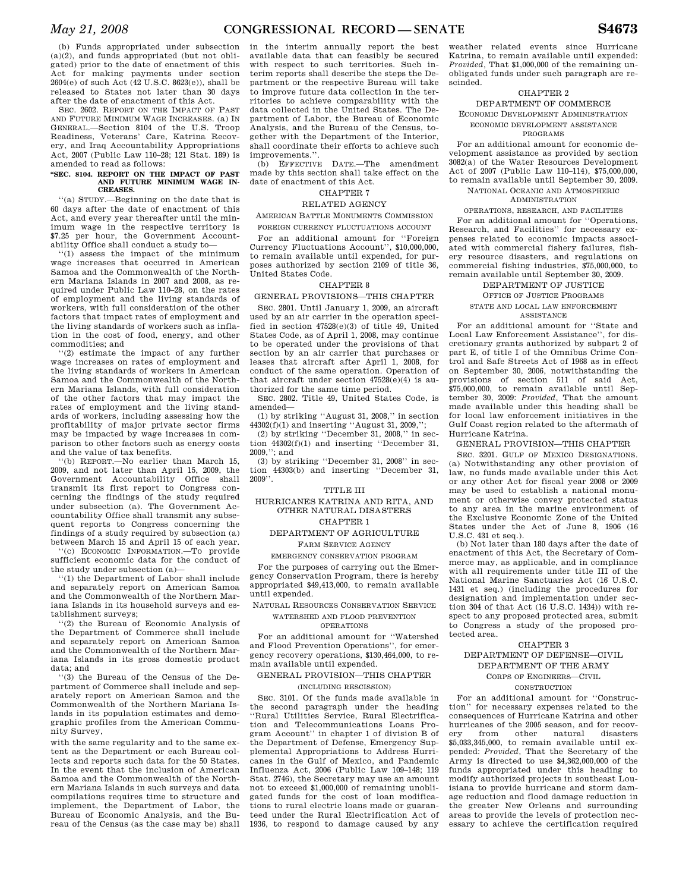(b) Funds appropriated under subsection (a)(2), and funds appropriated (but not obligated) prior to the date of enactment of this Act for making payments under section 2604(e) of such Act (42 U.S.C. 8623(e)), shall be released to States not later than 30 days after the date of enactment of this Act.

SEC. 2602. REPORT ON THE IMPACT OF PAST AND FUTURE MINIMUM WAGE INCREASES. (a) IN GENERAL.—Section 8104 of the U.S. Troop Readiness, Veterans' Care, Katrina Recovery, and Iraq Accountability Appropriations Act, 2007 (Public Law 110–28; 121 Stat. 189) is amended to read as follows:

**"SEC. 8104. REPORT ON THE IMPACT OF PAST AND FUTURE MINIMUM WAGE INCREASES.**

"(a) STUDY.—Beginning on the date that is 60 days after the date of enactment of this Act, and every year thereafter until the minimum wage in the respective territory is $7.25 per hour, the Government Accountability Office shall conduct a study to—

"(1) assess the impact of the minimum wage increases that occurred in American Samoa and the Commonwealth of the Northern Mariana Islands in 2007 and 2008, as required under Public Law 110–28, on the rates of employment and the living standards of workers, with full consideration of the other factors that impact rates of employment and the living standards of workers such as inflation in the cost of food, energy, and other commodities; and

"(2) estimate the impact of any further wage increases on rates of employment and the living standards of workers in American Samoa and the Commonwealth of the Northern Mariana Islands, with full consideration of the other factors that may impact the rates of employment and the living standards of workers, including assessing how the profitability of major private sector firms may be impacted by wage increases in comparison to other factors such as energy costs and the value of tax benefits.

"(b) REPORT.—No earlier than March 15, 2009, and not later than April 15, 2009, the Government Accountability Office shall transmit its first report to Congress concerning the findings of the study required under subsection (a). The Government Accountability Office shall transmit any subsequent reports to Congress concerning the findings of a study required by subsection (a) between March 15 and April 15 of each year.

"(c) ECONOMIC INFORMATION.—To provide sufficient economic data for the conduct of the study under subsection (a)—

"(1) the Department of Labor shall include and separately report on American Samoa and the Commonwealth of the Northern Mariana Islands in its household surveys and establishment surveys;

"(2) the Bureau of Economic Analysis of the Department of Commerce shall include and separately report on American Samoa and the Commonwealth of the Northern Mariana Islands in its gross domestic product data; and

"(3) the Bureau of the Census of the Department of Commerce shall include and separately report on American Samoa and the Commonwealth of the Northern Mariana Islands in its population estimates and demographic profiles from the American Community Survey,

with the same regularity and to the same extent as the Department or each Bureau collects and reports such data for the 50 States. In the event that the inclusion of American Samoa and the Commonwealth of the Northern Mariana Islands in such surveys and data compilations requires time to structure and implement, the Department of Labor, the Bureau of Economic Analysis, and the Bureau of the Census (as the case may be) shall in the interim annually report the best available data that can feasibly be secured with respect to such territories. Such interim reports shall describe the steps the Department or the respective Bureau will take to improve future data collection in the territories to achieve comparability with the data collected in the United States. The Department of Labor, the Bureau of Economic Analysis, and the Bureau of the Census, together with the Department of the Interior, shall coordinate their efforts to achieve such improvements.".

(b) EFFECTIVE DATE.—The amendment made by this section shall take effect on the date of enactment of this Act.

## CHAPTER 7

### RELATED AGENCY

AMERICAN BATTLE MONUMENTS COMMISSION

FOREIGN CURRENCY FLUCTUATIONS ACCOUNT

For an additional amount for "Foreign Currency Fluctuations Account", $10,000,000, to remain available until expended, for purposes authorized by section 2109 of title 36, United States Code.

## CHAPTER 8

### GENERAL PROVISIONS—THIS CHAPTER

SEC. 2801. Until January 1, 2009, an aircraft used by an air carrier in the operation specified in section 47528(e)(3) of title 49, United States Code, as of April 1, 2008, may continue to be operated under the provisions of that section by an air carrier that purchases or leases that aircraft after April 1, 2008, for conduct of the same operation. Operation of that aircraft under section 47528(e)(4) is authorized for the same time period.

SEC. 2802. Title 49, United States Code, is amended—

(1) by striking "August 31, 2008," in section 44302(f)(1) and inserting "August 31, 2009,";

(2) by striking "December 31, 2008," in section 44302(f)(1) and inserting "December 31, 2009,"; and

(3) by striking "December 31, 2008" in section 44303(b) and inserting "December 31, 2009".

# TITLE III

## HURRICANES KATRINA AND RITA, AND OTHER NATURAL DISASTERS

## CHAPTER 1

### DEPARTMENT OF AGRICULTURE

FARM SERVICE AGENCY

EMERGENCY CONSERVATION PROGRAM

For the purposes of carrying out the Emergency Conservation Program, there is hereby appropriated $49,413,000, to remain available until expended.

NATURAL RESOURCES CONSERVATION SERVICE

WATERSHED AND FLOOD PREVENTION OPERATIONS

For an additional amount for "Watershed and Flood Prevention Operations", for emergency recovery operations, $130,464,000, to remain available until expended.

### GENERAL PROVISION—THIS CHAPTER

(INCLUDING RESCISSION)

SEC. 3101. Of the funds made available in the second paragraph under the heading "Rural Utilities Service, Rural Electrification and Telecommunications Loans Program Account" in chapter 1 of division B of the Department of Defense, Emergency Supplemental Appropriations to Address Hurricanes in the Gulf of Mexico, and Pandemic Influenza Act, 2006 (Public Law 109–148; 119 Stat. 2746), the Secretary may use an amount not to exceed $1,000,000 of remaining unobligated funds for the cost of loan modifications to rural electric loans made or guaranteed under the Rural Electrification Act of 1936, to respond to damage caused by any weather related events since Hurricane Katrina, to remain available until expended: *Provided*, That $1,000,000 of the remaining unobligated funds under such paragraph are rescinded.

## CHAPTER 2

### DEPARTMENT OF COMMERCE

ECONOMIC DEVELOPMENT ADMINISTRATION

ECONOMIC DEVELOPMENT ASSISTANCE PROGRAMS

For an additional amount for economic development assistance as provided by section 3082(a) of the Water Resources Development Act of 2007 (Public Law 110–114), $75,000,000, to remain available until September 30, 2009.

NATIONAL OCEANIC AND ATMOSPHERIC ADMINISTRATION

OPERATIONS, RESEARCH, AND FACILITIES

For an additional amount for "Operations, Research, and Facilities" for necessary expenses related to economic impacts associated with commercial fishery failures, fishery resource disasters, and regulations on commercial fishing industries, $75,000,000, to remain available until September 30, 2009.

### DEPARTMENT OF JUSTICE

OFFICE OF JUSTICE PROGRAMS

STATE AND LOCAL LAW ENFORCEMENT ASSISTANCE

For an additional amount for "State and Local Law Enforcement Assistance", for discretionary grants authorized by subpart 2 of part E, of title I of the Omnibus Crime Control and Safe Streets Act of 1968 as in effect on September 30, 2006, notwithstanding the provisions of section 511 of said Act, $75,000,000, to remain available until September 30, 2009: *Provided*, That the amount made available under this heading shall be for local law enforcement initiatives in the Gulf Coast region related to the aftermath of Hurricane Katrina.

### GENERAL PROVISION—THIS CHAPTER

SEC. 3201. GULF OF MEXICO DESIGNATIONS. (a) Notwithstanding any other provision of law, no funds made available under this Act or any other Act for fiscal year 2008 or 2009 may be used to establish a national monument or otherwise convey protected status to any area in the marine environment of the Exclusive Economic Zone of the United States under the Act of June 8, 1906 (16 U.S.C. 431 et seq.).

(b) Not later than 180 days after the date of enactment of this Act, the Secretary of Commerce may, as applicable, and in compliance with all requirements under title III of the National Marine Sanctuaries Act (16 U.S.C. 1431 et seq.) (including the procedures for designation and implementation under section 304 of that Act (16 U.S.C. 1434)) with respect to any proposed protected area, submit to Congress a study of the proposed protected area.

## CHAPTER 3

### DEPARTMENT OF DEFENSE—CIVIL

### DEPARTMENT OF THE ARMY

CORPS OF ENGINEERS—CIVIL

CONSTRUCTION

For an additional amount for "Construction" for necessary expenses related to the consequences of Hurricane Katrina and other hurricanes of the 2005 season, and for recovery from other natural disasters $5,033,345,000, to remain available until expended: *Provided*, That the Secretary of the Army is directed to use $4,362,000,000 of the funds appropriated under this heading to modify authorized projects in southeast Louisiana to provide hurricane and storm damage reduction and flood damage reduction in the greater New Orleans and surrounding areas to provide the levels of protection necessary to achieve the certification required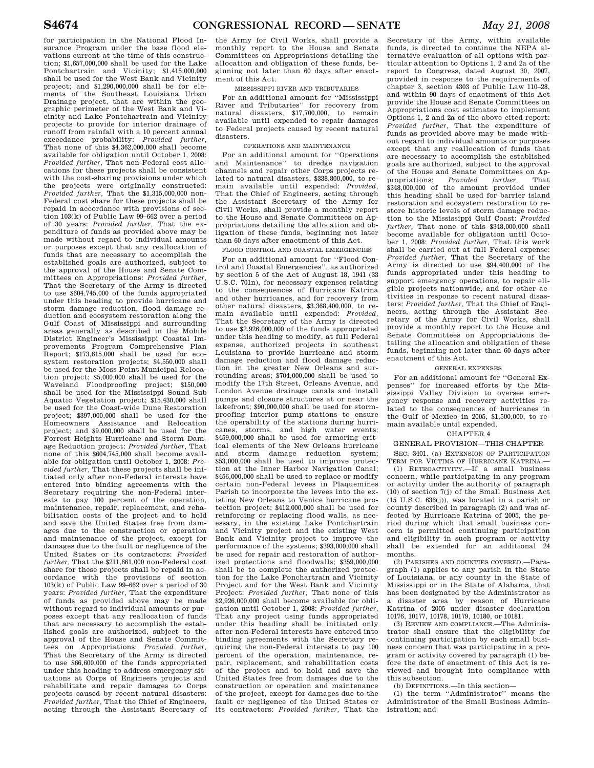for participation in the National Flood Insurance Program under the base flood elevations current at the time of this construction; $1,657,000,000 shall be used for the Lake Pontchartrain and Vicinity; $1,415,000,000 shall be used for the West Bank and Vicinity project; and $1,290,000,000 shall be for elements of the Southeast Louisiana Urban Drainage project, that are within the geographic perimeter of the West Bank and Vicinity and Lake Pontchartrain and Vicinity projects to provide for interior drainage of runoff from rainfall with a 10 percent annual exceedance probability: *Provided further*, That none of this $4,362,000,000 shall become available for obligation until October 1, 2008: *Provided further*, That non-Federal cost allocations for these projects shall be consistent with the cost-sharing provisions under which the projects were originally constructed: *Provided further*, That the $1,315,000,000 non-Federal cost share for these projects shall be repaid in accordance with provisions of section 103(k) of Public Law 99–662 over a period of 30 years: *Provided further*, That the expenditure of funds as provided above may be made without regard to individual amounts or purposes except that any reallocation of funds that are necessary to accomplish the established goals are authorized, subject to the approval of the House and Senate Committees on Appropriations: *Provided further*, That the Secretary of the Army is directed to use $604,745,000 of the funds appropriated under this heading to provide hurricane and storm damage reduction, flood damage reduction and ecosystem restoration along the Gulf Coast of Mississippi and surrounding areas generally as described in the Mobile District Engineer's Mississippi Coastal Improvements Program Comprehensive Plan Report; $173,615,000 shall be used for ecosystem restoration projects; $4,550,000 shall be used for the Moss Point Municipal Relocation project; $5,000,000 shall be used for the Waveland Floodproofing project; $150,000 shall be used for the Mississippi Sound Sub Aquatic Vegetation project; $15,430,000 shall be used for the Coast-wide Dune Restoration project; $397,000,000 shall be used for the Homeowners Assistance and Relocation project; and $9,000,000 shall be used for the Forrest Heights Hurricane and Storm Damage Reduction project: *Provided further*, That none of this $604,745,000 shall become available for obligation until October 1, 2008: *Provided further*, That these projects shall be initiated only after non-Federal interests have entered into binding agreements with the Secretary requiring the non-Federal interests to pay 100 percent of the operation, maintenance, repair, replacement, and rehabilitation costs of the project and to hold and save the United States free from damages due to the construction or operation and maintenance of the project, except for damages due to the fault or negligence of the United States or its contractors: *Provided further*, That the $211,661,000 non-Federal cost share for these projects shall be repaid in accordance with the provisions of section 103(k) of Public Law 99–662 over a period of 30 years: *Provided further*, That the expenditure of funds as provided above may be made without regard to individual amounts or purposes except that any reallocation of funds that are necessary to accomplish the established goals are authorized, subject to the approval of the House and Senate Committees on Appropriations: *Provided further*, That the Secretary of the Army is directed to use $66,600,000 of the funds appropriated under this heading to address emergency situations at Corps of Engineers projects and rehabilitate and repair damages to Corps projects caused by recent natural disasters: *Provided further*, That the Chief of Engineers, acting through the Assistant Secretary of the Army for Civil Works, shall provide a monthly report to the House and Senate Committees on Appropriations detailing the allocation and obligation of these funds, beginning not later than 60 days after enactment of this Act.

MISSISSIPPI RIVER AND TRIBUTARIES

For an additional amount for "Mississippi River and Tributaries" for recovery from natural disasters, $17,700,000, to remain available until expended to repair damages to Federal projects caused by recent natural disasters.

OPERATIONS AND MAINTENANCE

For an additional amount for "Operations and Maintenance" to dredge navigation channels and repair other Corps projects related to natural disasters, $338,800,000, to remain available until expended: *Provided*, That the Chief of Engineers, acting through the Assistant Secretary of the Army for Civil Works, shall provide a monthly report to the House and Senate Committees on Appropriations detailing the allocation and obligation of these funds, beginning not later than 60 days after enactment of this Act.

FLOOD CONTROL AND COASTAL EMERGENCIES

For an additional amount for "Flood Control and Coastal Emergencies", as authorized by section 5 of the Act of August 18, 1941 (33 U.S.C. 701n), for necessary expenses relating to the consequences of Hurricane Katrina and other hurricanes, and for recovery from other natural disasters, $3,368,400,000, to remain available until expended: *Provided*, That the Secretary of the Army is directed to use $2,926,000,000 of the funds appropriated under this heading to modify, at full Federal expense, authorized projects in southeast Louisiana to provide hurricane and storm damage reduction and flood damage reduction in the greater New Orleans and surrounding areas; $704,000,000 shall be used to modify the 17th Street, Orleans Avenue, and London Avenue drainage canals and install pumps and closure structures at or near the lakefront; $90,000,000 shall be used for stormproofing interior pump stations to ensure the operability of the stations during hurricanes, storms, and high water events; $459,000,000 shall be used for armoring critical elements of the New Orleans hurricane and storm damage reduction system; $53,000,000 shall be used to improve protection at the Inner Harbor Navigation Canal; $456,000,000 shall be used to replace or modify certain non-Federal levees in Plaquemines Parish to incorporate the levees into the existing New Orleans to Venice hurricane protection project; $412,000,000 shall be used for reinforcing or replacing flood walls, as necessary, in the existing Lake Pontchartrain and Vicinity project and the existing West Bank and Vicinity project to improve the performance of the systems; $393,000,000 shall be used for repair and restoration of authorized protections and floodwalls; $359,000,000 shall be to complete the authorized protection for the Lake Ponchartrain and Vicinity Project and for the West Bank and Vicinity Project: *Provided further*, That none of this $2,926,000,000 shall become available for obligation until October 1, 2008: *Provided further*, That any project using funds appropriated under this heading shall be initiated only after non-Federal interests have entered into binding agreements with the Secretary requiring the non-Federal interests to pay 100 percent of the operation, maintenance, repair, replacement, and rehabilitation costs of the project and to hold and save the United States free from damages due to the construction or operation and maintenance of the project, except for damages due to the fault or negligence of the United States or its contractors: *Provided further*, That the Secretary of the Army, within available funds, is directed to continue the NEPA alternative evaluation of all options with particular attention to Options 1, 2 and 2a of the report to Congress, dated August 30, 2007, provided in response to the requirements of chapter 3, section 4303 of Public Law 110–28, and within 90 days of enactment of this Act provide the House and Senate Committees on Appropriations cost estimates to implement Options 1, 2 and 2a of the above cited report: *Provided further*, That the expenditure of funds as provided above may be made without regard to individual amounts or purposes except that any reallocation of funds that are necessary to accomplish the established goals are authorized, subject to the approval of the House and Senate Committees on Appropriations: *Provided further*, That $348,000,000 of the amount provided under this heading shall be used for barrier island restoration and ecosystem restoration to restore historic levels of storm damage reduction to the Mississippi Gulf Coast: *Provided further*, That none of this $348,000,000 shall become available for obligation until October 1, 2008: *Provided further*, That this work shall be carried out at full Federal expense: *Provided further*, That the Secretary of the Army is directed to use $94,400,000 of the funds appropriated under this heading to support emergency operations, to repair eligible projects nationwide, and for other activities in response to recent natural disasters: *Provided further*, That the Chief of Engineers, acting through the Assistant Secretary of the Army for Civil Works, shall provide a monthly report to the House and Senate Committees on Appropriations detailing the allocation and obligation of these funds, beginning not later than 60 days after enactment of this Act.

GENERAL EXPENSES

For an additional amount for "General Expenses" for increased efforts by the Mississippi Valley Division to oversee emergency response and recovery activities related to the consequences of hurricanes in the Gulf of Mexico in 2005, $1,500,000, to remain available until expended.

CHAPTER 4

GENERAL PROVISION—THIS CHAPTER

SEC. 3401. (a) EXTENSION OF PARTICIPATION TERM FOR VICTIMS OF HURRICANE KATRINA.—

(1) RETROACTIVITY.—If a small business concern, while participating in any program or activity under the authority of paragraph (10) of section 7(j) of the Small Business Act (15 U.S.C. 636(j)), was located in a parish or county described in paragraph (2) and was affected by Hurricane Katrina of 2005, the period during which that small business concern is permitted continuing participation and eligibility in such program or activity shall be extended for an additional 24 months.

(2) PARISHES AND COUNTIES COVERED.—Paragraph (1) applies to any parish in the State of Louisiana, or any county in the State of Mississippi or in the State of Alabama, that has been designated by the Administrator as a disaster area by reason of Hurricane Katrina of 2005 under disaster declaration 10176, 10177, 10178, 10179, 10180, or 10181.

(3) REVIEW AND COMPLIANCE.—The Administrator shall ensure that the eligibility for continuing participation by each small business concern that was participating in a program or activity covered by paragraph (1) before the date of enactment of this Act is reviewed and brought into compliance with this subsection.

(b) DEFINITIONS.—In this section—

(1) the term "Administrator" means the Administrator of the Small Business Administration; and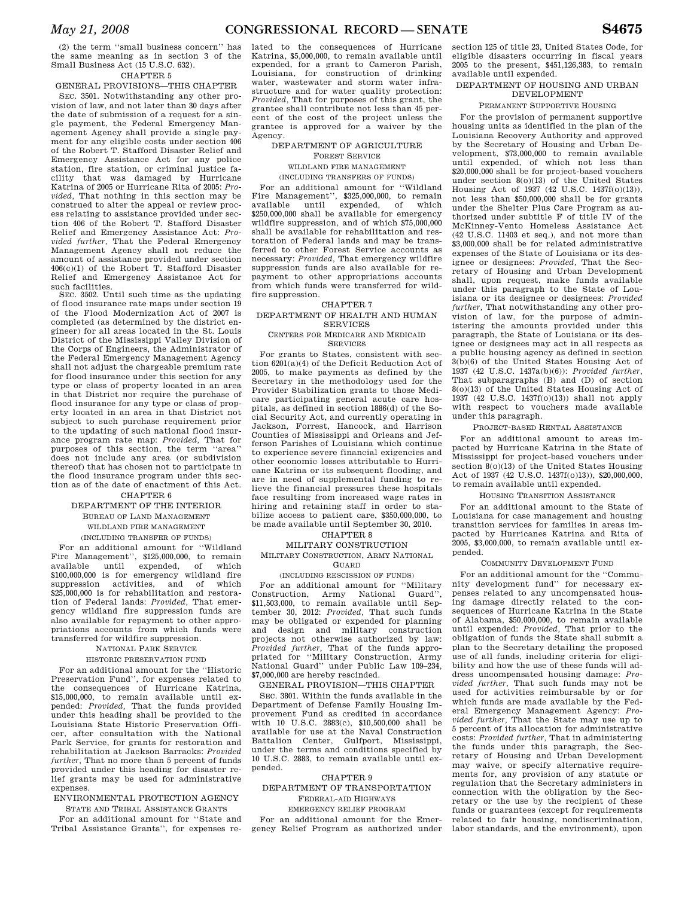(2) the term ''small business concern'' has the same meaning as in section 3 of the Small Business Act (15 U.S.C. 632).

CHAPTER 5

GENERAL PROVISIONS—THIS CHAPTER

SEC. 3501. Notwithstanding any other provision of law, and not later than 30 days after the date of submission of a request for a single payment, the Federal Emergency Management Agency shall provide a single payment for any eligible costs under section 406 of the Robert T. Stafford Disaster Relief and Emergency Assistance Act for any police station, fire station, or criminal justice facility that was damaged by Hurricane Katrina of 2005 or Hurricane Rita of 2005: *Provided*, That nothing in this section may be construed to alter the appeal or review process relating to assistance provided under section 406 of the Robert T. Stafford Disaster Relief and Emergency Assistance Act: *Provided further*, That the Federal Emergency Management Agency shall not reduce the amount of assistance provided under section 406(c)(1) of the Robert T. Stafford Disaster Relief and Emergency Assistance Act for such facilities.

SEC. 3502. Until such time as the updating of flood insurance rate maps under section 19 of the Flood Modernization Act of 2007 is completed (as determined by the district engineer) for all areas located in the St. Louis District of the Mississippi Valley Division of the Corps of Engineers, the Administrator of the Federal Emergency Management Agency shall not adjust the chargeable premium rate for flood insurance under this section for any type or class of property located in an area in that District nor require the purchase of flood insurance for any type or class of property located in an area in that District not subject to such purchase requirement prior to the updating of such national flood insurance program rate map: *Provided*, That for purposes of this section, the term ''area'' does not include any area (or subdivision thereof) that has chosen not to participate in the flood insurance program under this section as of the date of enactment of this Act.

CHAPTER 6

DEPARTMENT OF THE INTERIOR

BUREAU OF LAND MANAGEMENT

WILDLAND FIRE MANAGEMENT

(INCLUDING TRANSFER OF FUNDS)

For an additional amount for ''Wildland Fire Management'', $125,000,000, to remain available until expended, of which $100,000,000 is for emergency wildland fire suppression activities, and of which $25,000,000 is for rehabilitation and restoration of Federal lands: *Provided*, That emergency wildland fire suppression funds are also available for repayment to other appropriations accounts from which funds were transferred for wildfire suppression.

NATIONAL PARK SERVICE

HISTORIC PRESERVATION FUND

For an additional amount for the ''Historic Preservation Fund'', for expenses related to the consequences of Hurricane Katrina, $15,000,000, to remain available until expended: *Provided*, That the funds provided under this heading shall be provided to the Louisiana State Historic Preservation Officer, after consultation with the National Park Service, for grants for restoration and rehabilitation at Jackson Barracks: *Provided further*, That no more than 5 percent of funds provided under this heading for disaster relief grants may be used for administrative expenses.

ENVIRONMENTAL PROTECTION AGENCY

STATE AND TRIBAL ASSISTANCE GRANTS

For an additional amount for ''State and Tribal Assistance Grants'', for expenses related to the consequences of Hurricane Katrina, $5,000,000, to remain available until expended, for a grant to Cameron Parish, Louisiana, for construction of drinking water, wastewater and storm water infrastructure and for water quality protection: *Provided*, That for purposes of this grant, the grantee shall contribute not less than 45 percent of the cost of the project unless the grantee is approved for a waiver by the Agency.

DEPARTMENT OF AGRICULTURE

FOREST SERVICE

WILDLAND FIRE MANAGEMENT

(INCLUDING TRANSFERS OF FUNDS)

For an additional amount for ''Wildland Fire Management'', $325,000,000, to remain available until expended, of which $250,000,000 shall be available for emergency wildfire suppression, and of which $75,000,000 shall be available for rehabilitation and restoration of Federal lands and may be transferred to other Forest Service accounts as necessary: *Provided*, That emergency wildfire suppression funds are also available for repayment to other appropriations accounts from which funds were transferred for wildfire suppression.

CHAPTER 7

DEPARTMENT OF HEALTH AND HUMAN SERVICES

CENTERS FOR MEDICARE AND MEDICAID SERVICES

For grants to States, consistent with section 6201(a)(4) of the Deficit Reduction Act of 2005, to make payments as defined by the Secretary in the methodology used for the Provider Stabilization grants to those Medicare participating general acute care hospitals, as defined in section 1886(d) of the Social Security Act, and currently operating in Jackson, Forrest, Hancock, and Harrison Counties of Mississippi and Orleans and Jefferson Parishes of Louisiana which continue to experience severe financial exigencies and other economic losses attributable to Hurricane Katrina or its subsequent flooding, and are in need of supplemental funding to relieve the financial pressures these hospitals face resulting from increased wage rates in hiring and retaining staff in order to stabilize access to patient care, $350,000,000, to be made available until September 30, 2010.

CHAPTER 8

MILITARY CONSTRUCTION

MILITARY CONSTRUCTION, ARMY NATIONAL GUARD

(INCLUDING RESCISSION OF FUNDS)

For an additional amount for ''Military Construction, Army National Guard'', $11,503,000, to remain available until September 30, 2012: *Provided*, That such funds may be obligated or expended for planning and design and military construction projects not otherwise authorized by law: *Provided further*, That of the funds appropriated for ''Military Construction, Army National Guard'' under Public Law 109–234, $7,000,000 are hereby rescinded.

GENERAL PROVISION—THIS CHAPTER

SEC. 3801. Within the funds available in the Department of Defense Family Housing Improvement Fund as credited in accordance with 10 U.S.C. 2883(c), $10,500,000 shall be available for use at the Naval Construction Battalion Center, Gulfport, Mississippi, under the terms and conditions specified by 10 U.S.C. 2883, to remain available until expended.

CHAPTER 9

DEPARTMENT OF TRANSPORTATION

FEDERAL-AID HIGHWAYS

EMERGENCY RELIEF PROGRAM

For an additional amount for the Emergency Relief Program as authorized under section 125 of title 23, United States Code, for eligible disasters occurring in fiscal years 2005 to the present, $451,126,383, to remain available until expended.

DEPARTMENT OF HOUSING AND URBAN DEVELOPMENT

PERMANENT SUPPORTIVE HOUSING

For the provision of permanent supportive housing units as identified in the plan of the Louisiana Recovery Authority and approved by the Secretary of Housing and Urban Development, $73,000,000, to remain available until expended, of which not less than $20,000,000 shall be for project-based vouchers under section 8(o)(13) of the United States Housing Act of 1937 (42 U.S.C. 1437f(o)(13)), not less than $50,000,000 shall be for grants under the Shelter Plus Care Program as authorized under subtitle F of title IV of the McKinney-Vento Homeless Assistance Act (42 U.S.C. 11403 et seq.), and not more than $3,000,000 shall be for related administrative expenses of the State of Louisiana or its designee or designees: *Provided*, That the Secretary of Housing and Urban Development shall, upon request, make funds available under this paragraph to the State of Louisiana or its designee or designees: *Provided further*, That notwithstanding any other provision of law, for the purpose of administering the amounts provided under this paragraph, the State of Louisiana or its designee or designees may act in all respects as a public housing agency as defined in section 3(b)(6) of the United States Housing Act of 1937 (42 U.S.C. 1437a(b)(6)): *Provided further*, That subparagraphs (B) and (D) of section 8(o)(13) of the United States Housing Act of 1937 (42 U.S.C. 1437f(o)(13)) shall not apply with respect to vouchers made available under this paragraph.

PROJECT-BASED RENTAL ASSISTANCE

For an additional amount to areas impacted by Hurricane Katrina in the State of Mississippi for project-based vouchers under section 8(o)(13) of the United States Housing Act of 1937 (42 U.S.C. 1437f(o)13)), $20,000,000, to remain available until expended.

HOUSING TRANSITION ASSISTANCE

For an additional amount to the State of Louisiana for case management and housing transition services for families in areas impacted by Hurricanes Katrina and Rita of 2005, $3,000,000, to remain available until expended.

COMMUNITY DEVELOPMENT FUND

For an additional amount for the ''Community development fund'' for necessary expenses related to any uncompensated housing damage directly related to the consequences of Hurricane Katrina in the State of Alabama, $50,000,000, to remain available until expended: *Provided*, That prior to the obligation of funds the State shall submit a plan to the Secretary detailing the proposed use of all funds, including criteria for eligibility and how the use of these funds will address uncompensated housing damage: *Provided further*, That such funds may not be used for activities reimbursable by or for which funds are made available by the Federal Emergency Management Agency: *Provided further*, That the State may use up to 5 percent of its allocation for administrative costs: *Provided further*, That in administering the funds under this paragraph, the Secretary of Housing and Urban Development may waive, or specify alternative requirements for, any provision of any statute or regulation that the Secretary administers in connection with the obligation by the Secretary or the use by the recipient of these funds or guarantees (except for requirements related to fair housing, nondiscrimination, labor standards, and the environment), upon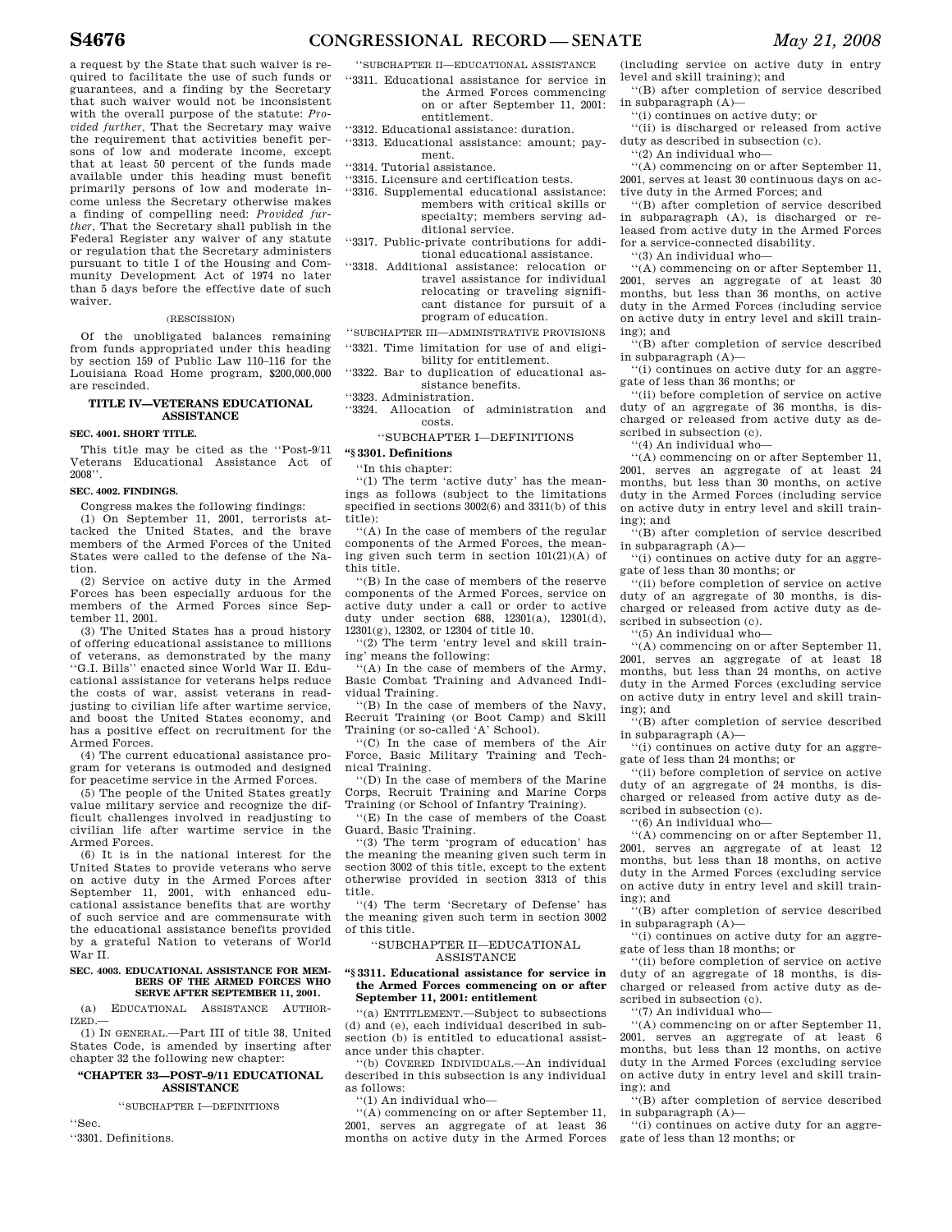a request by the State that such waiver is required to facilitate the use of such funds or guarantees, and a finding by the Secretary that such waiver would not be inconsistent with the overall purpose of the statute: *Provided further*, That the Secretary may waive the requirement that activities benefit persons of low and moderate income, except that at least 50 percent of the funds made available under this heading must benefit primarily persons of low and moderate income unless the Secretary otherwise makes a finding of compelling need: *Provided further*, That the Secretary shall publish in the Federal Register any waiver of any statute or regulation that the Secretary administers pursuant to title I of the Housing and Community Development Act of 1974 no later than 5 days before the effective date of such waiver.

(RESCISSION)

Of the unobligated balances remaining from funds appropriated under this heading by section 159 of Public Law 110–116 for the Louisiana Road Home program, $200,000,000 are rescinded.

## TITLE IV—VETERANS EDUCATIONAL ASSISTANCE

### SEC. 4001. SHORT TITLE.

This title may be cited as the ''Post-9/11 Veterans Educational Assistance Act of 2008''.

### SEC. 4002. FINDINGS.

Congress makes the following findings:

(1) On September 11, 2001, terrorists attacked the United States, and the brave members of the Armed Forces of the United States were called to the defense of the Nation.

(2) Service on active duty in the Armed Forces has been especially arduous for the members of the Armed Forces since September 11, 2001.

(3) The United States has a proud history of offering educational assistance to millions of veterans, as demonstrated by the many ''G.I. Bills'' enacted since World War II. Educational assistance for veterans helps reduce the costs of war, assist veterans in readjusting to civilian life after wartime service, and boost the United States economy, and has a positive effect on recruitment for the Armed Forces.

(4) The current educational assistance program for veterans is outmoded and designed for peacetime service in the Armed Forces.

(5) The people of the United States greatly value military service and recognize the difficult challenges involved in readjusting to civilian life after wartime service in the Armed Forces.

(6) It is in the national interest for the United States to provide veterans who serve on active duty in the Armed Forces after September 11, 2001, with enhanced educational assistance benefits that are worthy of such service and are commensurate with the educational assistance benefits provided by a grateful Nation to veterans of World War II.

### SEC. 4003. EDUCATIONAL ASSISTANCE FOR MEMBERS OF THE ARMED FORCES WHO SERVE AFTER SEPTEMBER 11, 2001.

(a) EDUCATIONAL ASSISTANCE AUTHORIZED.—

(1) IN GENERAL.—Part III of title 38, United States Code, is amended by inserting after chapter 32 the following new chapter:

### ''CHAPTER 33—POST-9/11 EDUCATIONAL ASSISTANCE

''SUBCHAPTER I—DEFINITIONS

''Sec.

''3301. Definitions.

''SUBCHAPTER II—EDUCATIONAL ASSISTANCE

''3311. Educational assistance for service in the Armed Forces commencing on or after September 11, 2001: entitlement.

''3312. Educational assistance: duration.

''3313. Educational assistance: amount; payment.

''3314. Tutorial assistance.

''3315. Licensure and certification tests.

''3316. Supplemental educational assistance: members with critical skills or specialty; members serving additional service.

''3317. Public-private contributions for additional educational assistance.

''3318. Additional assistance: relocation or travel assistance for individual relocating or traveling significant distance for pursuit of a program of education.

''SUBCHAPTER III—ADMINISTRATIVE PROVISIONS

''3321. Time limitation for use of and eligibility for entitlement.

''3322. Bar to duplication of educational assistance benefits.

''3323. Administration.

''3324. Allocation of administration and costs.

''SUBCHAPTER I—DEFINITIONS

**''§ 3301. Definitions**

''In this chapter:

''(1) The term 'active duty' has the meanings as follows (subject to the limitations specified in sections 3002(6) and 3311(b) of this title):

''(A) In the case of members of the regular components of the Armed Forces, the meaning given such term in section 101(21)(A) of this title.

''(B) In the case of members of the reserve components of the Armed Forces, service on active duty under a call or order to active duty under section 688, 12301(a), 12301(d), 12301(g), 12302, or 12304 of title 10.

''(2) The term 'entry level and skill training' means the following:

''(A) In the case of members of the Army, Basic Combat Training and Advanced Individual Training.

''(B) In the case of members of the Navy, Recruit Training (or Boot Camp) and Skill Training (or so-called 'A' School).

''(C) In the case of members of the Air Force, Basic Military Training and Technical Training.

''(D) In the case of members of the Marine Corps, Recruit Training and Marine Corps Training (or School of Infantry Training).

''(E) In the case of members of the Coast Guard, Basic Training.

''(3) The term 'program of education' has the meaning the meaning given such term in section 3002 of this title, except to the extent otherwise provided in section 3313 of this title.

''(4) The term 'Secretary of Defense' has the meaning given such term in section 3002 of this title.

''SUBCHAPTER II—EDUCATIONAL ASSISTANCE

**''§ 3311. Educational assistance for service in the Armed Forces commencing on or after September 11, 2001: entitlement**

''(a) ENTITLEMENT.—Subject to subsections (d) and (e), each individual described in subsection (b) is entitled to educational assistance under this chapter.

''(b) COVERED INDIVIDUALS.—An individual described in this subsection is any individual as follows:

''(1) An individual who—

''(A) commencing on or after September 11, 2001, serves an aggregate of at least 36 months on active duty in the Armed Forces (including service on active duty in entry level and skill training); and

''(B) after completion of service described in subparagraph (A)—

''(i) continues on active duty; or

''(ii) is discharged or released from active duty as described in subsection (c).

''(2) An individual who—

''(A) commencing on or after September 11, 2001, serves at least 30 continuous days on active duty in the Armed Forces; and

''(B) after completion of service described in subparagraph (A), is discharged or released from active duty in the Armed Forces for a service-connected disability.

''(3) An individual who—

''(A) commencing on or after September 11, 2001, serves an aggregate of at least 30 months, but less than 36 months, on active duty in the Armed Forces (including service on active duty in entry level and skill training); and

''(B) after completion of service described in subparagraph (A)—

''(i) continues on active duty for an aggregate of less than 36 months; or

''(ii) before completion of service on active duty of an aggregate of 36 months, is discharged or released from active duty as described in subsection (c).

''(4) An individual who—

''(A) commencing on or after September 11, 2001, serves an aggregate of at least 24 months, but less than 30 months, on active duty in the Armed Forces (including service on active duty in entry level and skill training); and

''(B) after completion of service described in subparagraph (A)—

''(i) continues on active duty for an aggregate of less than 30 months; or

''(ii) before completion of service on active duty of an aggregate of 30 months, is discharged or released from active duty as described in subsection (c).

''(5) An individual who—

''(A) commencing on or after September 11, 2001, serves an aggregate of at least 18 months, but less than 24 months, on active duty in the Armed Forces (excluding service on active duty in entry level and skill training); and

''(B) after completion of service described in subparagraph (A)—

''(i) continues on active duty for an aggregate of less than 24 months; or

''(ii) before completion of service on active duty of an aggregate of 24 months, is discharged or released from active duty as described in subsection (c).

''(6) An individual who—

''(A) commencing on or after September 11, 2001, serves an aggregate of at least 12 months, but less than 18 months, on active duty in the Armed Forces (excluding service on active duty in entry level and skill training); and

''(B) after completion of service described in subparagraph (A)—

''(i) continues on active duty for an aggregate of less than 18 months; or

''(ii) before completion of service on active duty of an aggregate of 18 months, is discharged or released from active duty as described in subsection (c).

''(7) An individual who—

''(A) commencing on or after September 11, 2001, serves an aggregate of at least 6 months, but less than 12 months, on active duty in the Armed Forces (excluding service on active duty in entry level and skill training); and

''(B) after completion of service described in subparagraph (A)—

''(i) continues on active duty for an aggregate of less than 12 months; or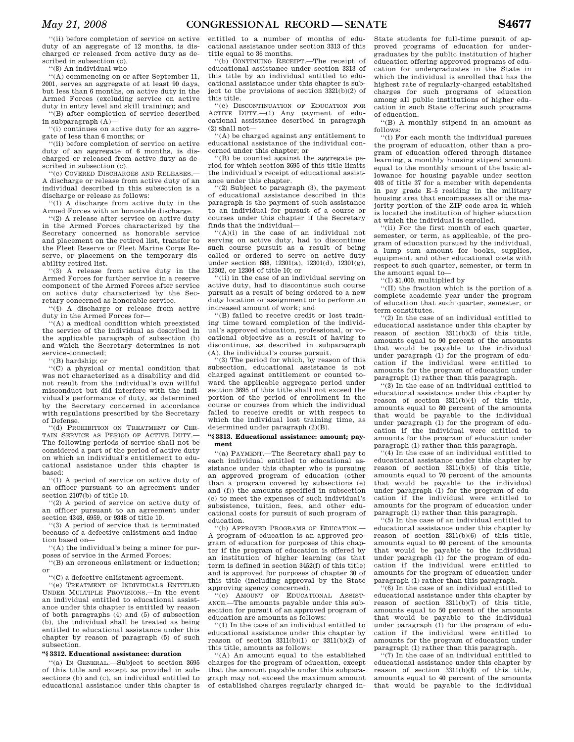"(ii) before completion of service on active duty of an aggregate of 12 months, is discharged or released from active duty as described in subsection (c).

"(8) An individual who—

"(A) commencing on or after September 11, 2001, serves an aggregate of at least 90 days, but less than 6 months, on active duty in the Armed Forces (excluding service on active duty in entry level and skill training); and

"(B) after completion of service described in subparagraph (A)—

"(i) continues on active duty for an aggregate of less than 6 months; or

"(ii) before completion of service on active duty of an aggregate of 6 months, is discharged or released from active duty as described in subsection (c).

"(c) COVERED DISCHARGES AND RELEASES.—A discharge or release from active duty of an individual described in this subsection is a discharge or release as follows:

"(1) A discharge from active duty in the Armed Forces with an honorable discharge.

"(2) A release after service on active duty in the Armed Forces characterized by the Secretary concerned as honorable service and placement on the retired list, transfer to the Fleet Reserve or Fleet Marine Corps Reserve, or placement on the temporary disability retired list.

"(3) A release from active duty in the Armed Forces for further service in a reserve component of the Armed Forces after service on active duty characterized by the Secretary concerned as honorable service.

"(4) A discharge or release from active duty in the Armed Forces for—

"(A) a medical condition which preexisted the service of the individual as described in the applicable paragraph of subsection (b) and which the Secretary determines is not service-connected;

"(B) hardship; or

"(C) a physical or mental condition that was not characterized as a disability and did not result from the individual's own willful misconduct but did interfere with the individual's performance of duty, as determined by the Secretary concerned in accordance with regulations prescribed by the Secretary of Defense.

"(d) PROHIBITION ON TREATMENT OF CERTAIN SERVICE AS PERIOD OF ACTIVE DUTY.—The following periods of service shall not be considered a part of the period of active duty on which an individual's entitlement to educational assistance under this chapter is based:

"(1) A period of service on active duty of an officer pursuant to an agreement under section 2107(b) of title 10.

"(2) A period of service on active duty of an officer pursuant to an agreement under section 4348, 6959, or 9348 of title 10.

"(3) A period of service that is terminated because of a defective enlistment and induction based on—

"(A) the individual's being a minor for purposes of service in the Armed Forces;

"(B) an erroneous enlistment or induction; or

"(C) a defective enlistment agreement.

"(e) TREATMENT OF INDIVIDUALS ENTITLED UNDER MULTIPLE PROVISIONS.—In the event an individual entitled to educational assistance under this chapter is entitled by reason of both paragraphs (4) and (5) of subsection (b), the individual shall be treated as being entitled to educational assistance under this chapter by reason of paragraph (5) of such subsection.

**"§ 3312. Educational assistance: duration**

"(a) IN GENERAL.—Subject to section 3695 of this title and except as provided in subsections (b) and (c), an individual entitled to educational assistance under this chapter is entitled to a number of months of educational assistance under section 3313 of this title equal to 36 months.

"(b) CONTINUING RECEIPT.—The receipt of educational assistance under section 3313 of this title by an individual entitled to educational assistance under this chapter is subject to the provisions of section 3321(b)(2) of this title.

"(c) DISCONTINUATION OF EDUCATION FOR ACTIVE DUTY.—(1) Any payment of educational assistance described in paragraph (2) shall not—

"(A) be charged against any entitlement to educational assistance of the individual concerned under this chapter; or

"(B) be counted against the aggregate period for which section 3695 of this title limits the individual's receipt of educational assistance under this chapter.

"(2) Subject to paragraph (3), the payment of educational assistance described in this paragraph is the payment of such assistance to an individual for pursuit of a course or courses under this chapter if the Secretary finds that the individual—

"(A)(i) in the case of an individual not serving on active duty, had to discontinue such course pursuit as a result of being called or ordered to serve on active duty under section 688, 12301(a), 12301(d), 12301(g), 12302, or 12304 of title 10; or

"(ii) in the case of an individual serving on active duty, had to discontinue such course pursuit as a result of being ordered to a new duty location or assignment or to perform an increased amount of work; and

"(B) failed to receive credit or lost training time toward completion of the individual's approved education, professional, or vocational objective as a result of having to discontinue, as described in subparagraph (A), the individual's course pursuit.

"(3) The period for which, by reason of this subsection, educational assistance is not charged against entitlement or counted toward the applicable aggregate period under section 3695 of this title shall not exceed the portion of the period of enrollment in the course or courses from which the individual failed to receive credit or with respect to which the individual lost training time, as determined under paragraph (2)(B).

**"§ 3313. Educational assistance: amount; payment**

"(a) PAYMENT.—The Secretary shall pay to each individual entitled to educational assistance under this chapter who is pursuing an approved program of education (other than a program covered by subsections (e) and (f)) the amounts specified in subsection (c) to meet the expenses of such individual's subsistence, tuition, fees, and other educational costs for pursuit of such program of education.

"(b) APPROVED PROGRAMS OF EDUCATION.—A program of education is an approved program of education for purposes of this chapter if the program of education is offered by an institution of higher learning (as that term is defined in section 3452(f) of this title) and is approved for purposes of chapter 30 of this title (including approval by the State approving agency concerned).

"(c) AMOUNT OF EDUCATIONAL ASSISTANCE.—The amounts payable under this subsection for pursuit of an approved program of education are amounts as follows:

"(1) In the case of an individual entitled to educational assistance under this chapter by reason of section 3311(b)(1) or 3311(b)(2) of this title, amounts as follows:

"(A) An amount equal to the established charges for the program of education, except that the amount payable under this subparagraph may not exceed the maximum amount of established charges regularly charged in-State students for full-time pursuit of approved programs of education for undergraduates by the public institution of higher education offering approved programs of education for undergraduates in the State in which the individual is enrolled that has the highest rate of regularly-charged established charges for such programs of education among all public institutions of higher education in such State offering such programs of education.

"(B) A monthly stipend in an amount as follows:

"(i) For each month the individual pursues the program of education, other than a program of education offered through distance learning, a monthly housing stipend amount equal to the monthly amount of the basic allowance for housing payable under section 403 of title 37 for a member with dependents in pay grade E–5 residing in the military housing area that encompasses all or the majority portion of the ZIP code area in which is located the institution of higher education at which the individual is enrolled.

"(ii) For the first month of each quarter, semester, or term, as applicable, of the program of education pursued by the individual, a lump sum amount for books, supplies, equipment, and other educational costs with respect to such quarter, semester, or term in the amount equal to—

"(I) $1,000, multiplied by

"(II) the fraction which is the portion of a complete academic year under the program of education that such quarter, semester, or term constitutes.

"(2) In the case of an individual entitled to educational assistance under this chapter by reason of section 3311(b)(3) of this title, amounts equal to 90 percent of the amounts that would be payable to the individual under paragraph (1) for the program of education if the individual were entitled to amounts for the program of education under paragraph (1) rather than this paragraph.

"(3) In the case of an individual entitled to educational assistance under this chapter by reason of section 3311(b)(4) of this title, amounts equal to 80 percent of the amounts that would be payable to the individual under paragraph (1) for the program of education if the individual were entitled to amounts for the program of education under paragraph (1) rather than this paragraph.

"(4) In the case of an individual entitled to educational assistance under this chapter by reason of section 3311(b)(5) of this title, amounts equal to 70 percent of the amounts that would be payable to the individual under paragraph (1) for the program of education if the individual were entitled to amounts for the program of education under paragraph (1) rather than this paragraph.

"(5) In the case of an individual entitled to educational assistance under this chapter by reason of section 3311(b)(6) of this title, amounts equal to 60 percent of the amounts that would be payable to the individual under paragraph (1) for the program of education if the individual were entitled to amounts for the program of education under paragraph (1) rather than this paragraph.

"(6) In the case of an individual entitled to educational assistance under this chapter by reason of section 3311(b)(7) of this title, amounts equal to 50 percent of the amounts that would be payable to the individual under paragraph (1) for the program of education if the individual were entitled to amounts for the program of education under paragraph (1) rather than this paragraph.

"(7) In the case of an individual entitled to educational assistance under this chapter by reason of section 3311(b)(8) of this title, amounts equal to 40 percent of the amounts that would be payable to the individual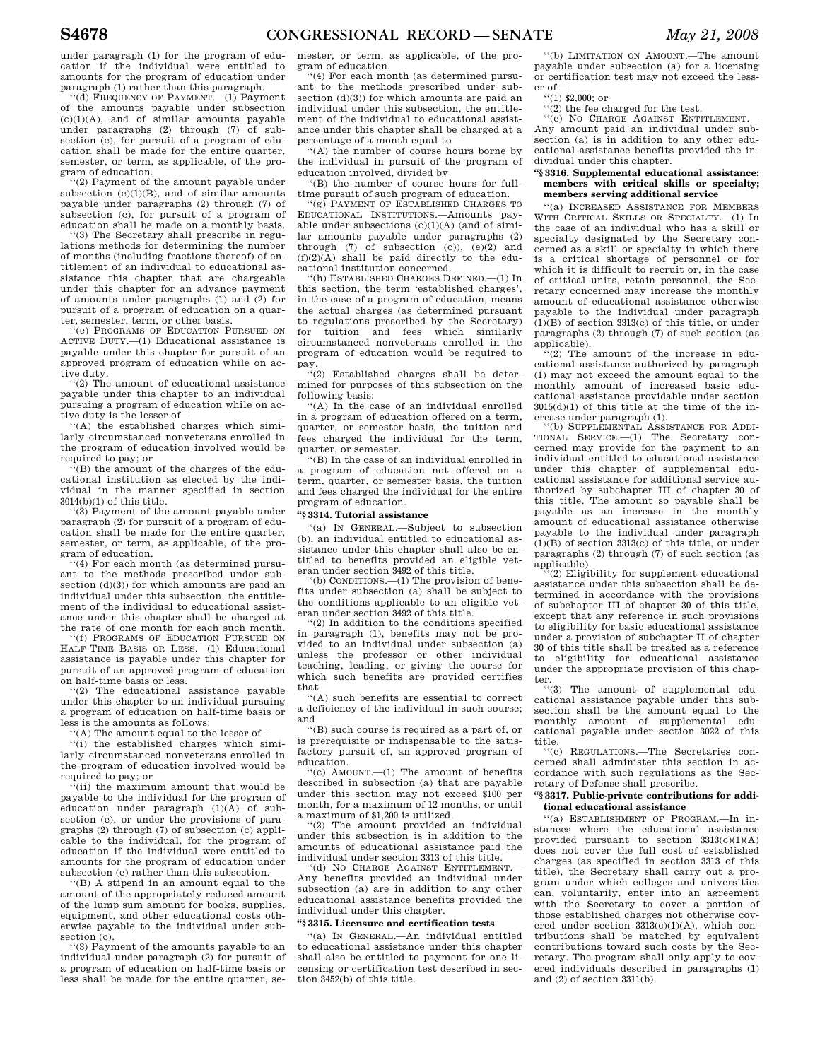under paragraph (1) for the program of education if the individual were entitled to amounts for the program of education under paragraph (1) rather than this paragraph.

''(d) FREQUENCY OF PAYMENT.—(1) Payment of the amounts payable under subsection (c)(1)(A), and of similar amounts payable under paragraphs (2) through (7) of subsection (c), for pursuit of a program of education shall be made for the entire quarter, semester, or term, as applicable, of the program of education.

''(2) Payment of the amount payable under subsection (c)(1)(B), and of similar amounts payable under paragraphs (2) through (7) of subsection (c), for pursuit of a program of education shall be made on a monthly basis.

''(3) The Secretary shall prescribe in regulations methods for determining the number of months (including fractions thereof) of entitlement of an individual to educational assistance this chapter that are chargeable under this chapter for an advance payment of amounts under paragraphs (1) and (2) for pursuit of a program of education on a quarter, semester, term, or other basis.

''(e) PROGRAMS OF EDUCATION PURSUED ON ACTIVE DUTY.—(1) Educational assistance is payable under this chapter for pursuit of an approved program of education while on active duty.

''(2) The amount of educational assistance payable under this chapter to an individual pursuing a program of education while on active duty is the lesser of—

''(A) the established charges which similarly circumstanced nonveterans enrolled in the program of education involved would be required to pay; or

''(B) the amount of the charges of the educational institution as elected by the individual in the manner specified in section 3014(b)(1) of this title.

''(3) Payment of the amount payable under paragraph (2) for pursuit of a program of education shall be made for the entire quarter, semester, or term, as applicable, of the program of education.

''(4) For each month (as determined pursuant to the methods prescribed under subsection (d)(3)) for which amounts are paid an individual under this subsection, the entitlement of the individual to educational assistance under this chapter shall be charged at the rate of one month for each such month.

''(f) PROGRAMS OF EDUCATION PURSUED ON HALF-TIME BASIS OR LESS.—(1) Educational assistance is payable under this chapter for pursuit of an approved program of education on half-time basis or less.

''(2) The educational assistance payable under this chapter to an individual pursuing a program of education on half-time basis or less is the amounts as follows:

''(A) The amount equal to the lesser of—

''(i) the established charges which similarly circumstanced nonveterans enrolled in the program of education involved would be required to pay; or

''(ii) the maximum amount that would be payable to the individual for the program of education under paragraph (1)(A) of subsection (c), or under the provisions of paragraphs (2) through (7) of subsection (c) applicable to the individual, for the program of education if the individual were entitled to amounts for the program of education under subsection (c) rather than this subsection.

''(B) A stipend in an amount equal to the amount of the appropriately reduced amount of the lump sum amount for books, supplies, equipment, and other educational costs otherwise payable to the individual under subsection (c).

''(3) Payment of the amounts payable to an individual under paragraph (2) for pursuit of a program of education on half-time basis or less shall be made for the entire quarter, semester, or term, as applicable, of the program of education.

''(4) For each month (as determined pursuant to the methods prescribed under subsection (d)(3)) for which amounts are paid an individual under this subsection, the entitlement of the individual to educational assistance under this chapter shall be charged at a percentage of a month equal to—

''(A) the number of course hours borne by the individual in pursuit of the program of education involved, divided by

''(B) the number of course hours for full-time pursuit of such program of education.

''(g) PAYMENT OF ESTABLISHED CHARGES TO EDUCATIONAL INSTITUTIONS.—Amounts payable under subsections (c)(1)(A) (and of similar amounts payable under paragraphs (2) through (7) of subsection (c)), (e)(2) and (f)(2)(A) shall be paid directly to the educational institution concerned.

''(h) ESTABLISHED CHARGES DEFINED.—(1) In this section, the term 'established charges', in the case of a program of education, means the actual charges (as determined pursuant to regulations prescribed by the Secretary) for tuition and fees which similarly circumstanced nonveterans enrolled in the program of education would be required to pay.

''(2) Established charges shall be determined for purposes of this subsection on the following basis:

''(A) In the case of an individual enrolled in a program of education offered on a term, quarter, or semester basis, the tuition and fees charged the individual for the term, quarter, or semester.

''(B) In the case of an individual enrolled in a program of education not offered on a term, quarter, or semester basis, the tuition and fees charged the individual for the entire program of education.

**''§ 3314. Tutorial assistance**

''(a) IN GENERAL.—Subject to subsection (b), an individual entitled to educational assistance under this chapter shall also be entitled to benefits provided an eligible veteran under section 3492 of this title.

''(b) CONDITIONS.—(1) The provision of benefits under subsection (a) shall be subject to the conditions applicable to an eligible veteran under section 3492 of this title.

''(2) In addition to the conditions specified in paragraph (1), benefits may not be provided to an individual under subsection (a) unless the professor or other individual teaching, leading, or giving the course for which such benefits are provided certifies that—

''(A) such benefits are essential to correct a deficiency of the individual in such course; and

''(B) such course is required as a part of, or is prerequisite or indispensable to the satisfactory pursuit of, an approved program of education.

''(c) AMOUNT.—(1) The amount of benefits described in subsection (a) that are payable under this section may not exceed $100 per month, for a maximum of 12 months, or until a maximum of $1,200 is utilized.

''(2) The amount provided an individual under this subsection is in addition to the amounts of educational assistance paid the individual under section 3313 of this title.

''(d) NO CHARGE AGAINST ENTITLEMENT.—Any benefits provided an individual under subsection (a) are in addition to any other educational assistance benefits provided the individual under this chapter.

**''§ 3315. Licensure and certification tests**

''(a) IN GENERAL.—An individual entitled to educational assistance under this chapter shall also be entitled to payment for one licensing or certification test described in section 3452(b) of this title.

''(b) LIMITATION ON AMOUNT.—The amount payable under subsection (a) for a licensing or certification test may not exceed the lesser of—

''(1) $2,000; or

''(2) the fee charged for the test.

''(c) NO CHARGE AGAINST ENTITLEMENT.—Any amount paid an individual under subsection (a) is in addition to any other educational assistance benefits provided the individual under this chapter.

**''§ 3316. Supplemental educational assistance: members with critical skills or specialty; members serving additional service**

''(a) INCREASED ASSISTANCE FOR MEMBERS WITH CRITICAL SKILLS OR SPECIALTY.—(1) In the case of an individual who has a skill or specialty designated by the Secretary concerned as a skill or specialty in which there is a critical shortage of personnel or for which it is difficult to recruit or, in the case of critical units, retain personnel, the Secretary concerned may increase the monthly amount of educational assistance otherwise payable to the individual under paragraph (1)(B) of section 3313(c) of this title, or under paragraphs (2) through (7) of such section (as applicable).

''(2) The amount of the increase in educational assistance authorized by paragraph (1) may not exceed the amount equal to the monthly amount of increased basic educational assistance providable under section 3015(d)(1) of this title at the time of the increase under paragraph (1).

''(b) SUPPLEMENTAL ASSISTANCE FOR ADDITIONAL SERVICE.—(1) The Secretary concerned may provide for the payment to an individual entitled to educational assistance under this chapter of supplemental educational assistance for additional service authorized by subchapter III of chapter 30 of this title. The amount so payable shall be payable as an increase in the monthly amount of educational assistance otherwise payable to the individual under paragraph (1)(B) of section 3313(c) of this title, or under paragraphs (2) through (7) of such section (as applicable).

''(2) Eligibility for supplement educational assistance under this subsection shall be determined in accordance with the provisions of subchapter III of chapter 30 of this title, except that any reference in such provisions to eligibility for basic educational assistance under a provision of subchapter II of chapter 30 of this title shall be treated as a reference to eligibility for educational assistance under the appropriate provision of this chapter.

''(3) The amount of supplemental educational assistance payable under this subsection shall be the amount equal to the monthly amount of supplemental educational payable under section 3022 of this title.

''(c) REGULATIONS.—The Secretaries concerned shall administer this section in accordance with such regulations as the Secretary of Defense shall prescribe.

**''§ 3317. Public-private contributions for additional educational assistance**

''(a) ESTABLISHMENT OF PROGRAM.—In instances where the educational assistance provided pursuant to section 3313(c)(1)(A) does not cover the full cost of established charges (as specified in section 3313 of this title), the Secretary shall carry out a program under which colleges and universities can, voluntarily, enter into an agreement with the Secretary to cover a portion of those established charges not otherwise covered under section 3313(c)(1)(A), which contributions shall be matched by equivalent contributions toward such costs by the Secretary. The program shall only apply to covered individuals described in paragraphs (1) and (2) of section 3311(b).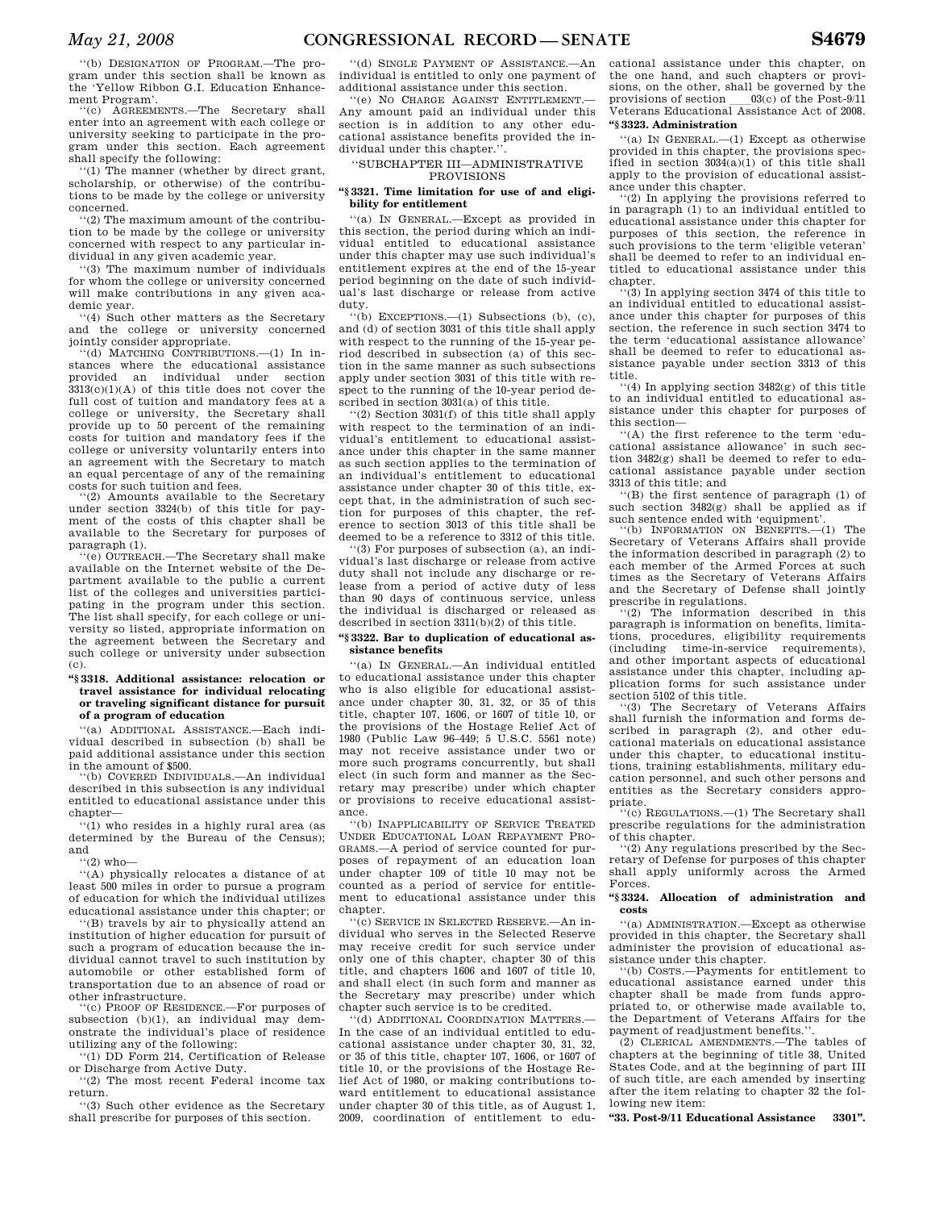"(b) DESIGNATION OF PROGRAM.—The program under this section shall be known as the 'Yellow Ribbon G.I. Education Enhancement Program'.

"(c) AGREEMENTS.—The Secretary shall enter into an agreement with each college or university seeking to participate in the program under this section. Each agreement shall specify the following:

"(1) The manner (whether by direct grant, scholarship, or otherwise) of the contributions to be made by the college or university concerned.

"(2) The maximum amount of the contribution to be made by the college or university concerned with respect to any particular individual in any given academic year.

"(3) The maximum number of individuals for whom the college or university concerned will make contributions in any given academic year.

"(4) Such other matters as the Secretary and the college or university concerned jointly consider appropriate.

"(d) MATCHING CONTRIBUTIONS.—(1) In instances where the educational assistance provided an individual under section 3313(c)(1)(A) of this title does not cover the full cost of tuition and mandatory fees at a college or university, the Secretary shall provide up to 50 percent of the remaining costs for tuition and mandatory fees if the college or university voluntarily enters into an agreement with the Secretary to match an equal percentage of any of the remaining costs for such tuition and fees.

"(2) Amounts available to the Secretary under section 3324(b) of this title for payment of the costs of this chapter shall be available to the Secretary for purposes of paragraph (1).

"(e) OUTREACH.—The Secretary shall make available on the Internet website of the Department available to the public a current list of the colleges and universities participating in the program under this section. The list shall specify, for each college or university so listed, appropriate information on the agreement between the Secretary and such college or university under subsection (c).

**"§3318. Additional assistance: relocation or travel assistance for individual relocating or traveling significant distance for pursuit of a program of education**

"(a) ADDITIONAL ASSISTANCE.—Each individual described in subsection (b) shall be paid additional assistance under this section in the amount of $500.

"(b) COVERED INDIVIDUALS.—An individual described in this subsection is any individual entitled to educational assistance under this chapter—

"(1) who resides in a highly rural area (as determined by the Bureau of the Census); and

"(2) who—

"(A) physically relocates a distance of at least 500 miles in order to pursue a program of education for which the individual utilizes educational assistance under this chapter; or

"(B) travels by air to physically attend an institution of higher education for pursuit of such a program of education because the individual cannot travel to such institution by automobile or other established form of transportation due to an absence of road or other infrastructure.

"(c) PROOF OF RESIDENCE.—For purposes of subsection (b)(1), an individual may demonstrate the individual's place of residence utilizing any of the following:

"(1) DD Form 214, Certification of Release or Discharge from Active Duty.

"(2) The most recent Federal income tax return.

"(3) Such other evidence as the Secretary shall prescribe for purposes of this section.

"(d) SINGLE PAYMENT OF ASSISTANCE.—An individual is entitled to only one payment of additional assistance under this section.

"(e) NO CHARGE AGAINST ENTITLEMENT.—Any amount paid an individual under this section is in addition to any other educational assistance benefits provided the individual under this chapter.".

"SUBCHAPTER III—ADMINISTRATIVE PROVISIONS

**"§3321. Time limitation for use of and eligibility for entitlement**

"(a) IN GENERAL.—Except as provided in this section, the period during which an individual entitled to educational assistance under this chapter may use such individual's entitlement expires at the end of the 15-year period beginning on the date of such individual's last discharge or release from active duty.

"(b) EXCEPTIONS.—(1) Subsections (b), (c), and (d) of section 3031 of this title shall apply with respect to the running of the 15-year period described in subsection (a) of this section in the same manner as such subsections apply under section 3031 of this title with respect to the running of the 10-year period described in section 3031(a) of this title.

"(2) Section 3031(f) of this title shall apply with respect to the termination of an individual's entitlement to educational assistance under this chapter in the same manner as such section applies to the termination of an individual's entitlement to educational assistance under chapter 30 of this title, except that, in the administration of such section for purposes of this chapter, the reference to section 3013 of this title shall be deemed to be a reference to 3312 of this title.

"(3) For purposes of subsection (a), an individual's last discharge or release from active duty shall not include any discharge or release from a period of active duty of less than 90 days of continuous service, unless the individual is discharged or released as described in section 3311(b)(2) of this title.

**"§3322. Bar to duplication of educational assistance benefits**

"(a) IN GENERAL.—An individual entitled to educational assistance under this chapter who is also eligible for educational assistance under chapter 30, 31, 32, or 35 of this title, chapter 107, 1606, or 1607 of title 10, or the provisions of the Hostage Relief Act of 1980 (Public Law 96–449; 5 U.S.C. 5561 note) may not receive assistance under two or more such programs concurrently, but shall elect (in such form and manner as the Secretary may prescribe) under which chapter or provisions to receive educational assistance.

"(b) INAPPLICABILITY OF SERVICE TREATED UNDER EDUCATIONAL LOAN REPAYMENT PROGRAMS.—A period of service counted for purposes of repayment of an education loan under chapter 109 of title 10 may not be counted as a period of service for entitlement to educational assistance under this chapter.

"(c) SERVICE IN SELECTED RESERVE.—An individual who serves in the Selected Reserve may receive credit for such service under only one of this chapter, chapter 30 of this title, and chapters 1606 and 1607 of title 10, and shall elect (in such form and manner as the Secretary may prescribe) under which chapter such service is to be credited.

"(d) ADDITIONAL COORDINATION MATTERS.—In the case of an individual entitled to educational assistance under chapter 30, 31, 32, or 35 of this title, chapter 107, 1606, or 1607 of title 10, or the provisions of the Hostage Relief Act of 1980, or making contributions toward entitlement to educational assistance under chapter 30 of this title, as of August 1, 2009, coordination of entitlement to educational assistance under this chapter, on the one hand, and such chapters or provisions, on the other, shall be governed by the provisions of section ___03(c) of the Post-9/11 Veterans Educational Assistance Act of 2008.

**"§3323. Administration**

"(a) IN GENERAL.—(1) Except as otherwise provided in this chapter, the provisions specified in section 3034(a)(1) of this title shall apply to the provision of educational assistance under this chapter.

"(2) In applying the provisions referred to in paragraph (1) to an individual entitled to educational assistance under this chapter for purposes of this section, the reference in such provisions to the term 'eligible veteran' shall be deemed to refer to an individual entitled to educational assistance under this chapter.

"(3) In applying section 3474 of this title to an individual entitled to educational assistance under this chapter for purposes of this section, the reference in such section 3474 to the term 'educational assistance allowance' shall be deemed to refer to educational assistance payable under section 3313 of this title.

"(4) In applying section 3482(g) of this title to an individual entitled to educational assistance under this chapter for purposes of this section—

"(A) the first reference to the term 'educational assistance allowance' in such section 3482(g) shall be deemed to refer to educational assistance payable under section 3313 of this title; and

"(B) the first sentence of paragraph (1) of such section 3482(g) shall be applied as if such sentence ended with 'equipment'.

"(b) INFORMATION ON BENEFITS.—(1) The Secretary of Veterans Affairs shall provide the information described in paragraph (2) to each member of the Armed Forces at such times as the Secretary of Veterans Affairs and the Secretary of Defense shall jointly prescribe in regulations.

"(2) The information described in this paragraph is information on benefits, limitations, procedures, eligibility requirements (including time-in-service requirements), and other important aspects of educational assistance under this chapter, including application forms for such assistance under section 5102 of this title.

"(3) The Secretary of Veterans Affairs shall furnish the information and forms described in paragraph (2), and other educational materials on educational assistance under this chapter, to educational institutions, training establishments, military education personnel, and such other persons and entities as the Secretary considers appropriate.

"(c) REGULATIONS.—(1) The Secretary shall prescribe regulations for the administration of this chapter.

"(2) Any regulations prescribed by the Secretary of Defense for purposes of this chapter shall apply uniformly across the Armed Forces.

**"§3324. Allocation of administration and costs**

"(a) ADMINISTRATION.—Except as otherwise provided in this chapter, the Secretary shall administer the provision of educational assistance under this chapter.

"(b) COSTS.—Payments for entitlement to educational assistance earned under this chapter shall be made from funds appropriated to, or otherwise made available to, the Department of Veterans Affairs for the payment of readjustment benefits.".

(2) CLERICAL AMENDMENTS.—The tables of chapters at the beginning of title 38, United States Code, and at the beginning of part III of such title, are each amended by inserting after the item relating to chapter 32 the following new item:

**"33. Post-9/11 Educational Assistance 3301".**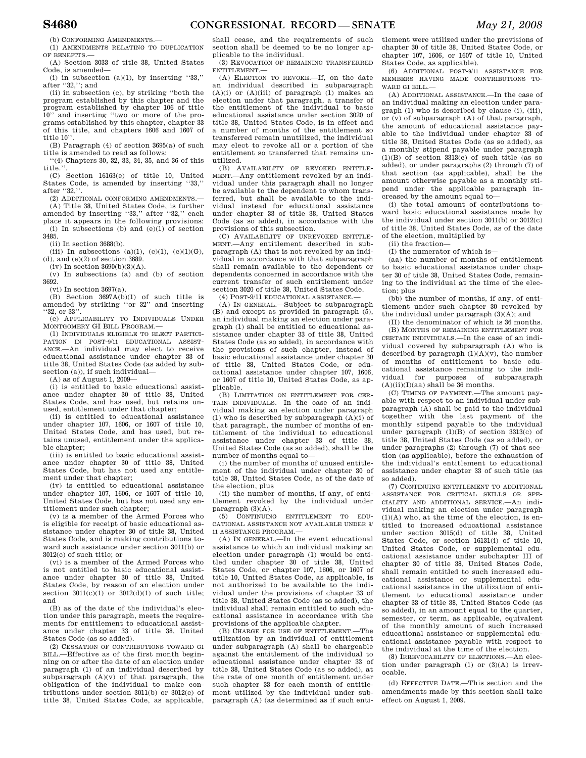(b) CONFORMING AMENDMENTS.—

(1) AMENDMENTS RELATING TO DUPLICATION OF BENEFITS.—

(A) Section 3033 of title 38, United States Code, is amended—

(i) in subsection (a)(1), by inserting ''33,'' after ''32,''; and

(ii) in subsection (c), by striking ''both the program established by this chapter and the program established by chapter 106 of title 10'' and inserting ''two or more of the programs established by this chapter, chapter 33 of this title, and chapters 1606 and 1607 of title 10''.

(B) Paragraph (4) of section 3695(a) of such title is amended to read as follows:

''(4) Chapters 30, 32, 33, 34, 35, and 36 of this title.''.

(C) Section 16163(e) of title 10, United States Code, is amended by inserting ''33,'' after ''32,''.

(2) ADDITIONAL CONFORMING AMENDMENTS.—

(A) Title 38, United States Code, is further amended by inserting ''33,'' after ''32,'' each place it appears in the following provisions:

(i) In subsections (b) and (e)(1) of section 3485.

(ii) In section 3688(b).

(iii) In subsections (a)(1), (c)(1), (c)(1)(G), (d), and (e)(2) of section 3689.

(iv) In section 3690(b)(3)(A).

(v) In subsections (a) and (b) of section 3692.

(vi) In section 3697(a).

(B) Section 3697A(b)(1) of such title is amended by striking ''or 32'' and inserting ''32, or 33''.

(c) APPLICABILITY TO INDIVIDUALS UNDER MONTGOMERY GI BILL PROGRAM.—

(1) INDIVIDUALS ELIGIBLE TO ELECT PARTICIPATION IN POST-9/11 EDUCATIONAL ASSISTANCE.—An individual may elect to receive educational assistance under chapter 33 of title 38, United States Code (as added by subsection (a)), if such individual—

(A) as of August 1, 2009—

(i) is entitled to basic educational assistance under chapter 30 of title 38, United States Code, and has used, but retains unused, entitlement under that chapter;

(ii) is entitled to educational assistance under chapter 107, 1606, or 1607 of title 10, United States Code, and has used, but retains unused, entitlement under the applicable chapter;

(iii) is entitled to basic educational assistance under chapter 30 of title 38, United States Code, but has not used any entitlement under that chapter;

(iv) is entitled to educational assistance under chapter 107, 1606, or 1607 of title 10, United States Code, but has not used any entitlement under such chapter;

(v) is a member of the Armed Forces who is eligible for receipt of basic educational assistance under chapter 30 of title 38, United States Code, and is making contributions toward such assistance under section 3011(b) or 3012(c) of such title; or

(vi) is a member of the Armed Forces who is not entitled to basic educational assistance under chapter 30 of title 38, United States Code, by reason of an election under section 3011(c)(1) or 3012(d)(1) of such title; and

(B) as of the date of the individual's election under this paragraph, meets the requirements for entitlement to educational assistance under chapter 33 of title 38, United States Code (as so added).

(2) CESSATION OF CONTRIBUTIONS TOWARD GI BILL.—Effective as of the first month beginning on or after the date of an election under paragraph (1) of an individual described by subparagraph (A)(v) of that paragraph, the obligation of the individual to make contributions under section 3011(b) or 3012(c) of title 38, United States Code, as applicable, shall cease, and the requirements of such section shall be deemed to be no longer applicable to the individual.

(3) REVOCATION OF REMAINING TRANSFERRED ENTITLEMENT.—

(A) ELECTION TO REVOKE.—If, on the date an individual described in subparagraph (A)(i) or (A)(iii) of paragraph (1) makes an election under that paragraph, a transfer of the entitlement of the individual to basic educational assistance under section 3020 of title 38, United States Code, is in effect and a number of months of the entitlement so transferred remain unutilized, the individual may elect to revoke all or a portion of the entitlement so transferred that remains unutilized.

(B) AVAILABILITY OF REVOKED ENTITLEMENT.—Any entitlement revoked by an individual under this paragraph shall no longer be available to the dependent to whom transferred, but shall be available to the individual instead for educational assistance under chapter 33 of title 38, United States Code (as so added), in accordance with the provisions of this subsection.

(C) AVAILABILITY OF UNREVOKED ENTITLEMENT.—Any entitlement described in subparagraph (A) that is not revoked by an individual in accordance with that subparagraph shall remain available to the dependent or dependents concerned in accordance with the current transfer of such entitlement under section 3020 of title 38, United States Code.

(4) POST-9/11 EDUCATIONAL ASSISTANCE.—

(A) IN GENERAL.—Subject to subparagraph (B) and except as provided in paragraph (5), an individual making an election under paragraph (1) shall be entitled to educational assistance under chapter 33 of title 38, United States Code (as so added), in accordance with the provisions of such chapter, instead of basic educational assistance under chapter 30 of title 38, United States Code, or educational assistance under chapter 107, 1606, or 1607 of title 10, United States Code, as applicable.

(B) LIMITATION ON ENTITLEMENT FOR CERTAIN INDIVIDUALS.—In the case of an individual making an election under paragraph (1) who is described by subparagraph (A)(i) of that paragraph, the number of months of entitlement of the individual to educational assistance under chapter 33 of title 38, United States Code (as so added), shall be the number of months equal to—

(i) the number of months of unused entitlement of the individual under chapter 30 of title 38, United States Code, as of the date of the election, plus

(ii) the number of months, if any, of entitlement revoked by the individual under paragraph (3)(A).

(5) CONTINUING ENTITLEMENT TO EDUCATIONAL ASSISTANCE NOT AVAILABLE UNDER 9/11 ASSISTANCE PROGRAM.—

(A) IN GENERAL.—In the event educational assistance to which an individual making an election under paragraph (1) would be entitled under chapter 30 of title 38, United States Code, or chapter 107, 1606, or 1607 of title 10, United States Code, as applicable, is not authorized to be available to the individual under the provisions of chapter 33 of title 38, United States Code (as so added), the individual shall remain entitled to such educational assistance in accordance with the provisions of the applicable chapter.

(B) CHARGE FOR USE OF ENTITLEMENT.—The utilization by an individual of entitlement under subparagraph (A) shall be chargeable against the entitlement of the individual to educational assistance under chapter 33 of title 38, United States Code (as so added), at the rate of one month of entitlement under such chapter 33 for each month of entitlement utilized by the individual under subparagraph (A) (as determined as if such entitlement were utilized under the provisions of chapter 30 of title 38, United States Code, or chapter 107, 1606, or 1607 of title 10, United States Code, as applicable).

(6) ADDITIONAL POST-9/11 ASSISTANCE FOR MEMBERS HAVING MADE CONTRIBUTIONS TOWARD GI BILL.—

(A) ADDITIONAL ASSISTANCE.—In the case of an individual making an election under paragraph (1) who is described by clause (i), (iii), or (v) of subparagraph (A) of that paragraph, the amount of educational assistance payable to the individual under chapter 33 of title 38, United States Code (as so added), as a monthly stipend payable under paragraph (1)(B) of section 3313(c) of such title (as so added), or under paragraphs (2) through (7) of that section (as applicable), shall be the amount otherwise payable as a monthly stipend under the applicable paragraph increased by the amount equal to—

(i) the total amount of contributions toward basic educational assistance made by the individual under section 3011(b) or 3012(c) of title 38, United States Code, as of the date of the election, multiplied by

(ii) the fraction—

(I) the numerator of which is—

(aa) the number of months of entitlement to basic educational assistance under chapter 30 of title 38, United States Code, remaining to the individual at the time of the election; plus

(bb) the number of months, if any, of entitlement under such chapter 30 revoked by the individual under paragraph (3)(A); and

(II) the denominator of which is 36 months.

(B) MONTHS OF REMAINING ENTITLEMENT FOR CERTAIN INDIVIDUALS.—In the case of an individual covered by subparagraph (A) who is described by paragraph (1)(A)(v), the number of months of entitlement to basic educational assistance remaining to the individual for purposes of subparagraph (A)(ii)(I)(aa) shall be 36 months.

(C) TIMING OF PAYMENT.—The amount payable with respect to an individual under subparagraph (A) shall be paid to the individual together with the last payment of the monthly stipend payable to the individual under paragraph (1)(B) of section 3313(c) of title 38, United States Code (as so added), or under paragraphs (2) through (7) of that section (as applicable), before the exhaustion of the individual's entitlement to educational assistance under chapter 33 of such title (as so added).

(7) CONTINUING ENTITLEMENT TO ADDITIONAL ASSISTANCE FOR CRITICAL SKILLS OR SPECIALITY AND ADDITIONAL SERVICE.—An individual making an election under paragraph (1)(A) who, at the time of the election, is entitled to increased educational assistance under section 3015(d) of title 38, United States Code, or section 16131(i) of title 10, United States Code, or supplemental educational assistance under subchapter III of chapter 30 of title 38, United States Code, shall remain entitled to such increased educational assistance or supplemental educational assistance in the utilization of entitlement to educational assistance under chapter 33 of title 38, United States Code (as so added), in an amount equal to the quarter, semester, or term, as applicable, equivalent of the monthly amount of such increased educational assistance or supplemental educational assistance payable with respect to the individual at the time of the election.

(8) IRREVOCABILITY OF ELECTIONS.—An election under paragraph (1) or (3)(A) is irrevocable.

(d) EFFECTIVE DATE.—This section and the amendments made by this section shall take effect on August 1, 2009.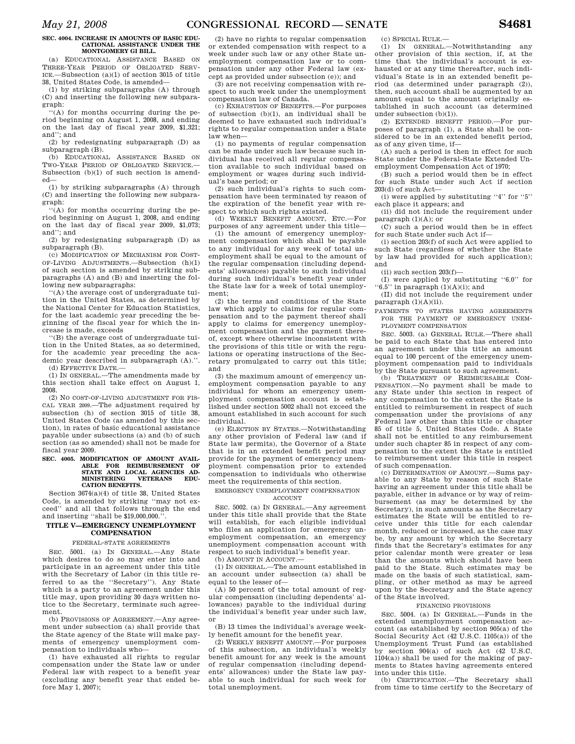**SEC. 4004. INCREASE IN AMOUNTS OF BASIC EDUCATIONAL ASSISTANCE UNDER THE MONTGOMERY GI BILL.**

(a) EDUCATIONAL ASSISTANCE BASED ON THREE-YEAR PERIOD OF OBLIGATED SERVICE.—Subsection (a)(1) of section 3015 of title 38, United States Code, is amended—

(1) by striking subparagraphs (A) through (C) and inserting the following new subparagraph:

''(A) for months occurring during the period beginning on August 1, 2008, and ending on the last day of fiscal year 2009, $1,321; and''; and

(2) by redesignating subparagraph (D) as subparagraph (B).

(b) EDUCATIONAL ASSISTANCE BASED ON TWO-YEAR PERIOD OF OBLIGATED SERVICE.—Subsection (b)(1) of such section is amended—

(1) by striking subparagraphs (A) through (C) and inserting the following new subparagraph:

''(A) for months occurring during the period beginning on August 1, 2008, and ending on the last day of fiscal year 2009, $1,073; and''; and

(2) by redesignating subparagraph (D) as subparagraph (B).

(c) MODIFICATION OF MECHANISM FOR COST-OF-LIVING ADJUSTMENTS.—Subsection (h)(1) of such section is amended by striking subparagraphs (A) and (B) and inserting the following new subparagraphs:

''(A) the average cost of undergraduate tuition in the United States, as determined by the National Center for Education Statistics, for the last academic year preceding the beginning of the fiscal year for which the increase is made, exceeds

''(B) the average cost of undergraduate tuition in the United States, as so determined, for the academic year preceding the academic year described in subparagraph (A).''.

(d) EFFECTIVE DATE.—

(1) IN GENERAL.—The amendments made by this section shall take effect on August 1, 2008.

(2) NO COST-OF-LIVING ADJUSTMENT FOR FISCAL YEAR 2009.—The adjustment required by subsection (h) of section 3015 of title 38, United States Code (as amended by this section), in rates of basic educational assistance payable under subsections (a) and (b) of such section (as so amended) shall not be made for fiscal year 2009.

**SEC. 4005. MODIFICATION OF AMOUNT AVAILABLE FOR REIMBURSEMENT OF STATE AND LOCAL AGENCIES ADMINISTERING VETERANS EDUCATION BENEFITS.**

Section 3674(a)(4) of title 38, United States Code, is amended by striking ''may not exceed'' and all that follows through the end and inserting ''shall be $19,000,000.''.

## TITLE V—EMERGENCY UNEMPLOYMENT COMPENSATION

FEDERAL-STATE AGREEMENTS

SEC. 5001. (a) IN GENERAL.—Any State which desires to do so may enter into and participate in an agreement under this title with the Secretary of Labor (in this title referred to as the ''Secretary''). Any State which is a party to an agreement under this title may, upon providing 30 days written notice to the Secretary, terminate such agreement.

(b) PROVISIONS OF AGREEMENT.—Any agreement under subsection (a) shall provide that the State agency of the State will make payments of emergency unemployment compensation to individuals who—

(1) have exhausted all rights to regular compensation under the State law or under Federal law with respect to a benefit year (excluding any benefit year that ended before May 1, 2007);

(2) have no rights to regular compensation or extended compensation with respect to a week under such law or any other State unemployment compensation law or to compensation under any other Federal law (except as provided under subsection (e)); and

(3) are not receiving compensation with respect to such week under the unemployment compensation law of Canada.

(c) EXHAUSTION OF BENEFITS.—For purposes of subsection (b)(1), an individual shall be deemed to have exhausted such individual's rights to regular compensation under a State law when—

(1) no payments of regular compensation can be made under such law because such individual has received all regular compensation available to such individual based on employment or wages during such individual's base period; or

(2) such individual's rights to such compensation have been terminated by reason of the expiration of the benefit year with respect to which such rights existed.

(d) WEEKLY BENEFIT AMOUNT, ETC.—For purposes of any agreement under this title—

(1) the amount of emergency unemployment compensation which shall be payable to any individual for any week of total unemployment shall be equal to the amount of the regular compensation (including dependents' allowances) payable to such individual during such individual's benefit year under the State law for a week of total unemployment;

(2) the terms and conditions of the State law which apply to claims for regular compensation and to the payment thereof shall apply to claims for emergency unemployment compensation and the payment thereof, except where otherwise inconsistent with the provisions of this title or with the regulations or operating instructions of the Secretary promulgated to carry out this title; and

(3) the maximum amount of emergency unemployment compensation payable to any individual for whom an emergency unemployment compensation account is established under section 5002 shall not exceed the amount established in such account for such individual.

(e) ELECTION BY STATES.—Notwithstanding any other provision of Federal law (and if State law permits), the Governor of a State that is in an extended benefit period may provide for the payment of emergency unemployment compensation prior to extended compensation to individuals who otherwise meet the requirements of this section.

EMERGENCY UNEMPLOYMENT COMPENSATION ACCOUNT

SEC. 5002. (a) IN GENERAL.—Any agreement under this title shall provide that the State will establish, for each eligible individual who files an application for emergency unemployment compensation, an emergency unemployment compensation account with respect to such individual's benefit year.

(b) AMOUNT IN ACCOUNT.—

(1) IN GENERAL.—The amount established in an account under subsection (a) shall be equal to the lesser of—

(A) 50 percent of the total amount of regular compensation (including dependents' allowances) payable to the individual during the individual's benefit year under such law, or

(B) 13 times the individual's average weekly benefit amount for the benefit year.

(2) WEEKLY BENEFIT AMOUNT.—For purposes of this subsection, an individual's weekly benefit amount for any week is the amount of regular compensation (including dependents' allowances) under the State law payable to such individual for such week for total unemployment.

(c) SPECIAL RULE.—

(1) IN GENERAL.—Notwithstanding any other provision of this section, if, at the time that the individual's account is exhausted or at any time thereafter, such individual's State is in an extended benefit period (as determined under paragraph (2)), then, such account shall be augmented by an amount equal to the amount originally established in such account (as determined under subsection (b)(1)).

(2) EXTENDED BENEFIT PERIOD.—For purposes of paragraph (1), a State shall be considered to be in an extended benefit period, as of any given time, if—

(A) such a period is then in effect for such State under the Federal-State Extended Unemployment Compensation Act of 1970;

(B) such a period would then be in effect for such State under such Act if section 203(d) of such Act—

(i) were applied by substituting ''4'' for ''5'' each place it appears; and

(ii) did not include the requirement under paragraph (1)(A); or

(C) such a period would then be in effect for such State under such Act if—

(i) section 203(f) of such Act were applied to such State (regardless of whether the State by law had provided for such application); and

(ii) such section 203(f)—

(I) were applied by substituting ''6.0'' for ''6.5'' in paragraph (1)(A)(i); and

(II) did not include the requirement under paragraph (1)(A)(ii).

PAYMENTS TO STATES HAVING AGREEMENTS FOR THE PAYMENT OF EMERGENCY UNEMPLOYMENT COMPENSATION

SEC. 5003. (a) GENERAL RULE.—There shall be paid to each State that has entered into an agreement under this title an amount equal to 100 percent of the emergency unemployment compensation paid to individuals by the State pursuant to such agreement.

(b) TREATMENT OF REIMBURSABLE COMPENSATION.—No payment shall be made to any State under this section in respect of any compensation to the extent the State is entitled to reimbursement in respect of such compensation under the provisions of any Federal law other than this title or chapter 85 of title 5, United States Code. A State shall not be entitled to any reimbursement under such chapter 85 in respect of any compensation to the extent the State is entitled to reimbursement under this title in respect of such compensation.

(c) DETERMINATION OF AMOUNT.—Sums payable to any State by reason of such State having an agreement under this title shall be payable, either in advance or by way of reimbursement (as may be determined by the Secretary), in such amounts as the Secretary estimates the State will be entitled to receive under this title for each calendar month, reduced or increased, as the case may be, by any amount by which the Secretary finds that the Secretary's estimates for any prior calendar month were greater or less than the amounts which should have been paid to the State. Such estimates may be made on the basis of such statistical, sampling, or other method as may be agreed upon by the Secretary and the State agency of the State involved.

FINANCING PROVISIONS

SEC. 5004. (a) IN GENERAL.—Funds in the extended unemployment compensation account (as established by section 905(a) of the Social Security Act (42 U.S.C. 1105(a)) of the Unemployment Trust Fund (as established by section 904(a) of such Act (42 U.S.C. 1104(a)) shall be used for the making of payments to States having agreements entered into under this title.

(b) CERTIFICATION.—The Secretary shall from time to time certify to the Secretary of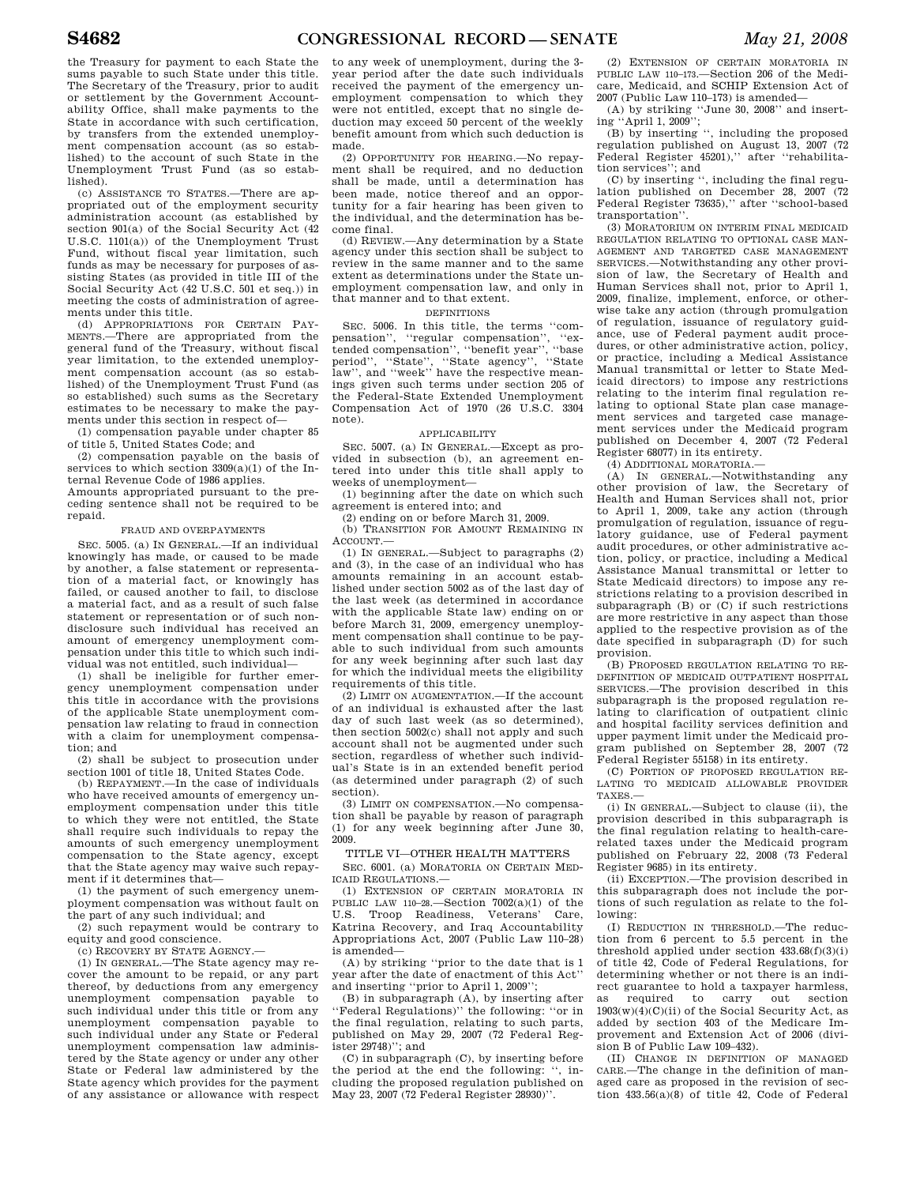the Treasury for payment to each State the sums payable to such State under this title. The Secretary of the Treasury, prior to audit or settlement by the Government Accountability Office, shall make payments to the State in accordance with such certification, by transfers from the extended unemployment compensation account (as so established) to the account of such State in the Unemployment Trust Fund (as so established).

(c) ASSISTANCE TO STATES.—There are appropriated out of the employment security administration account (as established by section 901(a) of the Social Security Act (42 U.S.C. 1101(a)) of the Unemployment Trust Fund, without fiscal year limitation, such funds as may be necessary for purposes of assisting States (as provided in title III of the Social Security Act (42 U.S.C. 501 et seq.)) in meeting the costs of administration of agreements under this title.

(d) APPROPRIATIONS FOR CERTAIN PAYMENTS.—There are appropriated from the general fund of the Treasury, without fiscal year limitation, to the extended unemployment compensation account (as so established) of the Unemployment Trust Fund (as so established) such sums as the Secretary estimates to be necessary to make the payments under this section in respect of—

(1) compensation payable under chapter 85 of title 5, United States Code; and

(2) compensation payable on the basis of services to which section 3309(a)(1) of the Internal Revenue Code of 1986 applies.

Amounts appropriated pursuant to the preceding sentence shall not be required to be repaid.

FRAUD AND OVERPAYMENTS

SEC. 5005. (a) IN GENERAL.—If an individual knowingly has made, or caused to be made by another, a false statement or representation of a material fact, or knowingly has failed, or caused another to fail, to disclose a material fact, and as a result of such false statement or representation or of such nondisclosure such individual has received an amount of emergency unemployment compensation under this title to which such individual was not entitled, such individual—

(1) shall be ineligible for further emergency unemployment compensation under this title in accordance with the provisions of the applicable State unemployment compensation law relating to fraud in connection with a claim for unemployment compensation; and

(2) shall be subject to prosecution under section 1001 of title 18, United States Code.

(b) REPAYMENT.—In the case of individuals who have received amounts of emergency unemployment compensation under this title to which they were not entitled, the State shall require such individuals to repay the amounts of such emergency unemployment compensation to the State agency, except that the State agency may waive such repayment if it determines that—

(1) the payment of such emergency unemployment compensation was without fault on the part of any such individual; and

(2) such repayment would be contrary to equity and good conscience.

(c) RECOVERY BY STATE AGENCY.—

(1) IN GENERAL.—The State agency may recover the amount to be repaid, or any part thereof, by deductions from any emergency unemployment compensation payable to such individual under this title or from any unemployment compensation payable to such individual under any State or Federal unemployment compensation law administered by the State agency or under any other State or Federal law administered by the State agency which provides for the payment of any assistance or allowance with respect to any week of unemployment, during the 3-year period after the date such individuals received the payment of the emergency unemployment compensation to which they were not entitled, except that no single deduction may exceed 50 percent of the weekly benefit amount from which such deduction is made.

(2) OPPORTUNITY FOR HEARING.—No repayment shall be required, and no deduction shall be made, until a determination has been made, notice thereof and an opportunity for a fair hearing has been given to the individual, and the determination has become final.

(d) REVIEW.—Any determination by a State agency under this section shall be subject to review in the same manner and to the same extent as determinations under the State unemployment compensation law, and only in that manner and to that extent.

DEFINITIONS

SEC. 5006. In this title, the terms "compensation", "regular compensation", "extended compensation", "benefit year", "base period", "State", "State agency", "State law", and "week" have the respective meanings given such terms under section 205 of the Federal-State Extended Unemployment Compensation Act of 1970 (26 U.S.C. 3304 note).

APPLICABILITY

SEC. 5007. (a) IN GENERAL.—Except as provided in subsection (b), an agreement entered into under this title shall apply to weeks of unemployment—

(1) beginning after the date on which such agreement is entered into; and

(2) ending on or before March 31, 2009.

(b) TRANSITION FOR AMOUNT REMAINING IN ACCOUNT.—

(1) IN GENERAL.—Subject to paragraphs (2) and (3), in the case of an individual who has amounts remaining in an account established under section 5002 as of the last day of the last week (as determined in accordance with the applicable State law) ending on or before March 31, 2009, emergency unemployment compensation shall continue to be payable to such individual from such amounts for any week beginning after such last day for which the individual meets the eligibility requirements of this title.

(2) LIMIT ON AUGMENTATION.—If the account of an individual is exhausted after the last day of such last week (as so determined), then section 5002(c) shall not apply and such account shall not be augmented under such section, regardless of whether such individual's State is in an extended benefit period (as determined under paragraph (2) of such section).

(3) LIMIT ON COMPENSATION.—No compensation shall be payable by reason of paragraph (1) for any week beginning after June 30, 2009.

TITLE VI—OTHER HEALTH MATTERS

SEC. 6001. (a) MORATORIA ON CERTAIN MEDICAID REGULATIONS.—

(1) EXTENSION OF CERTAIN MORATORIA IN PUBLIC LAW 110–28.—Section 7002(a)(1) of the U.S. Troop Readiness, Veterans' Care, Katrina Recovery, and Iraq Accountability Appropriations Act, 2007 (Public Law 110–28) is amended—

(A) by striking "prior to the date that is 1 year after the date of enactment of this Act" and inserting "prior to April 1, 2009";

(B) in subparagraph (A), by inserting after "Federal Regulations)" the following: "or in the final regulation, relating to such parts, published on May 29, 2007 (72 Federal Register 29748)"; and

(C) in subparagraph (C), by inserting before the period at the end the following: ", including the proposed regulation published on May 23, 2007 (72 Federal Register 28930)".

(2) EXTENSION OF CERTAIN MORATORIA IN PUBLIC LAW 110–173.—Section 206 of the Medicare, Medicaid, and SCHIP Extension Act of 2007 (Public Law 110–173) is amended—

(A) by striking "June 30, 2008" and inserting "April 1, 2009";

(B) by inserting ", including the proposed regulation published on August 13, 2007 (72 Federal Register 45201)," after "rehabilitation services"; and

(C) by inserting ", including the final regulation published on December 28, 2007 (72 Federal Register 73635)," after "school-based transportation".

(3) MORATORIUM ON INTERIM FINAL MEDICAID REGULATION RELATING TO OPTIONAL CASE MANAGEMENT AND TARGETED CASE MANAGEMENT SERVICES.—Notwithstanding any other provision of law, the Secretary of Health and Human Services shall not, prior to April 1, 2009, finalize, implement, enforce, or otherwise take any action (through promulgation of regulation, issuance of regulatory guidance, use of Federal payment audit procedures, or other administrative action, policy, or practice, including a Medical Assistance Manual transmittal or letter to State Medicaid directors) to impose any restrictions relating to the interim final regulation relating to optional State plan case management services and targeted case management services under the Medicaid program published on December 4, 2007 (72 Federal Register 68077) in its entirety.

(4) ADDITIONAL MORATORIA.—

(A) IN GENERAL.—Notwithstanding any other provision of law, the Secretary of Health and Human Services shall not, prior to April 1, 2009, take any action (through promulgation of regulation, issuance of regulatory guidance, use of Federal payment audit procedures, or other administrative action, policy, or practice, including a Medical Assistance Manual transmittal or letter to State Medicaid directors) to impose any restrictions relating to a provision described in subparagraph (B) or (C) if such restrictions are more restrictive in any aspect than those applied to the respective provision as of the date specified in subparagraph (D) for such provision.

(B) PROPOSED REGULATION RELATING TO REDEFINITION OF MEDICAID OUTPATIENT HOSPITAL SERVICES.—The provision described in this subparagraph is the proposed regulation relating to clarification of outpatient clinic and hospital facility services definition and upper payment limit under the Medicaid program published on September 28, 2007 (72 Federal Register 55158) in its entirety.

(C) PORTION OF PROPOSED REGULATION RELATING TO MEDICAID ALLOWABLE PROVIDER TAXES.—

(i) IN GENERAL.—Subject to clause (ii), the provision described in this subparagraph is the final regulation relating to health-care-related taxes under the Medicaid program published on February 22, 2008 (73 Federal Register 9685) in its entirety.

(ii) EXCEPTION.—The provision described in this subparagraph does not include the portions of such regulation as relate to the following:

(I) REDUCTION IN THRESHOLD.—The reduction from 6 percent to 5.5 percent in the threshold applied under section 433.68(f)(3)(i) of title 42, Code of Federal Regulations, for determining whether or not there is an indirect guarantee to hold a taxpayer harmless, as required to carry out section 1903(w)(4)(C)(ii) of the Social Security Act, as added by section 403 of the Medicare Improvement and Extension Act of 2006 (division B of Public Law 109–432).

(II) CHANGE IN DEFINITION OF MANAGED CARE.—The change in the definition of managed care as proposed in the revision of section 433.56(a)(8) of title 42, Code of Federal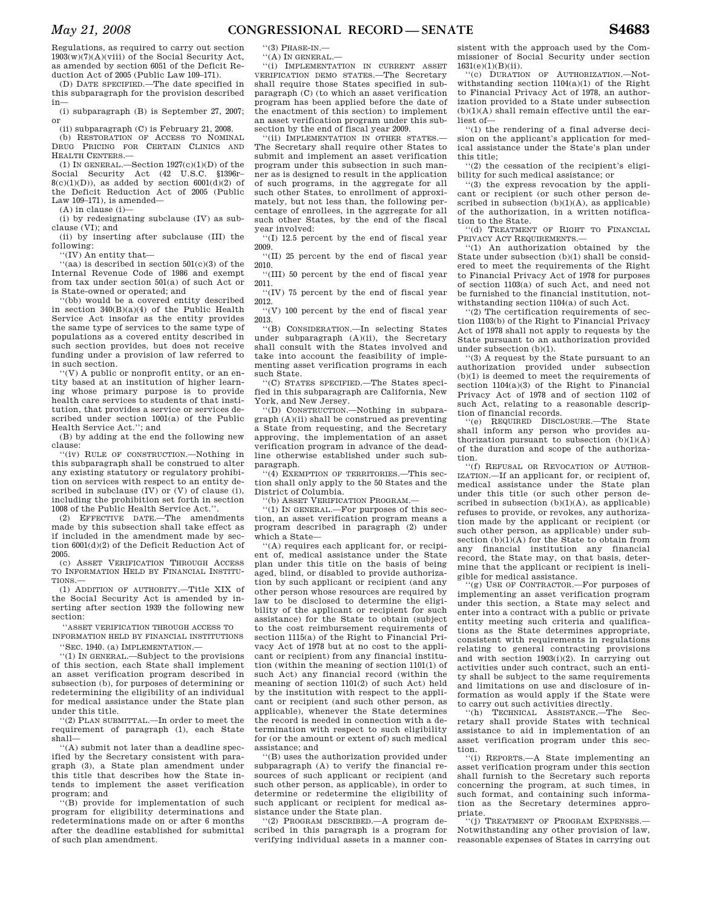Regulations, as required to carry out section 1903(w)(7)(A)(viii) of the Social Security Act, as amended by section 6051 of the Deficit Reduction Act of 2005 (Public Law 109–171).

(D) DATE SPECIFIED.—The date specified in this subparagraph for the provision described in—

(i) subparagraph (B) is September 27, 2007; or

(ii) subparagraph (C) is February 21, 2008.

(b) RESTORATION OF ACCESS TO NOMINAL DRUG PRICING FOR CERTAIN CLINICS AND HEALTH CENTERS.—

(1) IN GENERAL.—Section 1927(c)(1)(D) of the Social Security Act (42 U.S.C. §1396r–8(c)(1)(D)), as added by section 6001(d)(2) of the Deficit Reduction Act of 2005 (Public Law 109–171), is amended—

(A) in clause (i)—

(i) by redesignating subclause (IV) as subclause (VI); and

(ii) by inserting after subclause (III) the following:

''(IV) An entity that—

''(aa) is described in section 501(c)(3) of the Internal Revenue Code of 1986 and exempt from tax under section 501(a) of such Act or is State-owned or operated; and

''(bb) would be a covered entity described in section 340(B)(a)(4) of the Public Health Service Act insofar as the entity provides the same type of services to the same type of populations as a covered entity described in such section provides, but does not receive funding under a provision of law referred to in such section.

''(V) A public or nonprofit entity, or an entity based at an institution of higher learning whose primary purpose is to provide health care services to students of that institution, that provides a service or services described under section 1001(a) of the Public Health Service Act.''; and

(B) by adding at the end the following new clause:

''(iv) RULE OF CONSTRUCTION.—Nothing in this subparagraph shall be construed to alter any existing statutory or regulatory prohibition on services with respect to an entity described in subclause (IV) or (V) of clause (i), including the prohibition set forth in section 1008 of the Public Health Service Act.''.

(2) EFFECTIVE DATE.—The amendments made by this subsection shall take effect as if included in the amendment made by section 6001(d)(2) of the Deficit Reduction Act of 2005.

(c) ASSET VERIFICATION THROUGH ACCESS TO INFORMATION HELD BY FINANCIAL INSTITUTIONS.—

(1) ADDITION OF AUTHORITY.—Title XIX of the Social Security Act is amended by inserting after section 1939 the following new section:

''ASSET VERIFICATION THROUGH ACCESS TO INFORMATION HELD BY FINANCIAL INSTITUTIONS

''SEC. 1940. (a) IMPLEMENTATION.—

''(1) IN GENERAL.—Subject to the provisions of this section, each State shall implement an asset verification program described in subsection (b), for purposes of determining or redetermining the eligibility of an individual for medical assistance under the State plan under this title.

''(2) PLAN SUBMITTAL.—In order to meet the requirement of paragraph (1), each State shall—

''(A) submit not later than a deadline specified by the Secretary consistent with paragraph (3), a State plan amendment under this title that describes how the State intends to implement the asset verification program; and

''(B) provide for implementation of such program for eligibility determinations and redeterminations made on or after 6 months after the deadline established for submittal of such plan amendment.

''(3) PHASE-IN.—

''(A) IN GENERAL.—

''(i) IMPLEMENTATION IN CURRENT ASSET VERIFICATION DEMO STATES.—The Secretary shall require those States specified in subparagraph (C) (to which an asset verification program has been applied before the date of the enactment of this section) to implement an asset verification program under this subsection by the end of fiscal year 2009.

''(ii) IMPLEMENTATION IN OTHER STATES.—The Secretary shall require other States to submit and implement an asset verification program under this subsection in such manner as is designed to result in the application of such programs, in the aggregate for all such other States, to enrollment of approximately, but not less than, the following percentage of enrollees, in the aggregate for all such other States, by the end of the fiscal year involved:

''(I) 12.5 percent by the end of fiscal year 2009.

''(II) 25 percent by the end of fiscal year 2010.

''(III) 50 percent by the end of fiscal year 2011.

''(IV) 75 percent by the end of fiscal year 2012.

''(V) 100 percent by the end of fiscal year 2013.

''(B) CONSIDERATION.—In selecting States under subparagraph (A)(ii), the Secretary shall consult with the States involved and take into account the feasibility of implementing asset verification programs in each such State.

''(C) STATES SPECIFIED.—The States specified in this subparagraph are California, New York, and New Jersey.

''(D) CONSTRUCTION.—Nothing in subparagraph (A)(ii) shall be construed as preventing a State from requesting, and the Secretary approving, the implementation of an asset verification program in advance of the deadline otherwise established under such subparagraph.

''(4) EXEMPTION OF TERRITORIES.—This section shall only apply to the 50 States and the District of Columbia.

''(b) ASSET VERIFICATION PROGRAM.—

''(1) IN GENERAL.—For purposes of this section, an asset verification program means a program described in paragraph (2) under which a State—

''(A) requires each applicant for, or recipient of, medical assistance under the State plan under this title on the basis of being aged, blind, or disabled to provide authorization by such applicant or recipient (and any other person whose resources are required by law to be disclosed to determine the eligibility of the applicant or recipient for such assistance) for the State to obtain (subject to the cost reimbursement requirements of section 1115(a) of the Right to Financial Privacy Act of 1978 but at no cost to the applicant or recipient) from any financial institution (within the meaning of section 1101(1) of such Act) any financial record (within the meaning of section 1101(2) of such Act) held by the institution with respect to the applicant or recipient (and such other person, as applicable), whenever the State determines the record is needed in connection with a determination with respect to such eligibility for (or the amount or extent of) such medical assistance; and

''(B) uses the authorization provided under subparagraph (A) to verify the financial resources of such applicant or recipient (and such other person, as applicable), in order to determine or redetermine the eligibility of such applicant or recipient for medical assistance under the State plan.

''(2) PROGRAM DESCRIBED.—A program described in this paragraph is a program for verifying individual assets in a manner consistent with the approach used by the Commissioner of Social Security under section 1631(e)(1)(B)(ii).

''(c) DURATION OF AUTHORIZATION.—Notwithstanding section 1104(a)(1) of the Right to Financial Privacy Act of 1978, an authorization provided to a State under subsection (b)(1)(A) shall remain effective until the earliest of—

''(1) the rendering of a final adverse decision on the applicant's application for medical assistance under the State's plan under this title;

''(2) the cessation of the recipient's eligibility for such medical assistance; or

''(3) the express revocation by the applicant or recipient (or such other person described in subsection (b)(1)(A), as applicable) of the authorization, in a written notification to the State.

''(d) TREATMENT OF RIGHT TO FINANCIAL PRIVACY ACT REQUIREMENTS.—

''(1) An authorization obtained by the State under subsection (b)(1) shall be considered to meet the requirements of the Right to Financial Privacy Act of 1978 for purposes of section 1103(a) of such Act, and need not be furnished to the financial institution, notwithstanding section 1104(a) of such Act.

''(2) The certification requirements of section 1103(b) of the Right to Financial Privacy Act of 1978 shall not apply to requests by the State pursuant to an authorization provided under subsection (b)(1).

''(3) A request by the State pursuant to an authorization provided under subsection (b)(1) is deemed to meet the requirements of section 1104(a)(3) of the Right to Financial Privacy Act of 1978 and of section 1102 of such Act, relating to a reasonable description of financial records.

''(e) REQUIRED DISCLOSURE.—The State shall inform any person who provides authorization pursuant to subsection (b)(1)(A) of the duration and scope of the authorization.

''(f) REFUSAL OR REVOCATION OF AUTHORIZATION.—If an applicant for, or recipient of, medical assistance under the State plan under this title (or such other person described in subsection (b)(1)(A), as applicable) refuses to provide, or revokes, any authorization made by the applicant or recipient (or such other person, as applicable) under subsection (b)(1)(A) for the State to obtain from any financial institution any financial record, the State may, on that basis, determine that the applicant or recipient is ineligible for medical assistance.

''(g) USE OF CONTRACTOR.—For purposes of implementing an asset verification program under this section, a State may select and enter into a contract with a public or private entity meeting such criteria and qualifications as the State determines appropriate, consistent with requirements in regulations relating to general contracting provisions and with section 1903(i)(2). In carrying out activities under such contract, such an entity shall be subject to the same requirements and limitations on use and disclosure of information as would apply if the State were to carry out such activities directly.

''(h) TECHNICAL ASSISTANCE.—The Secretary shall provide States with technical assistance to aid in implementation of an asset verification program under this section.

''(i) REPORTS.—A State implementing an asset verification program under this section shall furnish to the Secretary such reports concerning the program, at such times, in such format, and containing such information as the Secretary determines appropriate.

''(j) TREATMENT OF PROGRAM EXPENSES.—Notwithstanding any other provision of law, reasonable expenses of States in carrying out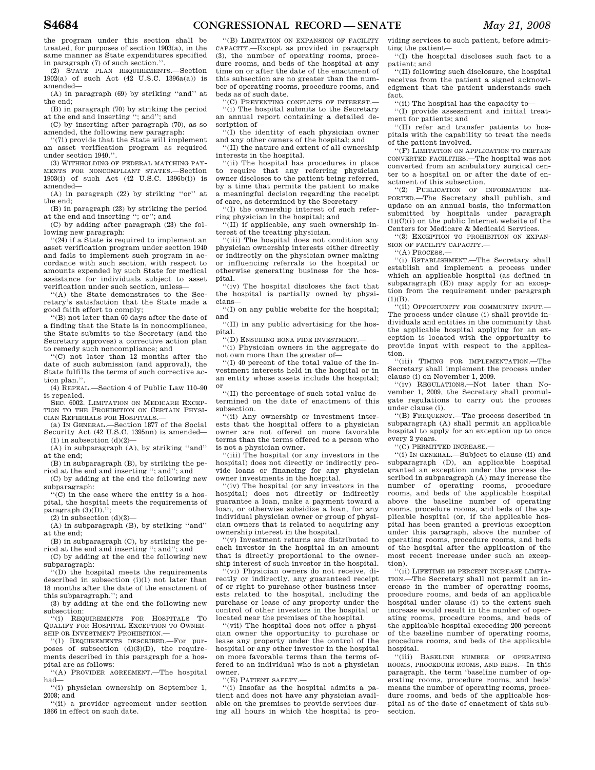the program under this section shall be treated, for purposes of section 1903(a), in the same manner as State expenditures specified in paragraph (7) of such section.''.

(2) STATE PLAN REQUIREMENTS.—Section 1902(a) of such Act (42 U.S.C. 1396a(a)) is amended—

(A) in paragraph (69) by striking ''and'' at the end;

(B) in paragraph (70) by striking the period at the end and inserting ''; and''; and

(C) by inserting after paragraph (70), as so amended, the following new paragraph:

''(71) provide that the State will implement an asset verification program as required under section 1940.''.

(3) WITHHOLDING OF FEDERAL MATCHING PAYMENTS FOR NONCOMPLIANT STATES.—Section 1903(i) of such Act (42 U.S.C. 1396b(i)) is amended—

(A) in paragraph (22) by striking ''or'' at the end;

(B) in paragraph (23) by striking the period at the end and inserting ''; or''; and

(C) by adding after paragraph (23) the following new paragraph:

''(24) if a State is required to implement an asset verification program under section 1940 and fails to implement such program in accordance with such section, with respect to amounts expended by such State for medical assistance for individuals subject to asset verification under such section, unless—

''(A) the State demonstrates to the Secretary's satisfaction that the State made a good faith effort to comply;

''(B) not later than 60 days after the date of a finding that the State is in noncompliance, the State submits to the Secretary (and the Secretary approves) a corrective action plan to remedy such noncompliance; and

''(C) not later than 12 months after the date of such submission (and approval), the State fulfills the terms of such corrective action plan.''.

(4) REPEAL.—Section 4 of Public Law 110–90 is repealed.

SEC. 6002. LIMITATION ON MEDICARE EXCEPTION TO THE PROHIBITION ON CERTAIN PHYSICIAN REFERRALS FOR HOSPITALS.—

(a) IN GENERAL.—Section 1877 of the Social Security Act (42 U.S.C. 1395nn) is amended—

(1) in subsection (d)(2)—

(A) in subparagraph (A), by striking ''and'' at the end;

(B) in subparagraph (B), by striking the period at the end and inserting ''; and''; and

(C) by adding at the end the following new subparagraph:

''(C) in the case where the entity is a hospital, the hospital meets the requirements of paragraph (3)(D).'';

(2) in subsection (d)(3)—

(A) in subparagraph (B), by striking ''and'' at the end;

(B) in subparagraph (C), by striking the period at the end and inserting ''; and''; and

(C) by adding at the end the following new subparagraph:

''(D) the hospital meets the requirements described in subsection (i)(1) not later than 18 months after the date of the enactment of this subparagraph.''; and

(3) by adding at the end the following new subsection:

''(i) REQUIREMENTS FOR HOSPITALS TO QUALIFY FOR HOSPITAL EXCEPTION TO OWNERSHIP OR INVESTMENT PROHIBITION.—

''(1) REQUIREMENTS DESCRIBED.—For purposes of subsection (d)(3)(D), the requirements described in this paragraph for a hospital are as follows:

''(A) PROVIDER AGREEMENT.—The hospital had—

''(i) physician ownership on September 1, 2008; and

''(ii) a provider agreement under section 1866 in effect on such date.

''(B) LIMITATION ON EXPANSION OF FACILITY CAPACITY.—Except as provided in paragraph (3), the number of operating rooms, procedure rooms, and beds of the hospital at any time on or after the date of the enactment of this subsection are no greater than the number of operating rooms, procedure rooms, and beds as of such date.

''(C) PREVENTING CONFLICTS OF INTEREST.—

''(i) The hospital submits to the Secretary an annual report containing a detailed description of—

''(I) the identity of each physician owner and any other owners of the hospital; and

''(II) the nature and extent of all ownership interests in the hospital.

''(ii) The hospital has procedures in place to require that any referring physician owner discloses to the patient being referred, by a time that permits the patient to make a meaningful decision regarding the receipt of care, as determined by the Secretary—

''(I) the ownership interest of such referring physician in the hospital; and

''(II) if applicable, any such ownership interest of the treating physician.

''(iii) The hospital does not condition any physician ownership interests either directly or indirectly on the physician owner making or influencing referrals to the hospital or otherwise generating business for the hospital.

''(iv) The hospital discloses the fact that the hospital is partially owned by physicians—

''(I) on any public website for the hospital; and

''(II) in any public advertising for the hospital.

''(D) ENSURING BONA FIDE INVESTMENT.—

''(i) Physician owners in the aggregate do not own more than the greater of—

''(I) 40 percent of the total value of the investment interests held in the hospital or in an entity whose assets include the hospital; or

''(II) the percentage of such total value determined on the date of enactment of this subsection.

''(ii) Any ownership or investment interests that the hospital offers to a physician owner are not offered on more favorable terms than the terms offered to a person who is not a physician owner.

''(iii) The hospital (or any investors in the hospital) does not directly or indirectly provide loans or financing for any physician owner investments in the hospital.

''(iv) The hospital (or any investors in the hospital) does not directly or indirectly guarantee a loan, make a payment toward a loan, or otherwise subsidize a loan, for any individual physician owner or group of physician owners that is related to acquiring any ownership interest in the hospital.

''(v) Investment returns are distributed to each investor in the hospital in an amount that is directly proportional to the ownership interest of such investor in the hospital.

''(vi) Physician owners do not receive, directly or indirectly, any guaranteed receipt of or right to purchase other business interests related to the hospital, including the purchase or lease of any property under the control of other investors in the hospital or located near the premises of the hospital.

''(vii) The hospital does not offer a physician owner the opportunity to purchase or lease any property under the control of the hospital or any other investor in the hospital on more favorable terms than the terms offered to an individual who is not a physician owner.

''(E) PATIENT SAFETY.—

''(i) Insofar as the hospital admits a patient and does not have any physician available on the premises to provide services during all hours in which the hospital is providing services to such patient, before admitting the patient—

''(I) the hospital discloses such fact to a patient; and

''(II) following such disclosure, the hospital receives from the patient a signed acknowledgment that the patient understands such fact.

''(ii) The hospital has the capacity to—

''(I) provide assessment and initial treatment for patients; and

''(II) refer and transfer patients to hospitals with the capability to treat the needs of the patient involved.

''(F) LIMITATION ON APPLICATION TO CERTAIN CONVERTED FACILITIES.—The hospital was not converted from an ambulatory surgical center to a hospital on or after the date of enactment of this subsection.

''(2) PUBLICATION OF INFORMATION REPORTED.—The Secretary shall publish, and update on an annual basis, the information submitted by hospitals under paragraph (1)(C)(i) on the public Internet website of the Centers for Medicare & Medicaid Services.

''(3) EXCEPTION TO PROHIBITION ON EXPANSION OF FACILITY CAPACITY.—

''(A) PROCESS.—

''(i) ESTABLISHMENT.—The Secretary shall establish and implement a process under which an applicable hospital (as defined in subparagraph (E)) may apply for an exception from the requirement under paragraph (1)(B).

''(ii) OPPORTUNITY FOR COMMUNITY INPUT.—The process under clause (i) shall provide individuals and entities in the community that the applicable hospital applying for an exception is located with the opportunity to provide input with respect to the application.

''(iii) TIMING FOR IMPLEMENTATION.—The Secretary shall implement the process under clause (i) on November 1, 2009.

''(iv) REGULATIONS.—Not later than November 1, 2009, the Secretary shall promulgate regulations to carry out the process under clause (i).

''(B) FREQUENCY.—The process described in subparagraph (A) shall permit an applicable hospital to apply for an exception up to once every 2 years.

''(C) PERMITTED INCREASE.—

''(i) IN GENERAL.—Subject to clause (ii) and subparagraph (D), an applicable hospital granted an exception under the process described in subparagraph (A) may increase the number of operating rooms, procedure rooms, and beds of the applicable hospital above the baseline number of operating rooms, procedure rooms, and beds of the applicable hospital (or, if the applicable hospital has been granted a previous exception under this paragraph, above the number of operating rooms, procedure rooms, and beds of the hospital after the application of the most recent increase under such an exception).

''(ii) LIFETIME 100 PERCENT INCREASE LIMITATION.—The Secretary shall not permit an increase in the number of operating rooms, procedure rooms, and beds of an applicable hospital under clause (i) to the extent such increase would result in the number of operating rooms, procedure rooms, and beds of the applicable hospital exceeding 200 percent of the baseline number of operating rooms, procedure rooms, and beds of the applicable hospital.

''(iii) BASELINE NUMBER OF OPERATING ROOMS, PROCEDURE ROOMS, AND BEDS.—In this paragraph, the term 'baseline number of operating rooms, procedure rooms, and beds' means the number of operating rooms, procedure rooms, and beds of the applicable hospital as of the date of enactment of this subsection.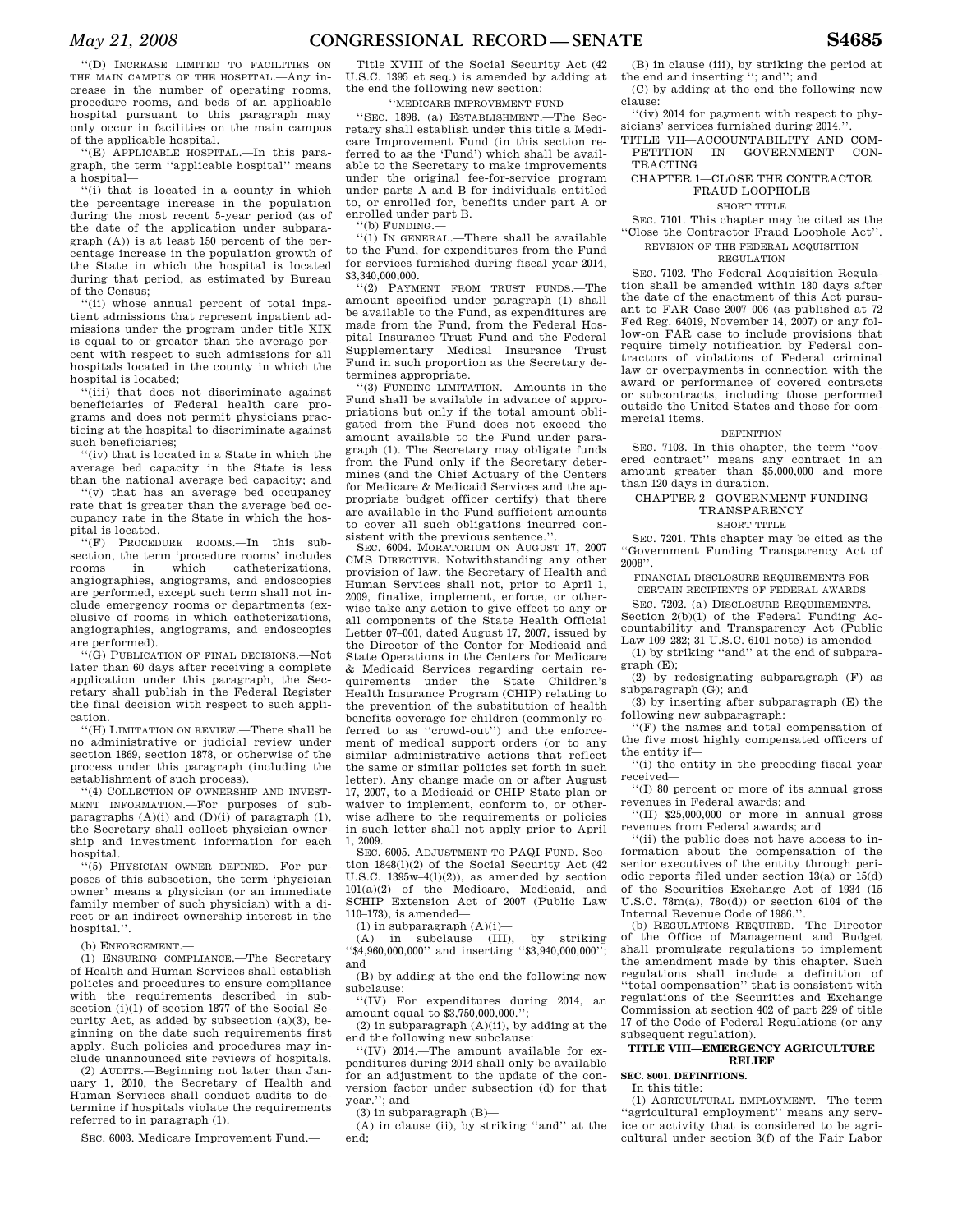"(D) INCREASE LIMITED TO FACILITIES ON THE MAIN CAMPUS OF THE HOSPITAL.—Any increase in the number of operating rooms, procedure rooms, and beds of an applicable hospital pursuant to this paragraph may only occur in facilities on the main campus of the applicable hospital.

"(E) APPLICABLE HOSPITAL.—In this paragraph, the term "applicable hospital" means a hospital—

"(i) that is located in a county in which the percentage increase in the population during the most recent 5-year period (as of the date of the application under subparagraph (A)) is at least 150 percent of the percentage increase in the population growth of the State in which the hospital is located during that period, as estimated by Bureau of the Census;

"(ii) whose annual percent of total inpatient admissions that represent inpatient admissions under the program under title XIX is equal to or greater than the average percent with respect to such admissions for all hospitals located in the county in which the hospital is located;

"(iii) that does not discriminate against beneficiaries of Federal health care programs and does not permit physicians practicing at the hospital to discriminate against such beneficiaries;

"(iv) that is located in a State in which the average bed capacity in the State is less than the national average bed capacity; and

"(v) that has an average bed occupancy rate that is greater than the average bed occupancy rate in the State in which the hospital is located.

"(F) PROCEDURE ROOMS.—In this subsection, the term 'procedure rooms' includes rooms in which catheterizations, angiographies, angiograms, and endoscopies are performed, except such term shall not include emergency rooms or departments (exclusive of rooms in which catheterizations, angiographies, angiograms, and endoscopies are performed).

"(G) PUBLICATION OF FINAL DECISIONS.—Not later than 60 days after receiving a complete application under this paragraph, the Secretary shall publish in the Federal Register the final decision with respect to such application.

"(H) LIMITATION ON REVIEW.—There shall be no administrative or judicial review under section 1869, section 1878, or otherwise of the process under this paragraph (including the establishment of such process).

"(4) COLLECTION OF OWNERSHIP AND INVESTMENT INFORMATION.—For purposes of subparagraphs (A)(i) and (D)(i) of paragraph (1), the Secretary shall collect physician ownership and investment information for each hospital.

"(5) PHYSICIAN OWNER DEFINED.—For purposes of this subsection, the term 'physician owner' means a physician (or an immediate family member of such physician) with a direct or an indirect ownership interest in the hospital.".

(b) ENFORCEMENT.—

(1) ENSURING COMPLIANCE.—The Secretary of Health and Human Services shall establish policies and procedures to ensure compliance with the requirements described in subsection (i)(1) of section 1877 of the Social Security Act, as added by subsection (a)(3), beginning on the date such requirements first apply. Such policies and procedures may include unannounced site reviews of hospitals.

(2) AUDITS.—Beginning not later than January 1, 2010, the Secretary of Health and Human Services shall conduct audits to determine if hospitals violate the requirements referred to in paragraph (1).

SEC. 6003. Medicare Improvement Fund.—

Title XVIII of the Social Security Act (42 U.S.C. 1395 et seq.) is amended by adding at the end the following new section:

"MEDICARE IMPROVEMENT FUND

"SEC. 1898. (a) ESTABLISHMENT.—The Secretary shall establish under this title a Medicare Improvement Fund (in this section referred to as the 'Fund') which shall be available to the Secretary to make improvements under the original fee-for-service program under parts A and B for individuals entitled to, or enrolled for, benefits under part A or enrolled under part B.

"(b) FUNDING.—

"(1) IN GENERAL.—There shall be available to the Fund, for expenditures from the Fund for services furnished during fiscal year 2014, $3,340,000,000.

"(2) PAYMENT FROM TRUST FUNDS.—The amount specified under paragraph (1) shall be available to the Fund, as expenditures are made from the Fund, from the Federal Hospital Insurance Trust Fund and the Federal Supplementary Medical Insurance Trust Fund in such proportion as the Secretary determines appropriate.

"(3) FUNDING LIMITATION.—Amounts in the Fund shall be available in advance of appropriations but only if the total amount obligated from the Fund does not exceed the amount available to the Fund under paragraph (1). The Secretary may obligate funds from the Fund only if the Secretary determines (and the Chief Actuary of the Centers for Medicare & Medicaid Services and the appropriate budget officer certify) that there are available in the Fund sufficient amounts to cover all such obligations incurred consistent with the previous sentence.".

SEC. 6004. MORATORIUM ON AUGUST 17, 2007 CMS DIRECTIVE. Notwithstanding any other provision of law, the Secretary of Health and Human Services shall not, prior to April 1, 2009, finalize, implement, enforce, or otherwise take any action to give effect to any or all components of the State Health Official Letter 07–001, dated August 17, 2007, issued by the Director of the Center for Medicaid and State Operations in the Centers for Medicare & Medicaid Services regarding certain requirements under the State Children's Health Insurance Program (CHIP) relating to the prevention of the substitution of health benefits coverage for children (commonly referred to as "crowd-out") and the enforcement of medical support orders (or to any similar administrative actions that reflect the same or similar policies set forth in such letter). Any change made on or after August 17, 2007, to a Medicaid or CHIP State plan or waiver to implement, conform to, or otherwise adhere to the requirements or policies in such letter shall not apply prior to April 1, 2009.

SEC. 6005. ADJUSTMENT TO PAQI FUND. Section 1848(l)(2) of the Social Security Act (42 U.S.C. 1395w–4(l)(2)), as amended by section 101(a)(2) of the Medicare, Medicaid, and SCHIP Extension Act of 2007 (Public Law 110–173), is amended—

(1) in subparagraph (A)(i)—

(A) in subclause (III), by striking "$4,960,000,000" and inserting "$3,940,000,000"; and

(B) by adding at the end the following new subclause:

"(IV) For expenditures during 2014, an amount equal to $3,750,000,000.";

(2) in subparagraph (A)(ii), by adding at the end the following new subclause:

"(IV) 2014.—The amount available for expenditures during 2014 shall only be available for an adjustment to the update of the conversion factor under subsection (d) for that year."; and

(3) in subparagraph (B)—

(A) in clause (ii), by striking "and" at the end;

(B) in clause (iii), by striking the period at the end and inserting "; and"; and

(C) by adding at the end the following new clause:

"(iv) 2014 for payment with respect to physicians' services furnished during 2014.".

TITLE VII—ACCOUNTABILITY AND COMPETITION IN GOVERNMENT CONTRACTING

CHAPTER 1—CLOSE THE CONTRACTOR FRAUD LOOPHOLE

SHORT TITLE

SEC. 7101. This chapter may be cited as the "Close the Contractor Fraud Loophole Act".

REVISION OF THE FEDERAL ACQUISITION REGULATION

SEC. 7102. The Federal Acquisition Regulation shall be amended within 180 days after the date of the enactment of this Act pursuant to FAR Case 2007–006 (as published at 72 Fed Reg. 64019, November 14, 2007) or any follow-on FAR case to include provisions that require timely notification by Federal contractors of violations of Federal criminal law or overpayments in connection with the award or performance of covered contracts or subcontracts, including those performed outside the United States and those for commercial items.

DEFINITION

SEC. 7103. In this chapter, the term "covered contract" means any contract in an amount greater than $5,000,000 and more than 120 days in duration.

CHAPTER 2—GOVERNMENT FUNDING TRANSPARENCY

SHORT TITLE

SEC. 7201. This chapter may be cited as the "Government Funding Transparency Act of 2008".

FINANCIAL DISCLOSURE REQUIREMENTS FOR CERTAIN RECIPIENTS OF FEDERAL AWARDS

SEC. 7202. (a) DISCLOSURE REQUIREMENTS.—Section 2(b)(1) of the Federal Funding Accountability and Transparency Act (Public Law 109–282; 31 U.S.C. 6101 note) is amended—

(1) by striking "and" at the end of subparagraph (E);

(2) by redesignating subparagraph (F) as subparagraph (G); and

(3) by inserting after subparagraph (E) the following new subparagraph:

"(F) the names and total compensation of the five most highly compensated officers of the entity if—

"(i) the entity in the preceding fiscal year received—

"(I) 80 percent or more of its annual gross revenues in Federal awards; and

"(II) $25,000,000 or more in annual gross revenues from Federal awards; and

"(ii) the public does not have access to information about the compensation of the senior executives of the entity through periodic reports filed under section 13(a) or 15(d) of the Securities Exchange Act of 1934 (15 U.S.C. 78m(a), 78o(d)) or section 6104 of the Internal Revenue Code of 1986.".

(b) REGULATIONS REQUIRED.—The Director of the Office of Management and Budget shall promulgate regulations to implement the amendment made by this chapter. Such regulations shall include a definition of "total compensation" that is consistent with regulations of the Securities and Exchange Commission at section 402 of part 229 of title 17 of the Code of Federal Regulations (or any subsequent regulation).

**TITLE VIII—EMERGENCY AGRICULTURE RELIEF**

**SEC. 8001. DEFINITIONS.**

In this title:

(1) AGRICULTURAL EMPLOYMENT.—The term "agricultural employment" means any service or activity that is considered to be agricultural under section 3(f) of the Fair Labor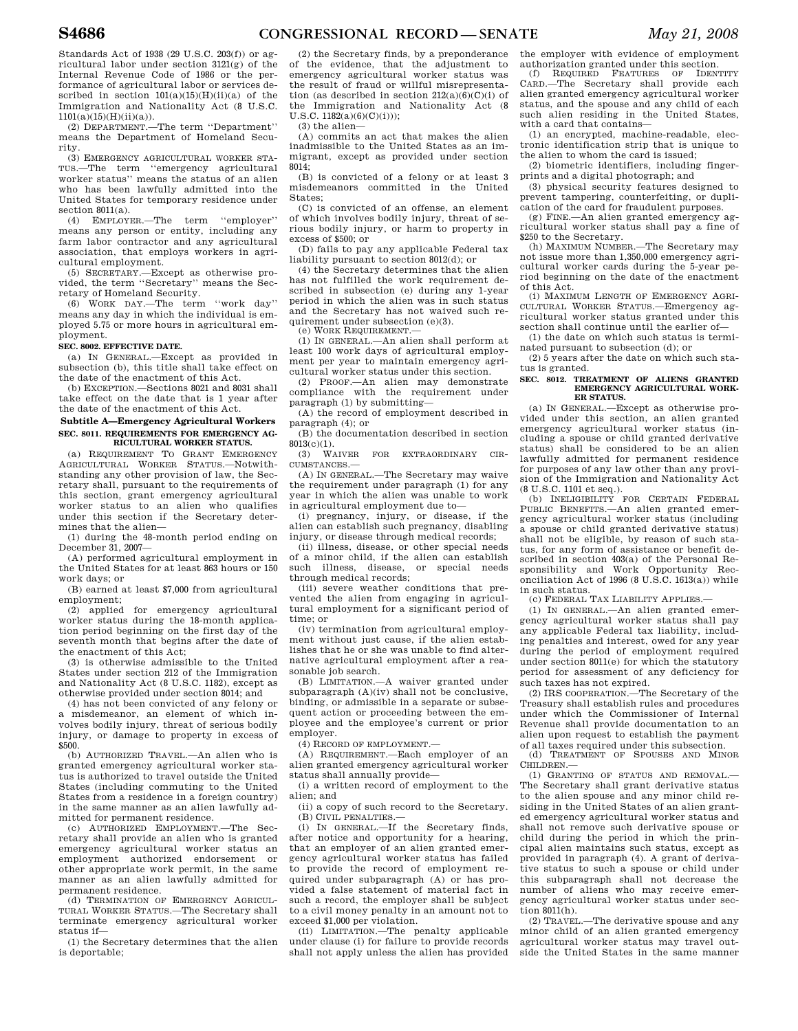Standards Act of 1938 (29 U.S.C. 203(f)) or agricultural labor under section 3121(g) of the Internal Revenue Code of 1986 or the performance of agricultural labor or services described in section 101(a)(15)(H)(ii)(a) of the Immigration and Nationality Act (8 U.S.C. 1101(a)(15)(H)(ii)(a)).

(2) DEPARTMENT.—The term ''Department'' means the Department of Homeland Security.

(3) EMERGENCY AGRICULTURAL WORKER STATUS.—The term ''emergency agricultural worker status'' means the status of an alien who has been lawfully admitted into the United States for temporary residence under section 8011(a).

(4) EMPLOYER.—The term ''employer'' means any person or entity, including any farm labor contractor and any agricultural association, that employs workers in agricultural employment.

(5) SECRETARY.—Except as otherwise provided, the term ''Secretary'' means the Secretary of Homeland Security.

(6) WORK DAY.—The term ''work day'' means any day in which the individual is employed 5.75 or more hours in agricultural employment.

**SEC. 8002. EFFECTIVE DATE.**

(a) IN GENERAL.—Except as provided in subsection (b), this title shall take effect on the date of the enactment of this Act.

(b) EXCEPTION.—Sections 8021 and 8031 shall take effect on the date that is 1 year after the date of the enactment of this Act.

## Subtitle A—Emergency Agricultural Workers

**SEC. 8011. REQUIREMENTS FOR EMERGENCY AGRICULTURAL WORKER STATUS.**

(a) REQUIREMENT TO GRANT EMERGENCY AGRICULTURAL WORKER STATUS.—Notwithstanding any other provision of law, the Secretary shall, pursuant to the requirements of this section, grant emergency agricultural worker status to an alien who qualifies under this section if the Secretary determines that the alien—

(1) during the 48-month period ending on December 31, 2007—

(A) performed agricultural employment in the United States for at least 863 hours or 150 work days; or

(B) earned at least $7,000 from agricultural employment;

(2) applied for emergency agricultural worker status during the 18-month application period beginning on the first day of the seventh month that begins after the date of the enactment of this Act;

(3) is otherwise admissible to the United States under section 212 of the Immigration and Nationality Act (8 U.S.C. 1182), except as otherwise provided under section 8014; and

(4) has not been convicted of any felony or a misdemeanor, an element of which involves bodily injury, threat of serious bodily injury, or damage to property in excess of $500.

(b) AUTHORIZED TRAVEL.—An alien who is granted emergency agricultural worker status is authorized to travel outside the United States (including commuting to the United States from a residence in a foreign country) in the same manner as an alien lawfully admitted for permanent residence.

(c) AUTHORIZED EMPLOYMENT.—The Secretary shall provide an alien who is granted emergency agricultural worker status an employment authorized endorsement or other appropriate work permit, in the same manner as an alien lawfully admitted for permanent residence.

(d) TERMINATION OF EMERGENCY AGRICULTURAL WORKER STATUS.—The Secretary shall terminate emergency agricultural worker status if—

(1) the Secretary determines that the alien is deportable;

(2) the Secretary finds, by a preponderance of the evidence, that the adjustment to emergency agricultural worker status was the result of fraud or willful misrepresentation (as described in section 212(a)(6)(C)(i) of the Immigration and Nationality Act (8 U.S.C. 1182(a)(6)(C)(i)));

(3) the alien—

(A) commits an act that makes the alien inadmissible to the United States as an immigrant, except as provided under section 8014;

(B) is convicted of a felony or at least 3 misdemeanors committed in the United States;

(C) is convicted of an offense, an element of which involves bodily injury, threat of serious bodily injury, or harm to property in excess of $500; or

(D) fails to pay any applicable Federal tax liability pursuant to section 8012(d); or

(4) the Secretary determines that the alien has not fulfilled the work requirement described in subsection (e) during any 1-year period in which the alien was in such status and the Secretary has not waived such requirement under subsection (e)(3).

(e) WORK REQUIREMENT.—

(1) IN GENERAL.—An alien shall perform at least 100 work days of agricultural employment per year to maintain emergency agricultural worker status under this section.

(2) PROOF.—An alien may demonstrate compliance with the requirement under paragraph (1) by submitting—

(A) the record of employment described in paragraph (4); or

(B) the documentation described in section 8013(c)(1).

(3) WAIVER FOR EXTRAORDINARY CIRCUMSTANCES.—

(A) IN GENERAL.—The Secretary may waive the requirement under paragraph (1) for any year in which the alien was unable to work in agricultural employment due to—

(i) pregnancy, injury, or disease, if the alien can establish such pregnancy, disabling injury, or disease through medical records;

(ii) illness, disease, or other special needs of a minor child, if the alien can establish such illness, disease, or special needs through medical records;

(iii) severe weather conditions that prevented the alien from engaging in agricultural employment for a significant period of time; or

(iv) termination from agricultural employment without just cause, if the alien establishes that he or she was unable to find alternative agricultural employment after a reasonable job search.

(B) LIMITATION.—A waiver granted under subparagraph (A)(iv) shall not be conclusive, binding, or admissible in a separate or subsequent action or proceeding between the employee and the employee's current or prior employer.

(4) RECORD OF EMPLOYMENT.—

(A) REQUIREMENT.—Each employer of an alien granted emergency agricultural worker status shall annually provide—

(i) a written record of employment to the alien; and

(ii) a copy of such record to the Secretary.

(B) CIVIL PENALTIES.—

(i) IN GENERAL.—If the Secretary finds, after notice and opportunity for a hearing, that an employer of an alien granted emergency agricultural worker status has failed to provide the record of employment required under subparagraph (A) or has provided a false statement of material fact in such a record, the employer shall be subject to a civil money penalty in an amount not to exceed $1,000 per violation.

(ii) LIMITATION.—The penalty applicable under clause (i) for failure to provide records shall not apply unless the alien has provided the employer with evidence of employment authorization granted under this section.

(f) REQUIRED FEATURES OF IDENTITY CARD.—The Secretary shall provide each alien granted emergency agricultural worker status, and the spouse and any child of each such alien residing in the United States, with a card that contains—

(1) an encrypted, machine-readable, electronic identification strip that is unique to the alien to whom the card is issued;

(2) biometric identifiers, including fingerprints and a digital photograph; and

(3) physical security features designed to prevent tampering, counterfeiting, or duplication of the card for fraudulent purposes.

(g) FINE.—An alien granted emergency agricultural worker status shall pay a fine of $250 to the Secretary.

(h) MAXIMUM NUMBER.—The Secretary may not issue more than 1,350,000 emergency agricultural worker cards during the 5-year period beginning on the date of the enactment of this Act.

(i) MAXIMUM LENGTH OF EMERGENCY AGRICULTURAL WORKER STATUS.—Emergency agricultural worker status granted under this section shall continue until the earlier of—

(1) the date on which such status is terminated pursuant to subsection (d); or

(2) 5 years after the date on which such status is granted.

**SEC. 8012. TREATMENT OF ALIENS GRANTED EMERGENCY AGRICULTURAL WORKER STATUS.**

(a) IN GENERAL.—Except as otherwise provided under this section, an alien granted emergency agricultural worker status (including a spouse or child granted derivative status) shall be considered to be an alien lawfully admitted for permanent residence for purposes of any law other than any provision of the Immigration and Nationality Act (8 U.S.C. 1101 et seq.).

(b) INELIGIBILITY FOR CERTAIN FEDERAL PUBLIC BENEFITS.—An alien granted emergency agricultural worker status (including a spouse or child granted derivative status) shall not be eligible, by reason of such status, for any form of assistance or benefit described in section 403(a) of the Personal Responsibility and Work Opportunity Reconciliation Act of 1996 (8 U.S.C. 1613(a)) while in such status.

(c) FEDERAL TAX LIABILITY APPLIES.—

(1) IN GENERAL.—An alien granted emergency agricultural worker status shall pay any applicable Federal tax liability, including penalties and interest, owed for any year during the period of employment required under section 8011(e) for which the statutory period for assessment of any deficiency for such taxes has not expired.

(2) IRS COOPERATION.—The Secretary of the Treasury shall establish rules and procedures under which the Commissioner of Internal Revenue shall provide documentation to an alien upon request to establish the payment of all taxes required under this subsection.

(d) TREATMENT OF SPOUSES AND MINOR CHILDREN.—

(1) GRANTING OF STATUS AND REMOVAL.—The Secretary shall grant derivative status to the alien spouse and any minor child residing in the United States of an alien granted emergency agricultural worker status and shall not remove such derivative spouse or child during the period in which the principal alien maintains such status, except as provided in paragraph (4). A grant of derivative status to such a spouse or child under this subparagraph shall not decrease the number of aliens who may receive emergency agricultural worker status under section 8011(h).

(2) TRAVEL.—The derivative spouse and any minor child of an alien granted emergency agricultural worker status may travel outside the United States in the same manner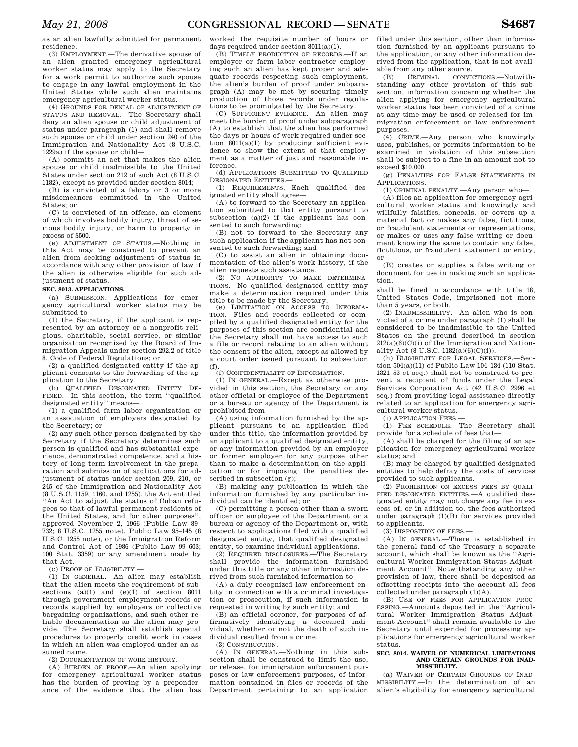as an alien lawfully admitted for permanent residence.

(3) EMPLOYMENT.—The derivative spouse of an alien granted emergency agricultural worker status may apply to the Secretary for a work permit to authorize such spouse to engage in any lawful employment in the United States while such alien maintains emergency agricultural worker status.

(4) GROUNDS FOR DENIAL OF ADJUSTMENT OF STATUS AND REMOVAL.—The Secretary shall deny an alien spouse or child adjustment of status under paragraph (1) and shall remove such spouse or child under section 240 of the Immigration and Nationality Act (8 U.S.C. 1229a) if the spouse or child—

(A) commits an act that makes the alien spouse or child inadmissible to the United States under section 212 of such Act (8 U.S.C. 1182), except as provided under section 8014;

(B) is convicted of a felony or 3 or more misdemeanors committed in the United States; or

(C) is convicted of an offense, an element of which involves bodily injury, threat of serious bodily injury, or harm to property in excess of $500.

(e) ADJUSTMENT OF STATUS.—Nothing in this Act may be construed to prevent an alien from seeking adjustment of status in accordance with any other provision of law if the alien is otherwise eligible for such adjustment of status.

**SEC. 8013. APPLICATIONS.**

(a) SUBMISSION.—Applications for emergency agricultural worker status may be submitted to—

(1) the Secretary, if the applicant is represented by an attorney or a nonprofit religious, charitable, social service, or similar organization recognized by the Board of Immigration Appeals under section 292.2 of title 8, Code of Federal Regulations; or

(2) a qualified designated entity if the applicant consents to the forwarding of the application to the Secretary.

(b) QUALIFIED DESIGNATED ENTITY DEFINED.—In this section, the term ''qualified designated entity'' means—

(1) a qualified farm labor organization or an association of employers designated by the Secretary; or

(2) any such other person designated by the Secretary if the Secretary determines such person is qualified and has substantial experience, demonstrated competence, and a history of long-term involvement in the preparation and submission of applications for adjustment of status under section 209, 210, or 245 of the Immigration and Nationality Act (8 U.S.C. 1159, 1160, and 1255), the Act entitled ''An Act to adjust the status of Cuban refugees to that of lawful permanent residents of the United States, and for other purposes'', approved November 2, 1966 (Public Law 89–732; 8 U.S.C. 1255 note), Public Law 95–145 (8 U.S.C. 1255 note), or the Immigration Reform and Control Act of 1986 (Public Law 99–603; 100 Stat. 3359) or any amendment made by that Act.

(c) PROOF OF ELIGIBILITY.—

(1) IN GENERAL.—An alien may establish that the alien meets the requirement of subsections (a)(1) and (e)(1) of section 8011 through government employment records or records supplied by employers or collective bargaining organizations, and such other reliable documentation as the alien may provide. The Secretary shall establish special procedures to properly credit work in cases in which an alien was employed under an assumed name.

(2) DOCUMENTATION OF WORK HISTORY.—

(A) BURDEN OF PROOF.—An alien applying for emergency agricultural worker status has the burden of proving by a preponderance of the evidence that the alien has worked the requisite number of hours or days required under section 8011(a)(1).

(B) TIMELY PRODUCTION OF RECORDS.—If an employer or farm labor contractor employing such an alien has kept proper and adequate records respecting such employment, the alien's burden of proof under subparagraph (A) may be met by securing timely production of those records under regulations to be promulgated by the Secretary.

(C) SUFFICIENT EVIDENCE.—An alien may meet the burden of proof under subparagraph (A) to establish that the alien has performed the days or hours of work required under section 8011(a)(1) by producing sufficient evidence to show the extent of that employment as a matter of just and reasonable inference.

(d) APPLICATIONS SUBMITTED TO QUALIFIED DESIGNATED ENTITIES.—

(1) REQUIREMENTS.—Each qualified designated entity shall agree—

(A) to forward to the Secretary an application submitted to that entity pursuant to subsection (a)(2) if the applicant has consented to such forwarding;

(B) not to forward to the Secretary any such application if the applicant has not consented to such forwarding; and

(C) to assist an alien in obtaining documentation of the alien's work history, if the alien requests such assistance.

(2) NO AUTHORITY TO MAKE DETERMINATIONS.—No qualified designated entity may make a determination required under this title to be made by the Secretary.

(e) LIMITATION ON ACCESS TO INFORMATION.—Files and records collected or compiled by a qualified designated entity for the purposes of this section are confidential and the Secretary shall not have access to such a file or record relating to an alien without the consent of the alien, except as allowed by a court order issued pursuant to subsection (f).

(f) CONFIDENTIALITY OF INFORMATION.—

(1) IN GENERAL.—Except as otherwise provided in this section, the Secretary or any other official or employee of the Department or a bureau or agency of the Department is prohibited from—

(A) using information furnished by the applicant pursuant to an application filed under this title, the information provided by an applicant to a qualified designated entity, or any information provided by an employer or former employer for any purpose other than to make a determination on the application or for imposing the penalties described in subsection (g);

(B) making any publication in which the information furnished by any particular individual can be identified; or

(C) permitting a person other than a sworn officer or employee of the Department or a bureau or agency of the Department or, with respect to applications filed with a qualified designated entity, that qualified designated entity, to examine individual applications.

(2) REQUIRED DISCLOSURES.—The Secretary shall provide the information furnished under this title or any other information derived from such furnished information to—

(A) a duly recognized law enforcement entity in connection with a criminal investigation or prosecution, if such information is requested in writing by such entity; and

(B) an official coroner, for purposes of affirmatively identifying a deceased individual, whether or not the death of such individual resulted from a crime.

(3) CONSTRUCTION.—

(A) IN GENERAL.—Nothing in this subsection shall be construed to limit the use, or release, for immigration enforcement purposes or law enforcement purposes, of information contained in files or records of the Department pertaining to an application filed under this section, other than information furnished by an applicant pursuant to the application, or any other information derived from the application, that is not available from any other source.

(B) CRIMINAL CONVICTIONS.—Notwithstanding any other provision of this subsection, information concerning whether the alien applying for emergency agricultural worker status has been convicted of a crime at any time may be used or released for immigration enforcement or law enforcement purposes.

(4) CRIME.—Any person who knowingly uses, publishes, or permits information to be examined in violation of this subsection shall be subject to a fine in an amount not to exceed $10,000.

(g) PENALTIES FOR FALSE STATEMENTS IN APPLICATIONS.—

(1) CRIMINAL PENALTY.—Any person who—

(A) files an application for emergency agricultural worker status and knowingly and willfully falsifies, conceals, or covers up a material fact or makes any false, fictitious, or fraudulent statements or representations, or makes or uses any false writing or document knowing the same to contain any false, fictitious, or fraudulent statement or entry, or

(B) creates or supplies a false writing or document for use in making such an application,

shall be fined in accordance with title 18, United States Code, imprisoned not more than 5 years, or both.

(2) INADMISSIBILITY.—An alien who is convicted of a crime under paragraph (1) shall be considered to be inadmissible to the United States on the ground described in section 212(a)(6)(C)(i) of the Immigration and Nationality Act (8 U.S.C. 1182(a)(6)(C)(i)).

(h) ELIGIBILITY FOR LEGAL SERVICES.—Section 504(a)(11) of Public Law 104–134 (110 Stat. 1321–53 et seq.) shall not be construed to prevent a recipient of funds under the Legal Services Corporation Act (42 U.S.C. 2996 et seq.) from providing legal assistance directly related to an application for emergency agricultural worker status.

(i) APPLICATION FEES.—

(1) FEE SCHEDULE.—The Secretary shall provide for a schedule of fees that—

(A) shall be charged for the filing of an application for emergency agricultural worker status; and

(B) may be charged by qualified designated entities to help defray the costs of services provided to such applicants.

(2) PROHIBITION ON EXCESS FEES BY QUALIFIED DESIGNATED ENTITIES.—A qualified designated entity may not charge any fee in excess of, or in addition to, the fees authorized under paragraph (1)(B) for services provided to applicants.

(3) DISPOSITION OF FEES.—

(A) IN GENERAL.—There is established in the general fund of the Treasury a separate account, which shall be known as the ''Agricultural Worker Immigration Status Adjustment Account''. Notwithstanding any other provision of law, there shall be deposited as offsetting receipts into the account all fees collected under paragraph (1)(A).

(B) USE OF FEES FOR APPLICATION PROCESSING.—Amounts deposited in the ''Agricultural Worker Immigration Status Adjustment Account'' shall remain available to the Secretary until expended for processing applications for emergency agricultural worker status.

**SEC. 8014. WAIVER OF NUMERICAL LIMITATIONS AND CERTAIN GROUNDS FOR INADMISSIBILITY.**

(a) WAIVER OF CERTAIN GROUNDS OF INADMISSIBILITY.—In the determination of an alien's eligibility for emergency agricultural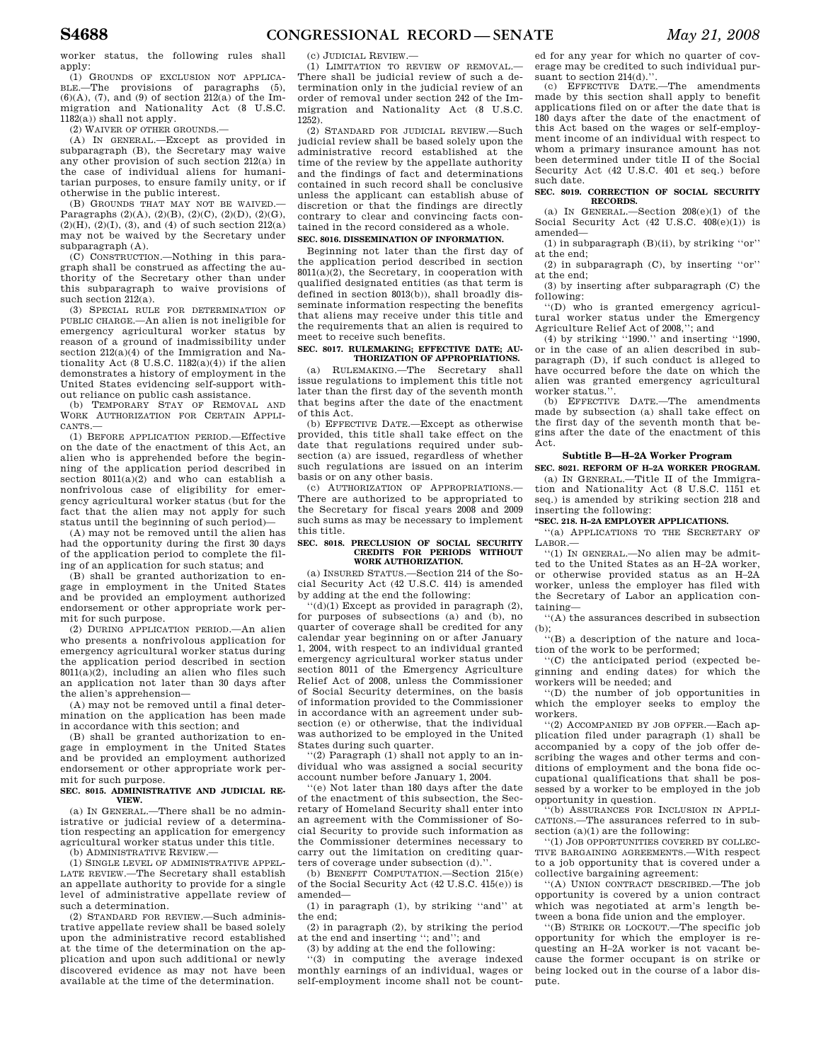worker status, the following rules shall apply:

(1) GROUNDS OF EXCLUSION NOT APPLICABLE.—The provisions of paragraphs (5), (6)(A), (7), and (9) of section 212(a) of the Immigration and Nationality Act (8 U.S.C. 1182(a)) shall not apply.

(2) WAIVER OF OTHER GROUNDS.—

(A) IN GENERAL.—Except as provided in subparagraph (B), the Secretary may waive any other provision of such section 212(a) in the case of individual aliens for humanitarian purposes, to ensure family unity, or if otherwise in the public interest.

(B) GROUNDS THAT MAY NOT BE WAIVED.—Paragraphs (2)(A), (2)(B), (2)(C), (2)(D), (2)(G), (2)(H), (2)(I), (3), and (4) of such section 212(a) may not be waived by the Secretary under subparagraph (A).

(C) CONSTRUCTION.—Nothing in this paragraph shall be construed as affecting the authority of the Secretary other than under this subparagraph to waive provisions of such section 212(a).

(3) SPECIAL RULE FOR DETERMINATION OF PUBLIC CHARGE.—An alien is not ineligible for emergency agricultural worker status by reason of a ground of inadmissibility under section 212(a)(4) of the Immigration and Nationality Act (8 U.S.C. 1182(a)(4)) if the alien demonstrates a history of employment in the United States evidencing self-support without reliance on public cash assistance.

(b) TEMPORARY STAY OF REMOVAL AND WORK AUTHORIZATION FOR CERTAIN APPLICANTS.—

(1) BEFORE APPLICATION PERIOD.—Effective on the date of the enactment of this Act, an alien who is apprehended before the beginning of the application period described in section 8011(a)(2) and who can establish a nonfrivolous case of eligibility for emergency agricultural worker status (but for the fact that the alien may not apply for such status until the beginning of such period)—

(A) may not be removed until the alien has had the opportunity during the first 30 days of the application period to complete the filing of an application for such status; and

(B) shall be granted authorization to engage in employment in the United States and be provided an employment authorized endorsement or other appropriate work permit for such purpose.

(2) DURING APPLICATION PERIOD.—An alien who presents a nonfrivolous application for emergency agricultural worker status during the application period described in section 8011(a)(2), including an alien who files such an application not later than 30 days after the alien's apprehension—

(A) may not be removed until a final determination on the application has been made in accordance with this section; and

(B) shall be granted authorization to engage in employment in the United States and be provided an employment authorized endorsement or other appropriate work permit for such purpose.

**SEC. 8015. ADMINISTRATIVE AND JUDICIAL REVIEW.**

(a) IN GENERAL.—There shall be no administrative or judicial review of a determination respecting an application for emergency agricultural worker status under this title.

(b) ADMINISTRATIVE REVIEW.—

(1) SINGLE LEVEL OF ADMINISTRATIVE APPELLATE REVIEW.—The Secretary shall establish an appellate authority to provide for a single level of administrative appellate review of such a determination.

(2) STANDARD FOR REVIEW.—Such administrative appellate review shall be based solely upon the administrative record established at the time of the determination on the application and upon such additional or newly discovered evidence as may not have been available at the time of the determination.

(c) JUDICIAL REVIEW.—

(1) LIMITATION TO REVIEW OF REMOVAL.—There shall be judicial review of such a determination only in the judicial review of an order of removal under section 242 of the Immigration and Nationality Act (8 U.S.C. 1252).

(2) STANDARD FOR JUDICIAL REVIEW.—Such judicial review shall be based solely upon the administrative record established at the time of the review by the appellate authority and the findings of fact and determinations contained in such record shall be conclusive unless the applicant can establish abuse of discretion or that the findings are directly contrary to clear and convincing facts contained in the record considered as a whole.

**SEC. 8016. DISSEMINATION OF INFORMATION.**

Beginning not later than the first day of the application period described in section 8011(a)(2), the Secretary, in cooperation with qualified designated entities (as that term is defined in section 8013(b)), shall broadly disseminate information respecting the benefits that aliens may receive under this title and the requirements that an alien is required to meet to receive such benefits.

**SEC. 8017. RULEMAKING; EFFECTIVE DATE; AUTHORIZATION OF APPROPRIATIONS.**

(a) RULEMAKING.—The Secretary shall issue regulations to implement this title not later than the first day of the seventh month that begins after the date of the enactment of this Act.

(b) EFFECTIVE DATE.—Except as otherwise provided, this title shall take effect on the date that regulations required under subsection (a) are issued, regardless of whether such regulations are issued on an interim basis or on any other basis.

(c) AUTHORIZATION OF APPROPRIATIONS.—There are authorized to be appropriated to the Secretary for fiscal years 2008 and 2009 such sums as may be necessary to implement this title.

**SEC. 8018. PRECLUSION OF SOCIAL SECURITY CREDITS FOR PERIODS WITHOUT WORK AUTHORIZATION.**

(a) INSURED STATUS.—Section 214 of the Social Security Act (42 U.S.C. 414) is amended by adding at the end the following:

''(d)(1) Except as provided in paragraph (2), for purposes of subsections (a) and (b), no quarter of coverage shall be credited for any calendar year beginning on or after January 1, 2004, with respect to an individual granted emergency agricultural worker status under section 8011 of the Emergency Agriculture Relief Act of 2008, unless the Commissioner of Social Security determines, on the basis of information provided to the Commissioner in accordance with an agreement under subsection (e) or otherwise, that the individual was authorized to be employed in the United States during such quarter.

''(2) Paragraph (1) shall not apply to an individual who was assigned a social security account number before January 1, 2004.

''(e) Not later than 180 days after the date of the enactment of this subsection, the Secretary of Homeland Security shall enter into an agreement with the Commissioner of Social Security to provide such information as the Commissioner determines necessary to carry out the limitation on crediting quarters of coverage under subsection (d).''.

(b) BENEFIT COMPUTATION.—Section 215(e) of the Social Security Act (42 U.S.C. 415(e)) is amended—

(1) in paragraph (1), by striking ''and'' at the end;

(2) in paragraph (2), by striking the period at the end and inserting ''; and''; and

(3) by adding at the end the following:

''(3) in computing the average indexed monthly earnings of an individual, wages or self-employment income shall not be counted for any year for which no quarter of coverage may be credited to such individual pursuant to section 214(d).''.

(c) EFFECTIVE DATE.—The amendments made by this section shall apply to benefit applications filed on or after the date that is 180 days after the date of the enactment of this Act based on the wages or self-employment income of an individual with respect to whom a primary insurance amount has not been determined under title II of the Social Security Act (42 U.S.C. 401 et seq.) before such date.

**SEC. 8019. CORRECTION OF SOCIAL SECURITY RECORDS.**

(a) IN GENERAL.—Section 208(e)(1) of the Social Security Act (42 U.S.C. 408(e)(1)) is amended—

(1) in subparagraph (B)(ii), by striking ''or'' at the end;

(2) in subparagraph (C), by inserting ''or'' at the end;

(3) by inserting after subparagraph (C) the following:

''(D) who is granted emergency agricultural worker status under the Emergency Agriculture Relief Act of 2008,''; and

(4) by striking ''1990.'' and inserting ''1990, or in the case of an alien described in subparagraph (D), if such conduct is alleged to have occurred before the date on which the alien was granted emergency agricultural worker status.''.

(b) EFFECTIVE DATE.—The amendments made by subsection (a) shall take effect on the first day of the seventh month that begins after the date of the enactment of this Act.

## Subtitle B—H–2A Worker Program

**SEC. 8021. REFORM OF H–2A WORKER PROGRAM.**

(a) IN GENERAL.—Title II of the Immigration and Nationality Act (8 U.S.C. 1151 et seq.) is amended by striking section 218 and inserting the following:

**''SEC. 218. H–2A EMPLOYER APPLICATIONS.**

''(a) APPLICATIONS TO THE SECRETARY OF LABOR.—

''(1) IN GENERAL.—No alien may be admitted to the United States as an H–2A worker, or otherwise provided status as an H–2A worker, unless the employer has filed with the Secretary of Labor an application containing—

''(A) the assurances described in subsection (b);

''(B) a description of the nature and location of the work to be performed;

''(C) the anticipated period (expected beginning and ending dates) for which the workers will be needed; and

''(D) the number of job opportunities in which the employer seeks to employ the workers.

''(2) ACCOMPANIED BY JOB OFFER.—Each application filed under paragraph (1) shall be accompanied by a copy of the job offer describing the wages and other terms and conditions of employment and the bona fide occupational qualifications that shall be possessed by a worker to be employed in the job opportunity in question.

''(b) ASSURANCES FOR INCLUSION IN APPLICATIONS.—The assurances referred to in subsection (a)(1) are the following:

''(1) JOB OPPORTUNITIES COVERED BY COLLECTIVE BARGAINING AGREEMENTS.—With respect to a job opportunity that is covered under a collective bargaining agreement:

''(A) UNION CONTRACT DESCRIBED.—The job opportunity is covered by a union contract which was negotiated at arm's length between a bona fide union and the employer.

''(B) STRIKE OR LOCKOUT.—The specific job opportunity for which the employer is requesting an H–2A worker is not vacant because the former occupant is on strike or being locked out in the course of a labor dispute.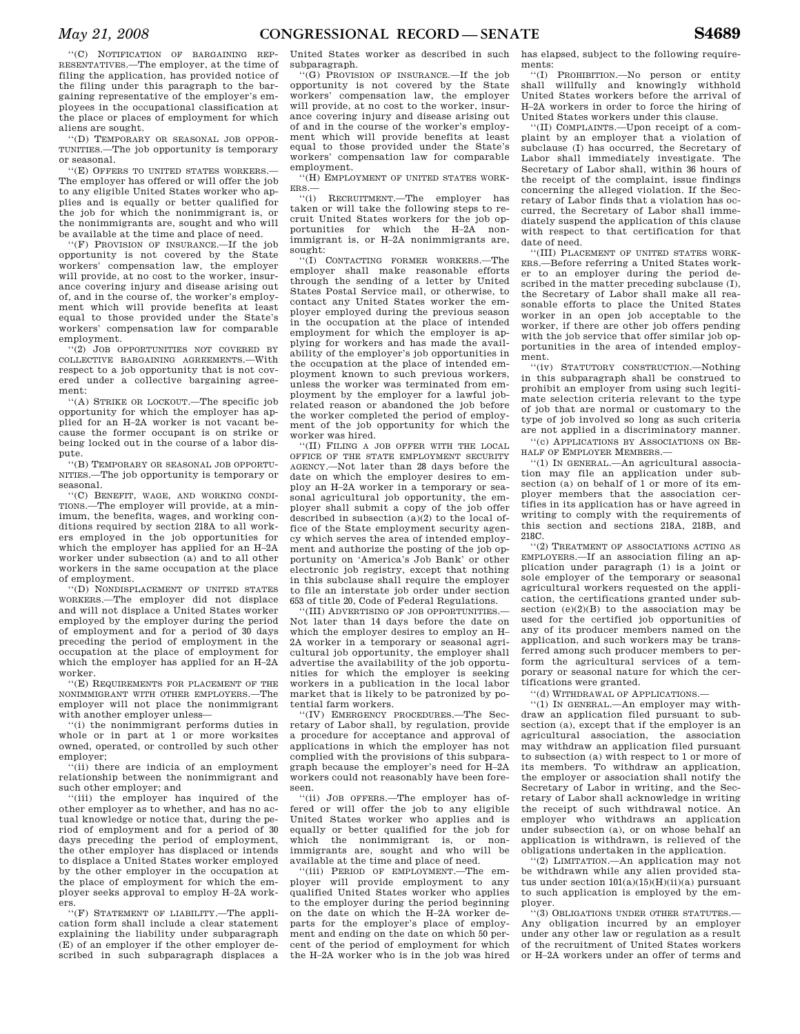"(C) NOTIFICATION OF BARGAINING REPRESENTATIVES.—The employer, at the time of filing the application, has provided notice of the filing under this paragraph to the bargaining representative of the employer's employees in the occupational classification at the place or places of employment for which aliens are sought.

"(D) TEMPORARY OR SEASONAL JOB OPPORTUNITIES.—The job opportunity is temporary or seasonal.

"(E) OFFERS TO UNITED STATES WORKERS.—The employer has offered or will offer the job to any eligible United States worker who applies and is equally or better qualified for the job for which the nonimmigrant is, or the nonimmigrants are, sought and who will be available at the time and place of need.

"(F) PROVISION OF INSURANCE.—If the job opportunity is not covered by the State workers' compensation law, the employer will provide, at no cost to the worker, insurance covering injury and disease arising out of, and in the course of, the worker's employment which will provide benefits at least equal to those provided under the State's workers' compensation law for comparable employment.

"(2) JOB OPPORTUNITIES NOT COVERED BY COLLECTIVE BARGAINING AGREEMENTS.—With respect to a job opportunity that is not covered under a collective bargaining agreement:

"(A) STRIKE OR LOCKOUT.—The specific job opportunity for which the employer has applied for an H–2A worker is not vacant because the former occupant is on strike or being locked out in the course of a labor dispute.

"(B) TEMPORARY OR SEASONAL JOB OPPORTUNITIES.—The job opportunity is temporary or seasonal.

"(C) BENEFIT, WAGE, AND WORKING CONDITIONS.—The employer will provide, at a minimum, the benefits, wages, and working conditions required by section 218A to all workers employed in the job opportunities for which the employer has applied for an H–2A worker under subsection (a) and to all other workers in the same occupation at the place of employment.

"(D) NONDISPLACEMENT OF UNITED STATES WORKERS.—The employer did not displace and will not displace a United States worker employed by the employer during the period of employment and for a period of 30 days preceding the period of employment in the occupation at the place of employment for which the employer has applied for an H–2A worker.

"(E) REQUIREMENTS FOR PLACEMENT OF THE NONIMMIGRANT WITH OTHER EMPLOYERS.—The employer will not place the nonimmigrant with another employer unless—

"(i) the nonimmigrant performs duties in whole or in part at 1 or more worksites owned, operated, or controlled by such other employer;

"(ii) there are indicia of an employment relationship between the nonimmigrant and such other employer; and

"(iii) the employer has inquired of the other employer as to whether, and has no actual knowledge or notice that, during the period of employment and for a period of 30 days preceding the period of employment, the other employer has displaced or intends to displace a United States worker employed by the other employer in the occupation at the place of employment for which the employer seeks approval to employ H–2A workers.

"(F) STATEMENT OF LIABILITY.—The application form shall include a clear statement explaining the liability under subparagraph (E) of an employer if the other employer described in such subparagraph displaces a United States worker as described in such subparagraph.

"(G) PROVISION OF INSURANCE.—If the job opportunity is not covered by the State workers' compensation law, the employer will provide, at no cost to the worker, insurance covering injury and disease arising out of and in the course of the worker's employment which will provide benefits at least equal to those provided under the State's workers' compensation law for comparable employment.

"(H) EMPLOYMENT OF UNITED STATES WORKERS.—

"(i) RECRUITMENT.—The employer has taken or will take the following steps to recruit United States workers for the job opportunities for which the H–2A nonimmigrant is, or H–2A nonimmigrants are, sought:

"(I) CONTACTING FORMER WORKERS.—The employer shall make reasonable efforts through the sending of a letter by United States Postal Service mail, or otherwise, to contact any United States worker the employer employed during the previous season in the occupation at the place of intended employment for which the employer is applying for workers and has made the availability of the employer's job opportunities in the occupation at the place of intended employment known to such previous workers, unless the worker was terminated from employment by the employer for a lawful job-related reason or abandoned the job before the worker completed the period of employment of the job opportunity for which the worker was hired.

"(II) FILING A JOB OFFER WITH THE LOCAL OFFICE OF THE STATE EMPLOYMENT SECURITY AGENCY.—Not later than 28 days before the date on which the employer desires to employ an H–2A worker in a temporary or seasonal agricultural job opportunity, the employer shall submit a copy of the job offer described in subsection (a)(2) to the local office of the State employment security agency which serves the area of intended employment and authorize the posting of the job opportunity on 'America's Job Bank' or other electronic job registry, except that nothing in this subclause shall require the employer to file an interstate job order under section 653 of title 20, Code of Federal Regulations.

"(III) ADVERTISING OF JOB OPPORTUNITIES.—Not later than 14 days before the date on which the employer desires to employ an H–2A worker in a temporary or seasonal agricultural job opportunity, the employer shall advertise the availability of the job opportunities for which the employer is seeking workers in a publication in the local labor market that is likely to be patronized by potential farm workers.

"(IV) EMERGENCY PROCEDURES.—The Secretary of Labor shall, by regulation, provide a procedure for acceptance and approval of applications in which the employer has not complied with the provisions of this subparagraph because the employer's need for H–2A workers could not reasonably have been foreseen.

"(ii) JOB OFFERS.—The employer has offered or will offer the job to any eligible United States worker who applies and is equally or better qualified for the job for which the nonimmigrant is, or nonimmigrants are, sought and who will be available at the time and place of need.

"(iii) PERIOD OF EMPLOYMENT.—The employer will provide employment to any qualified United States worker who applies to the employer during the period beginning on the date on which the H–2A worker departs for the employer's place of employment and ending on the date on which 50 percent of the period of employment for which the H–2A worker who is in the job was hired has elapsed, subject to the following requirements:

"(I) PROHIBITION.—No person or entity shall willfully and knowingly withhold United States workers before the arrival of H–2A workers in order to force the hiring of United States workers under this clause.

"(II) COMPLAINTS.—Upon receipt of a complaint by an employer that a violation of subclause (I) has occurred, the Secretary of Labor shall immediately investigate. The Secretary of Labor shall, within 36 hours of the receipt of the complaint, issue findings concerning the alleged violation. If the Secretary of Labor finds that a violation has occurred, the Secretary of Labor shall immediately suspend the application of this clause with respect to that certification for that date of need.

"(III) PLACEMENT OF UNITED STATES WORKERS.—Before referring a United States worker to an employer during the period described in the matter preceding subclause (I), the Secretary of Labor shall make all reasonable efforts to place the United States worker in an open job acceptable to the worker, if there are other job offers pending with the job service that offer similar job opportunities in the area of intended employment.

"(iv) STATUTORY CONSTRUCTION.—Nothing in this subparagraph shall be construed to prohibit an employer from using such legitimate selection criteria relevant to the type of job that are normal or customary to the type of job involved so long as such criteria are not applied in a discriminatory manner.

"(c) APPLICATIONS BY ASSOCIATIONS ON BEHALF OF EMPLOYER MEMBERS.—

"(1) IN GENERAL.—An agricultural association may file an application under subsection (a) on behalf of 1 or more of its employer members that the association certifies in its application has or have agreed in writing to comply with the requirements of this section and sections 218A, 218B, and 218C.

"(2) TREATMENT OF ASSOCIATIONS ACTING AS EMPLOYERS.—If an association filing an application under paragraph (1) is a joint or sole employer of the temporary or seasonal agricultural workers requested on the application, the certifications granted under subsection (e)(2)(B) to the association may be used for the certified job opportunities of any of its producer members named on the application, and such workers may be transferred among such producer members to perform the agricultural services of a temporary or seasonal nature for which the certifications were granted.

"(d) WITHDRAWAL OF APPLICATIONS.—

"(1) IN GENERAL.—An employer may withdraw an application filed pursuant to subsection (a), except that if the employer is an agricultural association, the association may withdraw an application filed pursuant to subsection (a) with respect to 1 or more of its members. To withdraw an application, the employer or association shall notify the Secretary of Labor in writing, and the Secretary of Labor shall acknowledge in writing the receipt of such withdrawal notice. An employer who withdraws an application under subsection (a), or on whose behalf an application is withdrawn, is relieved of the obligations undertaken in the application.

"(2) LIMITATION.—An application may not be withdrawn while any alien provided status under section 101(a)(15)(H)(ii)(a) pursuant to such application is employed by the employer.

"(3) OBLIGATIONS UNDER OTHER STATUTES.—Any obligation incurred by an employer under any other law or regulation as a result of the recruitment of United States workers or H–2A workers under an offer of terms and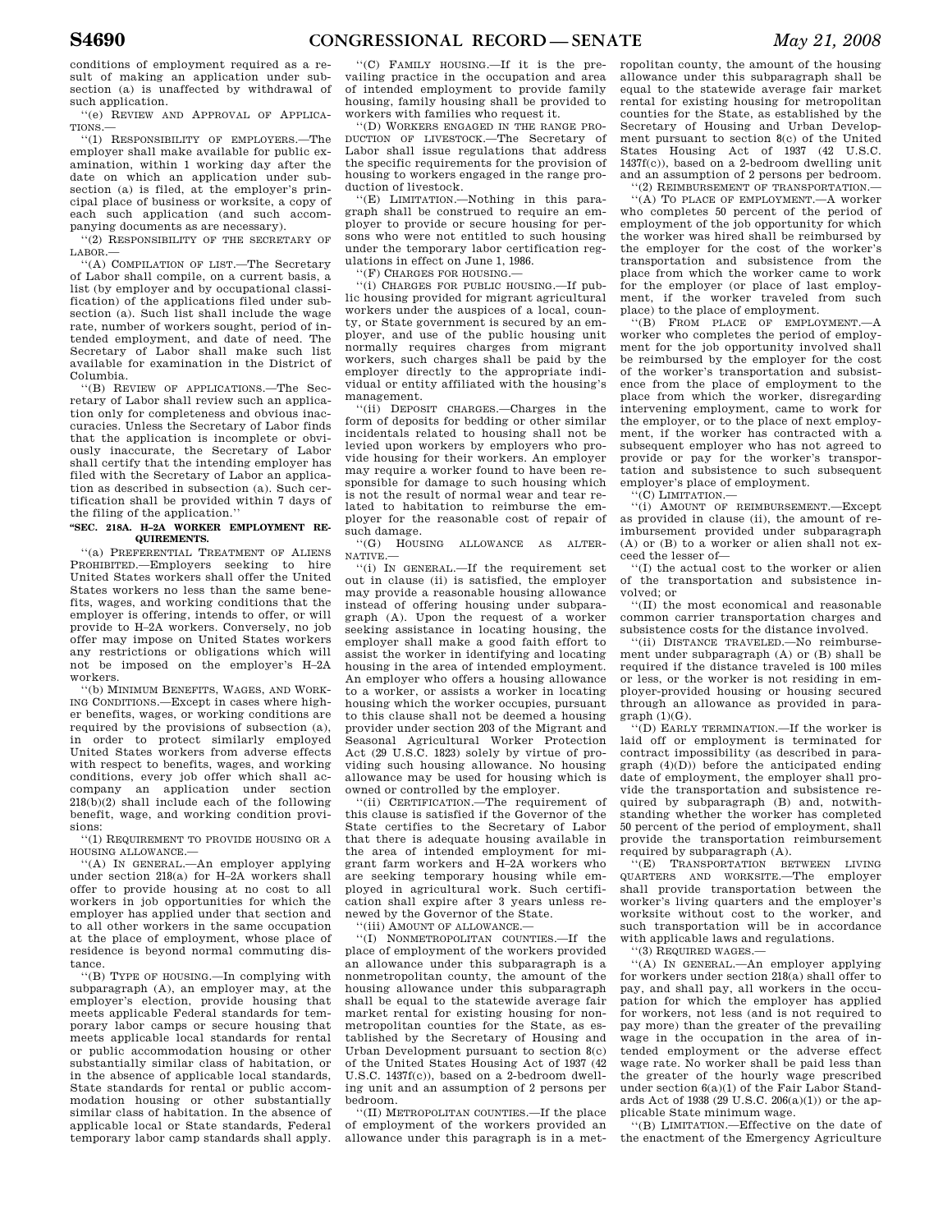conditions of employment required as a result of making an application under subsection (a) is unaffected by withdrawal of such application.

''(e) REVIEW AND APPROVAL OF APPLICATIONS.—

''(1) RESPONSIBILITY OF EMPLOYERS.—The employer shall make available for public examination, within 1 working day after the date on which an application under subsection (a) is filed, at the employer's principal place of business or worksite, a copy of each such application (and such accompanying documents as are necessary).

''(2) RESPONSIBILITY OF THE SECRETARY OF LABOR.—

''(A) COMPILATION OF LIST.—The Secretary of Labor shall compile, on a current basis, a list (by employer and by occupational classification) of the applications filed under subsection (a). Such list shall include the wage rate, number of workers sought, period of intended employment, and date of need. The Secretary of Labor shall make such list available for examination in the District of Columbia.

''(B) REVIEW OF APPLICATIONS.—The Secretary of Labor shall review such an application only for completeness and obvious inaccuracies. Unless the Secretary of Labor finds that the application is incomplete or obviously inaccurate, the Secretary of Labor shall certify that the intending employer has filed with the Secretary of Labor an application as described in subsection (a). Such certification shall be provided within 7 days of the filing of the application.''

**''SEC. 218A. H–2A WORKER EMPLOYMENT REQUIREMENTS.**

''(a) PREFERENTIAL TREATMENT OF ALIENS PROHIBITED.—Employers seeking to hire United States workers shall offer the United States workers no less than the same benefits, wages, and working conditions that the employer is offering, intends to offer, or will provide to H–2A workers. Conversely, no job offer may impose on United States workers any restrictions or obligations which will not be imposed on the employer's H–2A workers.

''(b) MINIMUM BENEFITS, WAGES, AND WORKING CONDITIONS.—Except in cases where higher benefits, wages, or working conditions are required by the provisions of subsection (a), in order to protect similarly employed United States workers from adverse effects with respect to benefits, wages, and working conditions, every job offer which shall accompany an application under section 218(b)(2) shall include each of the following benefit, wage, and working condition provisions:

''(1) REQUIREMENT TO PROVIDE HOUSING OR A HOUSING ALLOWANCE.—

''(A) IN GENERAL.—An employer applying under section 218(a) for H–2A workers shall offer to provide housing at no cost to all workers in job opportunities for which the employer has applied under that section and to all other workers in the same occupation at the place of employment, whose place of residence is beyond normal commuting distance.

''(B) TYPE OF HOUSING.—In complying with subparagraph (A), an employer may, at the employer's election, provide housing that meets applicable Federal standards for temporary labor camps or secure housing that meets applicable local standards for rental or public accommodation housing or other substantially similar class of habitation, or in the absence of applicable local standards, State standards for rental or public accommodation housing or other substantially similar class of habitation. In the absence of applicable local or State standards, Federal temporary labor camp standards shall apply.

''(C) FAMILY HOUSING.—If it is the prevailing practice in the occupation and area of intended employment to provide family housing, family housing shall be provided to workers with families who request it.

''(D) WORKERS ENGAGED IN THE RANGE PRODUCTION OF LIVESTOCK.—The Secretary of Labor shall issue regulations that address the specific requirements for the provision of housing to workers engaged in the range production of livestock.

''(E) LIMITATION.—Nothing in this paragraph shall be construed to require an employer to provide or secure housing for persons who were not entitled to such housing under the temporary labor certification regulations in effect on June 1, 1986.

''(F) CHARGES FOR HOUSING.—

''(i) CHARGES FOR PUBLIC HOUSING.—If public housing provided for migrant agricultural workers under the auspices of a local, county, or State government is secured by an employer, and use of the public housing unit normally requires charges from migrant workers, such charges shall be paid by the employer directly to the appropriate individual or entity affiliated with the housing's management.

''(ii) DEPOSIT CHARGES.—Charges in the form of deposits for bedding or other similar incidentals related to housing shall not be levied upon workers by employers who provide housing for their workers. An employer may require a worker found to have been responsible for damage to such housing which is not the result of normal wear and tear related to habitation to reimburse the employer for the reasonable cost of repair of such damage.

''(G) HOUSING ALLOWANCE AS ALTERNATIVE.—

''(i) IN GENERAL.—If the requirement set out in clause (ii) is satisfied, the employer may provide a reasonable housing allowance instead of offering housing under subparagraph (A). Upon the request of a worker seeking assistance in locating housing, the employer shall make a good faith effort to assist the worker in identifying and locating housing in the area of intended employment. An employer who offers a housing allowance to a worker, or assists a worker in locating housing which the worker occupies, pursuant to this clause shall not be deemed a housing provider under section 203 of the Migrant and Seasonal Agricultural Worker Protection Act (29 U.S.C. 1823) solely by virtue of providing such housing allowance. No housing allowance may be used for housing which is owned or controlled by the employer.

''(ii) CERTIFICATION.—The requirement of this clause is satisfied if the Governor of the State certifies to the Secretary of Labor that there is adequate housing available in the area of intended employment for migrant farm workers and H–2A workers who are seeking temporary housing while employed in agricultural work. Such certification shall expire after 3 years unless renewed by the Governor of the State.

''(iii) AMOUNT OF ALLOWANCE.—

''(I) NONMETROPOLITAN COUNTIES.—If the place of employment of the workers provided an allowance under this subparagraph is a nonmetropolitan county, the amount of the housing allowance under this subparagraph shall be equal to the statewide average fair market rental for existing housing for nonmetropolitan counties for the State, as established by the Secretary of Housing and Urban Development pursuant to section 8(c) of the United States Housing Act of 1937 (42 U.S.C. 1437f(c)), based on a 2-bedroom dwelling unit and an assumption of 2 persons per bedroom.

''(II) METROPOLITAN COUNTIES.—If the place of employment of the workers provided an allowance under this paragraph is in a metropolitan county, the amount of the housing allowance under this subparagraph shall be equal to the statewide average fair market rental for existing housing for metropolitan counties for the State, as established by the Secretary of Housing and Urban Development pursuant to section 8(c) of the United States Housing Act of 1937 (42 U.S.C. 1437f(c)), based on a 2-bedroom dwelling unit and an assumption of 2 persons per bedroom.

''(2) REIMBURSEMENT OF TRANSPORTATION.—

''(A) TO PLACE OF EMPLOYMENT.—A worker who completes 50 percent of the period of employment of the job opportunity for which the worker was hired shall be reimbursed by the employer for the cost of the worker's transportation and subsistence from the place from which the worker came to work for the employer (or place of last employment, if the worker traveled from such place) to the place of employment.

''(B) FROM PLACE OF EMPLOYMENT.—A worker who completes the period of employment for the job opportunity involved shall be reimbursed by the employer for the cost of the worker's transportation and subsistence from the place of employment to the place from which the worker, disregarding intervening employment, came to work for the employer, or to the place of next employment, if the worker has contracted with a subsequent employer who has not agreed to provide or pay for the worker's transportation and subsistence to such subsequent employer's place of employment.

''(C) LIMITATION.—

''(i) AMOUNT OF REIMBURSEMENT.—Except as provided in clause (ii), the amount of reimbursement provided under subparagraph (A) or (B) to a worker or alien shall not exceed the lesser of—

''(I) the actual cost to the worker or alien of the transportation and subsistence involved; or

''(II) the most economical and reasonable common carrier transportation charges and subsistence costs for the distance involved.

''(ii) DISTANCE TRAVELED.—No reimbursement under subparagraph (A) or (B) shall be required if the distance traveled is 100 miles or less, or the worker is not residing in employer-provided housing or housing secured through an allowance as provided in paragraph (1)(G).

''(D) EARLY TERMINATION.—If the worker is laid off or employment is terminated for contract impossibility (as described in paragraph (4)(D)) before the anticipated ending date of employment, the employer shall provide the transportation and subsistence required by subparagraph (B) and, notwithstanding whether the worker has completed 50 percent of the period of employment, shall provide the transportation reimbursement required by subparagraph (A).

''(E) TRANSPORTATION BETWEEN LIVING QUARTERS AND WORKSITE.—The employer shall provide transportation between the worker's living quarters and the employer's worksite without cost to the worker, and such transportation will be in accordance with applicable laws and regulations.

''(3) REQUIRED WAGES.—

''(A) IN GENERAL.—An employer applying for workers under section 218(a) shall offer to pay, and shall pay, all workers in the occupation for which the employer has applied for workers, not less (and is not required to pay more) than the greater of the prevailing wage in the occupation in the area of intended employment or the adverse effect wage rate. No worker shall be paid less than the greater of the hourly wage prescribed under section 6(a)(1) of the Fair Labor Standards Act of 1938 (29 U.S.C. 206(a)(1)) or the applicable State minimum wage.

''(B) LIMITATION.—Effective on the date of the enactment of the Emergency Agriculture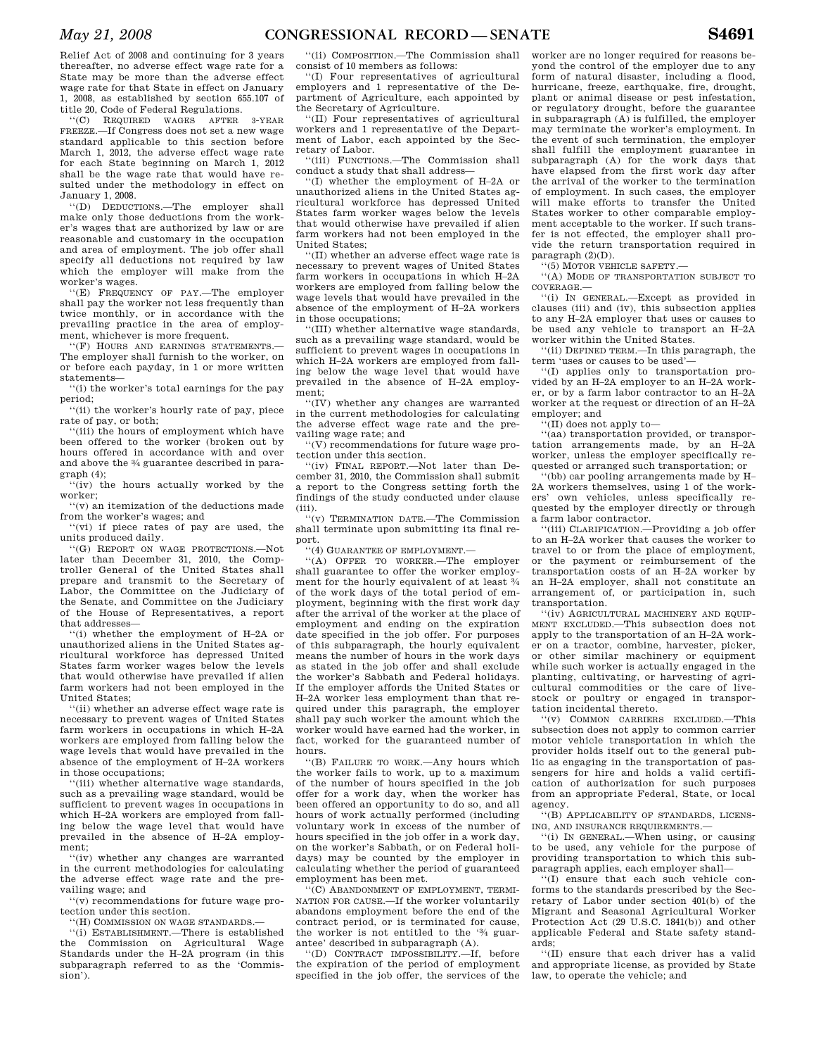Relief Act of 2008 and continuing for 3 years thereafter, no adverse effect wage rate for a State may be more than the adverse effect wage rate for that State in effect on January 1, 2008, as established by section 655.107 of title 20, Code of Federal Regulations.

''(C) REQUIRED WAGES AFTER 3-YEAR FREEZE.—If Congress does not set a new wage standard applicable to this section before March 1, 2012, the adverse effect wage rate for each State beginning on March 1, 2012 shall be the wage rate that would have resulted under the methodology in effect on January 1, 2008.

''(D) DEDUCTIONS.—The employer shall make only those deductions from the worker's wages that are authorized by law or are reasonable and customary in the occupation and area of employment. The job offer shall specify all deductions not required by law which the employer will make from the worker's wages.

''(E) FREQUENCY OF PAY.—The employer shall pay the worker not less frequently than twice monthly, or in accordance with the prevailing practice in the area of employment, whichever is more frequent.

''(F) HOURS AND EARNINGS STATEMENTS.—The employer shall furnish to the worker, on or before each payday, in 1 or more written statements—

''(i) the worker's total earnings for the pay period;

''(ii) the worker's hourly rate of pay, piece rate of pay, or both;

''(iii) the hours of employment which have been offered to the worker (broken out by hours offered in accordance with and over and above the ¾ guarantee described in paragraph (4);

''(iv) the hours actually worked by the worker;

''(v) an itemization of the deductions made from the worker's wages; and

''(vi) if piece rates of pay are used, the units produced daily.

''(G) REPORT ON WAGE PROTECTIONS.—Not later than December 31, 2010, the Comptroller General of the United States shall prepare and transmit to the Secretary of Labor, the Committee on the Judiciary of the Senate, and Committee on the Judiciary of the House of Representatives, a report that addresses—

''(i) whether the employment of H–2A or unauthorized aliens in the United States agricultural workforce has depressed United States farm worker wages below the levels that would otherwise have prevailed if alien farm workers had not been employed in the United States;

''(ii) whether an adverse effect wage rate is necessary to prevent wages of United States farm workers in occupations in which H–2A workers are employed from falling below the wage levels that would have prevailed in the absence of the employment of H–2A workers in those occupations;

''(iii) whether alternative wage standards, such as a prevailing wage standard, would be sufficient to prevent wages in occupations in which H–2A workers are employed from falling below the wage level that would have prevailed in the absence of H–2A employment;

''(iv) whether any changes are warranted in the current methodologies for calculating the adverse effect wage rate and the prevailing wage rate; and

''(v) recommendations for future wage protection under this section.

''(H) COMMISSION ON WAGE STANDARDS.—

''(i) ESTABLISHMENT.—There is established the Commission on Agricultural Wage Standards under the H–2A program (in this subparagraph referred to as the 'Commission').

''(ii) COMPOSITION.—The Commission shall consist of 10 members as follows:

''(I) Four representatives of agricultural employers and 1 representative of the Department of Agriculture, each appointed by the Secretary of Agriculture.

''(II) Four representatives of agricultural workers and 1 representative of the Department of Labor, each appointed by the Secretary of Labor.

''(iii) FUNCTIONS.—The Commission shall conduct a study that shall address—

''(I) whether the employment of H–2A or unauthorized aliens in the United States agricultural workforce has depressed United States farm worker wages below the levels that would otherwise have prevailed if alien farm workers had not been employed in the United States;

''(II) whether an adverse effect wage rate is necessary to prevent wages of United States farm workers in occupations in which H–2A workers are employed from falling below the wage levels that would have prevailed in the absence of the employment of H–2A workers in those occupations;

''(III) whether alternative wage standards, such as a prevailing wage standard, would be sufficient to prevent wages in occupations in which H–2A workers are employed from falling below the wage level that would have prevailed in the absence of H–2A employment;

''(IV) whether any changes are warranted in the current methodologies for calculating the adverse effect wage rate and the prevailing wage rate; and

''(V) recommendations for future wage protection under this section.

''(iv) FINAL REPORT.—Not later than December 31, 2010, the Commission shall submit a report to the Congress setting forth the findings of the study conducted under clause (iii).

''(v) TERMINATION DATE.—The Commission shall terminate upon submitting its final report.

''(4) GUARANTEE OF EMPLOYMENT.—

''(A) OFFER TO WORKER.—The employer shall guarantee to offer the worker employment for the hourly equivalent of at least ¾ of the work days of the total period of employment, beginning with the first work day after the arrival of the worker at the place of employment and ending on the expiration date specified in the job offer. For purposes of this subparagraph, the hourly equivalent means the number of hours in the work days as stated in the job offer and shall exclude the worker's Sabbath and Federal holidays. If the employer affords the United States or H–2A worker less employment than that required under this paragraph, the employer shall pay such worker the amount which the worker would have earned had the worker, in fact, worked for the guaranteed number of hours.

''(B) FAILURE TO WORK.—Any hours which the worker fails to work, up to a maximum of the number of hours specified in the job offer for a work day, when the worker has been offered an opportunity to do so, and all hours of work actually performed (including voluntary work in excess of the number of hours specified in the job offer in a work day, on the worker's Sabbath, or on Federal holidays) may be counted by the employer in calculating whether the period of guaranteed employment has been met.

''(C) ABANDONMENT OF EMPLOYMENT, TERMINATION FOR CAUSE.—If the worker voluntarily abandons employment before the end of the contract period, or is terminated for cause, the worker is not entitled to the '¾ guarantee' described in subparagraph (A).

''(D) CONTRACT IMPOSSIBILITY.—If, before the expiration of the period of employment specified in the job offer, the services of the worker are no longer required for reasons beyond the control of the employer due to any form of natural disaster, including a flood, hurricane, freeze, earthquake, fire, drought, plant or animal disease or pest infestation, or regulatory drought, before the guarantee in subparagraph (A) is fulfilled, the employer may terminate the worker's employment. In the event of such termination, the employer shall fulfill the employment guarantee in subparagraph (A) for the work days that have elapsed from the first work day after the arrival of the worker to the termination of employment. In such cases, the employer will make efforts to transfer the United States worker to other comparable employment acceptable to the worker. If such transfer is not effected, the employer shall provide the return transportation required in paragraph (2)(D).

''(5) MOTOR VEHICLE SAFETY.—

''(A) MODE OF TRANSPORTATION SUBJECT TO COVERAGE.—

''(i) IN GENERAL.—Except as provided in clauses (iii) and (iv), this subsection applies to any H–2A employer that uses or causes to be used any vehicle to transport an H–2A worker within the United States.

''(ii) DEFINED TERM.—In this paragraph, the term 'uses or causes to be used'—

''(I) applies only to transportation provided by an H–2A employer to an H–2A worker, or by a farm labor contractor to an H–2A worker at the request or direction of an H–2A employer; and

''(II) does not apply to—

''(aa) transportation provided, or transportation arrangements made, by an H–2A worker, unless the employer specifically requested or arranged such transportation; or

''(bb) car pooling arrangements made by H–2A workers themselves, using 1 of the workers' own vehicles, unless specifically requested by the employer directly or through a farm labor contractor.

''(iii) CLARIFICATION.—Providing a job offer to an H–2A worker that causes the worker to travel to or from the place of employment, or the payment or reimbursement of the transportation costs of an H–2A worker by an H–2A employer, shall not constitute an arrangement of, or participation in, such transportation.

''(iv) AGRICULTURAL MACHINERY AND EQUIPMENT EXCLUDED.—This subsection does not apply to the transportation of an H–2A worker on a tractor, combine, harvester, picker, or other similar machinery or equipment while such worker is actually engaged in the planting, cultivating, or harvesting of agricultural commodities or the care of livestock or poultry or engaged in transportation incidental thereto.

''(v) COMMON CARRIERS EXCLUDED.—This subsection does not apply to common carrier motor vehicle transportation in which the provider holds itself out to the general public as engaging in the transportation of passengers for hire and holds a valid certification of authorization for such purposes from an appropriate Federal, State, or local agency.

''(B) APPLICABILITY OF STANDARDS, LICENSING, AND INSURANCE REQUIREMENTS.—

''(i) IN GENERAL.—When using, or causing to be used, any vehicle for the purpose of providing transportation to which this subparagraph applies, each employer shall—

''(I) ensure that each such vehicle conforms to the standards prescribed by the Secretary of Labor under section 401(b) of the Migrant and Seasonal Agricultural Worker Protection Act (29 U.S.C. 1841(b)) and other applicable Federal and State safety standards;

''(II) ensure that each driver has a valid and appropriate license, as provided by State law, to operate the vehicle; and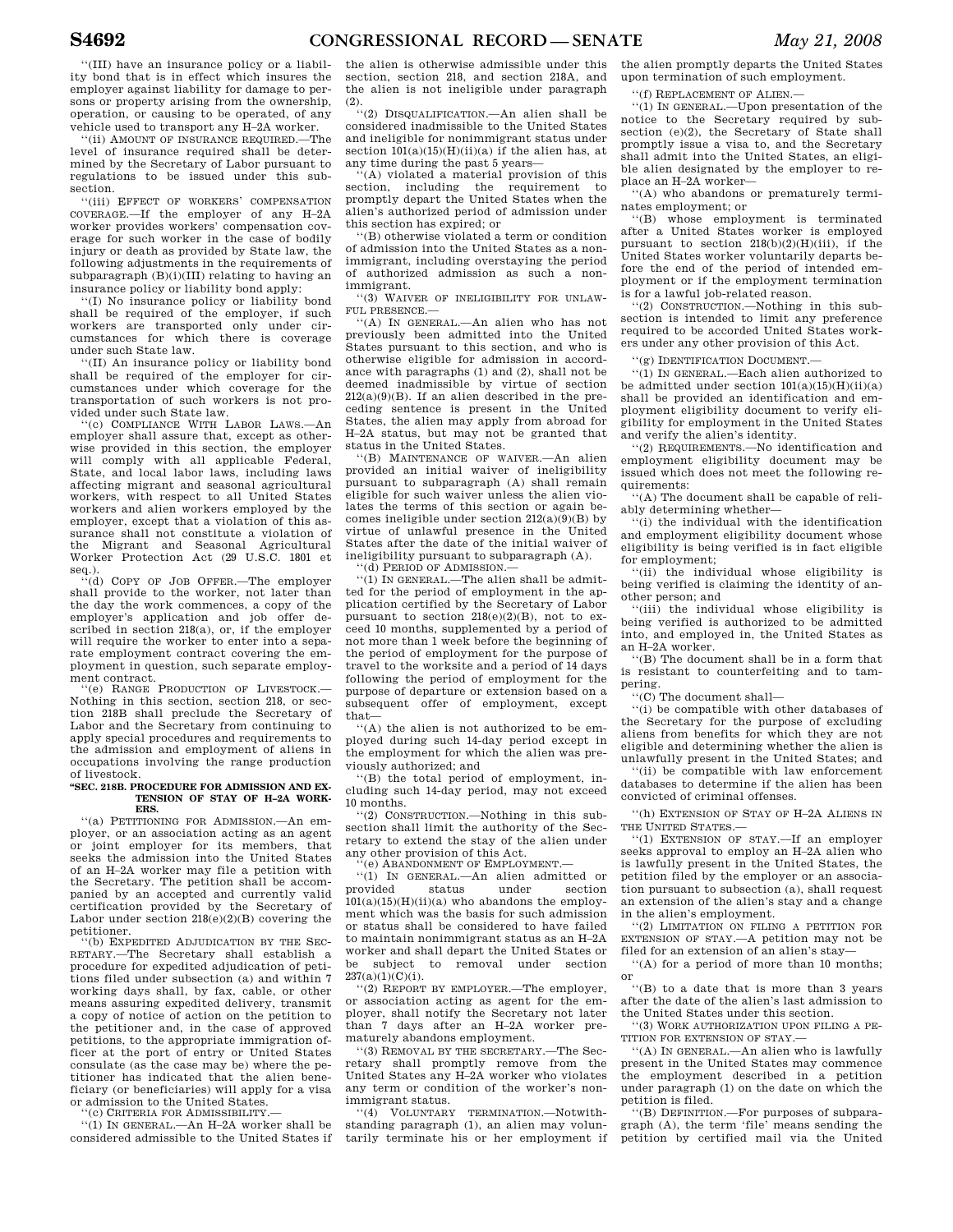''(III) have an insurance policy or a liability bond that is in effect which insures the employer against liability for damage to persons or property arising from the ownership, operation, or causing to be operated, of any vehicle used to transport any H–2A worker.

''(ii) AMOUNT OF INSURANCE REQUIRED.—The level of insurance required shall be determined by the Secretary of Labor pursuant to regulations to be issued under this subsection.

''(iii) EFFECT OF WORKERS' COMPENSATION COVERAGE.—If the employer of any H–2A worker provides workers' compensation coverage for such worker in the case of bodily injury or death as provided by State law, the following adjustments in the requirements of subparagraph (B)(i)(III) relating to having an insurance policy or liability bond apply:

''(I) No insurance policy or liability bond shall be required of the employer, if such workers are transported only under circumstances for which there is coverage under such State law.

''(II) An insurance policy or liability bond shall be required of the employer for circumstances under which coverage for the transportation of such workers is not provided under such State law.

''(c) COMPLIANCE WITH LABOR LAWS.—An employer shall assure that, except as otherwise provided in this section, the employer will comply with all applicable Federal, State, and local labor laws, including laws affecting migrant and seasonal agricultural workers, with respect to all United States workers and alien workers employed by the employer, except that a violation of this assurance shall not constitute a violation of the Migrant and Seasonal Agricultural Worker Protection Act (29 U.S.C. 1801 et seq.).

''(d) COPY OF JOB OFFER.—The employer shall provide to the worker, not later than the day the work commences, a copy of the employer's application and job offer described in section 218(a), or, if the employer will require the worker to enter into a separate employment contract covering the employment in question, such separate employment contract.

''(e) RANGE PRODUCTION OF LIVESTOCK.—Nothing in this section, section 218, or section 218B shall preclude the Secretary of Labor and the Secretary from continuing to apply special procedures and requirements to the admission and employment of aliens in occupations involving the range production of livestock.

**''SEC. 218B. PROCEDURE FOR ADMISSION AND EXTENSION OF STAY OF H–2A WORKERS.**

''(a) PETITIONING FOR ADMISSION.—An employer, or an association acting as an agent or joint employer for its members, that seeks the admission into the United States of an H–2A worker may file a petition with the Secretary. The petition shall be accompanied by an accepted and currently valid certification provided by the Secretary of Labor under section 218(e)(2)(B) covering the petitioner.

''(b) EXPEDITED ADJUDICATION BY THE SECRETARY.—The Secretary shall establish a procedure for expedited adjudication of petitions filed under subsection (a) and within 7 working days shall, by fax, cable, or other means assuring expedited delivery, transmit a copy of notice of action on the petition to the petitioner and, in the case of approved petitions, to the appropriate immigration officer at the port of entry or United States consulate (as the case may be) where the petitioner has indicated that the alien beneficiary (or beneficiaries) will apply for a visa or admission to the United States.

''(c) CRITERIA FOR ADMISSIBILITY.—

''(1) IN GENERAL.—An H–2A worker shall be considered admissible to the United States if the alien is otherwise admissible under this section, section 218, and section 218A, and the alien is not ineligible under paragraph (2).

''(2) DISQUALIFICATION.—An alien shall be considered inadmissible to the United States and ineligible for nonimmigrant status under section 101(a)(15)(H)(ii)(a) if the alien has, at any time during the past 5 years—

''(A) violated a material provision of this section, including the requirement to promptly depart the United States when the alien's authorized period of admission under this section has expired; or

''(B) otherwise violated a term or condition of admission into the United States as a nonimmigrant, including overstaying the period of authorized admission as such a nonimmigrant.

''(3) WAIVER OF INELIGIBILITY FOR UNLAWFUL PRESENCE.—

''(A) IN GENERAL.—An alien who has not previously been admitted into the United States pursuant to this section, and who is otherwise eligible for admission in accordance with paragraphs (1) and (2), shall not be deemed inadmissible by virtue of section 212(a)(9)(B). If an alien described in the preceding sentence is present in the United States, the alien may apply from abroad for H–2A status, but may not be granted that status in the United States.

''(B) MAINTENANCE OF WAIVER.—An alien provided an initial waiver of ineligibility pursuant to subparagraph (A) shall remain eligible for such waiver unless the alien violates the terms of this section or again becomes ineligible under section 212(a)(9)(B) by virtue of unlawful presence in the United States after the date of the initial waiver of ineligibility pursuant to subparagraph (A).

''(d) PERIOD OF ADMISSION.—

''(1) IN GENERAL.—The alien shall be admitted for the period of employment in the application certified by the Secretary of Labor pursuant to section 218(e)(2)(B), not to exceed 10 months, supplemented by a period of not more than 1 week before the beginning of the period of employment for the purpose of travel to the worksite and a period of 14 days following the period of employment for the purpose of departure or extension based on a subsequent offer of employment, except that—

''(A) the alien is not authorized to be employed during such 14-day period except in the employment for which the alien was previously authorized; and

''(B) the total period of employment, including such 14-day period, may not exceed 10 months.

''(2) CONSTRUCTION.—Nothing in this subsection shall limit the authority of the Secretary to extend the stay of the alien under any other provision of this Act.

''(e) ABANDONMENT OF EMPLOYMENT.—

''(1) IN GENERAL.—An alien admitted or provided status under section 101(a)(15)(H)(ii)(a) who abandons the employment which was the basis for such admission or status shall be considered to have failed to maintain nonimmigrant status as an H–2A worker and shall depart the United States or be subject to removal under section 237(a)(1)(C)(i).

''(2) REPORT BY EMPLOYER.—The employer, or association acting as agent for the employer, shall notify the Secretary not later than 7 days after an H–2A worker prematurely abandons employment.

''(3) REMOVAL BY THE SECRETARY.—The Secretary shall promptly remove from the United States any H–2A worker who violates any term or condition of the worker's nonimmigrant status.

''(4) VOLUNTARY TERMINATION.—Notwithstanding paragraph (1), an alien may voluntarily terminate his or her employment if the alien promptly departs the United States upon termination of such employment.

''(f) REPLACEMENT OF ALIEN.—

''(1) IN GENERAL.—Upon presentation of the notice to the Secretary required by subsection (e)(2), the Secretary of State shall promptly issue a visa to, and the Secretary shall admit into the United States, an eligible alien designated by the employer to replace an H–2A worker—

''(A) who abandons or prematurely terminates employment; or

''(B) whose employment is terminated after a United States worker is employed pursuant to section 218(b)(2)(H)(iii), if the United States worker voluntarily departs before the end of the period of intended employment or if the employment termination is for a lawful job-related reason.

''(2) CONSTRUCTION.—Nothing in this subsection is intended to limit any preference required to be accorded United States workers under any other provision of this Act.

''(g) IDENTIFICATION DOCUMENT.—

''(1) IN GENERAL.—Each alien authorized to be admitted under section 101(a)(15)(H)(ii)(a) shall be provided an identification and employment eligibility document to verify eligibility for employment in the United States and verify the alien's identity.

''(2) REQUIREMENTS.—No identification and employment eligibility document may be issued which does not meet the following requirements:

''(A) The document shall be capable of reliably determining whether—

''(i) the individual with the identification and employment eligibility document whose eligibility is being verified is in fact eligible for employment;

''(ii) the individual whose eligibility is being verified is claiming the identity of another person; and

''(iii) the individual whose eligibility is being verified is authorized to be admitted into, and employed in, the United States as an H–2A worker.

''(B) The document shall be in a form that is resistant to counterfeiting and to tampering.

''(C) The document shall—

''(i) be compatible with other databases of the Secretary for the purpose of excluding aliens from benefits for which they are not eligible and determining whether the alien is unlawfully present in the United States; and

''(ii) be compatible with law enforcement databases to determine if the alien has been convicted of criminal offenses.

''(h) EXTENSION OF STAY OF H–2A ALIENS IN THE UNITED STATES.—

''(1) EXTENSION OF STAY.—If an employer seeks approval to employ an H–2A alien who is lawfully present in the United States, the petition filed by the employer or an association pursuant to subsection (a), shall request an extension of the alien's stay and a change in the alien's employment.

''(2) LIMITATION ON FILING A PETITION FOR EXTENSION OF STAY.—A petition may not be filed for an extension of an alien's stay—

''(A) for a period of more than 10 months; or

''(B) to a date that is more than 3 years after the date of the alien's last admission to the United States under this section.

''(3) WORK AUTHORIZATION UPON FILING A PETITION FOR EXTENSION OF STAY.—

''(A) IN GENERAL.—An alien who is lawfully present in the United States may commence the employment described in a petition under paragraph (1) on the date on which the petition is filed.

''(B) DEFINITION.—For purposes of subparagraph (A), the term 'file' means sending the petition by certified mail via the United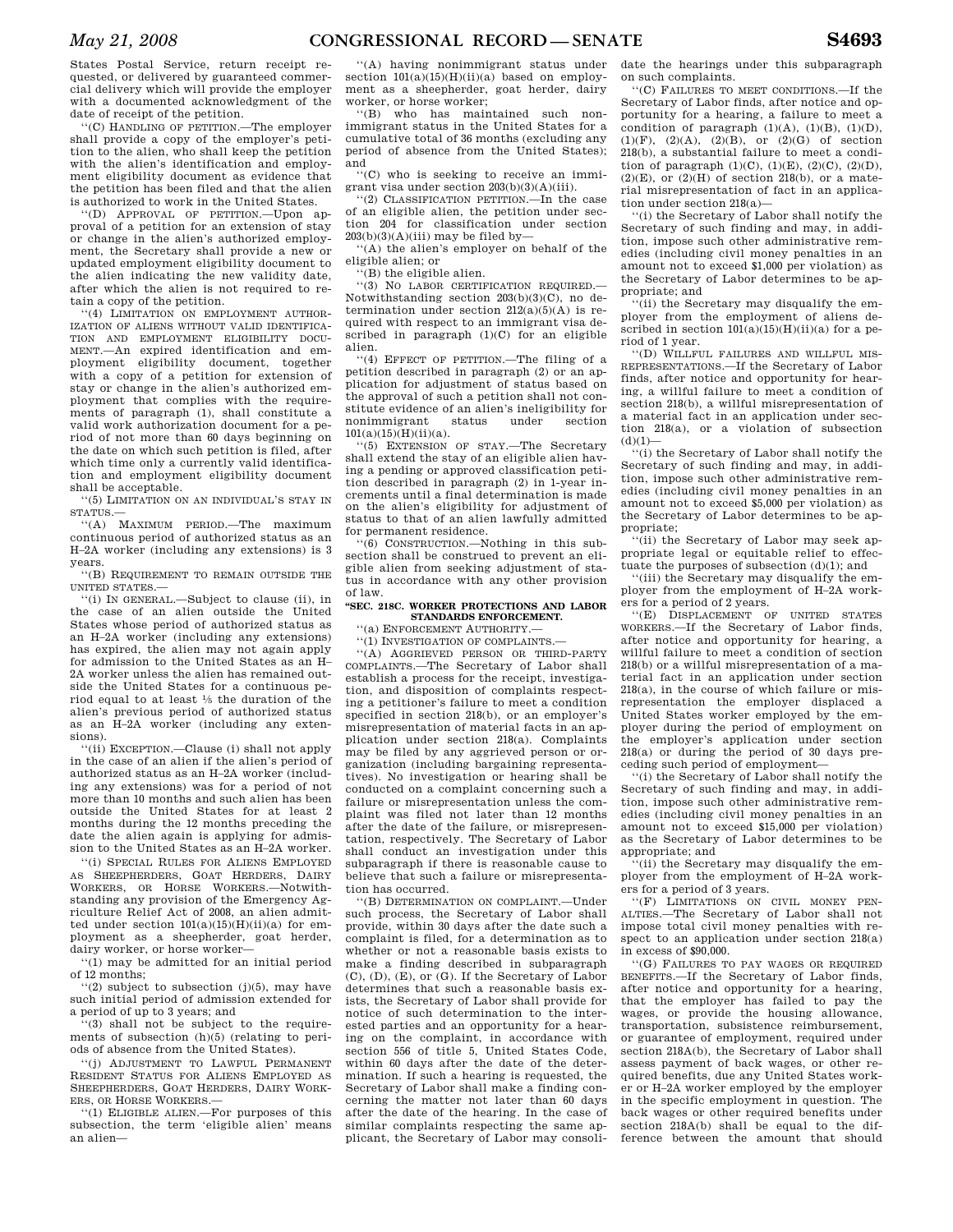States Postal Service, return receipt requested, or delivered by guaranteed commercial delivery which will provide the employer with a documented acknowledgment of the date of receipt of the petition.

''(C) HANDLING OF PETITION.—The employer shall provide a copy of the employer's petition to the alien, who shall keep the petition with the alien's identification and employment eligibility document as evidence that the petition has been filed and that the alien is authorized to work in the United States.

''(D) APPROVAL OF PETITION.—Upon approval of a petition for an extension of stay or change in the alien's authorized employment, the Secretary shall provide a new or updated employment eligibility document to the alien indicating the new validity date, after which the alien is not required to retain a copy of the petition.

''(4) LIMITATION ON EMPLOYMENT AUTHORIZATION OF ALIENS WITHOUT VALID IDENTIFICATION AND EMPLOYMENT ELIGIBILITY DOCUMENT.—An expired identification and employment eligibility document, together with a copy of a petition for extension of stay or change in the alien's authorized employment that complies with the requirements of paragraph (1), shall constitute a valid work authorization document for a period of not more than 60 days beginning on the date on which such petition is filed, after which time only a currently valid identification and employment eligibility document shall be acceptable.

''(5) LIMITATION ON AN INDIVIDUAL'S STAY IN STATUS.—

''(A) MAXIMUM PERIOD.—The maximum continuous period of authorized status as an H–2A worker (including any extensions) is 3 years.

''(B) REQUIREMENT TO REMAIN OUTSIDE THE UNITED STATES.—

''(i) IN GENERAL.—Subject to clause (ii), in the case of an alien outside the United States whose period of authorized status as an H–2A worker (including any extensions) has expired, the alien may not again apply for admission to the United States as an H–2A worker unless the alien has remained outside the United States for a continuous period equal to at least ⅕ the duration of the alien's previous period of authorized status as an H–2A worker (including any extensions).

''(ii) EXCEPTION.—Clause (i) shall not apply in the case of an alien if the alien's period of authorized status as an H–2A worker (including any extensions) was for a period of not more than 10 months and such alien has been outside the United States for at least 2 months during the 12 months preceding the date the alien again is applying for admission to the United States as an H–2A worker.

''(i) SPECIAL RULES FOR ALIENS EMPLOYED AS SHEEPHERDERS, GOAT HERDERS, DAIRY WORKERS, OR HORSE WORKERS.—Notwithstanding any provision of the Emergency Agriculture Relief Act of 2008, an alien admitted under section 101(a)(15)(H)(ii)(a) for employment as a sheepherder, goat herder, dairy worker, or horse worker—

''(1) may be admitted for an initial period of 12 months;

''(2) subject to subsection (j)(5), may have such initial period of admission extended for a period of up to 3 years; and

''(3) shall not be subject to the requirements of subsection (h)(5) (relating to periods of absence from the United States).

''(j) ADJUSTMENT TO LAWFUL PERMANENT RESIDENT STATUS FOR ALIENS EMPLOYED AS SHEEPHERDERS, GOAT HERDERS, DAIRY WORKERS, OR HORSE WORKERS.—

''(1) ELIGIBLE ALIEN.—For purposes of this subsection, the term 'eligible alien' means an alien—

''(A) having nonimmigrant status under section 101(a)(15)(H)(ii)(a) based on employment as a sheepherder, goat herder, dairy worker, or horse worker;

''(B) who has maintained such nonimmigrant status in the United States for a cumulative total of 36 months (excluding any period of absence from the United States); and

''(C) who is seeking to receive an immigrant visa under section 203(b)(3)(A)(iii).

''(2) CLASSIFICATION PETITION.—In the case of an eligible alien, the petition under section 204 for classification under section 203(b)(3)(A)(iii) may be filed by—

''(A) the alien's employer on behalf of the eligible alien; or

''(B) the eligible alien.

''(3) NO LABOR CERTIFICATION REQUIRED.—Notwithstanding section 203(b)(3)(C), no determination under section 212(a)(5)(A) is required with respect to an immigrant visa described in paragraph (1)(C) for an eligible alien.

''(4) EFFECT OF PETITION.—The filing of a petition described in paragraph (2) or an application for adjustment of status based on the approval of such a petition shall not constitute evidence of an alien's ineligibility for nonimmigrant status under section 101(a)(15)(H)(ii)(a).

''(5) EXTENSION OF STAY.—The Secretary shall extend the stay of an eligible alien having a pending or approved classification petition described in paragraph (2) in 1-year increments until a final determination is made on the alien's eligibility for adjustment of status to that of an alien lawfully admitted for permanent residence.

''(6) CONSTRUCTION.—Nothing in this subsection shall be construed to prevent an eligible alien from seeking adjustment of status in accordance with any other provision of law.

**''SEC. 218C. WORKER PROTECTIONS AND LABOR STANDARDS ENFORCEMENT.**

''(a) ENFORCEMENT AUTHORITY.—

''(1) INVESTIGATION OF COMPLAINTS.—

''(A) AGGRIEVED PERSON OR THIRD-PARTY COMPLAINTS.—The Secretary of Labor shall establish a process for the receipt, investigation, and disposition of complaints respecting a petitioner's failure to meet a condition specified in section 218(b), or an employer's misrepresentation of material facts in an application under section 218(a). Complaints may be filed by any aggrieved person or organization (including bargaining representatives). No investigation or hearing shall be conducted on a complaint concerning such a failure or misrepresentation unless the complaint was filed not later than 12 months after the date of the failure, or misrepresentation, respectively. The Secretary of Labor shall conduct an investigation under this subparagraph if there is reasonable cause to believe that such a failure or misrepresentation has occurred.

''(B) DETERMINATION ON COMPLAINT.—Under such process, the Secretary of Labor shall provide, within 30 days after the date such a complaint is filed, for a determination as to whether or not a reasonable basis exists to make a finding described in subparagraph (C), (D), (E), or (G). If the Secretary of Labor determines that such a reasonable basis exists, the Secretary of Labor shall provide for notice of such determination to the interested parties and an opportunity for a hearing on the complaint, in accordance with section 556 of title 5, United States Code, within 60 days after the date of the determination. If such a hearing is requested, the Secretary of Labor shall make a finding concerning the matter not later than 60 days after the date of the hearing. In the case of similar complaints respecting the same applicant, the Secretary of Labor may consolidate the hearings under this subparagraph on such complaints.

''(C) FAILURES TO MEET CONDITIONS.—If the Secretary of Labor finds, after notice and opportunity for a hearing, a failure to meet a condition of paragraph (1)(A), (1)(B), (1)(D), (1)(F), (2)(A), (2)(B), or (2)(G) of section 218(b), a substantial failure to meet a condition of paragraph (1)(C), (1)(E), (2)(C), (2)(D), (2)(E), or (2)(H) of section 218(b), or a material misrepresentation of fact in an application under section 218(a)—

''(i) the Secretary of Labor shall notify the Secretary of such finding and may, in addition, impose such other administrative remedies (including civil money penalties in an amount not to exceed $1,000 per violation) as the Secretary of Labor determines to be appropriate; and

''(ii) the Secretary may disqualify the employer from the employment of aliens described in section 101(a)(15)(H)(ii)(a) for a period of 1 year.

''(D) WILLFUL FAILURES AND WILLFUL MISREPRESENTATIONS.—If the Secretary of Labor finds, after notice and opportunity for hearing, a willful failure to meet a condition of section 218(b), a willful misrepresentation of a material fact in an application under section 218(a), or a violation of subsection (d)(1)—

''(i) the Secretary of Labor shall notify the Secretary of such finding and may, in addition, impose such other administrative remedies (including civil money penalties in an amount not to exceed $5,000 per violation) as the Secretary of Labor determines to be appropriate;

''(ii) the Secretary of Labor may seek appropriate legal or equitable relief to effectuate the purposes of subsection (d)(1); and

''(iii) the Secretary may disqualify the employer from the employment of H–2A workers for a period of 2 years.

''(E) DISPLACEMENT OF UNITED STATES WORKERS.—If the Secretary of Labor finds, after notice and opportunity for hearing, a willful failure to meet a condition of section 218(b) or a willful misrepresentation of a material fact in an application under section 218(a), in the course of which failure or misrepresentation the employer displaced a United States worker employed by the employer during the period of employment on the employer's application under section 218(a) or during the period of 30 days preceding such period of employment—

''(i) the Secretary of Labor shall notify the Secretary of such finding and may, in addition, impose such other administrative remedies (including civil money penalties in an amount not to exceed $15,000 per violation) as the Secretary of Labor determines to be appropriate; and

''(ii) the Secretary may disqualify the employer from the employment of H–2A workers for a period of 3 years.

''(F) LIMITATIONS ON CIVIL MONEY PENALTIES.—The Secretary of Labor shall not impose total civil money penalties with respect to an application under section 218(a) in excess of $90,000.

''(G) FAILURES TO PAY WAGES OR REQUIRED BENEFITS.—If the Secretary of Labor finds, after notice and opportunity for a hearing, that the employer has failed to pay the wages, or provide the housing allowance, transportation, subsistence reimbursement, or guarantee of employment, required under section 218A(b), the Secretary of Labor shall assess payment of back wages, or other required benefits, due any United States worker or H–2A worker employed by the employer in the specific employment in question. The back wages or other required benefits under section 218A(b) shall be equal to the difference between the amount that should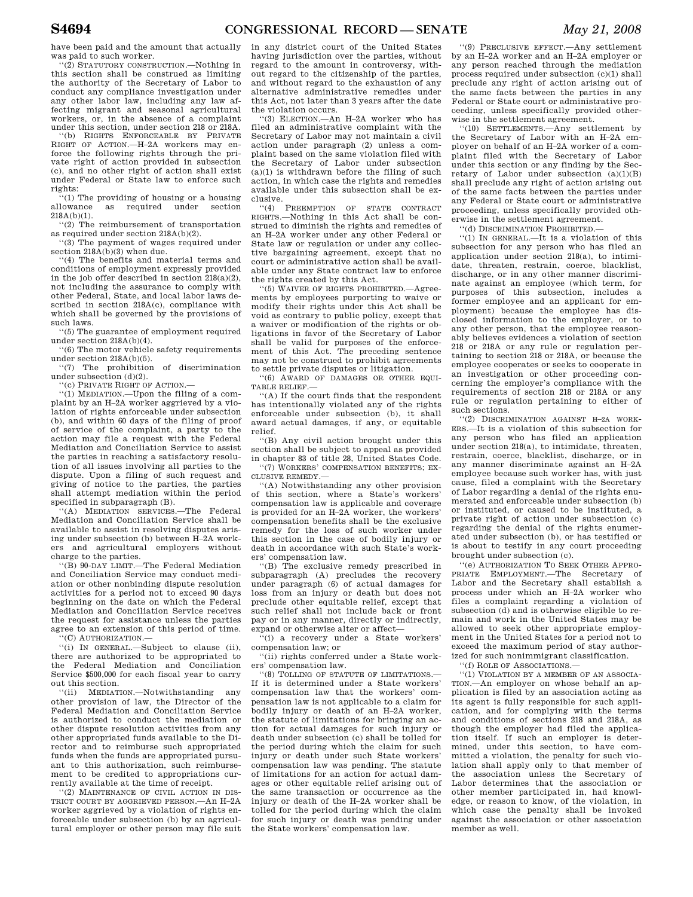have been paid and the amount that actually was paid to such worker.

''(2) STATUTORY CONSTRUCTION.—Nothing in this section shall be construed as limiting the authority of the Secretary of Labor to conduct any compliance investigation under any other labor law, including any law affecting migrant and seasonal agricultural workers, or, in the absence of a complaint under this section, under section 218 or 218A.

''(b) RIGHTS ENFORCEABLE BY PRIVATE RIGHT OF ACTION.—H–2A workers may enforce the following rights through the private right of action provided in subsection (c), and no other right of action shall exist under Federal or State law to enforce such rights:

''(1) The providing of housing or a housing allowance as required under section 218A(b)(1).

''(2) The reimbursement of transportation as required under section 218A(b)(2).

''(3) The payment of wages required under section 218A(b)(3) when due.

''(4) The benefits and material terms and conditions of employment expressly provided in the job offer described in section 218(a)(2), not including the assurance to comply with other Federal, State, and local labor laws described in section 218A(c), compliance with which shall be governed by the provisions of such laws.

''(5) The guarantee of employment required under section 218A(b)(4).

''(6) The motor vehicle safety requirements under section 218A(b)(5).

''(7) The prohibition of discrimination under subsection (d)(2).

''(c) PRIVATE RIGHT OF ACTION.—

''(1) MEDIATION.—Upon the filing of a complaint by an H–2A worker aggrieved by a violation of rights enforceable under subsection (b), and within 60 days of the filing of proof of service of the complaint, a party to the action may file a request with the Federal Mediation and Conciliation Service to assist the parties in reaching a satisfactory resolution of all issues involving all parties to the dispute. Upon a filing of such request and giving of notice to the parties, the parties shall attempt mediation within the period specified in subparagraph (B).

''(A) MEDIATION SERVICES.—The Federal Mediation and Conciliation Service shall be available to assist in resolving disputes arising under subsection (b) between H–2A workers and agricultural employers without charge to the parties.

''(B) 90-DAY LIMIT.—The Federal Mediation and Conciliation Service may conduct mediation or other nonbinding dispute resolution activities for a period not to exceed 90 days beginning on the date on which the Federal Mediation and Conciliation Service receives the request for assistance unless the parties agree to an extension of this period of time.

''(C) AUTHORIZATION.—

''(i) IN GENERAL.—Subject to clause (ii), there are authorized to be appropriated to the Federal Mediation and Conciliation Service $500,000 for each fiscal year to carry out this section.

''(ii) MEDIATION.—Notwithstanding any other provision of law, the Director of the Federal Mediation and Conciliation Service is authorized to conduct the mediation or other dispute resolution activities from any other appropriated funds available to the Director and to reimburse such appropriated funds when the funds are appropriated pursuant to this authorization, such reimbursement to be credited to appropriations currently available at the time of receipt.

''(2) MAINTENANCE OF CIVIL ACTION IN DISTRICT COURT BY AGGRIEVED PERSON.—An H–2A worker aggrieved by a violation of rights enforceable under subsection (b) by an agricultural employer or other person may file suit in any district court of the United States having jurisdiction over the parties, without regard to the amount in controversy, without regard to the citizenship of the parties, and without regard to the exhaustion of any alternative administrative remedies under this Act, not later than 3 years after the date the violation occurs.

''(3) ELECTION.—An H–2A worker who has filed an administrative complaint with the Secretary of Labor may not maintain a civil action under paragraph (2) unless a complaint based on the same violation filed with the Secretary of Labor under subsection (a)(1) is withdrawn before the filing of such action, in which case the rights and remedies available under this subsection shall be exclusive.

''(4) PREEMPTION OF STATE CONTRACT RIGHTS.—Nothing in this Act shall be construed to diminish the rights and remedies of an H–2A worker under any other Federal or State law or regulation or under any collective bargaining agreement, except that no court or administrative action shall be available under any State contract law to enforce the rights created by this Act.

''(5) WAIVER OF RIGHTS PROHIBITED.—Agreements by employees purporting to waive or modify their rights under this Act shall be void as contrary to public policy, except that a waiver or modification of the rights or obligations in favor of the Secretary of Labor shall be valid for purposes of the enforcement of this Act. The preceding sentence may not be construed to prohibit agreements to settle private disputes or litigation.

''(6) AWARD OF DAMAGES OR OTHER EQUITABLE RELIEF.—

''(A) If the court finds that the respondent has intentionally violated any of the rights enforceable under subsection (b), it shall award actual damages, if any, or equitable relief.

''(B) Any civil action brought under this section shall be subject to appeal as provided in chapter 83 of title 28, United States Code.

''(7) WORKERS' COMPENSATION BENEFITS; EXCLUSIVE REMEDY.—

''(A) Notwithstanding any other provision of this section, where a State's workers' compensation law is applicable and coverage is provided for an H–2A worker, the workers' compensation benefits shall be the exclusive remedy for the loss of such worker under this section in the case of bodily injury or death in accordance with such State's workers' compensation law.

''(B) The exclusive remedy prescribed in subparagraph (A) precludes the recovery under paragraph (6) of actual damages for loss from an injury or death but does not preclude other equitable relief, except that such relief shall not include back or front pay or in any manner, directly or indirectly, expand or otherwise alter or affect—

''(i) a recovery under a State workers' compensation law; or

''(ii) rights conferred under a State workers' compensation law.

''(8) TOLLING OF STATUTE OF LIMITATIONS.—If it is determined under a State workers' compensation law that the workers' compensation law is not applicable to a claim for bodily injury or death of an H–2A worker, the statute of limitations for bringing an action for actual damages for such injury or death under subsection (c) shall be tolled for the period during which the claim for such injury or death under such State workers' compensation law was pending. The statute of limitations for an action for actual damages or other equitable relief arising out of the same transaction or occurrence as the injury or death of the H–2A worker shall be tolled for the period during which the claim for such injury or death was pending under the State workers' compensation law.

''(9) PRECLUSIVE EFFECT.—Any settlement by an H–2A worker and an H–2A employer or any person reached through the mediation process required under subsection (c)(1) shall preclude any right of action arising out of the same facts between the parties in any Federal or State court or administrative proceeding, unless specifically provided otherwise in the settlement agreement.

''(10) SETTLEMENTS.—Any settlement by the Secretary of Labor with an H–2A employer on behalf of an H–2A worker of a complaint filed with the Secretary of Labor under this section or any finding by the Secretary of Labor under subsection (a)(1)(B) shall preclude any right of action arising out of the same facts between the parties under any Federal or State court or administrative proceeding, unless specifically provided otherwise in the settlement agreement.

''(d) DISCRIMINATION PROHIBITED.—

''(1) IN GENERAL.—It is a violation of this subsection for any person who has filed an application under section 218(a), to intimidate, threaten, restrain, coerce, blacklist, discharge, or in any other manner discriminate against an employee (which term, for purposes of this subsection, includes a former employee and an applicant for employment) because the employee has disclosed information to the employer, or to any other person, that the employee reasonably believes evidences a violation of section 218 or 218A or any rule or regulation pertaining to section 218 or 218A, or because the employee cooperates or seeks to cooperate in an investigation or other proceeding concerning the employer's compliance with the requirements of section 218 or 218A or any rule or regulation pertaining to either of such sections.

''(2) DISCRIMINATION AGAINST H–2A WORKERS.—It is a violation of this subsection for any person who has filed an application under section 218(a), to intimidate, threaten, restrain, coerce, blacklist, discharge, or in any manner discriminate against an H–2A employee because such worker has, with just cause, filed a complaint with the Secretary of Labor regarding a denial of the rights enumerated and enforceable under subsection (b) or instituted, or caused to be instituted, a private right of action under subsection (c) regarding the denial of the rights enumerated under subsection (b), or has testified or is about to testify in any court proceeding brought under subsection (c).

''(e) AUTHORIZATION TO SEEK OTHER APPROPRIATE EMPLOYMENT.—The Secretary of Labor and the Secretary shall establish a process under which an H–2A worker who files a complaint regarding a violation of subsection (d) and is otherwise eligible to remain and work in the United States may be allowed to seek other appropriate employment in the United States for a period not to exceed the maximum period of stay authorized for such nonimmigrant classification.

''(f) ROLE OF ASSOCIATIONS.—

''(1) VIOLATION BY A MEMBER OF AN ASSOCIATION.—An employer on whose behalf an application is filed by an association acting as its agent is fully responsible for such application, and for complying with the terms and conditions of sections 218 and 218A, as though the employer had filed the application itself. If such an employer is determined, under this section, to have committed a violation, the penalty for such violation shall apply only to that member of the association unless the Secretary of Labor determines that the association or other member participated in, had knowledge, or reason to know, of the violation, in which case the penalty shall be invoked against the association or other association member as well.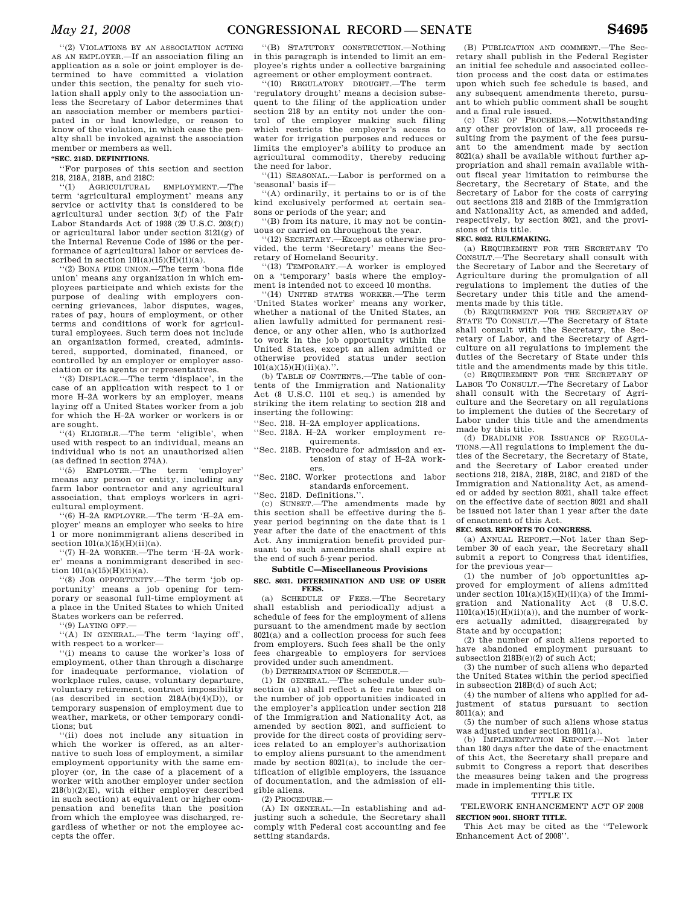"(2) VIOLATIONS BY AN ASSOCIATION ACTING AS AN EMPLOYER.—If an association filing an application as a sole or joint employer is determined to have committed a violation under this section, the penalty for such violation shall apply only to the association unless the Secretary of Labor determines that an association member or members participated in or had knowledge, or reason to know of the violation, in which case the penalty shall be invoked against the association member or members as well.

**"SEC. 218D. DEFINITIONS.**

"For purposes of this section and section 218, 218A, 218B, and 218C:

"(1) AGRICULTURAL EMPLOYMENT.—The term 'agricultural employment' means any service or activity that is considered to be agricultural under section 3(f) of the Fair Labor Standards Act of 1938 (29 U.S.C. 203(f)) or agricultural labor under section 3121(g) of the Internal Revenue Code of 1986 or the performance of agricultural labor or services described in section 101(a)(15)(H)(ii)(a).

"(2) BONA FIDE UNION.—The term 'bona fide union' means any organization in which employees participate and which exists for the purpose of dealing with employers concerning grievances, labor disputes, wages, rates of pay, hours of employment, or other terms and conditions of work for agricultural employees. Such term does not include an organization formed, created, administered, supported, dominated, financed, or controlled by an employer or employer association or its agents or representatives.

"(3) DISPLACE.—The term 'displace', in the case of an application with respect to 1 or more H–2A workers by an employer, means laying off a United States worker from a job for which the H–2A worker or workers is or are sought.

"(4) ELIGIBLE.—The term 'eligible', when used with respect to an individual, means an individual who is not an unauthorized alien (as defined in section 274A).

"(5) EMPLOYER.—The term 'employer' means any person or entity, including any farm labor contractor and any agricultural association, that employs workers in agricultural employment.

"(6) H–2A EMPLOYER.—The term 'H–2A employer' means an employer who seeks to hire 1 or more nonimmigrant aliens described in section 101(a)(15)(H)(ii)(a).

"(7) H–2A WORKER.—The term 'H–2A worker' means a nonimmigrant described in section 101(a)(15)(H)(ii)(a).

"(8) JOB OPPORTUNITY.—The term 'job opportunity' means a job opening for temporary or seasonal full-time employment at a place in the United States to which United States workers can be referred.

"(9) LAYING OFF.—

"(A) IN GENERAL.—The term 'laying off', with respect to a worker—

"(i) means to cause the worker's loss of employment, other than through a discharge for inadequate performance, violation of workplace rules, cause, voluntary departure, voluntary retirement, contract impossibility (as described in section 218A(b)(4)(D)), or temporary suspension of employment due to weather, markets, or other temporary conditions; but

"(ii) does not include any situation in which the worker is offered, as an alternative to such loss of employment, a similar employment opportunity with the same employer (or, in the case of a placement of a worker with another employer under section 218(b)(2)(E), with either employer described in such section) at equivalent or higher compensation and benefits than the position from which the employee was discharged, regardless of whether or not the employee accepts the offer.

"(B) STATUTORY CONSTRUCTION.—Nothing in this paragraph is intended to limit an employee's rights under a collective bargaining agreement or other employment contract.

"(10) REGULATORY DROUGHT.—The term 'regulatory drought' means a decision subsequent to the filing of the application under section 218 by an entity not under the control of the employer making such filing which restricts the employer's access to water for irrigation purposes and reduces or limits the employer's ability to produce an agricultural commodity, thereby reducing the need for labor.

"(11) SEASONAL.—Labor is performed on a 'seasonal' basis if—

"(A) ordinarily, it pertains to or is of the kind exclusively performed at certain seasons or periods of the year; and

"(B) from its nature, it may not be continuous or carried on throughout the year.

"(12) SECRETARY.—Except as otherwise provided, the term 'Secretary' means the Secretary of Homeland Security.

"(13) TEMPORARY.—A worker is employed on a 'temporary' basis where the employment is intended not to exceed 10 months.

"(14) UNITED STATES WORKER.—The term 'United States worker' means any worker, whether a national of the United States, an alien lawfully admitted for permanent residence, or any other alien, who is authorized to work in the job opportunity within the United States, except an alien admitted or otherwise provided status under section 101(a)(15)(H)(ii)(a).".

(b) TABLE OF CONTENTS.—The table of contents of the Immigration and Nationality Act (8 U.S.C. 1101 et seq.) is amended by striking the item relating to section 218 and inserting the following:

"Sec. 218. H–2A employer applications.
"Sec. 218A. H–2A worker employment requirements.
"Sec. 218B. Procedure for admission and extension of stay of H–2A workers.
"Sec. 218C. Worker protections and labor standards enforcement.
"Sec. 218D. Definitions.".

(c) SUNSET.—The amendments made by this section shall be effective during the 5-year period beginning on the date that is 1 year after the date of the enactment of this Act. Any immigration benefit provided pursuant to such amendments shall expire at the end of such 5-year period.

## Subtitle C—Miscellaneous Provisions

**SEC. 8031. DETERMINATION AND USE OF USER FEES.**

(a) SCHEDULE OF FEES.—The Secretary shall establish and periodically adjust a schedule of fees for the employment of aliens pursuant to the amendment made by section 8021(a) and a collection process for such fees from employers. Such fees shall be the only fees chargeable to employers for services provided under such amendment.

(b) DETERMINATION OF SCHEDULE.—

(1) IN GENERAL.—The schedule under subsection (a) shall reflect a fee rate based on the number of job opportunities indicated in the employer's application under section 218 of the Immigration and Nationality Act, as amended by section 8021, and sufficient to provide for the direct costs of providing services related to an employer's authorization to employ aliens pursuant to the amendment made by section 8021(a), to include the certification of eligible employers, the issuance of documentation, and the admission of eligible aliens.

(2) PROCEDURE.—

(A) IN GENERAL.—In establishing and adjusting such a schedule, the Secretary shall comply with Federal cost accounting and fee setting standards.

(B) PUBLICATION AND COMMENT.—The Secretary shall publish in the Federal Register an initial fee schedule and associated collection process and the cost data or estimates upon which such fee schedule is based, and any subsequent amendments thereto, pursuant to which public comment shall be sought and a final rule issued.

(c) USE OF PROCEEDS.—Notwithstanding any other provision of law, all proceeds resulting from the payment of the fees pursuant to the amendment made by section 8021(a) shall be available without further appropriation and shall remain available without fiscal year limitation to reimburse the Secretary, the Secretary of State, and the Secretary of Labor for the costs of carrying out sections 218 and 218B of the Immigration and Nationality Act, as amended and added, respectively, by section 8021, and the provisions of this title.

**SEC. 8032. RULEMAKING.**

(a) REQUIREMENT FOR THE SECRETARY TO CONSULT.—The Secretary shall consult with the Secretary of Labor and the Secretary of Agriculture during the promulgation of all regulations to implement the duties of the Secretary under this title and the amendments made by this title.

(b) REQUIREMENT FOR THE SECRETARY OF STATE TO CONSULT.—The Secretary of State shall consult with the Secretary, the Secretary of Labor, and the Secretary of Agriculture on all regulations to implement the duties of the Secretary of State under this title and the amendments made by this title.

(c) REQUIREMENT FOR THE SECRETARY OF LABOR TO CONSULT.—The Secretary of Labor shall consult with the Secretary of Agriculture and the Secretary on all regulations to implement the duties of the Secretary of Labor under this title and the amendments made by this title.

(d) DEADLINE FOR ISSUANCE OF REGULATIONS.—All regulations to implement the duties of the Secretary, the Secretary of State, and the Secretary of Labor created under sections 218, 218A, 218B, 218C, and 218D of the Immigration and Nationality Act, as amended or added by section 8021, shall take effect on the effective date of section 8021 and shall be issued not later than 1 year after the date of enactment of this Act.

**SEC. 8033. REPORTS TO CONGRESS.**

(a) ANNUAL REPORT.—Not later than September 30 of each year, the Secretary shall submit a report to Congress that identifies, for the previous year—

(1) the number of job opportunities approved for employment of aliens admitted under section 101(a)(15)(H)(ii)(a) of the Immigration and Nationality Act (8 U.S.C. 1101(a)(15)(H)(ii)(a)), and the number of workers actually admitted, disaggregated by State and by occupation;

(2) the number of such aliens reported to have abandoned employment pursuant to subsection 218B(e)(2) of such Act;

(3) the number of such aliens who departed the United States within the period specified in subsection 218B(d) of such Act;

(4) the number of aliens who applied for adjustment of status pursuant to section 8011(a); and

(5) the number of such aliens whose status was adjusted under section 8011(a).

(b) IMPLEMENTATION REPORT.—Not later than 180 days after the date of the enactment of this Act, the Secretary shall prepare and submit to Congress a report that describes the measures being taken and the progress made in implementing this title.

# TITLE IX

# TELEWORK ENHANCEMENT ACT OF 2008

**SECTION 9001. SHORT TITLE.**

This Act may be cited as the "Telework Enhancement Act of 2008".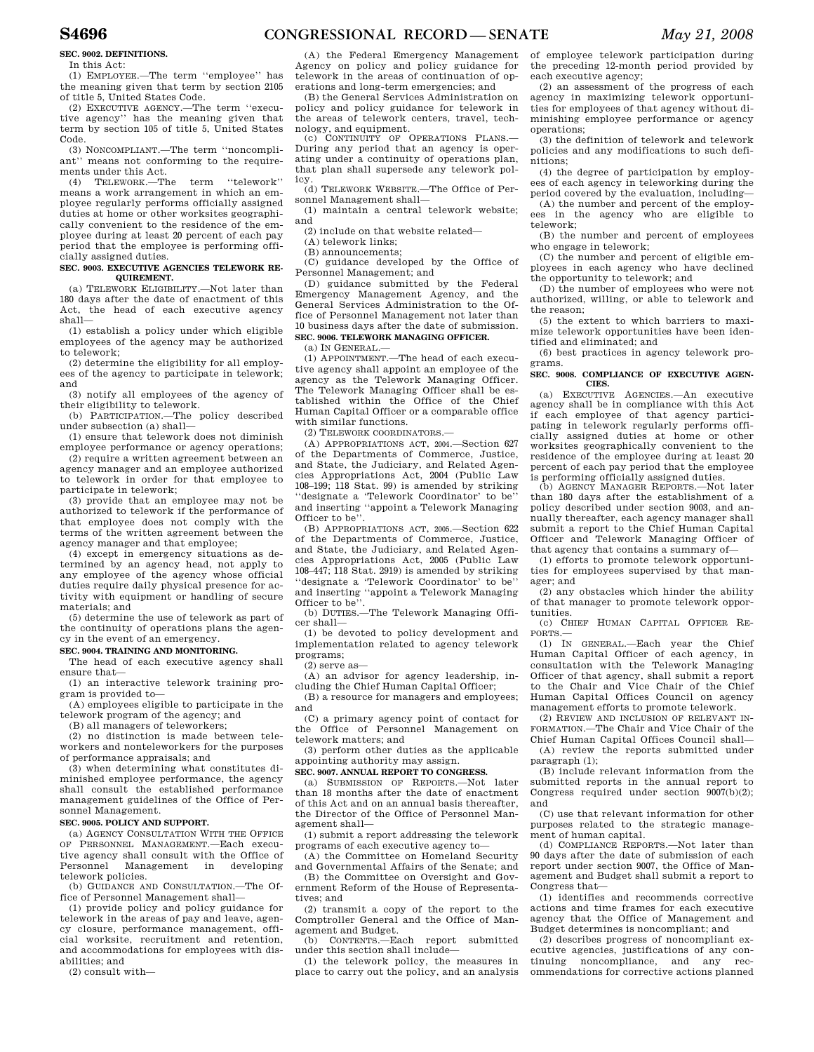**SEC. 9002. DEFINITIONS.**

In this Act:

(1) EMPLOYEE.—The term ''employee'' has the meaning given that term by section 2105 of title 5, United States Code.

(2) EXECUTIVE AGENCY.—The term ''executive agency'' has the meaning given that term by section 105 of title 5, United States Code.

(3) NONCOMPLIANT.—The term ''noncompliant'' means not conforming to the requirements under this Act.

(4) TELEWORK.—The term ''telework'' means a work arrangement in which an employee regularly performs officially assigned duties at home or other worksites geographically convenient to the residence of the employee during at least 20 percent of each pay period that the employee is performing officially assigned duties.

**SEC. 9003. EXECUTIVE AGENCIES TELEWORK REQUIREMENT.**

(a) TELEWORK ELIGIBILITY.—Not later than 180 days after the date of enactment of this Act, the head of each executive agency shall—

(1) establish a policy under which eligible employees of the agency may be authorized to telework;

(2) determine the eligibility for all employees of the agency to participate in telework; and

(3) notify all employees of the agency of their eligibility to telework.

(b) PARTICIPATION.—The policy described under subsection (a) shall—

(1) ensure that telework does not diminish employee performance or agency operations;

(2) require a written agreement between an agency manager and an employee authorized to telework in order for that employee to participate in telework;

(3) provide that an employee may not be authorized to telework if the performance of that employee does not comply with the terms of the written agreement between the agency manager and that employee;

(4) except in emergency situations as determined by an agency head, not apply to any employee of the agency whose official duties require daily physical presence for activity with equipment or handling of secure materials; and

(5) determine the use of telework as part of the continuity of operations plans the agency in the event of an emergency.

**SEC. 9004. TRAINING AND MONITORING.**

The head of each executive agency shall ensure that—

(1) an interactive telework training program is provided to—

(A) employees eligible to participate in the telework program of the agency; and

(B) all managers of teleworkers;

(2) no distinction is made between teleworkers and nonteleworkers for the purposes of performance appraisals; and

(3) when determining what constitutes diminished employee performance, the agency shall consult the established performance management guidelines of the Office of Personnel Management.

**SEC. 9005. POLICY AND SUPPORT.**

(a) AGENCY CONSULTATION WITH THE OFFICE OF PERSONNEL MANAGEMENT.—Each executive agency shall consult with the Office of Personnel Management in developing telework policies.

(b) GUIDANCE AND CONSULTATION.—The Office of Personnel Management shall—

(1) provide policy and policy guidance for telework in the areas of pay and leave, agency closure, performance management, official worksite, recruitment and retention, and accommodations for employees with disabilities; and

(2) consult with—

(A) the Federal Emergency Management Agency on policy and policy guidance for telework in the areas of continuation of operations and long-term emergencies; and

(B) the General Services Administration on policy and policy guidance for telework in the areas of telework centers, travel, technology, and equipment.

(c) CONTINUITY OF OPERATIONS PLANS.—During any period that an agency is operating under a continuity of operations plan, that plan shall supersede any telework policy.

(d) TELEWORK WEBSITE.—The Office of Personnel Management shall—

(1) maintain a central telework website; and

(2) include on that website related—

(A) telework links;

(B) announcements;

(C) guidance developed by the Office of Personnel Management; and

(D) guidance submitted by the Federal Emergency Management Agency, and the General Services Administration to the Office of Personnel Management not later than 10 business days after the date of submission.

**SEC. 9006. TELEWORK MANAGING OFFICER.**

(a) IN GENERAL.—

(1) APPOINTMENT.—The head of each executive agency shall appoint an employee of the agency as the Telework Managing Officer. The Telework Managing Officer shall be established within the Office of the Chief Human Capital Officer or a comparable office with similar functions.

(2) TELEWORK COORDINATORS.—

(A) APPROPRIATIONS ACT, 2004.—Section 627 of the Departments of Commerce, Justice, and State, the Judiciary, and Related Agencies Appropriations Act, 2004 (Public Law 108–199; 118 Stat. 99) is amended by striking ''designate a 'Telework Coordinator' to be'' and inserting ''appoint a Telework Managing Officer to be''.

(B) APPROPRIATIONS ACT, 2005.—Section 622 of the Departments of Commerce, Justice, and State, the Judiciary, and Related Agencies Appropriations Act, 2005 (Public Law 108–447; 118 Stat. 2919) is amended by striking ''designate a 'Telework Coordinator' to be'' and inserting ''appoint a Telework Managing Officer to be''.

(b) DUTIES.—The Telework Managing Officer shall—

(1) be devoted to policy development and implementation related to agency telework programs;

(2) serve as—

(A) an advisor for agency leadership, including the Chief Human Capital Officer;

(B) a resource for managers and employees; and

(C) a primary agency point of contact for the Office of Personnel Management on telework matters; and

(3) perform other duties as the applicable appointing authority may assign.

**SEC. 9007. ANNUAL REPORT TO CONGRESS.**

(a) SUBMISSION OF REPORTS.—Not later than 18 months after the date of enactment of this Act and on an annual basis thereafter, the Director of the Office of Personnel Management shall—

(1) submit a report addressing the telework programs of each executive agency to—

(A) the Committee on Homeland Security and Governmental Affairs of the Senate; and

(B) the Committee on Oversight and Government Reform of the House of Representatives; and

(2) transmit a copy of the report to the Comptroller General and the Office of Management and Budget.

(b) CONTENTS.—Each report submitted under this section shall include—

(1) the telework policy, the measures in place to carry out the policy, and an analysis of employee telework participation during the preceding 12-month period provided by each executive agency;

(2) an assessment of the progress of each agency in maximizing telework opportunities for employees of that agency without diminishing employee performance or agency operations;

(3) the definition of telework and telework policies and any modifications to such definitions;

(4) the degree of participation by employees of each agency in teleworking during the period covered by the evaluation, including—

(A) the number and percent of the employees in the agency who are eligible to telework;

(B) the number and percent of employees who engage in telework;

(C) the number and percent of eligible employees in each agency who have declined the opportunity to telework; and

(D) the number of employees who were not authorized, willing, or able to telework and the reason;

(5) the extent to which barriers to maximize telework opportunities have been identified and eliminated; and

(6) best practices in agency telework programs.

**SEC. 9008. COMPLIANCE OF EXECUTIVE AGENCIES.**

(a) EXECUTIVE AGENCIES.—An executive agency shall be in compliance with this Act if each employee of that agency participating in telework regularly performs officially assigned duties at home or other worksites geographically convenient to the residence of the employee during at least 20 percent of each pay period that the employee is performing officially assigned duties.

(b) AGENCY MANAGER REPORTS.—Not later than 180 days after the establishment of a policy described under section 9003, and annually thereafter, each agency manager shall submit a report to the Chief Human Capital Officer and Telework Managing Officer of that agency that contains a summary of—

(1) efforts to promote telework opportunities for employees supervised by that manager; and

(2) any obstacles which hinder the ability of that manager to promote telework opportunities.

(c) CHIEF HUMAN CAPITAL OFFICER REPORTS.—

(1) IN GENERAL.—Each year the Chief Human Capital Officer of each agency, in consultation with the Telework Managing Officer of that agency, shall submit a report to the Chair and Vice Chair of the Chief Human Capital Offices Council on agency management efforts to promote telework.

(2) REVIEW AND INCLUSION OF RELEVANT INFORMATION.—The Chair and Vice Chair of the Chief Human Capital Offices Council shall—

(A) review the reports submitted under paragraph (1);

(B) include relevant information from the submitted reports in the annual report to Congress required under section 9007(b)(2); and

(C) use that relevant information for other purposes related to the strategic management of human capital.

(d) COMPLIANCE REPORTS.—Not later than 90 days after the date of submission of each report under section 9007, the Office of Management and Budget shall submit a report to Congress that—

(1) identifies and recommends corrective actions and time frames for each executive agency that the Office of Management and Budget determines is noncompliant; and

(2) describes progress of noncompliant executive agencies, justifications of any continuing noncompliance, and any recommendations for corrective actions planned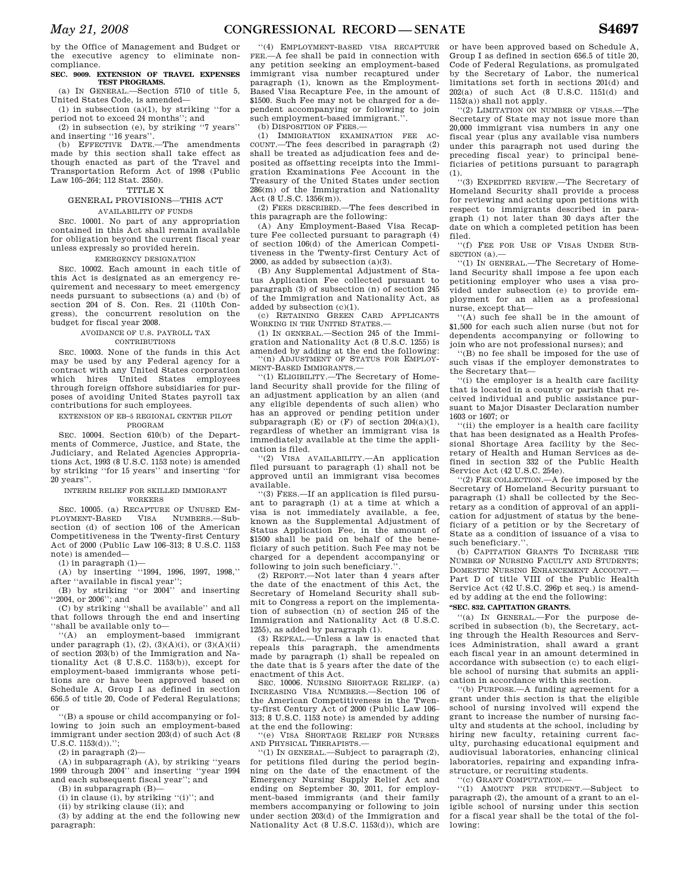by the Office of Management and Budget or the executive agency to eliminate noncompliance.

**SEC. 9009. EXTENSION OF TRAVEL EXPENSES TEST PROGRAMS.**

(a) IN GENERAL.—Section 5710 of title 5, United States Code, is amended—

(1) in subsection (a)(1), by striking ''for a period not to exceed 24 months''; and

(2) in subsection (e), by striking ''7 years'' and inserting ''16 years''.

(b) EFFECTIVE DATE.—The amendments made by this section shall take effect as though enacted as part of the Travel and Transportation Reform Act of 1998 (Public Law 105–264; 112 Stat. 2350).

TITLE X

GENERAL PROVISIONS—THIS ACT

AVAILABILITY OF FUNDS

SEC. 10001. No part of any appropriation contained in this Act shall remain available for obligation beyond the current fiscal year unless expressly so provided herein.

EMERGENCY DESIGNATION

SEC. 10002. Each amount in each title of this Act is designated as an emergency requirement and necessary to meet emergency needs pursuant to subsections (a) and (b) of section 204 of S. Con. Res. 21 (110th Congress), the concurrent resolution on the budget for fiscal year 2008.

AVOIDANCE OF U.S. PAYROLL TAX CONTRIBUTIONS

SEC. 10003. None of the funds in this Act may be used by any Federal agency for a contract with any United States corporation which hires United States employees through foreign offshore subsidiaries for purposes of avoiding United States payroll tax contributions for such employees.

EXTENSION OF EB–5 REGIONAL CENTER PILOT PROGRAM

SEC. 10004. Section 610(b) of the Departments of Commerce, Justice, and State, the Judiciary, and Related Agencies Appropriations Act, 1993 (8 U.S.C. 1153 note) is amended by striking ''for 15 years'' and inserting ''for 20 years''.

INTERIM RELIEF FOR SKILLED IMMIGRANT WORKERS

SEC. 10005. (a) RECAPTURE OF UNUSED EMPLOYMENT-BASED VISA NUMBERS.—Subsection (d) of section 106 of the American Competitiveness in the Twenty-first Century Act of 2000 (Public Law 106–313; 8 U.S.C. 1153 note) is amended—

(1) in paragraph (1)—

(A) by inserting ''1994, 1996, 1997, 1998,'' after ''available in fiscal year'';

(B) by striking ''or 2004'' and inserting ''2004, or 2006''; and

(C) by striking ''shall be available'' and all that follows through the end and inserting ''shall be available only to—

''(A) an employment-based immigrant under paragraph (1), (2), (3)(A)(i), or (3)(A)(ii) of section 203(b) of the Immigration and Nationality Act (8 U.S.C. 1153(b)), except for employment-based immigrants whose petitions are or have been approved based on Schedule A, Group I as defined in section 656.5 of title 20, Code of Federal Regulations; or

''(B) a spouse or child accompanying or following to join such an employment-based immigrant under section 203(d) of such Act (8 U.S.C. 1153(d)).'';

(2) in paragraph (2)—

(A) in subparagraph (A), by striking ''years 1999 through 2004'' and inserting ''year 1994 and each subsequent fiscal year''; and

(B) in subparagraph (B)—

(i) in clause (i), by striking ''(i)''; and

(ii) by striking clause (ii); and

(3) by adding at the end the following new paragraph:

''(4) EMPLOYMENT-BASED VISA RECAPTURE FEE.—A fee shall be paid in connection with any petition seeking an employment-based immigrant visa number recaptured under paragraph (1), known as the Employment-Based Visa Recapture Fee, in the amount of $1500. Such Fee may not be charged for a dependent accompanying or following to join such employment-based immigrant.''.

(b) DISPOSITION OF FEES.—

(1) IMMIGRATION EXAMINATION FEE ACCOUNT.—The fees described in paragraph (2) shall be treated as adjudication fees and deposited as offsetting receipts into the Immigration Examinations Fee Account in the Treasury of the United States under section 286(m) of the Immigration and Nationality Act (8 U.S.C. 1356(m)).

(2) FEES DESCRIBED.—The fees described in this paragraph are the following:

(A) Any Employment-Based Visa Recapture Fee collected pursuant to paragraph (4) of section 106(d) of the American Competitiveness in the Twenty-first Century Act of 2000, as added by subsection (a)(3).

(B) Any Supplemental Adjustment of Status Application Fee collected pursuant to paragraph (3) of subsection (n) of section 245 of the Immigration and Nationality Act, as added by subsection (c)(1).

(c) RETAINING GREEN CARD APPLICANTS WORKING IN THE UNITED STATES.—

(1) IN GENERAL.—Section 245 of the Immigration and Nationality Act (8 U.S.C. 1255) is amended by adding at the end the following:

''(n) ADJUSTMENT OF STATUS FOR EMPLOYMENT-BASED IMMIGRANTS.—

''(1) ELIGIBILITY.—The Secretary of Homeland Security shall provide for the filing of an adjustment application by an alien (and any eligible dependents of such alien) who has an approved or pending petition under subparagraph (E) or (F) of section 204(a)(1), regardless of whether an immigrant visa is immediately available at the time the application is filed.

''(2) VISA AVAILABILITY.—An application filed pursuant to paragraph (1) shall not be approved until an immigrant visa becomes available.

''(3) FEES.—If an application is filed pursuant to paragraph (1) at a time at which a visa is not immediately available, a fee, known as the Supplemental Adjustment of Status Application Fee, in the amount of $1500 shall be paid on behalf of the beneficiary of such petition. Such Fee may not be charged for a dependent accompanying or following to join such beneficiary.''.

(2) REPORT.—Not later than 4 years after the date of the enactment of this Act, the Secretary of Homeland Security shall submit to Congress a report on the implementation of subsection (n) of section 245 of the Immigration and Nationality Act (8 U.S.C. 1255), as added by paragraph (1).

(3) REPEAL.—Unless a law is enacted that repeals this paragraph, the amendments made by paragraph (1) shall be repealed on the date that is 5 years after the date of the enactment of this Act.

SEC. 10006. NURSING SHORTAGE RELIEF. (a) INCREASING VISA NUMBERS.—Section 106 of the American Competitiveness in the Twenty-first Century Act of 2000 (Public Law 106–313; 8 U.S.C. 1153 note) is amended by adding at the end the following:

''(e) VISA SHORTAGE RELIEF FOR NURSES AND PHYSICAL THERAPISTS.—

''(1) IN GENERAL.—Subject to paragraph (2), for petitions filed during the period beginning on the date of the enactment of the Emergency Nursing Supply Relief Act and ending on September 30, 2011, for employment-based immigrants (and their family members accompanying or following to join under section 203(d) of the Immigration and Nationality Act (8 U.S.C. 1153(d)), which are or have been approved based on Schedule A, Group I as defined in section 656.5 of title 20, Code of Federal Regulations, as promulgated by the Secretary of Labor, the numerical limitations set forth in sections 201(d) and 202(a) of such Act (8 U.S.C. 1151(d) and 1152(a)) shall not apply.

''(2) LIMITATION ON NUMBER OF VISAS.—The Secretary of State may not issue more than 20,000 immigrant visa numbers in any one fiscal year (plus any available visa numbers under this paragraph not used during the preceding fiscal year) to principal beneficiaries of petitions pursuant to paragraph (1).

''(3) EXPEDITED REVIEW.—The Secretary of Homeland Security shall provide a process for reviewing and acting upon petitions with respect to immigrants described in paragraph (1) not later than 30 days after the date on which a completed petition has been filed.

''(f) FEE FOR USE OF VISAS UNDER SUBSECTION (a).—

''(1) IN GENERAL.—The Secretary of Homeland Security shall impose a fee upon each petitioning employer who uses a visa provided under subsection (e) to provide employment for an alien as a professional nurse, except that—

''(A) such fee shall be in the amount of $1,500 for each such alien nurse (but not for dependents accompanying or following to join who are not professional nurses); and

''(B) no fee shall be imposed for the use of such visas if the employer demonstrates to the Secretary that—

''(i) the employer is a health care facility that is located in a county or parish that received individual and public assistance pursuant to Major Disaster Declaration number 1603 or 1607; or

''(ii) the employer is a health care facility that has been designated as a Health Professional Shortage Area facility by the Secretary of Health and Human Services as defined in section 332 of the Public Health Service Act (42 U.S.C. 254e).

''(2) FEE COLLECTION.—A fee imposed by the Secretary of Homeland Security pursuant to paragraph (1) shall be collected by the Secretary as a condition of approval of an application for adjustment of status by the beneficiary of a petition or by the Secretary of State as a condition of issuance of a visa to such beneficiary.''.

(b) CAPITATION GRANTS TO INCREASE THE NUMBER OF NURSING FACULTY AND STUDENTS; DOMESTIC NURSING ENHANCEMENT ACCOUNT.—Part D of title VIII of the Public Health Service Act (42 U.S.C. 296p et seq.) is amended by adding at the end the following:

**''SEC. 832. CAPITATION GRANTS.**

''(a) IN GENERAL.—For the purpose described in subsection (b), the Secretary, acting through the Health Resources and Services Administration, shall award a grant each fiscal year in an amount determined in accordance with subsection (c) to each eligible school of nursing that submits an application in accordance with this section.

''(b) PURPOSE.—A funding agreement for a grant under this section is that the eligible school of nursing involved will expend the grant to increase the number of nursing faculty and students at the school, including by hiring new faculty, retaining current faculty, purchasing educational equipment and audiovisual laboratories, enhancing clinical laboratories, repairing and expanding infrastructure, or recruiting students.

''(c) GRANT COMPUTATION.—

''(1) AMOUNT PER STUDENT.—Subject to paragraph (2), the amount of a grant to an eligible school of nursing under this section for a fiscal year shall be the total of the following: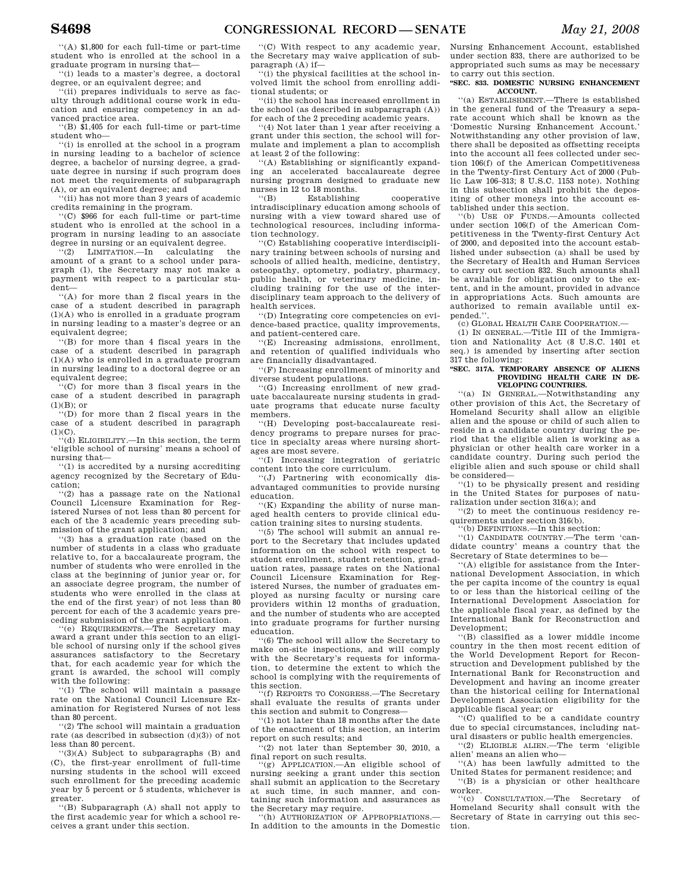"(A) $1,800 for each full-time or part-time student who is enrolled at the school in a graduate program in nursing that—

"(i) leads to a master's degree, a doctoral degree, or an equivalent degree; and

"(ii) prepares individuals to serve as faculty through additional course work in education and ensuring competency in an advanced practice area.

"(B) $1,405 for each full-time or part-time student who—

"(i) is enrolled at the school in a program in nursing leading to a bachelor of science degree, a bachelor of nursing degree, a graduate degree in nursing if such program does not meet the requirements of subparagraph (A), or an equivalent degree; and

"(ii) has not more than 3 years of academic credits remaining in the program.

"(C) $966 for each full-time or part-time student who is enrolled at the school in a program in nursing leading to an associate degree in nursing or an equivalent degree.

"(2) LIMITATION.—In calculating the amount of a grant to a school under paragraph (1), the Secretary may not make a payment with respect to a particular student—

"(A) for more than 2 fiscal years in the case of a student described in paragraph (1)(A) who is enrolled in a graduate program in nursing leading to a master's degree or an equivalent degree;

"(B) for more than 4 fiscal years in the case of a student described in paragraph (1)(A) who is enrolled in a graduate program in nursing leading to a doctoral degree or an equivalent degree;

"(C) for more than 3 fiscal years in the case of a student described in paragraph (1)(B); or

"(D) for more than 2 fiscal years in the case of a student described in paragraph (1)(C).

"(d) ELIGIBILITY.—In this section, the term 'eligible school of nursing' means a school of nursing that—

"(1) is accredited by a nursing accrediting agency recognized by the Secretary of Education;

"(2) has a passage rate on the National Council Licensure Examination for Registered Nurses of not less than 80 percent for each of the 3 academic years preceding submission of the grant application; and

"(3) has a graduation rate (based on the number of students in a class who graduate relative to, for a baccalaureate program, the number of students who were enrolled in the class at the beginning of junior year or, for an associate degree program, the number of students who were enrolled in the class at the end of the first year) of not less than 80 percent for each of the 3 academic years preceding submission of the grant application.

"(e) REQUIREMENTS.—The Secretary may award a grant under this section to an eligible school of nursing only if the school gives assurances satisfactory to the Secretary that, for each academic year for which the grant is awarded, the school will comply with the following:

"(1) The school will maintain a passage rate on the National Council Licensure Examination for Registered Nurses of not less than 80 percent.

"(2) The school will maintain a graduation rate (as described in subsection (d)(3)) of not less than 80 percent.

"(3)(A) Subject to subparagraphs (B) and (C), the first-year enrollment of full-time nursing students in the school will exceed such enrollment for the preceding academic year by 5 percent or 5 students, whichever is greater.

"(B) Subparagraph (A) shall not apply to the first academic year for which a school receives a grant under this section.

"(C) With respect to any academic year, the Secretary may waive application of subparagraph (A) if—

"(i) the physical facilities at the school involved limit the school from enrolling additional students; or

"(ii) the school has increased enrollment in the school (as described in subparagraph (A)) for each of the 2 preceding academic years.

"(4) Not later than 1 year after receiving a grant under this section, the school will formulate and implement a plan to accomplish at least 2 of the following:

"(A) Establishing or significantly expanding an accelerated baccalaureate degree nursing program designed to graduate new nurses in 12 to 18 months.

"(B) Establishing cooperative intradisciplinary education among schools of nursing with a view toward shared use of technological resources, including information technology.

"(C) Establishing cooperative interdisciplinary training between schools of nursing and schools of allied health, medicine, dentistry, osteopathy, optometry, podiatry, pharmacy, public health, or veterinary medicine, including training for the use of the interdisciplinary team approach to the delivery of health services.

"(D) Integrating core competencies on evidence-based practice, quality improvements, and patient-centered care.

"(E) Increasing admissions, enrollment, and retention of qualified individuals who are financially disadvantaged.

"(F) Increasing enrollment of minority and diverse student populations.

"(G) Increasing enrollment of new graduate baccalaureate nursing students in graduate programs that educate nurse faculty members.

"(H) Developing post-baccalaureate residency programs to prepare nurses for practice in specialty areas where nursing shortages are most severe.

"(I) Increasing integration of geriatric content into the core curriculum.

"(J) Partnering with economically disadvantaged communities to provide nursing education.

"(K) Expanding the ability of nurse managed health centers to provide clinical education training sites to nursing students.

"(5) The school will submit an annual report to the Secretary that includes updated information on the school with respect to student enrollment, student retention, graduation rates, passage rates on the National Council Licensure Examination for Registered Nurses, the number of graduates employed as nursing faculty or nursing care providers within 12 months of graduation, and the number of students who are accepted into graduate programs for further nursing education.

"(6) The school will allow the Secretary to make on-site inspections, and will comply with the Secretary's requests for information, to determine the extent to which the school is complying with the requirements of this section.

"(f) REPORTS TO CONGRESS.—The Secretary shall evaluate the results of grants under this section and submit to Congress—

"(1) not later than 18 months after the date of the enactment of this section, an interim report on such results; and

"(2) not later than September 30, 2010, a final report on such results.

"(g) APPLICATION.—An eligible school of nursing seeking a grant under this section shall submit an application to the Secretary at such time, in such manner, and containing such information and assurances as the Secretary may require.

"(h) AUTHORIZATION OF APPROPRIATIONS.—In addition to the amounts in the Domestic Nursing Enhancement Account, established under section 833, there are authorized to be appropriated such sums as may be necessary to carry out this section.

**"SEC. 833. DOMESTIC NURSING ENHANCEMENT ACCOUNT.**

"(a) ESTABLISHMENT.—There is established in the general fund of the Treasury a separate account which shall be known as the 'Domestic Nursing Enhancement Account.' Notwithstanding any other provision of law, there shall be deposited as offsetting receipts into the account all fees collected under section 106(f) of the American Competitiveness in the Twenty-first Century Act of 2000 (Public Law 106–313; 8 U.S.C. 1153 note). Nothing in this subsection shall prohibit the depositing of other moneys into the account established under this section.

"(b) USE OF FUNDS.—Amounts collected under section 106(f) of the American Competitiveness in the Twenty-first Century Act of 2000, and deposited into the account established under subsection (a) shall be used by the Secretary of Health and Human Services to carry out section 832. Such amounts shall be available for obligation only to the extent, and in the amount, provided in advance in appropriations Acts. Such amounts are authorized to remain available until expended.".

(c) GLOBAL HEALTH CARE COOPERATION.—

(1) IN GENERAL.—Title III of the Immigration and Nationality Act (8 U.S.C. 1401 et seq.) is amended by inserting after section 317 the following:

**"SEC. 317A. TEMPORARY ABSENCE OF ALIENS PROVIDING HEALTH CARE IN DEVELOPING COUNTRIES.**

"(a) IN GENERAL.—Notwithstanding any other provision of this Act, the Secretary of Homeland Security shall allow an eligible alien and the spouse or child of such alien to reside in a candidate country during the period that the eligible alien is working as a physician or other health care worker in a candidate country. During such period the eligible alien and such spouse or child shall be considered—

"(1) to be physically present and residing in the United States for purposes of naturalization under section 316(a); and

"(2) to meet the continuous residency requirements under section 316(b).

"(b) DEFINITIONS.—In this section:

"(1) CANDIDATE COUNTRY.—The term 'candidate country' means a country that the Secretary of State determines to be—

"(A) eligible for assistance from the International Development Association, in which the per capita income of the country is equal to or less than the historical ceiling of the International Development Association for the applicable fiscal year, as defined by the International Bank for Reconstruction and Development;

"(B) classified as a lower middle income country in the then most recent edition of the World Development Report for Reconstruction and Development published by the International Bank for Reconstruction and Development and having an income greater than the historical ceiling for International Development Association eligibility for the applicable fiscal year; or

"(C) qualified to be a candidate country due to special circumstances, including natural disasters or public health emergencies.

"(2) ELIGIBLE ALIEN.—The term 'eligible alien' means an alien who—

"(A) has been lawfully admitted to the United States for permanent residence; and

"(B) is a physician or other healthcare worker.

"(c) CONSULTATION.—The Secretary of Homeland Security shall consult with the Secretary of State in carrying out this section.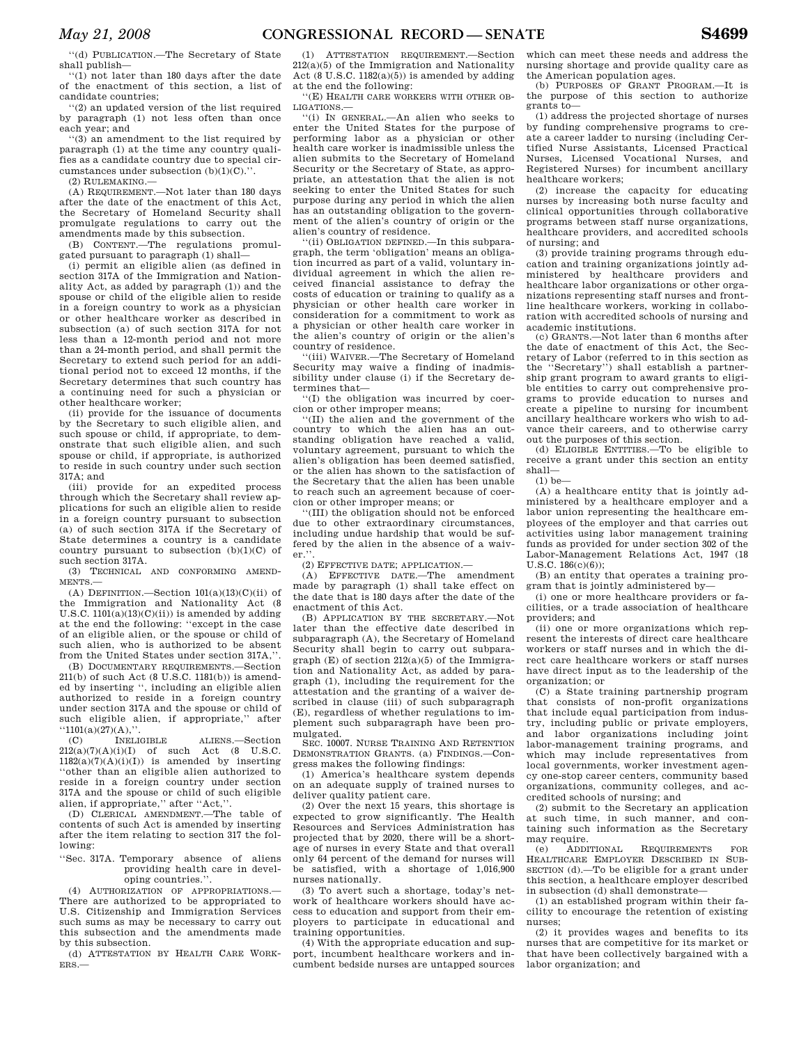''(d) PUBLICATION.—The Secretary of State shall publish—

''(1) not later than 180 days after the date of the enactment of this section, a list of candidate countries;

''(2) an updated version of the list required by paragraph (1) not less often than once each year; and

''(3) an amendment to the list required by paragraph (1) at the time any country qualifies as a candidate country due to special circumstances under subsection (b)(1)(C).''.

(2) RULEMAKING.—

(A) REQUIREMENT.—Not later than 180 days after the date of the enactment of this Act, the Secretary of Homeland Security shall promulgate regulations to carry out the amendments made by this subsection.

(B) CONTENT.—The regulations promulgated pursuant to paragraph (1) shall—

(i) permit an eligible alien (as defined in section 317A of the Immigration and Nationality Act, as added by paragraph (1)) and the spouse or child of the eligible alien to reside in a foreign country to work as a physician or other healthcare worker as described in subsection (a) of such section 317A for not less than a 12-month period and not more than a 24-month period, and shall permit the Secretary to extend such period for an additional period not to exceed 12 months, if the Secretary determines that such country has a continuing need for such a physician or other healthcare worker;

(ii) provide for the issuance of documents by the Secretary to such eligible alien, and such spouse or child, if appropriate, to demonstrate that such eligible alien, and such spouse or child, if appropriate, is authorized to reside in such country under such section 317A; and

(iii) provide for an expedited process through which the Secretary shall review applications for such an eligible alien to reside in a foreign country pursuant to subsection (a) of such section 317A if the Secretary of State determines a country is a candidate country pursuant to subsection (b)(1)(C) of such section 317A.

(3) TECHNICAL AND CONFORMING AMENDMENTS.—

(A) DEFINITION.—Section 101(a)(13)(C)(ii) of the Immigration and Nationality Act (8 U.S.C. 1101(a)(13)(C)(ii)) is amended by adding at the end the following: ''except in the case of an eligible alien, or the spouse or child of such alien, who is authorized to be absent from the United States under section 317A,''.

(B) DOCUMENTARY REQUIREMENTS.—Section 211(b) of such Act (8 U.S.C. 1181(b)) is amended by inserting '', including an eligible alien authorized to reside in a foreign country under section 317A and the spouse or child of such eligible alien, if appropriate,'' after ''1101(a)(27)(A),''.

(C) INELIGIBLE ALIENS.—Section 212(a)(7)(A)(i)(I) of such Act (8 U.S.C. 1182(a)(7)(A)(i)(I)) is amended by inserting ''other than an eligible alien authorized to reside in a foreign country under section 317A and the spouse or child of such eligible alien, if appropriate,'' after ''Act,''.

(D) CLERICAL AMENDMENT.—The table of contents of such Act is amended by inserting after the item relating to section 317 the following:

''Sec. 317A. Temporary absence of aliens providing health care in developing countries.''.

(4) AUTHORIZATION OF APPROPRIATIONS.—There are authorized to be appropriated to U.S. Citizenship and Immigration Services such sums as may be necessary to carry out this subsection and the amendments made by this subsection.

(d) ATTESTATION BY HEALTH CARE WORKERS.—

(1) ATTESTATION REQUIREMENT.—Section 212(a)(5) of the Immigration and Nationality Act (8 U.S.C. 1182(a)(5)) is amended by adding at the end the following:

''(E) HEALTH CARE WORKERS WITH OTHER OBLIGATIONS.—

''(i) IN GENERAL.—An alien who seeks to enter the United States for the purpose of performing labor as a physician or other health care worker is inadmissible unless the alien submits to the Secretary of Homeland Security or the Secretary of State, as appropriate, an attestation that the alien is not seeking to enter the United States for such purpose during any period in which the alien has an outstanding obligation to the government of the alien's country of origin or the alien's country of residence.

''(ii) OBLIGATION DEFINED.—In this subparagraph, the term 'obligation' means an obligation incurred as part of a valid, voluntary individual agreement in which the alien received financial assistance to defray the costs of education or training to qualify as a physician or other health care worker in consideration for a commitment to work as a physician or other health care worker in the alien's country of origin or the alien's country of residence.

''(iii) WAIVER.—The Secretary of Homeland Security may waive a finding of inadmissibility under clause (i) if the Secretary determines that—

''(I) the obligation was incurred by coercion or other improper means;

''(II) the alien and the government of the country to which the alien has an outstanding obligation have reached a valid, voluntary agreement, pursuant to which the alien's obligation has been deemed satisfied, or the alien has shown to the satisfaction of the Secretary that the alien has been unable to reach such an agreement because of coercion or other improper means; or

''(III) the obligation should not be enforced due to other extraordinary circumstances, including undue hardship that would be suffered by the alien in the absence of a waiver.''.

(2) EFFECTIVE DATE; APPLICATION.—

(A) EFFECTIVE DATE.—The amendment made by paragraph (1) shall take effect on the date that is 180 days after the date of the enactment of this Act.

(B) APPLICATION BY THE SECRETARY.—Not later than the effective date described in subparagraph (A), the Secretary of Homeland Security shall begin to carry out subparagraph (E) of section 212(a)(5) of the Immigration and Nationality Act, as added by paragraph (1), including the requirement for the attestation and the granting of a waiver described in clause (iii) of such subparagraph (E), regardless of whether regulations to implement such subparagraph have been promulgated.

SEC. 10007. NURSE TRAINING AND RETENTION DEMONSTRATION GRANTS. (a) FINDINGS.—Congress makes the following findings:

(1) America's healthcare system depends on an adequate supply of trained nurses to deliver quality patient care.

(2) Over the next 15 years, this shortage is expected to grow significantly. The Health Resources and Services Administration has projected that by 2020, there will be a shortage of nurses in every State and that overall only 64 percent of the demand for nurses will be satisfied, with a shortage of 1,016,900 nurses nationally.

(3) To avert such a shortage, today's network of healthcare workers should have access to education and support from their employers to participate in educational and training opportunities.

(4) With the appropriate education and support, incumbent healthcare workers and incumbent bedside nurses are untapped sources which can meet these needs and address the nursing shortage and provide quality care as the American population ages.

(b) PURPOSES OF GRANT PROGRAM.—It is the purpose of this section to authorize grants to—

(1) address the projected shortage of nurses by funding comprehensive programs to create a career ladder to nursing (including Certified Nurse Assistants, Licensed Practical Nurses, Licensed Vocational Nurses, and Registered Nurses) for incumbent ancillary healthcare workers;

(2) increase the capacity for educating nurses by increasing both nurse faculty and clinical opportunities through collaborative programs between staff nurse organizations, healthcare providers, and accredited schools of nursing; and

(3) provide training programs through education and training organizations jointly administered by healthcare providers and healthcare labor organizations or other organizations representing staff nurses and frontline healthcare workers, working in collaboration with accredited schools of nursing and academic institutions.

(c) GRANTS.—Not later than 6 months after the date of enactment of this Act, the Secretary of Labor (referred to in this section as the ''Secretary'') shall establish a partnership grant program to award grants to eligible entities to carry out comprehensive programs to provide education to nurses and create a pipeline to nursing for incumbent ancillary healthcare workers who wish to advance their careers, and to otherwise carry out the purposes of this section.

(d) ELIGIBLE ENTITIES.—To be eligible to receive a grant under this section an entity shall—

(1) be—

(A) a healthcare entity that is jointly administered by a healthcare employer and a labor union representing the healthcare employees of the employer and that carries out activities using labor management training funds as provided for under section 302 of the Labor-Management Relations Act, 1947 (18 U.S.C. 186(c)(6));

(B) an entity that operates a training program that is jointly administered by—

(i) one or more healthcare providers or facilities, or a trade association of healthcare providers; and

(ii) one or more organizations which represent the interests of direct care healthcare workers or staff nurses and in which the direct care healthcare workers or staff nurses have direct input as to the leadership of the organization; or

(C) a State training partnership program that consists of non-profit organizations that include equal participation from industry, including public or private employers, and labor organizations including joint labor-management training programs, and which may include representatives from local governments, worker investment agency one-stop career centers, community based organizations, community colleges, and accredited schools of nursing; and

(2) submit to the Secretary an application at such time, in such manner, and containing such information as the Secretary may require.

(e) ADDITIONAL REQUIREMENTS FOR HEALTHCARE EMPLOYER DESCRIBED IN SUBSECTION (d).—To be eligible for a grant under this section, a healthcare employer described in subsection (d) shall demonstrate—

(1) an established program within their facility to encourage the retention of existing nurses;

(2) it provides wages and benefits to its nurses that are competitive for its market or that have been collectively bargained with a labor organization; and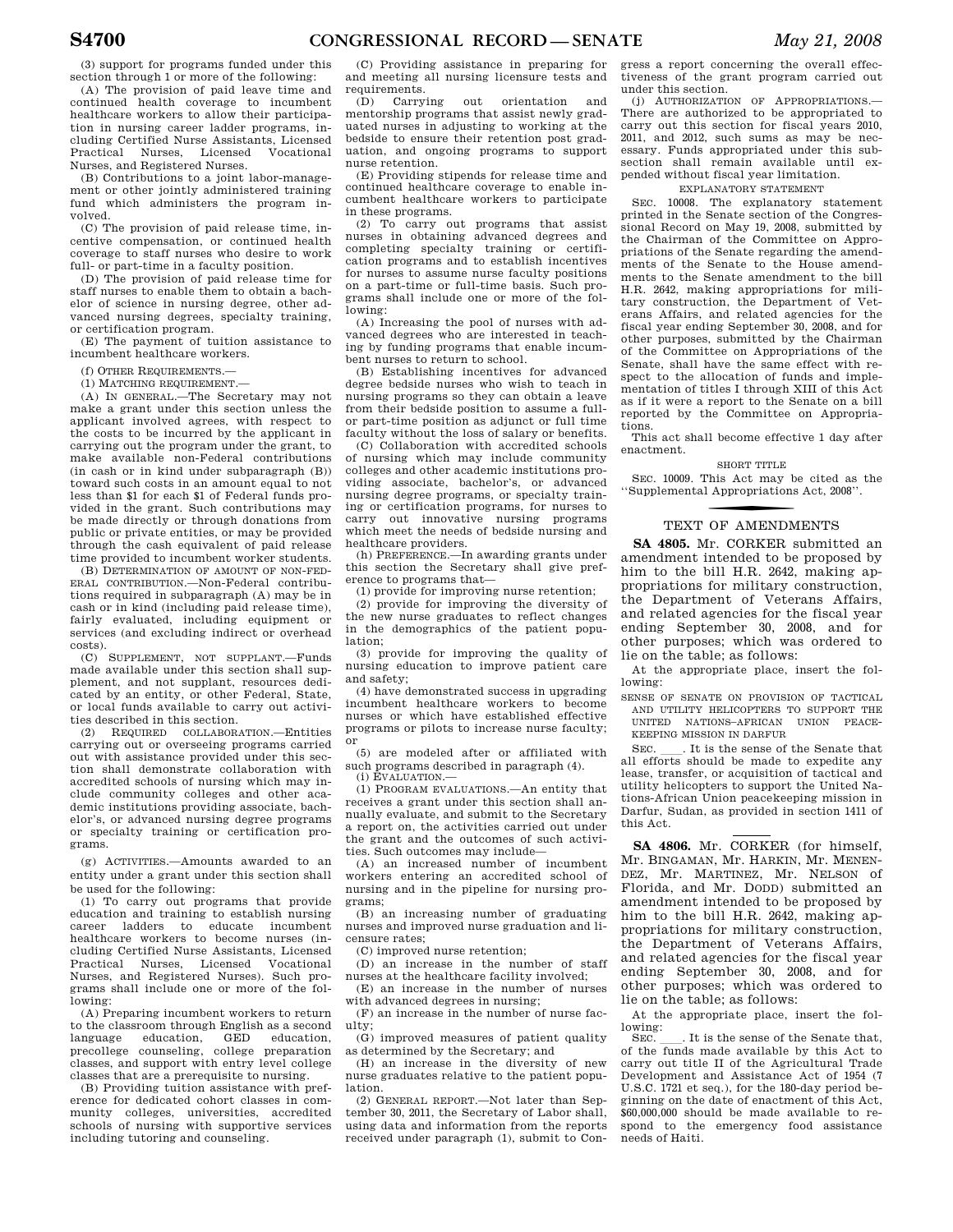(3) support for programs funded under this section through 1 or more of the following:

(A) The provision of paid leave time and continued health coverage to incumbent healthcare workers to allow their participation in nursing career ladder programs, including Certified Nurse Assistants, Licensed Practical Nurses, Licensed Vocational Nurses, and Registered Nurses.

(B) Contributions to a joint labor-management or other jointly administered training fund which administers the program involved.

(C) The provision of paid release time, incentive compensation, or continued health coverage to staff nurses who desire to work full- or part-time in a faculty position.

(D) The provision of paid release time for staff nurses to enable them to obtain a bachelor of science in nursing degree, other advanced nursing degrees, specialty training, or certification program.

(E) The payment of tuition assistance to incumbent healthcare workers.

(f) OTHER REQUIREMENTS.—

(1) MATCHING REQUIREMENT.—

(A) IN GENERAL.—The Secretary may not make a grant under this section unless the applicant involved agrees, with respect to the costs to be incurred by the applicant in carrying out the program under the grant, to make available non-Federal contributions (in cash or in kind under subparagraph (B)) toward such costs in an amount equal to not less than $1 for each $1 of Federal funds provided in the grant. Such contributions may be made directly or through donations from public or private entities, or may be provided through the cash equivalent of paid release time provided to incumbent worker students.

(B) DETERMINATION OF AMOUNT OF NON-FEDERAL CONTRIBUTION.—Non-Federal contributions required in subparagraph (A) may be in cash or in kind (including paid release time), fairly evaluated, including equipment or services (and excluding indirect or overhead costs).

(C) SUPPLEMENT, NOT SUPPLANT.—Funds made available under this section shall supplement, and not supplant, resources dedicated by an entity, or other Federal, State, or local funds available to carry out activities described in this section.

(2) REQUIRED COLLABORATION.—Entities carrying out or overseeing programs carried out with assistance provided under this section shall demonstrate collaboration with accredited schools of nursing which may include community colleges and other academic institutions providing associate, bachelor's, or advanced nursing degree programs or specialty training or certification programs.

(g) ACTIVITIES.—Amounts awarded to an entity under a grant under this section shall be used for the following:

(1) To carry out programs that provide education and training to establish nursing career ladders to educate incumbent healthcare workers to become nurses (including Certified Nurse Assistants, Licensed Practical Nurses, Licensed Vocational Nurses, and Registered Nurses). Such programs shall include one or more of the following:

(A) Preparing incumbent workers to return to the classroom through English as a second language education, GED education, precollege counseling, college preparation classes, and support with entry level college classes that are a prerequisite to nursing.

(B) Providing tuition assistance with preference for dedicated cohort classes in community colleges, universities, accredited schools of nursing with supportive services including tutoring and counseling.

(C) Providing assistance in preparing for and meeting all nursing licensure tests and requirements.

(D) Carrying out orientation and mentorship programs that assist newly graduated nurses in adjusting to working at the bedside to ensure their retention post graduation, and ongoing programs to support nurse retention.

(E) Providing stipends for release time and continued healthcare coverage to enable incumbent healthcare workers to participate in these programs.

(2) To carry out programs that assist nurses in obtaining advanced degrees and completing specialty training or certification programs and to establish incentives for nurses to assume nurse faculty positions on a part-time or full-time basis. Such programs shall include one or more of the following:

(A) Increasing the pool of nurses with advanced degrees who are interested in teaching by funding programs that enable incumbent nurses to return to school.

(B) Establishing incentives for advanced degree bedside nurses who wish to teach in nursing programs so they can obtain a leave from their bedside position to assume a full- or part-time position as adjunct or full time faculty without the loss of salary or benefits.

(C) Collaboration with accredited schools of nursing which may include community colleges and other academic institutions providing associate, bachelor's, or advanced nursing degree programs, or specialty training or certification programs, for nurses to carry out innovative nursing programs which meet the needs of bedside nursing and healthcare providers.

(h) PREFERENCE.—In awarding grants under this section the Secretary shall give preference to programs that—

(1) provide for improving nurse retention;

(2) provide for improving the diversity of the new nurse graduates to reflect changes in the demographics of the patient population;

(3) provide for improving the quality of nursing education to improve patient care and safety;

(4) have demonstrated success in upgrading incumbent healthcare workers to become nurses or which have established effective programs or pilots to increase nurse faculty; or

(5) are modeled after or affiliated with such programs described in paragraph (4).

(i) EVALUATION.—

(1) PROGRAM EVALUATIONS.—An entity that receives a grant under this section shall annually evaluate, and submit to the Secretary a report on, the activities carried out under the grant and the outcomes of such activities. Such outcomes may include—

(A) an increased number of incumbent workers entering an accredited school of nursing and in the pipeline for nursing programs;

(B) an increasing number of graduating nurses and improved nurse graduation and licensure rates;

(C) improved nurse retention;

(D) an increase in the number of staff nurses at the healthcare facility involved;

(E) an increase in the number of nurses with advanced degrees in nursing;

(F) an increase in the number of nurse faculty;

(G) improved measures of patient quality as determined by the Secretary; and

(H) an increase in the diversity of new nurse graduates relative to the patient population.

(2) GENERAL REPORT.—Not later than September 30, 2011, the Secretary of Labor shall, using data and information from the reports received under paragraph (1), submit to Congress a report concerning the overall effectiveness of the grant program carried out under this section.

(j) AUTHORIZATION OF APPROPRIATIONS.—There are authorized to be appropriated to carry out this section for fiscal years 2010, 2011, and 2012, such sums as may be necessary. Funds appropriated under this subsection shall remain available until expended without fiscal year limitation.

EXPLANATORY STATEMENT

SEC. 10008. The explanatory statement printed in the Senate section of the Congressional Record on May 19, 2008, submitted by the Chairman of the Committee on Appropriations of the Senate regarding the amendments of the Senate to the House amendments to the Senate amendment to the bill H.R. 2642, making appropriations for military construction, the Department of Veterans Affairs, and related agencies for the fiscal year ending September 30, 2008, and for other purposes, submitted by the Chairman of the Committee on Appropriations of the Senate, shall have the same effect with respect to the allocation of funds and implementation of titles I through XIII of this Act as if it were a report to the Senate on a bill reported by the Committee on Appropriations.

This act shall become effective 1 day after enactment.

SHORT TITLE

SEC. 10009. This Act may be cited as the ''Supplemental Appropriations Act, 2008''.

## TEXT OF AMENDMENTS

**SA 4805.** Mr. CORKER submitted an amendment intended to be proposed by him to the bill H.R. 2642, making appropriations for military construction, the Department of Veterans Affairs, and related agencies for the fiscal year ending September 30, 2008, and for other purposes; which was ordered to lie on the table; as follows:

At the appropriate place, insert the following:

SENSE OF SENATE ON PROVISION OF TACTICAL AND UTILITY HELICOPTERS TO SUPPORT THE UNITED NATIONS–AFRICAN UNION PEACEKEEPING MISSION IN DARFUR

SEC. \_\_\_\_. It is the sense of the Senate that all efforts should be made to expedite any lease, transfer, or acquisition of tactical and utility helicopters to support the United Nations-African Union peacekeeping mission in Darfur, Sudan, as provided in section 1411 of this Act.

**SA 4806.** Mr. CORKER (for himself, Mr. BINGAMAN, Mr. HARKIN, Mr. MENENDEZ, Mr. MARTINEZ, Mr. NELSON of Florida, and Mr. DODD) submitted an amendment intended to be proposed by him to the bill H.R. 2642, making appropriations for military construction, the Department of Veterans Affairs, and related agencies for the fiscal year ending September 30, 2008, and for other purposes; which was ordered to lie on the table; as follows:

At the appropriate place, insert the following:

SEC. \_\_\_\_. It is the sense of the Senate that, of the funds made available by this Act to carry out title II of the Agricultural Trade Development and Assistance Act of 1954 (7 U.S.C. 1721 et seq.), for the 180-day period beginning on the date of enactment of this Act, $60,000,000 should be made available to respond to the emergency food assistance needs of Haiti.